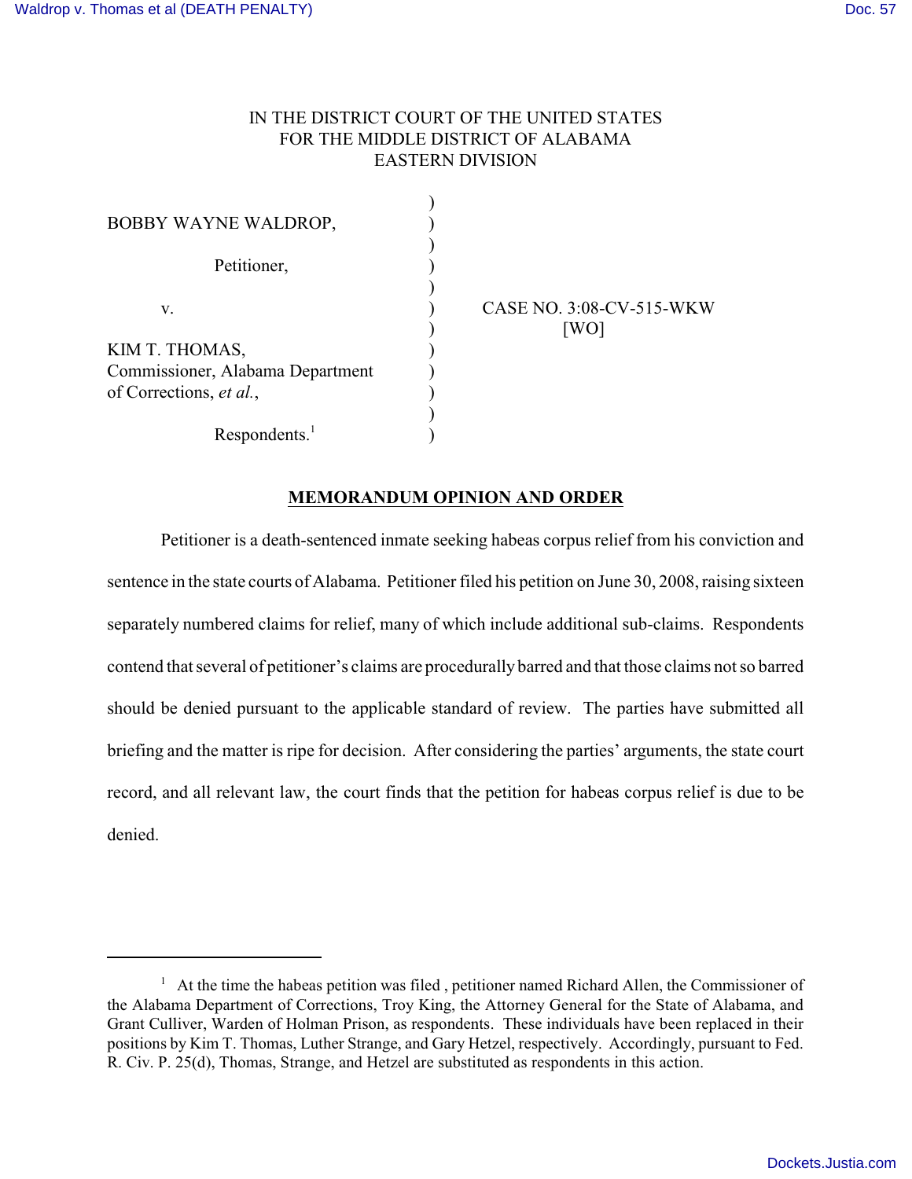IN THE DISTRICT COURT OF THE UNITED STATES
FOR THE MIDDLE DISTRICT OF ALABAMA
EASTERN DIVISION

BOBBY WAYNE WALDROP,

Petitioner,

v.

KIM T. THOMAS, Commissioner, Alabama Department of Corrections, *et al.*,

Respondents.[1]

CASE NO. 3:08-CV-515-WKW
[WO]

**MEMORANDUM OPINION AND ORDER**

Petitioner is a death-sentenced inmate seeking habeas corpus relief from his conviction and sentence in the state courts of Alabama. Petitioner filed his petition on June 30, 2008, raising sixteen separately numbered claims for relief, many of which include additional sub-claims. Respondents contend that several of petitioner's claims are procedurally barred and that those claims not so barred should be denied pursuant to the applicable standard of review. The parties have submitted all briefing and the matter is ripe for decision. After considering the parties' arguments, the state court record, and all relevant law, the court finds that the petition for habeas corpus relief is due to be denied.

---

[1] At the time the habeas petition was filed , petitioner named Richard Allen, the Commissioner of the Alabama Department of Corrections, Troy King, the Attorney General for the State of Alabama, and Grant Culliver, Warden of Holman Prison, as respondents. These individuals have been replaced in their positions by Kim T. Thomas, Luther Strange, and Gary Hetzel, respectively. Accordingly, pursuant to Fed. R. Civ. P. 25(d), Thomas, Strange, and Hetzel are substituted as respondents in this action.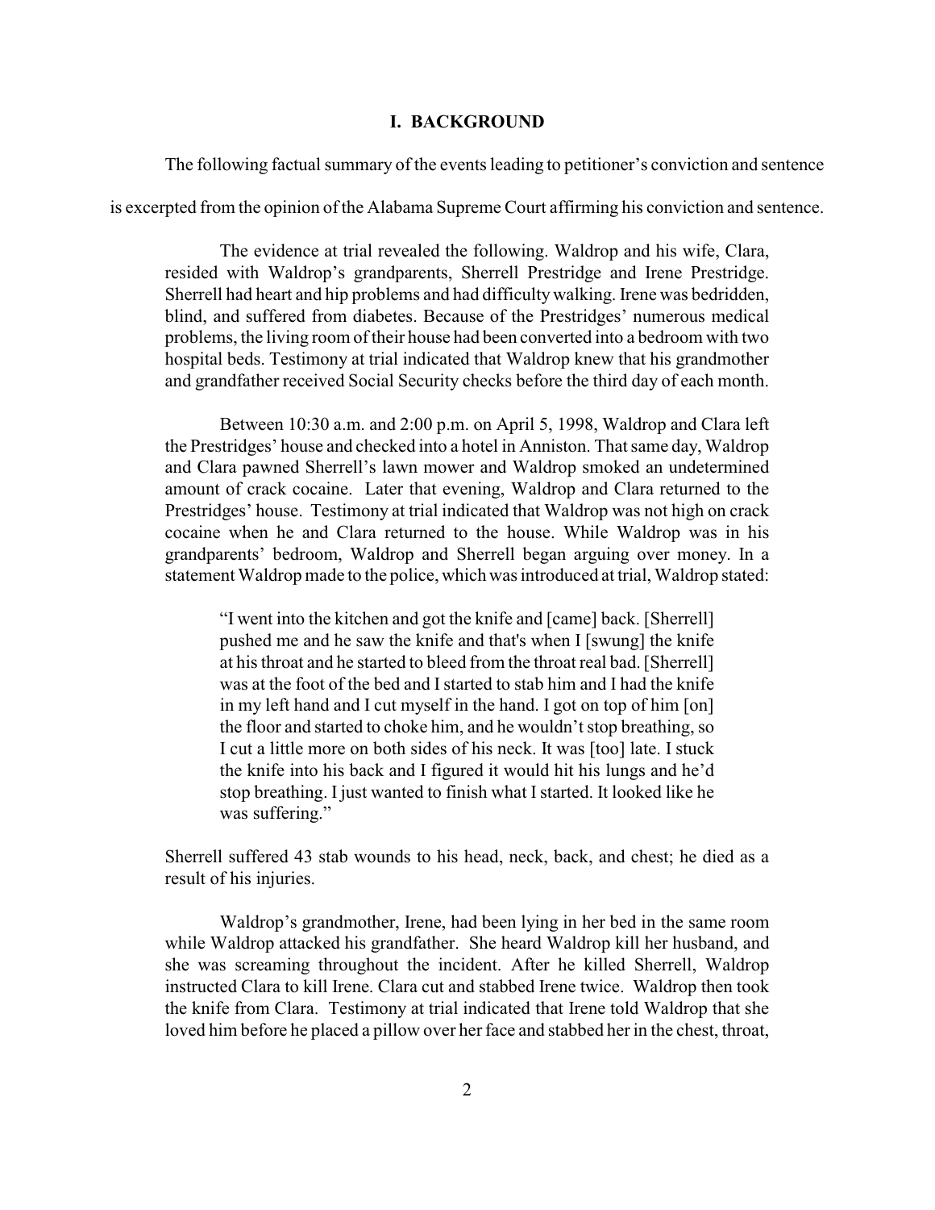## I. BACKGROUND

The following factual summary of the events leading to petitioner's conviction and sentence is excerpted from the opinion of the Alabama Supreme Court affirming his conviction and sentence.

> The evidence at trial revealed the following. Waldrop and his wife, Clara, resided with Waldrop's grandparents, Sherrell Prestridge and Irene Prestridge. Sherrell had heart and hip problems and had difficulty walking. Irene was bedridden, blind, and suffered from diabetes. Because of the Prestridges' numerous medical problems, the living room of their house had been converted into a bedroom with two hospital beds. Testimony at trial indicated that Waldrop knew that his grandmother and grandfather received Social Security checks before the third day of each month.
>
> Between 10:30 a.m. and 2:00 p.m. on April 5, 1998, Waldrop and Clara left the Prestridges' house and checked into a hotel in Anniston. That same day, Waldrop and Clara pawned Sherrell's lawn mower and Waldrop smoked an undetermined amount of crack cocaine. Later that evening, Waldrop and Clara returned to the Prestridges' house. Testimony at trial indicated that Waldrop was not high on crack cocaine when he and Clara returned to the house. While Waldrop was in his grandparents' bedroom, Waldrop and Sherrell began arguing over money. In a statement Waldrop made to the police, which was introduced at trial, Waldrop stated:
>
> > "I went into the kitchen and got the knife and [came] back. [Sherrell] pushed me and he saw the knife and that's when I [swung] the knife at his throat and he started to bleed from the throat real bad. [Sherrell] was at the foot of the bed and I started to stab him and I had the knife in my left hand and I cut myself in the hand. I got on top of him [on] the floor and started to choke him, and he wouldn't stop breathing, so I cut a little more on both sides of his neck. It was [too] late. I stuck the knife into his back and I figured it would hit his lungs and he'd stop breathing. I just wanted to finish what I started. It looked like he was suffering."
>
> Sherrell suffered 43 stab wounds to his head, neck, back, and chest; he died as a result of his injuries.
>
> Waldrop's grandmother, Irene, had been lying in her bed in the same room while Waldrop attacked his grandfather. She heard Waldrop kill her husband, and she was screaming throughout the incident. After he killed Sherrell, Waldrop instructed Clara to kill Irene. Clara cut and stabbed Irene twice. Waldrop then took the knife from Clara. Testimony at trial indicated that Irene told Waldrop that she loved him before he placed a pillow over her face and stabbed her in the chest, throat,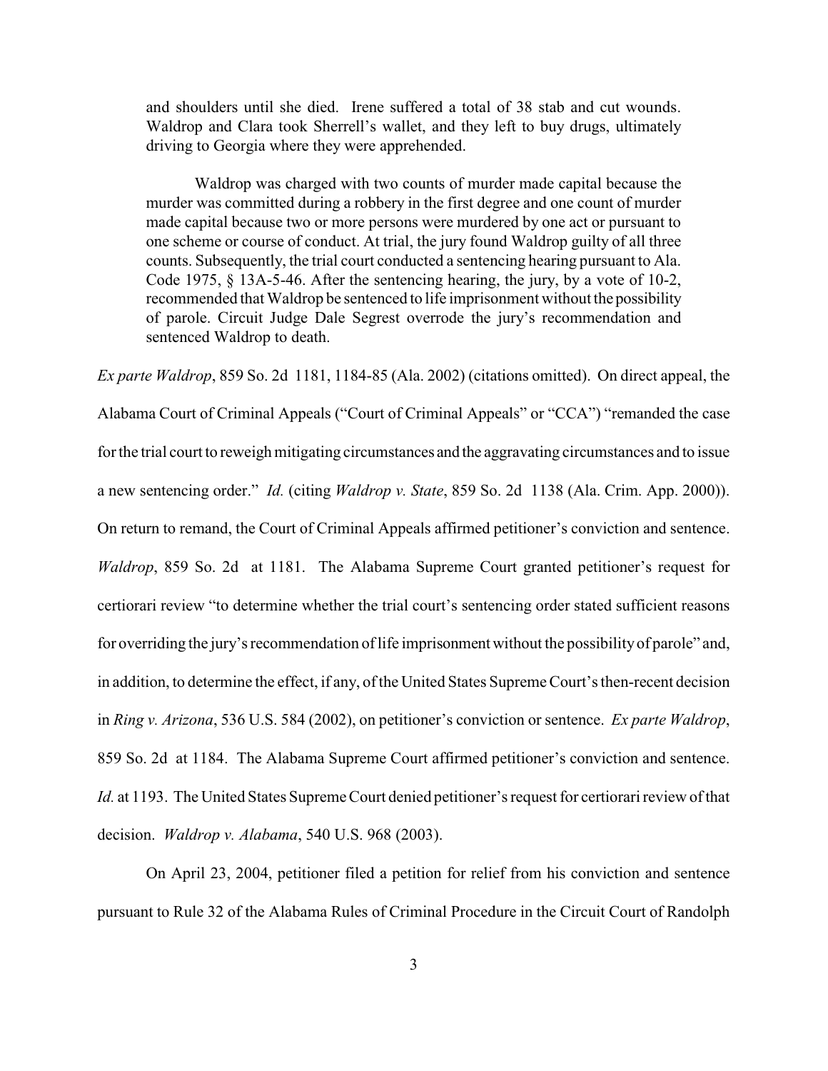> and shoulders until she died. Irene suffered a total of 38 stab and cut wounds. Waldrop and Clara took Sherrell's wallet, and they left to buy drugs, ultimately driving to Georgia where they were apprehended.
>
> Waldrop was charged with two counts of murder made capital because the murder was committed during a robbery in the first degree and one count of murder made capital because two or more persons were murdered by one act or pursuant to one scheme or course of conduct. At trial, the jury found Waldrop guilty of all three counts. Subsequently, the trial court conducted a sentencing hearing pursuant to Ala. Code 1975, § 13A-5-46. After the sentencing hearing, the jury, by a vote of 10-2, recommended that Waldrop be sentenced to life imprisonment without the possibility of parole. Circuit Judge Dale Segrest overrode the jury's recommendation and sentenced Waldrop to death.

*Ex parte Waldrop*, 859 So. 2d 1181, 1184-85 (Ala. 2002) (citations omitted). On direct appeal, the Alabama Court of Criminal Appeals ("Court of Criminal Appeals" or "CCA") "remanded the case for the trial court to reweigh mitigating circumstances and the aggravating circumstances and to issue a new sentencing order." *Id.* (citing *Waldrop v. State*, 859 So. 2d 1138 (Ala. Crim. App. 2000)). On return to remand, the Court of Criminal Appeals affirmed petitioner's conviction and sentence. *Waldrop*, 859 So. 2d at 1181. The Alabama Supreme Court granted petitioner's request for certiorari review "to determine whether the trial court's sentencing order stated sufficient reasons for overriding the jury's recommendation of life imprisonment without the possibility of parole" and, in addition, to determine the effect, if any, of the United States Supreme Court's then-recent decision in *Ring v. Arizona*, 536 U.S. 584 (2002), on petitioner's conviction or sentence. *Ex parte Waldrop*, 859 So. 2d at 1184. The Alabama Supreme Court affirmed petitioner's conviction and sentence. *Id.* at 1193. The United States Supreme Court denied petitioner's request for certiorari review of that decision. *Waldrop v. Alabama*, 540 U.S. 968 (2003).

On April 23, 2004, petitioner filed a petition for relief from his conviction and sentence pursuant to Rule 32 of the Alabama Rules of Criminal Procedure in the Circuit Court of Randolph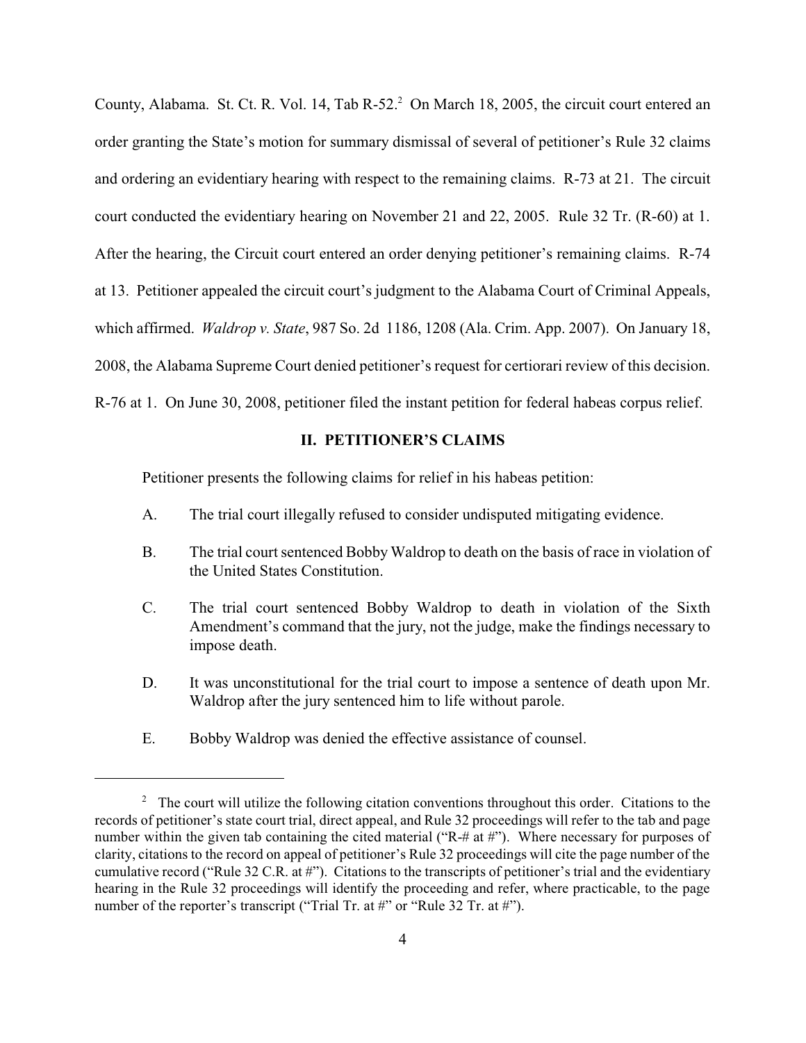County, Alabama. St. Ct. R. Vol. 14, Tab R-52.[2] On March 18, 2005, the circuit court entered an order granting the State's motion for summary dismissal of several of petitioner's Rule 32 claims and ordering an evidentiary hearing with respect to the remaining claims. R-73 at 21. The circuit court conducted the evidentiary hearing on November 21 and 22, 2005. Rule 32 Tr. (R-60) at 1. After the hearing, the Circuit court entered an order denying petitioner's remaining claims. R-74 at 13. Petitioner appealed the circuit court's judgment to the Alabama Court of Criminal Appeals, which affirmed. *Waldrop v. State*, 987 So. 2d 1186, 1208 (Ala. Crim. App. 2007). On January 18, 2008, the Alabama Supreme Court denied petitioner's request for certiorari review of this decision. R-76 at 1. On June 30, 2008, petitioner filed the instant petition for federal habeas corpus relief.

## II. PETITIONER'S CLAIMS

Petitioner presents the following claims for relief in his habeas petition:

A. The trial court illegally refused to consider undisputed mitigating evidence.

B. The trial court sentenced Bobby Waldrop to death on the basis of race in violation of the United States Constitution.

C. The trial court sentenced Bobby Waldrop to death in violation of the Sixth Amendment's command that the jury, not the judge, make the findings necessary to impose death.

D. It was unconstitutional for the trial court to impose a sentence of death upon Mr. Waldrop after the jury sentenced him to life without parole.

E. Bobby Waldrop was denied the effective assistance of counsel.

---

[2] The court will utilize the following citation conventions throughout this order. Citations to the records of petitioner's state court trial, direct appeal, and Rule 32 proceedings will refer to the tab and page number within the given tab containing the cited material ("R-# at #"). Where necessary for purposes of clarity, citations to the record on appeal of petitioner's Rule 32 proceedings will cite the page number of the cumulative record ("Rule 32 C.R. at #"). Citations to the transcripts of petitioner's trial and the evidentiary hearing in the Rule 32 proceedings will identify the proceeding and refer, where practicable, to the page number of the reporter's transcript ("Trial Tr. at #" or "Rule 32 Tr. at #").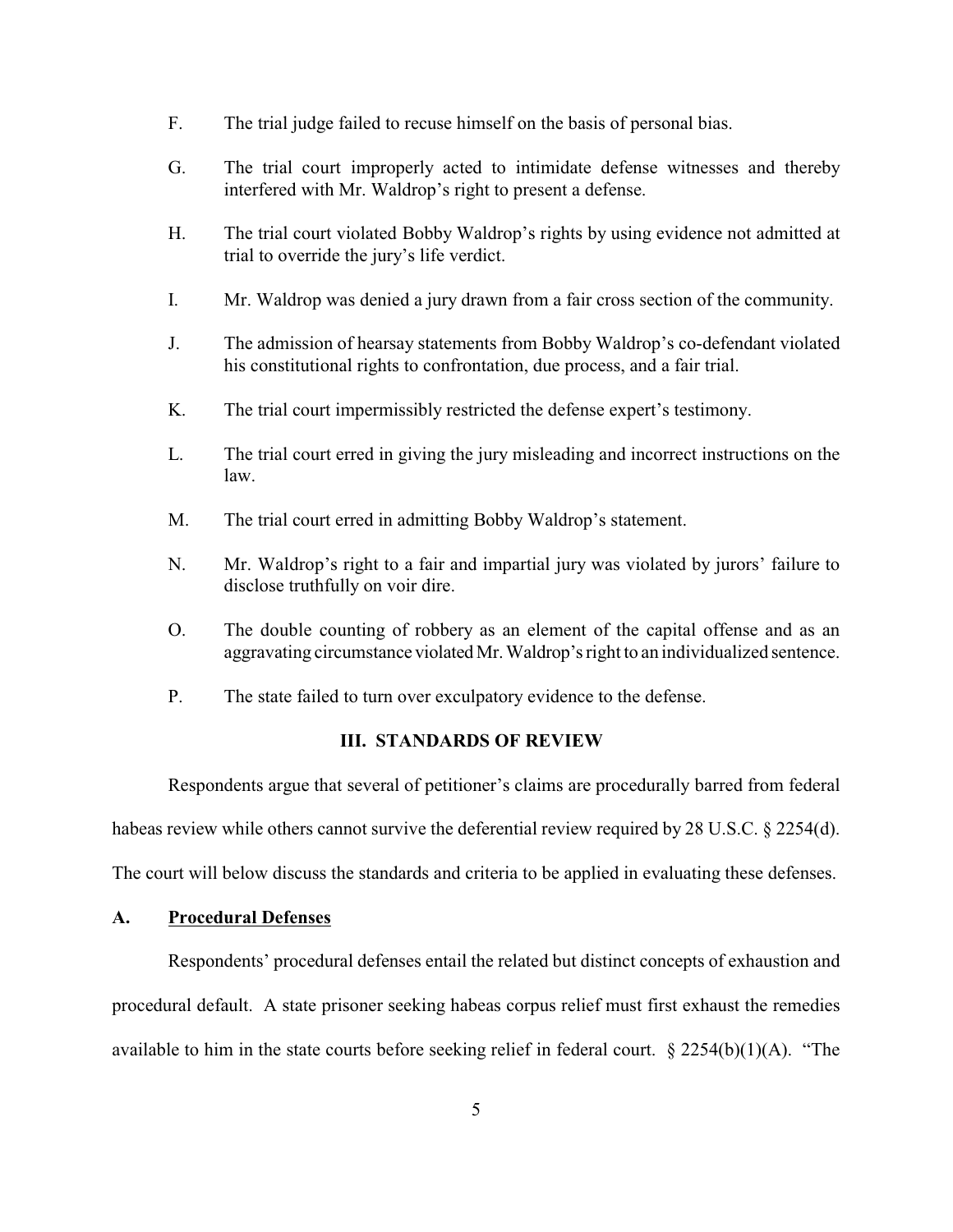F. The trial judge failed to recuse himself on the basis of personal bias.

G. The trial court improperly acted to intimidate defense witnesses and thereby interfered with Mr. Waldrop's right to present a defense.

H. The trial court violated Bobby Waldrop's rights by using evidence not admitted at trial to override the jury's life verdict.

I. Mr. Waldrop was denied a jury drawn from a fair cross section of the community.

J. The admission of hearsay statements from Bobby Waldrop's co-defendant violated his constitutional rights to confrontation, due process, and a fair trial.

K. The trial court impermissibly restricted the defense expert's testimony.

L. The trial court erred in giving the jury misleading and incorrect instructions on the law.

M. The trial court erred in admitting Bobby Waldrop's statement.

N. Mr. Waldrop's right to a fair and impartial jury was violated by jurors' failure to disclose truthfully on voir dire.

O. The double counting of robbery as an element of the capital offense and as an aggravating circumstance violated Mr. Waldrop's right to an individualized sentence.

P. The state failed to turn over exculpatory evidence to the defense.

## III. STANDARDS OF REVIEW

Respondents argue that several of petitioner's claims are procedurally barred from federal habeas review while others cannot survive the deferential review required by 28 U.S.C. § 2254(d). The court will below discuss the standards and criteria to be applied in evaluating these defenses.

### A. Procedural Defenses

Respondents' procedural defenses entail the related but distinct concepts of exhaustion and procedural default. A state prisoner seeking habeas corpus relief must first exhaust the remedies available to him in the state courts before seeking relief in federal court. § 2254(b)(1)(A). "The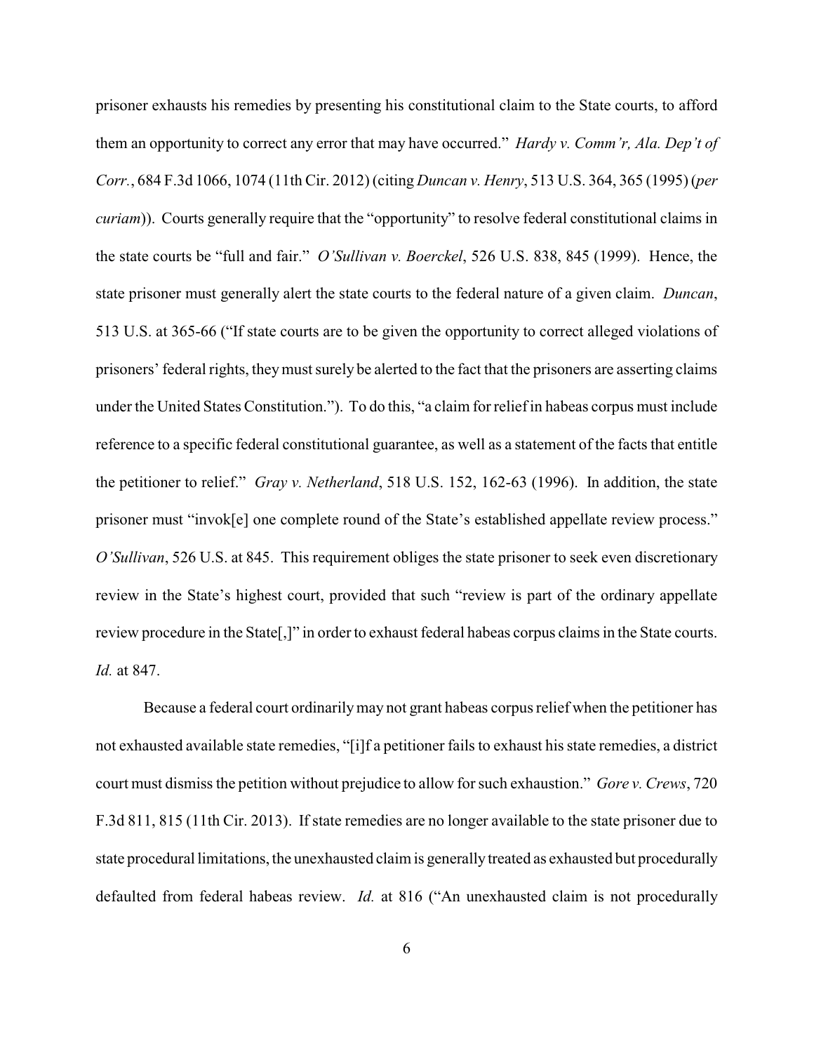prisoner exhausts his remedies by presenting his constitutional claim to the State courts, to afford them an opportunity to correct any error that may have occurred." *Hardy v. Comm'r, Ala. Dep't of Corr.*, 684 F.3d 1066, 1074 (11th Cir. 2012) (citing *Duncan v. Henry*, 513 U.S. 364, 365 (1995) (*per curiam*)). Courts generally require that the "opportunity" to resolve federal constitutional claims in the state courts be "full and fair." *O'Sullivan v. Boerckel*, 526 U.S. 838, 845 (1999). Hence, the state prisoner must generally alert the state courts to the federal nature of a given claim. *Duncan*, 513 U.S. at 365-66 ("If state courts are to be given the opportunity to correct alleged violations of prisoners' federal rights, they must surely be alerted to the fact that the prisoners are asserting claims under the United States Constitution."). To do this, "a claim for relief in habeas corpus must include reference to a specific federal constitutional guarantee, as well as a statement of the facts that entitle the petitioner to relief." *Gray v. Netherland*, 518 U.S. 152, 162-63 (1996). In addition, the state prisoner must "invok[e] one complete round of the State's established appellate review process." *O'Sullivan*, 526 U.S. at 845. This requirement obliges the state prisoner to seek even discretionary review in the State's highest court, provided that such "review is part of the ordinary appellate review procedure in the State[,]" in order to exhaust federal habeas corpus claims in the State courts. *Id.* at 847.

Because a federal court ordinarily may not grant habeas corpus relief when the petitioner has not exhausted available state remedies, "[i]f a petitioner fails to exhaust his state remedies, a district court must dismiss the petition without prejudice to allow for such exhaustion." *Gore v. Crews*, 720 F.3d 811, 815 (11th Cir. 2013). If state remedies are no longer available to the state prisoner due to state procedural limitations, the unexhausted claim is generally treated as exhausted but procedurally defaulted from federal habeas review. *Id.* at 816 ("An unexhausted claim is not procedurally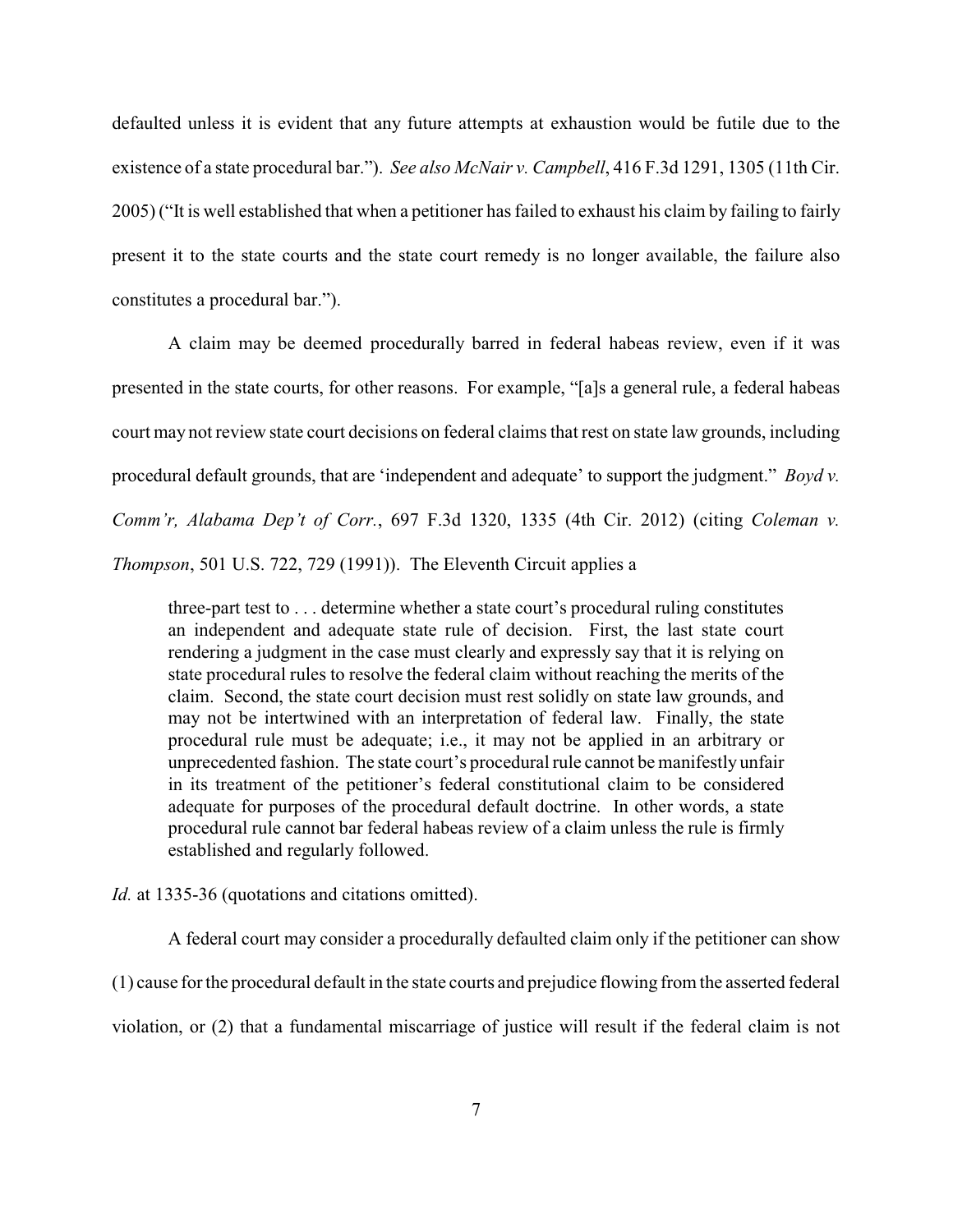defaulted unless it is evident that any future attempts at exhaustion would be futile due to the existence of a state procedural bar."). *See also McNair v. Campbell*, 416 F.3d 1291, 1305 (11th Cir. 2005) ("It is well established that when a petitioner has failed to exhaust his claim by failing to fairly present it to the state courts and the state court remedy is no longer available, the failure also constitutes a procedural bar.").

A claim may be deemed procedurally barred in federal habeas review, even if it was presented in the state courts, for other reasons. For example, "[a]s a general rule, a federal habeas court may not review state court decisions on federal claims that rest on state law grounds, including procedural default grounds, that are 'independent and adequate' to support the judgment." *Boyd v. Comm'r, Alabama Dep't of Corr.*, 697 F.3d 1320, 1335 (4th Cir. 2012) (citing *Coleman v. Thompson*, 501 U.S. 722, 729 (1991)). The Eleventh Circuit applies a

> three-part test to . . . determine whether a state court's procedural ruling constitutes an independent and adequate state rule of decision. First, the last state court rendering a judgment in the case must clearly and expressly say that it is relying on state procedural rules to resolve the federal claim without reaching the merits of the claim. Second, the state court decision must rest solidly on state law grounds, and may not be intertwined with an interpretation of federal law. Finally, the state procedural rule must be adequate; i.e., it may not be applied in an arbitrary or unprecedented fashion. The state court's procedural rule cannot be manifestly unfair in its treatment of the petitioner's federal constitutional claim to be considered adequate for purposes of the procedural default doctrine. In other words, a state procedural rule cannot bar federal habeas review of a claim unless the rule is firmly established and regularly followed.

*Id.* at 1335-36 (quotations and citations omitted).

A federal court may consider a procedurally defaulted claim only if the petitioner can show (1) cause for the procedural default in the state courts and prejudice flowing from the asserted federal violation, or (2) that a fundamental miscarriage of justice will result if the federal claim is not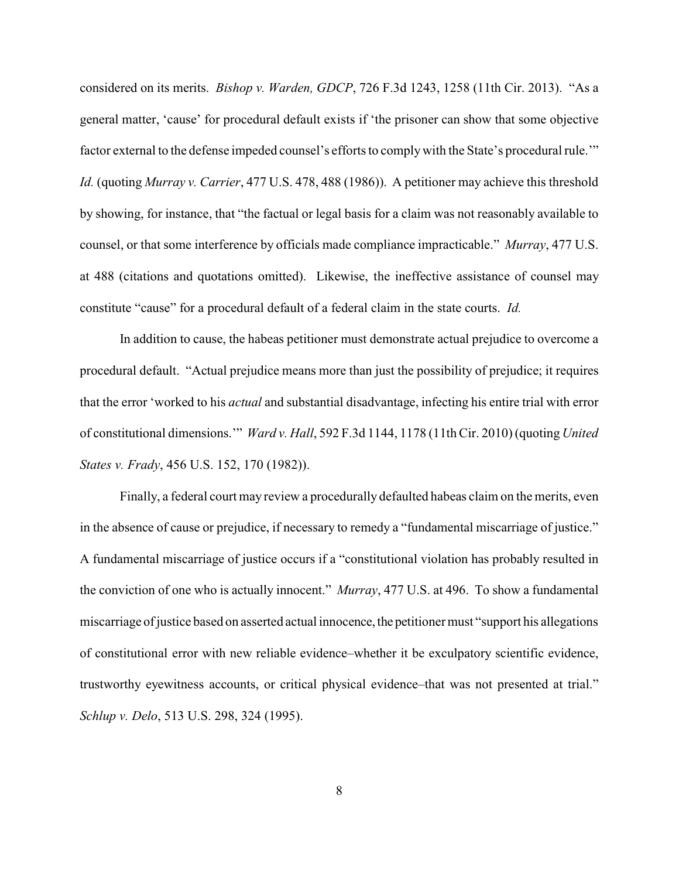considered on its merits. *Bishop v. Warden, GDCP*, 726 F.3d 1243, 1258 (11th Cir. 2013). "As a general matter, 'cause' for procedural default exists if 'the prisoner can show that some objective factor external to the defense impeded counsel's efforts to comply with the State's procedural rule.'" *Id.* (quoting *Murray v. Carrier*, 477 U.S. 478, 488 (1986)). A petitioner may achieve this threshold by showing, for instance, that "the factual or legal basis for a claim was not reasonably available to counsel, or that some interference by officials made compliance impracticable." *Murray*, 477 U.S. at 488 (citations and quotations omitted). Likewise, the ineffective assistance of counsel may constitute "cause" for a procedural default of a federal claim in the state courts. *Id.*

In addition to cause, the habeas petitioner must demonstrate actual prejudice to overcome a procedural default. "Actual prejudice means more than just the possibility of prejudice; it requires that the error 'worked to his *actual* and substantial disadvantage, infecting his entire trial with error of constitutional dimensions.'" *Ward v. Hall*, 592 F.3d 1144, 1178 (11th Cir. 2010) (quoting *United States v. Frady*, 456 U.S. 152, 170 (1982)).

Finally, a federal court may review a procedurally defaulted habeas claim on the merits, even in the absence of cause or prejudice, if necessary to remedy a "fundamental miscarriage of justice." A fundamental miscarriage of justice occurs if a "constitutional violation has probably resulted in the conviction of one who is actually innocent." *Murray*, 477 U.S. at 496. To show a fundamental miscarriage of justice based on asserted actual innocence, the petitioner must "support his allegations of constitutional error with new reliable evidence–whether it be exculpatory scientific evidence, trustworthy eyewitness accounts, or critical physical evidence–that was not presented at trial." *Schlup v. Delo*, 513 U.S. 298, 324 (1995).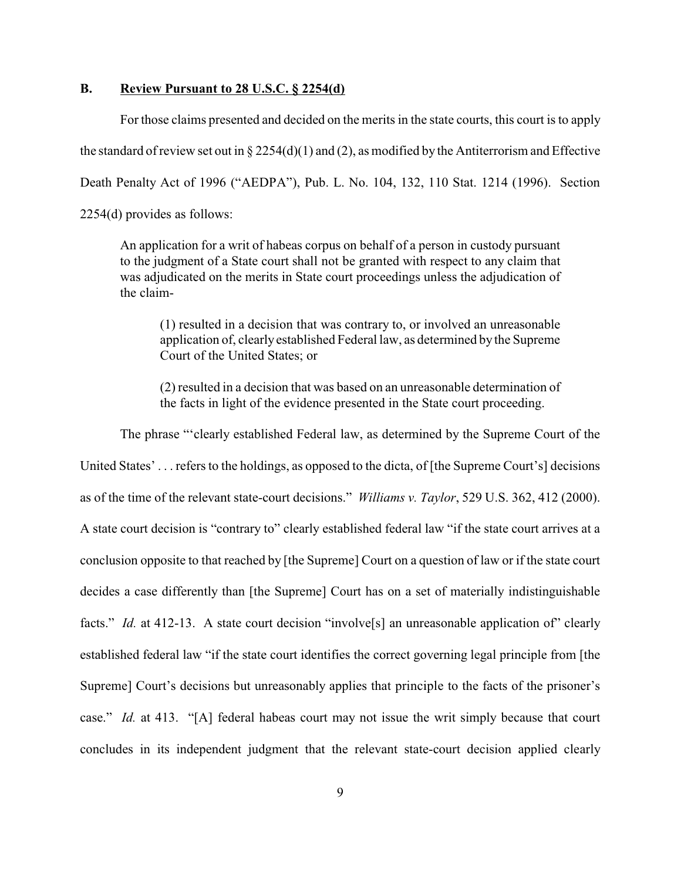### B. **Review Pursuant to 28 U.S.C. § 2254(d)**

For those claims presented and decided on the merits in the state courts, this court is to apply the standard of review set out in § 2254(d)(1) and (2), as modified by the Antiterrorism and Effective Death Penalty Act of 1996 ("AEDPA"), Pub. L. No. 104, 132, 110 Stat. 1214 (1996). Section 2254(d) provides as follows:

> An application for a writ of habeas corpus on behalf of a person in custody pursuant to the judgment of a State court shall not be granted with respect to any claim that was adjudicated on the merits in State court proceedings unless the adjudication of the claim-
>
> > (1) resulted in a decision that was contrary to, or involved an unreasonable application of, clearly established Federal law, as determined by the Supreme Court of the United States; or
> >
> > (2) resulted in a decision that was based on an unreasonable determination of the facts in light of the evidence presented in the State court proceeding.

The phrase "'clearly established Federal law, as determined by the Supreme Court of the United States' . . . refers to the holdings, as opposed to the dicta, of [the Supreme Court's] decisions as of the time of the relevant state-court decisions." *Williams v. Taylor*, 529 U.S. 362, 412 (2000). A state court decision is "contrary to" clearly established federal law "if the state court arrives at a conclusion opposite to that reached by [the Supreme] Court on a question of law or if the state court decides a case differently than [the Supreme] Court has on a set of materially indistinguishable facts." *Id.* at 412-13. A state court decision "involve[s] an unreasonable application of" clearly established federal law "if the state court identifies the correct governing legal principle from [the Supreme] Court's decisions but unreasonably applies that principle to the facts of the prisoner's case." *Id.* at 413. "[A] federal habeas court may not issue the writ simply because that court concludes in its independent judgment that the relevant state-court decision applied clearly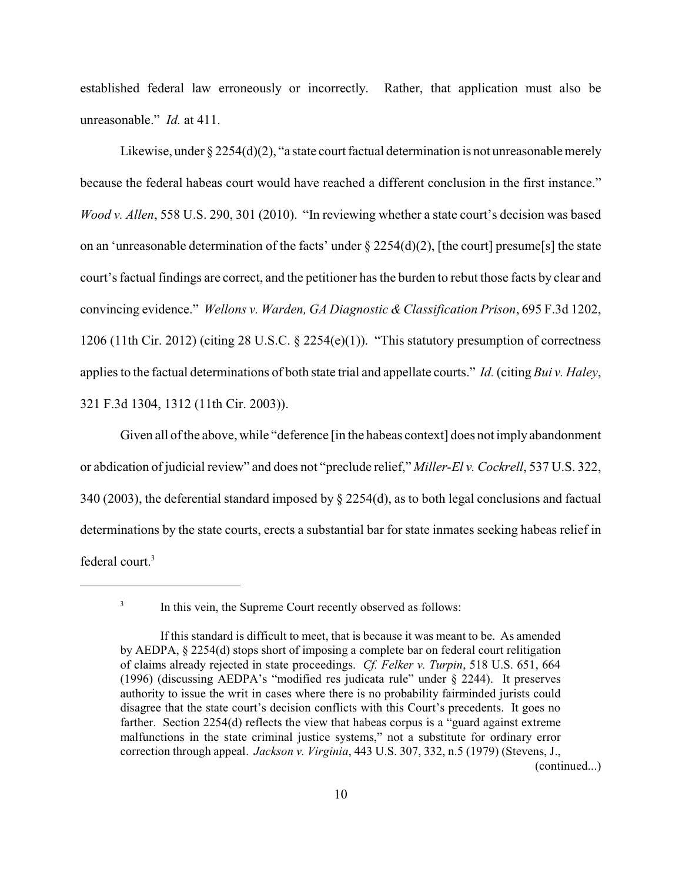established federal law erroneously or incorrectly. Rather, that application must also be unreasonable." *Id.* at 411.

Likewise, under § 2254(d)(2), "a state court factual determination is not unreasonable merely because the federal habeas court would have reached a different conclusion in the first instance." *Wood v. Allen*, 558 U.S. 290, 301 (2010). "In reviewing whether a state court's decision was based on an 'unreasonable determination of the facts' under § 2254(d)(2), [the court] presume[s] the state court's factual findings are correct, and the petitioner has the burden to rebut those facts by clear and convincing evidence." *Wellons v. Warden, GA Diagnostic & Classification Prison*, 695 F.3d 1202, 1206 (11th Cir. 2012) (citing 28 U.S.C. § 2254(e)(1)). "This statutory presumption of correctness applies to the factual determinations of both state trial and appellate courts." *Id.* (citing *Bui v. Haley*, 321 F.3d 1304, 1312 (11th Cir. 2003)).

Given all of the above, while "deference [in the habeas context] does not imply abandonment or abdication of judicial review" and does not "preclude relief," *Miller-El v. Cockrell*, 537 U.S. 322, 340 (2003), the deferential standard imposed by § 2254(d), as to both legal conclusions and factual determinations by the state courts, erects a substantial bar for state inmates seeking habeas relief in federal court.[3]

---

[3] In this vein, the Supreme Court recently observed as follows:

> If this standard is difficult to meet, that is because it was meant to be. As amended by AEDPA, § 2254(d) stops short of imposing a complete bar on federal court relitigation of claims already rejected in state proceedings. *Cf. Felker v. Turpin*, 518 U.S. 651, 664 (1996) (discussing AEDPA's "modified res judicata rule" under § 2244). It preserves authority to issue the writ in cases where there is no probability fairminded jurists could disagree that the state court's decision conflicts with this Court's precedents. It goes no farther. Section 2254(d) reflects the view that habeas corpus is a "guard against extreme malfunctions in the state criminal justice systems," not a substitute for ordinary error correction through appeal. *Jackson v. Virginia*, 443 U.S. 307, 332, n.5 (1979) (Stevens, J.,

(continued...)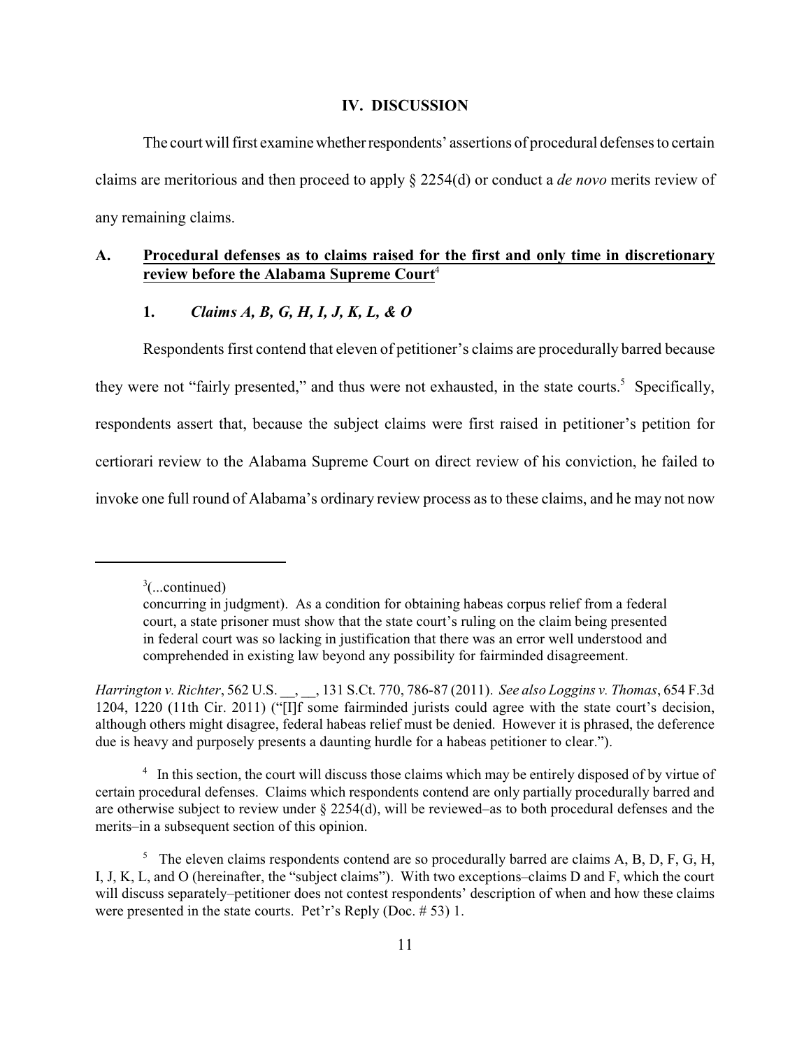## IV. DISCUSSION

The court will first examine whether respondents' assertions of procedural defenses to certain claims are meritorious and then proceed to apply § 2254(d) or conduct a *de novo* merits review of any remaining claims.

### A. Procedural defenses as to claims raised for the first and only time in discretionary review before the Alabama Supreme Court[4]

#### 1. *Claims A, B, G, H, I, J, K, L, & O*

Respondents first contend that eleven of petitioner's claims are procedurally barred because they were not "fairly presented," and thus were not exhausted, in the state courts.[5] Specifically, respondents assert that, because the subject claims were first raised in petitioner's petition for certiorari review to the Alabama Supreme Court on direct review of his conviction, he failed to invoke one full round of Alabama's ordinary review process as to these claims, and he may not now

---

[3](...continued)
concurring in judgment). As a condition for obtaining habeas corpus relief from a federal court, a state prisoner must show that the state court's ruling on the claim being presented in federal court was so lacking in justification that there was an error well understood and comprehended in existing law beyond any possibility for fairminded disagreement.

*Harrington v. Richter*, 562 U.S. __, __, 131 S.Ct. 770, 786-87 (2011). *See also Loggins v. Thomas*, 654 F.3d 1204, 1220 (11th Cir. 2011) ("[I]f some fairminded jurists could agree with the state court's decision, although others might disagree, federal habeas relief must be denied. However it is phrased, the deference due is heavy and purposely presents a daunting hurdle for a habeas petitioner to clear.").

[4] In this section, the court will discuss those claims which may be entirely disposed of by virtue of certain procedural defenses. Claims which respondents contend are only partially procedurally barred and are otherwise subject to review under § 2254(d), will be reviewed–as to both procedural defenses and the merits–in a subsequent section of this opinion.

[5] The eleven claims respondents contend are so procedurally barred are claims A, B, D, F, G, H, I, J, K, L, and O (hereinafter, the "subject claims"). With two exceptions–claims D and F, which the court will discuss separately–petitioner does not contest respondents' description of when and how these claims were presented in the state courts. Pet'r's Reply (Doc. # 53) 1.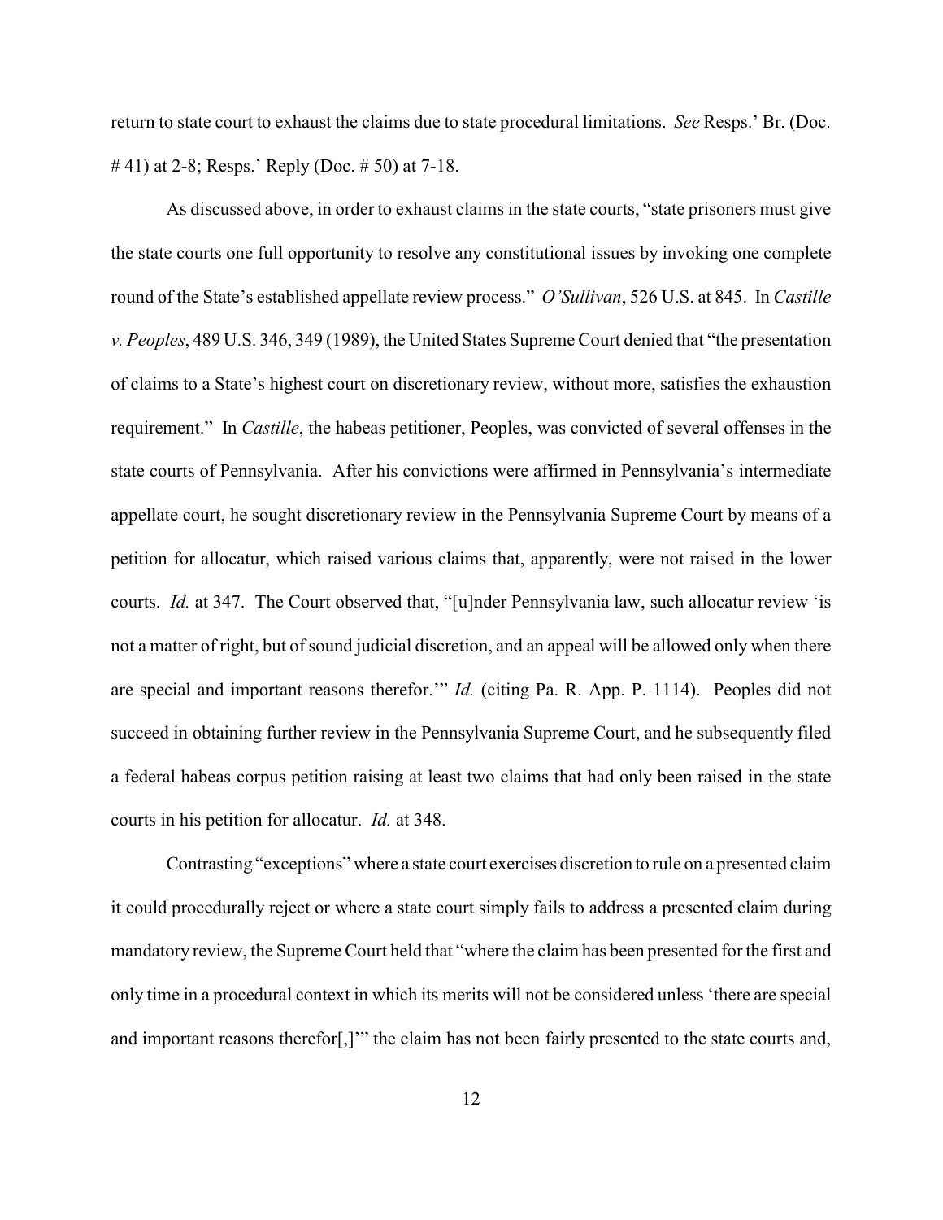return to state court to exhaust the claims due to state procedural limitations. *See* Resps.' Br. (Doc. # 41) at 2-8; Resps.' Reply (Doc. # 50) at 7-18.

As discussed above, in order to exhaust claims in the state courts, "state prisoners must give the state courts one full opportunity to resolve any constitutional issues by invoking one complete round of the State's established appellate review process." *O'Sullivan*, 526 U.S. at 845. In *Castille v. Peoples*, 489 U.S. 346, 349 (1989), the United States Supreme Court denied that "the presentation of claims to a State's highest court on discretionary review, without more, satisfies the exhaustion requirement." In *Castille*, the habeas petitioner, Peoples, was convicted of several offenses in the state courts of Pennsylvania. After his convictions were affirmed in Pennsylvania's intermediate appellate court, he sought discretionary review in the Pennsylvania Supreme Court by means of a petition for allocatur, which raised various claims that, apparently, were not raised in the lower courts. *Id.* at 347. The Court observed that, "[u]nder Pennsylvania law, such allocatur review 'is not a matter of right, but of sound judicial discretion, and an appeal will be allowed only when there are special and important reasons therefor.'" *Id.* (citing Pa. R. App. P. 1114). Peoples did not succeed in obtaining further review in the Pennsylvania Supreme Court, and he subsequently filed a federal habeas corpus petition raising at least two claims that had only been raised in the state courts in his petition for allocatur. *Id.* at 348.

Contrasting "exceptions" where a state court exercises discretion to rule on a presented claim it could procedurally reject or where a state court simply fails to address a presented claim during mandatory review, the Supreme Court held that "where the claim has been presented for the first and only time in a procedural context in which its merits will not be considered unless 'there are special and important reasons therefor[,]'" the claim has not been fairly presented to the state courts and,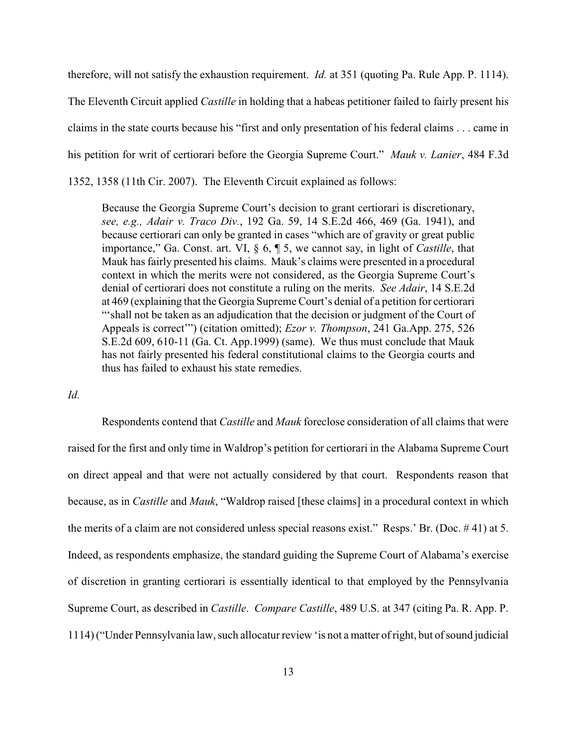therefore, will not satisfy the exhaustion requirement. *Id.* at 351 (quoting Pa. Rule App. P. 1114). The Eleventh Circuit applied *Castille* in holding that a habeas petitioner failed to fairly present his claims in the state courts because his "first and only presentation of his federal claims . . . came in his petition for writ of certiorari before the Georgia Supreme Court." *Mauk v. Lanier*, 484 F.3d 1352, 1358 (11th Cir. 2007). The Eleventh Circuit explained as follows:

> Because the Georgia Supreme Court's decision to grant certiorari is discretionary, *see, e.g., Adair v. Traco Div.*, 192 Ga. 59, 14 S.E.2d 466, 469 (Ga. 1941), and because certiorari can only be granted in cases "which are of gravity or great public importance," Ga. Const. art. VI, § 6, ¶ 5, we cannot say, in light of *Castille*, that Mauk has fairly presented his claims. Mauk's claims were presented in a procedural context in which the merits were not considered, as the Georgia Supreme Court's denial of certiorari does not constitute a ruling on the merits. *See Adair*, 14 S.E.2d at 469 (explaining that the Georgia Supreme Court's denial of a petition for certiorari "'shall not be taken as an adjudication that the decision or judgment of the Court of Appeals is correct'") (citation omitted); *Ezor v. Thompson*, 241 Ga.App. 275, 526 S.E.2d 609, 610-11 (Ga. Ct. App.1999) (same). We thus must conclude that Mauk has not fairly presented his federal constitutional claims to the Georgia courts and thus has failed to exhaust his state remedies.

*Id.*

Respondents contend that *Castille* and *Mauk* foreclose consideration of all claims that were raised for the first and only time in Waldrop's petition for certiorari in the Alabama Supreme Court on direct appeal and that were not actually considered by that court. Respondents reason that because, as in *Castille* and *Mauk*, "Waldrop raised [these claims] in a procedural context in which the merits of a claim are not considered unless special reasons exist." Resps.' Br. (Doc. # 41) at 5. Indeed, as respondents emphasize, the standard guiding the Supreme Court of Alabama's exercise of discretion in granting certiorari is essentially identical to that employed by the Pennsylvania Supreme Court, as described in *Castille*. *Compare Castille*, 489 U.S. at 347 (citing Pa. R. App. P. 1114) ("Under Pennsylvania law, such allocatur review 'is not a matter of right, but of sound judicial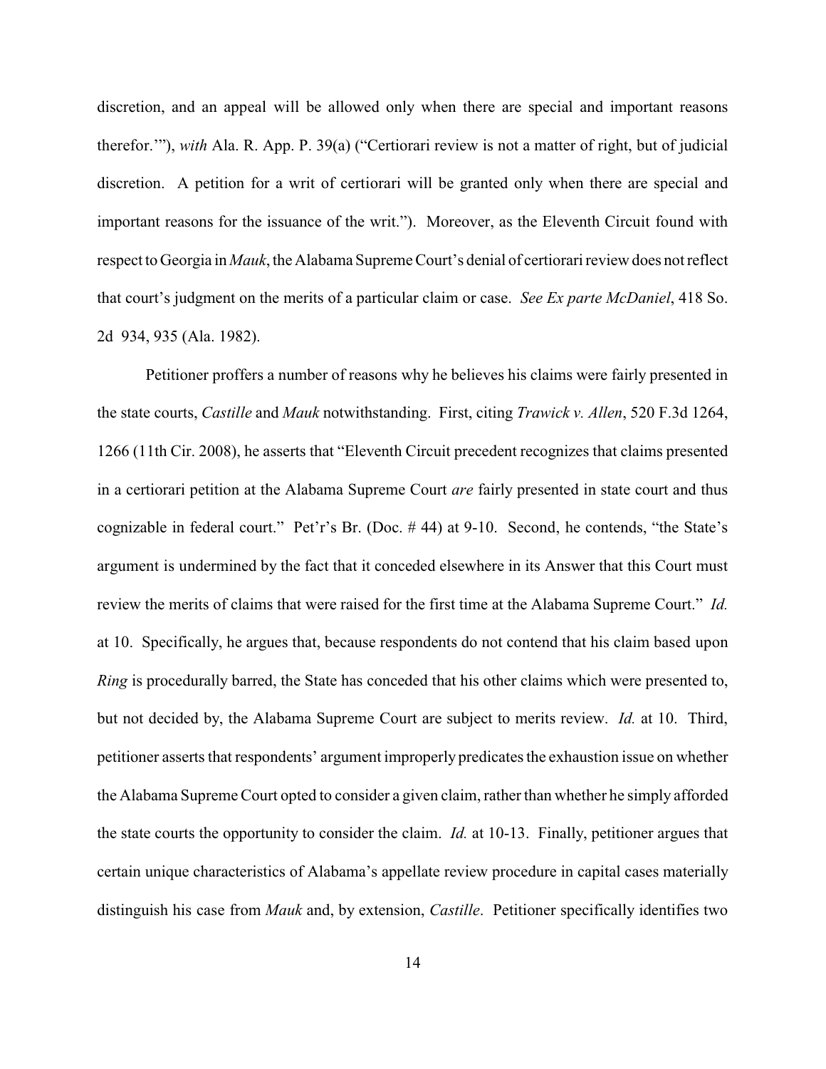discretion, and an appeal will be allowed only when there are special and important reasons therefor.'"), *with* Ala. R. App. P. 39(a) ("Certiorari review is not a matter of right, but of judicial discretion. A petition for a writ of certiorari will be granted only when there are special and important reasons for the issuance of the writ."). Moreover, as the Eleventh Circuit found with respect to Georgia in *Mauk*, the Alabama Supreme Court's denial of certiorari review does not reflect that court's judgment on the merits of a particular claim or case. *See Ex parte McDaniel*, 418 So. 2d 934, 935 (Ala. 1982).

Petitioner proffers a number of reasons why he believes his claims were fairly presented in the state courts, *Castille* and *Mauk* notwithstanding. First, citing *Trawick v. Allen*, 520 F.3d 1264, 1266 (11th Cir. 2008), he asserts that "Eleventh Circuit precedent recognizes that claims presented in a certiorari petition at the Alabama Supreme Court *are* fairly presented in state court and thus cognizable in federal court." Pet'r's Br. (Doc. # 44) at 9-10. Second, he contends, "the State's argument is undermined by the fact that it conceded elsewhere in its Answer that this Court must review the merits of claims that were raised for the first time at the Alabama Supreme Court." *Id.* at 10. Specifically, he argues that, because respondents do not contend that his claim based upon *Ring* is procedurally barred, the State has conceded that his other claims which were presented to, but not decided by, the Alabama Supreme Court are subject to merits review. *Id.* at 10. Third, petitioner asserts that respondents' argument improperly predicates the exhaustion issue on whether the Alabama Supreme Court opted to consider a given claim, rather than whether he simply afforded the state courts the opportunity to consider the claim. *Id.* at 10-13. Finally, petitioner argues that certain unique characteristics of Alabama's appellate review procedure in capital cases materially distinguish his case from *Mauk* and, by extension, *Castille*. Petitioner specifically identifies two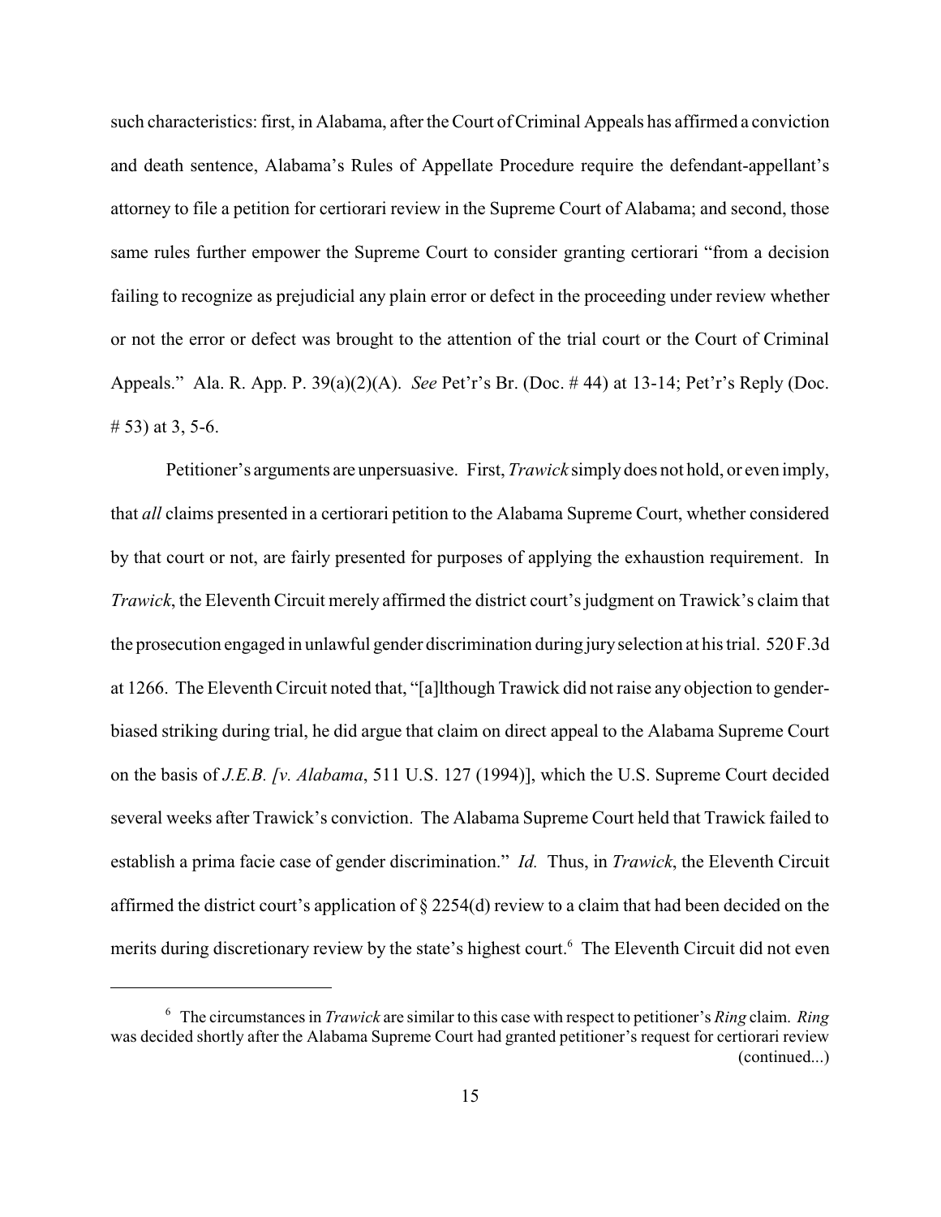such characteristics: first, in Alabama, after the Court of Criminal Appeals has affirmed a conviction and death sentence, Alabama's Rules of Appellate Procedure require the defendant-appellant's attorney to file a petition for certiorari review in the Supreme Court of Alabama; and second, those same rules further empower the Supreme Court to consider granting certiorari "from a decision failing to recognize as prejudicial any plain error or defect in the proceeding under review whether or not the error or defect was brought to the attention of the trial court or the Court of Criminal Appeals." Ala. R. App. P. 39(a)(2)(A). *See* Pet'r's Br. (Doc. # 44) at 13-14; Pet'r's Reply (Doc. # 53) at 3, 5-6.

Petitioner's arguments are unpersuasive. First, *Trawick* simply does not hold, or even imply, that *all* claims presented in a certiorari petition to the Alabama Supreme Court, whether considered by that court or not, are fairly presented for purposes of applying the exhaustion requirement. In *Trawick*, the Eleventh Circuit merely affirmed the district court's judgment on Trawick's claim that the prosecution engaged in unlawful gender discrimination during jury selection at his trial. 520 F.3d at 1266. The Eleventh Circuit noted that, "[a]lthough Trawick did not raise any objection to gender-biased striking during trial, he did argue that claim on direct appeal to the Alabama Supreme Court on the basis of *J.E.B. [v. Alabama*, 511 U.S. 127 (1994)], which the U.S. Supreme Court decided several weeks after Trawick's conviction. The Alabama Supreme Court held that Trawick failed to establish a prima facie case of gender discrimination." *Id.* Thus, in *Trawick*, the Eleventh Circuit affirmed the district court's application of § 2254(d) review to a claim that had been decided on the merits during discretionary review by the state's highest court.[6] The Eleventh Circuit did not even

---

[6] The circumstances in *Trawick* are similar to this case with respect to petitioner's *Ring* claim. *Ring* was decided shortly after the Alabama Supreme Court had granted petitioner's request for certiorari review (continued...)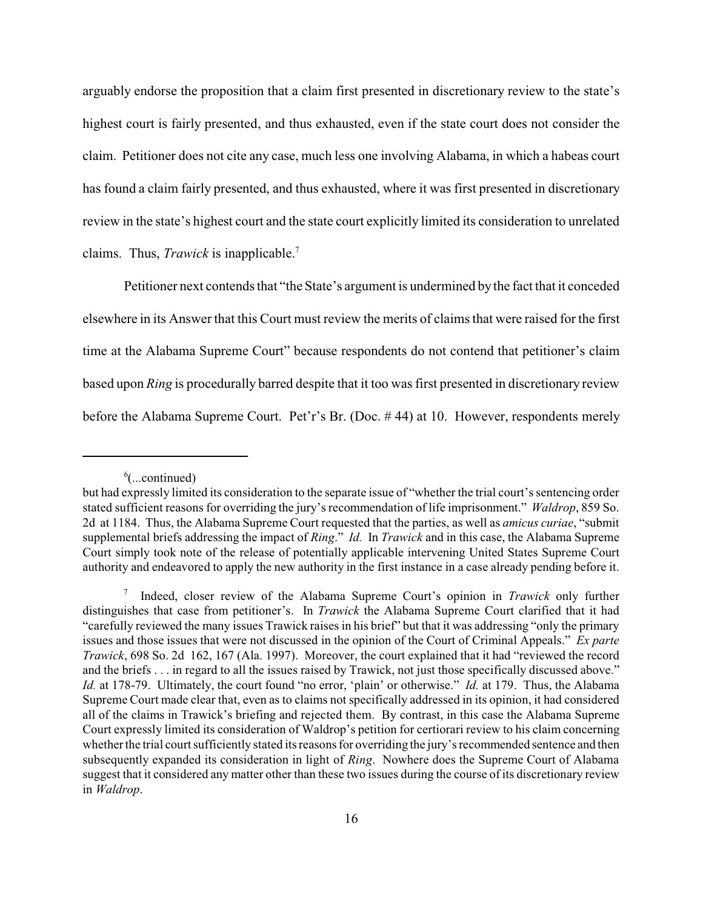arguably endorse the proposition that a claim first presented in discretionary review to the state's highest court is fairly presented, and thus exhausted, even if the state court does not consider the claim. Petitioner does not cite any case, much less one involving Alabama, in which a habeas court has found a claim fairly presented, and thus exhausted, where it was first presented in discretionary review in the state's highest court and the state court explicitly limited its consideration to unrelated claims. Thus, *Trawick* is inapplicable.[7]

Petitioner next contends that "the State's argument is undermined by the fact that it conceded elsewhere in its Answer that this Court must review the merits of claims that were raised for the first time at the Alabama Supreme Court" because respondents do not contend that petitioner's claim based upon *Ring* is procedurally barred despite that it too was first presented in discretionary review before the Alabama Supreme Court. Pet'r's Br. (Doc. # 44) at 10. However, respondents merely

---

[6](...continued)
but had expressly limited its consideration to the separate issue of "whether the trial court's sentencing order stated sufficient reasons for overriding the jury's recommendation of life imprisonment." *Waldrop*, 859 So. 2d at 1184. Thus, the Alabama Supreme Court requested that the parties, as well as *amicus curiae*, "submit supplemental briefs addressing the impact of *Ring*." *Id.* In *Trawick* and in this case, the Alabama Supreme Court simply took note of the release of potentially applicable intervening United States Supreme Court authority and endeavored to apply the new authority in the first instance in a case already pending before it.

[7] Indeed, closer review of the Alabama Supreme Court's opinion in *Trawick* only further distinguishes that case from petitioner's. In *Trawick* the Alabama Supreme Court clarified that it had "carefully reviewed the many issues Trawick raises in his brief" but that it was addressing "only the primary issues and those issues that were not discussed in the opinion of the Court of Criminal Appeals." *Ex parte Trawick*, 698 So. 2d 162, 167 (Ala. 1997). Moreover, the court explained that it had "reviewed the record and the briefs . . . in regard to all the issues raised by Trawick, not just those specifically discussed above." *Id.* at 178-79. Ultimately, the court found "no error, 'plain' or otherwise." *Id.* at 179. Thus, the Alabama Supreme Court made clear that, even as to claims not specifically addressed in its opinion, it had considered all of the claims in Trawick's briefing and rejected them. By contrast, in this case the Alabama Supreme Court expressly limited its consideration of Waldrop's petition for certiorari review to his claim concerning whether the trial court sufficiently stated its reasons for overriding the jury's recommended sentence and then subsequently expanded its consideration in light of *Ring*. Nowhere does the Supreme Court of Alabama suggest that it considered any matter other than these two issues during the course of its discretionary review in *Waldrop*.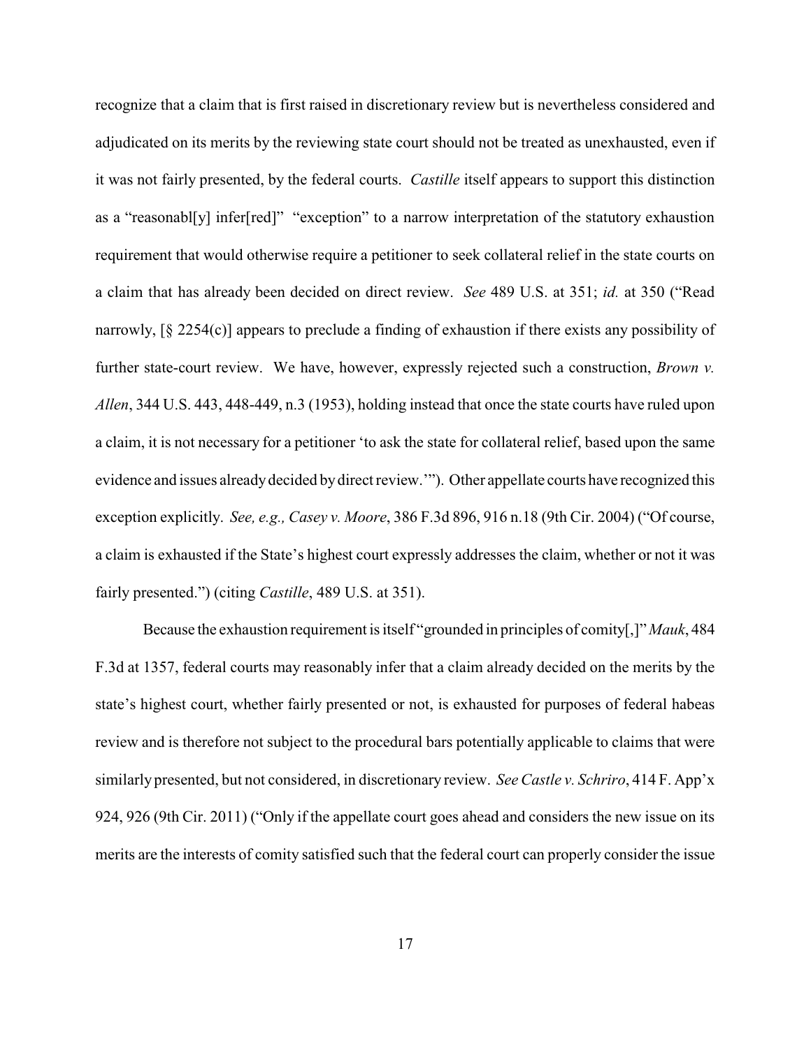recognize that a claim that is first raised in discretionary review but is nevertheless considered and adjudicated on its merits by the reviewing state court should not be treated as unexhausted, even if it was not fairly presented, by the federal courts. *Castille* itself appears to support this distinction as a "reasonabl[y] infer[red]" "exception" to a narrow interpretation of the statutory exhaustion requirement that would otherwise require a petitioner to seek collateral relief in the state courts on a claim that has already been decided on direct review. *See* 489 U.S. at 351; *id.* at 350 ("Read narrowly, [§ 2254(c)] appears to preclude a finding of exhaustion if there exists any possibility of further state-court review. We have, however, expressly rejected such a construction, *Brown v. Allen*, 344 U.S. 443, 448-449, n.3 (1953), holding instead that once the state courts have ruled upon a claim, it is not necessary for a petitioner 'to ask the state for collateral relief, based upon the same evidence and issues already decided by direct review.'"). Other appellate courts have recognized this exception explicitly. *See, e.g., Casey v. Moore*, 386 F.3d 896, 916 n.18 (9th Cir. 2004) ("Of course, a claim is exhausted if the State's highest court expressly addresses the claim, whether or not it was fairly presented.") (citing *Castille*, 489 U.S. at 351).

Because the exhaustion requirement is itself "grounded in principles of comity[,]" *Mauk*, 484 F.3d at 1357, federal courts may reasonably infer that a claim already decided on the merits by the state's highest court, whether fairly presented or not, is exhausted for purposes of federal habeas review and is therefore not subject to the procedural bars potentially applicable to claims that were similarly presented, but not considered, in discretionary review. *See Castle v. Schriro*, 414 F. App'x 924, 926 (9th Cir. 2011) ("Only if the appellate court goes ahead and considers the new issue on its merits are the interests of comity satisfied such that the federal court can properly consider the issue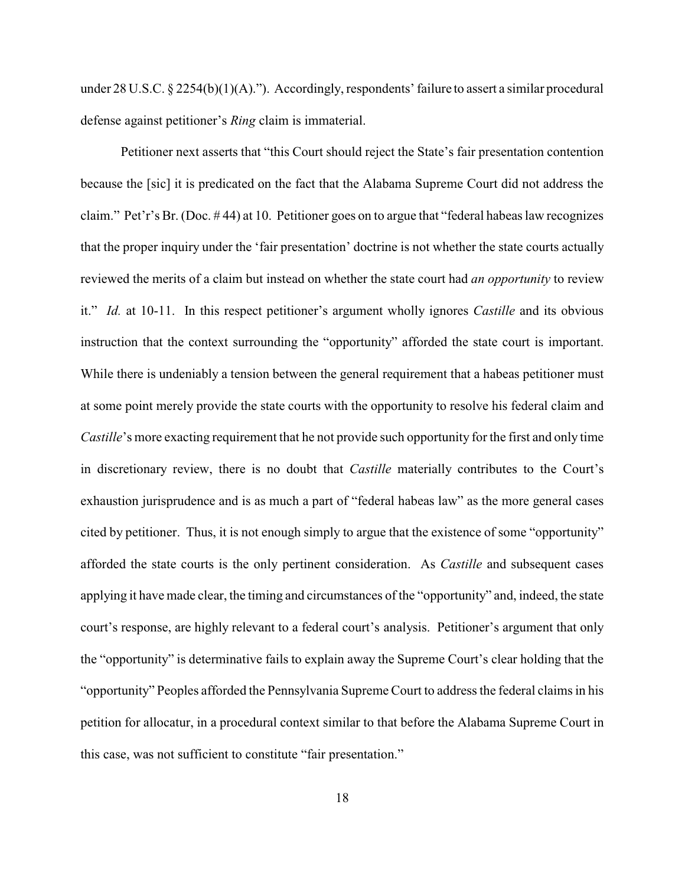under 28 U.S.C. § 2254(b)(1)(A).”). Accordingly, respondents’ failure to assert a similar procedural defense against petitioner’s *Ring* claim is immaterial.

Petitioner next asserts that “this Court should reject the State’s fair presentation contention because the [sic] it is predicated on the fact that the Alabama Supreme Court did not address the claim.” Pet’r’s Br. (Doc. # 44) at 10. Petitioner goes on to argue that “federal habeas law recognizes that the proper inquiry under the ‘fair presentation’ doctrine is not whether the state courts actually reviewed the merits of a claim but instead on whether the state court had *an opportunity* to review it.” *Id.* at 10-11. In this respect petitioner’s argument wholly ignores *Castille* and its obvious instruction that the context surrounding the “opportunity” afforded the state court is important. While there is undeniably a tension between the general requirement that a habeas petitioner must at some point merely provide the state courts with the opportunity to resolve his federal claim and *Castille*’s more exacting requirement that he not provide such opportunity for the first and only time in discretionary review, there is no doubt that *Castille* materially contributes to the Court’s exhaustion jurisprudence and is as much a part of “federal habeas law” as the more general cases cited by petitioner. Thus, it is not enough simply to argue that the existence of some “opportunity” afforded the state courts is the only pertinent consideration. As *Castille* and subsequent cases applying it have made clear, the timing and circumstances of the “opportunity” and, indeed, the state court’s response, are highly relevant to a federal court’s analysis. Petitioner’s argument that only the “opportunity” is determinative fails to explain away the Supreme Court’s clear holding that the “opportunity” Peoples afforded the Pennsylvania Supreme Court to address the federal claims in his petition for allocatur, in a procedural context similar to that before the Alabama Supreme Court in this case, was not sufficient to constitute “fair presentation.”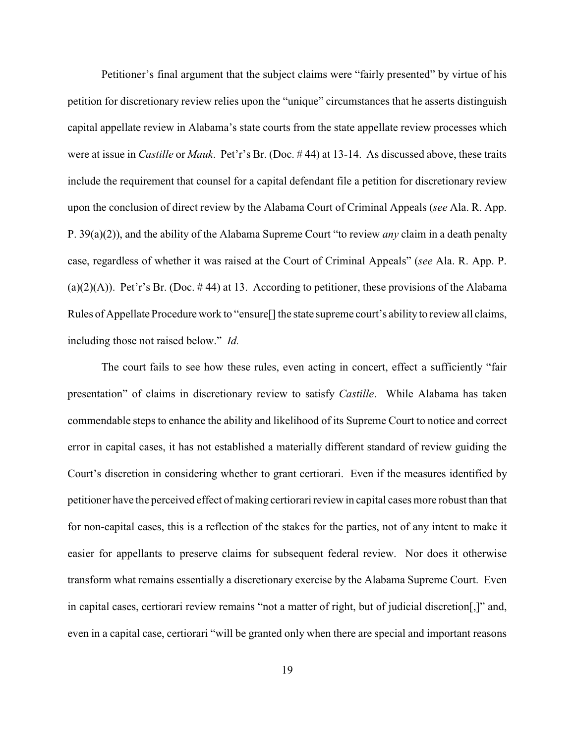Petitioner's final argument that the subject claims were "fairly presented" by virtue of his petition for discretionary review relies upon the "unique" circumstances that he asserts distinguish capital appellate review in Alabama's state courts from the state appellate review processes which were at issue in *Castille* or *Mauk*. Pet'r's Br. (Doc. # 44) at 13-14. As discussed above, these traits include the requirement that counsel for a capital defendant file a petition for discretionary review upon the conclusion of direct review by the Alabama Court of Criminal Appeals (*see* Ala. R. App. P. 39(a)(2)), and the ability of the Alabama Supreme Court "to review *any* claim in a death penalty case, regardless of whether it was raised at the Court of Criminal Appeals" (*see* Ala. R. App. P. (a)(2)(A)). Pet'r's Br. (Doc. # 44) at 13. According to petitioner, these provisions of the Alabama Rules of Appellate Procedure work to "ensure[] the state supreme court's ability to review all claims, including those not raised below." *Id.*

The court fails to see how these rules, even acting in concert, effect a sufficiently "fair presentation" of claims in discretionary review to satisfy *Castille*. While Alabama has taken commendable steps to enhance the ability and likelihood of its Supreme Court to notice and correct error in capital cases, it has not established a materially different standard of review guiding the Court's discretion in considering whether to grant certiorari. Even if the measures identified by petitioner have the perceived effect of making certiorari review in capital cases more robust than that for non-capital cases, this is a reflection of the stakes for the parties, not of any intent to make it easier for appellants to preserve claims for subsequent federal review. Nor does it otherwise transform what remains essentially a discretionary exercise by the Alabama Supreme Court. Even in capital cases, certiorari review remains "not a matter of right, but of judicial discretion[,]" and, even in a capital case, certiorari "will be granted only when there are special and important reasons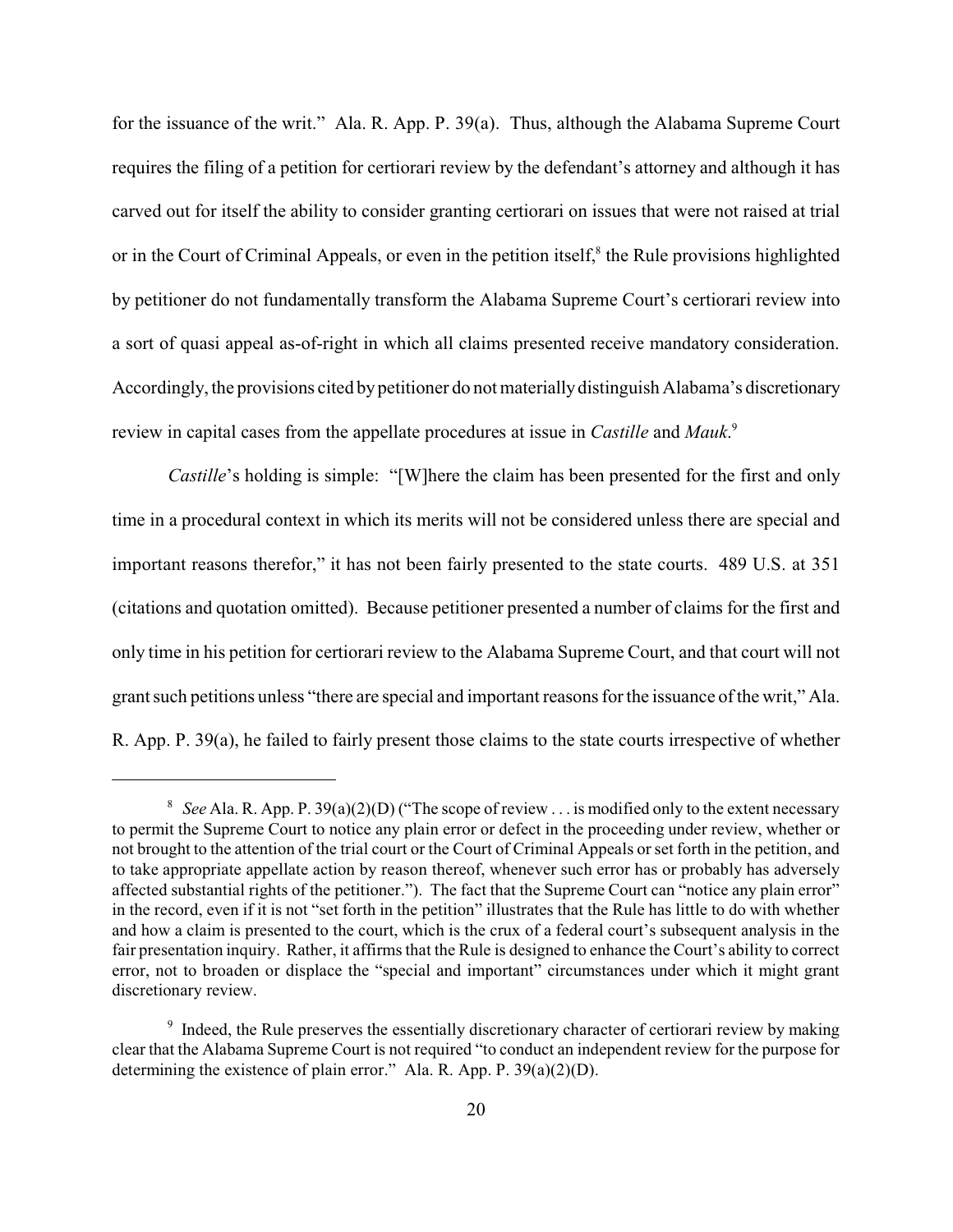for the issuance of the writ." Ala. R. App. P. 39(a). Thus, although the Alabama Supreme Court requires the filing of a petition for certiorari review by the defendant's attorney and although it has carved out for itself the ability to consider granting certiorari on issues that were not raised at trial or in the Court of Criminal Appeals, or even in the petition itself,[8] the Rule provisions highlighted by petitioner do not fundamentally transform the Alabama Supreme Court's certiorari review into a sort of quasi appeal as-of-right in which all claims presented receive mandatory consideration. Accordingly, the provisions cited by petitioner do not materially distinguish Alabama's discretionary review in capital cases from the appellate procedures at issue in *Castille* and *Mauk*.[9]

*Castille*'s holding is simple: "[W]here the claim has been presented for the first and only time in a procedural context in which its merits will not be considered unless there are special and important reasons therefor," it has not been fairly presented to the state courts. 489 U.S. at 351 (citations and quotation omitted). Because petitioner presented a number of claims for the first and only time in his petition for certiorari review to the Alabama Supreme Court, and that court will not grant such petitions unless "there are special and important reasons for the issuance of the writ," Ala. R. App. P. 39(a), he failed to fairly present those claims to the state courts irrespective of whether

---

[8] *See* Ala. R. App. P. 39(a)(2)(D) ("The scope of review . . . is modified only to the extent necessary to permit the Supreme Court to notice any plain error or defect in the proceeding under review, whether or not brought to the attention of the trial court or the Court of Criminal Appeals or set forth in the petition, and to take appropriate appellate action by reason thereof, whenever such error has or probably has adversely affected substantial rights of the petitioner."). The fact that the Supreme Court can "notice any plain error" in the record, even if it is not "set forth in the petition" illustrates that the Rule has little to do with whether and how a claim is presented to the court, which is the crux of a federal court's subsequent analysis in the fair presentation inquiry. Rather, it affirms that the Rule is designed to enhance the Court's ability to correct error, not to broaden or displace the "special and important" circumstances under which it might grant discretionary review.

[9] Indeed, the Rule preserves the essentially discretionary character of certiorari review by making clear that the Alabama Supreme Court is not required "to conduct an independent review for the purpose for determining the existence of plain error." Ala. R. App. P. 39(a)(2)(D).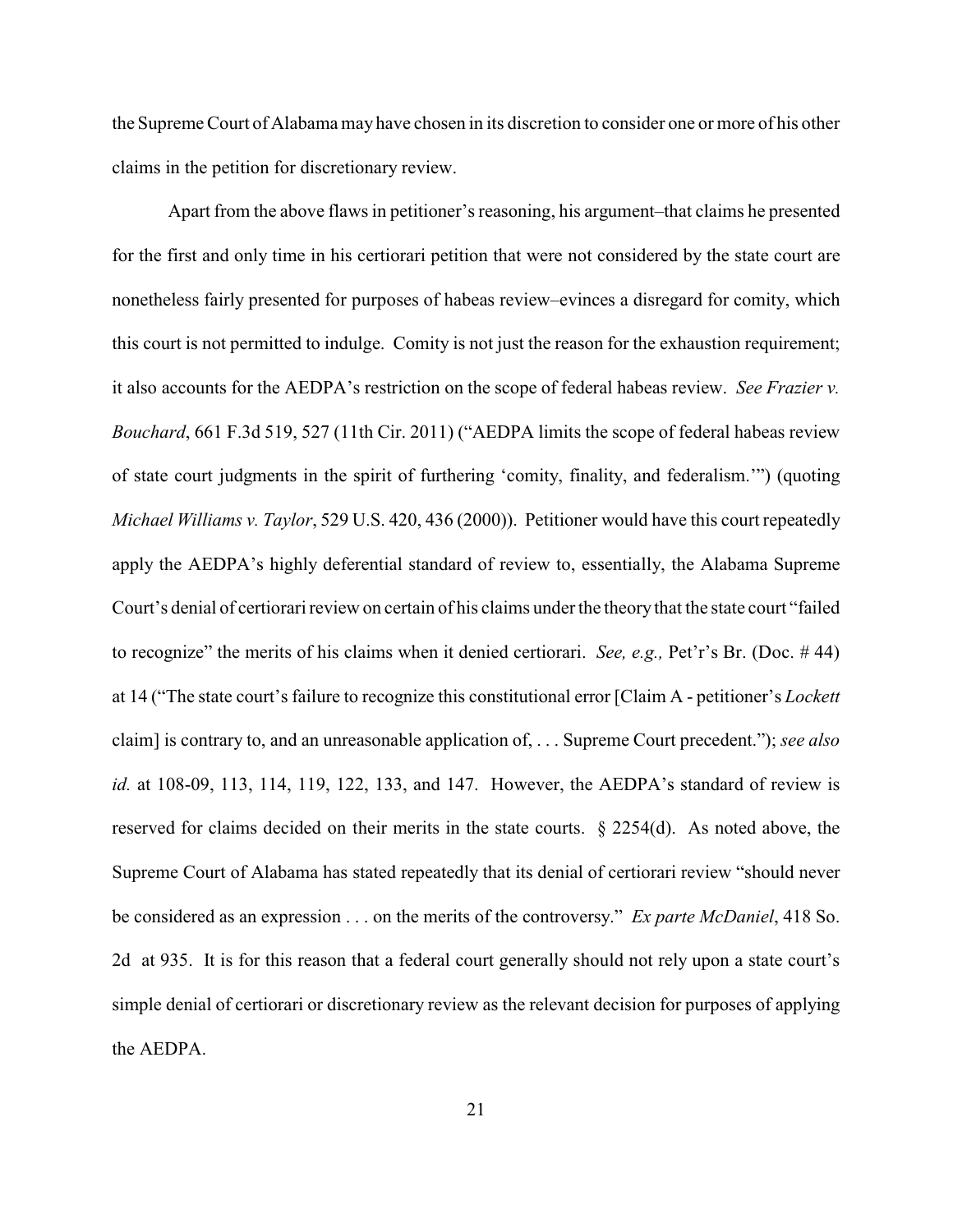the Supreme Court of Alabama may have chosen in its discretion to consider one or more of his other claims in the petition for discretionary review.

Apart from the above flaws in petitioner's reasoning, his argument–that claims he presented for the first and only time in his certiorari petition that were not considered by the state court are nonetheless fairly presented for purposes of habeas review–evinces a disregard for comity, which this court is not permitted to indulge. Comity is not just the reason for the exhaustion requirement; it also accounts for the AEDPA's restriction on the scope of federal habeas review. *See Frazier v. Bouchard*, 661 F.3d 519, 527 (11th Cir. 2011) ("AEDPA limits the scope of federal habeas review of state court judgments in the spirit of furthering 'comity, finality, and federalism.'") (quoting *Michael Williams v. Taylor*, 529 U.S. 420, 436 (2000)). Petitioner would have this court repeatedly apply the AEDPA's highly deferential standard of review to, essentially, the Alabama Supreme Court's denial of certiorari review on certain of his claims under the theory that the state court "failed to recognize" the merits of his claims when it denied certiorari. *See, e.g.,* Pet'r's Br. (Doc. # 44) at 14 ("The state court's failure to recognize this constitutional error [Claim A - petitioner's *Lockett* claim] is contrary to, and an unreasonable application of, . . . Supreme Court precedent."); *see also id.* at 108-09, 113, 114, 119, 122, 133, and 147. However, the AEDPA's standard of review is reserved for claims decided on their merits in the state courts. § 2254(d). As noted above, the Supreme Court of Alabama has stated repeatedly that its denial of certiorari review "should never be considered as an expression . . . on the merits of the controversy." *Ex parte McDaniel*, 418 So. 2d at 935. It is for this reason that a federal court generally should not rely upon a state court's simple denial of certiorari or discretionary review as the relevant decision for purposes of applying the AEDPA.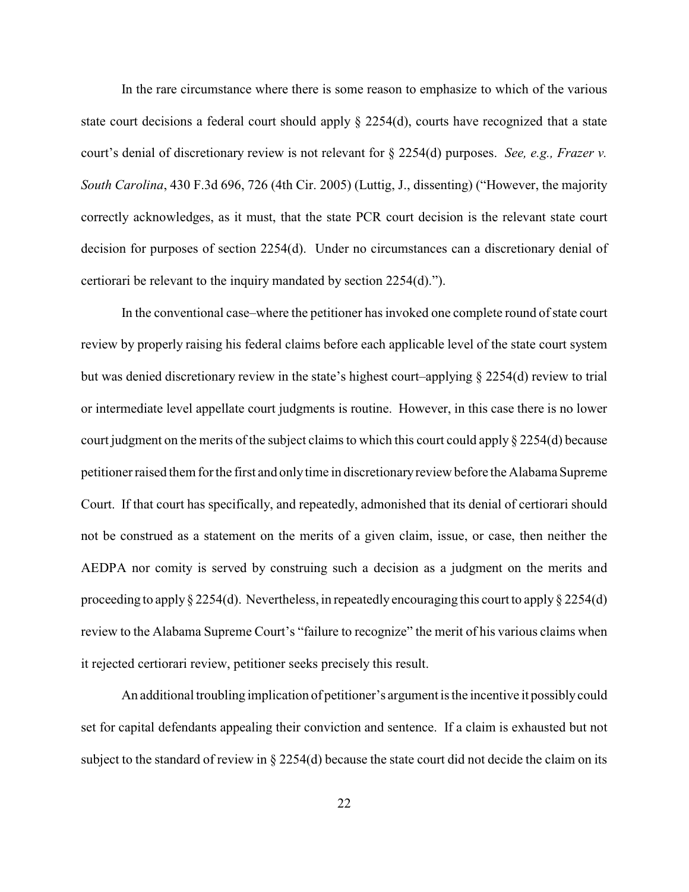In the rare circumstance where there is some reason to emphasize to which of the various state court decisions a federal court should apply § 2254(d), courts have recognized that a state court's denial of discretionary review is not relevant for § 2254(d) purposes. *See, e.g., Frazer v. South Carolina*, 430 F.3d 696, 726 (4th Cir. 2005) (Luttig, J., dissenting) ("However, the majority correctly acknowledges, as it must, that the state PCR court decision is the relevant state court decision for purposes of section 2254(d). Under no circumstances can a discretionary denial of certiorari be relevant to the inquiry mandated by section 2254(d).").

In the conventional case–where the petitioner has invoked one complete round of state court review by properly raising his federal claims before each applicable level of the state court system but was denied discretionary review in the state's highest court–applying § 2254(d) review to trial or intermediate level appellate court judgments is routine. However, in this case there is no lower court judgment on the merits of the subject claims to which this court could apply § 2254(d) because petitioner raised them for the first and only time in discretionary review before the Alabama Supreme Court. If that court has specifically, and repeatedly, admonished that its denial of certiorari should not be construed as a statement on the merits of a given claim, issue, or case, then neither the AEDPA nor comity is served by construing such a decision as a judgment on the merits and proceeding to apply § 2254(d). Nevertheless, in repeatedly encouraging this court to apply § 2254(d) review to the Alabama Supreme Court's "failure to recognize" the merit of his various claims when it rejected certiorari review, petitioner seeks precisely this result.

An additional troubling implication of petitioner's argument is the incentive it possibly could set for capital defendants appealing their conviction and sentence. If a claim is exhausted but not subject to the standard of review in § 2254(d) because the state court did not decide the claim on its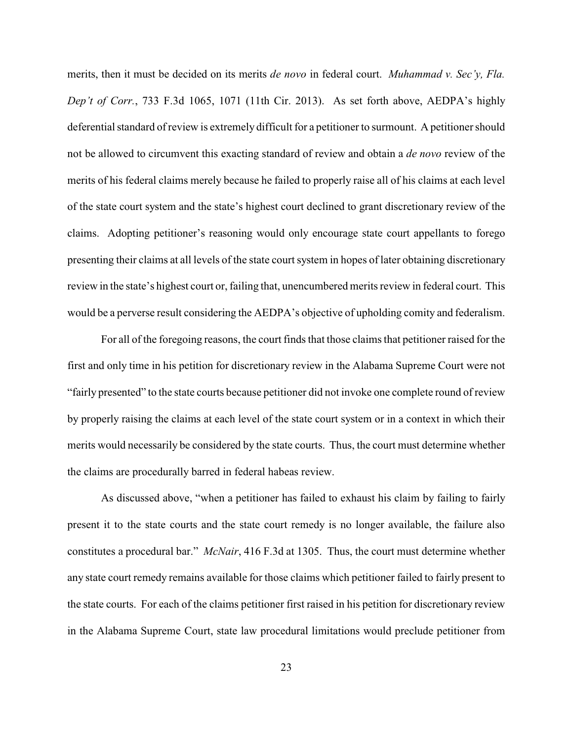merits, then it must be decided on its merits *de novo* in federal court. *Muhammad v. Sec'y, Fla. Dep't of Corr.*, 733 F.3d 1065, 1071 (11th Cir. 2013). As set forth above, AEDPA's highly deferential standard of review is extremely difficult for a petitioner to surmount. A petitioner should not be allowed to circumvent this exacting standard of review and obtain a *de novo* review of the merits of his federal claims merely because he failed to properly raise all of his claims at each level of the state court system and the state's highest court declined to grant discretionary review of the claims. Adopting petitioner's reasoning would only encourage state court appellants to forego presenting their claims at all levels of the state court system in hopes of later obtaining discretionary review in the state's highest court or, failing that, unencumbered merits review in federal court. This would be a perverse result considering the AEDPA's objective of upholding comity and federalism.

For all of the foregoing reasons, the court finds that those claims that petitioner raised for the first and only time in his petition for discretionary review in the Alabama Supreme Court were not "fairly presented" to the state courts because petitioner did not invoke one complete round of review by properly raising the claims at each level of the state court system or in a context in which their merits would necessarily be considered by the state courts. Thus, the court must determine whether the claims are procedurally barred in federal habeas review.

As discussed above, "when a petitioner has failed to exhaust his claim by failing to fairly present it to the state courts and the state court remedy is no longer available, the failure also constitutes a procedural bar." *McNair*, 416 F.3d at 1305. Thus, the court must determine whether any state court remedy remains available for those claims which petitioner failed to fairly present to the state courts. For each of the claims petitioner first raised in his petition for discretionary review in the Alabama Supreme Court, state law procedural limitations would preclude petitioner from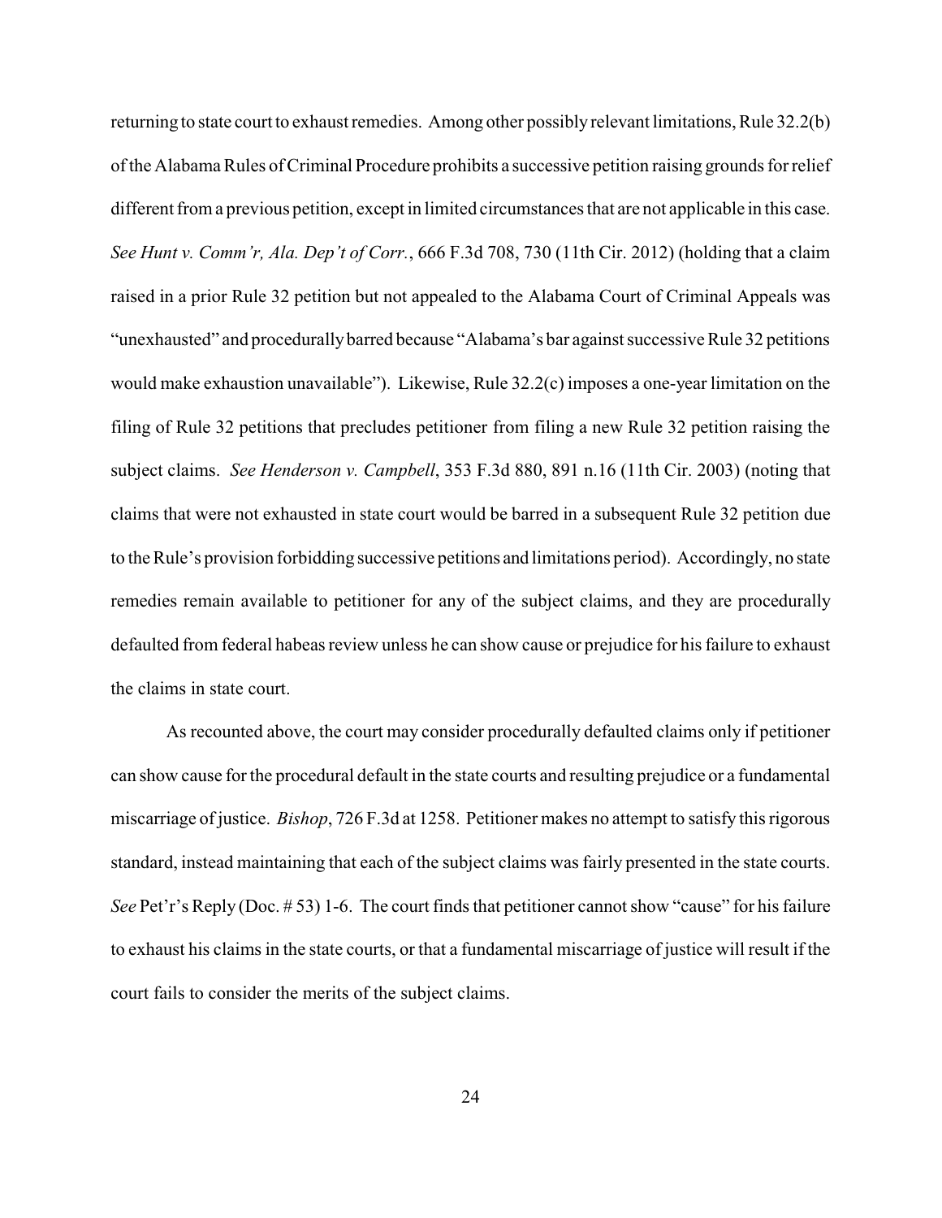returning to state court to exhaust remedies. Among other possibly relevant limitations, Rule 32.2(b) of the Alabama Rules of Criminal Procedure prohibits a successive petition raising grounds for relief different from a previous petition, except in limited circumstances that are not applicable in this case. *See Hunt v. Comm'r, Ala. Dep't of Corr.*, 666 F.3d 708, 730 (11th Cir. 2012) (holding that a claim raised in a prior Rule 32 petition but not appealed to the Alabama Court of Criminal Appeals was "unexhausted" and procedurally barred because "Alabama's bar against successive Rule 32 petitions would make exhaustion unavailable"). Likewise, Rule 32.2(c) imposes a one-year limitation on the filing of Rule 32 petitions that precludes petitioner from filing a new Rule 32 petition raising the subject claims. *See Henderson v. Campbell*, 353 F.3d 880, 891 n.16 (11th Cir. 2003) (noting that claims that were not exhausted in state court would be barred in a subsequent Rule 32 petition due to the Rule's provision forbidding successive petitions and limitations period). Accordingly, no state remedies remain available to petitioner for any of the subject claims, and they are procedurally defaulted from federal habeas review unless he can show cause or prejudice for his failure to exhaust the claims in state court.

As recounted above, the court may consider procedurally defaulted claims only if petitioner can show cause for the procedural default in the state courts and resulting prejudice or a fundamental miscarriage of justice. *Bishop*, 726 F.3d at 1258. Petitioner makes no attempt to satisfy this rigorous standard, instead maintaining that each of the subject claims was fairly presented in the state courts. *See* Pet'r's Reply (Doc. # 53) 1-6. The court finds that petitioner cannot show "cause" for his failure to exhaust his claims in the state courts, or that a fundamental miscarriage of justice will result if the court fails to consider the merits of the subject claims.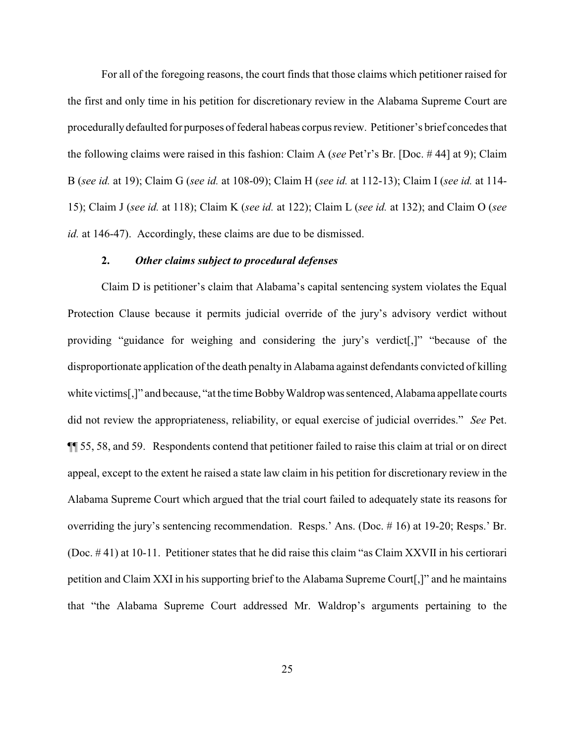For all of the foregoing reasons, the court finds that those claims which petitioner raised for the first and only time in his petition for discretionary review in the Alabama Supreme Court are procedurally defaulted for purposes of federal habeas corpus review. Petitioner's brief concedes that the following claims were raised in this fashion: Claim A (*see* Pet'r's Br. [Doc. # 44] at 9); Claim B (*see id.* at 19); Claim G (*see id.* at 108-09); Claim H (*see id.* at 112-13); Claim I (*see id.* at 114-15); Claim J (*see id.* at 118); Claim K (*see id.* at 122); Claim L (*see id.* at 132); and Claim O (*see id.* at 146-47). Accordingly, these claims are due to be dismissed.

**2. *Other claims subject to procedural defenses***

Claim D is petitioner's claim that Alabama's capital sentencing system violates the Equal Protection Clause because it permits judicial override of the jury's advisory verdict without providing "guidance for weighing and considering the jury's verdict[,]" "because of the disproportionate application of the death penalty in Alabama against defendants convicted of killing white victims[,]" and because, "at the time Bobby Waldrop was sentenced, Alabama appellate courts did not review the appropriateness, reliability, or equal exercise of judicial overrides." *See* Pet. ¶¶ 55, 58, and 59. Respondents contend that petitioner failed to raise this claim at trial or on direct appeal, except to the extent he raised a state law claim in his petition for discretionary review in the Alabama Supreme Court which argued that the trial court failed to adequately state its reasons for overriding the jury's sentencing recommendation. Resps.' Ans. (Doc. # 16) at 19-20; Resps.' Br. (Doc. # 41) at 10-11. Petitioner states that he did raise this claim "as Claim XXVII in his certiorari petition and Claim XXI in his supporting brief to the Alabama Supreme Court[,]" and he maintains that "the Alabama Supreme Court addressed Mr. Waldrop's arguments pertaining to the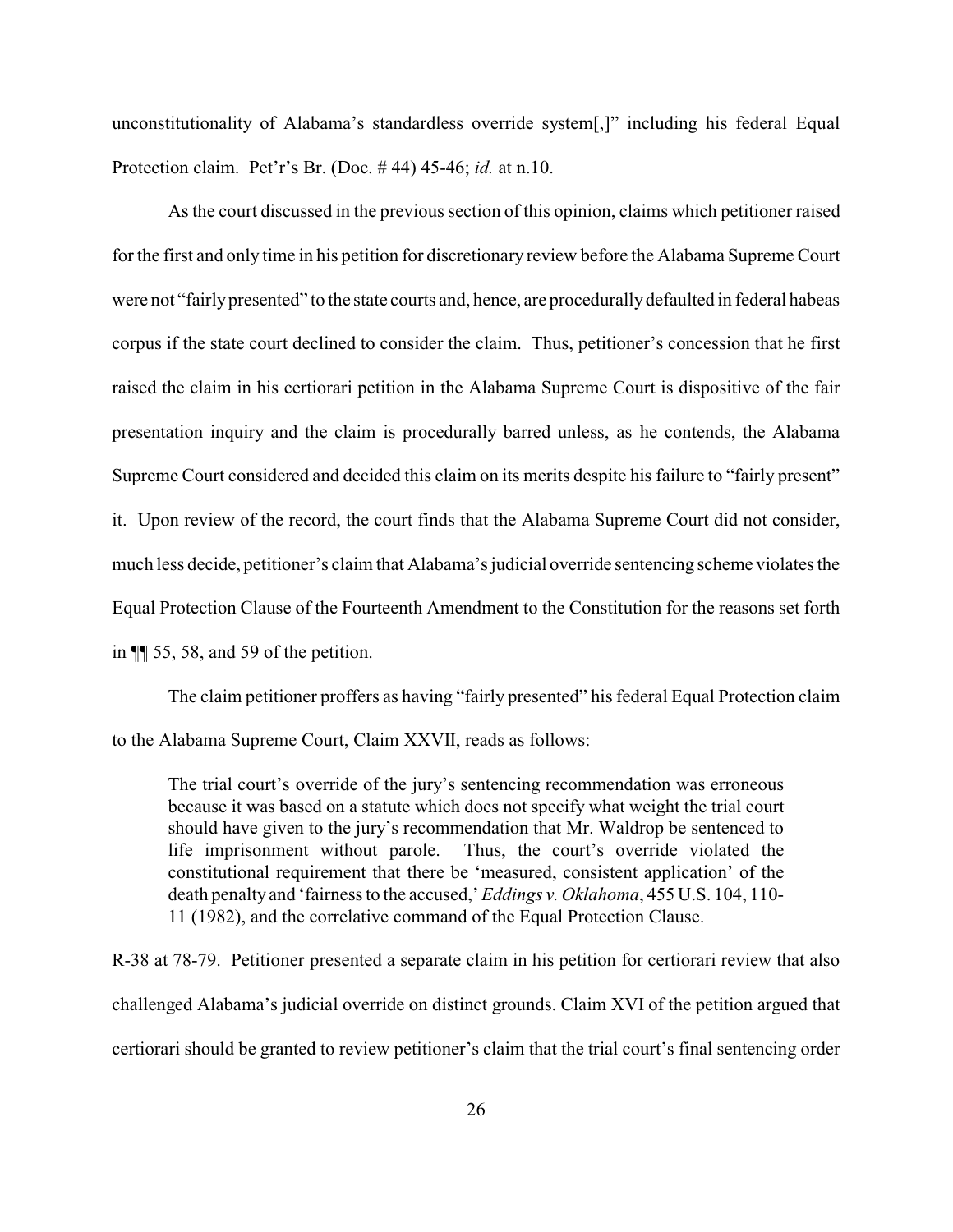unconstitutionality of Alabama's standardless override system[,]" including his federal Equal Protection claim. Pet'r's Br. (Doc. # 44) 45-46; *id.* at n.10.

As the court discussed in the previous section of this opinion, claims which petitioner raised for the first and only time in his petition for discretionary review before the Alabama Supreme Court were not "fairly presented" to the state courts and, hence, are procedurally defaulted in federal habeas corpus if the state court declined to consider the claim. Thus, petitioner's concession that he first raised the claim in his certiorari petition in the Alabama Supreme Court is dispositive of the fair presentation inquiry and the claim is procedurally barred unless, as he contends, the Alabama Supreme Court considered and decided this claim on its merits despite his failure to "fairly present" it. Upon review of the record, the court finds that the Alabama Supreme Court did not consider, much less decide, petitioner's claim that Alabama's judicial override sentencing scheme violates the Equal Protection Clause of the Fourteenth Amendment to the Constitution for the reasons set forth in ¶¶ 55, 58, and 59 of the petition.

The claim petitioner proffers as having "fairly presented" his federal Equal Protection claim to the Alabama Supreme Court, Claim XXVII, reads as follows:

> The trial court's override of the jury's sentencing recommendation was erroneous because it was based on a statute which does not specify what weight the trial court should have given to the jury's recommendation that Mr. Waldrop be sentenced to life imprisonment without parole. Thus, the court's override violated the constitutional requirement that there be 'measured, consistent application' of the death penalty and 'fairness to the accused,' *Eddings v. Oklahoma*, 455 U.S. 104, 110-11 (1982), and the correlative command of the Equal Protection Clause.

R-38 at 78-79. Petitioner presented a separate claim in his petition for certiorari review that also challenged Alabama's judicial override on distinct grounds. Claim XVI of the petition argued that certiorari should be granted to review petitioner's claim that the trial court's final sentencing order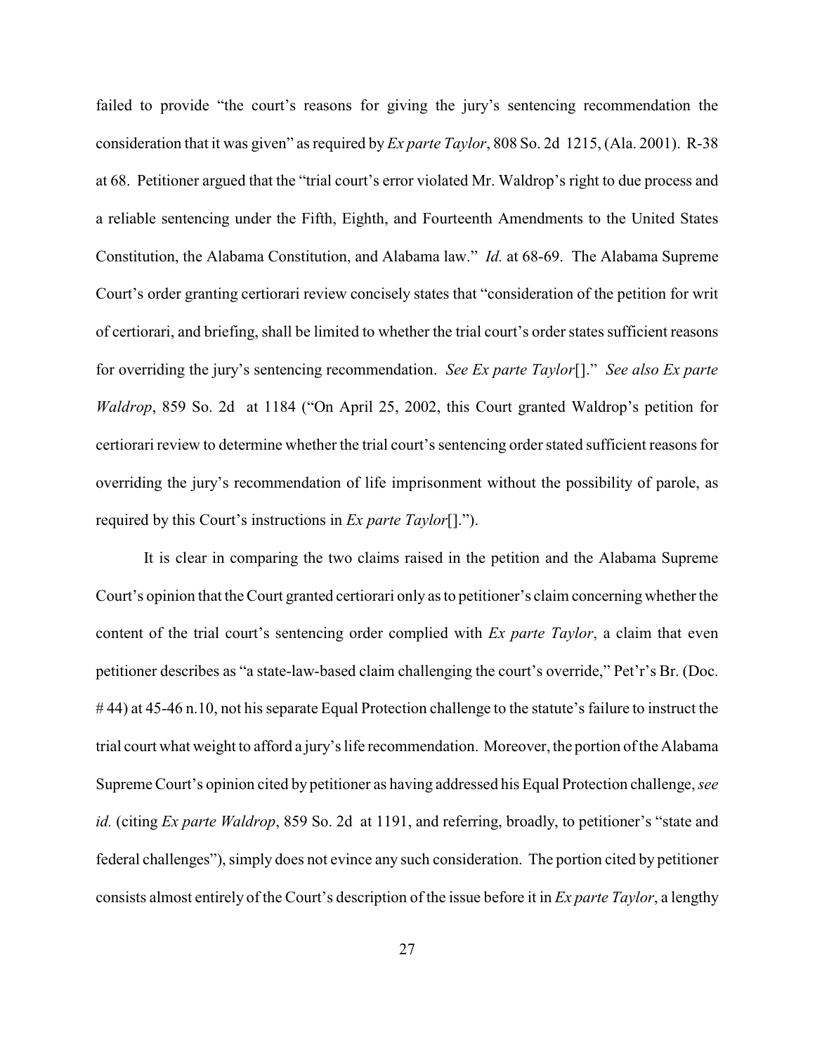failed to provide "the court's reasons for giving the jury's sentencing recommendation the consideration that it was given" as required by *Ex parte Taylor*, 808 So. 2d 1215, (Ala. 2001). R-38 at 68. Petitioner argued that the "trial court's error violated Mr. Waldrop's right to due process and a reliable sentencing under the Fifth, Eighth, and Fourteenth Amendments to the United States Constitution, the Alabama Constitution, and Alabama law." *Id.* at 68-69. The Alabama Supreme Court's order granting certiorari review concisely states that "consideration of the petition for writ of certiorari, and briefing, shall be limited to whether the trial court's order states sufficient reasons for overriding the jury's sentencing recommendation. *See Ex parte Taylor*[]." *See also Ex parte Waldrop*, 859 So. 2d at 1184 ("On April 25, 2002, this Court granted Waldrop's petition for certiorari review to determine whether the trial court's sentencing order stated sufficient reasons for overriding the jury's recommendation of life imprisonment without the possibility of parole, as required by this Court's instructions in *Ex parte Taylor*[].").

It is clear in comparing the two claims raised in the petition and the Alabama Supreme Court's opinion that the Court granted certiorari only as to petitioner's claim concerning whether the content of the trial court's sentencing order complied with *Ex parte Taylor*, a claim that even petitioner describes as "a state-law-based claim challenging the court's override," Pet'r's Br. (Doc. # 44) at 45-46 n.10, not his separate Equal Protection challenge to the statute's failure to instruct the trial court what weight to afford a jury's life recommendation. Moreover, the portion of the Alabama Supreme Court's opinion cited by petitioner as having addressed his Equal Protection challenge, *see id.* (citing *Ex parte Waldrop*, 859 So. 2d at 1191, and referring, broadly, to petitioner's "state and federal challenges"), simply does not evince any such consideration. The portion cited by petitioner consists almost entirely of the Court's description of the issue before it in *Ex parte Taylor*, a lengthy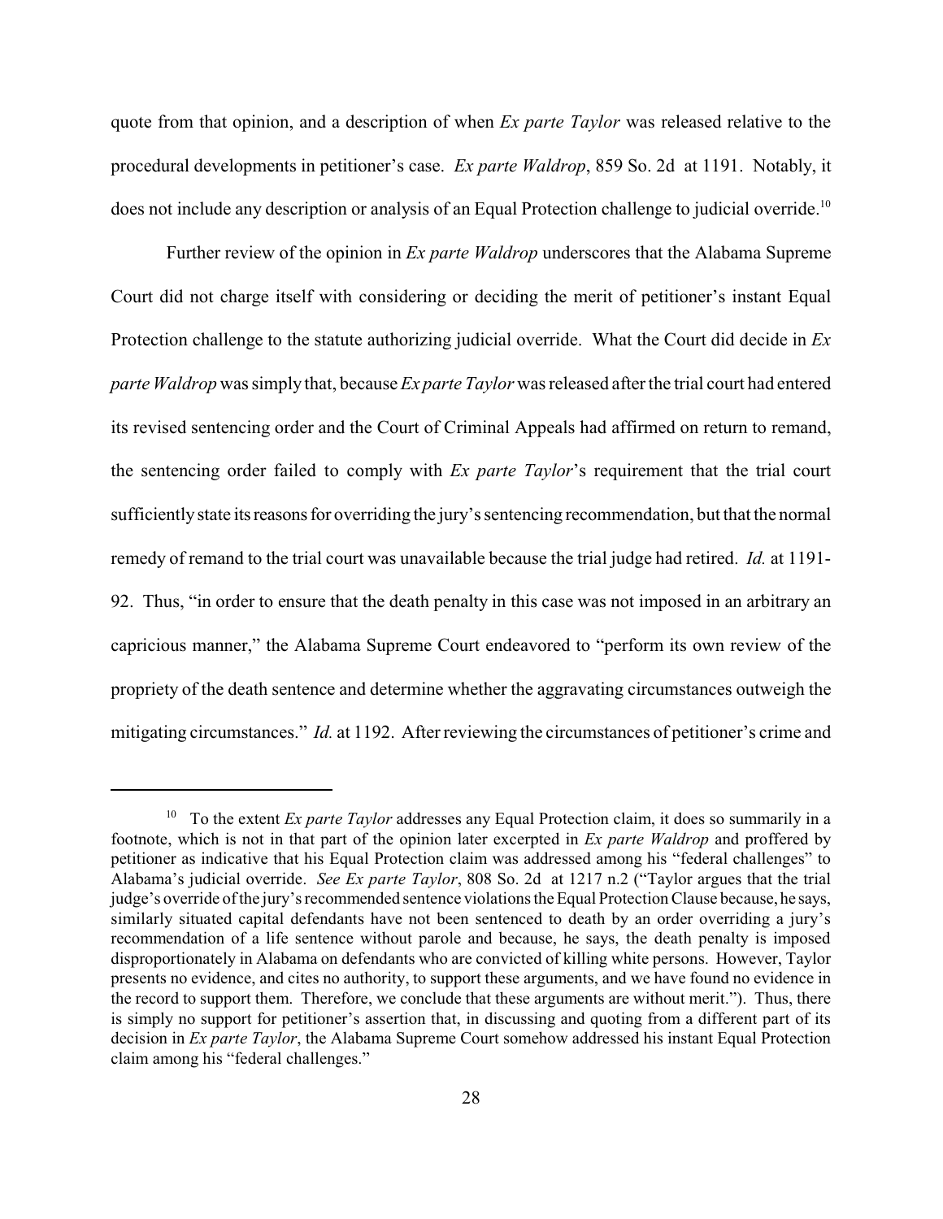quote from that opinion, and a description of when *Ex parte Taylor* was released relative to the procedural developments in petitioner's case. *Ex parte Waldrop*, 859 So. 2d at 1191. Notably, it does not include any description or analysis of an Equal Protection challenge to judicial override.[10]

Further review of the opinion in *Ex parte Waldrop* underscores that the Alabama Supreme Court did not charge itself with considering or deciding the merit of petitioner's instant Equal Protection challenge to the statute authorizing judicial override. What the Court did decide in *Ex parte Waldrop* was simply that, because *Ex parte Taylor* was released after the trial court had entered its revised sentencing order and the Court of Criminal Appeals had affirmed on return to remand, the sentencing order failed to comply with *Ex parte Taylor*'s requirement that the trial court sufficiently state its reasons for overriding the jury's sentencing recommendation, but that the normal remedy of remand to the trial court was unavailable because the trial judge had retired. *Id.* at 1191-92. Thus, "in order to ensure that the death penalty in this case was not imposed in an arbitrary an capricious manner," the Alabama Supreme Court endeavored to "perform its own review of the propriety of the death sentence and determine whether the aggravating circumstances outweigh the mitigating circumstances." *Id.* at 1192. After reviewing the circumstances of petitioner's crime and

[10] To the extent *Ex parte Taylor* addresses any Equal Protection claim, it does so summarily in a footnote, which is not in that part of the opinion later excerpted in *Ex parte Waldrop* and proffered by petitioner as indicative that his Equal Protection claim was addressed among his "federal challenges" to Alabama's judicial override. *See Ex parte Taylor*, 808 So. 2d at 1217 n.2 ("Taylor argues that the trial judge's override of the jury's recommended sentence violations the Equal Protection Clause because, he says, similarly situated capital defendants have not been sentenced to death by an order overriding a jury's recommendation of a life sentence without parole and because, he says, the death penalty is imposed disproportionately in Alabama on defendants who are convicted of killing white persons. However, Taylor presents no evidence, and cites no authority, to support these arguments, and we have found no evidence in the record to support them. Therefore, we conclude that these arguments are without merit."). Thus, there is simply no support for petitioner's assertion that, in discussing and quoting from a different part of its decision in *Ex parte Taylor*, the Alabama Supreme Court somehow addressed his instant Equal Protection claim among his "federal challenges."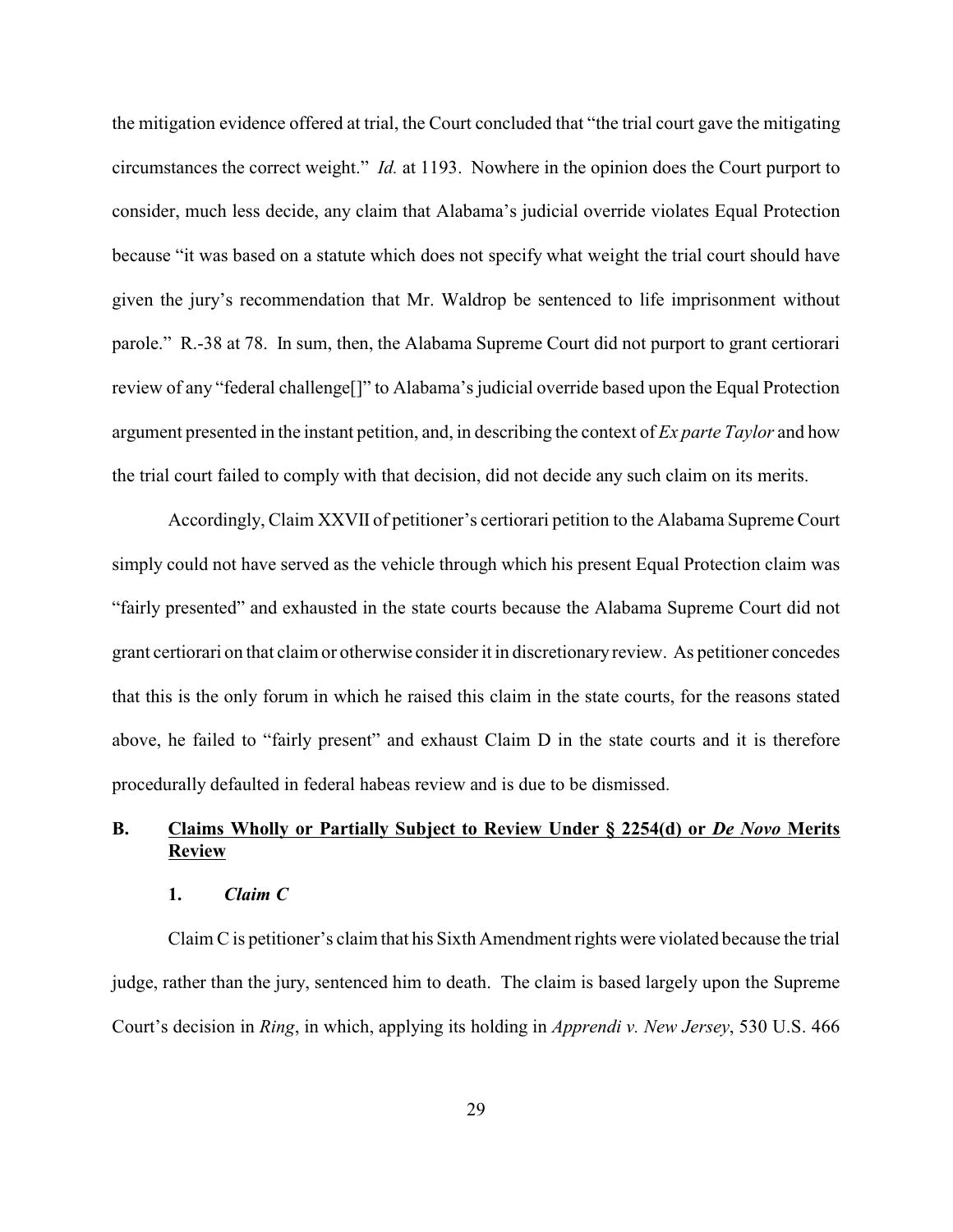the mitigation evidence offered at trial, the Court concluded that "the trial court gave the mitigating circumstances the correct weight." *Id.* at 1193. Nowhere in the opinion does the Court purport to consider, much less decide, any claim that Alabama's judicial override violates Equal Protection because "it was based on a statute which does not specify what weight the trial court should have given the jury's recommendation that Mr. Waldrop be sentenced to life imprisonment without parole." R.-38 at 78. In sum, then, the Alabama Supreme Court did not purport to grant certiorari review of any "federal challenge[]" to Alabama's judicial override based upon the Equal Protection argument presented in the instant petition, and, in describing the context of *Ex parte Taylor* and how the trial court failed to comply with that decision, did not decide any such claim on its merits.

Accordingly, Claim XXVII of petitioner's certiorari petition to the Alabama Supreme Court simply could not have served as the vehicle through which his present Equal Protection claim was "fairly presented" and exhausted in the state courts because the Alabama Supreme Court did not grant certiorari on that claim or otherwise consider it in discretionary review. As petitioner concedes that this is the only forum in which he raised this claim in the state courts, for the reasons stated above, he failed to "fairly present" and exhaust Claim D in the state courts and it is therefore procedurally defaulted in federal habeas review and is due to be dismissed.

## B. Claims Wholly or Partially Subject to Review Under § 2254(d) or *De Novo* Merits Review

### 1. *Claim C*

Claim C is petitioner's claim that his Sixth Amendment rights were violated because the trial judge, rather than the jury, sentenced him to death. The claim is based largely upon the Supreme Court's decision in *Ring*, in which, applying its holding in *Apprendi v. New Jersey*, 530 U.S. 466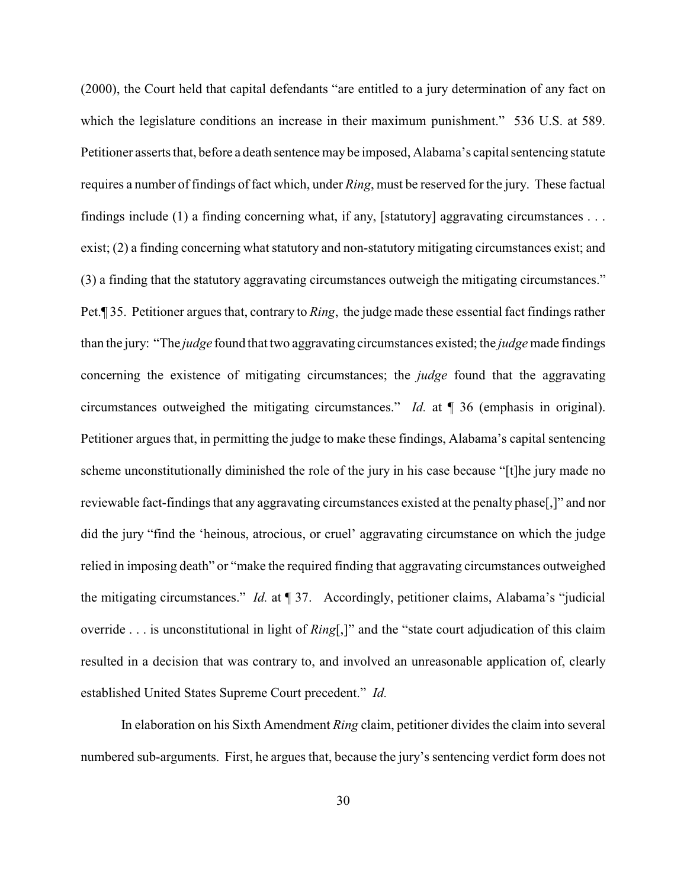(2000), the Court held that capital defendants "are entitled to a jury determination of any fact on which the legislature conditions an increase in their maximum punishment." 536 U.S. at 589. Petitioner asserts that, before a death sentence may be imposed, Alabama's capital sentencing statute requires a number of findings of fact which, under *Ring*, must be reserved for the jury. These factual findings include (1) a finding concerning what, if any, [statutory] aggravating circumstances . . . exist; (2) a finding concerning what statutory and non-statutory mitigating circumstances exist; and (3) a finding that the statutory aggravating circumstances outweigh the mitigating circumstances." Pet.¶ 35. Petitioner argues that, contrary to *Ring*, the judge made these essential fact findings rather than the jury: "The *judge* found that two aggravating circumstances existed; the *judge* made findings concerning the existence of mitigating circumstances; the *judge* found that the aggravating circumstances outweighed the mitigating circumstances." *Id.* at ¶ 36 (emphasis in original). Petitioner argues that, in permitting the judge to make these findings, Alabama's capital sentencing scheme unconstitutionally diminished the role of the jury in his case because "[t]he jury made no reviewable fact-findings that any aggravating circumstances existed at the penalty phase[,]" and nor did the jury "find the 'heinous, atrocious, or cruel' aggravating circumstance on which the judge relied in imposing death" or "make the required finding that aggravating circumstances outweighed the mitigating circumstances." *Id.* at ¶ 37. Accordingly, petitioner claims, Alabama's "judicial override . . . is unconstitutional in light of *Ring*[,]" and the "state court adjudication of this claim resulted in a decision that was contrary to, and involved an unreasonable application of, clearly established United States Supreme Court precedent." *Id.*

In elaboration on his Sixth Amendment *Ring* claim, petitioner divides the claim into several numbered sub-arguments. First, he argues that, because the jury's sentencing verdict form does not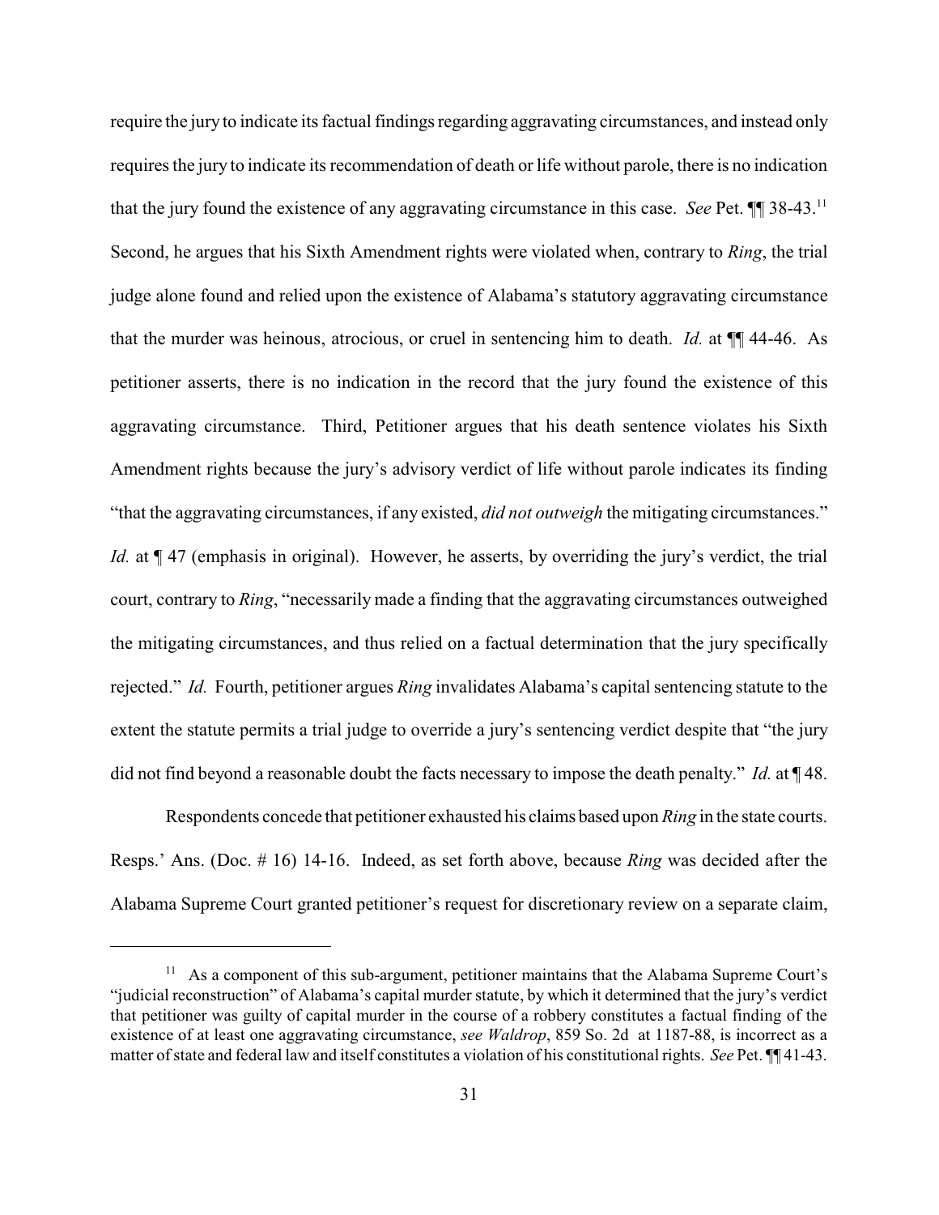require the jury to indicate its factual findings regarding aggravating circumstances, and instead only requires the jury to indicate its recommendation of death or life without parole, there is no indication that the jury found the existence of any aggravating circumstance in this case. *See* Pet. ¶¶ 38-43.[11] Second, he argues that his Sixth Amendment rights were violated when, contrary to *Ring*, the trial judge alone found and relied upon the existence of Alabama's statutory aggravating circumstance that the murder was heinous, atrocious, or cruel in sentencing him to death. *Id.* at ¶¶ 44-46. As petitioner asserts, there is no indication in the record that the jury found the existence of this aggravating circumstance. Third, Petitioner argues that his death sentence violates his Sixth Amendment rights because the jury's advisory verdict of life without parole indicates its finding "that the aggravating circumstances, if any existed, *did not outweigh* the mitigating circumstances." *Id.* at ¶ 47 (emphasis in original). However, he asserts, by overriding the jury's verdict, the trial court, contrary to *Ring*, "necessarily made a finding that the aggravating circumstances outweighed the mitigating circumstances, and thus relied on a factual determination that the jury specifically rejected." *Id.* Fourth, petitioner argues *Ring* invalidates Alabama's capital sentencing statute to the extent the statute permits a trial judge to override a jury's sentencing verdict despite that "the jury did not find beyond a reasonable doubt the facts necessary to impose the death penalty." *Id.* at ¶ 48.

Respondents concede that petitioner exhausted his claims based upon *Ring* in the state courts. Resps.' Ans. (Doc. # 16) 14-16. Indeed, as set forth above, because *Ring* was decided after the Alabama Supreme Court granted petitioner's request for discretionary review on a separate claim,

---

[11] As a component of this sub-argument, petitioner maintains that the Alabama Supreme Court's "judicial reconstruction" of Alabama's capital murder statute, by which it determined that the jury's verdict that petitioner was guilty of capital murder in the course of a robbery constitutes a factual finding of the existence of at least one aggravating circumstance, *see Waldrop*, 859 So. 2d at 1187-88, is incorrect as a matter of state and federal law and itself constitutes a violation of his constitutional rights. *See* Pet. ¶¶ 41-43.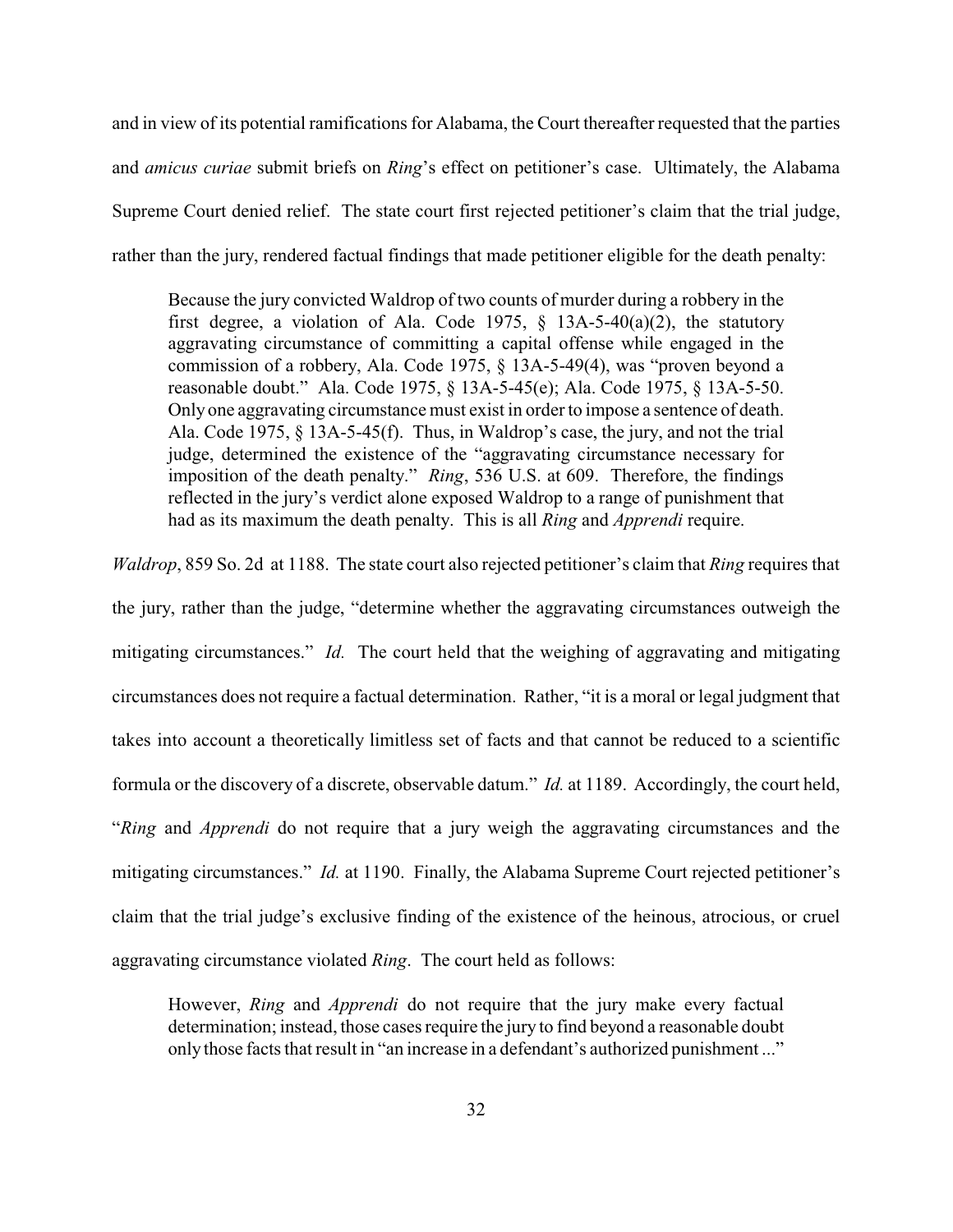and in view of its potential ramifications for Alabama, the Court thereafter requested that the parties and *amicus curiae* submit briefs on *Ring*'s effect on petitioner's case. Ultimately, the Alabama Supreme Court denied relief. The state court first rejected petitioner's claim that the trial judge, rather than the jury, rendered factual findings that made petitioner eligible for the death penalty:

> Because the jury convicted Waldrop of two counts of murder during a robbery in the first degree, a violation of Ala. Code 1975, § 13A-5-40(a)(2), the statutory aggravating circumstance of committing a capital offense while engaged in the commission of a robbery, Ala. Code 1975, § 13A-5-49(4), was "proven beyond a reasonable doubt." Ala. Code 1975, § 13A-5-45(e); Ala. Code 1975, § 13A-5-50. Only one aggravating circumstance must exist in order to impose a sentence of death. Ala. Code 1975, § 13A-5-45(f). Thus, in Waldrop's case, the jury, and not the trial judge, determined the existence of the "aggravating circumstance necessary for imposition of the death penalty." *Ring*, 536 U.S. at 609. Therefore, the findings reflected in the jury's verdict alone exposed Waldrop to a range of punishment that had as its maximum the death penalty. This is all *Ring* and *Apprendi* require.

*Waldrop*, 859 So. 2d at 1188. The state court also rejected petitioner's claim that *Ring* requires that the jury, rather than the judge, "determine whether the aggravating circumstances outweigh the mitigating circumstances." *Id.* The court held that the weighing of aggravating and mitigating circumstances does not require a factual determination. Rather, "it is a moral or legal judgment that takes into account a theoretically limitless set of facts and that cannot be reduced to a scientific formula or the discovery of a discrete, observable datum." *Id.* at 1189. Accordingly, the court held, "*Ring* and *Apprendi* do not require that a jury weigh the aggravating circumstances and the mitigating circumstances." *Id.* at 1190. Finally, the Alabama Supreme Court rejected petitioner's claim that the trial judge's exclusive finding of the existence of the heinous, atrocious, or cruel aggravating circumstance violated *Ring*. The court held as follows:

> However, *Ring* and *Apprendi* do not require that the jury make every factual determination; instead, those cases require the jury to find beyond a reasonable doubt only those facts that result in "an increase in a defendant's authorized punishment ..."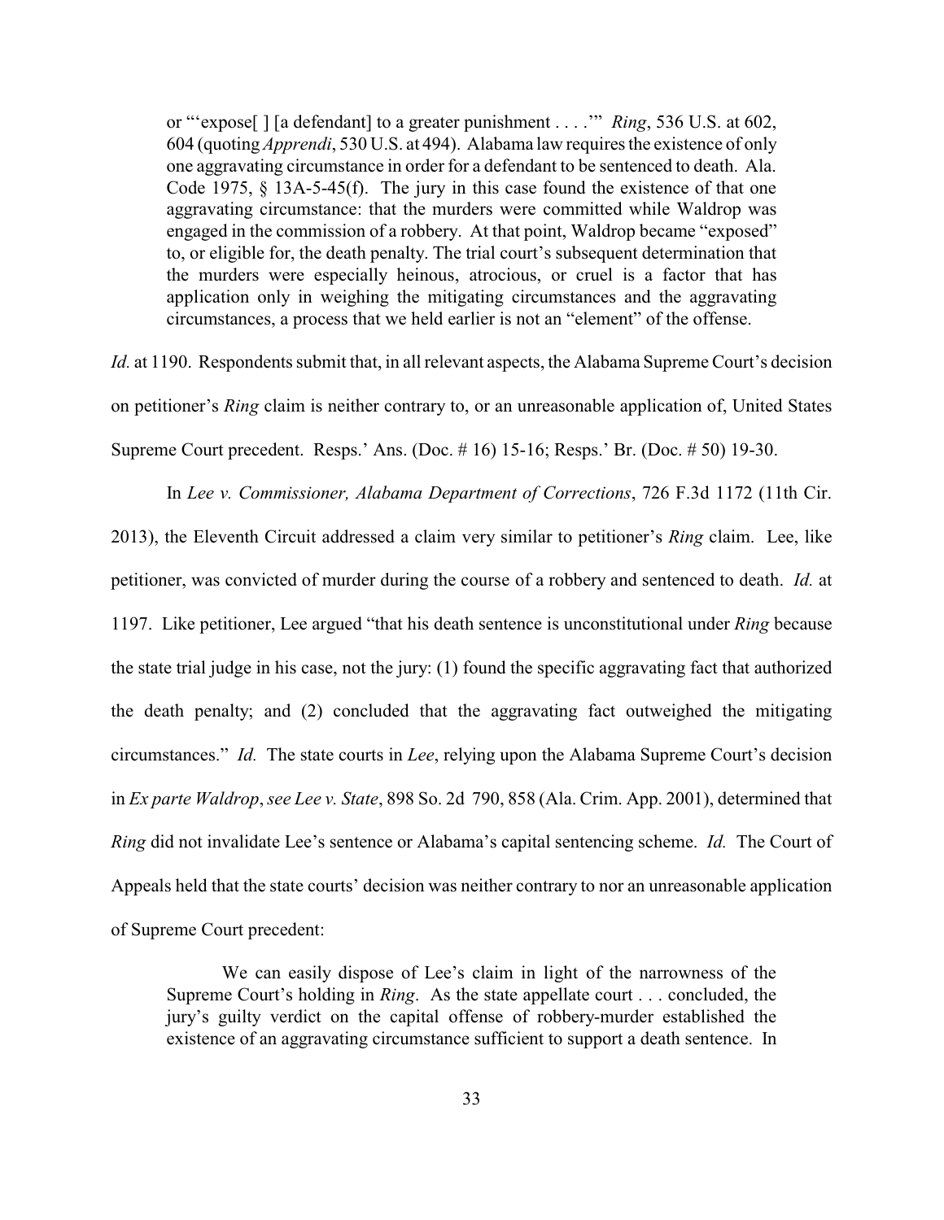> or "'expose[ ] [a defendant] to a greater punishment . . . .'" *Ring*, 536 U.S. at 602, 604 (quoting *Apprendi*, 530 U.S. at 494). Alabama law requires the existence of only one aggravating circumstance in order for a defendant to be sentenced to death. Ala. Code 1975, § 13A-5-45(f). The jury in this case found the existence of that one aggravating circumstance: that the murders were committed while Waldrop was engaged in the commission of a robbery. At that point, Waldrop became "exposed" to, or eligible for, the death penalty. The trial court's subsequent determination that the murders were especially heinous, atrocious, or cruel is a factor that has application only in weighing the mitigating circumstances and the aggravating circumstances, a process that we held earlier is not an "element" of the offense.

*Id.* at 1190. Respondents submit that, in all relevant aspects, the Alabama Supreme Court's decision on petitioner's *Ring* claim is neither contrary to, or an unreasonable application of, United States Supreme Court precedent. Resps.' Ans. (Doc. # 16) 15-16; Resps.' Br. (Doc. # 50) 19-30.

In *Lee v. Commissioner, Alabama Department of Corrections*, 726 F.3d 1172 (11th Cir. 2013), the Eleventh Circuit addressed a claim very similar to petitioner's *Ring* claim. Lee, like petitioner, was convicted of murder during the course of a robbery and sentenced to death. *Id.* at 1197. Like petitioner, Lee argued "that his death sentence is unconstitutional under *Ring* because the state trial judge in his case, not the jury: (1) found the specific aggravating fact that authorized the death penalty; and (2) concluded that the aggravating fact outweighed the mitigating circumstances." *Id.* The state courts in *Lee*, relying upon the Alabama Supreme Court's decision in *Ex parte Waldrop*, *see Lee v. State*, 898 So. 2d 790, 858 (Ala. Crim. App. 2001), determined that *Ring* did not invalidate Lee's sentence or Alabama's capital sentencing scheme. *Id.* The Court of Appeals held that the state courts' decision was neither contrary to nor an unreasonable application of Supreme Court precedent:

> We can easily dispose of Lee's claim in light of the narrowness of the Supreme Court's holding in *Ring*. As the state appellate court . . . concluded, the jury's guilty verdict on the capital offense of robbery-murder established the existence of an aggravating circumstance sufficient to support a death sentence. In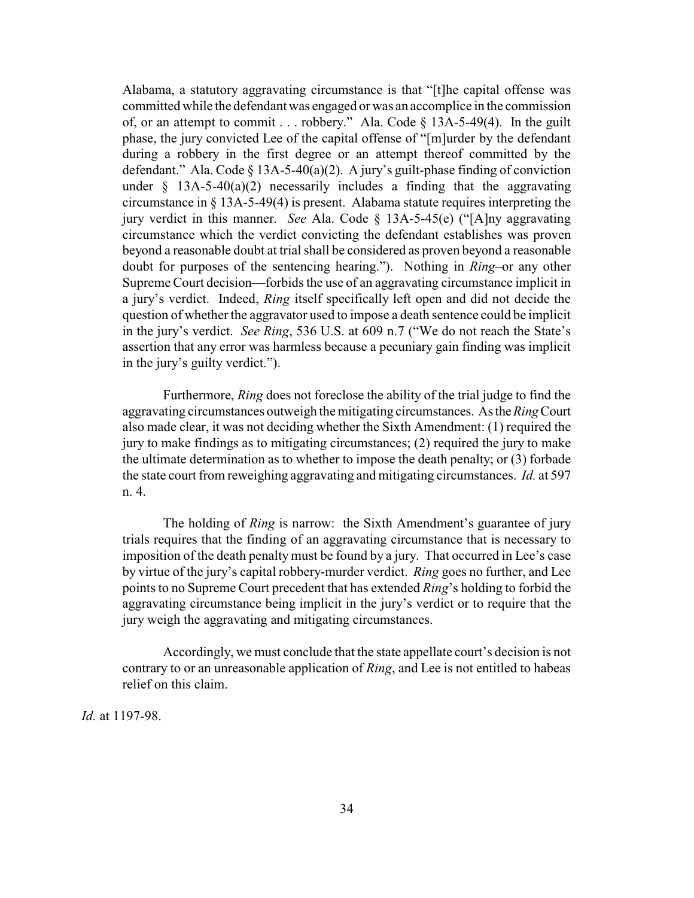Alabama, a statutory aggravating circumstance is that "[t]he capital offense was committed while the defendant was engaged or was an accomplice in the commission of, or an attempt to commit . . . robbery." Ala. Code § 13A-5-49(4). In the guilt phase, the jury convicted Lee of the capital offense of "[m]urder by the defendant during a robbery in the first degree or an attempt thereof committed by the defendant." Ala. Code § 13A-5-40(a)(2). A jury's guilt-phase finding of conviction under § 13A-5-40(a)(2) necessarily includes a finding that the aggravating circumstance in § 13A-5-49(4) is present. Alabama statute requires interpreting the jury verdict in this manner. *See* Ala. Code § 13A-5-45(e) ("[A]ny aggravating circumstance which the verdict convicting the defendant establishes was proven beyond a reasonable doubt at trial shall be considered as proven beyond a reasonable doubt for purposes of the sentencing hearing."). Nothing in *Ring*–or any other Supreme Court decision—forbids the use of an aggravating circumstance implicit in a jury's verdict. Indeed, *Ring* itself specifically left open and did not decide the question of whether the aggravator used to impose a death sentence could be implicit in the jury's verdict. *See Ring*, 536 U.S. at 609 n.7 ("We do not reach the State's assertion that any error was harmless because a pecuniary gain finding was implicit in the jury's guilty verdict.").

Furthermore, *Ring* does not foreclose the ability of the trial judge to find the aggravating circumstances outweigh the mitigating circumstances. As the *Ring* Court also made clear, it was not deciding whether the Sixth Amendment: (1) required the jury to make findings as to mitigating circumstances; (2) required the jury to make the ultimate determination as to whether to impose the death penalty; or (3) forbade the state court from reweighing aggravating and mitigating circumstances. *Id.* at 597 n. 4.

The holding of *Ring* is narrow: the Sixth Amendment's guarantee of jury trials requires that the finding of an aggravating circumstance that is necessary to imposition of the death penalty must be found by a jury. That occurred in Lee's case by virtue of the jury's capital robbery-murder verdict. *Ring* goes no further, and Lee points to no Supreme Court precedent that has extended *Ring*'s holding to forbid the aggravating circumstance being implicit in the jury's verdict or to require that the jury weigh the aggravating and mitigating circumstances.

Accordingly, we must conclude that the state appellate court's decision is not contrary to or an unreasonable application of *Ring*, and Lee is not entitled to habeas relief on this claim.

*Id.* at 1197-98.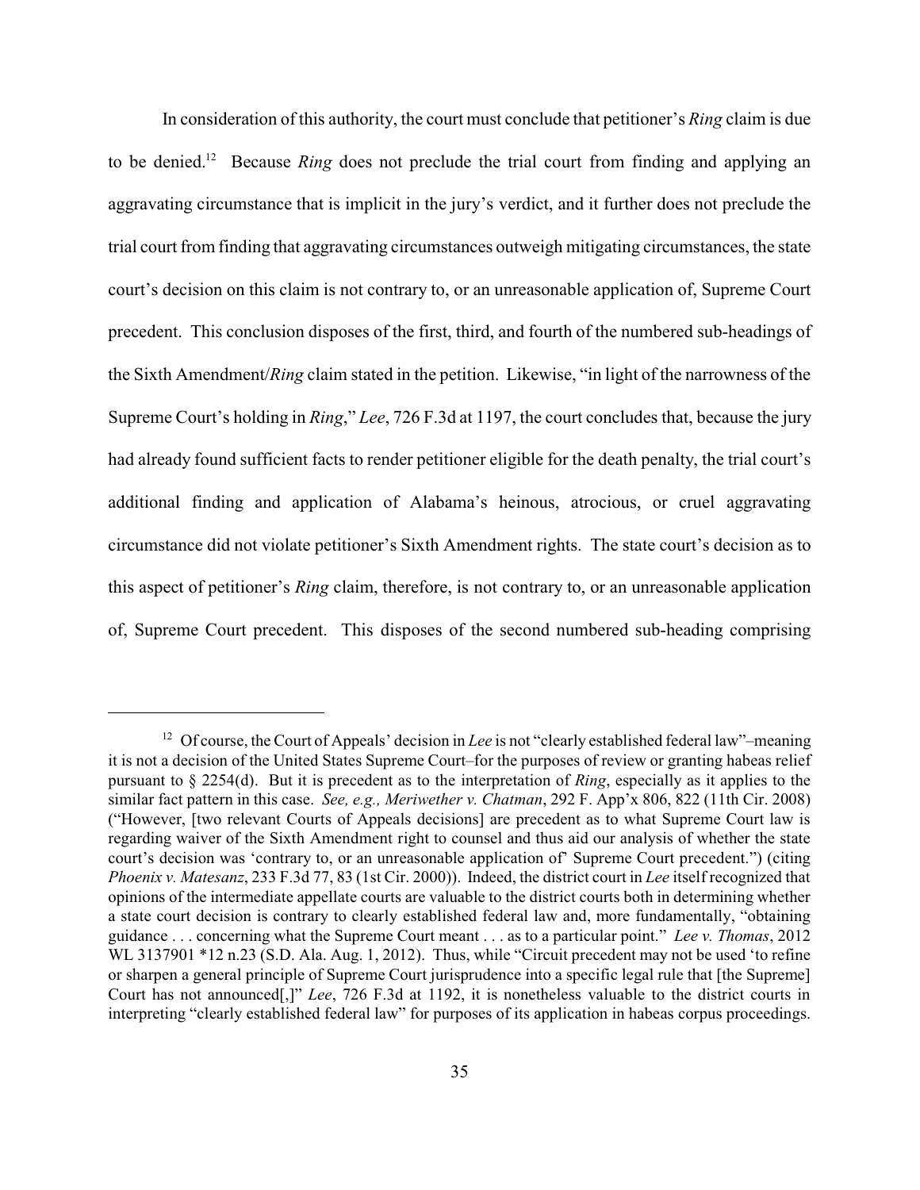In consideration of this authority, the court must conclude that petitioner's *Ring* claim is due to be denied.[12] Because *Ring* does not preclude the trial court from finding and applying an aggravating circumstance that is implicit in the jury's verdict, and it further does not preclude the trial court from finding that aggravating circumstances outweigh mitigating circumstances, the state court's decision on this claim is not contrary to, or an unreasonable application of, Supreme Court precedent. This conclusion disposes of the first, third, and fourth of the numbered sub-headings of the Sixth Amendment/*Ring* claim stated in the petition. Likewise, "in light of the narrowness of the Supreme Court's holding in *Ring*," *Lee*, 726 F.3d at 1197, the court concludes that, because the jury had already found sufficient facts to render petitioner eligible for the death penalty, the trial court's additional finding and application of Alabama's heinous, atrocious, or cruel aggravating circumstance did not violate petitioner's Sixth Amendment rights. The state court's decision as to this aspect of petitioner's *Ring* claim, therefore, is not contrary to, or an unreasonable application of, Supreme Court precedent. This disposes of the second numbered sub-heading comprising

[12] Of course, the Court of Appeals' decision in *Lee* is not "clearly established federal law"–meaning it is not a decision of the United States Supreme Court–for the purposes of review or granting habeas relief pursuant to § 2254(d). But it is precedent as to the interpretation of *Ring*, especially as it applies to the similar fact pattern in this case. *See, e.g., Meriwether v. Chatman*, 292 F. App'x 806, 822 (11th Cir. 2008) ("However, [two relevant Courts of Appeals decisions] are precedent as to what Supreme Court law is regarding waiver of the Sixth Amendment right to counsel and thus aid our analysis of whether the state court's decision was 'contrary to, or an unreasonable application of' Supreme Court precedent.") (citing *Phoenix v. Matesanz*, 233 F.3d 77, 83 (1st Cir. 2000)). Indeed, the district court in *Lee* itself recognized that opinions of the intermediate appellate courts are valuable to the district courts both in determining whether a state court decision is contrary to clearly established federal law and, more fundamentally, "obtaining guidance . . . concerning what the Supreme Court meant . . . as to a particular point." *Lee v. Thomas*, 2012 WL 3137901 *12 n.23 (S.D. Ala. Aug. 1, 2012). Thus, while "Circuit precedent may not be used 'to refine or sharpen a general principle of Supreme Court jurisprudence into a specific legal rule that [the Supreme] Court has not announced[,]" *Lee*, 726 F.3d at 1192, it is nonetheless valuable to the district courts in interpreting "clearly established federal law" for purposes of its application in habeas corpus proceedings.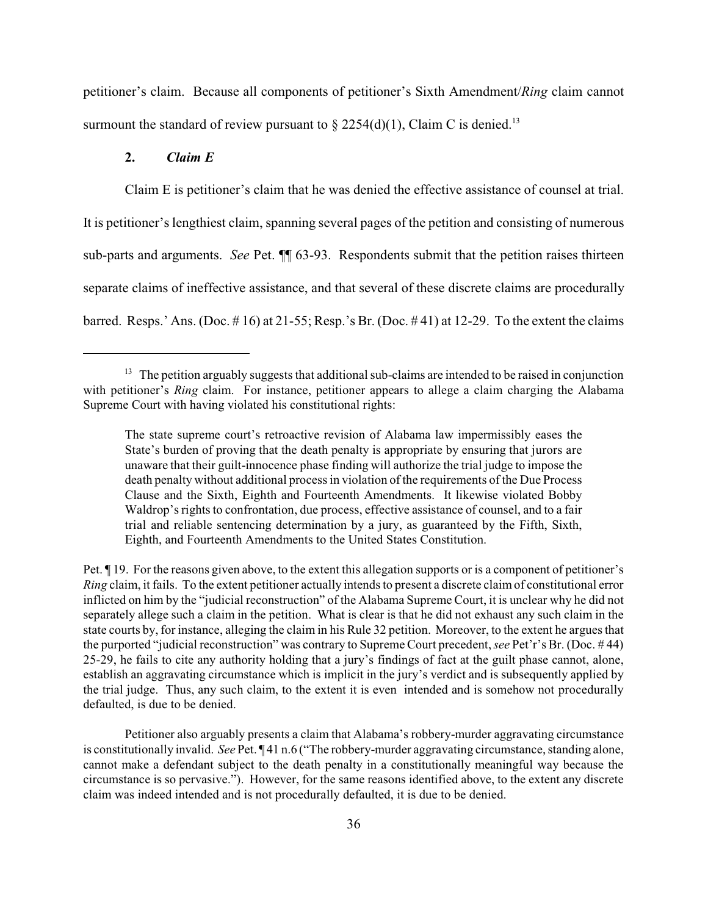petitioner's claim. Because all components of petitioner's Sixth Amendment/*Ring* claim cannot surmount the standard of review pursuant to § 2254(d)(1), Claim C is denied.[13]

**2. *Claim E***

Claim E is petitioner's claim that he was denied the effective assistance of counsel at trial. It is petitioner's lengthiest claim, spanning several pages of the petition and consisting of numerous sub-parts and arguments. *See* Pet. ¶¶ 63-93. Respondents submit that the petition raises thirteen separate claims of ineffective assistance, and that several of these discrete claims are procedurally barred. Resps.' Ans. (Doc. # 16) at 21-55; Resp.'s Br. (Doc. # 41) at 12-29. To the extent the claims

---

[13] The petition arguably suggests that additional sub-claims are intended to be raised in conjunction with petitioner's *Ring* claim. For instance, petitioner appears to allege a claim charging the Alabama Supreme Court with having violated his constitutional rights:

> The state supreme court's retroactive revision of Alabama law impermissibly eases the State's burden of proving that the death penalty is appropriate by ensuring that jurors are unaware that their guilt-innocence phase finding will authorize the trial judge to impose the death penalty without additional process in violation of the requirements of the Due Process Clause and the Sixth, Eighth and Fourteenth Amendments. It likewise violated Bobby Waldrop's rights to confrontation, due process, effective assistance of counsel, and to a fair trial and reliable sentencing determination by a jury, as guaranteed by the Fifth, Sixth, Eighth, and Fourteenth Amendments to the United States Constitution.

Pet. ¶ 19. For the reasons given above, to the extent this allegation supports or is a component of petitioner's *Ring* claim, it fails. To the extent petitioner actually intends to present a discrete claim of constitutional error inflicted on him by the "judicial reconstruction" of the Alabama Supreme Court, it is unclear why he did not separately allege such a claim in the petition. What is clear is that he did not exhaust any such claim in the state courts by, for instance, alleging the claim in his Rule 32 petition. Moreover, to the extent he argues that the purported "judicial reconstruction" was contrary to Supreme Court precedent, *see* Pet'r's Br. (Doc. # 44) 25-29, he fails to cite any authority holding that a jury's findings of fact at the guilt phase cannot, alone, establish an aggravating circumstance which is implicit in the jury's verdict and is subsequently applied by the trial judge. Thus, any such claim, to the extent it is even intended and is somehow not procedurally defaulted, is due to be denied.

Petitioner also arguably presents a claim that Alabama's robbery-murder aggravating circumstance is constitutionally invalid. *See* Pet. ¶ 41 n.6 ("The robbery-murder aggravating circumstance, standing alone, cannot make a defendant subject to the death penalty in a constitutionally meaningful way because the circumstance is so pervasive."). However, for the same reasons identified above, to the extent any discrete claim was indeed intended and is not procedurally defaulted, it is due to be denied.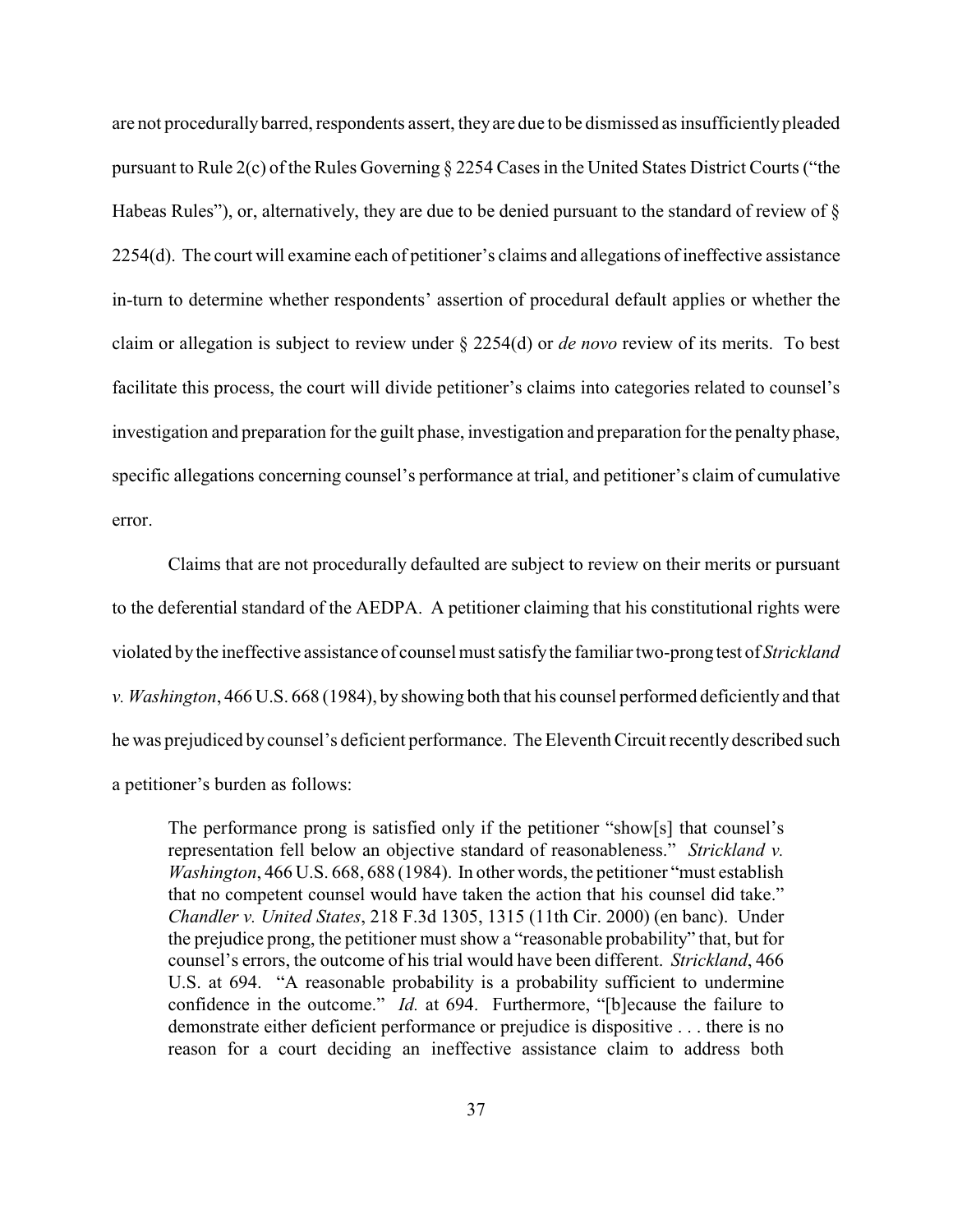are not procedurally barred, respondents assert, they are due to be dismissed as insufficiently pleaded pursuant to Rule 2(c) of the Rules Governing § 2254 Cases in the United States District Courts ("the Habeas Rules"), or, alternatively, they are due to be denied pursuant to the standard of review of § 2254(d). The court will examine each of petitioner's claims and allegations of ineffective assistance in-turn to determine whether respondents' assertion of procedural default applies or whether the claim or allegation is subject to review under § 2254(d) or *de novo* review of its merits. To best facilitate this process, the court will divide petitioner's claims into categories related to counsel's investigation and preparation for the guilt phase, investigation and preparation for the penalty phase, specific allegations concerning counsel's performance at trial, and petitioner's claim of cumulative error.

Claims that are not procedurally defaulted are subject to review on their merits or pursuant to the deferential standard of the AEDPA. A petitioner claiming that his constitutional rights were violated by the ineffective assistance of counsel must satisfy the familiar two-prong test of *Strickland v. Washington*, 466 U.S. 668 (1984), by showing both that his counsel performed deficiently and that he was prejudiced by counsel's deficient performance. The Eleventh Circuit recently described such a petitioner's burden as follows:

> The performance prong is satisfied only if the petitioner "show[s] that counsel's representation fell below an objective standard of reasonableness." *Strickland v. Washington*, 466 U.S. 668, 688 (1984). In other words, the petitioner "must establish that no competent counsel would have taken the action that his counsel did take." *Chandler v. United States*, 218 F.3d 1305, 1315 (11th Cir. 2000) (en banc). Under the prejudice prong, the petitioner must show a "reasonable probability" that, but for counsel's errors, the outcome of his trial would have been different. *Strickland*, 466 U.S. at 694. "A reasonable probability is a probability sufficient to undermine confidence in the outcome." *Id.* at 694. Furthermore, "[b]ecause the failure to demonstrate either deficient performance or prejudice is dispositive . . . there is no reason for a court deciding an ineffective assistance claim to address both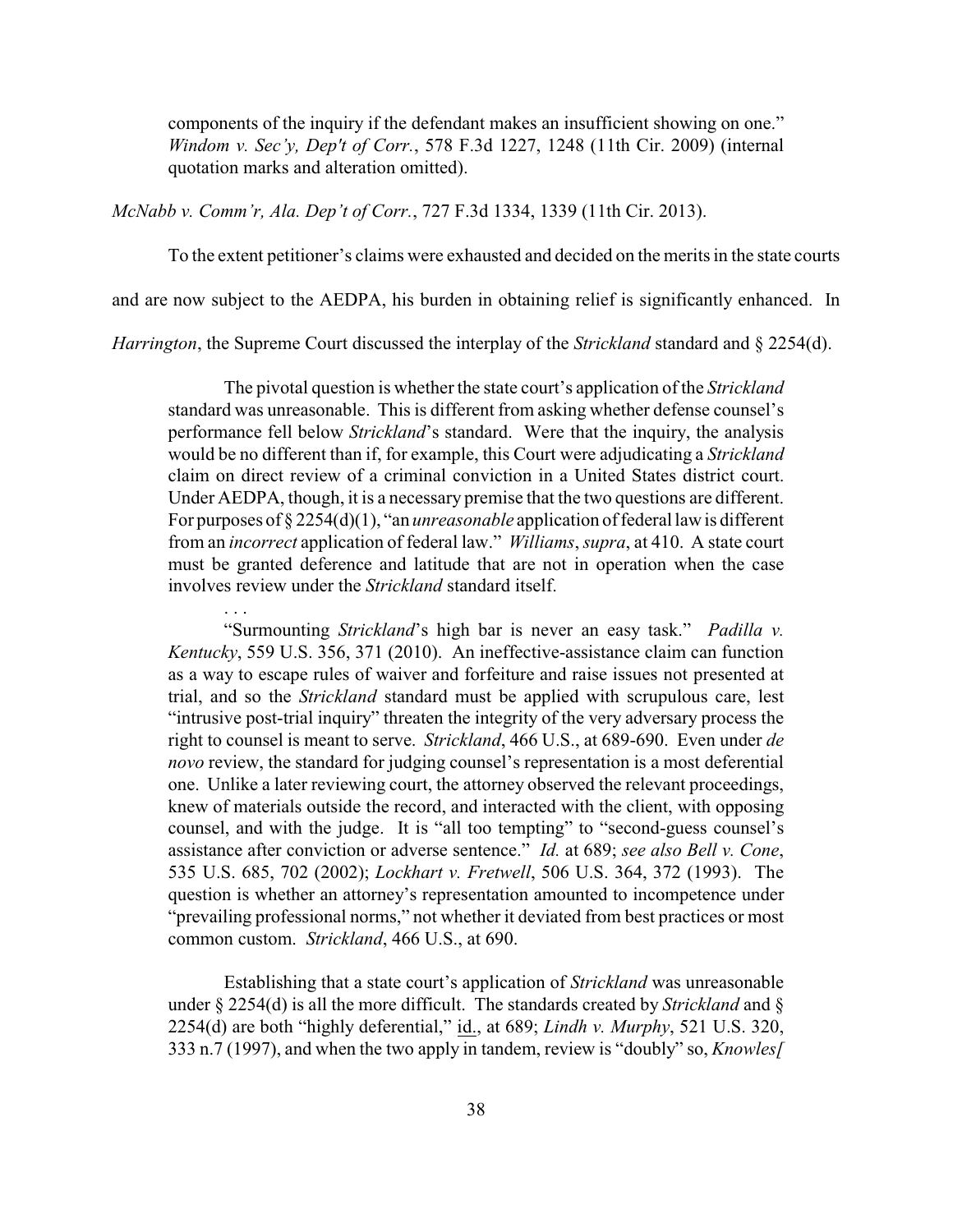> components of the inquiry if the defendant makes an insufficient showing on one." *Windom v. Sec'y, Dep't of Corr.*, 578 F.3d 1227, 1248 (11th Cir. 2009) (internal quotation marks and alteration omitted).

*McNabb v. Comm'r, Ala. Dep't of Corr.*, 727 F.3d 1334, 1339 (11th Cir. 2013).

To the extent petitioner's claims were exhausted and decided on the merits in the state courts and are now subject to the AEDPA, his burden in obtaining relief is significantly enhanced. In *Harrington*, the Supreme Court discussed the interplay of the *Strickland* standard and § 2254(d).

> The pivotal question is whether the state court's application of the *Strickland* standard was unreasonable. This is different from asking whether defense counsel's performance fell below *Strickland*'s standard. Were that the inquiry, the analysis would be no different than if, for example, this Court were adjudicating a *Strickland* claim on direct review of a criminal conviction in a United States district court. Under AEDPA, though, it is a necessary premise that the two questions are different. For purposes of § 2254(d)(1), "an *unreasonable* application of federal law is different from an *incorrect* application of federal law." *Williams*, *supra*, at 410. A state court must be granted deference and latitude that are not in operation when the case involves review under the *Strickland* standard itself.
>
> . . .
>
> "Surmounting *Strickland*'s high bar is never an easy task." *Padilla v. Kentucky*, 559 U.S. 356, 371 (2010). An ineffective-assistance claim can function as a way to escape rules of waiver and forfeiture and raise issues not presented at trial, and so the *Strickland* standard must be applied with scrupulous care, lest "intrusive post-trial inquiry" threaten the integrity of the very adversary process the right to counsel is meant to serve. *Strickland*, 466 U.S., at 689-690. Even under *de novo* review, the standard for judging counsel's representation is a most deferential one. Unlike a later reviewing court, the attorney observed the relevant proceedings, knew of materials outside the record, and interacted with the client, with opposing counsel, and with the judge. It is "all too tempting" to "second-guess counsel's assistance after conviction or adverse sentence." *Id.* at 689; *see also Bell v. Cone*, 535 U.S. 685, 702 (2002); *Lockhart v. Fretwell*, 506 U.S. 364, 372 (1993). The question is whether an attorney's representation amounted to incompetence under "prevailing professional norms," not whether it deviated from best practices or most common custom. *Strickland*, 466 U.S., at 690.
>
> Establishing that a state court's application of *Strickland* was unreasonable under § 2254(d) is all the more difficult. The standards created by *Strickland* and § 2254(d) are both "highly deferential," id., at 689; *Lindh v. Murphy*, 521 U.S. 320, 333 n.7 (1997), and when the two apply in tandem, review is "doubly" so, *Knowles[*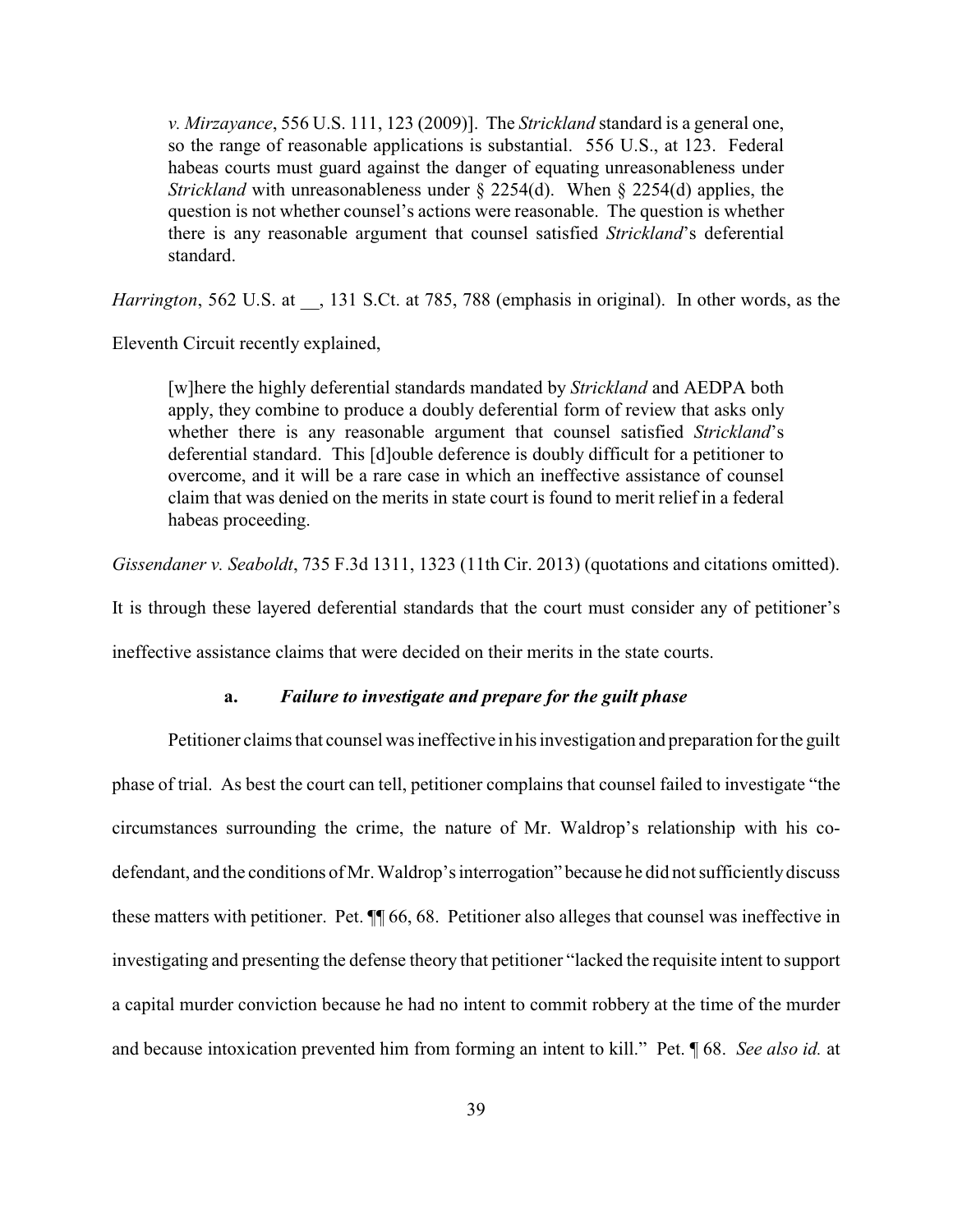> *v. Mirzayance*, 556 U.S. 111, 123 (2009)]. The *Strickland* standard is a general one, so the range of reasonable applications is substantial. 556 U.S., at 123. Federal habeas courts must guard against the danger of equating unreasonableness under *Strickland* with unreasonableness under § 2254(d). When § 2254(d) applies, the question is not whether counsel's actions were reasonable. The question is whether there is any reasonable argument that counsel satisfied *Strickland*'s deferential standard.

*Harrington*, 562 U.S. at __, 131 S.Ct. at 785, 788 (emphasis in original). In other words, as the Eleventh Circuit recently explained,

> [w]here the highly deferential standards mandated by *Strickland* and AEDPA both apply, they combine to produce a doubly deferential form of review that asks only whether there is any reasonable argument that counsel satisfied *Strickland*'s deferential standard. This [d]ouble deference is doubly difficult for a petitioner to overcome, and it will be a rare case in which an ineffective assistance of counsel claim that was denied on the merits in state court is found to merit relief in a federal habeas proceeding.

*Gissendaner v. Seaboldt*, 735 F.3d 1311, 1323 (11th Cir. 2013) (quotations and citations omitted). It is through these layered deferential standards that the court must consider any of petitioner's ineffective assistance claims that were decided on their merits in the state courts.

#### a. *Failure to investigate and prepare for the guilt phase*

Petitioner claims that counsel was ineffective in his investigation and preparation for the guilt phase of trial. As best the court can tell, petitioner complains that counsel failed to investigate "the circumstances surrounding the crime, the nature of Mr. Waldrop's relationship with his co-defendant, and the conditions of Mr. Waldrop's interrogation" because he did not sufficiently discuss these matters with petitioner. Pet. ¶¶ 66, 68. Petitioner also alleges that counsel was ineffective in investigating and presenting the defense theory that petitioner "lacked the requisite intent to support a capital murder conviction because he had no intent to commit robbery at the time of the murder and because intoxication prevented him from forming an intent to kill." Pet. ¶ 68. *See also id.* at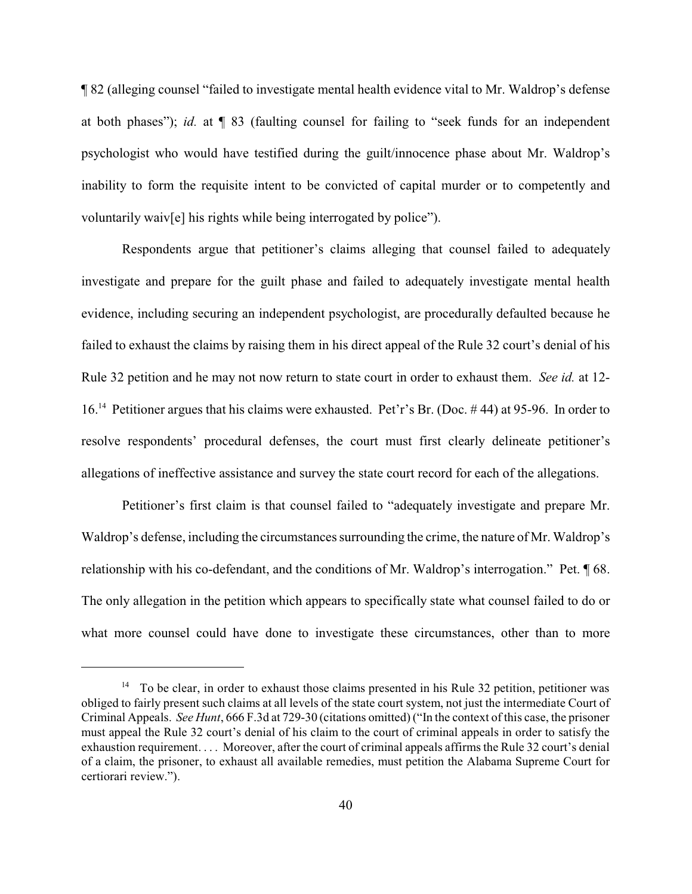¶ 82 (alleging counsel "failed to investigate mental health evidence vital to Mr. Waldrop's defense at both phases"); *id.* at ¶ 83 (faulting counsel for failing to "seek funds for an independent psychologist who would have testified during the guilt/innocence phase about Mr. Waldrop's inability to form the requisite intent to be convicted of capital murder or to competently and voluntarily waiv[e] his rights while being interrogated by police").

Respondents argue that petitioner's claims alleging that counsel failed to adequately investigate and prepare for the guilt phase and failed to adequately investigate mental health evidence, including securing an independent psychologist, are procedurally defaulted because he failed to exhaust the claims by raising them in his direct appeal of the Rule 32 court's denial of his Rule 32 petition and he may not now return to state court in order to exhaust them. *See id.* at 12-16.[14] Petitioner argues that his claims were exhausted. Pet'r's Br. (Doc. # 44) at 95-96. In order to resolve respondents' procedural defenses, the court must first clearly delineate petitioner's allegations of ineffective assistance and survey the state court record for each of the allegations.

Petitioner's first claim is that counsel failed to "adequately investigate and prepare Mr. Waldrop's defense, including the circumstances surrounding the crime, the nature of Mr. Waldrop's relationship with his co-defendant, and the conditions of Mr. Waldrop's interrogation." Pet. ¶ 68. The only allegation in the petition which appears to specifically state what counsel failed to do or what more counsel could have done to investigate these circumstances, other than to more

[14] To be clear, in order to exhaust those claims presented in his Rule 32 petition, petitioner was obliged to fairly present such claims at all levels of the state court system, not just the intermediate Court of Criminal Appeals. *See Hunt*, 666 F.3d at 729-30 (citations omitted) ("In the context of this case, the prisoner must appeal the Rule 32 court's denial of his claim to the court of criminal appeals in order to satisfy the exhaustion requirement. . . . Moreover, after the court of criminal appeals affirms the Rule 32 court's denial of a claim, the prisoner, to exhaust all available remedies, must petition the Alabama Supreme Court for certiorari review.").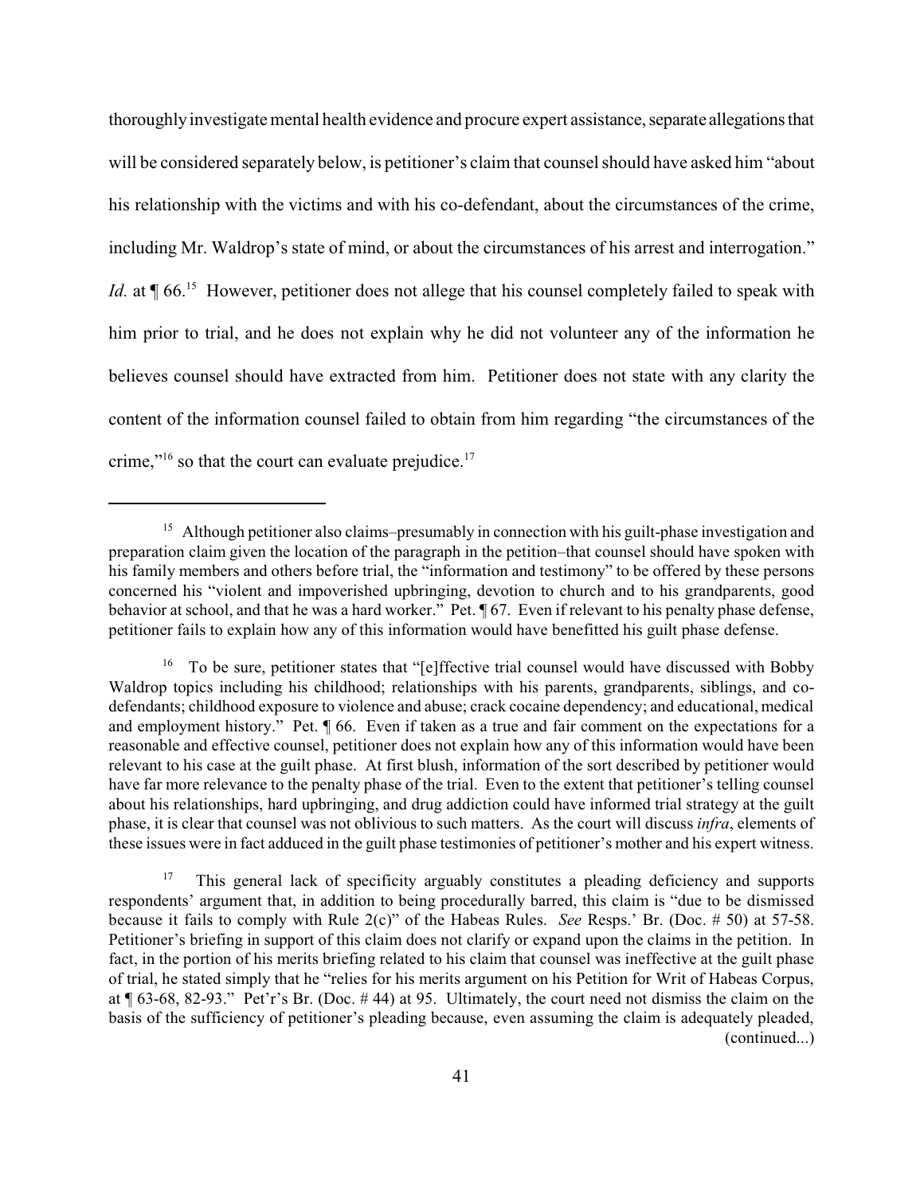thoroughly investigate mental health evidence and procure expert assistance, separate allegations that will be considered separately below, is petitioner's claim that counsel should have asked him "about his relationship with the victims and with his co-defendant, about the circumstances of the crime, including Mr. Waldrop's state of mind, or about the circumstances of his arrest and interrogation." *Id.* at ¶ 66.[15] However, petitioner does not allege that his counsel completely failed to speak with him prior to trial, and he does not explain why he did not volunteer any of the information he believes counsel should have extracted from him. Petitioner does not state with any clarity the content of the information counsel failed to obtain from him regarding "the circumstances of the crime,"[16] so that the court can evaluate prejudice.[17]

---

[15] Although petitioner also claims–presumably in connection with his guilt-phase investigation and preparation claim given the location of the paragraph in the petition–that counsel should have spoken with his family members and others before trial, the "information and testimony" to be offered by these persons concerned his "violent and impoverished upbringing, devotion to church and to his grandparents, good behavior at school, and that he was a hard worker." Pet. ¶ 67. Even if relevant to his penalty phase defense, petitioner fails to explain how any of this information would have benefitted his guilt phase defense.

[16] To be sure, petitioner states that "[e]ffective trial counsel would have discussed with Bobby Waldrop topics including his childhood; relationships with his parents, grandparents, siblings, and co-defendants; childhood exposure to violence and abuse; crack cocaine dependency; and educational, medical and employment history." Pet. ¶ 66. Even if taken as a true and fair comment on the expectations for a reasonable and effective counsel, petitioner does not explain how any of this information would have been relevant to his case at the guilt phase. At first blush, information of the sort described by petitioner would have far more relevance to the penalty phase of the trial. Even to the extent that petitioner's telling counsel about his relationships, hard upbringing, and drug addiction could have informed trial strategy at the guilt phase, it is clear that counsel was not oblivious to such matters. As the court will discuss *infra*, elements of these issues were in fact adduced in the guilt phase testimonies of petitioner's mother and his expert witness.

[17] This general lack of specificity arguably constitutes a pleading deficiency and supports respondents' argument that, in addition to being procedurally barred, this claim is "due to be dismissed because it fails to comply with Rule 2(c)" of the Habeas Rules. *See* Resps.' Br. (Doc. # 50) at 57-58. Petitioner's briefing in support of this claim does not clarify or expand upon the claims in the petition. In fact, in the portion of his merits briefing related to his claim that counsel was ineffective at the guilt phase of trial, he stated simply that he "relies for his merits argument on his Petition for Writ of Habeas Corpus, at ¶ 63-68, 82-93." Pet'r's Br. (Doc. # 44) at 95. Ultimately, the court need not dismiss the claim on the basis of the sufficiency of petitioner's pleading because, even assuming the claim is adequately pleaded, (continued...)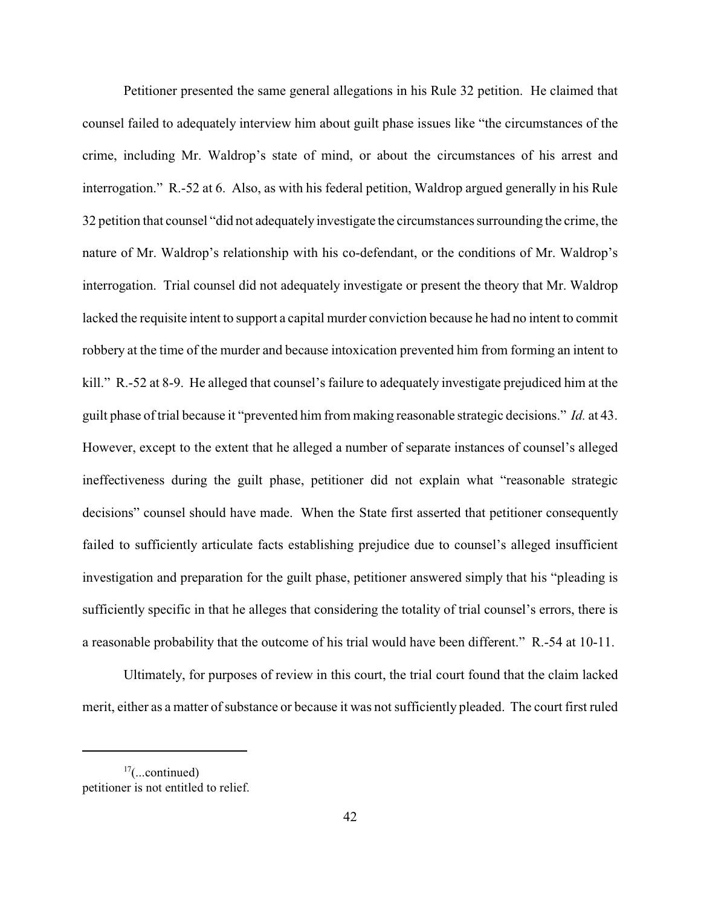Petitioner presented the same general allegations in his Rule 32 petition. He claimed that counsel failed to adequately interview him about guilt phase issues like "the circumstances of the crime, including Mr. Waldrop's state of mind, or about the circumstances of his arrest and interrogation." R.-52 at 6. Also, as with his federal petition, Waldrop argued generally in his Rule 32 petition that counsel "did not adequately investigate the circumstances surrounding the crime, the nature of Mr. Waldrop's relationship with his co-defendant, or the conditions of Mr. Waldrop's interrogation. Trial counsel did not adequately investigate or present the theory that Mr. Waldrop lacked the requisite intent to support a capital murder conviction because he had no intent to commit robbery at the time of the murder and because intoxication prevented him from forming an intent to kill." R.-52 at 8-9. He alleged that counsel's failure to adequately investigate prejudiced him at the guilt phase of trial because it "prevented him from making reasonable strategic decisions." *Id.* at 43. However, except to the extent that he alleged a number of separate instances of counsel's alleged ineffectiveness during the guilt phase, petitioner did not explain what "reasonable strategic decisions" counsel should have made. When the State first asserted that petitioner consequently failed to sufficiently articulate facts establishing prejudice due to counsel's alleged insufficient investigation and preparation for the guilt phase, petitioner answered simply that his "pleading is sufficiently specific in that he alleges that considering the totality of trial counsel's errors, there is a reasonable probability that the outcome of his trial would have been different." R.-54 at 10-11.

Ultimately, for purposes of review in this court, the trial court found that the claim lacked merit, either as a matter of substance or because it was not sufficiently pleaded. The court first ruled

---

[17](...continued)
petitioner is not entitled to relief.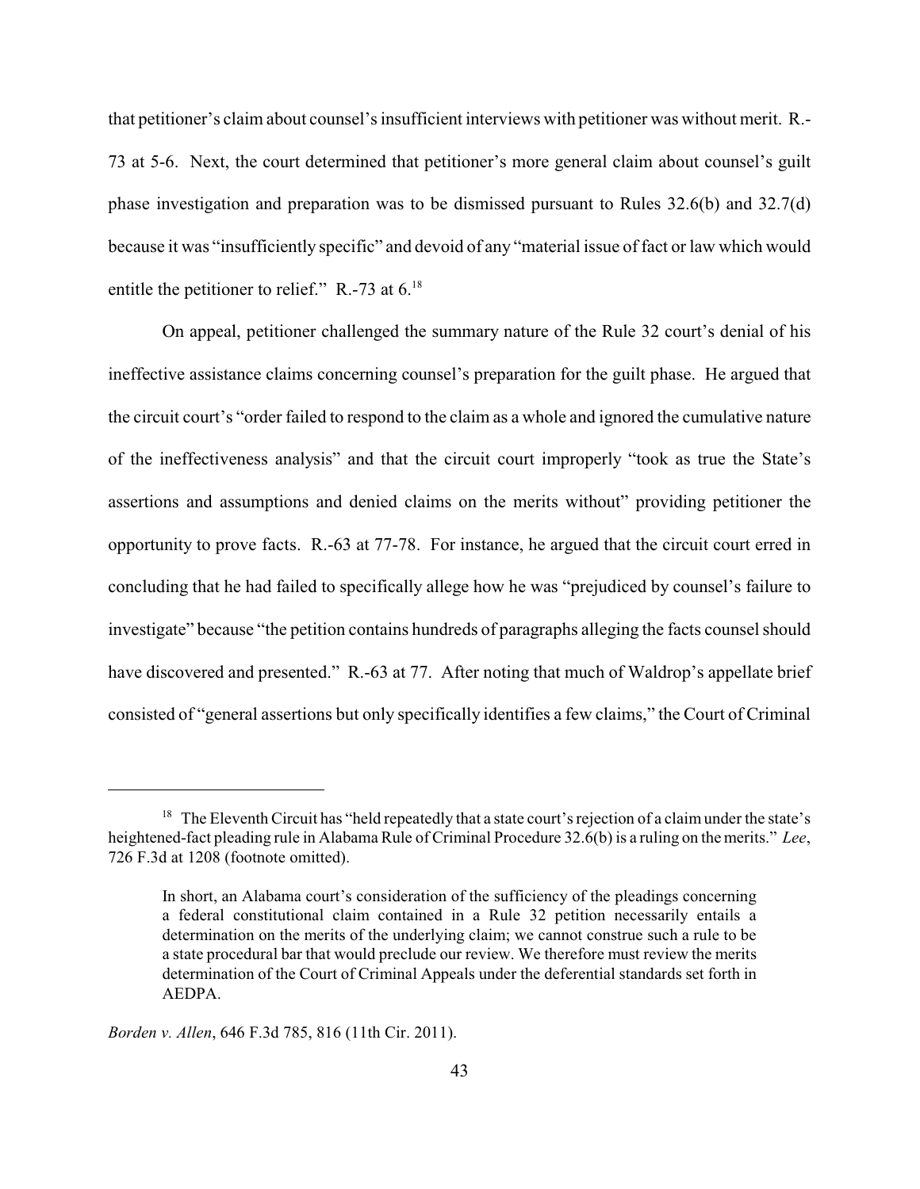that petitioner's claim about counsel's insufficient interviews with petitioner was without merit. R.-73 at 5-6. Next, the court determined that petitioner's more general claim about counsel's guilt phase investigation and preparation was to be dismissed pursuant to Rules 32.6(b) and 32.7(d) because it was "insufficiently specific" and devoid of any "material issue of fact or law which would entitle the petitioner to relief." R.-73 at 6.[18]

On appeal, petitioner challenged the summary nature of the Rule 32 court's denial of his ineffective assistance claims concerning counsel's preparation for the guilt phase. He argued that the circuit court's "order failed to respond to the claim as a whole and ignored the cumulative nature of the ineffectiveness analysis" and that the circuit court improperly "took as true the State's assertions and assumptions and denied claims on the merits without" providing petitioner the opportunity to prove facts. R.-63 at 77-78. For instance, he argued that the circuit court erred in concluding that he had failed to specifically allege how he was "prejudiced by counsel's failure to investigate" because "the petition contains hundreds of paragraphs alleging the facts counsel should have discovered and presented." R.-63 at 77. After noting that much of Waldrop's appellate brief consisted of "general assertions but only specifically identifies a few claims," the Court of Criminal

---

[18] The Eleventh Circuit has "held repeatedly that a state court's rejection of a claim under the state's heightened-fact pleading rule in Alabama Rule of Criminal Procedure 32.6(b) is a ruling on the merits." *Lee*, 726 F.3d at 1208 (footnote omitted).

> In short, an Alabama court's consideration of the sufficiency of the pleadings concerning a federal constitutional claim contained in a Rule 32 petition necessarily entails a determination on the merits of the underlying claim; we cannot construe such a rule to be a state procedural bar that would preclude our review. We therefore must review the merits determination of the Court of Criminal Appeals under the deferential standards set forth in AEDPA.

*Borden v. Allen*, 646 F.3d 785, 816 (11th Cir. 2011).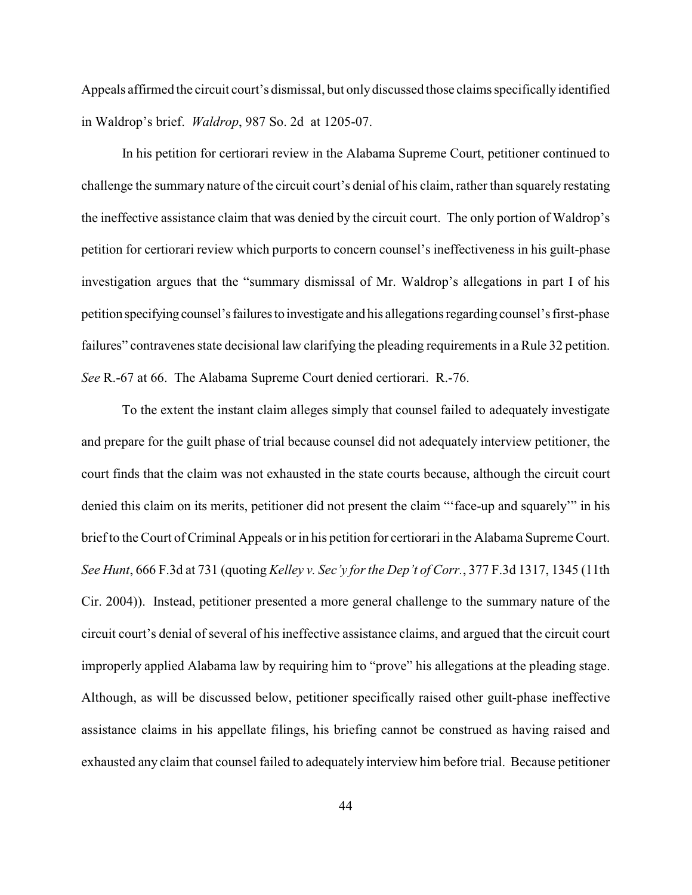Appeals affirmed the circuit court's dismissal, but only discussed those claims specifically identified in Waldrop's brief. *Waldrop*, 987 So. 2d at 1205-07.

In his petition for certiorari review in the Alabama Supreme Court, petitioner continued to challenge the summary nature of the circuit court's denial of his claim, rather than squarely restating the ineffective assistance claim that was denied by the circuit court. The only portion of Waldrop's petition for certiorari review which purports to concern counsel's ineffectiveness in his guilt-phase investigation argues that the "summary dismissal of Mr. Waldrop's allegations in part I of his petition specifying counsel's failures to investigate and his allegations regarding counsel's first-phase failures" contravenes state decisional law clarifying the pleading requirements in a Rule 32 petition. *See* R.-67 at 66. The Alabama Supreme Court denied certiorari. R.-76.

To the extent the instant claim alleges simply that counsel failed to adequately investigate and prepare for the guilt phase of trial because counsel did not adequately interview petitioner, the court finds that the claim was not exhausted in the state courts because, although the circuit court denied this claim on its merits, petitioner did not present the claim "'face-up and squarely'" in his brief to the Court of Criminal Appeals or in his petition for certiorari in the Alabama Supreme Court. *See Hunt*, 666 F.3d at 731 (quoting *Kelley v. Sec'y for the Dep't of Corr.*, 377 F.3d 1317, 1345 (11th Cir. 2004)). Instead, petitioner presented a more general challenge to the summary nature of the circuit court's denial of several of his ineffective assistance claims, and argued that the circuit court improperly applied Alabama law by requiring him to "prove" his allegations at the pleading stage. Although, as will be discussed below, petitioner specifically raised other guilt-phase ineffective assistance claims in his appellate filings, his briefing cannot be construed as having raised and exhausted any claim that counsel failed to adequately interview him before trial. Because petitioner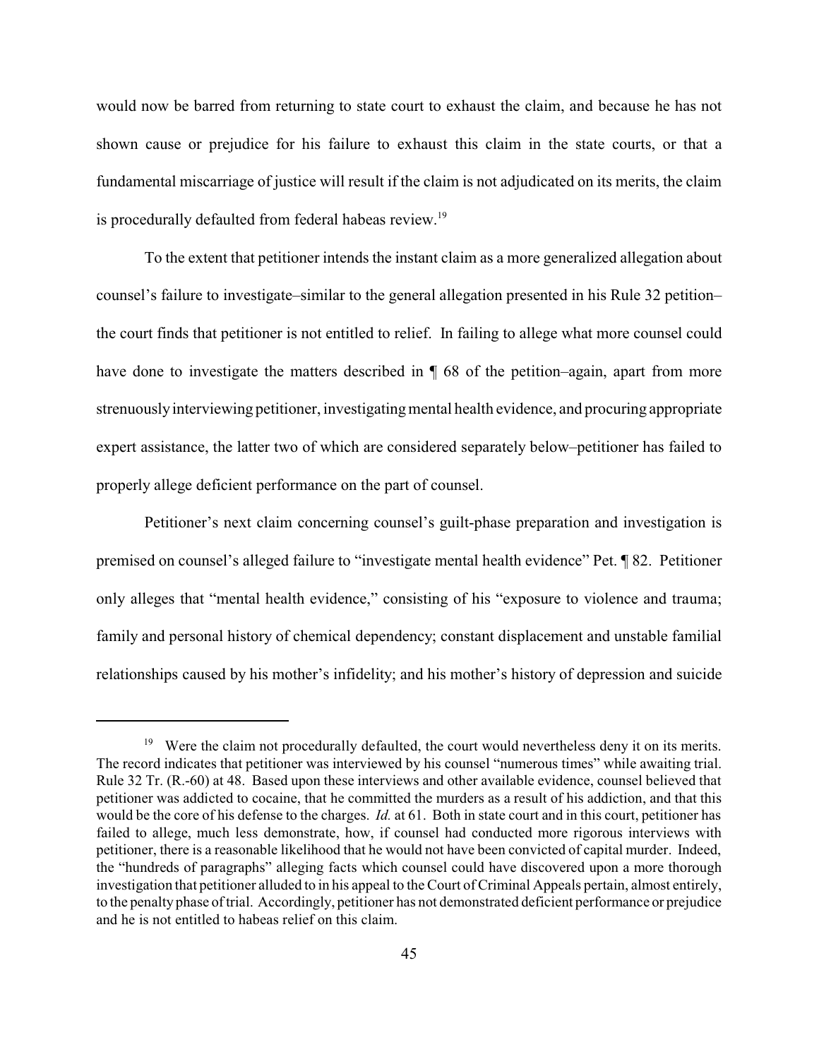would now be barred from returning to state court to exhaust the claim, and because he has not shown cause or prejudice for his failure to exhaust this claim in the state courts, or that a fundamental miscarriage of justice will result if the claim is not adjudicated on its merits, the claim is procedurally defaulted from federal habeas review.[19]

To the extent that petitioner intends the instant claim as a more generalized allegation about counsel's failure to investigate–similar to the general allegation presented in his Rule 32 petition–the court finds that petitioner is not entitled to relief. In failing to allege what more counsel could have done to investigate the matters described in ¶ 68 of the petition–again, apart from more strenuously interviewing petitioner, investigating mental health evidence, and procuring appropriate expert assistance, the latter two of which are considered separately below–petitioner has failed to properly allege deficient performance on the part of counsel.

Petitioner's next claim concerning counsel's guilt-phase preparation and investigation is premised on counsel's alleged failure to "investigate mental health evidence" Pet. ¶ 82. Petitioner only alleges that "mental health evidence," consisting of his "exposure to violence and trauma; family and personal history of chemical dependency; constant displacement and unstable familial relationships caused by his mother's infidelity; and his mother's history of depression and suicide

---

[19] Were the claim not procedurally defaulted, the court would nevertheless deny it on its merits. The record indicates that petitioner was interviewed by his counsel "numerous times" while awaiting trial. Rule 32 Tr. (R.-60) at 48. Based upon these interviews and other available evidence, counsel believed that petitioner was addicted to cocaine, that he committed the murders as a result of his addiction, and that this would be the core of his defense to the charges. *Id.* at 61. Both in state court and in this court, petitioner has failed to allege, much less demonstrate, how, if counsel had conducted more rigorous interviews with petitioner, there is a reasonable likelihood that he would not have been convicted of capital murder. Indeed, the "hundreds of paragraphs" alleging facts which counsel could have discovered upon a more thorough investigation that petitioner alluded to in his appeal to the Court of Criminal Appeals pertain, almost entirely, to the penalty phase of trial. Accordingly, petitioner has not demonstrated deficient performance or prejudice and he is not entitled to habeas relief on this claim.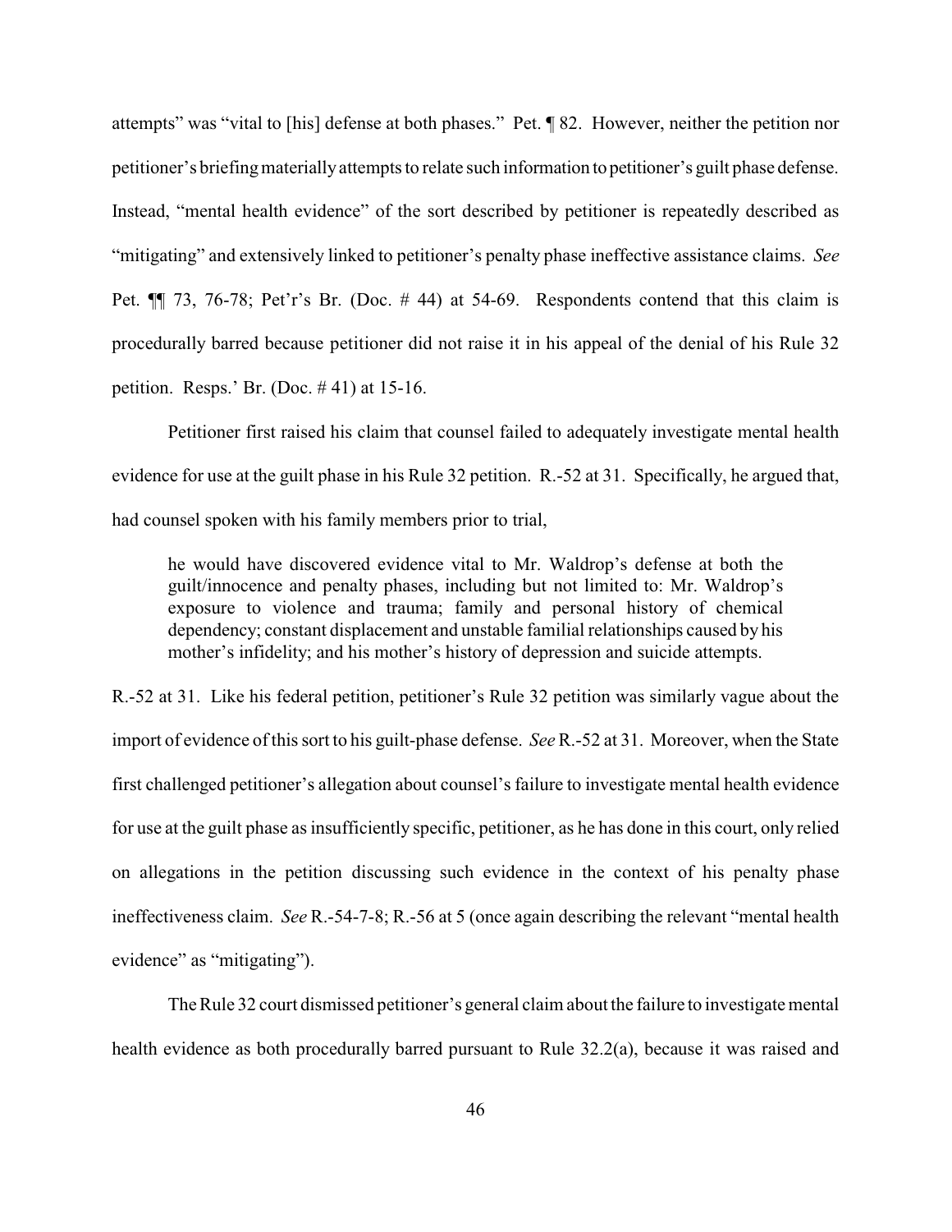attempts" was "vital to [his] defense at both phases." Pet. ¶ 82. However, neither the petition nor petitioner's briefing materially attempts to relate such information to petitioner's guilt phase defense. Instead, "mental health evidence" of the sort described by petitioner is repeatedly described as "mitigating" and extensively linked to petitioner's penalty phase ineffective assistance claims. *See* Pet. ¶¶ 73, 76-78; Pet'r's Br. (Doc. # 44) at 54-69. Respondents contend that this claim is procedurally barred because petitioner did not raise it in his appeal of the denial of his Rule 32 petition. Resps.' Br. (Doc. # 41) at 15-16.

Petitioner first raised his claim that counsel failed to adequately investigate mental health evidence for use at the guilt phase in his Rule 32 petition. R.-52 at 31. Specifically, he argued that, had counsel spoken with his family members prior to trial,

> he would have discovered evidence vital to Mr. Waldrop's defense at both the guilt/innocence and penalty phases, including but not limited to: Mr. Waldrop's exposure to violence and trauma; family and personal history of chemical dependency; constant displacement and unstable familial relationships caused by his mother's infidelity; and his mother's history of depression and suicide attempts.

R.-52 at 31. Like his federal petition, petitioner's Rule 32 petition was similarly vague about the import of evidence of this sort to his guilt-phase defense. *See* R.-52 at 31. Moreover, when the State first challenged petitioner's allegation about counsel's failure to investigate mental health evidence for use at the guilt phase as insufficiently specific, petitioner, as he has done in this court, only relied on allegations in the petition discussing such evidence in the context of his penalty phase ineffectiveness claim. *See* R.-54-7-8; R.-56 at 5 (once again describing the relevant "mental health evidence" as "mitigating").

The Rule 32 court dismissed petitioner's general claim about the failure to investigate mental health evidence as both procedurally barred pursuant to Rule 32.2(a), because it was raised and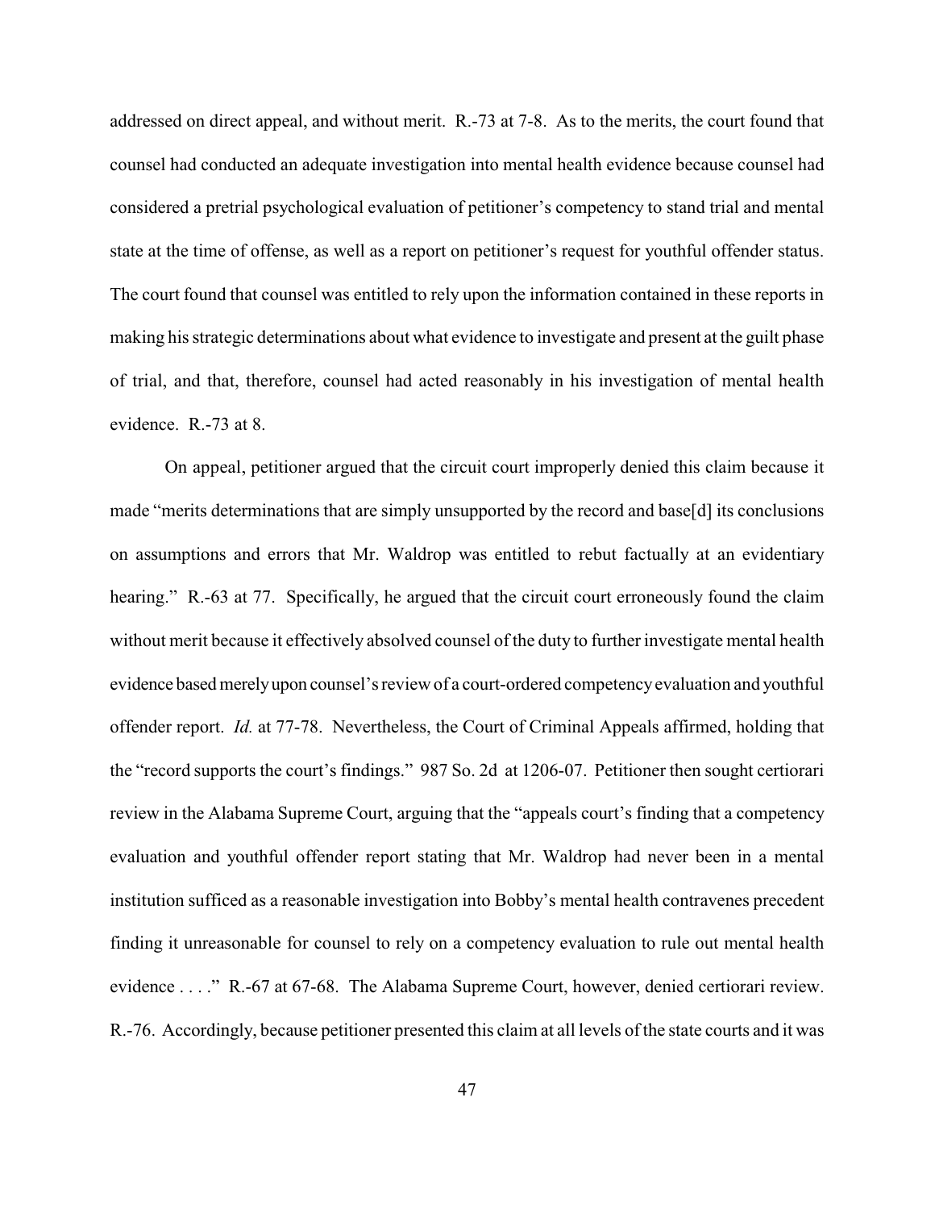addressed on direct appeal, and without merit. R.-73 at 7-8. As to the merits, the court found that counsel had conducted an adequate investigation into mental health evidence because counsel had considered a pretrial psychological evaluation of petitioner's competency to stand trial and mental state at the time of offense, as well as a report on petitioner's request for youthful offender status. The court found that counsel was entitled to rely upon the information contained in these reports in making his strategic determinations about what evidence to investigate and present at the guilt phase of trial, and that, therefore, counsel had acted reasonably in his investigation of mental health evidence. R.-73 at 8.

On appeal, petitioner argued that the circuit court improperly denied this claim because it made "merits determinations that are simply unsupported by the record and base[d] its conclusions on assumptions and errors that Mr. Waldrop was entitled to rebut factually at an evidentiary hearing." R.-63 at 77. Specifically, he argued that the circuit court erroneously found the claim without merit because it effectively absolved counsel of the duty to further investigate mental health evidence based merely upon counsel's review of a court-ordered competency evaluation and youthful offender report. *Id.* at 77-78. Nevertheless, the Court of Criminal Appeals affirmed, holding that the "record supports the court's findings." 987 So. 2d at 1206-07. Petitioner then sought certiorari review in the Alabama Supreme Court, arguing that the "appeals court's finding that a competency evaluation and youthful offender report stating that Mr. Waldrop had never been in a mental institution sufficed as a reasonable investigation into Bobby's mental health contravenes precedent finding it unreasonable for counsel to rely on a competency evaluation to rule out mental health evidence . . . ." R.-67 at 67-68. The Alabama Supreme Court, however, denied certiorari review. R.-76. Accordingly, because petitioner presented this claim at all levels of the state courts and it was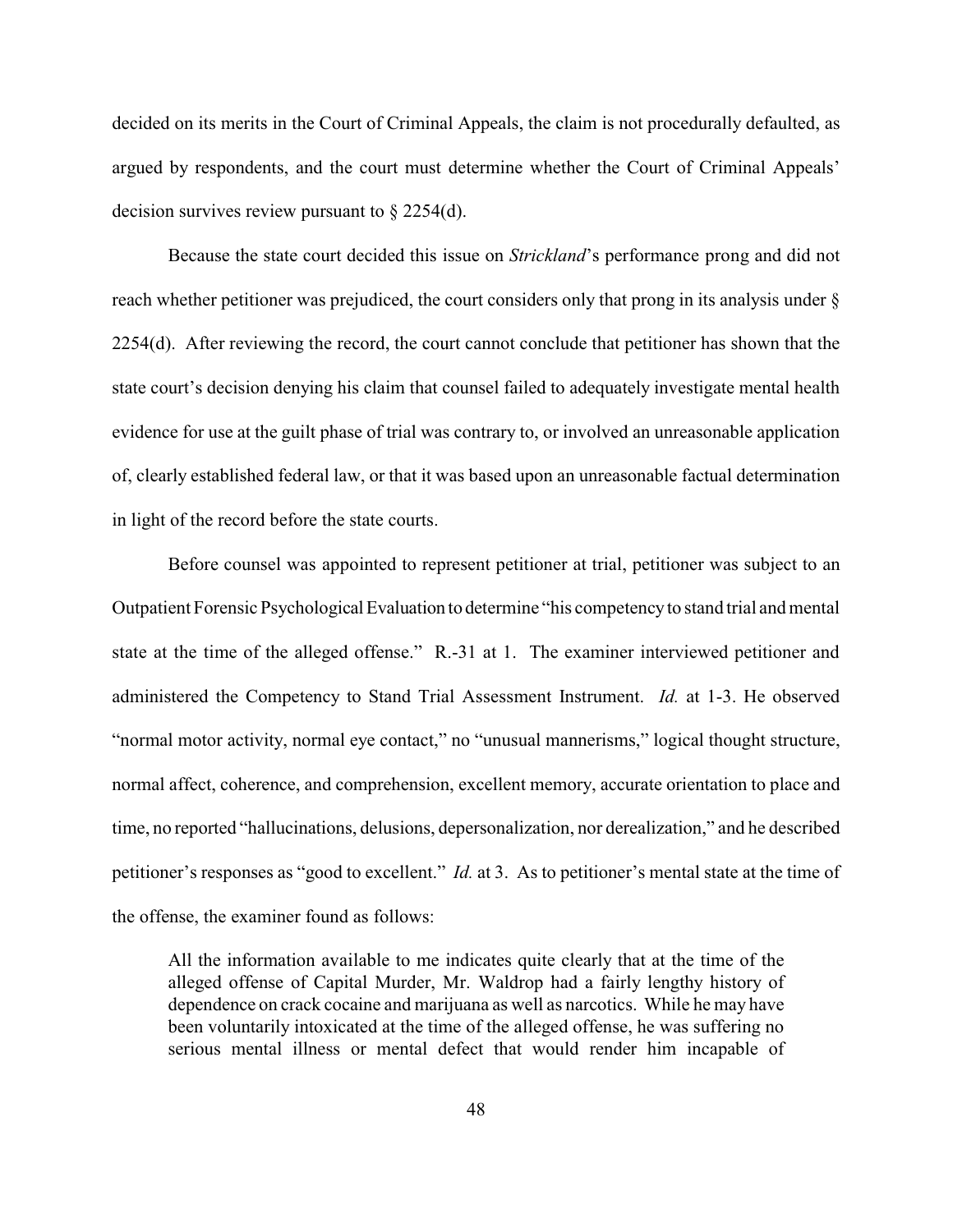decided on its merits in the Court of Criminal Appeals, the claim is not procedurally defaulted, as argued by respondents, and the court must determine whether the Court of Criminal Appeals' decision survives review pursuant to § 2254(d).

Because the state court decided this issue on *Strickland*'s performance prong and did not reach whether petitioner was prejudiced, the court considers only that prong in its analysis under § 2254(d). After reviewing the record, the court cannot conclude that petitioner has shown that the state court's decision denying his claim that counsel failed to adequately investigate mental health evidence for use at the guilt phase of trial was contrary to, or involved an unreasonable application of, clearly established federal law, or that it was based upon an unreasonable factual determination in light of the record before the state courts.

Before counsel was appointed to represent petitioner at trial, petitioner was subject to an Outpatient Forensic Psychological Evaluation to determine "his competency to stand trial and mental state at the time of the alleged offense." R.-31 at 1. The examiner interviewed petitioner and administered the Competency to Stand Trial Assessment Instrument. *Id.* at 1-3. He observed "normal motor activity, normal eye contact," no "unusual mannerisms," logical thought structure, normal affect, coherence, and comprehension, excellent memory, accurate orientation to place and time, no reported "hallucinations, delusions, depersonalization, nor derealization," and he described petitioner's responses as "good to excellent." *Id.* at 3. As to petitioner's mental state at the time of the offense, the examiner found as follows:

> All the information available to me indicates quite clearly that at the time of the alleged offense of Capital Murder, Mr. Waldrop had a fairly lengthy history of dependence on crack cocaine and marijuana as well as narcotics. While he may have been voluntarily intoxicated at the time of the alleged offense, he was suffering no serious mental illness or mental defect that would render him incapable of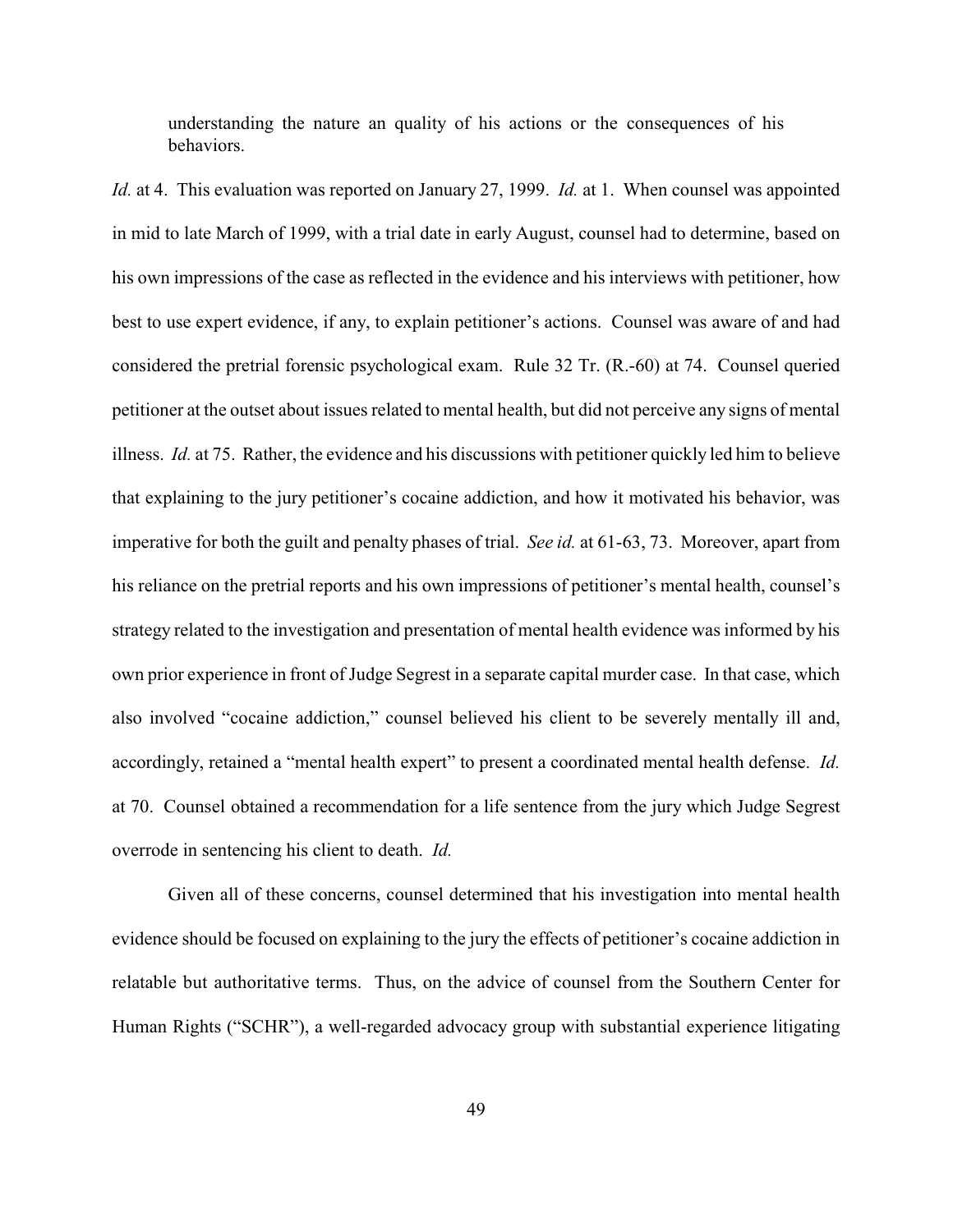> understanding the nature an quality of his actions or the consequences of his behaviors.

*Id.* at 4. This evaluation was reported on January 27, 1999. *Id.* at 1. When counsel was appointed in mid to late March of 1999, with a trial date in early August, counsel had to determine, based on his own impressions of the case as reflected in the evidence and his interviews with petitioner, how best to use expert evidence, if any, to explain petitioner's actions. Counsel was aware of and had considered the pretrial forensic psychological exam. Rule 32 Tr. (R.-60) at 74. Counsel queried petitioner at the outset about issues related to mental health, but did not perceive any signs of mental illness. *Id.* at 75. Rather, the evidence and his discussions with petitioner quickly led him to believe that explaining to the jury petitioner's cocaine addiction, and how it motivated his behavior, was imperative for both the guilt and penalty phases of trial. *See id.* at 61-63, 73. Moreover, apart from his reliance on the pretrial reports and his own impressions of petitioner's mental health, counsel's strategy related to the investigation and presentation of mental health evidence was informed by his own prior experience in front of Judge Segrest in a separate capital murder case. In that case, which also involved "cocaine addiction," counsel believed his client to be severely mentally ill and, accordingly, retained a "mental health expert" to present a coordinated mental health defense. *Id.* at 70. Counsel obtained a recommendation for a life sentence from the jury which Judge Segrest overrode in sentencing his client to death. *Id.*

Given all of these concerns, counsel determined that his investigation into mental health evidence should be focused on explaining to the jury the effects of petitioner's cocaine addiction in relatable but authoritative terms. Thus, on the advice of counsel from the Southern Center for Human Rights ("SCHR"), a well-regarded advocacy group with substantial experience litigating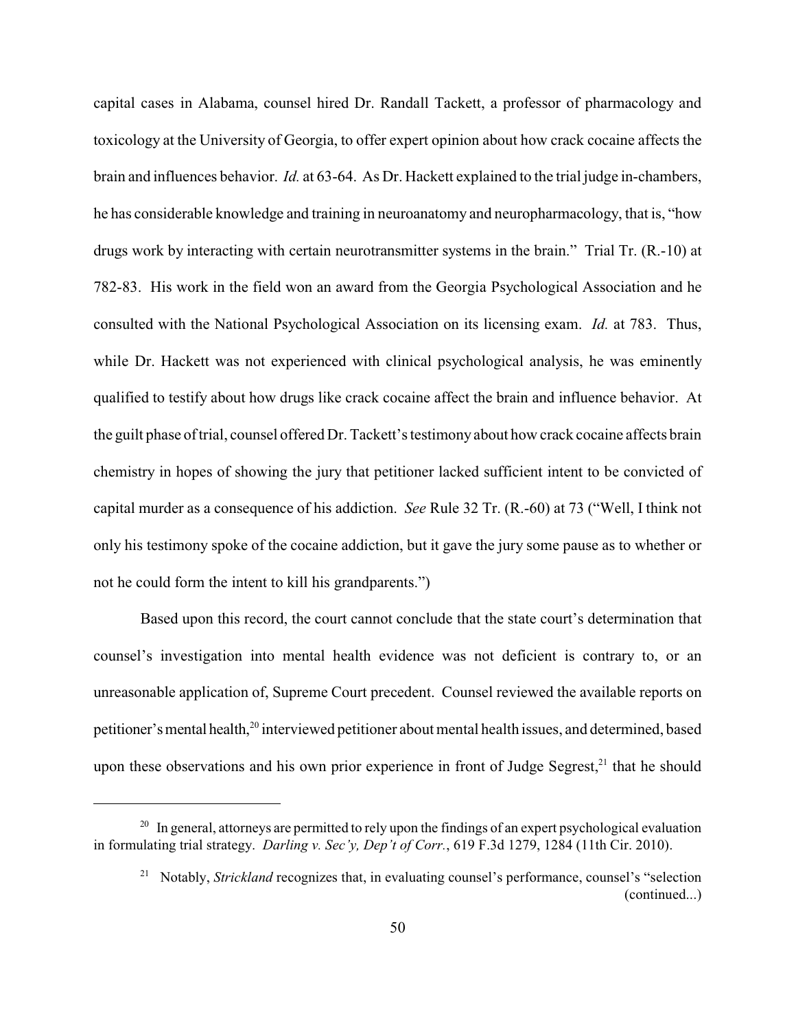capital cases in Alabama, counsel hired Dr. Randall Tackett, a professor of pharmacology and toxicology at the University of Georgia, to offer expert opinion about how crack cocaine affects the brain and influences behavior. *Id.* at 63-64. As Dr. Hackett explained to the trial judge in-chambers, he has considerable knowledge and training in neuroanatomy and neuropharmacology, that is, "how drugs work by interacting with certain neurotransmitter systems in the brain." Trial Tr. (R.-10) at 782-83. His work in the field won an award from the Georgia Psychological Association and he consulted with the National Psychological Association on its licensing exam. *Id.* at 783. Thus, while Dr. Hackett was not experienced with clinical psychological analysis, he was eminently qualified to testify about how drugs like crack cocaine affect the brain and influence behavior. At the guilt phase of trial, counsel offered Dr. Tackett's testimony about how crack cocaine affects brain chemistry in hopes of showing the jury that petitioner lacked sufficient intent to be convicted of capital murder as a consequence of his addiction. *See* Rule 32 Tr. (R.-60) at 73 ("Well, I think not only his testimony spoke of the cocaine addiction, but it gave the jury some pause as to whether or not he could form the intent to kill his grandparents.")

Based upon this record, the court cannot conclude that the state court's determination that counsel's investigation into mental health evidence was not deficient is contrary to, or an unreasonable application of, Supreme Court precedent. Counsel reviewed the available reports on petitioner's mental health,[20] interviewed petitioner about mental health issues, and determined, based upon these observations and his own prior experience in front of Judge Segrest,[21] that he should

[20] In general, attorneys are permitted to rely upon the findings of an expert psychological evaluation in formulating trial strategy. *Darling v. Sec'y, Dep't of Corr.*, 619 F.3d 1279, 1284 (11th Cir. 2010).

[21] Notably, *Strickland* recognizes that, in evaluating counsel's performance, counsel's "selection (continued...)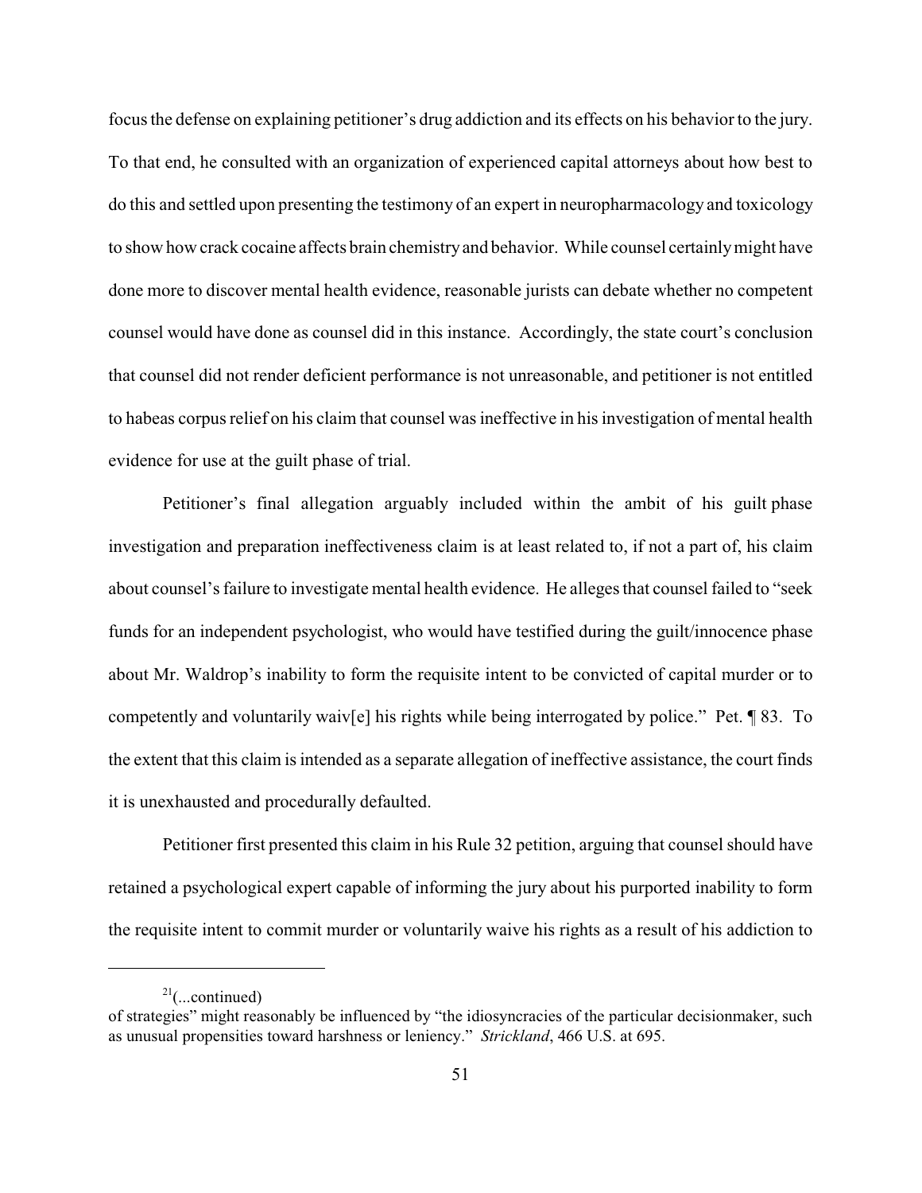focus the defense on explaining petitioner's drug addiction and its effects on his behavior to the jury. To that end, he consulted with an organization of experienced capital attorneys about how best to do this and settled upon presenting the testimony of an expert in neuropharmacology and toxicology to show how crack cocaine affects brain chemistry and behavior. While counsel certainly might have done more to discover mental health evidence, reasonable jurists can debate whether no competent counsel would have done as counsel did in this instance. Accordingly, the state court's conclusion that counsel did not render deficient performance is not unreasonable, and petitioner is not entitled to habeas corpus relief on his claim that counsel was ineffective in his investigation of mental health evidence for use at the guilt phase of trial.

Petitioner's final allegation arguably included within the ambit of his guilt phase investigation and preparation ineffectiveness claim is at least related to, if not a part of, his claim about counsel's failure to investigate mental health evidence. He alleges that counsel failed to "seek funds for an independent psychologist, who would have testified during the guilt/innocence phase about Mr. Waldrop's inability to form the requisite intent to be convicted of capital murder or to competently and voluntarily waiv[e] his rights while being interrogated by police." Pet. ¶ 83. To the extent that this claim is intended as a separate allegation of ineffective assistance, the court finds it is unexhausted and procedurally defaulted.

Petitioner first presented this claim in his Rule 32 petition, arguing that counsel should have retained a psychological expert capable of informing the jury about his purported inability to form the requisite intent to commit murder or voluntarily waive his rights as a result of his addiction to

---

[21](...continued)
of strategies" might reasonably be influenced by "the idiosyncracies of the particular decisionmaker, such as unusual propensities toward harshness or leniency." *Strickland*, 466 U.S. at 695.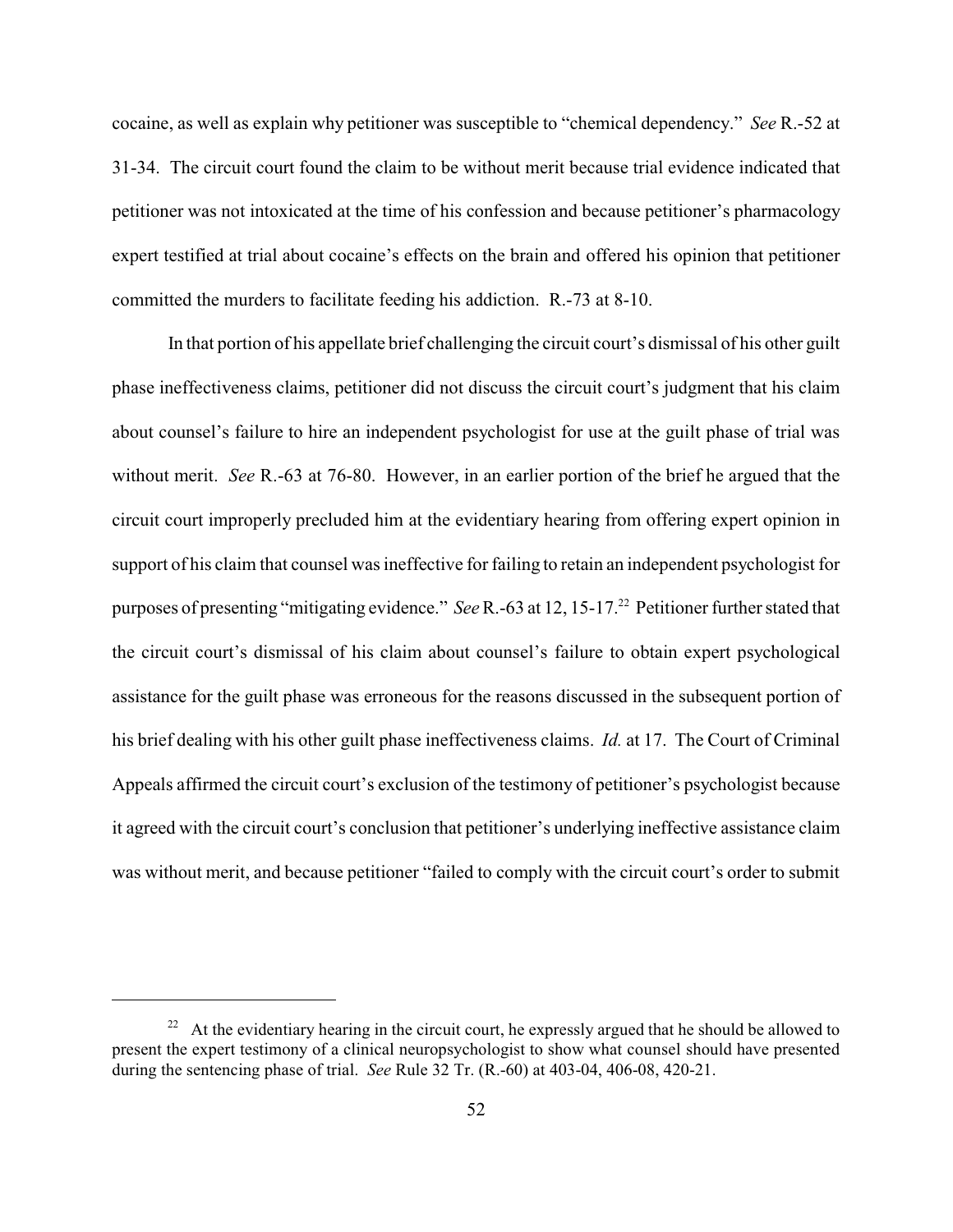cocaine, as well as explain why petitioner was susceptible to "chemical dependency." *See* R.-52 at 31-34. The circuit court found the claim to be without merit because trial evidence indicated that petitioner was not intoxicated at the time of his confession and because petitioner's pharmacology expert testified at trial about cocaine's effects on the brain and offered his opinion that petitioner committed the murders to facilitate feeding his addiction. R.-73 at 8-10.

In that portion of his appellate brief challenging the circuit court's dismissal of his other guilt phase ineffectiveness claims, petitioner did not discuss the circuit court's judgment that his claim about counsel's failure to hire an independent psychologist for use at the guilt phase of trial was without merit. *See* R.-63 at 76-80. However, in an earlier portion of the brief he argued that the circuit court improperly precluded him at the evidentiary hearing from offering expert opinion in support of his claim that counsel was ineffective for failing to retain an independent psychologist for purposes of presenting "mitigating evidence." *See* R.-63 at 12, 15-17.[22] Petitioner further stated that the circuit court's dismissal of his claim about counsel's failure to obtain expert psychological assistance for the guilt phase was erroneous for the reasons discussed in the subsequent portion of his brief dealing with his other guilt phase ineffectiveness claims. *Id.* at 17. The Court of Criminal Appeals affirmed the circuit court's exclusion of the testimony of petitioner's psychologist because it agreed with the circuit court's conclusion that petitioner's underlying ineffective assistance claim was without merit, and because petitioner "failed to comply with the circuit court's order to submit

---

[22] At the evidentiary hearing in the circuit court, he expressly argued that he should be allowed to present the expert testimony of a clinical neuropsychologist to show what counsel should have presented during the sentencing phase of trial. *See* Rule 32 Tr. (R.-60) at 403-04, 406-08, 420-21.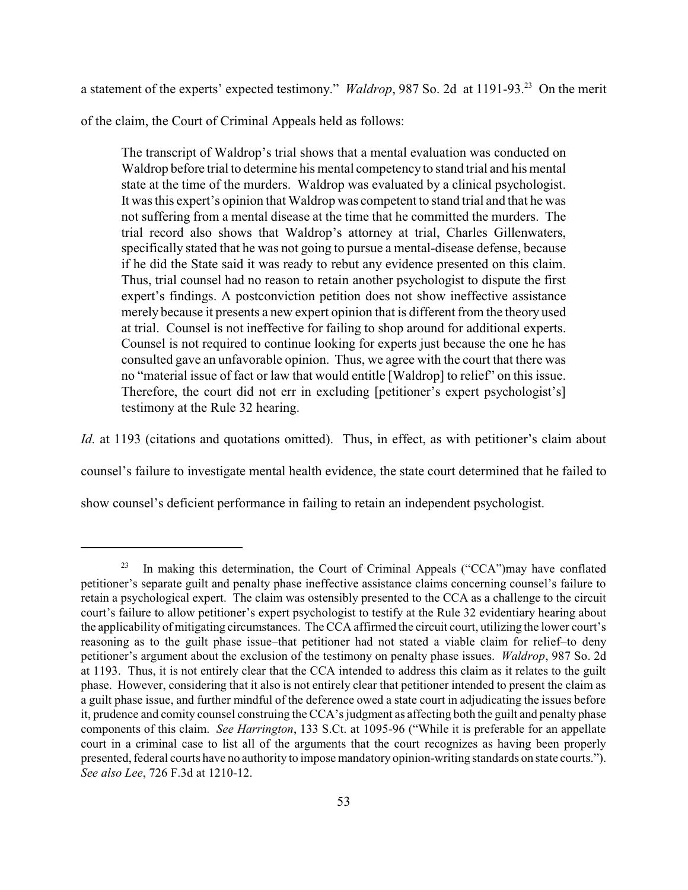a statement of the experts' expected testimony." *Waldrop*, 987 So. 2d at 1191-93.[23] On the merit of the claim, the Court of Criminal Appeals held as follows:

> The transcript of Waldrop's trial shows that a mental evaluation was conducted on Waldrop before trial to determine his mental competency to stand trial and his mental state at the time of the murders. Waldrop was evaluated by a clinical psychologist. It was this expert's opinion that Waldrop was competent to stand trial and that he was not suffering from a mental disease at the time that he committed the murders. The trial record also shows that Waldrop's attorney at trial, Charles Gillenwaters, specifically stated that he was not going to pursue a mental-disease defense, because if he did the State said it was ready to rebut any evidence presented on this claim. Thus, trial counsel had no reason to retain another psychologist to dispute the first expert's findings. A postconviction petition does not show ineffective assistance merely because it presents a new expert opinion that is different from the theory used at trial. Counsel is not ineffective for failing to shop around for additional experts. Counsel is not required to continue looking for experts just because the one he has consulted gave an unfavorable opinion. Thus, we agree with the court that there was no "material issue of fact or law that would entitle [Waldrop] to relief" on this issue. Therefore, the court did not err in excluding [petitioner's expert psychologist's] testimony at the Rule 32 hearing.

*Id.* at 1193 (citations and quotations omitted). Thus, in effect, as with petitioner's claim about counsel's failure to investigate mental health evidence, the state court determined that he failed to show counsel's deficient performance in failing to retain an independent psychologist.

---

[23] In making this determination, the Court of Criminal Appeals ("CCA")may have conflated petitioner's separate guilt and penalty phase ineffective assistance claims concerning counsel's failure to retain a psychological expert. The claim was ostensibly presented to the CCA as a challenge to the circuit court's failure to allow petitioner's expert psychologist to testify at the Rule 32 evidentiary hearing about the applicability of mitigating circumstances. The CCA affirmed the circuit court, utilizing the lower court's reasoning as to the guilt phase issue–that petitioner had not stated a viable claim for relief–to deny petitioner's argument about the exclusion of the testimony on penalty phase issues. *Waldrop*, 987 So. 2d at 1193. Thus, it is not entirely clear that the CCA intended to address this claim as it relates to the guilt phase. However, considering that it also is not entirely clear that petitioner intended to present the claim as a guilt phase issue, and further mindful of the deference owed a state court in adjudicating the issues before it, prudence and comity counsel construing the CCA's judgment as affecting both the guilt and penalty phase components of this claim. *See Harrington*, 133 S.Ct. at 1095-96 ("While it is preferable for an appellate court in a criminal case to list all of the arguments that the court recognizes as having been properly presented, federal courts have no authority to impose mandatory opinion-writing standards on state courts."). *See also Lee*, 726 F.3d at 1210-12.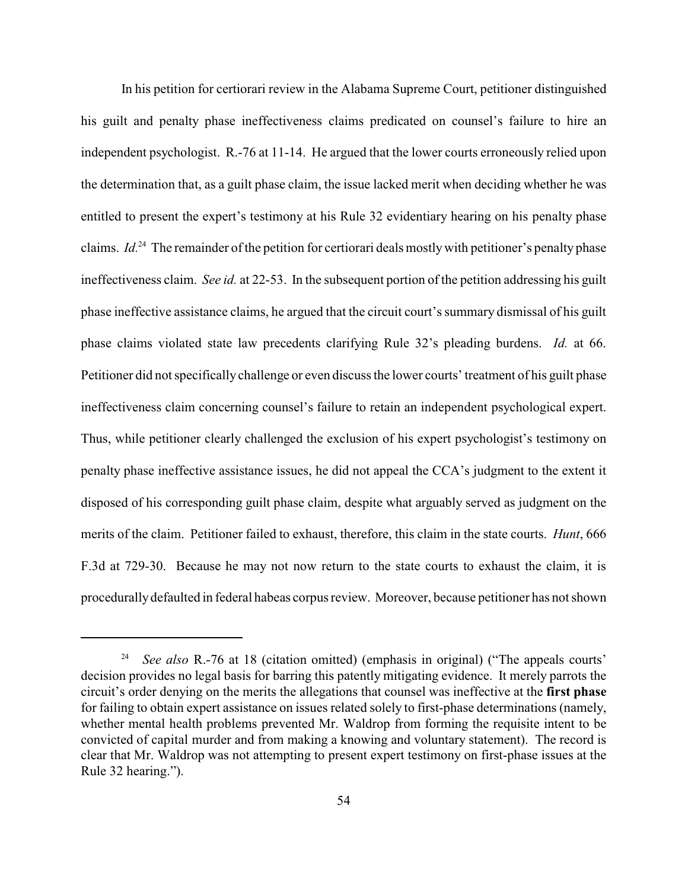In his petition for certiorari review in the Alabama Supreme Court, petitioner distinguished his guilt and penalty phase ineffectiveness claims predicated on counsel's failure to hire an independent psychologist. R.-76 at 11-14. He argued that the lower courts erroneously relied upon the determination that, as a guilt phase claim, the issue lacked merit when deciding whether he was entitled to present the expert's testimony at his Rule 32 evidentiary hearing on his penalty phase claims. *Id.*[24] The remainder of the petition for certiorari deals mostly with petitioner's penalty phase ineffectiveness claim. *See id.* at 22-53. In the subsequent portion of the petition addressing his guilt phase ineffective assistance claims, he argued that the circuit court's summary dismissal of his guilt phase claims violated state law precedents clarifying Rule 32's pleading burdens. *Id.* at 66. Petitioner did not specifically challenge or even discuss the lower courts' treatment of his guilt phase ineffectiveness claim concerning counsel's failure to retain an independent psychological expert. Thus, while petitioner clearly challenged the exclusion of his expert psychologist's testimony on penalty phase ineffective assistance issues, he did not appeal the CCA's judgment to the extent it disposed of his corresponding guilt phase claim, despite what arguably served as judgment on the merits of the claim. Petitioner failed to exhaust, therefore, this claim in the state courts. *Hunt*, 666 F.3d at 729-30. Because he may not now return to the state courts to exhaust the claim, it is procedurally defaulted in federal habeas corpus review. Moreover, because petitioner has not shown

---

[24] *See also* R.-76 at 18 (citation omitted) (emphasis in original) ("The appeals courts' decision provides no legal basis for barring this patently mitigating evidence. It merely parrots the circuit's order denying on the merits the allegations that counsel was ineffective at the **first phase** for failing to obtain expert assistance on issues related solely to first-phase determinations (namely, whether mental health problems prevented Mr. Waldrop from forming the requisite intent to be convicted of capital murder and from making a knowing and voluntary statement). The record is clear that Mr. Waldrop was not attempting to present expert testimony on first-phase issues at the Rule 32 hearing.").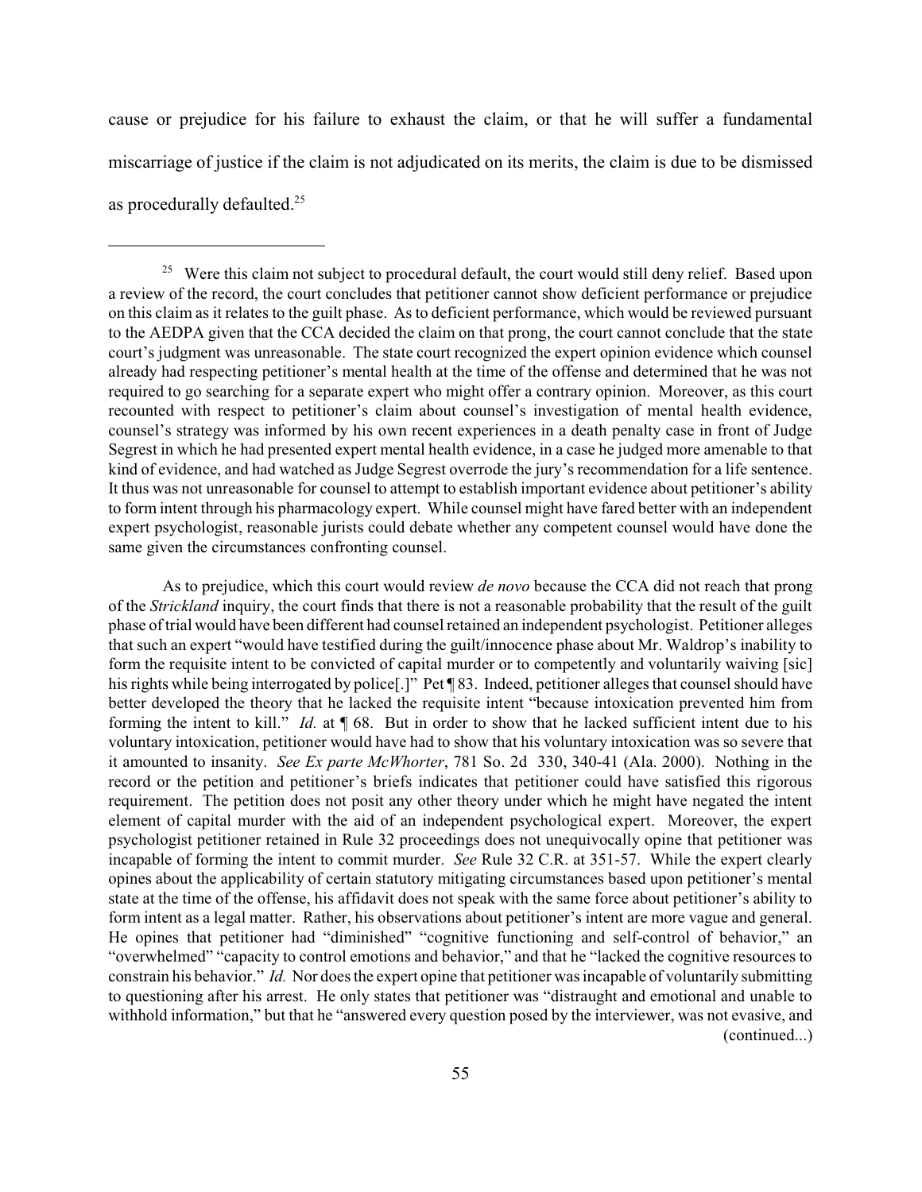cause or prejudice for his failure to exhaust the claim, or that he will suffer a fundamental miscarriage of justice if the claim is not adjudicated on its merits, the claim is due to be dismissed as procedurally defaulted.[25]

---

[25] Were this claim not subject to procedural default, the court would still deny relief. Based upon a review of the record, the court concludes that petitioner cannot show deficient performance or prejudice on this claim as it relates to the guilt phase. As to deficient performance, which would be reviewed pursuant to the AEDPA given that the CCA decided the claim on that prong, the court cannot conclude that the state court's judgment was unreasonable. The state court recognized the expert opinion evidence which counsel already had respecting petitioner's mental health at the time of the offense and determined that he was not required to go searching for a separate expert who might offer a contrary opinion. Moreover, as this court recounted with respect to petitioner's claim about counsel's investigation of mental health evidence, counsel's strategy was informed by his own recent experiences in a death penalty case in front of Judge Segrest in which he had presented expert mental health evidence, in a case he judged more amenable to that kind of evidence, and had watched as Judge Segrest overrode the jury's recommendation for a life sentence. It thus was not unreasonable for counsel to attempt to establish important evidence about petitioner's ability to form intent through his pharmacology expert. While counsel might have fared better with an independent expert psychologist, reasonable jurists could debate whether any competent counsel would have done the same given the circumstances confronting counsel.

As to prejudice, which this court would review *de novo* because the CCA did not reach that prong of the *Strickland* inquiry, the court finds that there is not a reasonable probability that the result of the guilt phase of trial would have been different had counsel retained an independent psychologist. Petitioner alleges that such an expert "would have testified during the guilt/innocence phase about Mr. Waldrop's inability to form the requisite intent to be convicted of capital murder or to competently and voluntarily waiving [sic] his rights while being interrogated by police[.]" Pet ¶ 83. Indeed, petitioner alleges that counsel should have better developed the theory that he lacked the requisite intent "because intoxication prevented him from forming the intent to kill." *Id.* at ¶ 68. But in order to show that he lacked sufficient intent due to his voluntary intoxication, petitioner would have had to show that his voluntary intoxication was so severe that it amounted to insanity. *See Ex parte McWhorter*, 781 So. 2d 330, 340-41 (Ala. 2000). Nothing in the record or the petition and petitioner's briefs indicates that petitioner could have satisfied this rigorous requirement. The petition does not posit any other theory under which he might have negated the intent element of capital murder with the aid of an independent psychological expert. Moreover, the expert psychologist petitioner retained in Rule 32 proceedings does not unequivocally opine that petitioner was incapable of forming the intent to commit murder. *See* Rule 32 C.R. at 351-57. While the expert clearly opines about the applicability of certain statutory mitigating circumstances based upon petitioner's mental state at the time of the offense, his affidavit does not speak with the same force about petitioner's ability to form intent as a legal matter. Rather, his observations about petitioner's intent are more vague and general. He opines that petitioner had "diminished" "cognitive functioning and self-control of behavior," an "overwhelmed" "capacity to control emotions and behavior," and that he "lacked the cognitive resources to constrain his behavior." *Id.* Nor does the expert opine that petitioner was incapable of voluntarily submitting to questioning after his arrest. He only states that petitioner was "distraught and emotional and unable to withhold information," but that he "answered every question posed by the interviewer, was not evasive, and

(continued...)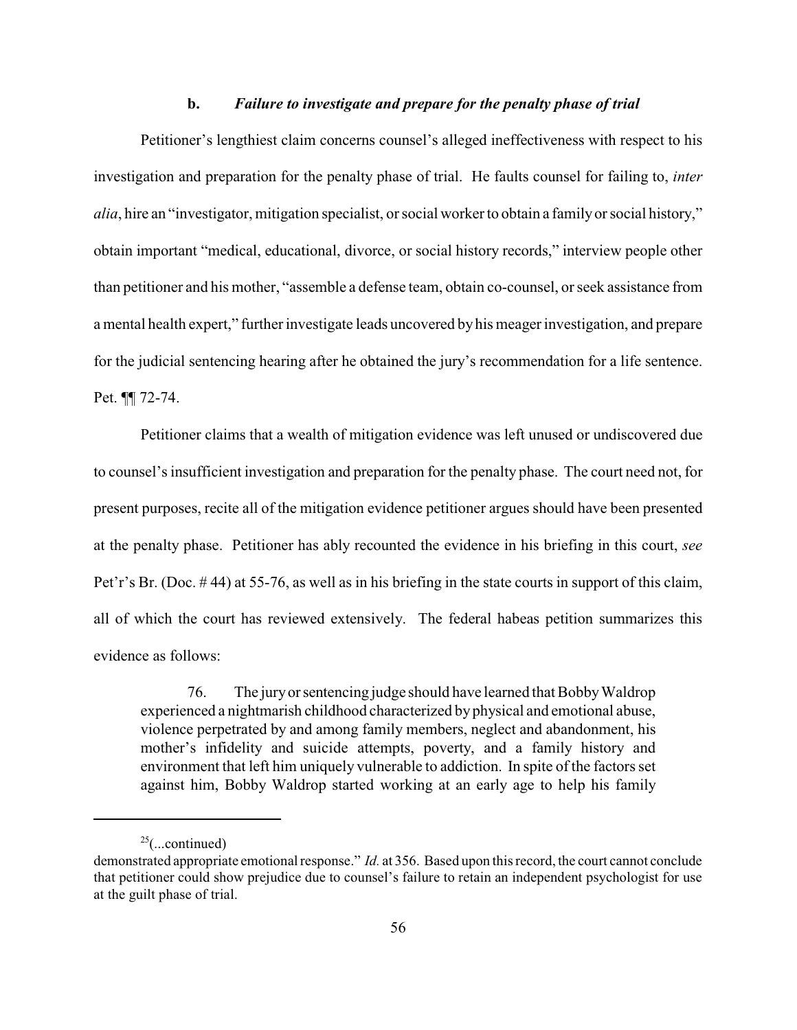### b. *Failure to investigate and prepare for the penalty phase of trial*

Petitioner's lengthiest claim concerns counsel's alleged ineffectiveness with respect to his investigation and preparation for the penalty phase of trial. He faults counsel for failing to, *inter alia*, hire an "investigator, mitigation specialist, or social worker to obtain a family or social history," obtain important "medical, educational, divorce, or social history records," interview people other than petitioner and his mother, "assemble a defense team, obtain co-counsel, or seek assistance from a mental health expert," further investigate leads uncovered by his meager investigation, and prepare for the judicial sentencing hearing after he obtained the jury's recommendation for a life sentence. Pet. ¶¶ 72-74.

Petitioner claims that a wealth of mitigation evidence was left unused or undiscovered due to counsel's insufficient investigation and preparation for the penalty phase. The court need not, for present purposes, recite all of the mitigation evidence petitioner argues should have been presented at the penalty phase. Petitioner has ably recounted the evidence in his briefing in this court, *see* Pet'r's Br. (Doc. # 44) at 55-76, as well as in his briefing in the state courts in support of this claim, all of which the court has reviewed extensively. The federal habeas petition summarizes this evidence as follows:

> 76. The jury or sentencing judge should have learned that Bobby Waldrop experienced a nightmarish childhood characterized by physical and emotional abuse, violence perpetrated by and among family members, neglect and abandonment, his mother's infidelity and suicide attempts, poverty, and a family history and environment that left him uniquely vulnerable to addiction. In spite of the factors set against him, Bobby Waldrop started working at an early age to help his family

---

[25](...continued)
demonstrated appropriate emotional response." *Id.* at 356. Based upon this record, the court cannot conclude that petitioner could show prejudice due to counsel's failure to retain an independent psychologist for use at the guilt phase of trial.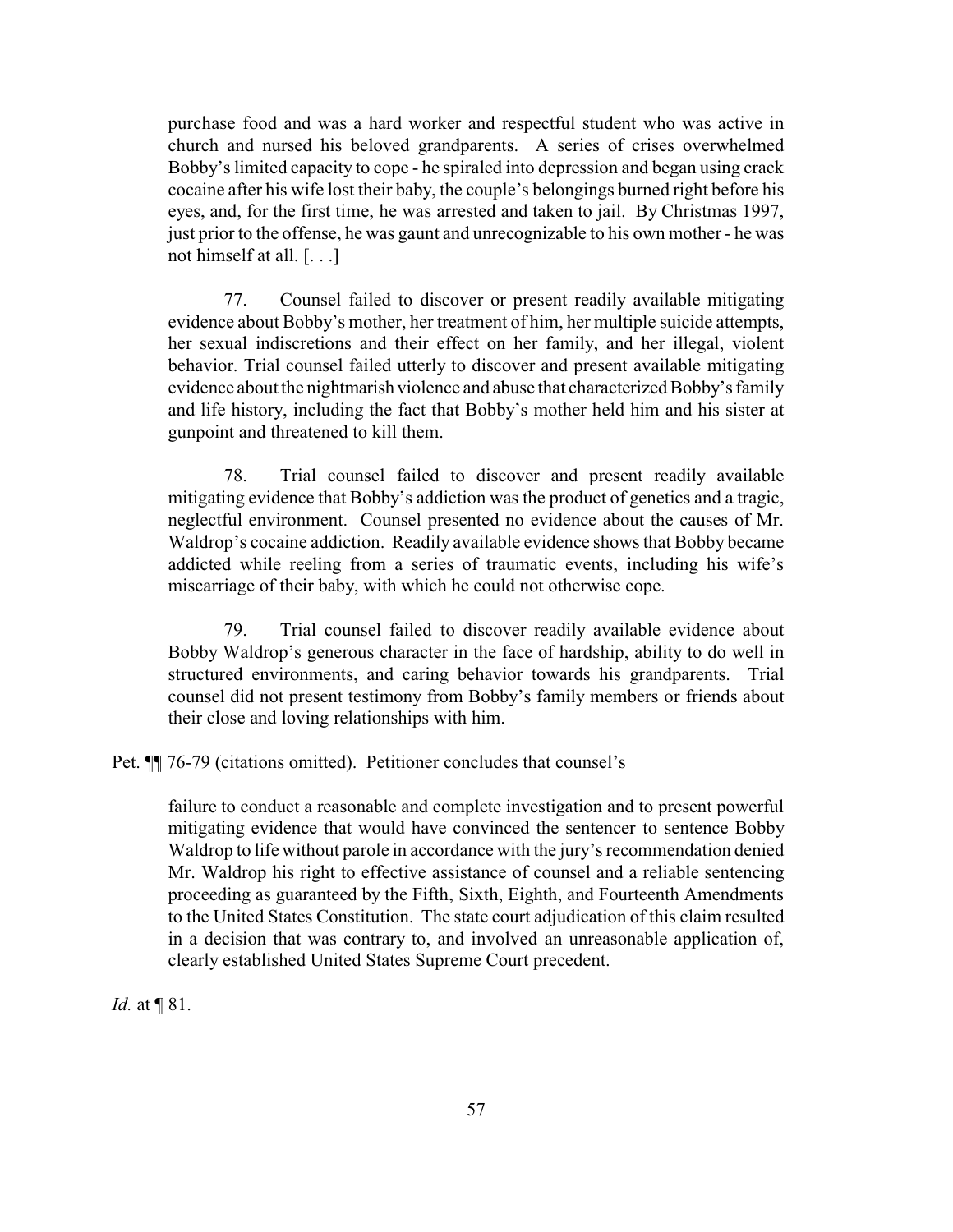> purchase food and was a hard worker and respectful student who was active in church and nursed his beloved grandparents. A series of crises overwhelmed Bobby's limited capacity to cope - he spiraled into depression and began using crack cocaine after his wife lost their baby, the couple's belongings burned right before his eyes, and, for the first time, he was arrested and taken to jail. By Christmas 1997, just prior to the offense, he was gaunt and unrecognizable to his own mother - he was not himself at all. [. . .]
>
> 77. Counsel failed to discover or present readily available mitigating evidence about Bobby's mother, her treatment of him, her multiple suicide attempts, her sexual indiscretions and their effect on her family, and her illegal, violent behavior. Trial counsel failed utterly to discover and present available mitigating evidence about the nightmarish violence and abuse that characterized Bobby's family and life history, including the fact that Bobby's mother held him and his sister at gunpoint and threatened to kill them.
>
> 78. Trial counsel failed to discover and present readily available mitigating evidence that Bobby's addiction was the product of genetics and a tragic, neglectful environment. Counsel presented no evidence about the causes of Mr. Waldrop's cocaine addiction. Readily available evidence shows that Bobby became addicted while reeling from a series of traumatic events, including his wife's miscarriage of their baby, with which he could not otherwise cope.
>
> 79. Trial counsel failed to discover readily available evidence about Bobby Waldrop's generous character in the face of hardship, ability to do well in structured environments, and caring behavior towards his grandparents. Trial counsel did not present testimony from Bobby's family members or friends about their close and loving relationships with him.

Pet. ¶¶ 76-79 (citations omitted). Petitioner concludes that counsel's

> failure to conduct a reasonable and complete investigation and to present powerful mitigating evidence that would have convinced the sentencer to sentence Bobby Waldrop to life without parole in accordance with the jury's recommendation denied Mr. Waldrop his right to effective assistance of counsel and a reliable sentencing proceeding as guaranteed by the Fifth, Sixth, Eighth, and Fourteenth Amendments to the United States Constitution. The state court adjudication of this claim resulted in a decision that was contrary to, and involved an unreasonable application of, clearly established United States Supreme Court precedent.

*Id.* at ¶ 81.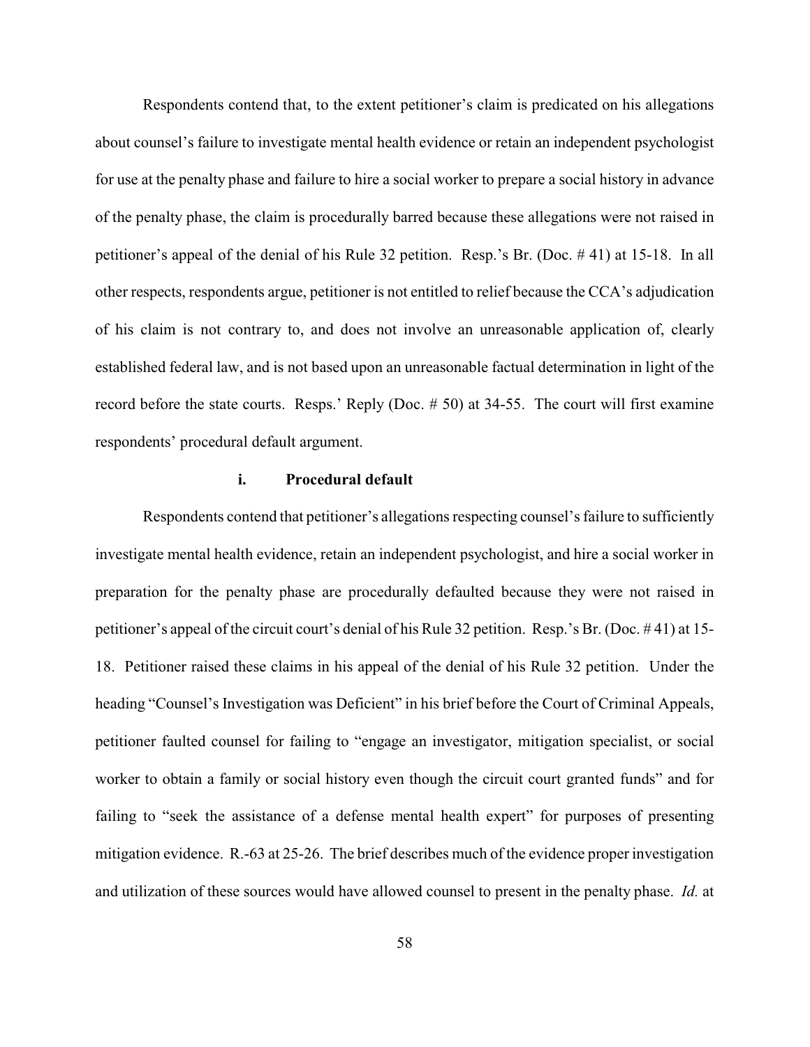Respondents contend that, to the extent petitioner's claim is predicated on his allegations about counsel's failure to investigate mental health evidence or retain an independent psychologist for use at the penalty phase and failure to hire a social worker to prepare a social history in advance of the penalty phase, the claim is procedurally barred because these allegations were not raised in petitioner's appeal of the denial of his Rule 32 petition. Resp.'s Br. (Doc. # 41) at 15-18. In all other respects, respondents argue, petitioner is not entitled to relief because the CCA's adjudication of his claim is not contrary to, and does not involve an unreasonable application of, clearly established federal law, and is not based upon an unreasonable factual determination in light of the record before the state courts. Resps.' Reply (Doc. # 50) at 34-55. The court will first examine respondents' procedural default argument.

**i. Procedural default**

Respondents contend that petitioner's allegations respecting counsel's failure to sufficiently investigate mental health evidence, retain an independent psychologist, and hire a social worker in preparation for the penalty phase are procedurally defaulted because they were not raised in petitioner's appeal of the circuit court's denial of his Rule 32 petition. Resp.'s Br. (Doc. # 41) at 15-18. Petitioner raised these claims in his appeal of the denial of his Rule 32 petition. Under the heading "Counsel's Investigation was Deficient" in his brief before the Court of Criminal Appeals, petitioner faulted counsel for failing to "engage an investigator, mitigation specialist, or social worker to obtain a family or social history even though the circuit court granted funds" and for failing to "seek the assistance of a defense mental health expert" for purposes of presenting mitigation evidence. R.-63 at 25-26. The brief describes much of the evidence proper investigation and utilization of these sources would have allowed counsel to present in the penalty phase. *Id.* at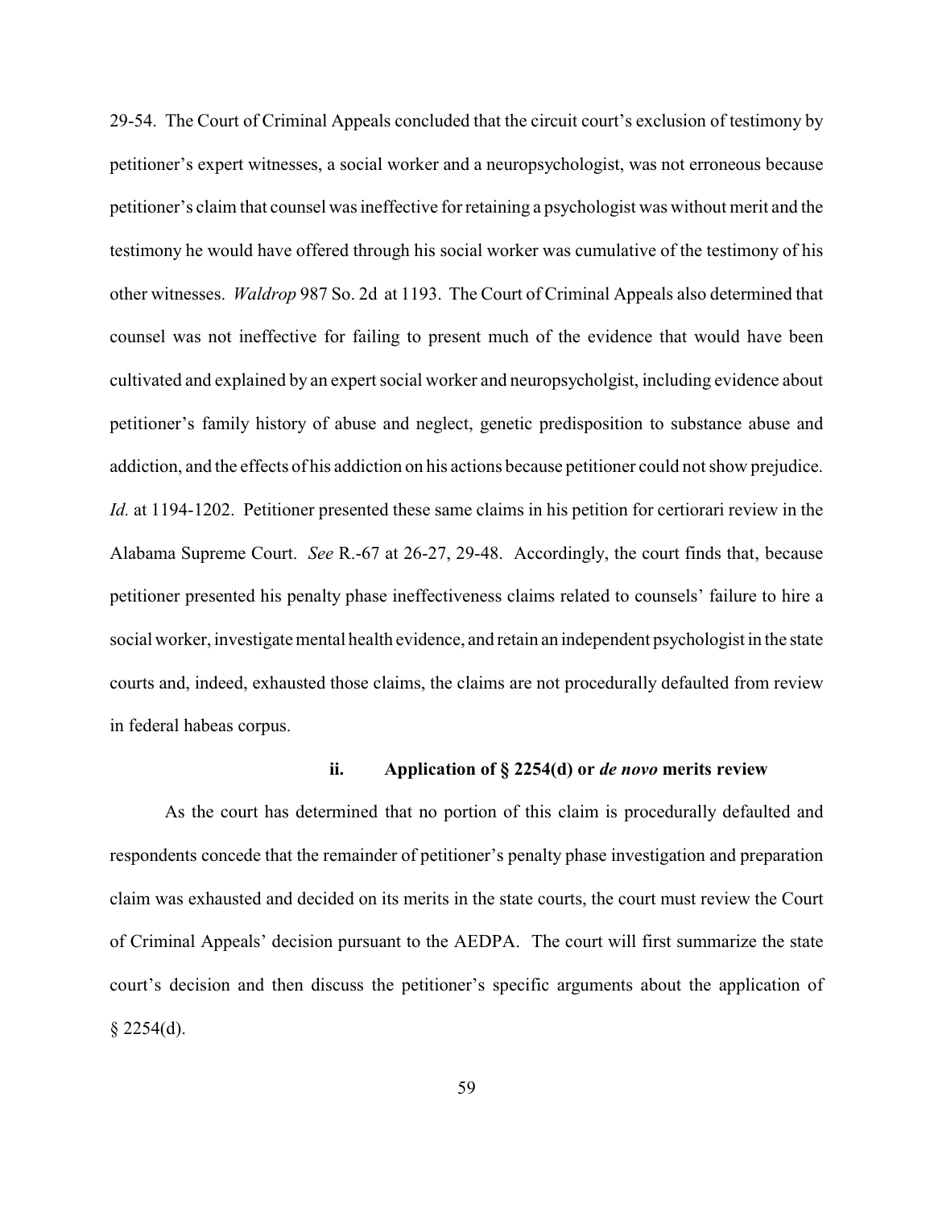29-54. The Court of Criminal Appeals concluded that the circuit court's exclusion of testimony by petitioner's expert witnesses, a social worker and a neuropsychologist, was not erroneous because petitioner's claim that counsel was ineffective for retaining a psychologist was without merit and the testimony he would have offered through his social worker was cumulative of the testimony of his other witnesses. *Waldrop* 987 So. 2d at 1193. The Court of Criminal Appeals also determined that counsel was not ineffective for failing to present much of the evidence that would have been cultivated and explained by an expert social worker and neuropsycholgist, including evidence about petitioner's family history of abuse and neglect, genetic predisposition to substance abuse and addiction, and the effects of his addiction on his actions because petitioner could not show prejudice. *Id.* at 1194-1202. Petitioner presented these same claims in his petition for certiorari review in the Alabama Supreme Court. *See* R.-67 at 26-27, 29-48. Accordingly, the court finds that, because petitioner presented his penalty phase ineffectiveness claims related to counsels' failure to hire a social worker, investigate mental health evidence, and retain an independent psychologist in the state courts and, indeed, exhausted those claims, the claims are not procedurally defaulted from review in federal habeas corpus.

#### ii. Application of § 2254(d) or *de novo* merits review

As the court has determined that no portion of this claim is procedurally defaulted and respondents concede that the remainder of petitioner's penalty phase investigation and preparation claim was exhausted and decided on its merits in the state courts, the court must review the Court of Criminal Appeals' decision pursuant to the AEDPA. The court will first summarize the state court's decision and then discuss the petitioner's specific arguments about the application of § 2254(d).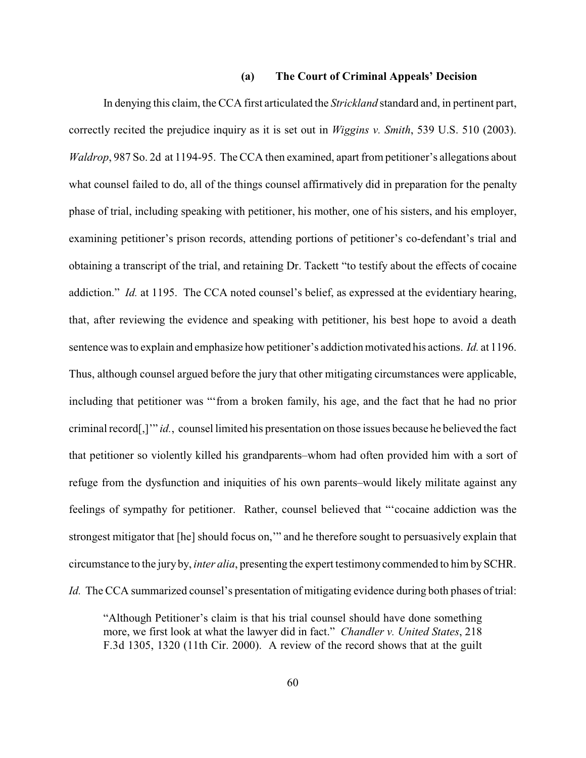### (a) The Court of Criminal Appeals' Decision

In denying this claim, the CCA first articulated the *Strickland* standard and, in pertinent part, correctly recited the prejudice inquiry as it is set out in *Wiggins v. Smith*, 539 U.S. 510 (2003). *Waldrop*, 987 So. 2d at 1194-95. The CCA then examined, apart from petitioner's allegations about what counsel failed to do, all of the things counsel affirmatively did in preparation for the penalty phase of trial, including speaking with petitioner, his mother, one of his sisters, and his employer, examining petitioner's prison records, attending portions of petitioner's co-defendant's trial and obtaining a transcript of the trial, and retaining Dr. Tackett "to testify about the effects of cocaine addiction." *Id.* at 1195. The CCA noted counsel's belief, as expressed at the evidentiary hearing, that, after reviewing the evidence and speaking with petitioner, his best hope to avoid a death sentence was to explain and emphasize how petitioner's addiction motivated his actions. *Id.* at 1196. Thus, although counsel argued before the jury that other mitigating circumstances were applicable, including that petitioner was "'from a broken family, his age, and the fact that he had no prior criminal record[,]'" *id.*, counsel limited his presentation on those issues because he believed the fact that petitioner so violently killed his grandparents–whom had often provided him with a sort of refuge from the dysfunction and iniquities of his own parents–would likely militate against any feelings of sympathy for petitioner. Rather, counsel believed that "'cocaine addiction was the strongest mitigator that [he] should focus on,'" and he therefore sought to persuasively explain that circumstance to the jury by, *inter alia*, presenting the expert testimony commended to him by SCHR. *Id.* The CCA summarized counsel's presentation of mitigating evidence during both phases of trial:

> "Although Petitioner's claim is that his trial counsel should have done something more, we first look at what the lawyer did in fact." *Chandler v. United States*, 218 F.3d 1305, 1320 (11th Cir. 2000). A review of the record shows that at the guilt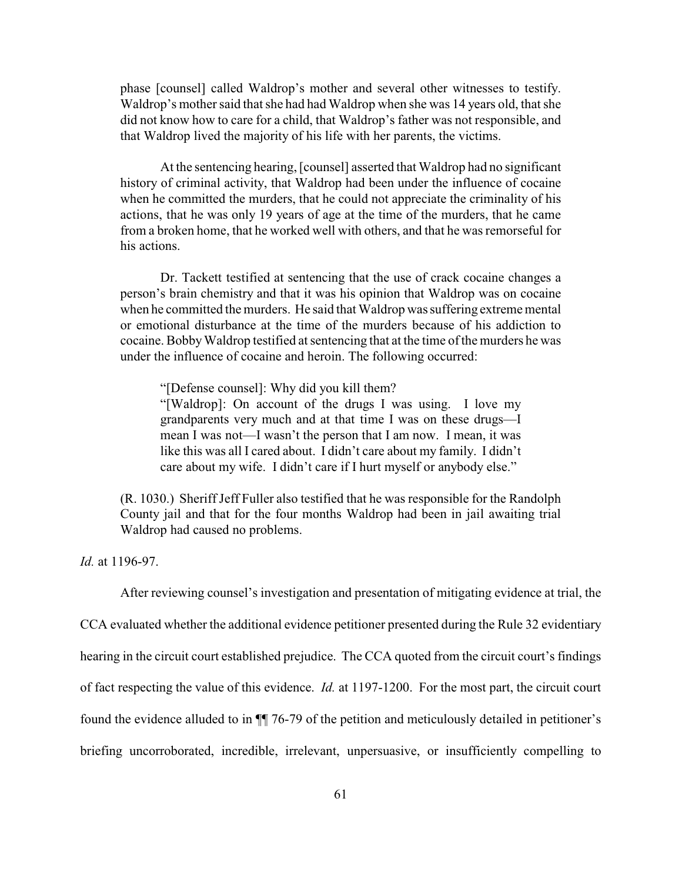phase [counsel] called Waldrop's mother and several other witnesses to testify. Waldrop's mother said that she had had Waldrop when she was 14 years old, that she did not know how to care for a child, that Waldrop's father was not responsible, and that Waldrop lived the majority of his life with her parents, the victims.

> At the sentencing hearing, [counsel] asserted that Waldrop had no significant history of criminal activity, that Waldrop had been under the influence of cocaine when he committed the murders, that he could not appreciate the criminality of his actions, that he was only 19 years of age at the time of the murders, that he came from a broken home, that he worked well with others, and that he was remorseful for his actions.
>
> Dr. Tackett testified at sentencing that the use of crack cocaine changes a person's brain chemistry and that it was his opinion that Waldrop was on cocaine when he committed the murders. He said that Waldrop was suffering extreme mental or emotional disturbance at the time of the murders because of his addiction to cocaine. Bobby Waldrop testified at sentencing that at the time of the murders he was under the influence of cocaine and heroin. The following occurred:
>
> > "[Defense counsel]: Why did you kill them?
> > "[Waldrop]: On account of the drugs I was using. I love my grandparents very much and at that time I was on these drugs—I mean I was not—I wasn't the person that I am now. I mean, it was like this was all I cared about. I didn't care about my family. I didn't care about my wife. I didn't care if I hurt myself or anybody else."
>
> (R. 1030.) Sheriff Jeff Fuller also testified that he was responsible for the Randolph County jail and that for the four months Waldrop had been in jail awaiting trial Waldrop had caused no problems.

*Id.* at 1196-97.

After reviewing counsel's investigation and presentation of mitigating evidence at trial, the CCA evaluated whether the additional evidence petitioner presented during the Rule 32 evidentiary hearing in the circuit court established prejudice. The CCA quoted from the circuit court's findings of fact respecting the value of this evidence. *Id.* at 1197-1200. For the most part, the circuit court found the evidence alluded to in ¶¶ 76-79 of the petition and meticulously detailed in petitioner's briefing uncorroborated, incredible, irrelevant, unpersuasive, or insufficiently compelling to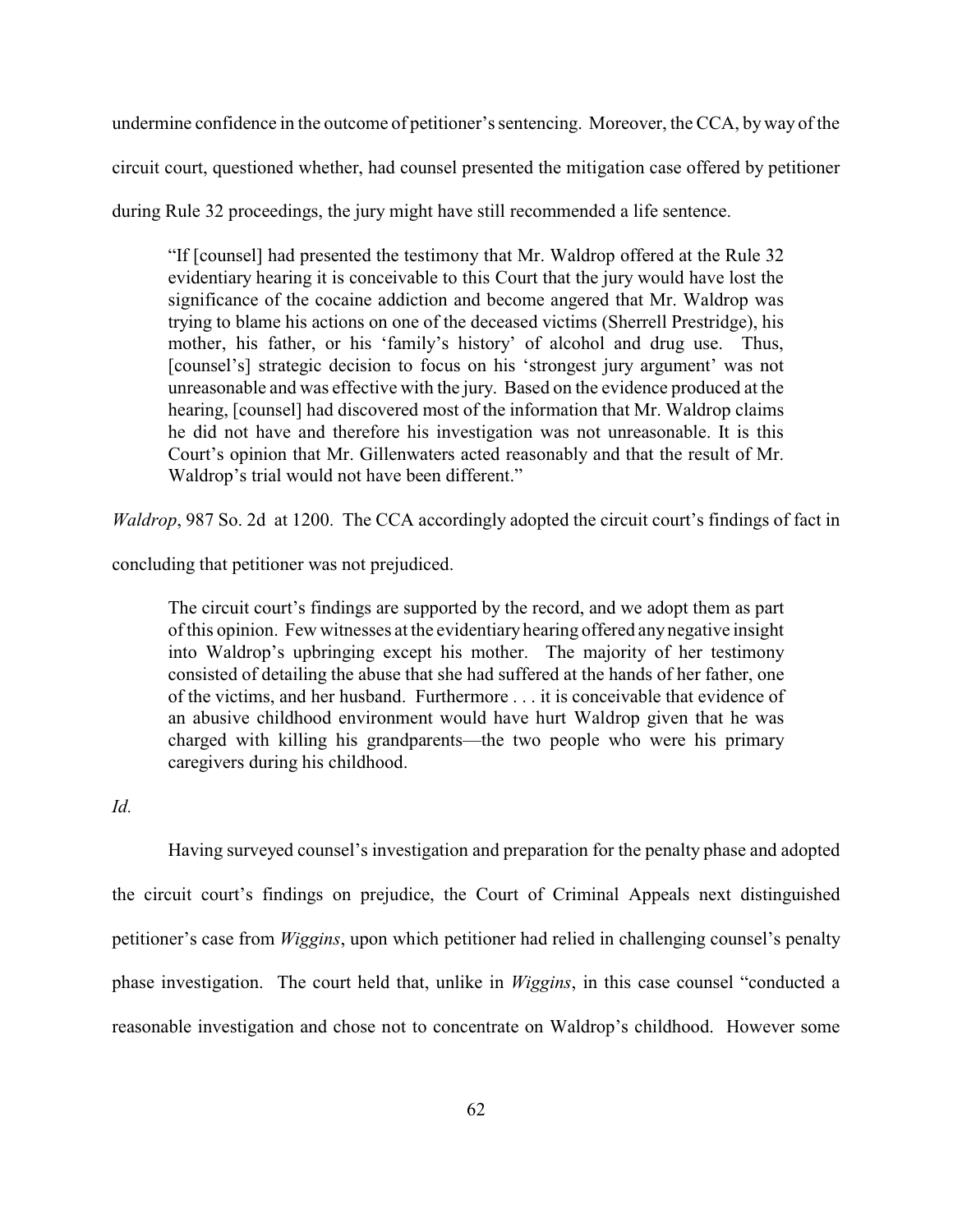undermine confidence in the outcome of petitioner's sentencing. Moreover, the CCA, by way of the circuit court, questioned whether, had counsel presented the mitigation case offered by petitioner during Rule 32 proceedings, the jury might have still recommended a life sentence.

> "If [counsel] had presented the testimony that Mr. Waldrop offered at the Rule 32 evidentiary hearing it is conceivable to this Court that the jury would have lost the significance of the cocaine addiction and become angered that Mr. Waldrop was trying to blame his actions on one of the deceased victims (Sherrell Prestridge), his mother, his father, or his 'family's history' of alcohol and drug use. Thus, [counsel's] strategic decision to focus on his 'strongest jury argument' was not unreasonable and was effective with the jury. Based on the evidence produced at the hearing, [counsel] had discovered most of the information that Mr. Waldrop claims he did not have and therefore his investigation was not unreasonable. It is this Court's opinion that Mr. Gillenwaters acted reasonably and that the result of Mr. Waldrop's trial would not have been different."

*Waldrop*, 987 So. 2d at 1200. The CCA accordingly adopted the circuit court's findings of fact in concluding that petitioner was not prejudiced.

> The circuit court's findings are supported by the record, and we adopt them as part of this opinion. Few witnesses at the evidentiary hearing offered any negative insight into Waldrop's upbringing except his mother. The majority of her testimony consisted of detailing the abuse that she had suffered at the hands of her father, one of the victims, and her husband. Furthermore . . . it is conceivable that evidence of an abusive childhood environment would have hurt Waldrop given that he was charged with killing his grandparents—the two people who were his primary caregivers during his childhood.

*Id.*

Having surveyed counsel's investigation and preparation for the penalty phase and adopted the circuit court's findings on prejudice, the Court of Criminal Appeals next distinguished petitioner's case from *Wiggins*, upon which petitioner had relied in challenging counsel's penalty phase investigation. The court held that, unlike in *Wiggins*, in this case counsel "conducted a reasonable investigation and chose not to concentrate on Waldrop's childhood. However some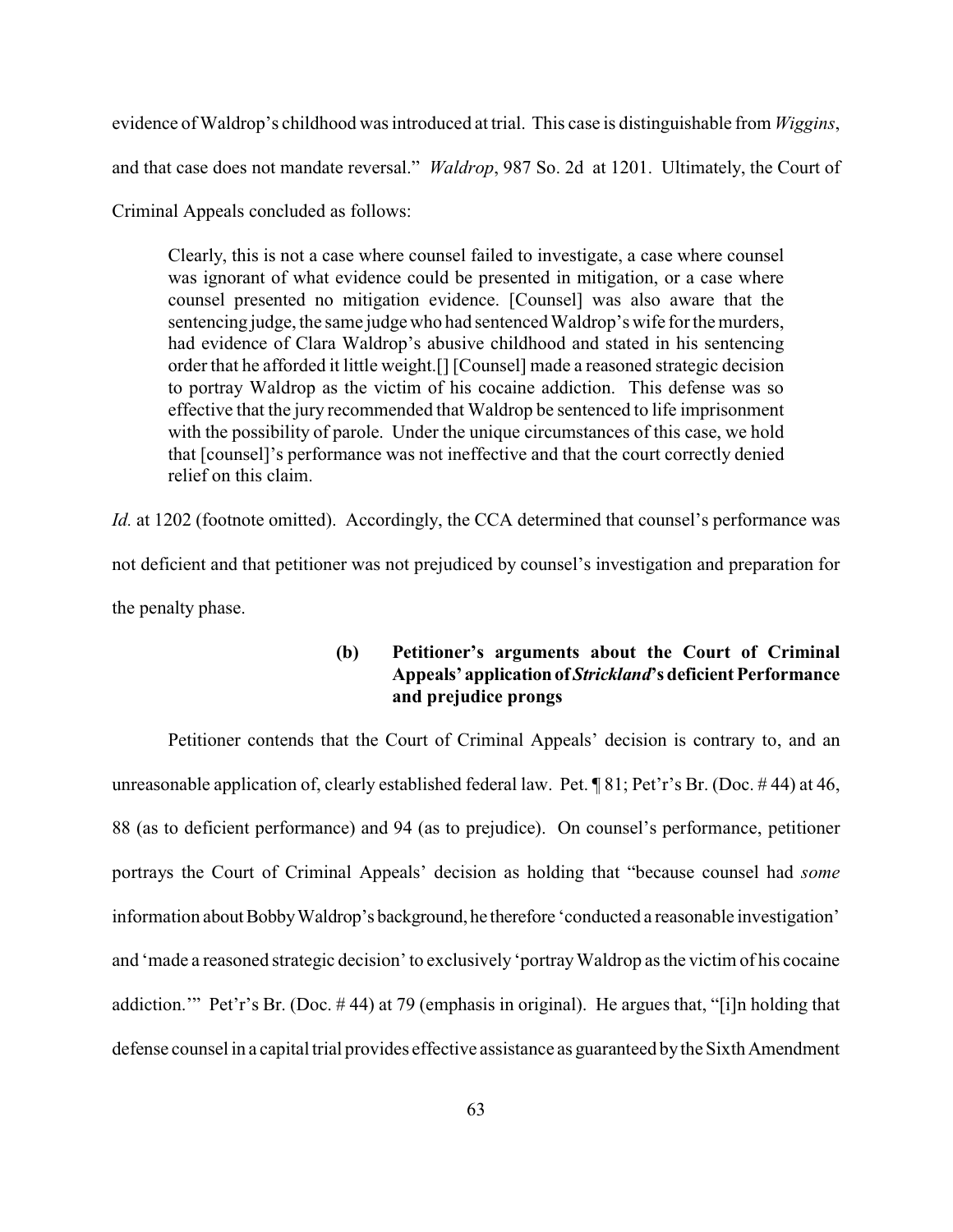evidence of Waldrop's childhood was introduced at trial. This case is distinguishable from *Wiggins*, and that case does not mandate reversal." *Waldrop*, 987 So. 2d at 1201. Ultimately, the Court of Criminal Appeals concluded as follows:

> Clearly, this is not a case where counsel failed to investigate, a case where counsel was ignorant of what evidence could be presented in mitigation, or a case where counsel presented no mitigation evidence. [Counsel] was also aware that the sentencing judge, the same judge who had sentenced Waldrop's wife for the murders, had evidence of Clara Waldrop's abusive childhood and stated in his sentencing order that he afforded it little weight.[] [Counsel] made a reasoned strategic decision to portray Waldrop as the victim of his cocaine addiction. This defense was so effective that the jury recommended that Waldrop be sentenced to life imprisonment with the possibility of parole. Under the unique circumstances of this case, we hold that [counsel]'s performance was not ineffective and that the court correctly denied relief on this claim.

*Id.* at 1202 (footnote omitted). Accordingly, the CCA determined that counsel's performance was not deficient and that petitioner was not prejudiced by counsel's investigation and preparation for the penalty phase.

**(b) Petitioner's arguments about the Court of Criminal Appeals' application of *Strickland*'s deficient Performance and prejudice prongs**

Petitioner contends that the Court of Criminal Appeals' decision is contrary to, and an unreasonable application of, clearly established federal law. Pet. ¶ 81; Pet'r's Br. (Doc. # 44) at 46, 88 (as to deficient performance) and 94 (as to prejudice). On counsel's performance, petitioner portrays the Court of Criminal Appeals' decision as holding that "because counsel had *some* information about Bobby Waldrop's background, he therefore 'conducted a reasonable investigation' and 'made a reasoned strategic decision' to exclusively 'portray Waldrop as the victim of his cocaine addiction.'" Pet'r's Br. (Doc. # 44) at 79 (emphasis in original). He argues that, "[i]n holding that defense counsel in a capital trial provides effective assistance as guaranteed by the Sixth Amendment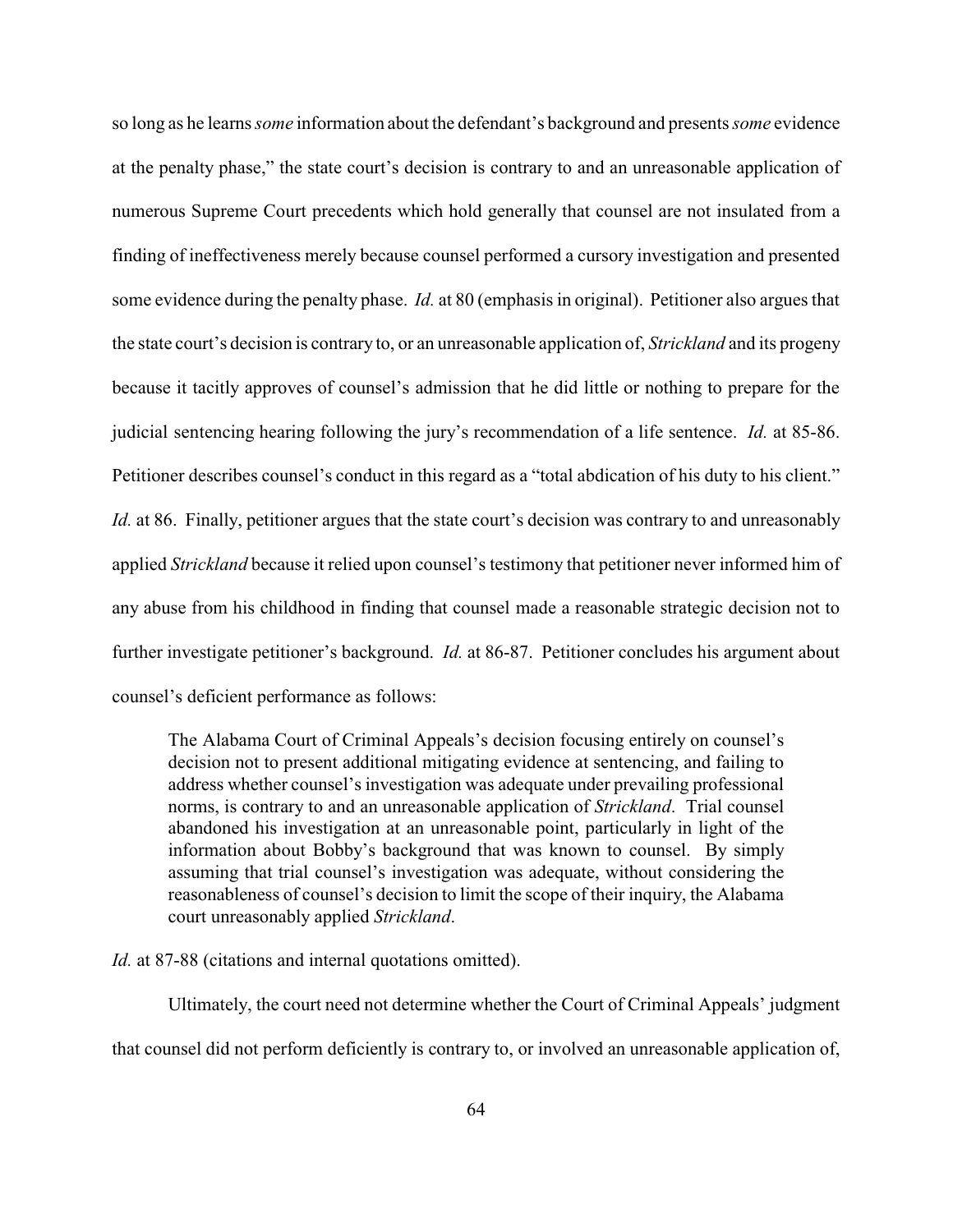so long as he learns *some* information about the defendant's background and presents *some* evidence at the penalty phase," the state court's decision is contrary to and an unreasonable application of numerous Supreme Court precedents which hold generally that counsel are not insulated from a finding of ineffectiveness merely because counsel performed a cursory investigation and presented some evidence during the penalty phase. *Id.* at 80 (emphasis in original). Petitioner also argues that the state court's decision is contrary to, or an unreasonable application of, *Strickland* and its progeny because it tacitly approves of counsel's admission that he did little or nothing to prepare for the judicial sentencing hearing following the jury's recommendation of a life sentence. *Id.* at 85-86. Petitioner describes counsel's conduct in this regard as a "total abdication of his duty to his client." *Id.* at 86. Finally, petitioner argues that the state court's decision was contrary to and unreasonably applied *Strickland* because it relied upon counsel's testimony that petitioner never informed him of any abuse from his childhood in finding that counsel made a reasonable strategic decision not to further investigate petitioner's background. *Id.* at 86-87. Petitioner concludes his argument about counsel's deficient performance as follows:

> The Alabama Court of Criminal Appeals's decision focusing entirely on counsel's decision not to present additional mitigating evidence at sentencing, and failing to address whether counsel's investigation was adequate under prevailing professional norms, is contrary to and an unreasonable application of *Strickland*. Trial counsel abandoned his investigation at an unreasonable point, particularly in light of the information about Bobby's background that was known to counsel. By simply assuming that trial counsel's investigation was adequate, without considering the reasonableness of counsel's decision to limit the scope of their inquiry, the Alabama court unreasonably applied *Strickland*.

*Id.* at 87-88 (citations and internal quotations omitted).

Ultimately, the court need not determine whether the Court of Criminal Appeals' judgment that counsel did not perform deficiently is contrary to, or involved an unreasonable application of,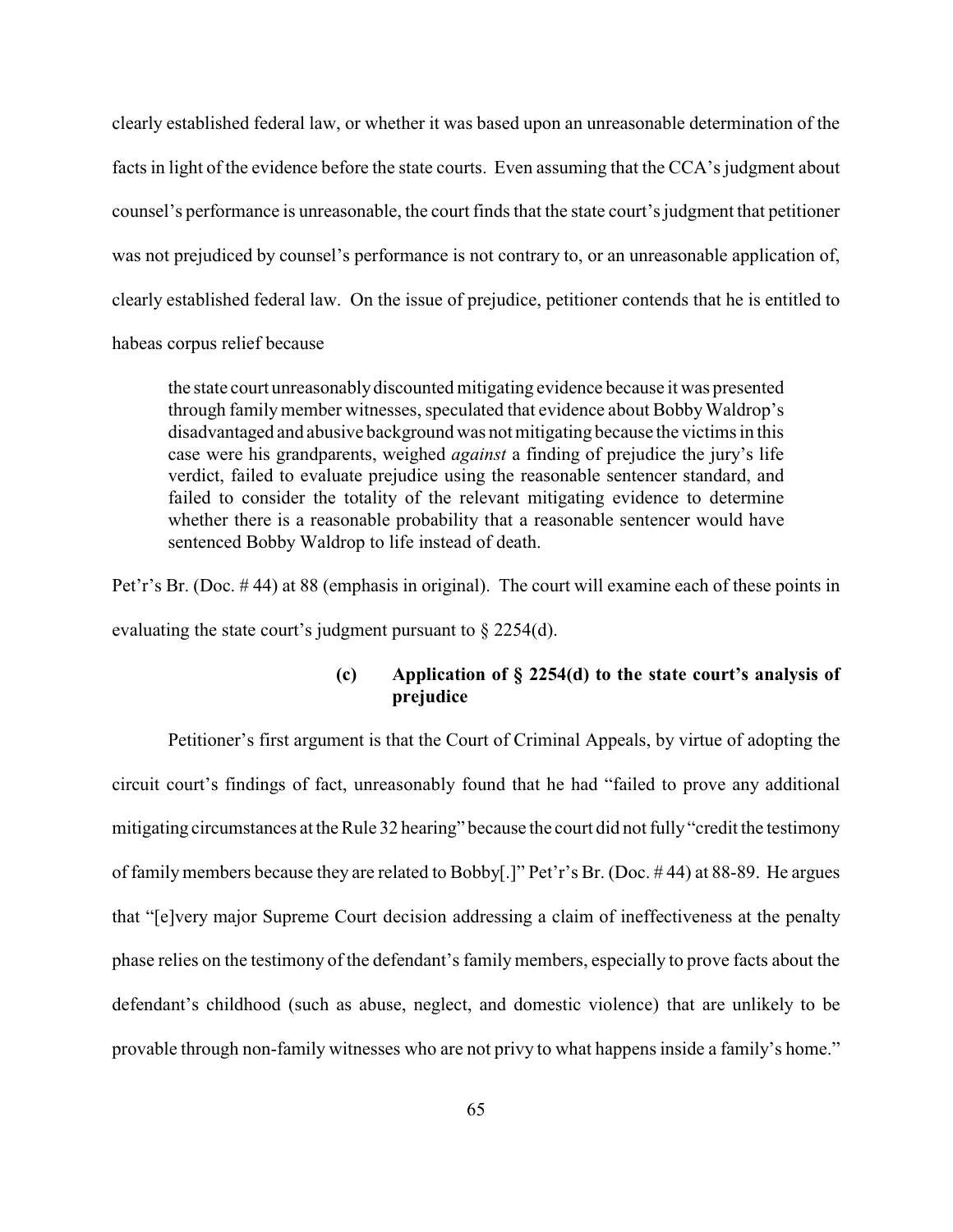clearly established federal law, or whether it was based upon an unreasonable determination of the facts in light of the evidence before the state courts. Even assuming that the CCA's judgment about counsel's performance is unreasonable, the court finds that the state court's judgment that petitioner was not prejudiced by counsel's performance is not contrary to, or an unreasonable application of, clearly established federal law. On the issue of prejudice, petitioner contends that he is entitled to habeas corpus relief because

> the state court unreasonably discounted mitigating evidence because it was presented through family member witnesses, speculated that evidence about Bobby Waldrop's disadvantaged and abusive background was not mitigating because the victims in this case were his grandparents, weighed *against* a finding of prejudice the jury's life verdict, failed to evaluate prejudice using the reasonable sentencer standard, and failed to consider the totality of the relevant mitigating evidence to determine whether there is a reasonable probability that a reasonable sentencer would have sentenced Bobby Waldrop to life instead of death.

Pet'r's Br. (Doc. # 44) at 88 (emphasis in original). The court will examine each of these points in evaluating the state court's judgment pursuant to § 2254(d).

**(c) Application of § 2254(d) to the state court's analysis of prejudice**

Petitioner's first argument is that the Court of Criminal Appeals, by virtue of adopting the circuit court's findings of fact, unreasonably found that he had "failed to prove any additional mitigating circumstances at the Rule 32 hearing" because the court did not fully "credit the testimony of family members because they are related to Bobby[.]" Pet'r's Br. (Doc. # 44) at 88-89. He argues that "[e]very major Supreme Court decision addressing a claim of ineffectiveness at the penalty phase relies on the testimony of the defendant's family members, especially to prove facts about the defendant's childhood (such as abuse, neglect, and domestic violence) that are unlikely to be provable through non-family witnesses who are not privy to what happens inside a family's home."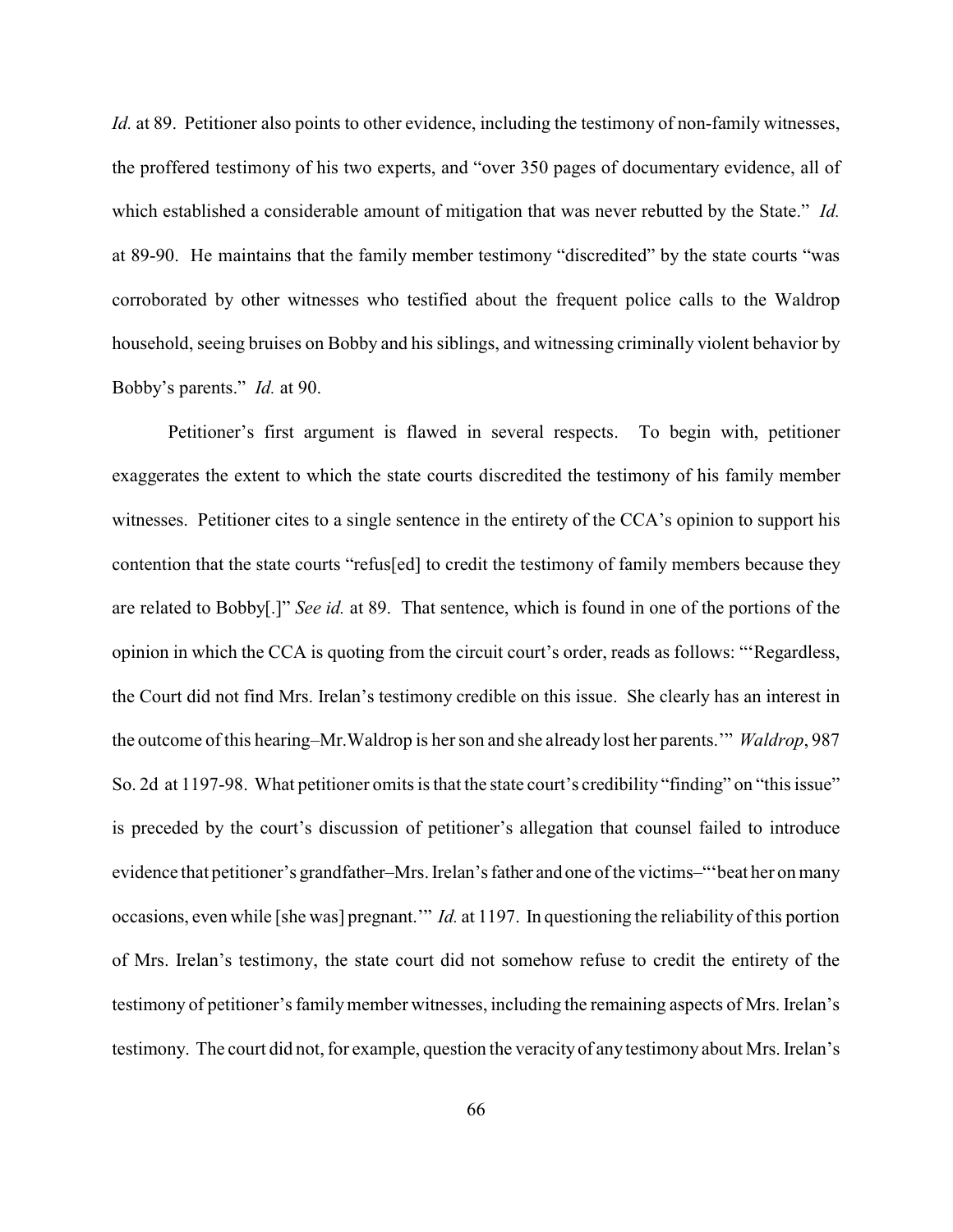*Id.* at 89. Petitioner also points to other evidence, including the testimony of non-family witnesses, the proffered testimony of his two experts, and "over 350 pages of documentary evidence, all of which established a considerable amount of mitigation that was never rebutted by the State." *Id.* at 89-90. He maintains that the family member testimony "discredited" by the state courts "was corroborated by other witnesses who testified about the frequent police calls to the Waldrop household, seeing bruises on Bobby and his siblings, and witnessing criminally violent behavior by Bobby's parents." *Id.* at 90.

Petitioner's first argument is flawed in several respects. To begin with, petitioner exaggerates the extent to which the state courts discredited the testimony of his family member witnesses. Petitioner cites to a single sentence in the entirety of the CCA's opinion to support his contention that the state courts "refus[ed] to credit the testimony of family members because they are related to Bobby[.]" *See id.* at 89. That sentence, which is found in one of the portions of the opinion in which the CCA is quoting from the circuit court's order, reads as follows: "'Regardless, the Court did not find Mrs. Irelan's testimony credible on this issue. She clearly has an interest in the outcome of this hearing–Mr.Waldrop is her son and she already lost her parents.'" *Waldrop*, 987 So. 2d at 1197-98. What petitioner omits is that the state court's credibility "finding" on "this issue" is preceded by the court's discussion of petitioner's allegation that counsel failed to introduce evidence that petitioner's grandfather–Mrs. Irelan's father and one of the victims–"'beat her on many occasions, even while [she was] pregnant.'" *Id.* at 1197. In questioning the reliability of this portion of Mrs. Irelan's testimony, the state court did not somehow refuse to credit the entirety of the testimony of petitioner's family member witnesses, including the remaining aspects of Mrs. Irelan's testimony. The court did not, for example, question the veracity of any testimony about Mrs. Irelan's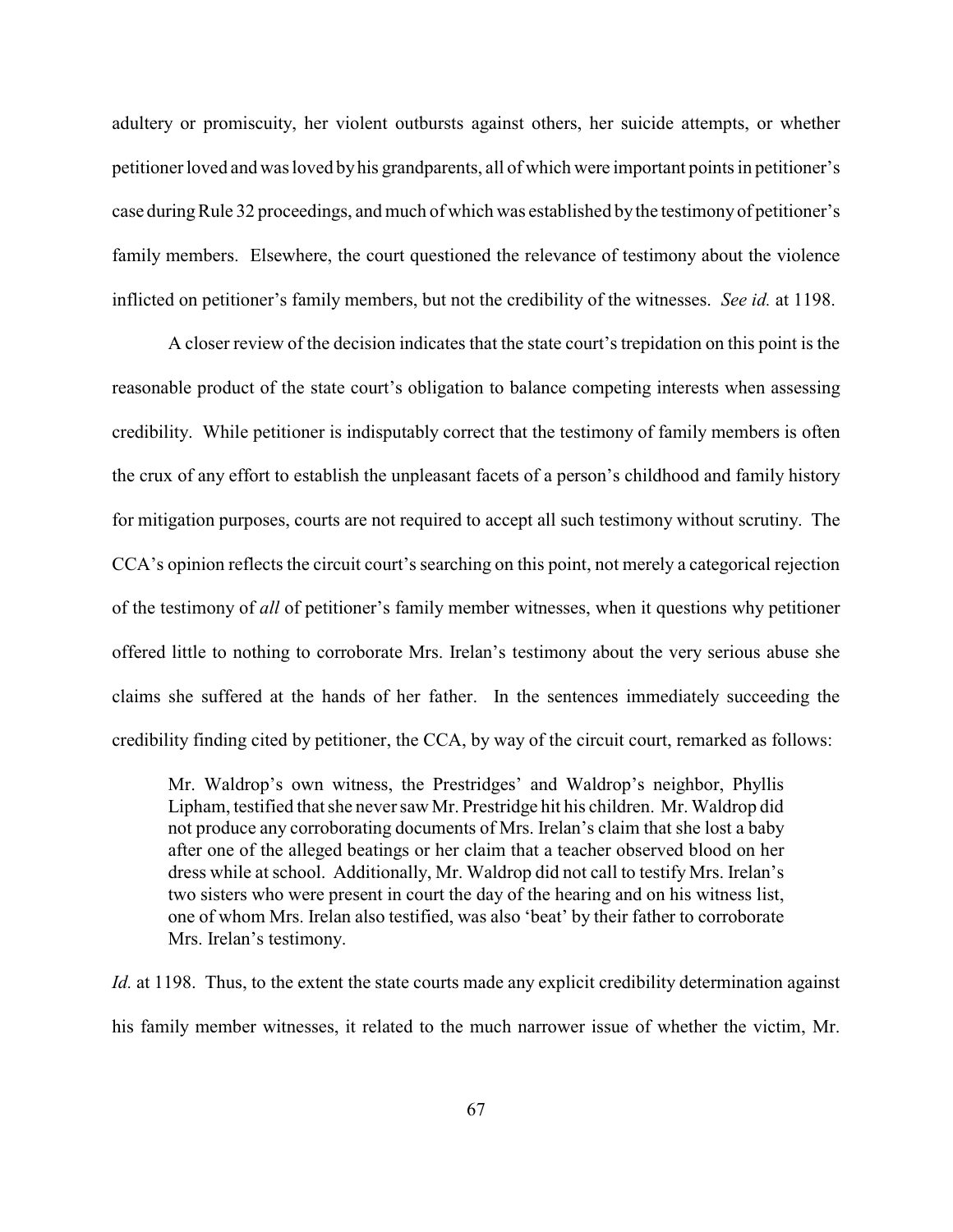adultery or promiscuity, her violent outbursts against others, her suicide attempts, or whether petitioner loved and was loved by his grandparents, all of which were important points in petitioner's case during Rule 32 proceedings, and much of which was established by the testimony of petitioner's family members. Elsewhere, the court questioned the relevance of testimony about the violence inflicted on petitioner's family members, but not the credibility of the witnesses. *See id.* at 1198.

A closer review of the decision indicates that the state court's trepidation on this point is the reasonable product of the state court's obligation to balance competing interests when assessing credibility. While petitioner is indisputably correct that the testimony of family members is often the crux of any effort to establish the unpleasant facets of a person's childhood and family history for mitigation purposes, courts are not required to accept all such testimony without scrutiny. The CCA's opinion reflects the circuit court's searching on this point, not merely a categorical rejection of the testimony of *all* of petitioner's family member witnesses, when it questions why petitioner offered little to nothing to corroborate Mrs. Irelan's testimony about the very serious abuse she claims she suffered at the hands of her father. In the sentences immediately succeeding the credibility finding cited by petitioner, the CCA, by way of the circuit court, remarked as follows:

> Mr. Waldrop's own witness, the Prestridges' and Waldrop's neighbor, Phyllis Lipham, testified that she never saw Mr. Prestridge hit his children. Mr. Waldrop did not produce any corroborating documents of Mrs. Irelan's claim that she lost a baby after one of the alleged beatings or her claim that a teacher observed blood on her dress while at school. Additionally, Mr. Waldrop did not call to testify Mrs. Irelan's two sisters who were present in court the day of the hearing and on his witness list, one of whom Mrs. Irelan also testified, was also 'beat' by their father to corroborate Mrs. Irelan's testimony.

*Id.* at 1198. Thus, to the extent the state courts made any explicit credibility determination against his family member witnesses, it related to the much narrower issue of whether the victim, Mr.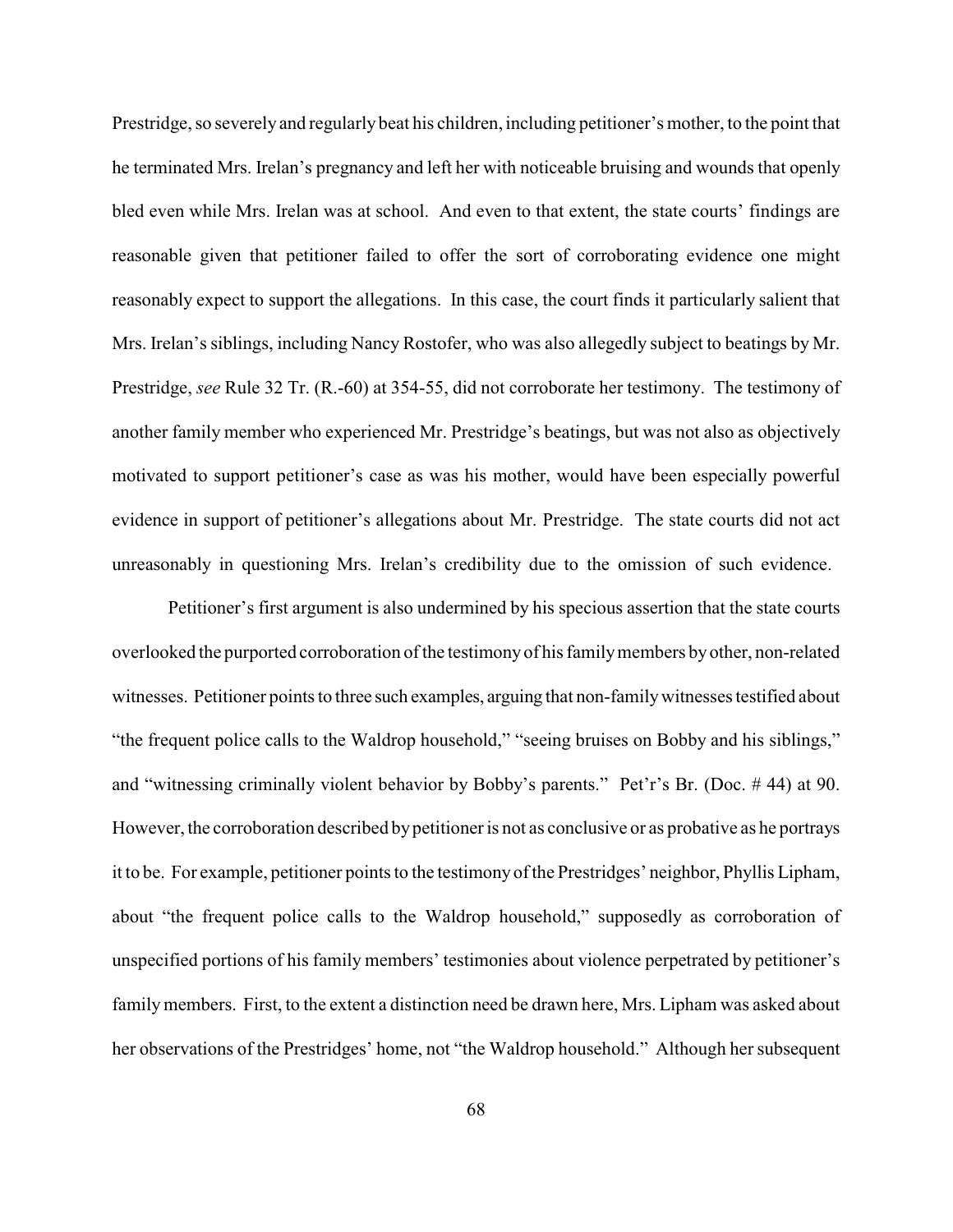Prestridge, so severely and regularly beat his children, including petitioner's mother, to the point that he terminated Mrs. Irelan's pregnancy and left her with noticeable bruising and wounds that openly bled even while Mrs. Irelan was at school. And even to that extent, the state courts' findings are reasonable given that petitioner failed to offer the sort of corroborating evidence one might reasonably expect to support the allegations. In this case, the court finds it particularly salient that Mrs. Irelan's siblings, including Nancy Rostofer, who was also allegedly subject to beatings by Mr. Prestridge, *see* Rule 32 Tr. (R.-60) at 354-55, did not corroborate her testimony. The testimony of another family member who experienced Mr. Prestridge's beatings, but was not also as objectively motivated to support petitioner's case as was his mother, would have been especially powerful evidence in support of petitioner's allegations about Mr. Prestridge. The state courts did not act unreasonably in questioning Mrs. Irelan's credibility due to the omission of such evidence.

Petitioner's first argument is also undermined by his specious assertion that the state courts overlooked the purported corroboration of the testimony of his family members by other, non-related witnesses. Petitioner points to three such examples, arguing that non-family witnesses testified about "the frequent police calls to the Waldrop household," "seeing bruises on Bobby and his siblings," and "witnessing criminally violent behavior by Bobby's parents." Pet'r's Br. (Doc. # 44) at 90. However, the corroboration described by petitioner is not as conclusive or as probative as he portrays it to be. For example, petitioner points to the testimony of the Prestridges' neighbor, Phyllis Lipham, about "the frequent police calls to the Waldrop household," supposedly as corroboration of unspecified portions of his family members' testimonies about violence perpetrated by petitioner's family members. First, to the extent a distinction need be drawn here, Mrs. Lipham was asked about her observations of the Prestridges' home, not "the Waldrop household." Although her subsequent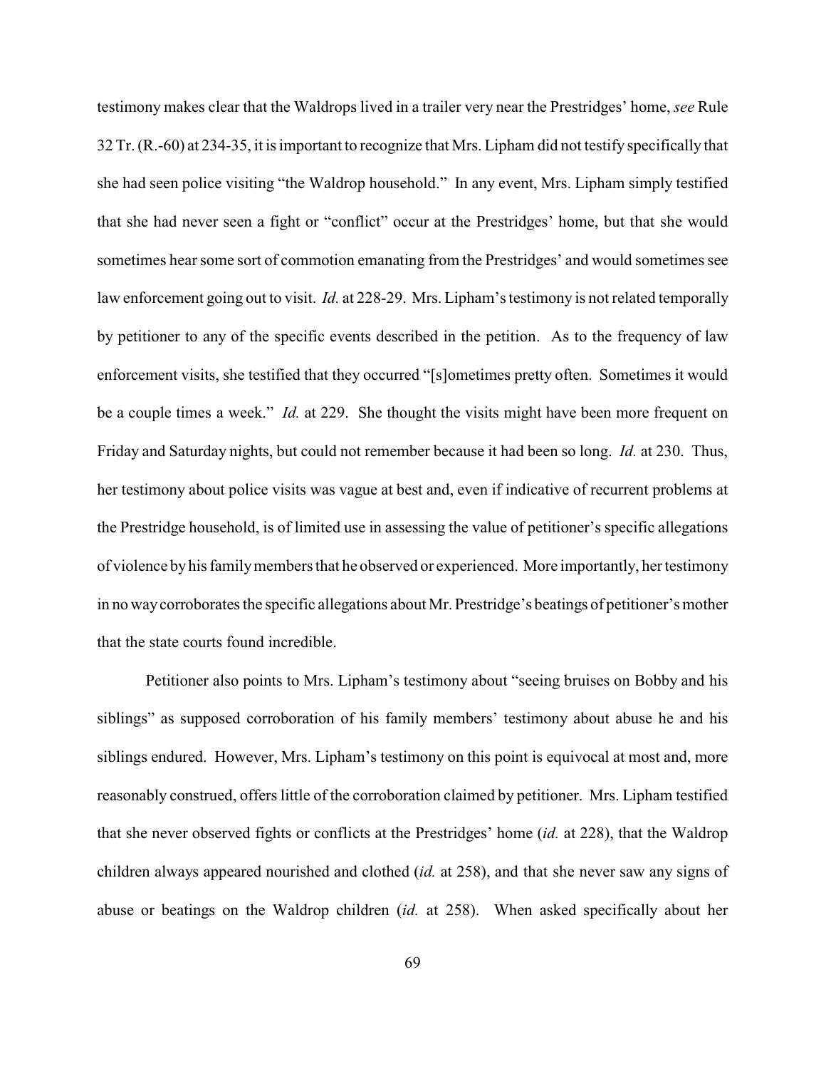testimony makes clear that the Waldrops lived in a trailer very near the Prestridges' home, *see* Rule 32 Tr. (R.-60) at 234-35, it is important to recognize that Mrs. Lipham did not testify specifically that she had seen police visiting "the Waldrop household." In any event, Mrs. Lipham simply testified that she had never seen a fight or "conflict" occur at the Prestridges' home, but that she would sometimes hear some sort of commotion emanating from the Prestridges' and would sometimes see law enforcement going out to visit. *Id.* at 228-29. Mrs. Lipham's testimony is not related temporally by petitioner to any of the specific events described in the petition. As to the frequency of law enforcement visits, she testified that they occurred "[s]ometimes pretty often. Sometimes it would be a couple times a week." *Id.* at 229. She thought the visits might have been more frequent on Friday and Saturday nights, but could not remember because it had been so long. *Id.* at 230. Thus, her testimony about police visits was vague at best and, even if indicative of recurrent problems at the Prestridge household, is of limited use in assessing the value of petitioner's specific allegations of violence by his family members that he observed or experienced. More importantly, her testimony in no way corroborates the specific allegations about Mr. Prestridge's beatings of petitioner's mother that the state courts found incredible.

Petitioner also points to Mrs. Lipham's testimony about "seeing bruises on Bobby and his siblings" as supposed corroboration of his family members' testimony about abuse he and his siblings endured. However, Mrs. Lipham's testimony on this point is equivocal at most and, more reasonably construed, offers little of the corroboration claimed by petitioner. Mrs. Lipham testified that she never observed fights or conflicts at the Prestridges' home (*id.* at 228), that the Waldrop children always appeared nourished and clothed (*id.* at 258), and that she never saw any signs of abuse or beatings on the Waldrop children (*id.* at 258). When asked specifically about her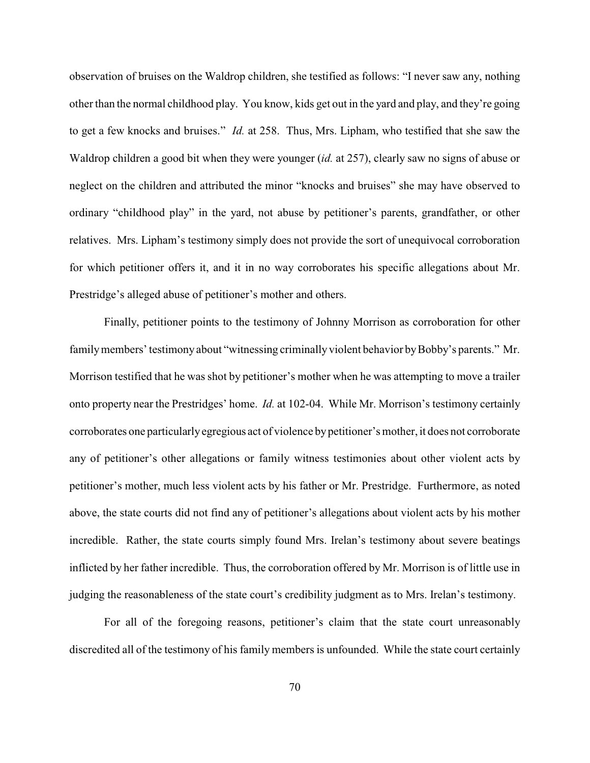observation of bruises on the Waldrop children, she testified as follows: "I never saw any, nothing other than the normal childhood play. You know, kids get out in the yard and play, and they're going to get a few knocks and bruises." *Id.* at 258. Thus, Mrs. Lipham, who testified that she saw the Waldrop children a good bit when they were younger (*id.* at 257), clearly saw no signs of abuse or neglect on the children and attributed the minor "knocks and bruises" she may have observed to ordinary "childhood play" in the yard, not abuse by petitioner's parents, grandfather, or other relatives. Mrs. Lipham's testimony simply does not provide the sort of unequivocal corroboration for which petitioner offers it, and it in no way corroborates his specific allegations about Mr. Prestridge's alleged abuse of petitioner's mother and others.

Finally, petitioner points to the testimony of Johnny Morrison as corroboration for other family members' testimony about "witnessing criminally violent behavior by Bobby's parents." Mr. Morrison testified that he was shot by petitioner's mother when he was attempting to move a trailer onto property near the Prestridges' home. *Id.* at 102-04. While Mr. Morrison's testimony certainly corroborates one particularly egregious act of violence by petitioner's mother, it does not corroborate any of petitioner's other allegations or family witness testimonies about other violent acts by petitioner's mother, much less violent acts by his father or Mr. Prestridge. Furthermore, as noted above, the state courts did not find any of petitioner's allegations about violent acts by his mother incredible. Rather, the state courts simply found Mrs. Irelan's testimony about severe beatings inflicted by her father incredible. Thus, the corroboration offered by Mr. Morrison is of little use in judging the reasonableness of the state court's credibility judgment as to Mrs. Irelan's testimony.

For all of the foregoing reasons, petitioner's claim that the state court unreasonably discredited all of the testimony of his family members is unfounded. While the state court certainly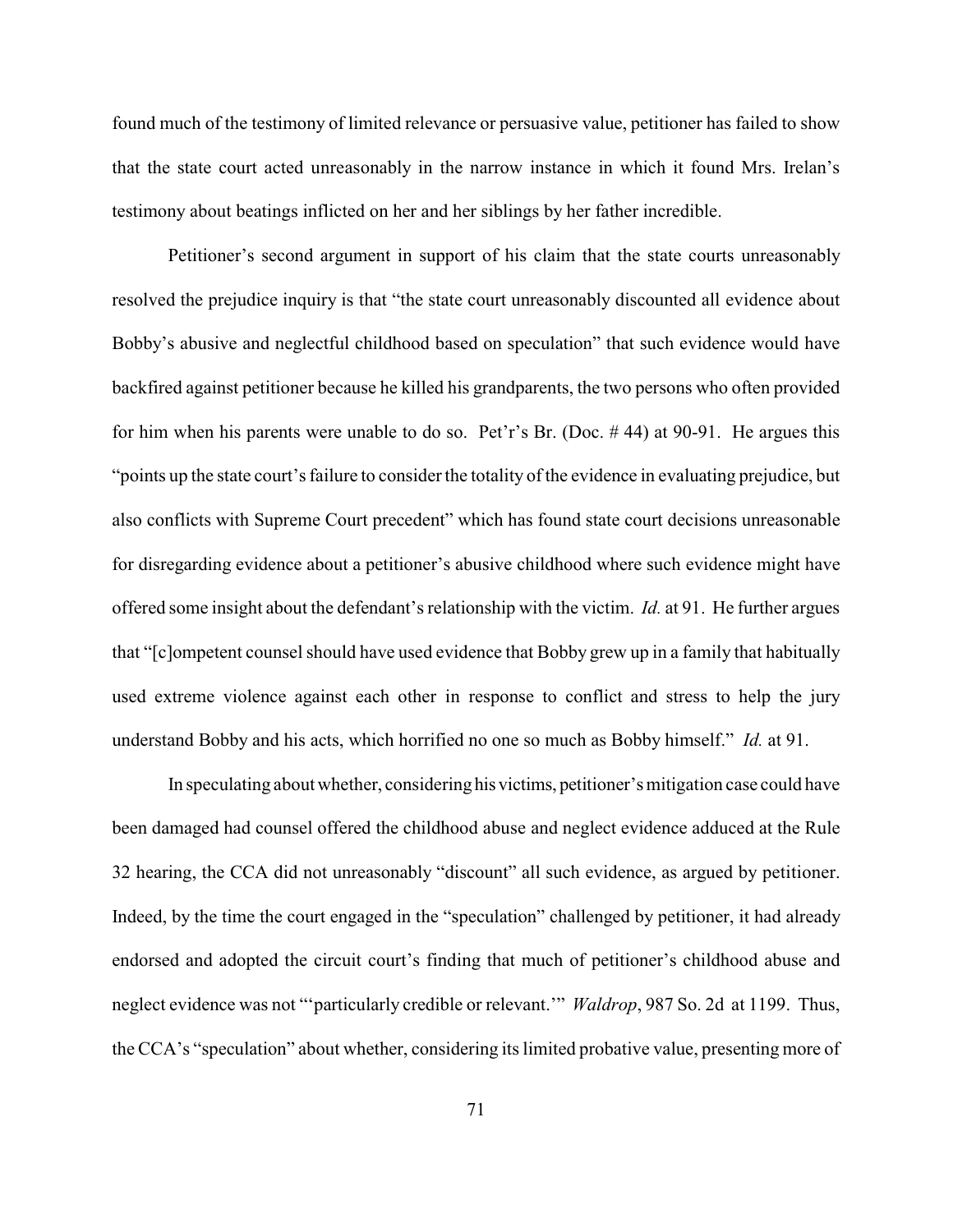found much of the testimony of limited relevance or persuasive value, petitioner has failed to show that the state court acted unreasonably in the narrow instance in which it found Mrs. Irelan's testimony about beatings inflicted on her and her siblings by her father incredible.

Petitioner's second argument in support of his claim that the state courts unreasonably resolved the prejudice inquiry is that "the state court unreasonably discounted all evidence about Bobby's abusive and neglectful childhood based on speculation" that such evidence would have backfired against petitioner because he killed his grandparents, the two persons who often provided for him when his parents were unable to do so. Pet'r's Br. (Doc. # 44) at 90-91. He argues this "points up the state court's failure to consider the totality of the evidence in evaluating prejudice, but also conflicts with Supreme Court precedent" which has found state court decisions unreasonable for disregarding evidence about a petitioner's abusive childhood where such evidence might have offered some insight about the defendant's relationship with the victim. *Id.* at 91. He further argues that "[c]ompetent counsel should have used evidence that Bobby grew up in a family that habitually used extreme violence against each other in response to conflict and stress to help the jury understand Bobby and his acts, which horrified no one so much as Bobby himself." *Id.* at 91.

In speculating about whether, considering his victims, petitioner's mitigation case could have been damaged had counsel offered the childhood abuse and neglect evidence adduced at the Rule 32 hearing, the CCA did not unreasonably "discount" all such evidence, as argued by petitioner. Indeed, by the time the court engaged in the "speculation" challenged by petitioner, it had already endorsed and adopted the circuit court's finding that much of petitioner's childhood abuse and neglect evidence was not "'particularly credible or relevant.'" *Waldrop*, 987 So. 2d at 1199. Thus, the CCA's "speculation" about whether, considering its limited probative value, presenting more of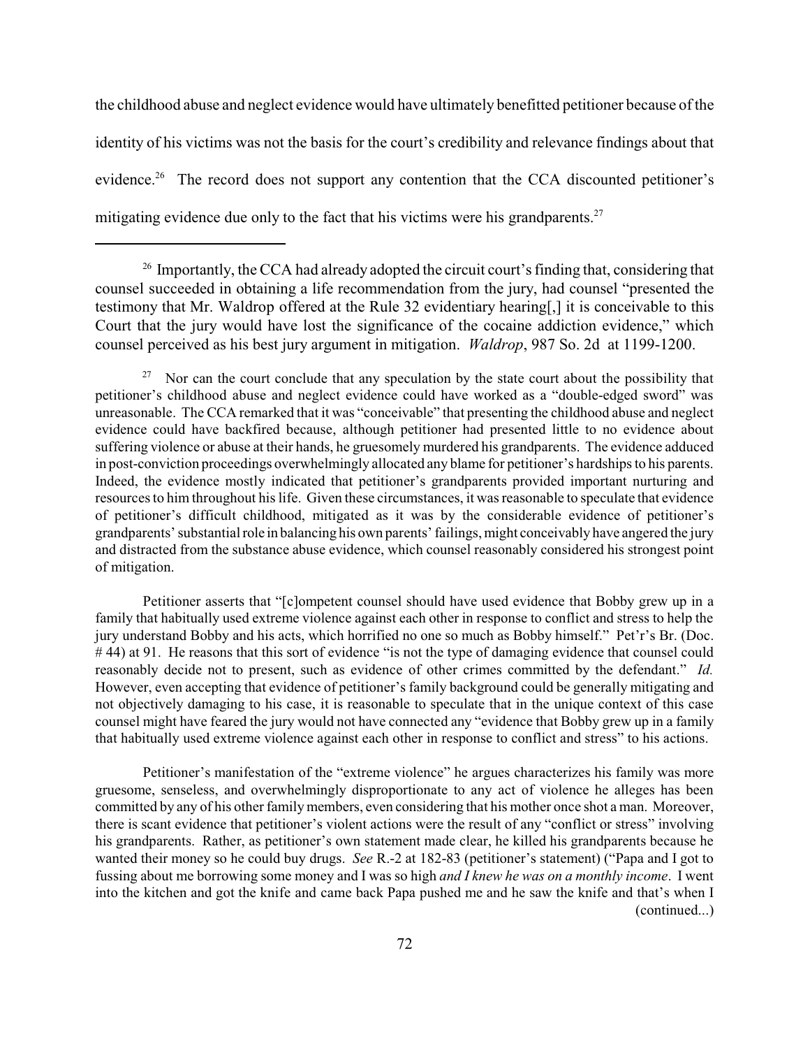the childhood abuse and neglect evidence would have ultimately benefitted petitioner because of the identity of his victims was not the basis for the court's credibility and relevance findings about that evidence.[26] The record does not support any contention that the CCA discounted petitioner's mitigating evidence due only to the fact that his victims were his grandparents.[27]

---

[26] Importantly, the CCA had already adopted the circuit court's finding that, considering that counsel succeeded in obtaining a life recommendation from the jury, had counsel "presented the testimony that Mr. Waldrop offered at the Rule 32 evidentiary hearing[,] it is conceivable to this Court that the jury would have lost the significance of the cocaine addiction evidence," which counsel perceived as his best jury argument in mitigation. *Waldrop*, 987 So. 2d at 1199-1200.

[27] Nor can the court conclude that any speculation by the state court about the possibility that petitioner's childhood abuse and neglect evidence could have worked as a "double-edged sword" was unreasonable. The CCA remarked that it was "conceivable" that presenting the childhood abuse and neglect evidence could have backfired because, although petitioner had presented little to no evidence about suffering violence or abuse at their hands, he gruesomely murdered his grandparents. The evidence adduced in post-conviction proceedings overwhelmingly allocated any blame for petitioner's hardships to his parents. Indeed, the evidence mostly indicated that petitioner's grandparents provided important nurturing and resources to him throughout his life. Given these circumstances, it was reasonable to speculate that evidence of petitioner's difficult childhood, mitigated as it was by the considerable evidence of petitioner's grandparents' substantial role in balancing his own parents' failings, might conceivably have angered the jury and distracted from the substance abuse evidence, which counsel reasonably considered his strongest point of mitigation.

Petitioner asserts that "[c]ompetent counsel should have used evidence that Bobby grew up in a family that habitually used extreme violence against each other in response to conflict and stress to help the jury understand Bobby and his acts, which horrified no one so much as Bobby himself." Pet'r's Br. (Doc. # 44) at 91. He reasons that this sort of evidence "is not the type of damaging evidence that counsel could reasonably decide not to present, such as evidence of other crimes committed by the defendant." *Id.* However, even accepting that evidence of petitioner's family background could be generally mitigating and not objectively damaging to his case, it is reasonable to speculate that in the unique context of this case counsel might have feared the jury would not have connected any "evidence that Bobby grew up in a family that habitually used extreme violence against each other in response to conflict and stress" to his actions.

Petitioner's manifestation of the "extreme violence" he argues characterizes his family was more gruesome, senseless, and overwhelmingly disproportionate to any act of violence he alleges has been committed by any of his other family members, even considering that his mother once shot a man. Moreover, there is scant evidence that petitioner's violent actions were the result of any "conflict or stress" involving his grandparents. Rather, as petitioner's own statement made clear, he killed his grandparents because he wanted their money so he could buy drugs. *See* R.-2 at 182-83 (petitioner's statement) ("Papa and I got to fussing about me borrowing some money and I was so high *and I knew he was on a monthly income*. I went into the kitchen and got the knife and came back Papa pushed me and he saw the knife and that's when I (continued...)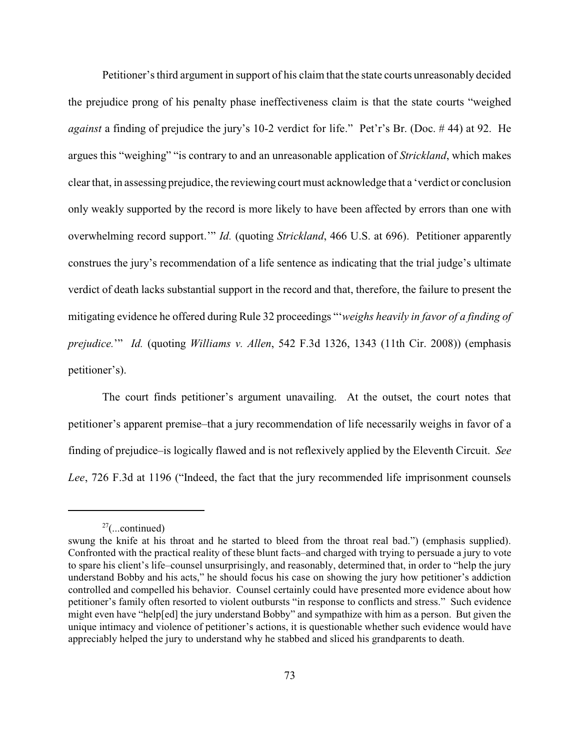Petitioner's third argument in support of his claim that the state courts unreasonably decided the prejudice prong of his penalty phase ineffectiveness claim is that the state courts "weighed *against* a finding of prejudice the jury's 10-2 verdict for life." Pet'r's Br. (Doc. # 44) at 92. He argues this "weighing" "is contrary to and an unreasonable application of *Strickland*, which makes clear that, in assessing prejudice, the reviewing court must acknowledge that a 'verdict or conclusion only weakly supported by the record is more likely to have been affected by errors than one with overwhelming record support.'" *Id.* (quoting *Strickland*, 466 U.S. at 696). Petitioner apparently construes the jury's recommendation of a life sentence as indicating that the trial judge's ultimate verdict of death lacks substantial support in the record and that, therefore, the failure to present the mitigating evidence he offered during Rule 32 proceedings "'*weighs heavily in favor of a finding of prejudice.*'" *Id.* (quoting *Williams v. Allen*, 542 F.3d 1326, 1343 (11th Cir. 2008)) (emphasis petitioner's).

The court finds petitioner's argument unavailing. At the outset, the court notes that petitioner's apparent premise–that a jury recommendation of life necessarily weighs in favor of a finding of prejudice–is logically flawed and is not reflexively applied by the Eleventh Circuit. *See Lee*, 726 F.3d at 1196 ("Indeed, the fact that the jury recommended life imprisonment counsels

---

[27](...continued)
swung the knife at his throat and he started to bleed from the throat real bad.") (emphasis supplied). Confronted with the practical reality of these blunt facts–and charged with trying to persuade a jury to vote to spare his client's life–counsel unsurprisingly, and reasonably, determined that, in order to "help the jury understand Bobby and his acts," he should focus his case on showing the jury how petitioner's addiction controlled and compelled his behavior. Counsel certainly could have presented more evidence about how petitioner's family often resorted to violent outbursts "in response to conflicts and stress." Such evidence might even have "help[ed] the jury understand Bobby" and sympathize with him as a person. But given the unique intimacy and violence of petitioner's actions, it is questionable whether such evidence would have appreciably helped the jury to understand why he stabbed and sliced his grandparents to death.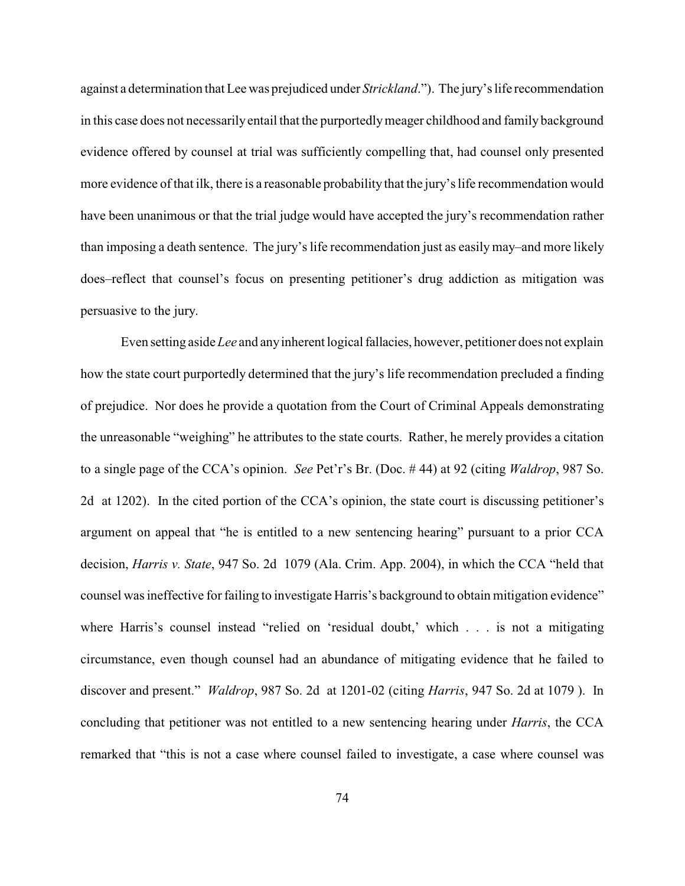against a determination that Lee was prejudiced under *Strickland*."). The jury's life recommendation in this case does not necessarily entail that the purportedly meager childhood and family background evidence offered by counsel at trial was sufficiently compelling that, had counsel only presented more evidence of that ilk, there is a reasonable probability that the jury's life recommendation would have been unanimous or that the trial judge would have accepted the jury's recommendation rather than imposing a death sentence. The jury's life recommendation just as easily may–and more likely does–reflect that counsel's focus on presenting petitioner's drug addiction as mitigation was persuasive to the jury.

Even setting aside *Lee* and any inherent logical fallacies, however, petitioner does not explain how the state court purportedly determined that the jury's life recommendation precluded a finding of prejudice. Nor does he provide a quotation from the Court of Criminal Appeals demonstrating the unreasonable "weighing" he attributes to the state courts. Rather, he merely provides a citation to a single page of the CCA's opinion. *See* Pet'r's Br. (Doc. # 44) at 92 (citing *Waldrop*, 987 So. 2d at 1202). In the cited portion of the CCA's opinion, the state court is discussing petitioner's argument on appeal that "he is entitled to a new sentencing hearing" pursuant to a prior CCA decision, *Harris v. State*, 947 So. 2d 1079 (Ala. Crim. App. 2004), in which the CCA "held that counsel was ineffective for failing to investigate Harris's background to obtain mitigation evidence" where Harris's counsel instead "relied on 'residual doubt,' which . . . is not a mitigating circumstance, even though counsel had an abundance of mitigating evidence that he failed to discover and present." *Waldrop*, 987 So. 2d at 1201-02 (citing *Harris*, 947 So. 2d at 1079 ). In concluding that petitioner was not entitled to a new sentencing hearing under *Harris*, the CCA remarked that "this is not a case where counsel failed to investigate, a case where counsel was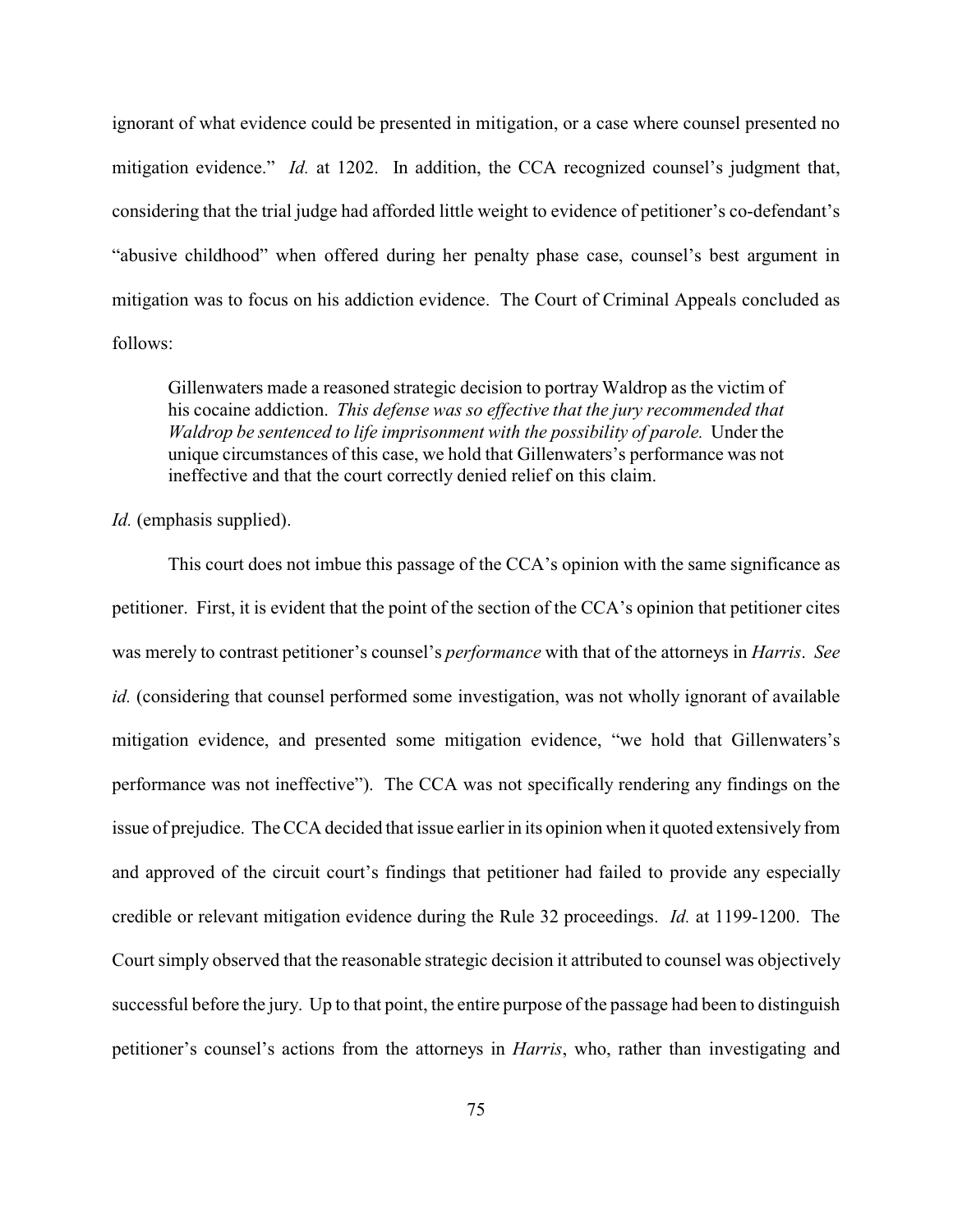ignorant of what evidence could be presented in mitigation, or a case where counsel presented no mitigation evidence." *Id.* at 1202. In addition, the CCA recognized counsel's judgment that, considering that the trial judge had afforded little weight to evidence of petitioner's co-defendant's "abusive childhood" when offered during her penalty phase case, counsel's best argument in mitigation was to focus on his addiction evidence. The Court of Criminal Appeals concluded as follows:

> Gillenwaters made a reasoned strategic decision to portray Waldrop as the victim of his cocaine addiction. *This defense was so effective that the jury recommended that Waldrop be sentenced to life imprisonment with the possibility of parole.* Under the unique circumstances of this case, we hold that Gillenwaters's performance was not ineffective and that the court correctly denied relief on this claim.

*Id.* (emphasis supplied).

This court does not imbue this passage of the CCA's opinion with the same significance as petitioner. First, it is evident that the point of the section of the CCA's opinion that petitioner cites was merely to contrast petitioner's counsel's *performance* with that of the attorneys in *Harris*. *See id.* (considering that counsel performed some investigation, was not wholly ignorant of available mitigation evidence, and presented some mitigation evidence, "we hold that Gillenwaters's performance was not ineffective"). The CCA was not specifically rendering any findings on the issue of prejudice. The CCA decided that issue earlier in its opinion when it quoted extensively from and approved of the circuit court's findings that petitioner had failed to provide any especially credible or relevant mitigation evidence during the Rule 32 proceedings. *Id.* at 1199-1200. The Court simply observed that the reasonable strategic decision it attributed to counsel was objectively successful before the jury. Up to that point, the entire purpose of the passage had been to distinguish petitioner's counsel's actions from the attorneys in *Harris*, who, rather than investigating and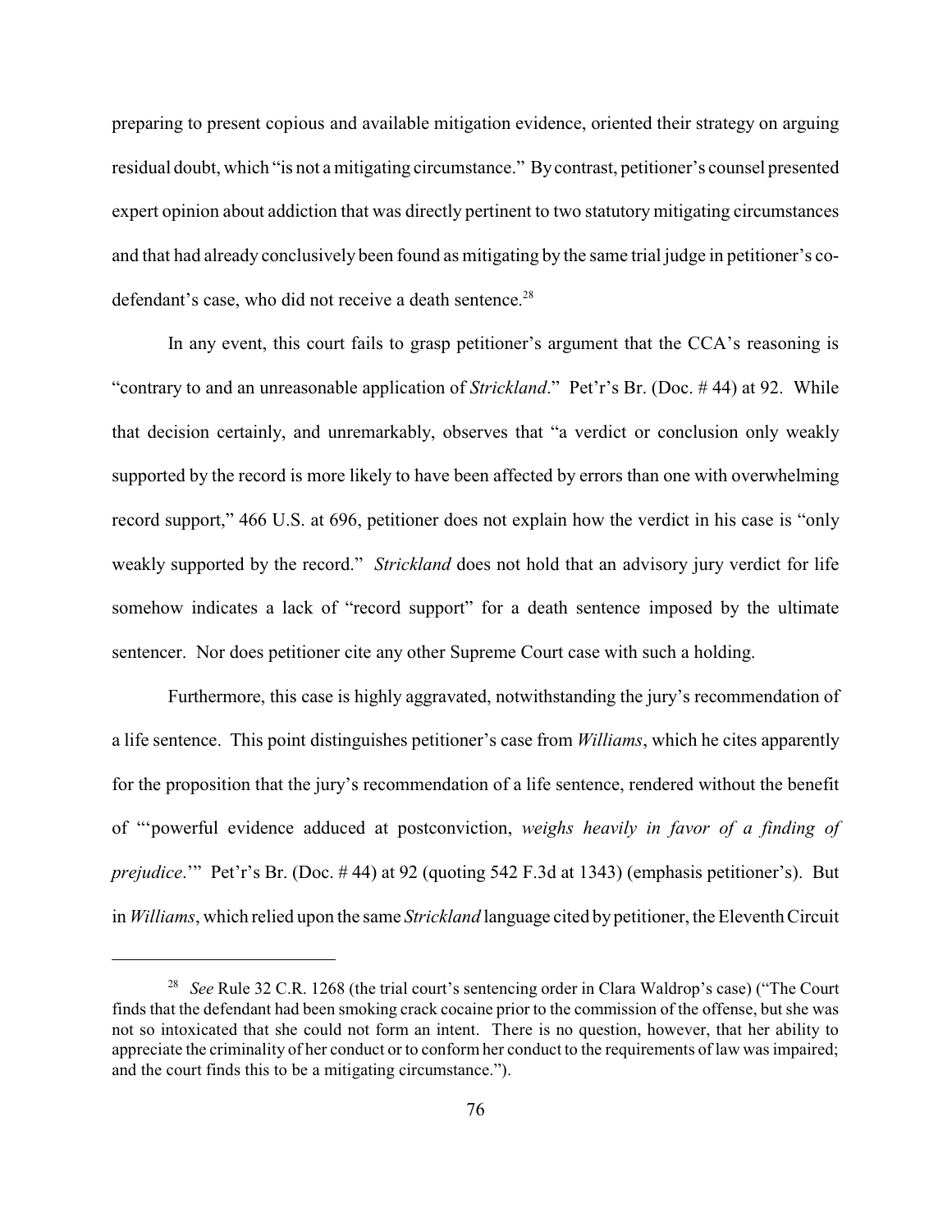preparing to present copious and available mitigation evidence, oriented their strategy on arguing residual doubt, which "is not a mitigating circumstance." By contrast, petitioner's counsel presented expert opinion about addiction that was directly pertinent to two statutory mitigating circumstances and that had already conclusively been found as mitigating by the same trial judge in petitioner's co-defendant's case, who did not receive a death sentence.[28]

In any event, this court fails to grasp petitioner's argument that the CCA's reasoning is "contrary to and an unreasonable application of *Strickland*." Pet'r's Br. (Doc. # 44) at 92. While that decision certainly, and unremarkably, observes that "a verdict or conclusion only weakly supported by the record is more likely to have been affected by errors than one with overwhelming record support," 466 U.S. at 696, petitioner does not explain how the verdict in his case is "only weakly supported by the record." *Strickland* does not hold that an advisory jury verdict for life somehow indicates a lack of "record support" for a death sentence imposed by the ultimate sentencer. Nor does petitioner cite any other Supreme Court case with such a holding.

Furthermore, this case is highly aggravated, notwithstanding the jury's recommendation of a life sentence. This point distinguishes petitioner's case from *Williams*, which he cites apparently for the proposition that the jury's recommendation of a life sentence, rendered without the benefit of "'powerful evidence adduced at postconviction, *weighs heavily in favor of a finding of prejudice*.'" Pet'r's Br. (Doc. # 44) at 92 (quoting 542 F.3d at 1343) (emphasis petitioner's). But in *Williams*, which relied upon the same *Strickland* language cited by petitioner, the Eleventh Circuit

---

[28] *See* Rule 32 C.R. 1268 (the trial court's sentencing order in Clara Waldrop's case) ("The Court finds that the defendant had been smoking crack cocaine prior to the commission of the offense, but she was not so intoxicated that she could not form an intent. There is no question, however, that her ability to appreciate the criminality of her conduct or to conform her conduct to the requirements of law was impaired; and the court finds this to be a mitigating circumstance.").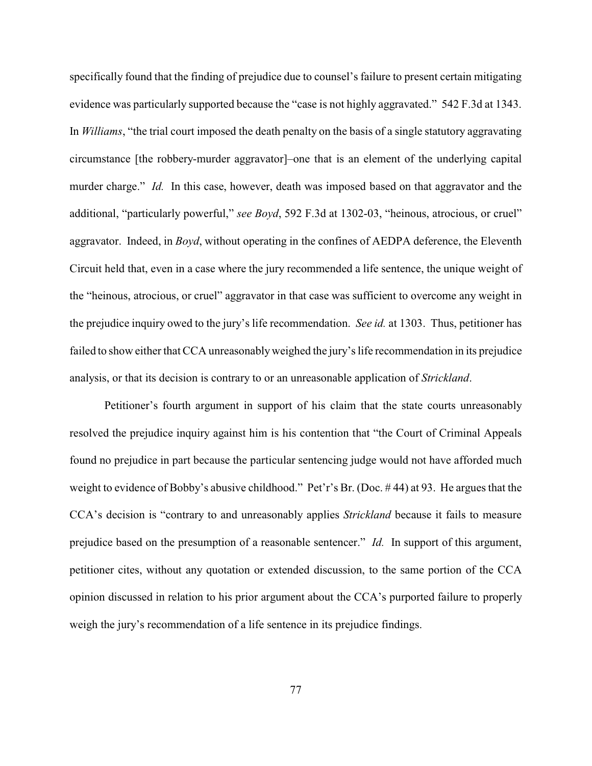specifically found that the finding of prejudice due to counsel's failure to present certain mitigating evidence was particularly supported because the "case is not highly aggravated." 542 F.3d at 1343. In *Williams*, "the trial court imposed the death penalty on the basis of a single statutory aggravating circumstance [the robbery-murder aggravator]–one that is an element of the underlying capital murder charge." *Id.* In this case, however, death was imposed based on that aggravator and the additional, "particularly powerful," *see Boyd*, 592 F.3d at 1302-03, "heinous, atrocious, or cruel" aggravator. Indeed, in *Boyd*, without operating in the confines of AEDPA deference, the Eleventh Circuit held that, even in a case where the jury recommended a life sentence, the unique weight of the "heinous, atrocious, or cruel" aggravator in that case was sufficient to overcome any weight in the prejudice inquiry owed to the jury's life recommendation. *See id.* at 1303. Thus, petitioner has failed to show either that CCA unreasonably weighed the jury's life recommendation in its prejudice analysis, or that its decision is contrary to or an unreasonable application of *Strickland*.

Petitioner's fourth argument in support of his claim that the state courts unreasonably resolved the prejudice inquiry against him is his contention that "the Court of Criminal Appeals found no prejudice in part because the particular sentencing judge would not have afforded much weight to evidence of Bobby's abusive childhood." Pet'r's Br. (Doc. # 44) at 93. He argues that the CCA's decision is "contrary to and unreasonably applies *Strickland* because it fails to measure prejudice based on the presumption of a reasonable sentencer." *Id.* In support of this argument, petitioner cites, without any quotation or extended discussion, to the same portion of the CCA opinion discussed in relation to his prior argument about the CCA's purported failure to properly weigh the jury's recommendation of a life sentence in its prejudice findings.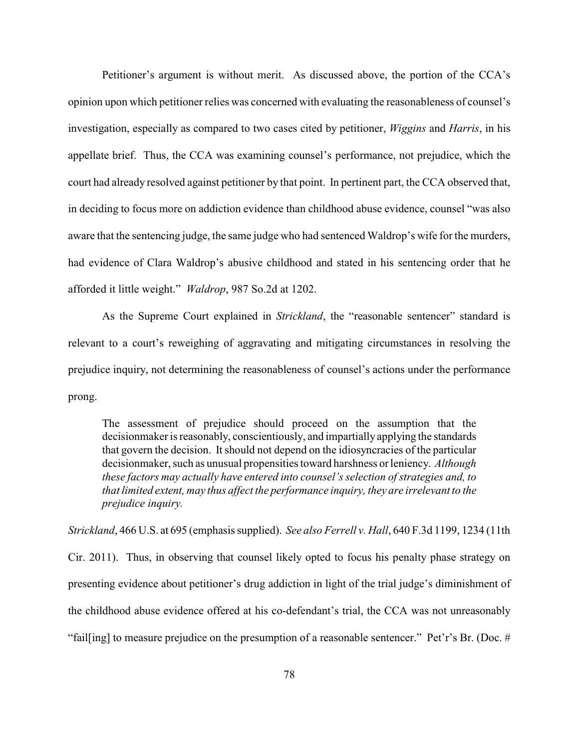Petitioner's argument is without merit. As discussed above, the portion of the CCA's opinion upon which petitioner relies was concerned with evaluating the reasonableness of counsel's investigation, especially as compared to two cases cited by petitioner, *Wiggins* and *Harris*, in his appellate brief. Thus, the CCA was examining counsel's performance, not prejudice, which the court had already resolved against petitioner by that point. In pertinent part, the CCA observed that, in deciding to focus more on addiction evidence than childhood abuse evidence, counsel "was also aware that the sentencing judge, the same judge who had sentenced Waldrop's wife for the murders, had evidence of Clara Waldrop's abusive childhood and stated in his sentencing order that he afforded it little weight." *Waldrop*, 987 So.2d at 1202.

As the Supreme Court explained in *Strickland*, the "reasonable sentencer" standard is relevant to a court's reweighing of aggravating and mitigating circumstances in resolving the prejudice inquiry, not determining the reasonableness of counsel's actions under the performance prong.

> The assessment of prejudice should proceed on the assumption that the decisionmaker is reasonably, conscientiously, and impartially applying the standards that govern the decision. It should not depend on the idiosyncracies of the particular decisionmaker, such as unusual propensities toward harshness or leniency. *Although these factors may actually have entered into counsel's selection of strategies and, to that limited extent, may thus affect the performance inquiry, they are irrelevant to the prejudice inquiry.*

*Strickland*, 466 U.S. at 695 (emphasis supplied). *See also Ferrell v. Hall*, 640 F.3d 1199, 1234 (11th Cir. 2011). Thus, in observing that counsel likely opted to focus his penalty phase strategy on presenting evidence about petitioner's drug addiction in light of the trial judge's diminishment of the childhood abuse evidence offered at his co-defendant's trial, the CCA was not unreasonably "fail[ing] to measure prejudice on the presumption of a reasonable sentencer." Pet'r's Br. (Doc. #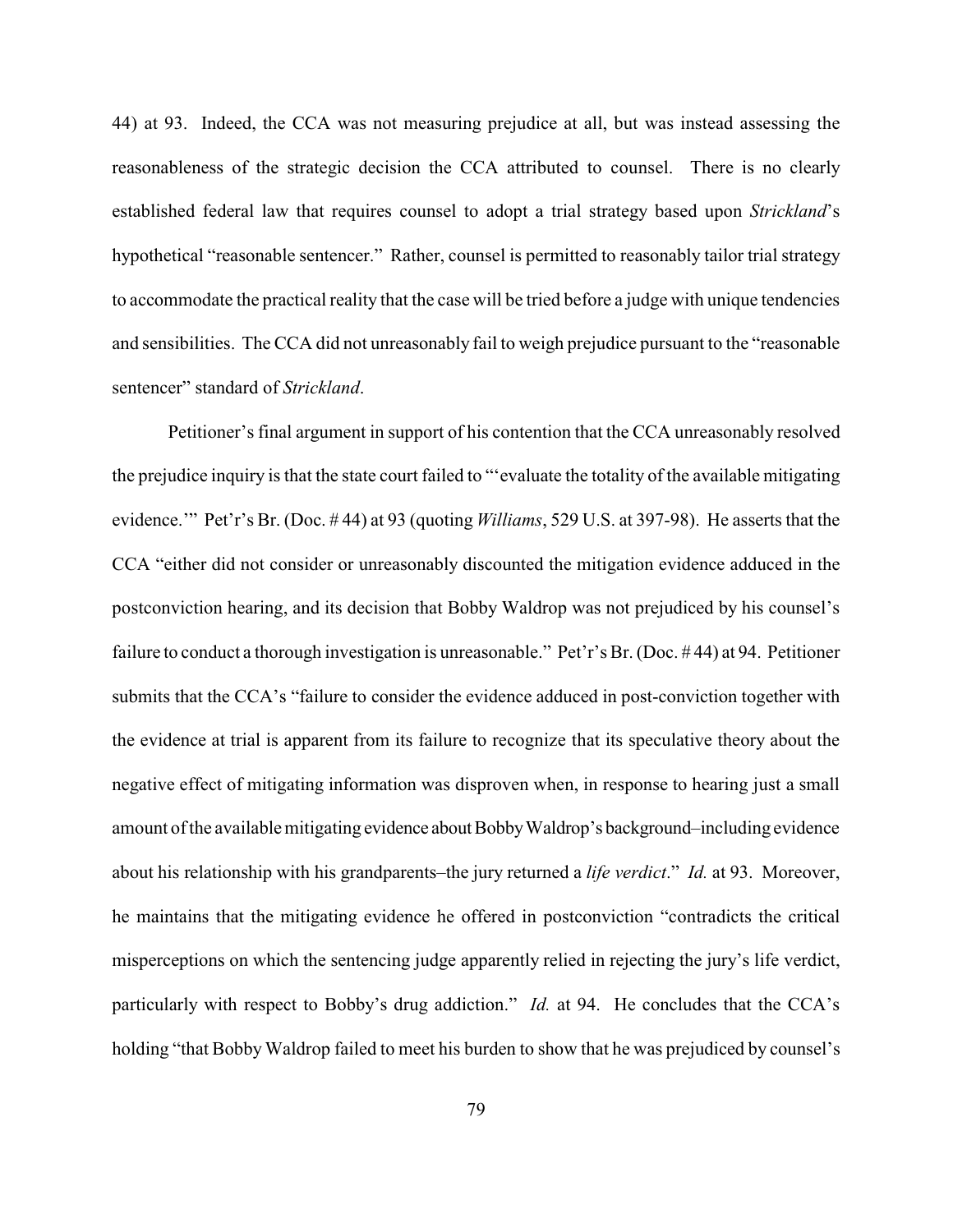44) at 93. Indeed, the CCA was not measuring prejudice at all, but was instead assessing the reasonableness of the strategic decision the CCA attributed to counsel. There is no clearly established federal law that requires counsel to adopt a trial strategy based upon *Strickland*'s hypothetical "reasonable sentencer." Rather, counsel is permitted to reasonably tailor trial strategy to accommodate the practical reality that the case will be tried before a judge with unique tendencies and sensibilities. The CCA did not unreasonably fail to weigh prejudice pursuant to the "reasonable sentencer" standard of *Strickland*.

Petitioner's final argument in support of his contention that the CCA unreasonably resolved the prejudice inquiry is that the state court failed to "'evaluate the totality of the available mitigating evidence.'" Pet'r's Br. (Doc. # 44) at 93 (quoting *Williams*, 529 U.S. at 397-98). He asserts that the CCA "either did not consider or unreasonably discounted the mitigation evidence adduced in the postconviction hearing, and its decision that Bobby Waldrop was not prejudiced by his counsel's failure to conduct a thorough investigation is unreasonable." Pet'r's Br. (Doc. # 44) at 94. Petitioner submits that the CCA's "failure to consider the evidence adduced in post-conviction together with the evidence at trial is apparent from its failure to recognize that its speculative theory about the negative effect of mitigating information was disproven when, in response to hearing just a small amount of the available mitigating evidence about Bobby Waldrop's background–including evidence about his relationship with his grandparents–the jury returned a *life verdict*." *Id.* at 93. Moreover, he maintains that the mitigating evidence he offered in postconviction "contradicts the critical misperceptions on which the sentencing judge apparently relied in rejecting the jury's life verdict, particularly with respect to Bobby's drug addiction." *Id.* at 94. He concludes that the CCA's holding "that Bobby Waldrop failed to meet his burden to show that he was prejudiced by counsel's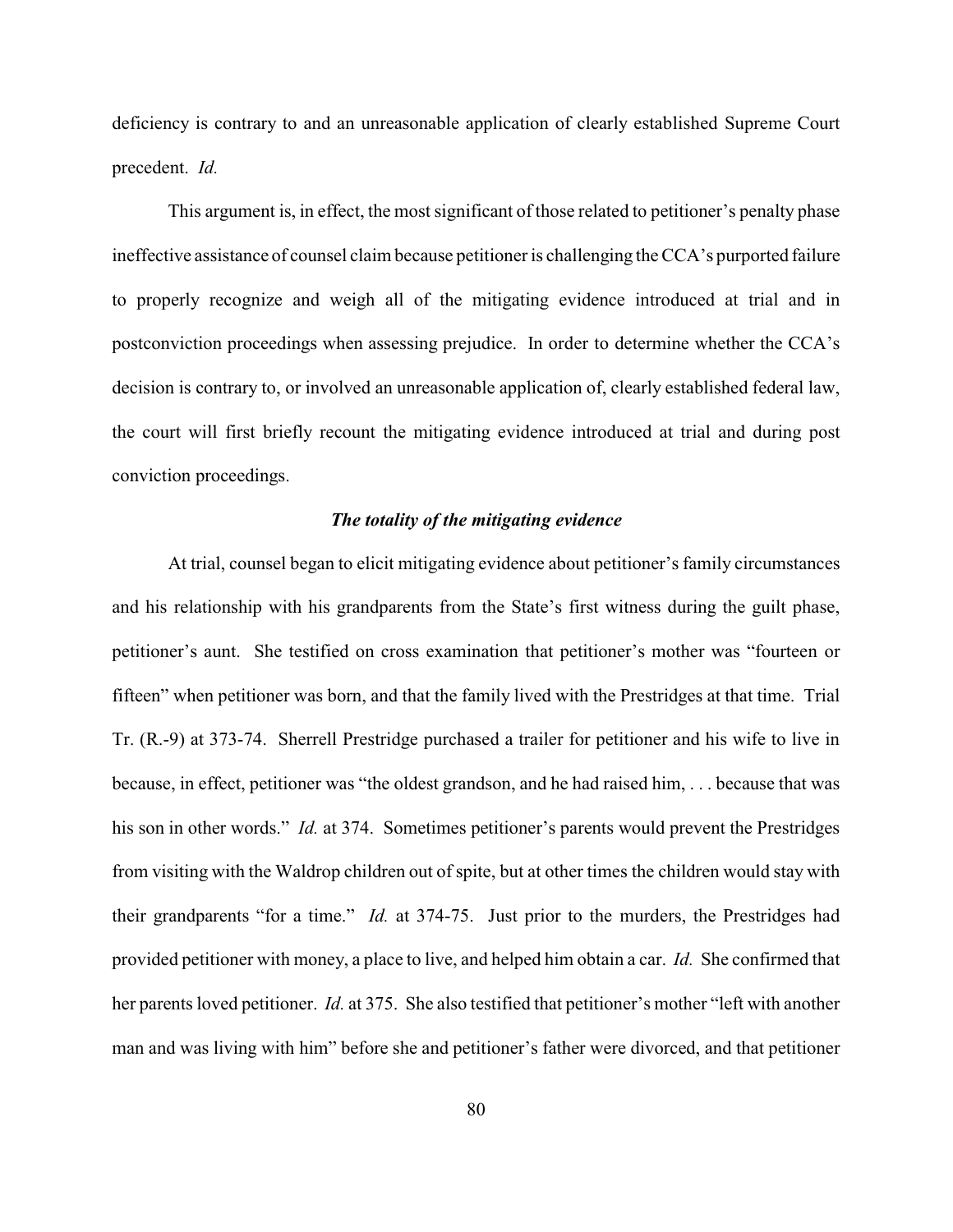deficiency is contrary to and an unreasonable application of clearly established Supreme Court precedent. *Id.*

This argument is, in effect, the most significant of those related to petitioner's penalty phase ineffective assistance of counsel claim because petitioner is challenging the CCA's purported failure to properly recognize and weigh all of the mitigating evidence introduced at trial and in postconviction proceedings when assessing prejudice. In order to determine whether the CCA's decision is contrary to, or involved an unreasonable application of, clearly established federal law, the court will first briefly recount the mitigating evidence introduced at trial and during post conviction proceedings.

***The totality of the mitigating evidence***

At trial, counsel began to elicit mitigating evidence about petitioner's family circumstances and his relationship with his grandparents from the State's first witness during the guilt phase, petitioner's aunt. She testified on cross examination that petitioner's mother was "fourteen or fifteen" when petitioner was born, and that the family lived with the Prestridges at that time. Trial Tr. (R.-9) at 373-74. Sherrell Prestridge purchased a trailer for petitioner and his wife to live in because, in effect, petitioner was "the oldest grandson, and he had raised him, . . . because that was his son in other words." *Id.* at 374. Sometimes petitioner's parents would prevent the Prestridges from visiting with the Waldrop children out of spite, but at other times the children would stay with their grandparents "for a time." *Id.* at 374-75. Just prior to the murders, the Prestridges had provided petitioner with money, a place to live, and helped him obtain a car. *Id.* She confirmed that her parents loved petitioner. *Id.* at 375. She also testified that petitioner's mother "left with another man and was living with him" before she and petitioner's father were divorced, and that petitioner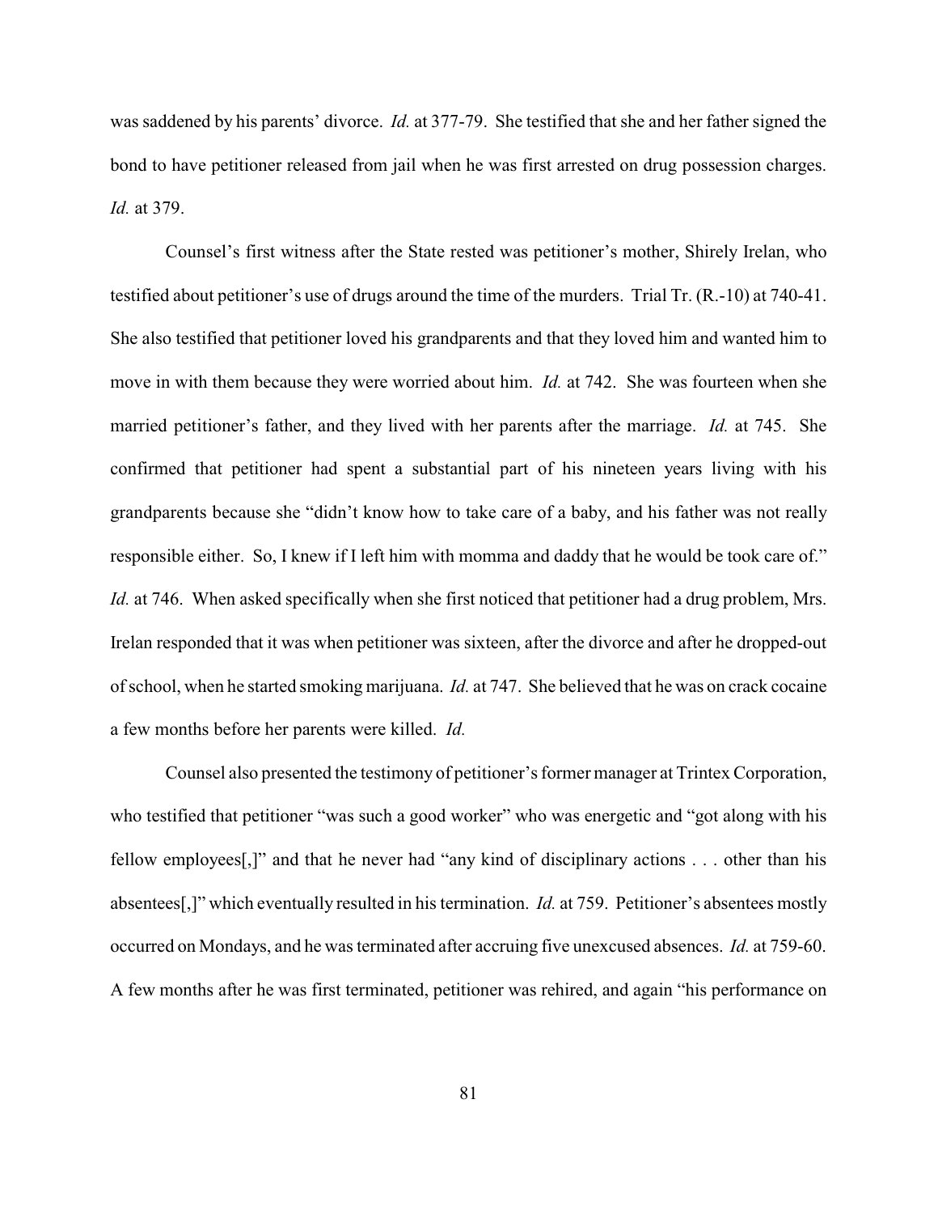was saddened by his parents' divorce. *Id.* at 377-79. She testified that she and her father signed the bond to have petitioner released from jail when he was first arrested on drug possession charges. *Id.* at 379.

Counsel's first witness after the State rested was petitioner's mother, Shirely Irelan, who testified about petitioner's use of drugs around the time of the murders. Trial Tr. (R.-10) at 740-41. She also testified that petitioner loved his grandparents and that they loved him and wanted him to move in with them because they were worried about him. *Id.* at 742. She was fourteen when she married petitioner's father, and they lived with her parents after the marriage. *Id.* at 745. She confirmed that petitioner had spent a substantial part of his nineteen years living with his grandparents because she "didn't know how to take care of a baby, and his father was not really responsible either. So, I knew if I left him with momma and daddy that he would be took care of." *Id.* at 746. When asked specifically when she first noticed that petitioner had a drug problem, Mrs. Irelan responded that it was when petitioner was sixteen, after the divorce and after he dropped-out of school, when he started smoking marijuana. *Id.* at 747. She believed that he was on crack cocaine a few months before her parents were killed. *Id.*

Counsel also presented the testimony of petitioner's former manager at Trintex Corporation, who testified that petitioner "was such a good worker" who was energetic and "got along with his fellow employees[,]" and that he never had "any kind of disciplinary actions . . . other than his absentees[,]" which eventually resulted in his termination. *Id.* at 759. Petitioner's absentees mostly occurred on Mondays, and he was terminated after accruing five unexcused absences. *Id.* at 759-60. A few months after he was first terminated, petitioner was rehired, and again "his performance on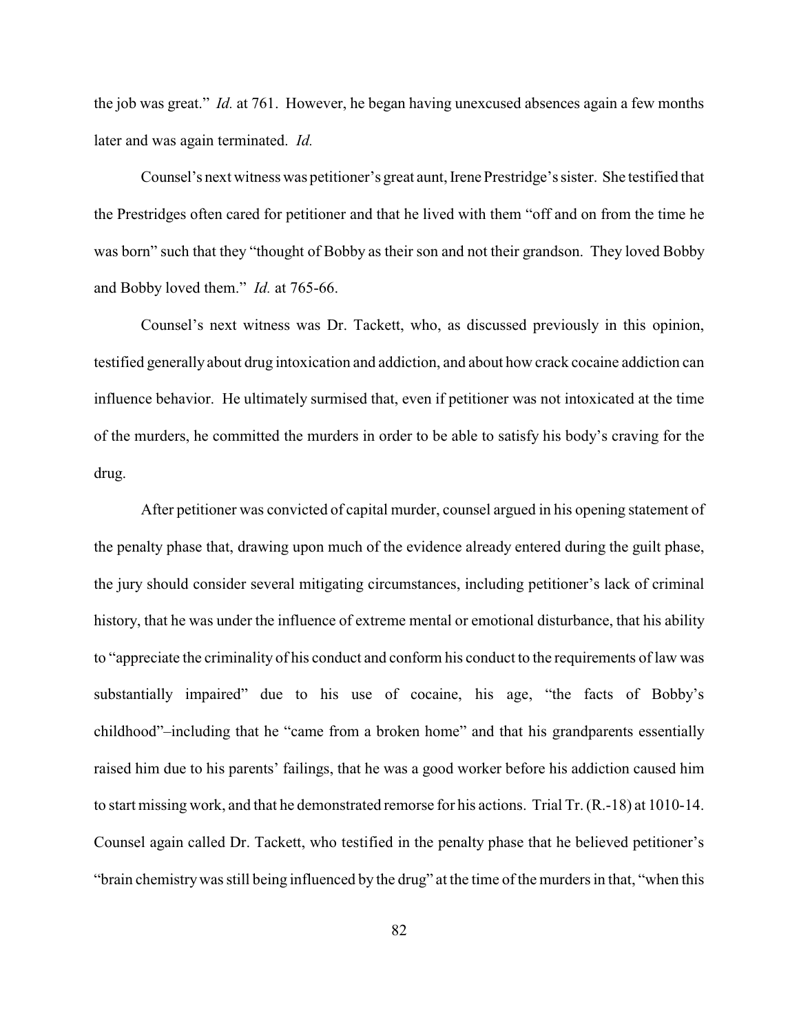the job was great." *Id.* at 761. However, he began having unexcused absences again a few months later and was again terminated. *Id.*

Counsel's next witness was petitioner's great aunt, Irene Prestridge's sister. She testified that the Prestridges often cared for petitioner and that he lived with them "off and on from the time he was born" such that they "thought of Bobby as their son and not their grandson. They loved Bobby and Bobby loved them." *Id.* at 765-66.

Counsel's next witness was Dr. Tackett, who, as discussed previously in this opinion, testified generally about drug intoxication and addiction, and about how crack cocaine addiction can influence behavior. He ultimately surmised that, even if petitioner was not intoxicated at the time of the murders, he committed the murders in order to be able to satisfy his body's craving for the drug.

After petitioner was convicted of capital murder, counsel argued in his opening statement of the penalty phase that, drawing upon much of the evidence already entered during the guilt phase, the jury should consider several mitigating circumstances, including petitioner's lack of criminal history, that he was under the influence of extreme mental or emotional disturbance, that his ability to "appreciate the criminality of his conduct and conform his conduct to the requirements of law was substantially impaired" due to his use of cocaine, his age, "the facts of Bobby's childhood"–including that he "came from a broken home" and that his grandparents essentially raised him due to his parents' failings, that he was a good worker before his addiction caused him to start missing work, and that he demonstrated remorse for his actions. Trial Tr. (R.-18) at 1010-14. Counsel again called Dr. Tackett, who testified in the penalty phase that he believed petitioner's "brain chemistry was still being influenced by the drug" at the time of the murders in that, "when this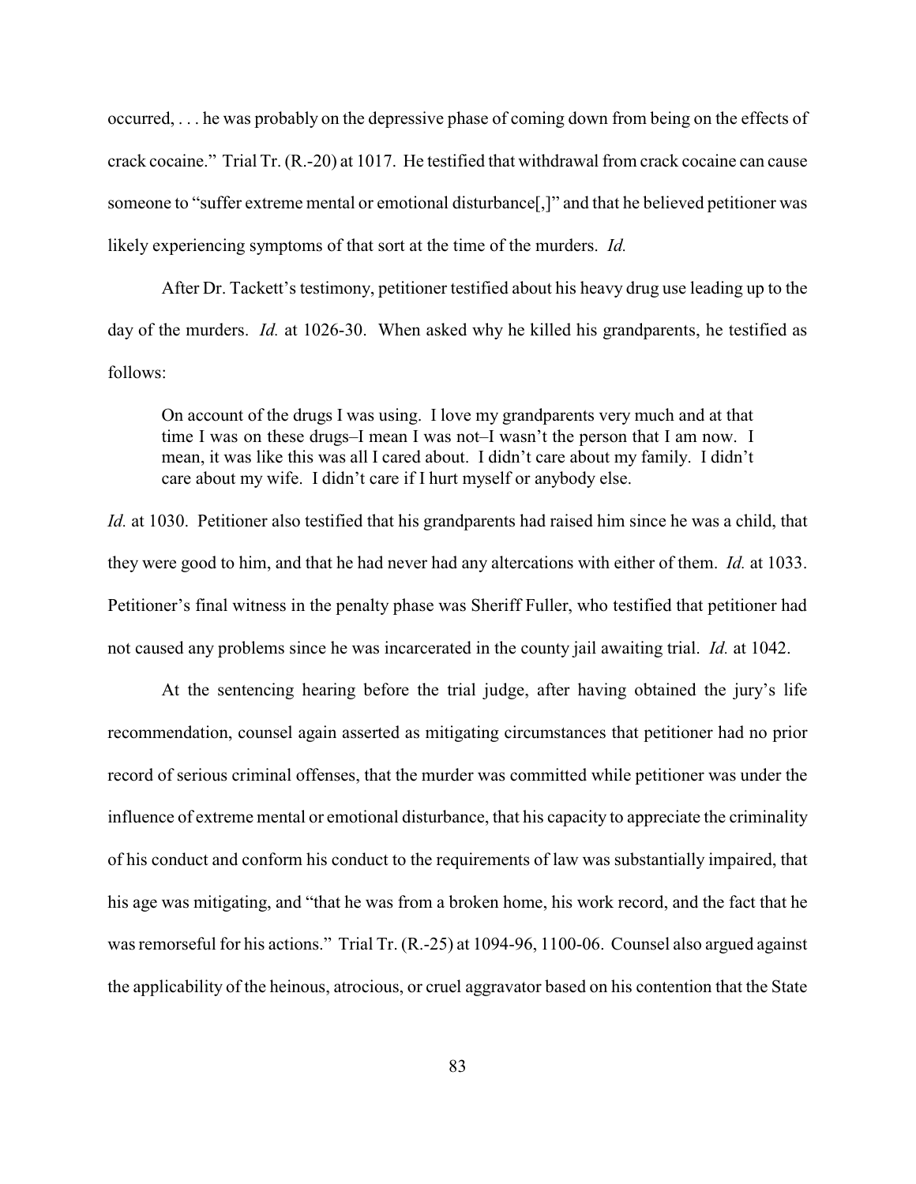occurred, . . . he was probably on the depressive phase of coming down from being on the effects of crack cocaine." Trial Tr. (R.-20) at 1017. He testified that withdrawal from crack cocaine can cause someone to "suffer extreme mental or emotional disturbance[,]" and that he believed petitioner was likely experiencing symptoms of that sort at the time of the murders. *Id.*

After Dr. Tackett's testimony, petitioner testified about his heavy drug use leading up to the day of the murders. *Id.* at 1026-30. When asked why he killed his grandparents, he testified as follows:

> On account of the drugs I was using. I love my grandparents very much and at that time I was on these drugs–I mean I was not–I wasn't the person that I am now. I mean, it was like this was all I cared about. I didn't care about my family. I didn't care about my wife. I didn't care if I hurt myself or anybody else.

*Id.* at 1030. Petitioner also testified that his grandparents had raised him since he was a child, that they were good to him, and that he had never had any altercations with either of them. *Id.* at 1033. Petitioner's final witness in the penalty phase was Sheriff Fuller, who testified that petitioner had not caused any problems since he was incarcerated in the county jail awaiting trial. *Id.* at 1042.

At the sentencing hearing before the trial judge, after having obtained the jury's life recommendation, counsel again asserted as mitigating circumstances that petitioner had no prior record of serious criminal offenses, that the murder was committed while petitioner was under the influence of extreme mental or emotional disturbance, that his capacity to appreciate the criminality of his conduct and conform his conduct to the requirements of law was substantially impaired, that his age was mitigating, and "that he was from a broken home, his work record, and the fact that he was remorseful for his actions." Trial Tr. (R.-25) at 1094-96, 1100-06. Counsel also argued against the applicability of the heinous, atrocious, or cruel aggravator based on his contention that the State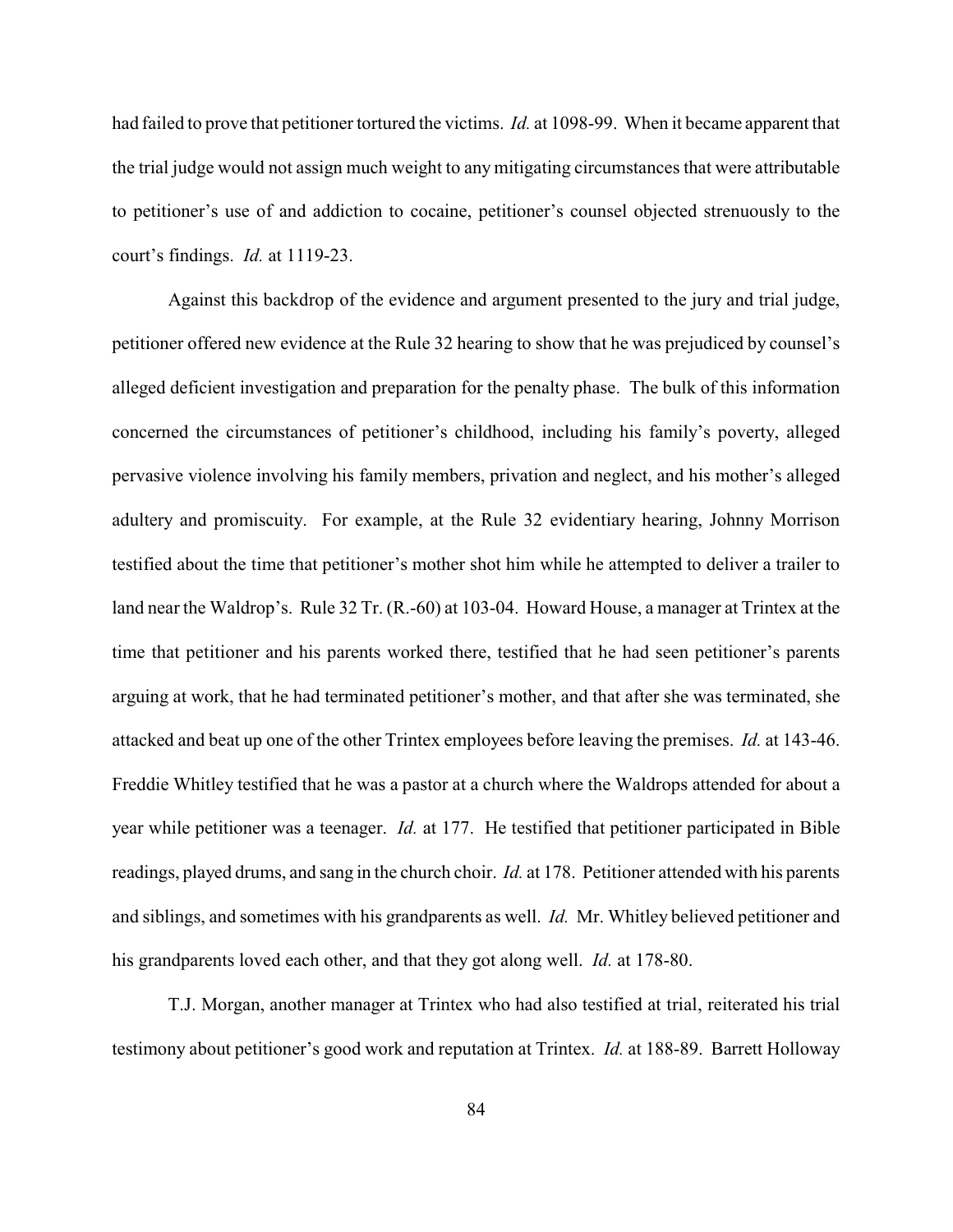had failed to prove that petitioner tortured the victims. *Id.* at 1098-99. When it became apparent that the trial judge would not assign much weight to any mitigating circumstances that were attributable to petitioner's use of and addiction to cocaine, petitioner's counsel objected strenuously to the court's findings. *Id.* at 1119-23.

Against this backdrop of the evidence and argument presented to the jury and trial judge, petitioner offered new evidence at the Rule 32 hearing to show that he was prejudiced by counsel's alleged deficient investigation and preparation for the penalty phase. The bulk of this information concerned the circumstances of petitioner's childhood, including his family's poverty, alleged pervasive violence involving his family members, privation and neglect, and his mother's alleged adultery and promiscuity. For example, at the Rule 32 evidentiary hearing, Johnny Morrison testified about the time that petitioner's mother shot him while he attempted to deliver a trailer to land near the Waldrop's. Rule 32 Tr. (R.-60) at 103-04. Howard House, a manager at Trintex at the time that petitioner and his parents worked there, testified that he had seen petitioner's parents arguing at work, that he had terminated petitioner's mother, and that after she was terminated, she attacked and beat up one of the other Trintex employees before leaving the premises. *Id.* at 143-46. Freddie Whitley testified that he was a pastor at a church where the Waldrops attended for about a year while petitioner was a teenager. *Id.* at 177. He testified that petitioner participated in Bible readings, played drums, and sang in the church choir. *Id.* at 178. Petitioner attended with his parents and siblings, and sometimes with his grandparents as well. *Id.* Mr. Whitley believed petitioner and his grandparents loved each other, and that they got along well. *Id.* at 178-80.

T.J. Morgan, another manager at Trintex who had also testified at trial, reiterated his trial testimony about petitioner's good work and reputation at Trintex. *Id.* at 188-89. Barrett Holloway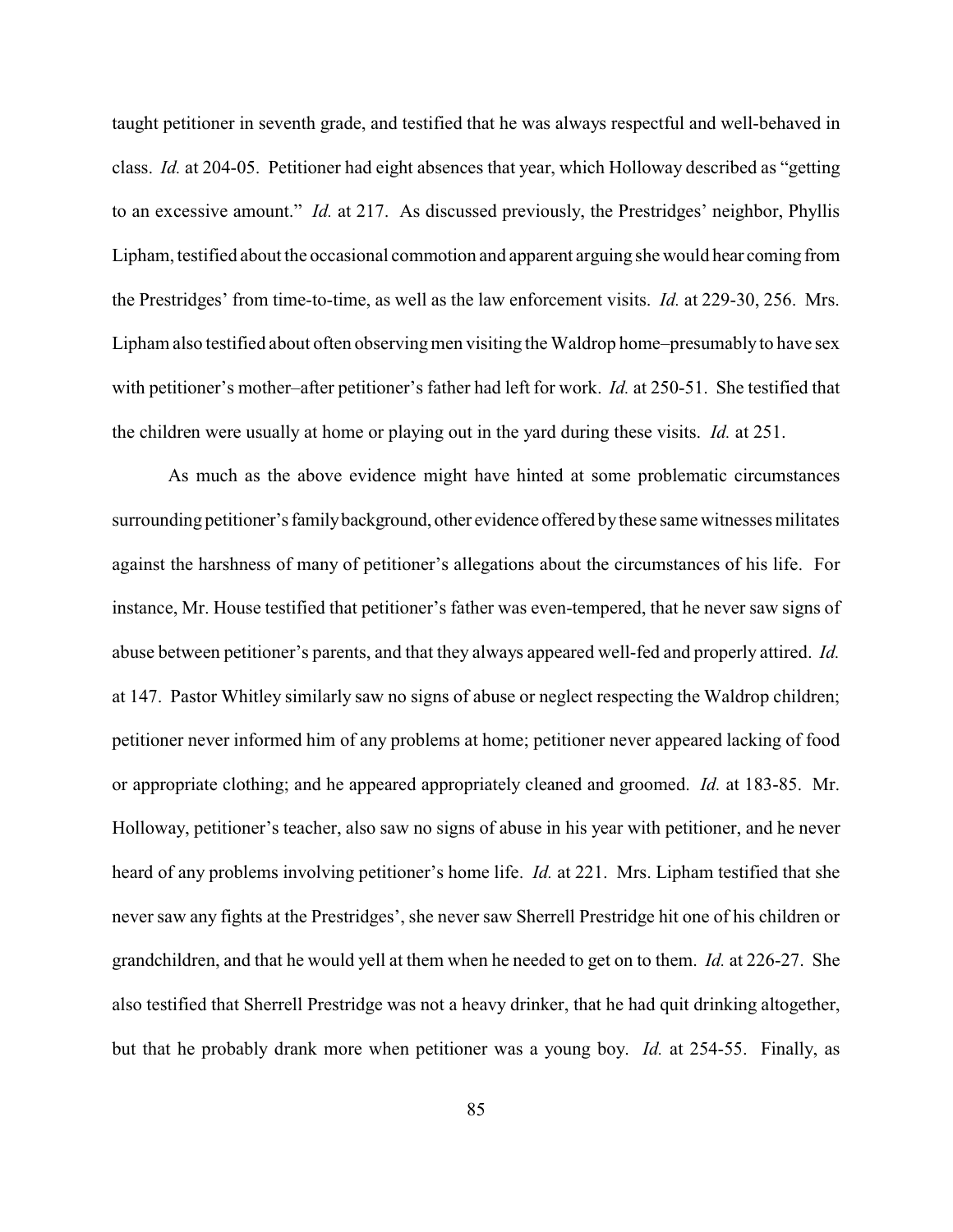taught petitioner in seventh grade, and testified that he was always respectful and well-behaved in class. *Id.* at 204-05. Petitioner had eight absences that year, which Holloway described as "getting to an excessive amount." *Id.* at 217. As discussed previously, the Prestridges' neighbor, Phyllis Lipham, testified about the occasional commotion and apparent arguing she would hear coming from the Prestridges' from time-to-time, as well as the law enforcement visits. *Id.* at 229-30, 256. Mrs. Lipham also testified about often observing men visiting the Waldrop home–presumably to have sex with petitioner's mother–after petitioner's father had left for work. *Id.* at 250-51. She testified that the children were usually at home or playing out in the yard during these visits. *Id.* at 251.

As much as the above evidence might have hinted at some problematic circumstances surrounding petitioner's family background, other evidence offered by these same witnesses militates against the harshness of many of petitioner's allegations about the circumstances of his life. For instance, Mr. House testified that petitioner's father was even-tempered, that he never saw signs of abuse between petitioner's parents, and that they always appeared well-fed and properly attired. *Id.* at 147. Pastor Whitley similarly saw no signs of abuse or neglect respecting the Waldrop children; petitioner never informed him of any problems at home; petitioner never appeared lacking of food or appropriate clothing; and he appeared appropriately cleaned and groomed. *Id.* at 183-85. Mr. Holloway, petitioner's teacher, also saw no signs of abuse in his year with petitioner, and he never heard of any problems involving petitioner's home life. *Id.* at 221. Mrs. Lipham testified that she never saw any fights at the Prestridges', she never saw Sherrell Prestridge hit one of his children or grandchildren, and that he would yell at them when he needed to get on to them. *Id.* at 226-27. She also testified that Sherrell Prestridge was not a heavy drinker, that he had quit drinking altogether, but that he probably drank more when petitioner was a young boy. *Id.* at 254-55. Finally, as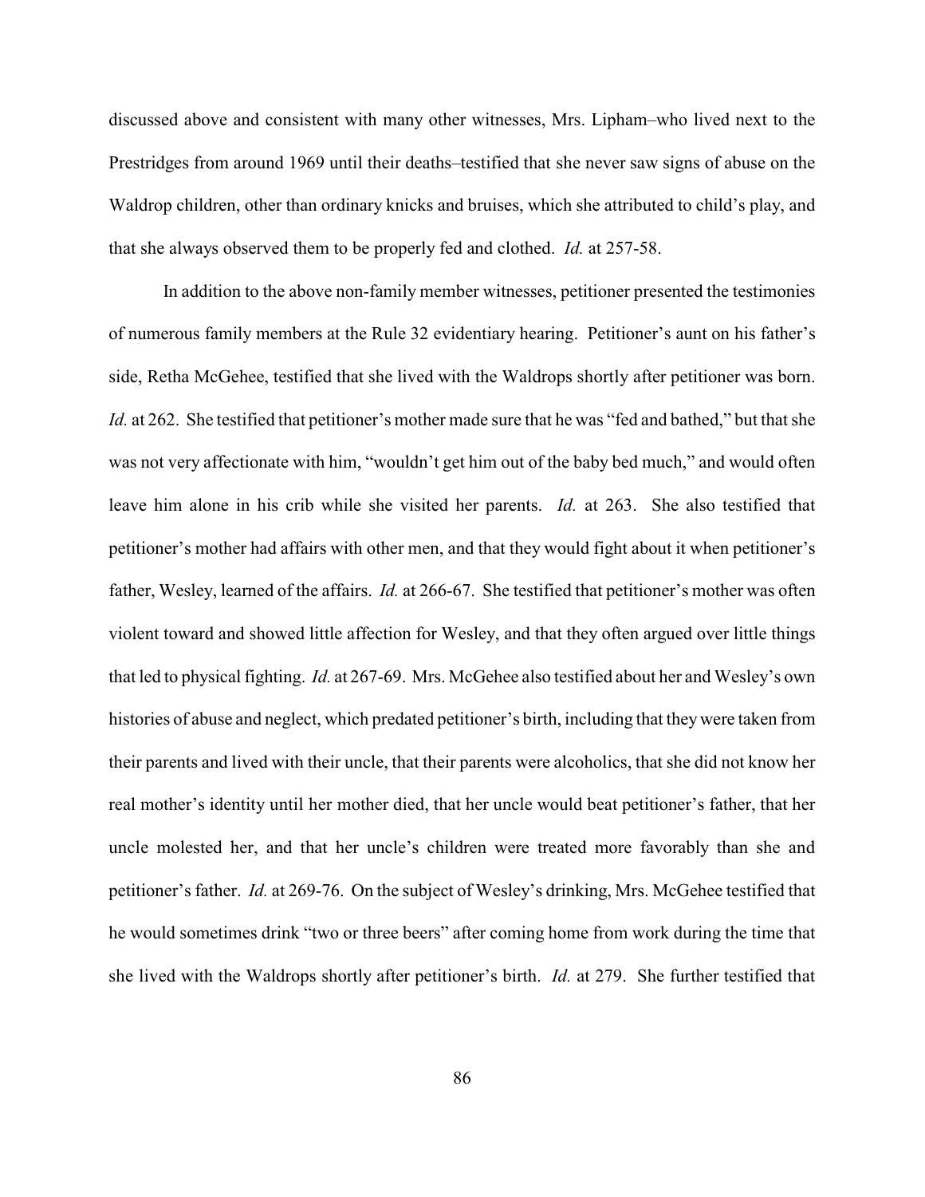discussed above and consistent with many other witnesses, Mrs. Lipham–who lived next to the Prestridges from around 1969 until their deaths–testified that she never saw signs of abuse on the Waldrop children, other than ordinary knicks and bruises, which she attributed to child's play, and that she always observed them to be properly fed and clothed. *Id.* at 257-58.

In addition to the above non-family member witnesses, petitioner presented the testimonies of numerous family members at the Rule 32 evidentiary hearing. Petitioner's aunt on his father's side, Retha McGehee, testified that she lived with the Waldrops shortly after petitioner was born. *Id.* at 262. She testified that petitioner's mother made sure that he was "fed and bathed," but that she was not very affectionate with him, "wouldn't get him out of the baby bed much," and would often leave him alone in his crib while she visited her parents. *Id.* at 263. She also testified that petitioner's mother had affairs with other men, and that they would fight about it when petitioner's father, Wesley, learned of the affairs. *Id.* at 266-67. She testified that petitioner's mother was often violent toward and showed little affection for Wesley, and that they often argued over little things that led to physical fighting. *Id.* at 267-69. Mrs. McGehee also testified about her and Wesley's own histories of abuse and neglect, which predated petitioner's birth, including that they were taken from their parents and lived with their uncle, that their parents were alcoholics, that she did not know her real mother's identity until her mother died, that her uncle would beat petitioner's father, that her uncle molested her, and that her uncle's children were treated more favorably than she and petitioner's father. *Id.* at 269-76. On the subject of Wesley's drinking, Mrs. McGehee testified that he would sometimes drink "two or three beers" after coming home from work during the time that she lived with the Waldrops shortly after petitioner's birth. *Id.* at 279. She further testified that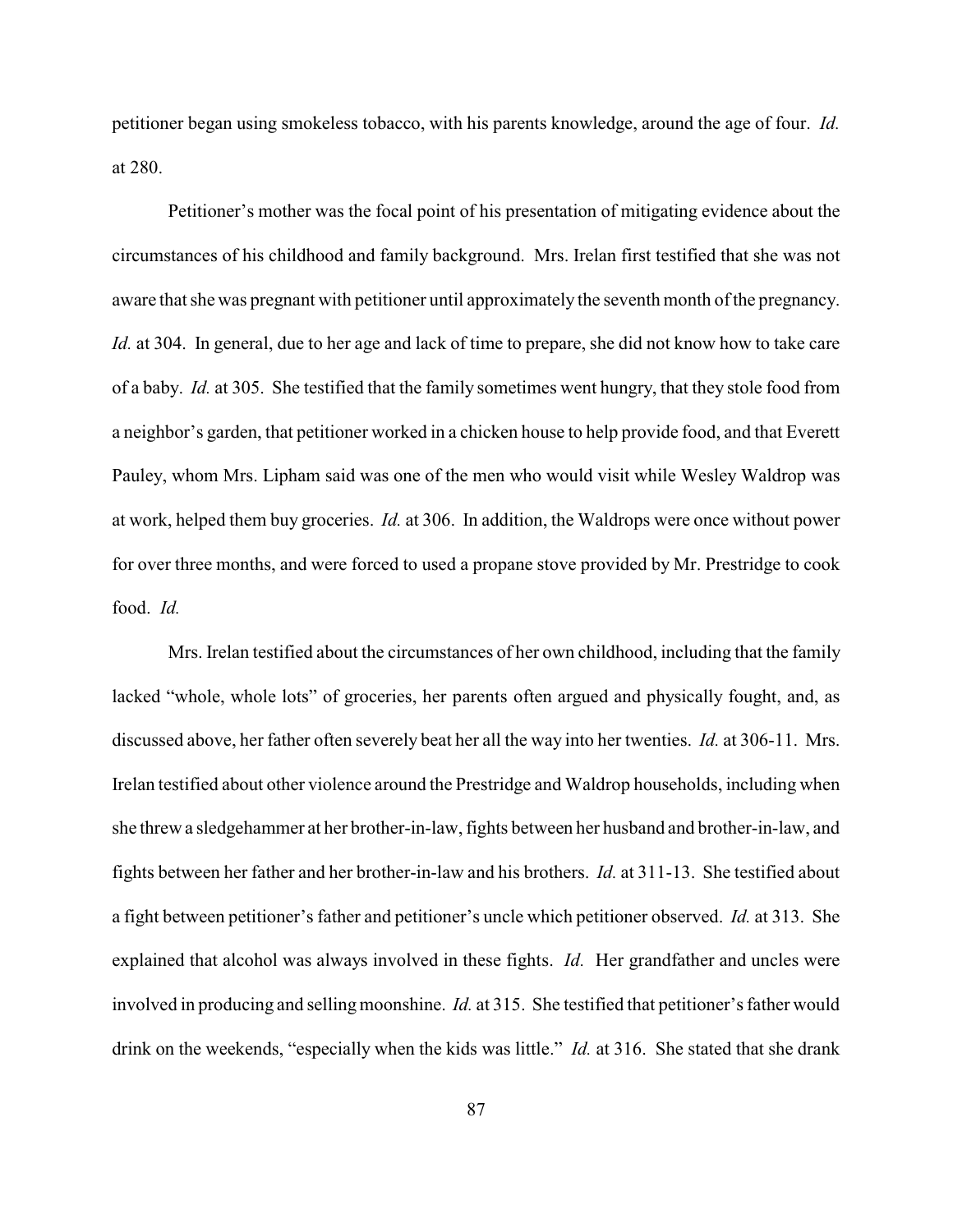petitioner began using smokeless tobacco, with his parents knowledge, around the age of four. *Id.* at 280.

Petitioner's mother was the focal point of his presentation of mitigating evidence about the circumstances of his childhood and family background. Mrs. Irelan first testified that she was not aware that she was pregnant with petitioner until approximately the seventh month of the pregnancy. *Id.* at 304. In general, due to her age and lack of time to prepare, she did not know how to take care of a baby. *Id.* at 305. She testified that the family sometimes went hungry, that they stole food from a neighbor's garden, that petitioner worked in a chicken house to help provide food, and that Everett Pauley, whom Mrs. Lipham said was one of the men who would visit while Wesley Waldrop was at work, helped them buy groceries. *Id.* at 306. In addition, the Waldrops were once without power for over three months, and were forced to used a propane stove provided by Mr. Prestridge to cook food. *Id.*

Mrs. Irelan testified about the circumstances of her own childhood, including that the family lacked "whole, whole lots" of groceries, her parents often argued and physically fought, and, as discussed above, her father often severely beat her all the way into her twenties. *Id.* at 306-11. Mrs. Irelan testified about other violence around the Prestridge and Waldrop households, including when she threw a sledgehammer at her brother-in-law, fights between her husband and brother-in-law, and fights between her father and her brother-in-law and his brothers. *Id.* at 311-13. She testified about a fight between petitioner's father and petitioner's uncle which petitioner observed. *Id.* at 313. She explained that alcohol was always involved in these fights. *Id.* Her grandfather and uncles were involved in producing and selling moonshine. *Id.* at 315. She testified that petitioner's father would drink on the weekends, "especially when the kids was little." *Id.* at 316. She stated that she drank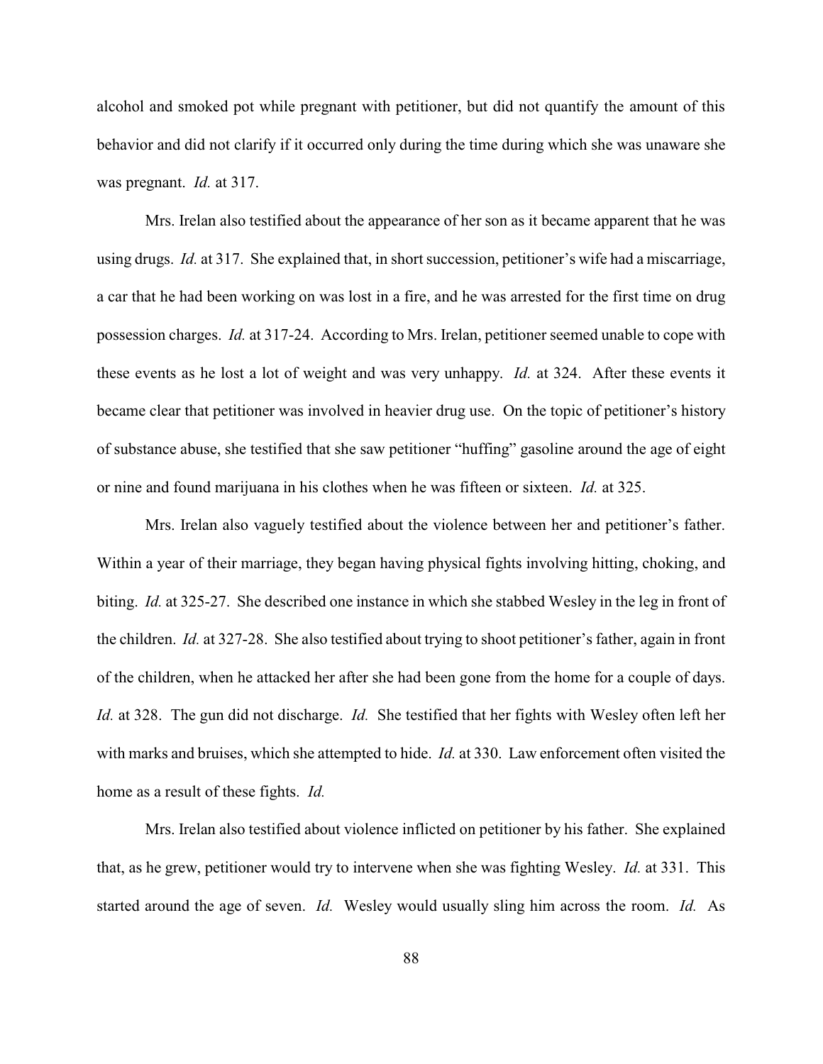alcohol and smoked pot while pregnant with petitioner, but did not quantify the amount of this behavior and did not clarify if it occurred only during the time during which she was unaware she was pregnant. *Id.* at 317.

Mrs. Irelan also testified about the appearance of her son as it became apparent that he was using drugs. *Id.* at 317. She explained that, in short succession, petitioner's wife had a miscarriage, a car that he had been working on was lost in a fire, and he was arrested for the first time on drug possession charges. *Id.* at 317-24. According to Mrs. Irelan, petitioner seemed unable to cope with these events as he lost a lot of weight and was very unhappy. *Id.* at 324. After these events it became clear that petitioner was involved in heavier drug use. On the topic of petitioner's history of substance abuse, she testified that she saw petitioner "huffing" gasoline around the age of eight or nine and found marijuana in his clothes when he was fifteen or sixteen. *Id.* at 325.

Mrs. Irelan also vaguely testified about the violence between her and petitioner's father. Within a year of their marriage, they began having physical fights involving hitting, choking, and biting. *Id.* at 325-27. She described one instance in which she stabbed Wesley in the leg in front of the children. *Id.* at 327-28. She also testified about trying to shoot petitioner's father, again in front of the children, when he attacked her after she had been gone from the home for a couple of days. *Id.* at 328. The gun did not discharge. *Id.* She testified that her fights with Wesley often left her with marks and bruises, which she attempted to hide. *Id.* at 330. Law enforcement often visited the home as a result of these fights. *Id.*

Mrs. Irelan also testified about violence inflicted on petitioner by his father. She explained that, as he grew, petitioner would try to intervene when she was fighting Wesley. *Id.* at 331. This started around the age of seven. *Id.* Wesley would usually sling him across the room. *Id.* As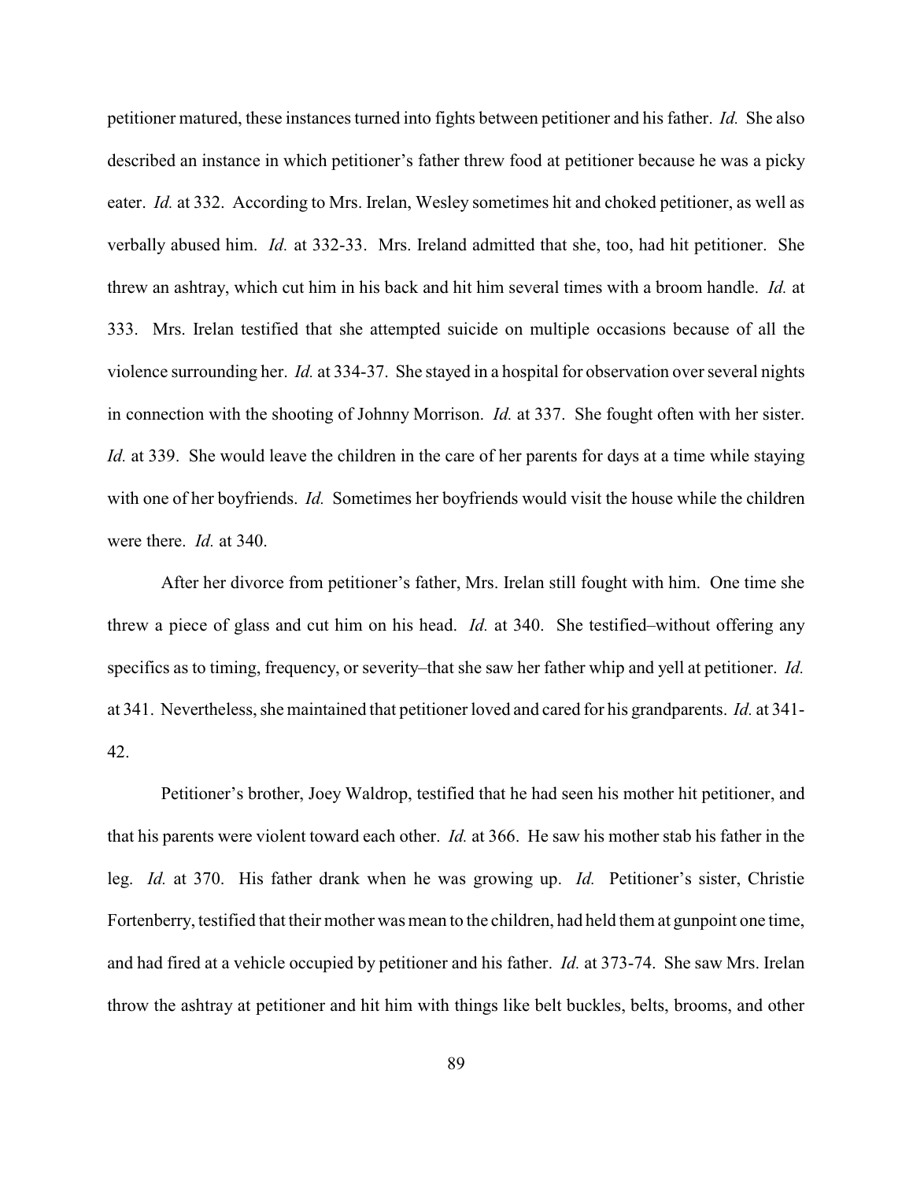petitioner matured, these instances turned into fights between petitioner and his father. *Id.* She also described an instance in which petitioner's father threw food at petitioner because he was a picky eater. *Id.* at 332. According to Mrs. Irelan, Wesley sometimes hit and choked petitioner, as well as verbally abused him. *Id.* at 332-33. Mrs. Ireland admitted that she, too, had hit petitioner. She threw an ashtray, which cut him in his back and hit him several times with a broom handle. *Id.* at 333. Mrs. Irelan testified that she attempted suicide on multiple occasions because of all the violence surrounding her. *Id.* at 334-37. She stayed in a hospital for observation over several nights in connection with the shooting of Johnny Morrison. *Id.* at 337. She fought often with her sister. *Id.* at 339. She would leave the children in the care of her parents for days at a time while staying with one of her boyfriends. *Id.* Sometimes her boyfriends would visit the house while the children were there. *Id.* at 340.

After her divorce from petitioner's father, Mrs. Irelan still fought with him. One time she threw a piece of glass and cut him on his head. *Id.* at 340. She testified–without offering any specifics as to timing, frequency, or severity–that she saw her father whip and yell at petitioner. *Id.* at 341. Nevertheless, she maintained that petitioner loved and cared for his grandparents. *Id.* at 341-42.

Petitioner's brother, Joey Waldrop, testified that he had seen his mother hit petitioner, and that his parents were violent toward each other. *Id.* at 366. He saw his mother stab his father in the leg. *Id.* at 370. His father drank when he was growing up. *Id.* Petitioner's sister, Christie Fortenberry, testified that their mother was mean to the children, had held them at gunpoint one time, and had fired at a vehicle occupied by petitioner and his father. *Id.* at 373-74. She saw Mrs. Irelan throw the ashtray at petitioner and hit him with things like belt buckles, belts, brooms, and other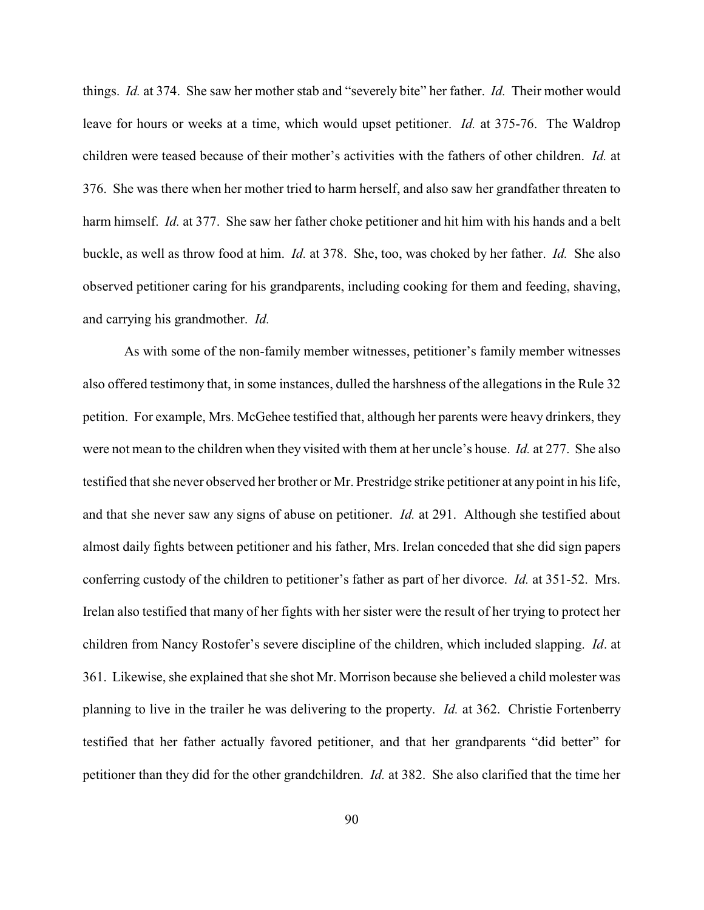things. *Id.* at 374. She saw her mother stab and "severely bite" her father. *Id.* Their mother would leave for hours or weeks at a time, which would upset petitioner. *Id.* at 375-76. The Waldrop children were teased because of their mother's activities with the fathers of other children. *Id.* at 376. She was there when her mother tried to harm herself, and also saw her grandfather threaten to harm himself. *Id.* at 377. She saw her father choke petitioner and hit him with his hands and a belt buckle, as well as throw food at him. *Id.* at 378. She, too, was choked by her father. *Id.* She also observed petitioner caring for his grandparents, including cooking for them and feeding, shaving, and carrying his grandmother. *Id.*

As with some of the non-family member witnesses, petitioner's family member witnesses also offered testimony that, in some instances, dulled the harshness of the allegations in the Rule 32 petition. For example, Mrs. McGehee testified that, although her parents were heavy drinkers, they were not mean to the children when they visited with them at her uncle's house. *Id.* at 277. She also testified that she never observed her brother or Mr. Prestridge strike petitioner at any point in his life, and that she never saw any signs of abuse on petitioner. *Id.* at 291. Although she testified about almost daily fights between petitioner and his father, Mrs. Irelan conceded that she did sign papers conferring custody of the children to petitioner's father as part of her divorce. *Id.* at 351-52. Mrs. Irelan also testified that many of her fights with her sister were the result of her trying to protect her children from Nancy Rostofer's severe discipline of the children, which included slapping. *Id*. at 361. Likewise, she explained that she shot Mr. Morrison because she believed a child molester was planning to live in the trailer he was delivering to the property. *Id.* at 362. Christie Fortenberry testified that her father actually favored petitioner, and that her grandparents "did better" for petitioner than they did for the other grandchildren. *Id.* at 382. She also clarified that the time her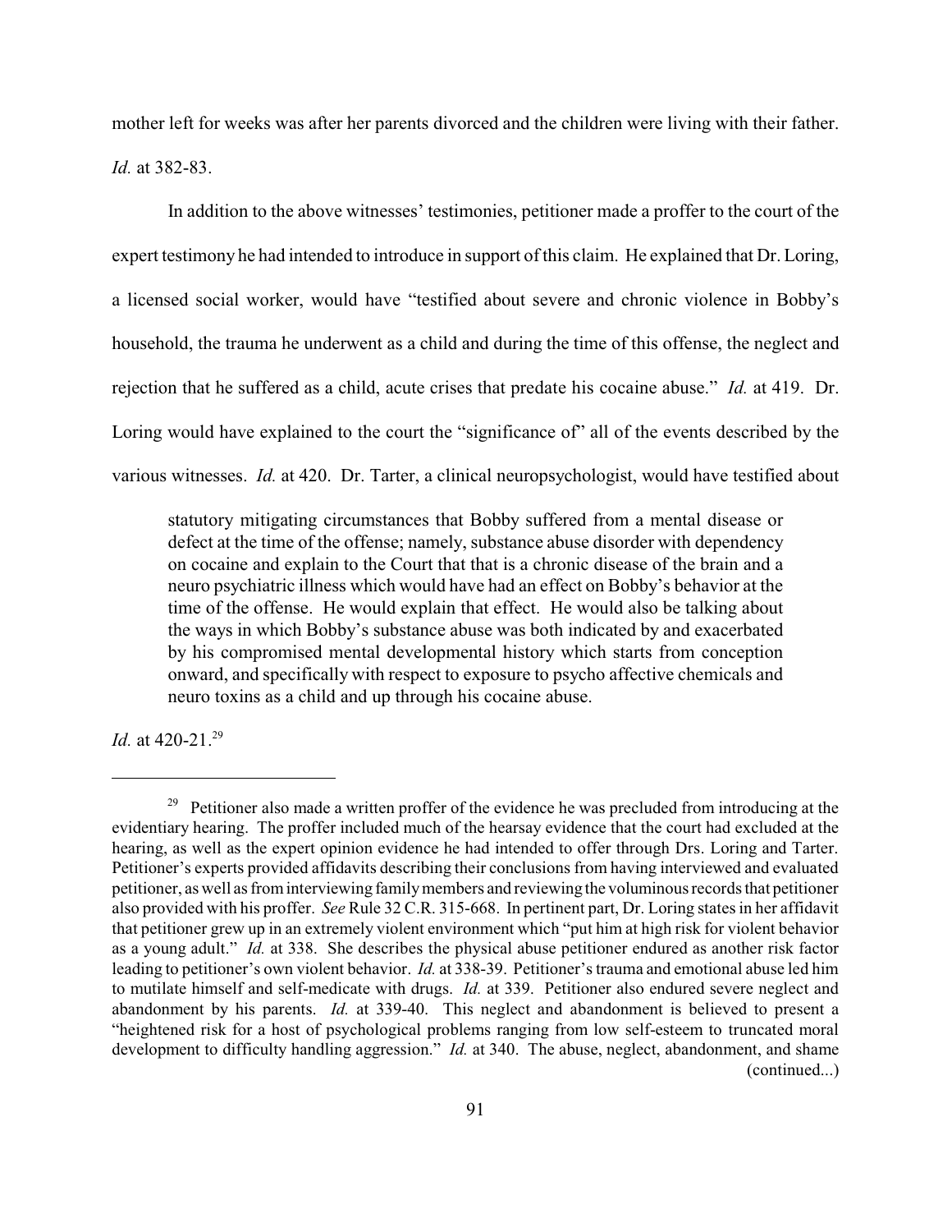mother left for weeks was after her parents divorced and the children were living with their father. *Id.* at 382-83.

In addition to the above witnesses' testimonies, petitioner made a proffer to the court of the expert testimony he had intended to introduce in support of this claim. He explained that Dr. Loring, a licensed social worker, would have "testified about severe and chronic violence in Bobby's household, the trauma he underwent as a child and during the time of this offense, the neglect and rejection that he suffered as a child, acute crises that predate his cocaine abuse." *Id.* at 419. Dr. Loring would have explained to the court the "significance of" all of the events described by the various witnesses. *Id.* at 420. Dr. Tarter, a clinical neuropsychologist, would have testified about

> statutory mitigating circumstances that Bobby suffered from a mental disease or defect at the time of the offense; namely, substance abuse disorder with dependency on cocaine and explain to the Court that that is a chronic disease of the brain and a neuro psychiatric illness which would have had an effect on Bobby's behavior at the time of the offense. He would explain that effect. He would also be talking about the ways in which Bobby's substance abuse was both indicated by and exacerbated by his compromised mental developmental history which starts from conception onward, and specifically with respect to exposure to psycho affective chemicals and neuro toxins as a child and up through his cocaine abuse.

*Id.* at 420-21.[29]

---

[29] Petitioner also made a written proffer of the evidence he was precluded from introducing at the evidentiary hearing. The proffer included much of the hearsay evidence that the court had excluded at the hearing, as well as the expert opinion evidence he had intended to offer through Drs. Loring and Tarter. Petitioner's experts provided affidavits describing their conclusions from having interviewed and evaluated petitioner, as well as from interviewing family members and reviewing the voluminous records that petitioner also provided with his proffer. *See* Rule 32 C.R. 315-668. In pertinent part, Dr. Loring states in her affidavit that petitioner grew up in an extremely violent environment which "put him at high risk for violent behavior as a young adult." *Id.* at 338. She describes the physical abuse petitioner endured as another risk factor leading to petitioner's own violent behavior. *Id.* at 338-39. Petitioner's trauma and emotional abuse led him to mutilate himself and self-medicate with drugs. *Id.* at 339. Petitioner also endured severe neglect and abandonment by his parents. *Id.* at 339-40. This neglect and abandonment is believed to present a "heightened risk for a host of psychological problems ranging from low self-esteem to truncated moral development to difficulty handling aggression." *Id.* at 340. The abuse, neglect, abandonment, and shame (continued...)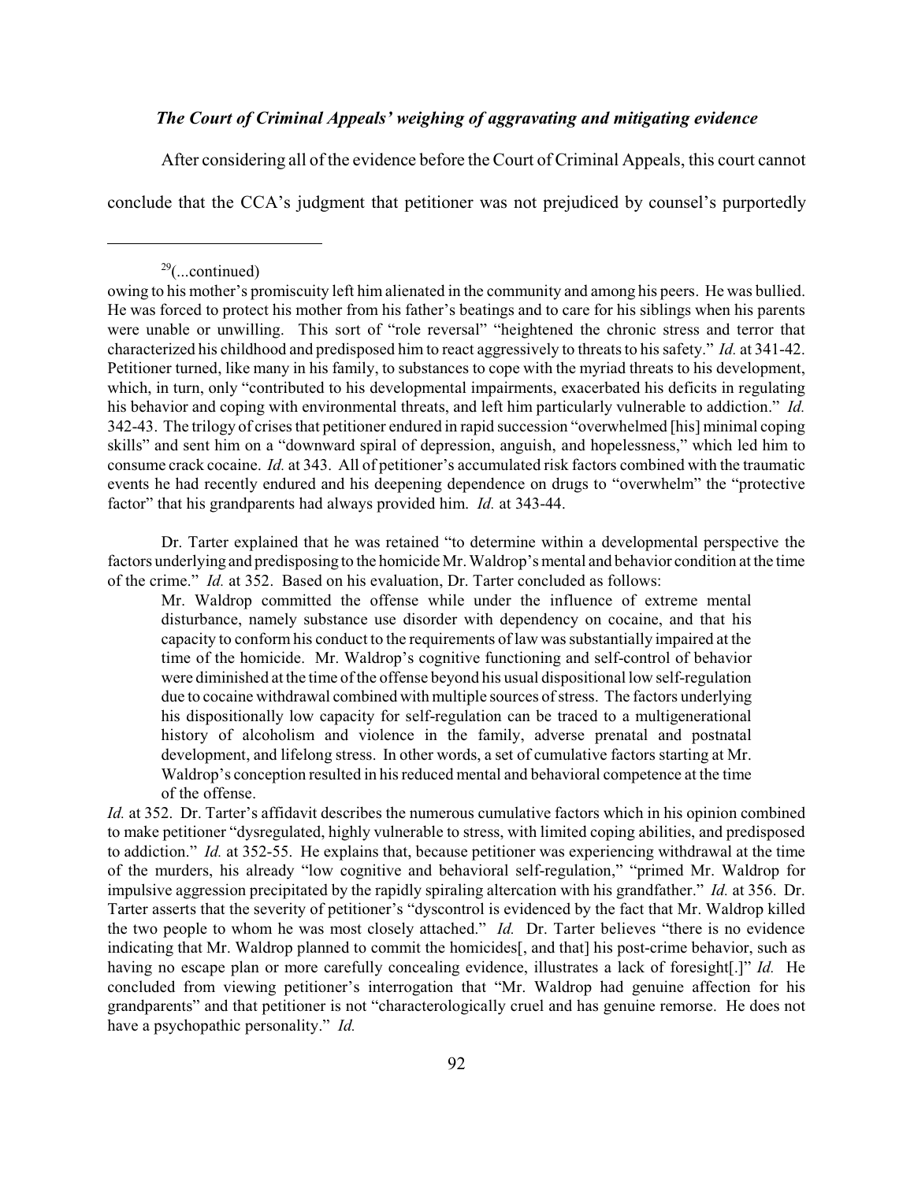### *The Court of Criminal Appeals' weighing of aggravating and mitigating evidence*

After considering all of the evidence before the Court of Criminal Appeals, this court cannot conclude that the CCA's judgment that petitioner was not prejudiced by counsel's purportedly

---

[29](...continued)

owing to his mother's promiscuity left him alienated in the community and among his peers. He was bullied. He was forced to protect his mother from his father's beatings and to care for his siblings when his parents were unable or unwilling. This sort of "role reversal" "heightened the chronic stress and terror that characterized his childhood and predisposed him to react aggressively to threats to his safety." *Id.* at 341-42. Petitioner turned, like many in his family, to substances to cope with the myriad threats to his development, which, in turn, only "contributed to his developmental impairments, exacerbated his deficits in regulating his behavior and coping with environmental threats, and left him particularly vulnerable to addiction." *Id.* 342-43. The trilogy of crises that petitioner endured in rapid succession "overwhelmed [his] minimal coping skills" and sent him on a "downward spiral of depression, anguish, and hopelessness," which led him to consume crack cocaine. *Id.* at 343. All of petitioner's accumulated risk factors combined with the traumatic events he had recently endured and his deepening dependence on drugs to "overwhelm" the "protective factor" that his grandparents had always provided him. *Id.* at 343-44.

Dr. Tarter explained that he was retained "to determine within a developmental perspective the factors underlying and predisposing to the homicide Mr. Waldrop's mental and behavior condition at the time of the crime." *Id.* at 352. Based on his evaluation, Dr. Tarter concluded as follows:

> Mr. Waldrop committed the offense while under the influence of extreme mental disturbance, namely substance use disorder with dependency on cocaine, and that his capacity to conform his conduct to the requirements of law was substantially impaired at the time of the homicide. Mr. Waldrop's cognitive functioning and self-control of behavior were diminished at the time of the offense beyond his usual dispositional low self-regulation due to cocaine withdrawal combined with multiple sources of stress. The factors underlying his dispositionally low capacity for self-regulation can be traced to a multigenerational history of alcoholism and violence in the family, adverse prenatal and postnatal development, and lifelong stress. In other words, a set of cumulative factors starting at Mr. Waldrop's conception resulted in his reduced mental and behavioral competence at the time of the offense.

*Id.* at 352. Dr. Tarter's affidavit describes the numerous cumulative factors which in his opinion combined to make petitioner "dysregulated, highly vulnerable to stress, with limited coping abilities, and predisposed to addiction." *Id.* at 352-55. He explains that, because petitioner was experiencing withdrawal at the time of the murders, his already "low cognitive and behavioral self-regulation," "primed Mr. Waldrop for impulsive aggression precipitated by the rapidly spiraling altercation with his grandfather." *Id.* at 356. Dr. Tarter asserts that the severity of petitioner's "dyscontrol is evidenced by the fact that Mr. Waldrop killed the two people to whom he was most closely attached." *Id.* Dr. Tarter believes "there is no evidence indicating that Mr. Waldrop planned to commit the homicides[, and that] his post-crime behavior, such as having no escape plan or more carefully concealing evidence, illustrates a lack of foresight[.]" *Id.* He concluded from viewing petitioner's interrogation that "Mr. Waldrop had genuine affection for his grandparents" and that petitioner is not "characterologically cruel and has genuine remorse. He does not have a psychopathic personality." *Id.*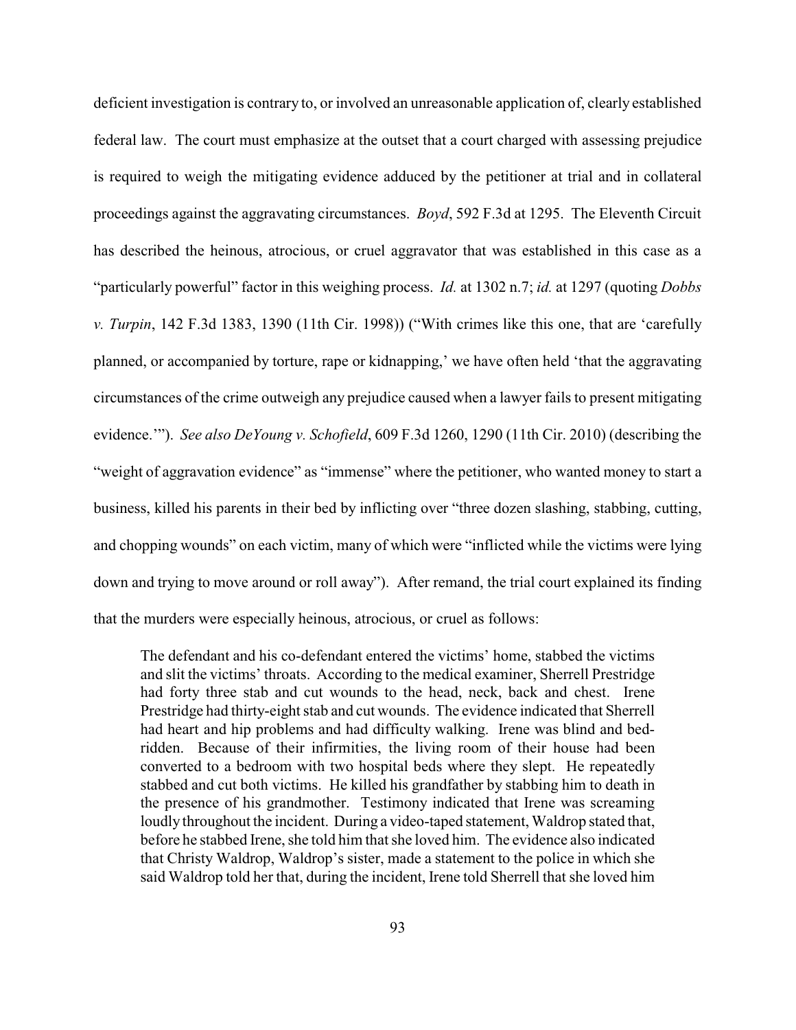deficient investigation is contrary to, or involved an unreasonable application of, clearly established federal law. The court must emphasize at the outset that a court charged with assessing prejudice is required to weigh the mitigating evidence adduced by the petitioner at trial and in collateral proceedings against the aggravating circumstances. *Boyd*, 592 F.3d at 1295. The Eleventh Circuit has described the heinous, atrocious, or cruel aggravator that was established in this case as a "particularly powerful" factor in this weighing process. *Id.* at 1302 n.7; *id.* at 1297 (quoting *Dobbs v. Turpin*, 142 F.3d 1383, 1390 (11th Cir. 1998)) ("With crimes like this one, that are 'carefully planned, or accompanied by torture, rape or kidnapping,' we have often held 'that the aggravating circumstances of the crime outweigh any prejudice caused when a lawyer fails to present mitigating evidence.'"). *See also DeYoung v. Schofield*, 609 F.3d 1260, 1290 (11th Cir. 2010) (describing the "weight of aggravation evidence" as "immense" where the petitioner, who wanted money to start a business, killed his parents in their bed by inflicting over "three dozen slashing, stabbing, cutting, and chopping wounds" on each victim, many of which were "inflicted while the victims were lying down and trying to move around or roll away"). After remand, the trial court explained its finding that the murders were especially heinous, atrocious, or cruel as follows:

> The defendant and his co-defendant entered the victims' home, stabbed the victims and slit the victims' throats. According to the medical examiner, Sherrell Prestridge had forty three stab and cut wounds to the head, neck, back and chest. Irene Prestridge had thirty-eight stab and cut wounds. The evidence indicated that Sherrell had heart and hip problems and had difficulty walking. Irene was blind and bed-ridden. Because of their infirmities, the living room of their house had been converted to a bedroom with two hospital beds where they slept. He repeatedly stabbed and cut both victims. He killed his grandfather by stabbing him to death in the presence of his grandmother. Testimony indicated that Irene was screaming loudly throughout the incident. During a video-taped statement, Waldrop stated that, before he stabbed Irene, she told him that she loved him. The evidence also indicated that Christy Waldrop, Waldrop's sister, made a statement to the police in which she said Waldrop told her that, during the incident, Irene told Sherrell that she loved him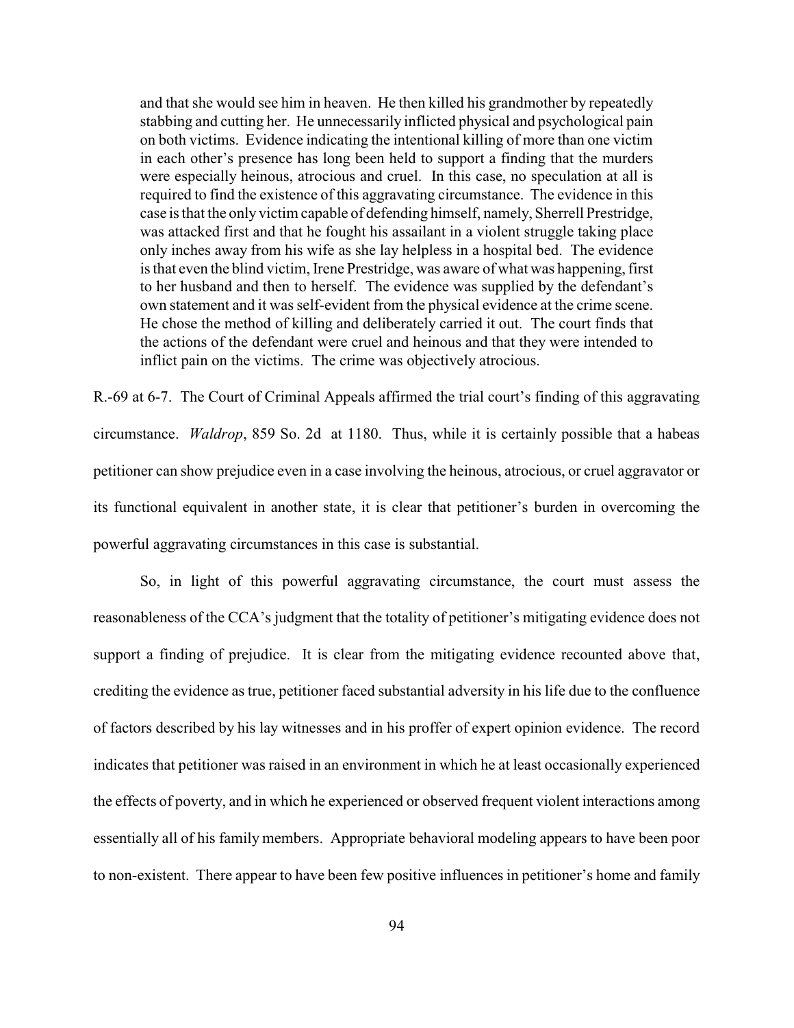> and that she would see him in heaven. He then killed his grandmother by repeatedly stabbing and cutting her. He unnecessarily inflicted physical and psychological pain on both victims. Evidence indicating the intentional killing of more than one victim in each other's presence has long been held to support a finding that the murders were especially heinous, atrocious and cruel. In this case, no speculation at all is required to find the existence of this aggravating circumstance. The evidence in this case is that the only victim capable of defending himself, namely, Sherrell Prestridge, was attacked first and that he fought his assailant in a violent struggle taking place only inches away from his wife as she lay helpless in a hospital bed. The evidence is that even the blind victim, Irene Prestridge, was aware of what was happening, first to her husband and then to herself. The evidence was supplied by the defendant's own statement and it was self-evident from the physical evidence at the crime scene. He chose the method of killing and deliberately carried it out. The court finds that the actions of the defendant were cruel and heinous and that they were intended to inflict pain on the victims. The crime was objectively atrocious.

R.-69 at 6-7. The Court of Criminal Appeals affirmed the trial court's finding of this aggravating circumstance. *Waldrop*, 859 So. 2d at 1180. Thus, while it is certainly possible that a habeas petitioner can show prejudice even in a case involving the heinous, atrocious, or cruel aggravator or its functional equivalent in another state, it is clear that petitioner's burden in overcoming the powerful aggravating circumstances in this case is substantial.

So, in light of this powerful aggravating circumstance, the court must assess the reasonableness of the CCA's judgment that the totality of petitioner's mitigating evidence does not support a finding of prejudice. It is clear from the mitigating evidence recounted above that, crediting the evidence as true, petitioner faced substantial adversity in his life due to the confluence of factors described by his lay witnesses and in his proffer of expert opinion evidence. The record indicates that petitioner was raised in an environment in which he at least occasionally experienced the effects of poverty, and in which he experienced or observed frequent violent interactions among essentially all of his family members. Appropriate behavioral modeling appears to have been poor to non-existent. There appear to have been few positive influences in petitioner's home and family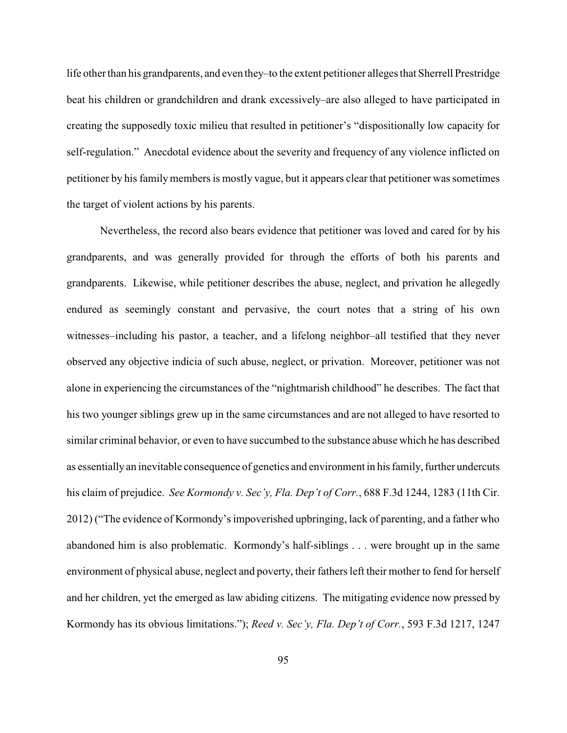life other than his grandparents, and even they–to the extent petitioner alleges that Sherrell Prestridge beat his children or grandchildren and drank excessively–are also alleged to have participated in creating the supposedly toxic milieu that resulted in petitioner's "dispositionally low capacity for self-regulation." Anecdotal evidence about the severity and frequency of any violence inflicted on petitioner by his family members is mostly vague, but it appears clear that petitioner was sometimes the target of violent actions by his parents.

Nevertheless, the record also bears evidence that petitioner was loved and cared for by his grandparents, and was generally provided for through the efforts of both his parents and grandparents. Likewise, while petitioner describes the abuse, neglect, and privation he allegedly endured as seemingly constant and pervasive, the court notes that a string of his own witnesses–including his pastor, a teacher, and a lifelong neighbor–all testified that they never observed any objective indicia of such abuse, neglect, or privation. Moreover, petitioner was not alone in experiencing the circumstances of the "nightmarish childhood" he describes. The fact that his two younger siblings grew up in the same circumstances and are not alleged to have resorted to similar criminal behavior, or even to have succumbed to the substance abuse which he has described as essentially an inevitable consequence of genetics and environment in his family, further undercuts his claim of prejudice. *See Kormondy v. Sec'y, Fla. Dep't of Corr.*, 688 F.3d 1244, 1283 (11th Cir. 2012) ("The evidence of Kormondy's impoverished upbringing, lack of parenting, and a father who abandoned him is also problematic. Kormondy's half-siblings . . . were brought up in the same environment of physical abuse, neglect and poverty, their fathers left their mother to fend for herself and her children, yet the emerged as law abiding citizens. The mitigating evidence now pressed by Kormondy has its obvious limitations."); *Reed v. Sec'y, Fla. Dep't of Corr.*, 593 F.3d 1217, 1247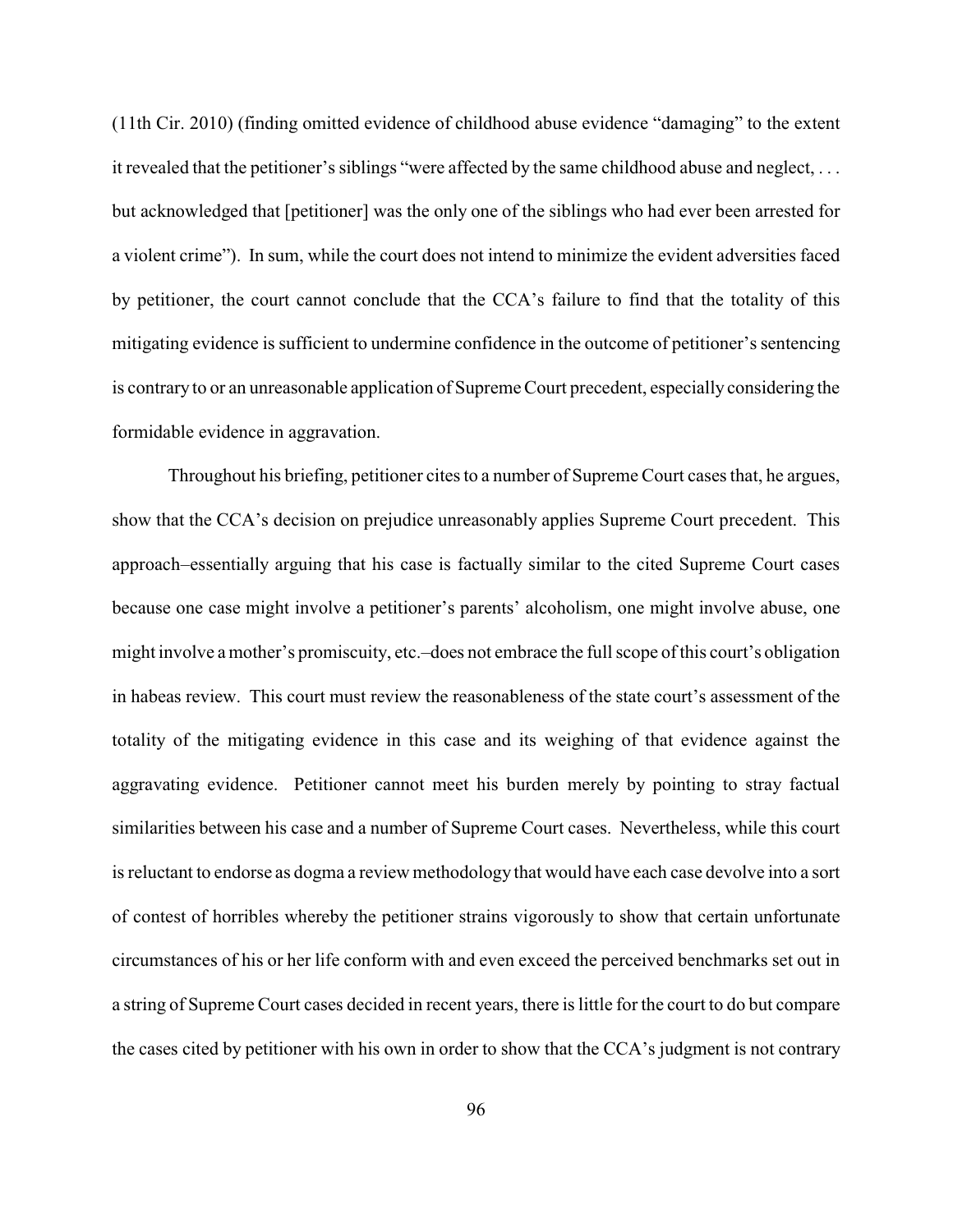(11th Cir. 2010) (finding omitted evidence of childhood abuse evidence "damaging" to the extent it revealed that the petitioner's siblings "were affected by the same childhood abuse and neglect, . . . but acknowledged that [petitioner] was the only one of the siblings who had ever been arrested for a violent crime"). In sum, while the court does not intend to minimize the evident adversities faced by petitioner, the court cannot conclude that the CCA's failure to find that the totality of this mitigating evidence is sufficient to undermine confidence in the outcome of petitioner's sentencing is contrary to or an unreasonable application of Supreme Court precedent, especially considering the formidable evidence in aggravation.

Throughout his briefing, petitioner cites to a number of Supreme Court cases that, he argues, show that the CCA's decision on prejudice unreasonably applies Supreme Court precedent. This approach–essentially arguing that his case is factually similar to the cited Supreme Court cases because one case might involve a petitioner's parents' alcoholism, one might involve abuse, one might involve a mother's promiscuity, etc.–does not embrace the full scope of this court's obligation in habeas review. This court must review the reasonableness of the state court's assessment of the totality of the mitigating evidence in this case and its weighing of that evidence against the aggravating evidence. Petitioner cannot meet his burden merely by pointing to stray factual similarities between his case and a number of Supreme Court cases. Nevertheless, while this court is reluctant to endorse as dogma a review methodology that would have each case devolve into a sort of contest of horribles whereby the petitioner strains vigorously to show that certain unfortunate circumstances of his or her life conform with and even exceed the perceived benchmarks set out in a string of Supreme Court cases decided in recent years, there is little for the court to do but compare the cases cited by petitioner with his own in order to show that the CCA's judgment is not contrary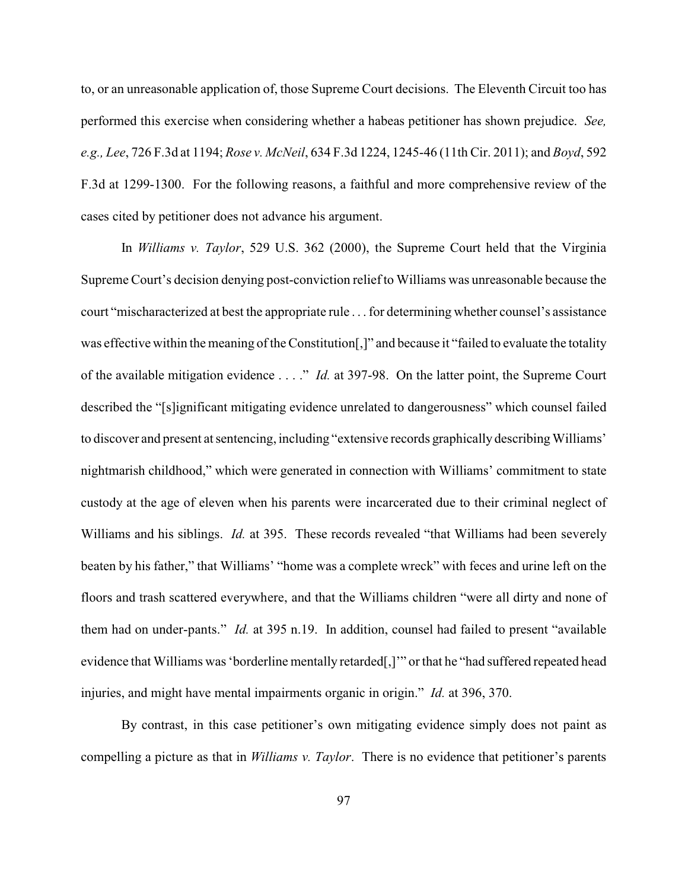to, or an unreasonable application of, those Supreme Court decisions. The Eleventh Circuit too has performed this exercise when considering whether a habeas petitioner has shown prejudice. *See, e.g., Lee*, 726 F.3d at 1194; *Rose v. McNeil*, 634 F.3d 1224, 1245-46 (11th Cir. 2011); and *Boyd*, 592 F.3d at 1299-1300. For the following reasons, a faithful and more comprehensive review of the cases cited by petitioner does not advance his argument.

In *Williams v. Taylor*, 529 U.S. 362 (2000), the Supreme Court held that the Virginia Supreme Court's decision denying post-conviction relief to Williams was unreasonable because the court "mischaracterized at best the appropriate rule . . . for determining whether counsel's assistance was effective within the meaning of the Constitution[,]" and because it "failed to evaluate the totality of the available mitigation evidence . . . ." *Id.* at 397-98. On the latter point, the Supreme Court described the "[s]ignificant mitigating evidence unrelated to dangerousness" which counsel failed to discover and present at sentencing, including "extensive records graphically describing Williams' nightmarish childhood," which were generated in connection with Williams' commitment to state custody at the age of eleven when his parents were incarcerated due to their criminal neglect of Williams and his siblings. *Id.* at 395. These records revealed "that Williams had been severely beaten by his father," that Williams' "home was a complete wreck" with feces and urine left on the floors and trash scattered everywhere, and that the Williams children "were all dirty and none of them had on under-pants." *Id.* at 395 n.19. In addition, counsel had failed to present "available evidence that Williams was 'borderline mentally retarded[,]'" or that he "had suffered repeated head injuries, and might have mental impairments organic in origin." *Id.* at 396, 370.

By contrast, in this case petitioner's own mitigating evidence simply does not paint as compelling a picture as that in *Williams v. Taylor*. There is no evidence that petitioner's parents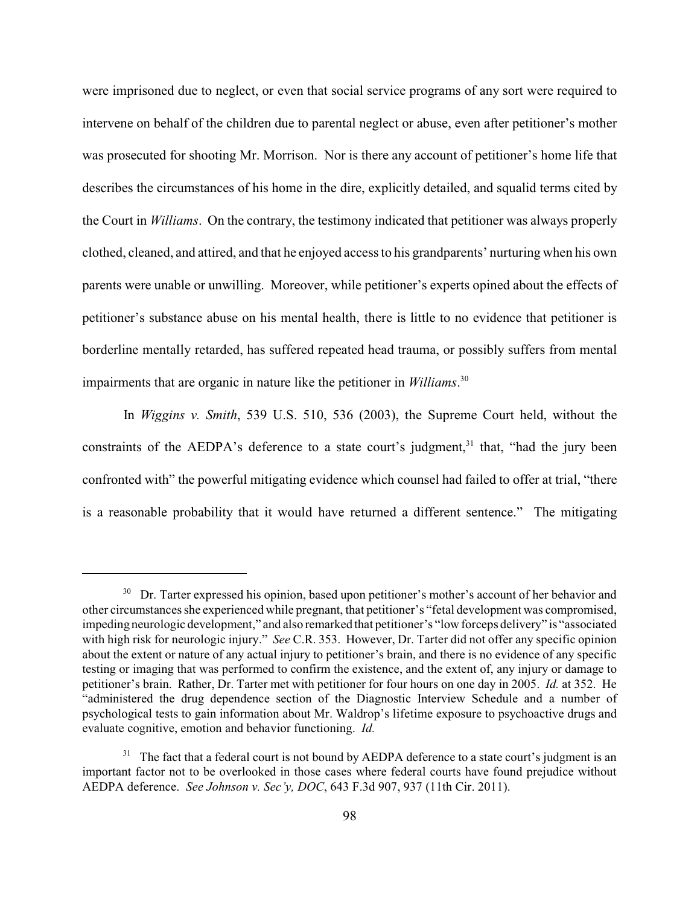were imprisoned due to neglect, or even that social service programs of any sort were required to intervene on behalf of the children due to parental neglect or abuse, even after petitioner's mother was prosecuted for shooting Mr. Morrison. Nor is there any account of petitioner's home life that describes the circumstances of his home in the dire, explicitly detailed, and squalid terms cited by the Court in *Williams*. On the contrary, the testimony indicated that petitioner was always properly clothed, cleaned, and attired, and that he enjoyed access to his grandparents' nurturing when his own parents were unable or unwilling. Moreover, while petitioner's experts opined about the effects of petitioner's substance abuse on his mental health, there is little to no evidence that petitioner is borderline mentally retarded, has suffered repeated head trauma, or possibly suffers from mental impairments that are organic in nature like the petitioner in *Williams*.[30]

In *Wiggins v. Smith*, 539 U.S. 510, 536 (2003), the Supreme Court held, without the constraints of the AEDPA's deference to a state court's judgment,[31] that, "had the jury been confronted with" the powerful mitigating evidence which counsel had failed to offer at trial, "there is a reasonable probability that it would have returned a different sentence." The mitigating

---

[30] Dr. Tarter expressed his opinion, based upon petitioner's mother's account of her behavior and other circumstances she experienced while pregnant, that petitioner's "fetal development was compromised, impeding neurologic development," and also remarked that petitioner's "low forceps delivery" is "associated with high risk for neurologic injury." *See* C.R. 353. However, Dr. Tarter did not offer any specific opinion about the extent or nature of any actual injury to petitioner's brain, and there is no evidence of any specific testing or imaging that was performed to confirm the existence, and the extent of, any injury or damage to petitioner's brain. Rather, Dr. Tarter met with petitioner for four hours on one day in 2005. *Id.* at 352. He "administered the drug dependence section of the Diagnostic Interview Schedule and a number of psychological tests to gain information about Mr. Waldrop's lifetime exposure to psychoactive drugs and evaluate cognitive, emotion and behavior functioning. *Id.*

[31] The fact that a federal court is not bound by AEDPA deference to a state court's judgment is an important factor not to be overlooked in those cases where federal courts have found prejudice without AEDPA deference. *See Johnson v. Sec'y, DOC*, 643 F.3d 907, 937 (11th Cir. 2011).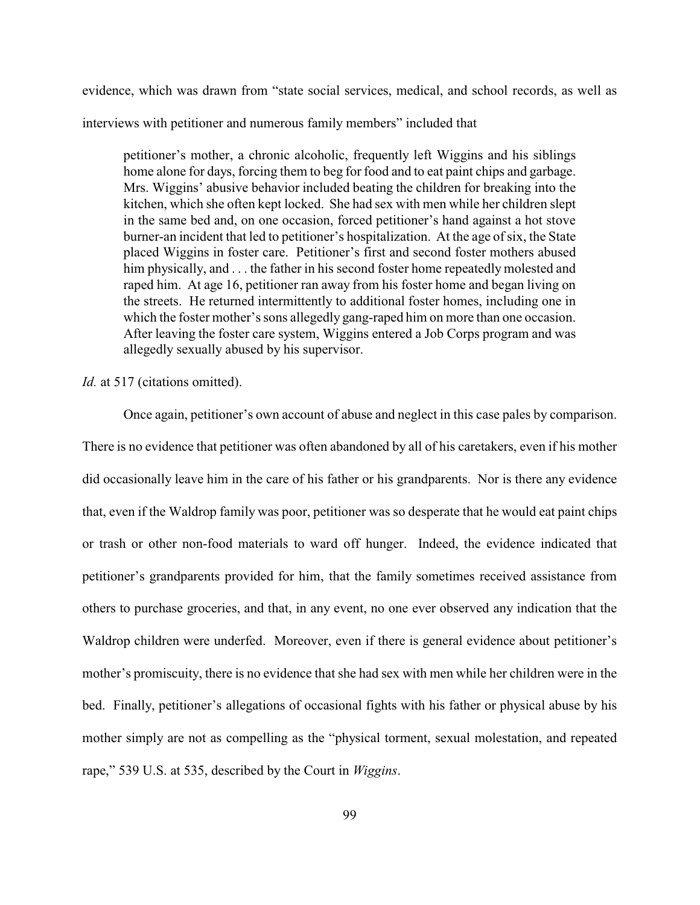evidence, which was drawn from "state social services, medical, and school records, as well as interviews with petitioner and numerous family members" included that

> petitioner's mother, a chronic alcoholic, frequently left Wiggins and his siblings home alone for days, forcing them to beg for food and to eat paint chips and garbage. Mrs. Wiggins' abusive behavior included beating the children for breaking into the kitchen, which she often kept locked. She had sex with men while her children slept in the same bed and, on one occasion, forced petitioner's hand against a hot stove burner-an incident that led to petitioner's hospitalization. At the age of six, the State placed Wiggins in foster care. Petitioner's first and second foster mothers abused him physically, and . . . the father in his second foster home repeatedly molested and raped him. At age 16, petitioner ran away from his foster home and began living on the streets. He returned intermittently to additional foster homes, including one in which the foster mother's sons allegedly gang-raped him on more than one occasion. After leaving the foster care system, Wiggins entered a Job Corps program and was allegedly sexually abused by his supervisor.

*Id.* at 517 (citations omitted).

Once again, petitioner's own account of abuse and neglect in this case pales by comparison. There is no evidence that petitioner was often abandoned by all of his caretakers, even if his mother did occasionally leave him in the care of his father or his grandparents. Nor is there any evidence that, even if the Waldrop family was poor, petitioner was so desperate that he would eat paint chips or trash or other non-food materials to ward off hunger. Indeed, the evidence indicated that petitioner's grandparents provided for him, that the family sometimes received assistance from others to purchase groceries, and that, in any event, no one ever observed any indication that the Waldrop children were underfed. Moreover, even if there is general evidence about petitioner's mother's promiscuity, there is no evidence that she had sex with men while her children were in the bed. Finally, petitioner's allegations of occasional fights with his father or physical abuse by his mother simply are not as compelling as the "physical torment, sexual molestation, and repeated rape," 539 U.S. at 535, described by the Court in *Wiggins*.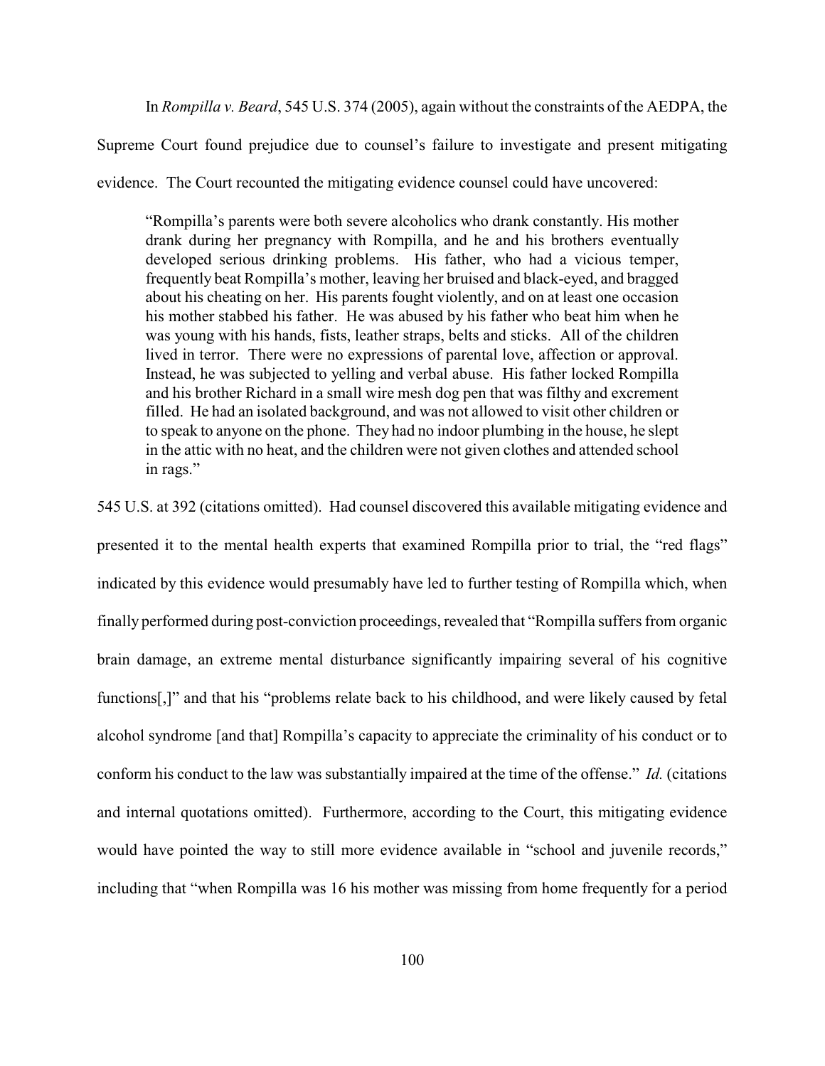In *Rompilla v. Beard*, 545 U.S. 374 (2005), again without the constraints of the AEDPA, the Supreme Court found prejudice due to counsel's failure to investigate and present mitigating evidence. The Court recounted the mitigating evidence counsel could have uncovered:

> "Rompilla's parents were both severe alcoholics who drank constantly. His mother drank during her pregnancy with Rompilla, and he and his brothers eventually developed serious drinking problems. His father, who had a vicious temper, frequently beat Rompilla's mother, leaving her bruised and black-eyed, and bragged about his cheating on her. His parents fought violently, and on at least one occasion his mother stabbed his father. He was abused by his father who beat him when he was young with his hands, fists, leather straps, belts and sticks. All of the children lived in terror. There were no expressions of parental love, affection or approval. Instead, he was subjected to yelling and verbal abuse. His father locked Rompilla and his brother Richard in a small wire mesh dog pen that was filthy and excrement filled. He had an isolated background, and was not allowed to visit other children or to speak to anyone on the phone. They had no indoor plumbing in the house, he slept in the attic with no heat, and the children were not given clothes and attended school in rags."

545 U.S. at 392 (citations omitted). Had counsel discovered this available mitigating evidence and presented it to the mental health experts that examined Rompilla prior to trial, the "red flags" indicated by this evidence would presumably have led to further testing of Rompilla which, when finally performed during post-conviction proceedings, revealed that "Rompilla suffers from organic brain damage, an extreme mental disturbance significantly impairing several of his cognitive functions[,]" and that his "problems relate back to his childhood, and were likely caused by fetal alcohol syndrome [and that] Rompilla's capacity to appreciate the criminality of his conduct or to conform his conduct to the law was substantially impaired at the time of the offense." *Id.* (citations and internal quotations omitted). Furthermore, according to the Court, this mitigating evidence would have pointed the way to still more evidence available in "school and juvenile records," including that "when Rompilla was 16 his mother was missing from home frequently for a period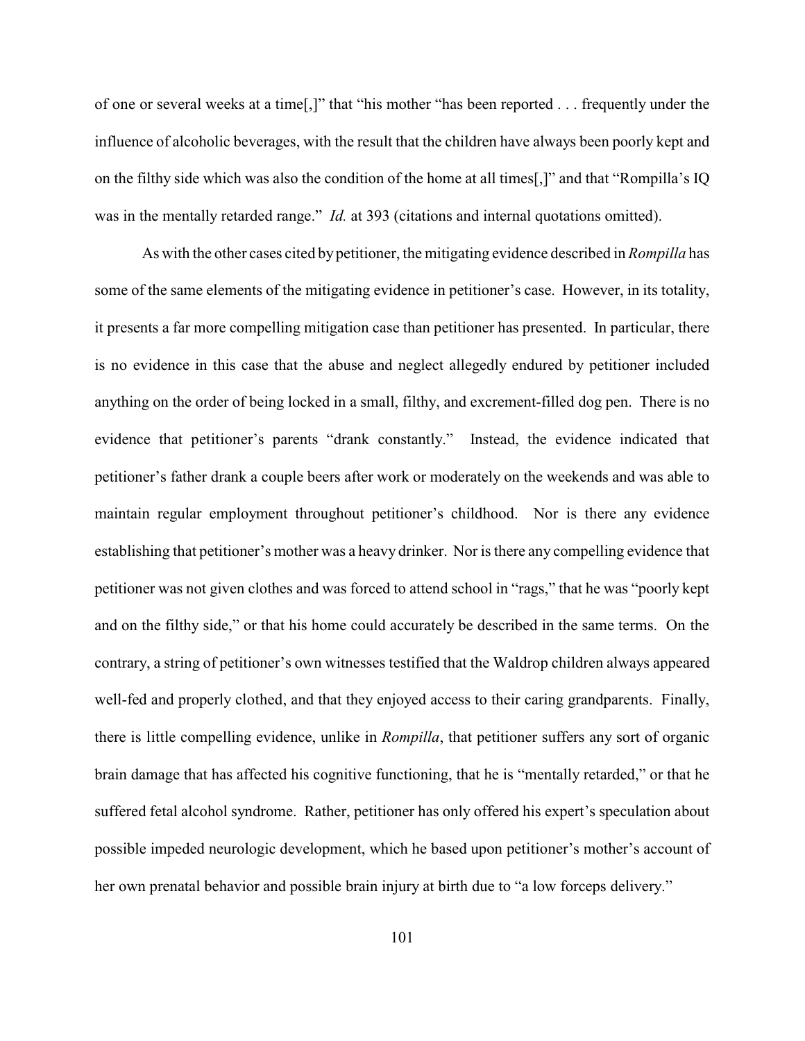of one or several weeks at a time[,]" that "his mother "has been reported . . . frequently under the influence of alcoholic beverages, with the result that the children have always been poorly kept and on the filthy side which was also the condition of the home at all times[,]" and that "Rompilla's IQ was in the mentally retarded range." *Id.* at 393 (citations and internal quotations omitted).

As with the other cases cited by petitioner, the mitigating evidence described in *Rompilla* has some of the same elements of the mitigating evidence in petitioner's case. However, in its totality, it presents a far more compelling mitigation case than petitioner has presented. In particular, there is no evidence in this case that the abuse and neglect allegedly endured by petitioner included anything on the order of being locked in a small, filthy, and excrement-filled dog pen. There is no evidence that petitioner's parents "drank constantly." Instead, the evidence indicated that petitioner's father drank a couple beers after work or moderately on the weekends and was able to maintain regular employment throughout petitioner's childhood. Nor is there any evidence establishing that petitioner's mother was a heavy drinker. Nor is there any compelling evidence that petitioner was not given clothes and was forced to attend school in "rags," that he was "poorly kept and on the filthy side," or that his home could accurately be described in the same terms. On the contrary, a string of petitioner's own witnesses testified that the Waldrop children always appeared well-fed and properly clothed, and that they enjoyed access to their caring grandparents. Finally, there is little compelling evidence, unlike in *Rompilla*, that petitioner suffers any sort of organic brain damage that has affected his cognitive functioning, that he is "mentally retarded," or that he suffered fetal alcohol syndrome. Rather, petitioner has only offered his expert's speculation about possible impeded neurologic development, which he based upon petitioner's mother's account of her own prenatal behavior and possible brain injury at birth due to "a low forceps delivery."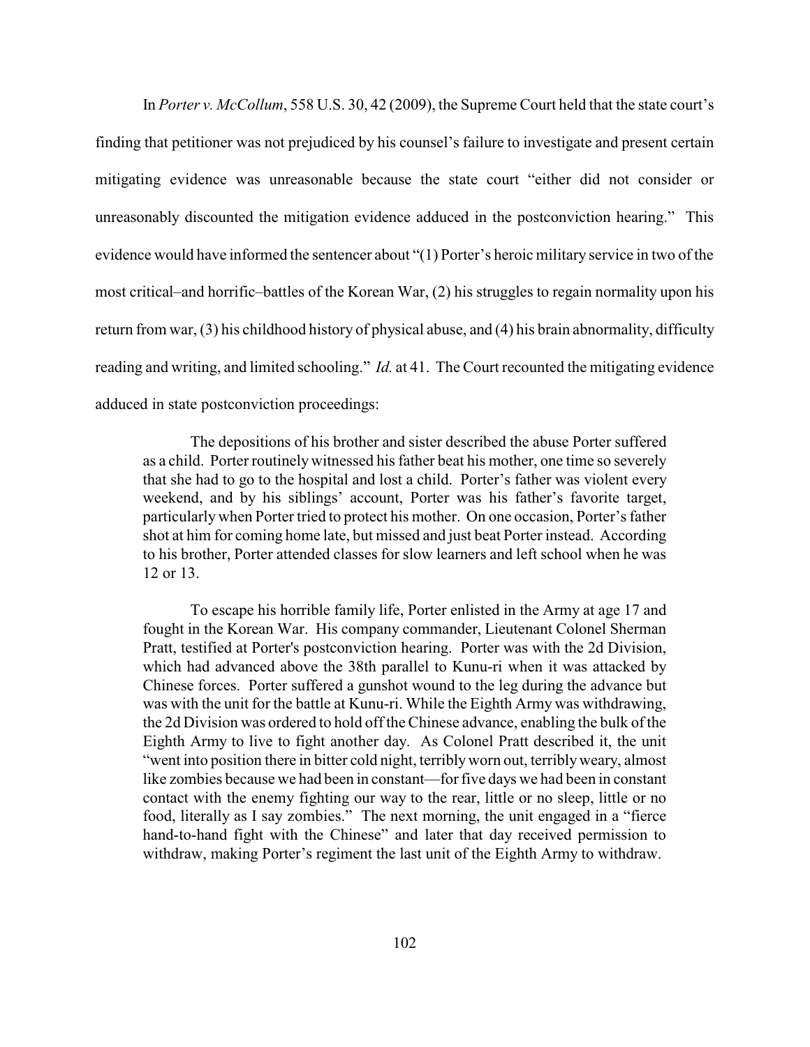In *Porter v. McCollum*, 558 U.S. 30, 42 (2009), the Supreme Court held that the state court's finding that petitioner was not prejudiced by his counsel's failure to investigate and present certain mitigating evidence was unreasonable because the state court "either did not consider or unreasonably discounted the mitigation evidence adduced in the postconviction hearing." This evidence would have informed the sentencer about "(1) Porter's heroic military service in two of the most critical–and horrific–battles of the Korean War, (2) his struggles to regain normality upon his return from war, (3) his childhood history of physical abuse, and (4) his brain abnormality, difficulty reading and writing, and limited schooling." *Id.* at 41. The Court recounted the mitigating evidence adduced in state postconviction proceedings:

> The depositions of his brother and sister described the abuse Porter suffered as a child. Porter routinely witnessed his father beat his mother, one time so severely that she had to go to the hospital and lost a child. Porter's father was violent every weekend, and by his siblings' account, Porter was his father's favorite target, particularly when Porter tried to protect his mother. On one occasion, Porter's father shot at him for coming home late, but missed and just beat Porter instead. According to his brother, Porter attended classes for slow learners and left school when he was 12 or 13.
>
> To escape his horrible family life, Porter enlisted in the Army at age 17 and fought in the Korean War. His company commander, Lieutenant Colonel Sherman Pratt, testified at Porter's postconviction hearing. Porter was with the 2d Division, which had advanced above the 38th parallel to Kunu-ri when it was attacked by Chinese forces. Porter suffered a gunshot wound to the leg during the advance but was with the unit for the battle at Kunu-ri. While the Eighth Army was withdrawing, the 2d Division was ordered to hold off the Chinese advance, enabling the bulk of the Eighth Army to live to fight another day. As Colonel Pratt described it, the unit "went into position there in bitter cold night, terribly worn out, terribly weary, almost like zombies because we had been in constant—for five days we had been in constant contact with the enemy fighting our way to the rear, little or no sleep, little or no food, literally as I say zombies." The next morning, the unit engaged in a "fierce hand-to-hand fight with the Chinese" and later that day received permission to withdraw, making Porter's regiment the last unit of the Eighth Army to withdraw.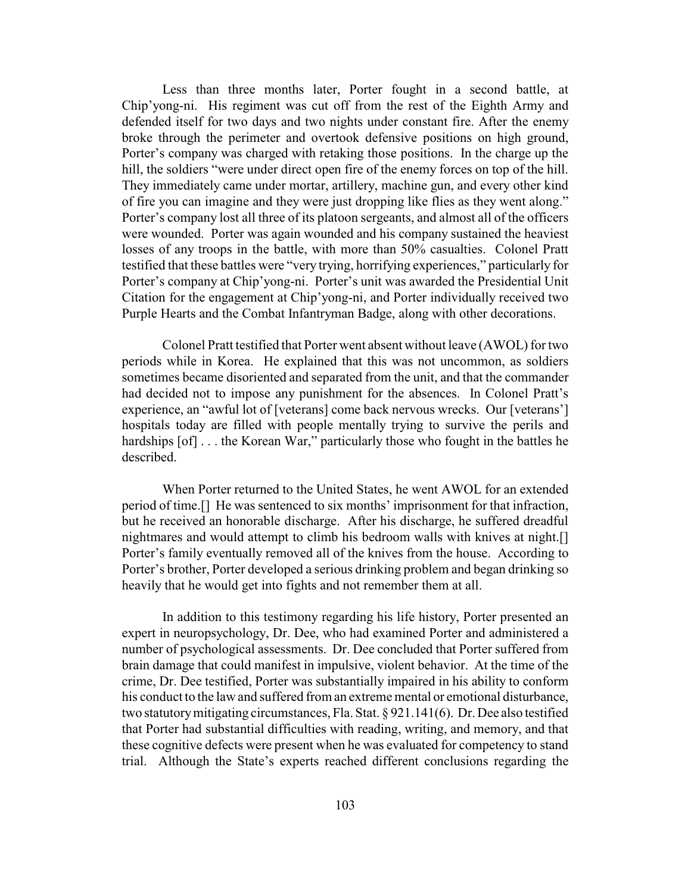Less than three months later, Porter fought in a second battle, at Chip'yong-ni. His regiment was cut off from the rest of the Eighth Army and defended itself for two days and two nights under constant fire. After the enemy broke through the perimeter and overtook defensive positions on high ground, Porter's company was charged with retaking those positions. In the charge up the hill, the soldiers "were under direct open fire of the enemy forces on top of the hill. They immediately came under mortar, artillery, machine gun, and every other kind of fire you can imagine and they were just dropping like flies as they went along." Porter's company lost all three of its platoon sergeants, and almost all of the officers were wounded. Porter was again wounded and his company sustained the heaviest losses of any troops in the battle, with more than 50% casualties. Colonel Pratt testified that these battles were "very trying, horrifying experiences," particularly for Porter's company at Chip'yong-ni. Porter's unit was awarded the Presidential Unit Citation for the engagement at Chip'yong-ni, and Porter individually received two Purple Hearts and the Combat Infantryman Badge, along with other decorations.

Colonel Pratt testified that Porter went absent without leave (AWOL) for two periods while in Korea. He explained that this was not uncommon, as soldiers sometimes became disoriented and separated from the unit, and that the commander had decided not to impose any punishment for the absences. In Colonel Pratt's experience, an "awful lot of [veterans] come back nervous wrecks. Our [veterans'] hospitals today are filled with people mentally trying to survive the perils and hardships [of] . . . the Korean War," particularly those who fought in the battles he described.

When Porter returned to the United States, he went AWOL for an extended period of time.[] He was sentenced to six months' imprisonment for that infraction, but he received an honorable discharge. After his discharge, he suffered dreadful nightmares and would attempt to climb his bedroom walls with knives at night.[] Porter's family eventually removed all of the knives from the house. According to Porter's brother, Porter developed a serious drinking problem and began drinking so heavily that he would get into fights and not remember them at all.

In addition to this testimony regarding his life history, Porter presented an expert in neuropsychology, Dr. Dee, who had examined Porter and administered a number of psychological assessments. Dr. Dee concluded that Porter suffered from brain damage that could manifest in impulsive, violent behavior. At the time of the crime, Dr. Dee testified, Porter was substantially impaired in his ability to conform his conduct to the law and suffered from an extreme mental or emotional disturbance, two statutory mitigating circumstances, Fla. Stat. § 921.141(6). Dr. Dee also testified that Porter had substantial difficulties with reading, writing, and memory, and that these cognitive defects were present when he was evaluated for competency to stand trial. Although the State's experts reached different conclusions regarding the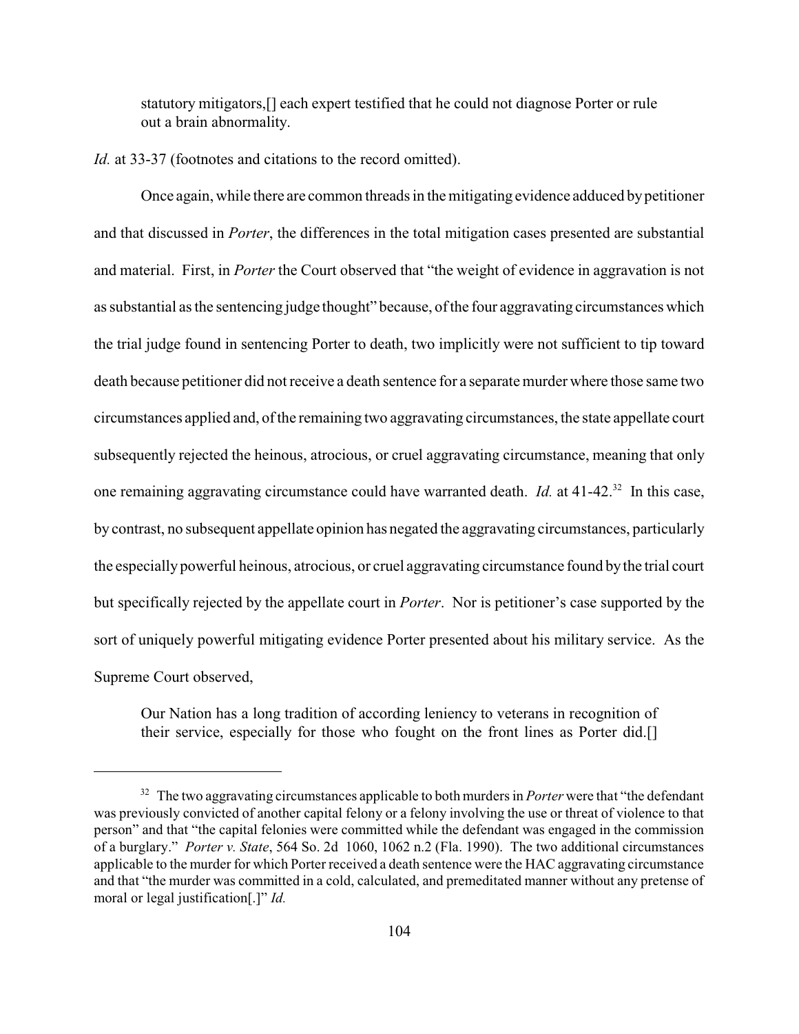> statutory mitigators,[] each expert testified that he could not diagnose Porter or rule out a brain abnormality.

*Id.* at 33-37 (footnotes and citations to the record omitted).

Once again, while there are common threads in the mitigating evidence adduced by petitioner and that discussed in *Porter*, the differences in the total mitigation cases presented are substantial and material. First, in *Porter* the Court observed that "the weight of evidence in aggravation is not as substantial as the sentencing judge thought" because, of the four aggravating circumstances which the trial judge found in sentencing Porter to death, two implicitly were not sufficient to tip toward death because petitioner did not receive a death sentence for a separate murder where those same two circumstances applied and, of the remaining two aggravating circumstances, the state appellate court subsequently rejected the heinous, atrocious, or cruel aggravating circumstance, meaning that only one remaining aggravating circumstance could have warranted death. *Id.* at 41-42.[32] In this case, by contrast, no subsequent appellate opinion has negated the aggravating circumstances, particularly the especially powerful heinous, atrocious, or cruel aggravating circumstance found by the trial court but specifically rejected by the appellate court in *Porter*. Nor is petitioner's case supported by the sort of uniquely powerful mitigating evidence Porter presented about his military service. As the Supreme Court observed,

> Our Nation has a long tradition of according leniency to veterans in recognition of their service, especially for those who fought on the front lines as Porter did.[]

---

[32] The two aggravating circumstances applicable to both murders in *Porter* were that "the defendant was previously convicted of another capital felony or a felony involving the use or threat of violence to that person" and that "the capital felonies were committed while the defendant was engaged in the commission of a burglary." *Porter v. State*, 564 So. 2d 1060, 1062 n.2 (Fla. 1990). The two additional circumstances applicable to the murder for which Porter received a death sentence were the HAC aggravating circumstance and that "the murder was committed in a cold, calculated, and premeditated manner without any pretense of moral or legal justification[.]" *Id.*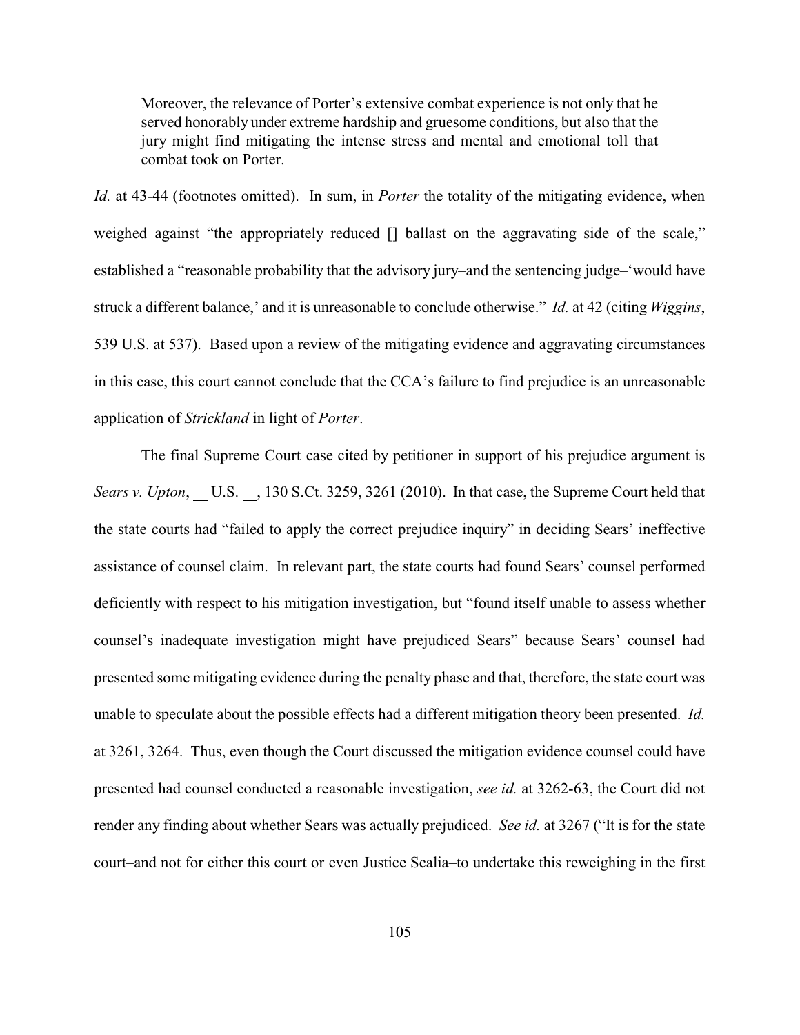> Moreover, the relevance of Porter's extensive combat experience is not only that he served honorably under extreme hardship and gruesome conditions, but also that the jury might find mitigating the intense stress and mental and emotional toll that combat took on Porter.

*Id.* at 43-44 (footnotes omitted). In sum, in *Porter* the totality of the mitigating evidence, when weighed against "the appropriately reduced [] ballast on the aggravating side of the scale," established a "reasonable probability that the advisory jury–and the sentencing judge–'would have struck a different balance,' and it is unreasonable to conclude otherwise." *Id.* at 42 (citing *Wiggins*, 539 U.S. at 537). Based upon a review of the mitigating evidence and aggravating circumstances in this case, this court cannot conclude that the CCA's failure to find prejudice is an unreasonable application of *Strickland* in light of *Porter*.

The final Supreme Court case cited by petitioner in support of his prejudice argument is *Sears v. Upton*, __ U.S. __, 130 S.Ct. 3259, 3261 (2010). In that case, the Supreme Court held that the state courts had "failed to apply the correct prejudice inquiry" in deciding Sears' ineffective assistance of counsel claim. In relevant part, the state courts had found Sears' counsel performed deficiently with respect to his mitigation investigation, but "found itself unable to assess whether counsel's inadequate investigation might have prejudiced Sears" because Sears' counsel had presented some mitigating evidence during the penalty phase and that, therefore, the state court was unable to speculate about the possible effects had a different mitigation theory been presented. *Id.* at 3261, 3264. Thus, even though the Court discussed the mitigation evidence counsel could have presented had counsel conducted a reasonable investigation, *see id.* at 3262-63, the Court did not render any finding about whether Sears was actually prejudiced. *See id.* at 3267 ("It is for the state court–and not for either this court or even Justice Scalia–to undertake this reweighing in the first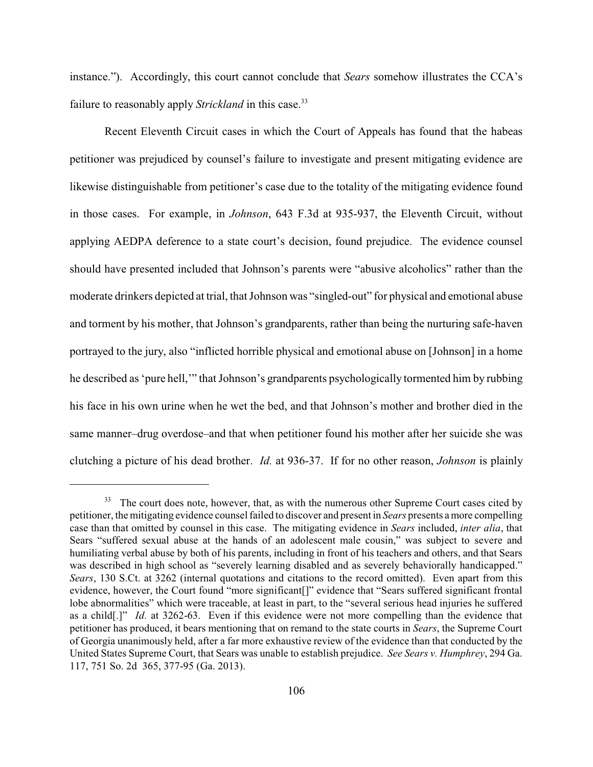instance."). Accordingly, this court cannot conclude that *Sears* somehow illustrates the CCA's failure to reasonably apply *Strickland* in this case.[33]

Recent Eleventh Circuit cases in which the Court of Appeals has found that the habeas petitioner was prejudiced by counsel's failure to investigate and present mitigating evidence are likewise distinguishable from petitioner's case due to the totality of the mitigating evidence found in those cases. For example, in *Johnson*, 643 F.3d at 935-937, the Eleventh Circuit, without applying AEDPA deference to a state court's decision, found prejudice. The evidence counsel should have presented included that Johnson's parents were "abusive alcoholics" rather than the moderate drinkers depicted at trial, that Johnson was "singled-out" for physical and emotional abuse and torment by his mother, that Johnson's grandparents, rather than being the nurturing safe-haven portrayed to the jury, also "inflicted horrible physical and emotional abuse on [Johnson] in a home he described as 'pure hell,'" that Johnson's grandparents psychologically tormented him by rubbing his face in his own urine when he wet the bed, and that Johnson's mother and brother died in the same manner–drug overdose–and that when petitioner found his mother after her suicide she was clutching a picture of his dead brother. *Id.* at 936-37. If for no other reason, *Johnson* is plainly

---

[33] The court does note, however, that, as with the numerous other Supreme Court cases cited by petitioner, the mitigating evidence counsel failed to discover and present in *Sears* presents a more compelling case than that omitted by counsel in this case. The mitigating evidence in *Sears* included, *inter alia*, that Sears "suffered sexual abuse at the hands of an adolescent male cousin," was subject to severe and humiliating verbal abuse by both of his parents, including in front of his teachers and others, and that Sears was described in high school as "severely learning disabled and as severely behaviorally handicapped." *Sears*, 130 S.Ct. at 3262 (internal quotations and citations to the record omitted). Even apart from this evidence, however, the Court found "more significant[]" evidence that "Sears suffered significant frontal lobe abnormalities" which were traceable, at least in part, to the "several serious head injuries he suffered as a child[.]" *Id.* at 3262-63. Even if this evidence were not more compelling than the evidence that petitioner has produced, it bears mentioning that on remand to the state courts in *Sears*, the Supreme Court of Georgia unanimously held, after a far more exhaustive review of the evidence than that conducted by the United States Supreme Court, that Sears was unable to establish prejudice. *See Sears v. Humphrey*, 294 Ga. 117, 751 So. 2d 365, 377-95 (Ga. 2013).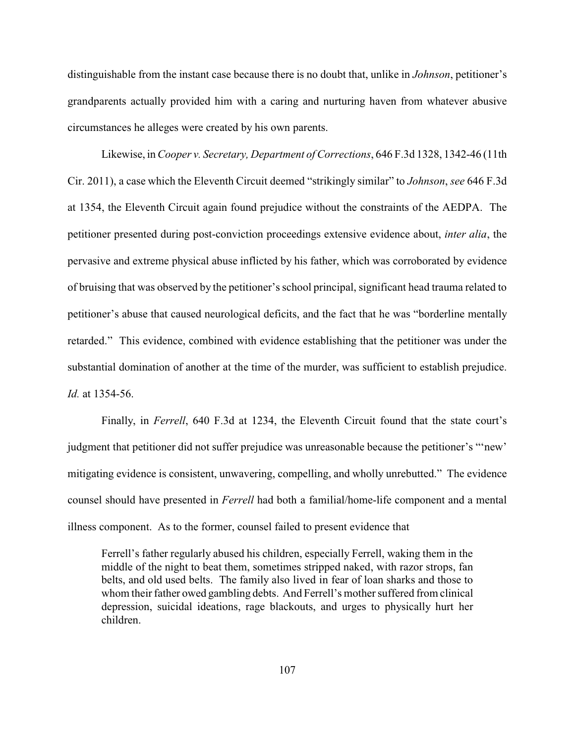distinguishable from the instant case because there is no doubt that, unlike in *Johnson*, petitioner's grandparents actually provided him with a caring and nurturing haven from whatever abusive circumstances he alleges were created by his own parents.

Likewise, in *Cooper v. Secretary, Department of Corrections*, 646 F.3d 1328, 1342-46 (11th Cir. 2011), a case which the Eleventh Circuit deemed "strikingly similar" to *Johnson*, *see* 646 F.3d at 1354, the Eleventh Circuit again found prejudice without the constraints of the AEDPA. The petitioner presented during post-conviction proceedings extensive evidence about, *inter alia*, the pervasive and extreme physical abuse inflicted by his father, which was corroborated by evidence of bruising that was observed by the petitioner's school principal, significant head trauma related to petitioner's abuse that caused neurological deficits, and the fact that he was "borderline mentally retarded." This evidence, combined with evidence establishing that the petitioner was under the substantial domination of another at the time of the murder, was sufficient to establish prejudice. *Id.* at 1354-56.

Finally, in *Ferrell*, 640 F.3d at 1234, the Eleventh Circuit found that the state court's judgment that petitioner did not suffer prejudice was unreasonable because the petitioner's "'new' mitigating evidence is consistent, unwavering, compelling, and wholly unrebutted." The evidence counsel should have presented in *Ferrell* had both a familial/home-life component and a mental illness component. As to the former, counsel failed to present evidence that

> Ferrell's father regularly abused his children, especially Ferrell, waking them in the middle of the night to beat them, sometimes stripped naked, with razor strops, fan belts, and old used belts. The family also lived in fear of loan sharks and those to whom their father owed gambling debts. And Ferrell's mother suffered from clinical depression, suicidal ideations, rage blackouts, and urges to physically hurt her children.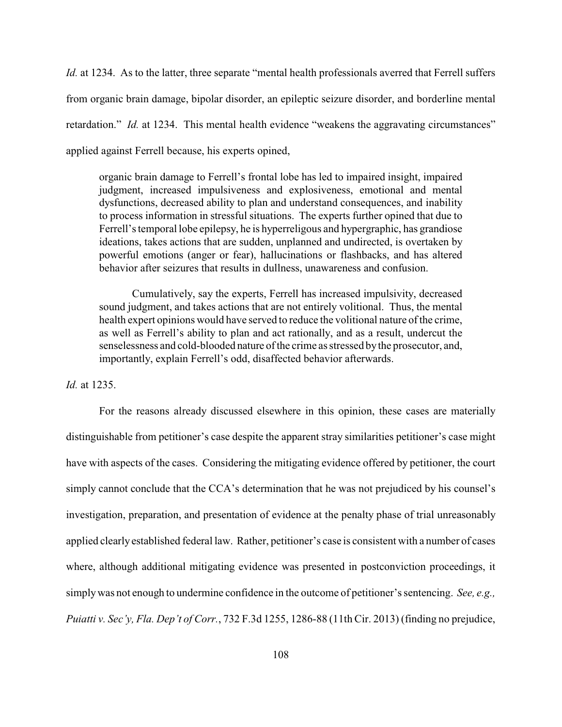*Id.* at 1234. As to the latter, three separate "mental health professionals averred that Ferrell suffers from organic brain damage, bipolar disorder, an epileptic seizure disorder, and borderline mental retardation." *Id.* at 1234. This mental health evidence "weakens the aggravating circumstances" applied against Ferrell because, his experts opined,

> organic brain damage to Ferrell's frontal lobe has led to impaired insight, impaired judgment, increased impulsiveness and explosiveness, emotional and mental dysfunctions, decreased ability to plan and understand consequences, and inability to process information in stressful situations. The experts further opined that due to Ferrell's temporal lobe epilepsy, he is hyperreligous and hypergraphic, has grandiose ideations, takes actions that are sudden, unplanned and undirected, is overtaken by powerful emotions (anger or fear), hallucinations or flashbacks, and has altered behavior after seizures that results in dullness, unawareness and confusion.
>
> Cumulatively, say the experts, Ferrell has increased impulsivity, decreased sound judgment, and takes actions that are not entirely volitional. Thus, the mental health expert opinions would have served to reduce the volitional nature of the crime, as well as Ferrell's ability to plan and act rationally, and as a result, undercut the senselessness and cold-blooded nature of the crime as stressed by the prosecutor, and, importantly, explain Ferrell's odd, disaffected behavior afterwards.

*Id.* at 1235.

For the reasons already discussed elsewhere in this opinion, these cases are materially distinguishable from petitioner's case despite the apparent stray similarities petitioner's case might have with aspects of the cases. Considering the mitigating evidence offered by petitioner, the court simply cannot conclude that the CCA's determination that he was not prejudiced by his counsel's investigation, preparation, and presentation of evidence at the penalty phase of trial unreasonably applied clearly established federal law. Rather, petitioner's case is consistent with a number of cases where, although additional mitigating evidence was presented in postconviction proceedings, it simply was not enough to undermine confidence in the outcome of petitioner's sentencing. *See, e.g., Puiatti v. Sec'y, Fla. Dep't of Corr.*, 732 F.3d 1255, 1286-88 (11th Cir. 2013) (finding no prejudice,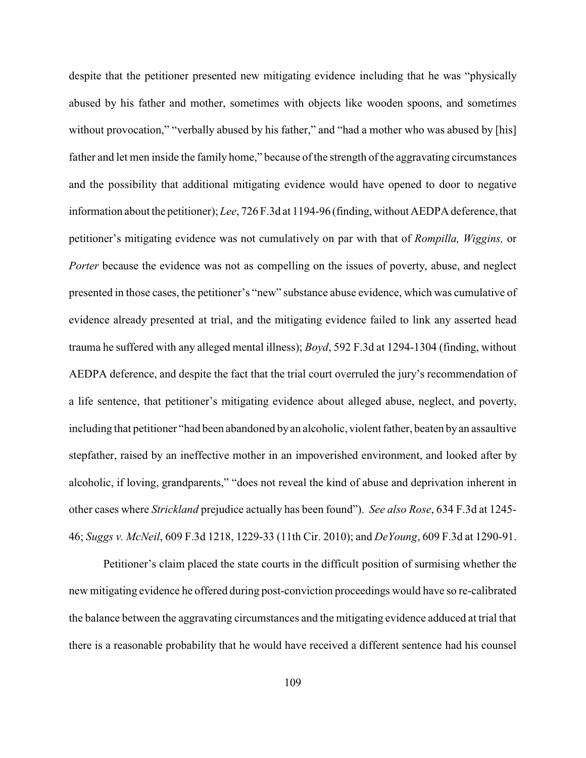despite that the petitioner presented new mitigating evidence including that he was "physically abused by his father and mother, sometimes with objects like wooden spoons, and sometimes without provocation," "verbally abused by his father," and "had a mother who was abused by [his] father and let men inside the family home," because of the strength of the aggravating circumstances and the possibility that additional mitigating evidence would have opened to door to negative information about the petitioner); *Lee*, 726 F.3d at 1194-96 (finding, without AEDPA deference, that petitioner's mitigating evidence was not cumulatively on par with that of *Rompilla, Wiggins,* or *Porter* because the evidence was not as compelling on the issues of poverty, abuse, and neglect presented in those cases, the petitioner's "new" substance abuse evidence, which was cumulative of evidence already presented at trial, and the mitigating evidence failed to link any asserted head trauma he suffered with any alleged mental illness); *Boyd*, 592 F.3d at 1294-1304 (finding, without AEDPA deference, and despite the fact that the trial court overruled the jury's recommendation of a life sentence, that petitioner's mitigating evidence about alleged abuse, neglect, and poverty, including that petitioner "had been abandoned by an alcoholic, violent father, beaten by an assaultive stepfather, raised by an ineffective mother in an impoverished environment, and looked after by alcoholic, if loving, grandparents," "does not reveal the kind of abuse and deprivation inherent in other cases where *Strickland* prejudice actually has been found"). *See also Rose*, 634 F.3d at 1245-46; *Suggs v. McNeil*, 609 F.3d 1218, 1229-33 (11th Cir. 2010); and *DeYoung*, 609 F.3d at 1290-91.

Petitioner's claim placed the state courts in the difficult position of surmising whether the new mitigating evidence he offered during post-conviction proceedings would have so re-calibrated the balance between the aggravating circumstances and the mitigating evidence adduced at trial that there is a reasonable probability that he would have received a different sentence had his counsel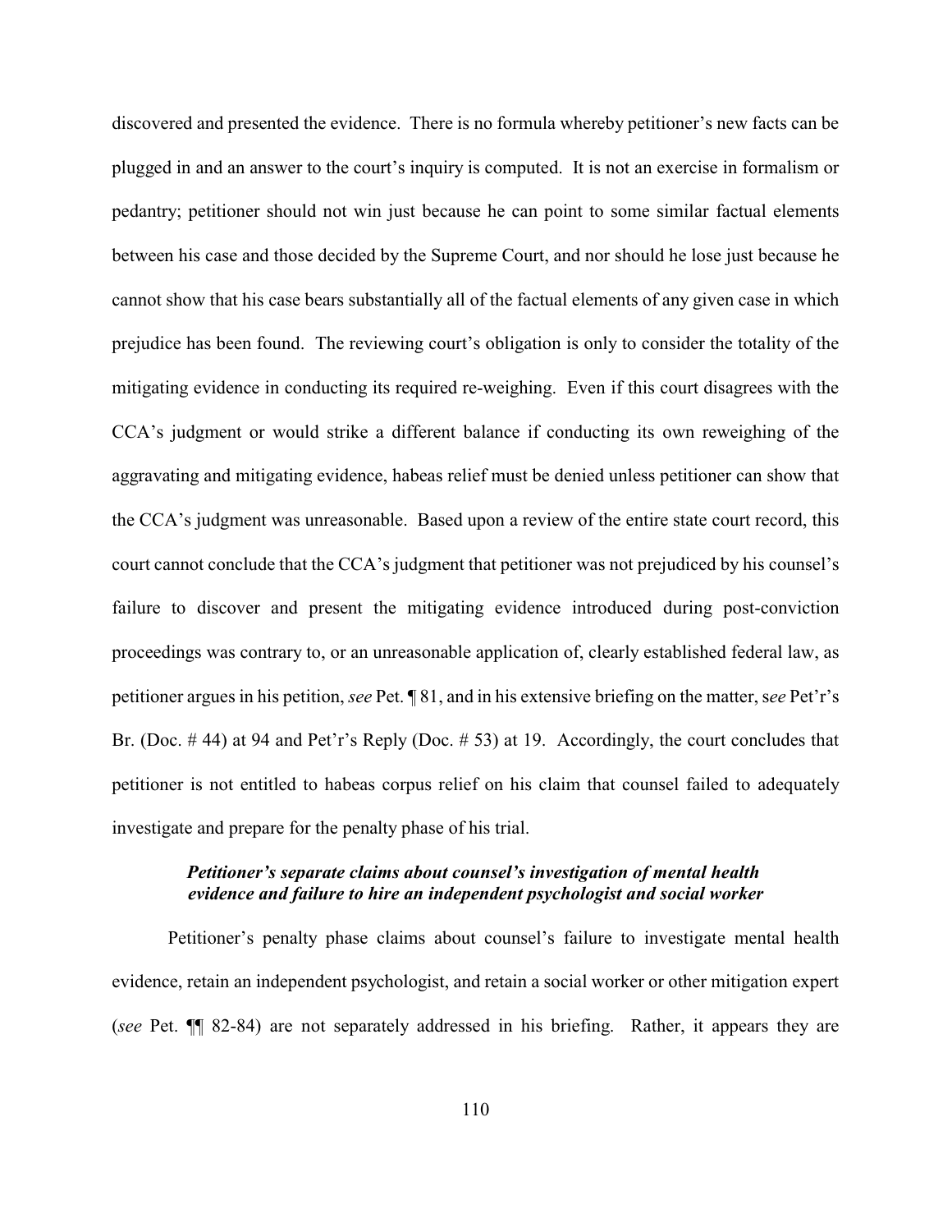discovered and presented the evidence. There is no formula whereby petitioner's new facts can be plugged in and an answer to the court's inquiry is computed. It is not an exercise in formalism or pedantry; petitioner should not win just because he can point to some similar factual elements between his case and those decided by the Supreme Court, and nor should he lose just because he cannot show that his case bears substantially all of the factual elements of any given case in which prejudice has been found. The reviewing court's obligation is only to consider the totality of the mitigating evidence in conducting its required re-weighing. Even if this court disagrees with the CCA's judgment or would strike a different balance if conducting its own reweighing of the aggravating and mitigating evidence, habeas relief must be denied unless petitioner can show that the CCA's judgment was unreasonable. Based upon a review of the entire state court record, this court cannot conclude that the CCA's judgment that petitioner was not prejudiced by his counsel's failure to discover and present the mitigating evidence introduced during post-conviction proceedings was contrary to, or an unreasonable application of, clearly established federal law, as petitioner argues in his petition, *see* Pet. ¶ 81, and in his extensive briefing on the matter, s*ee* Pet'r's Br. (Doc. # 44) at 94 and Pet'r's Reply (Doc. # 53) at 19. Accordingly, the court concludes that petitioner is not entitled to habeas corpus relief on his claim that counsel failed to adequately investigate and prepare for the penalty phase of his trial.

***Petitioner's separate claims about counsel's investigation of mental health evidence and failure to hire an independent psychologist and social worker***

Petitioner's penalty phase claims about counsel's failure to investigate mental health evidence, retain an independent psychologist, and retain a social worker or other mitigation expert (*see* Pet. ¶¶ 82-84) are not separately addressed in his briefing. Rather, it appears they are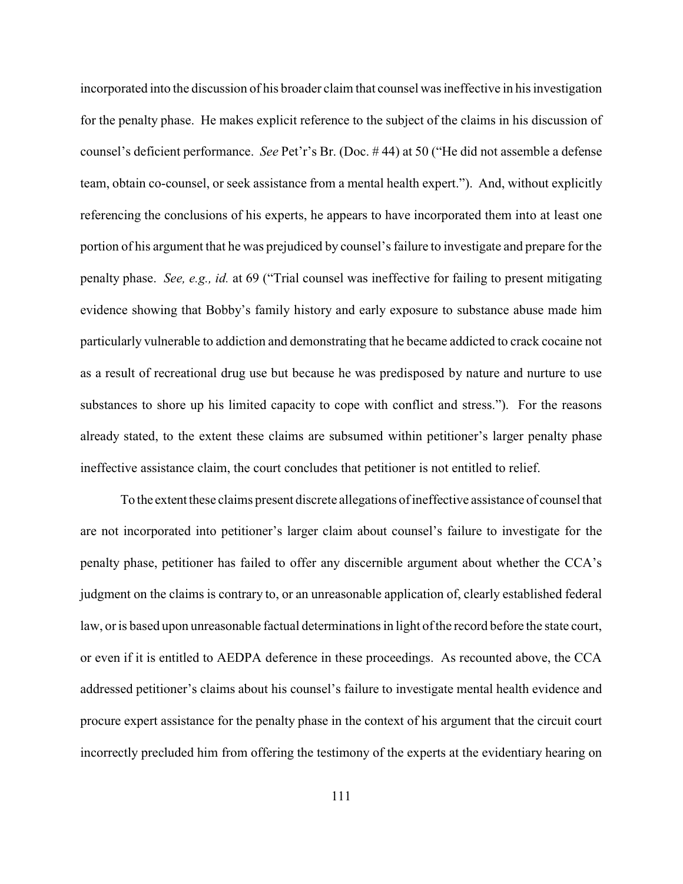incorporated into the discussion of his broader claim that counsel was ineffective in his investigation for the penalty phase. He makes explicit reference to the subject of the claims in his discussion of counsel's deficient performance. *See* Pet'r's Br. (Doc. # 44) at 50 ("He did not assemble a defense team, obtain co-counsel, or seek assistance from a mental health expert."). And, without explicitly referencing the conclusions of his experts, he appears to have incorporated them into at least one portion of his argument that he was prejudiced by counsel's failure to investigate and prepare for the penalty phase. *See, e.g., id.* at 69 ("Trial counsel was ineffective for failing to present mitigating evidence showing that Bobby's family history and early exposure to substance abuse made him particularly vulnerable to addiction and demonstrating that he became addicted to crack cocaine not as a result of recreational drug use but because he was predisposed by nature and nurture to use substances to shore up his limited capacity to cope with conflict and stress."). For the reasons already stated, to the extent these claims are subsumed within petitioner's larger penalty phase ineffective assistance claim, the court concludes that petitioner is not entitled to relief.

To the extent these claims present discrete allegations of ineffective assistance of counsel that are not incorporated into petitioner's larger claim about counsel's failure to investigate for the penalty phase, petitioner has failed to offer any discernible argument about whether the CCA's judgment on the claims is contrary to, or an unreasonable application of, clearly established federal law, or is based upon unreasonable factual determinations in light of the record before the state court, or even if it is entitled to AEDPA deference in these proceedings. As recounted above, the CCA addressed petitioner's claims about his counsel's failure to investigate mental health evidence and procure expert assistance for the penalty phase in the context of his argument that the circuit court incorrectly precluded him from offering the testimony of the experts at the evidentiary hearing on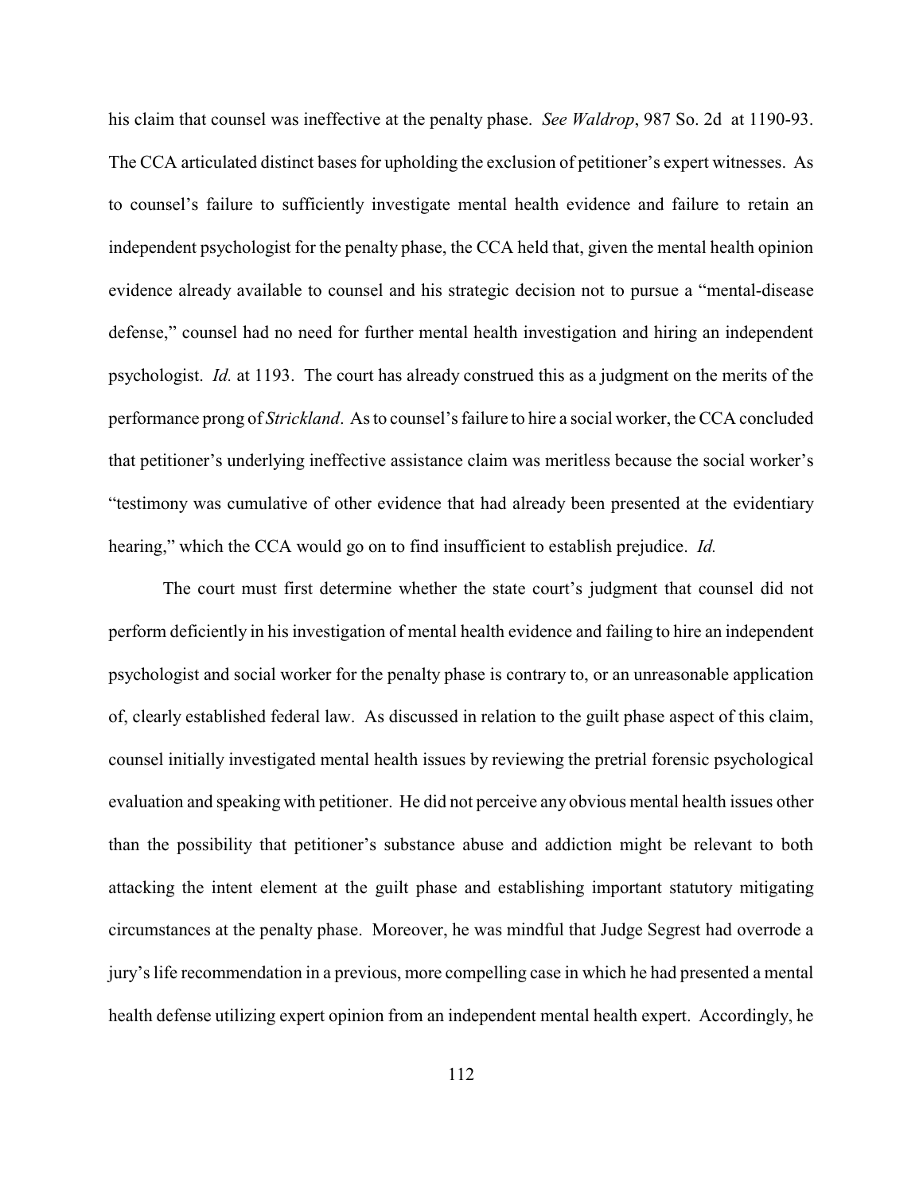his claim that counsel was ineffective at the penalty phase. *See Waldrop*, 987 So. 2d at 1190-93. The CCA articulated distinct bases for upholding the exclusion of petitioner's expert witnesses. As to counsel's failure to sufficiently investigate mental health evidence and failure to retain an independent psychologist for the penalty phase, the CCA held that, given the mental health opinion evidence already available to counsel and his strategic decision not to pursue a "mental-disease defense," counsel had no need for further mental health investigation and hiring an independent psychologist. *Id.* at 1193. The court has already construed this as a judgment on the merits of the performance prong of *Strickland*. As to counsel's failure to hire a social worker, the CCA concluded that petitioner's underlying ineffective assistance claim was meritless because the social worker's "testimony was cumulative of other evidence that had already been presented at the evidentiary hearing," which the CCA would go on to find insufficient to establish prejudice. *Id.*

The court must first determine whether the state court's judgment that counsel did not perform deficiently in his investigation of mental health evidence and failing to hire an independent psychologist and social worker for the penalty phase is contrary to, or an unreasonable application of, clearly established federal law. As discussed in relation to the guilt phase aspect of this claim, counsel initially investigated mental health issues by reviewing the pretrial forensic psychological evaluation and speaking with petitioner. He did not perceive any obvious mental health issues other than the possibility that petitioner's substance abuse and addiction might be relevant to both attacking the intent element at the guilt phase and establishing important statutory mitigating circumstances at the penalty phase. Moreover, he was mindful that Judge Segrest had overrode a jury's life recommendation in a previous, more compelling case in which he had presented a mental health defense utilizing expert opinion from an independent mental health expert. Accordingly, he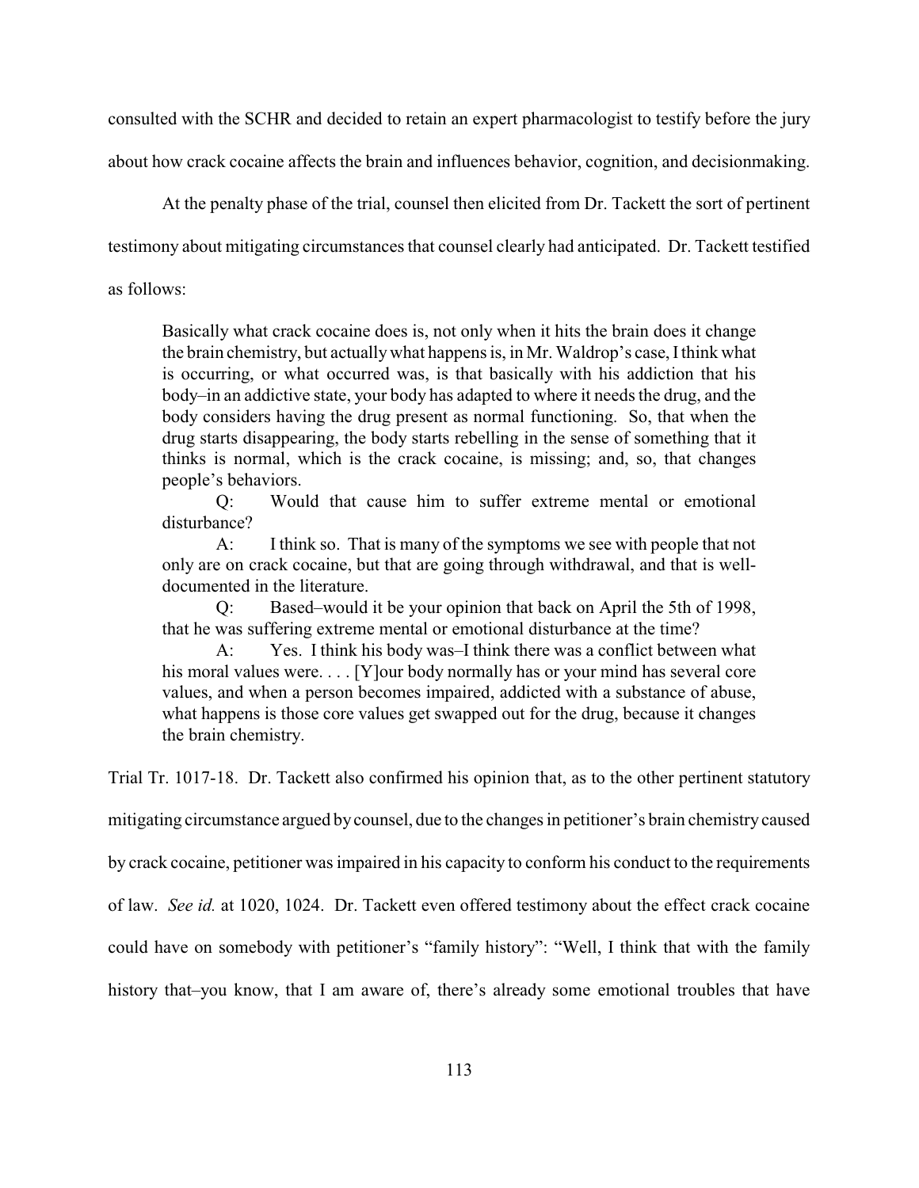consulted with the SCHR and decided to retain an expert pharmacologist to testify before the jury about how crack cocaine affects the brain and influences behavior, cognition, and decisionmaking.

At the penalty phase of the trial, counsel then elicited from Dr. Tackett the sort of pertinent testimony about mitigating circumstances that counsel clearly had anticipated. Dr. Tackett testified as follows:

> Basically what crack cocaine does is, not only when it hits the brain does it change the brain chemistry, but actually what happens is, in Mr. Waldrop's case, I think what is occurring, or what occurred was, is that basically with his addiction that his body–in an addictive state, your body has adapted to where it needs the drug, and the body considers having the drug present as normal functioning. So, that when the drug starts disappearing, the body starts rebelling in the sense of something that it thinks is normal, which is the crack cocaine, is missing; and, so, that changes people's behaviors.
>
> Q: Would that cause him to suffer extreme mental or emotional disturbance?
>
> A: I think so. That is many of the symptoms we see with people that not only are on crack cocaine, but that are going through withdrawal, and that is well-documented in the literature.
>
> Q: Based–would it be your opinion that back on April the 5th of 1998, that he was suffering extreme mental or emotional disturbance at the time?
>
> A: Yes. I think his body was–I think there was a conflict between what his moral values were. . . . [Y]our body normally has or your mind has several core values, and when a person becomes impaired, addicted with a substance of abuse, what happens is those core values get swapped out for the drug, because it changes the brain chemistry.

Trial Tr. 1017-18. Dr. Tackett also confirmed his opinion that, as to the other pertinent statutory mitigating circumstance argued by counsel, due to the changes in petitioner's brain chemistry caused by crack cocaine, petitioner was impaired in his capacity to conform his conduct to the requirements of law. *See id.* at 1020, 1024. Dr. Tackett even offered testimony about the effect crack cocaine could have on somebody with petitioner's "family history": "Well, I think that with the family history that–you know, that I am aware of, there's already some emotional troubles that have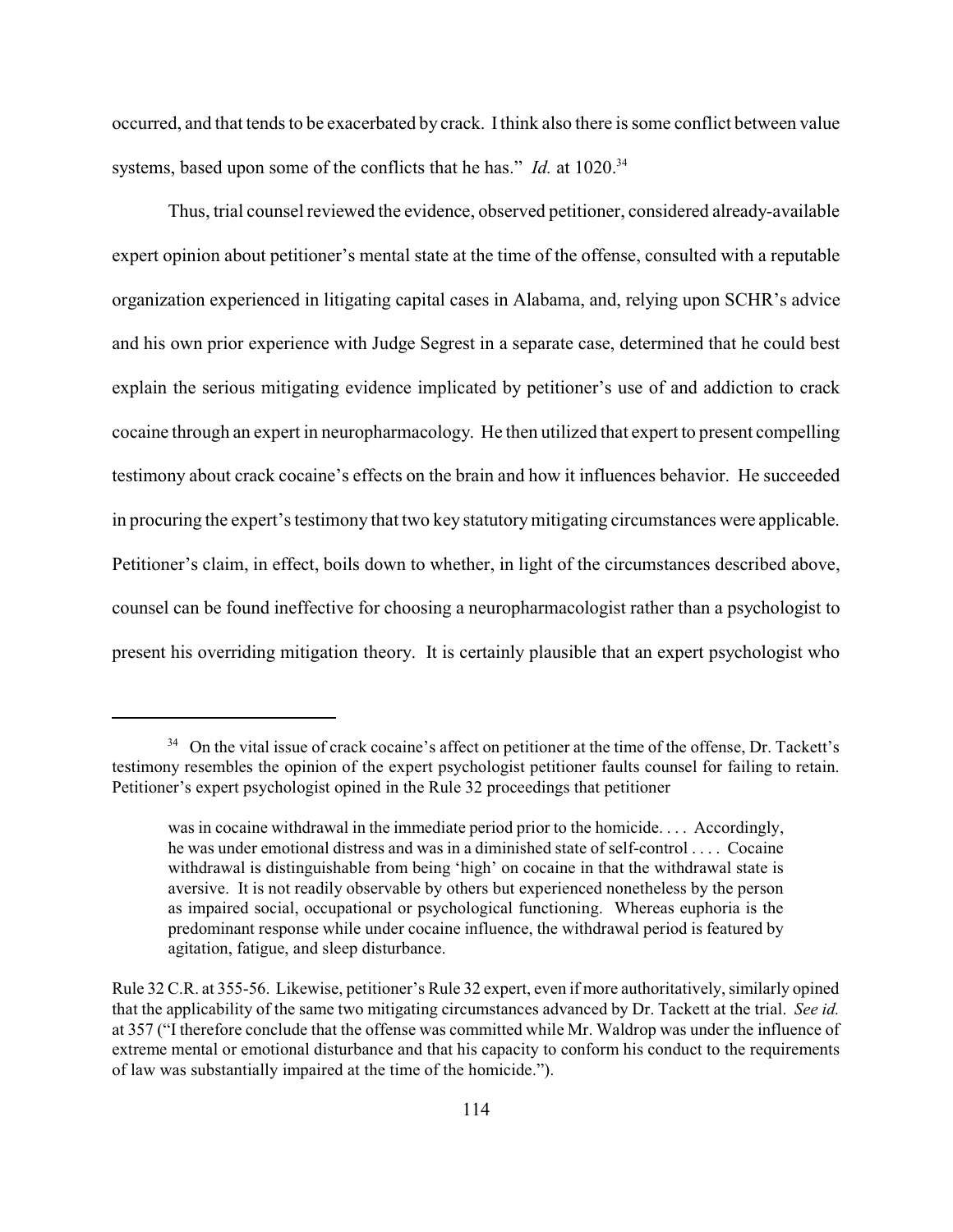occurred, and that tends to be exacerbated by crack. I think also there is some conflict between value systems, based upon some of the conflicts that he has." *Id.* at 1020.[34]

Thus, trial counsel reviewed the evidence, observed petitioner, considered already-available expert opinion about petitioner's mental state at the time of the offense, consulted with a reputable organization experienced in litigating capital cases in Alabama, and, relying upon SCHR's advice and his own prior experience with Judge Segrest in a separate case, determined that he could best explain the serious mitigating evidence implicated by petitioner's use of and addiction to crack cocaine through an expert in neuropharmacology. He then utilized that expert to present compelling testimony about crack cocaine's effects on the brain and how it influences behavior. He succeeded in procuring the expert's testimony that two key statutory mitigating circumstances were applicable. Petitioner's claim, in effect, boils down to whether, in light of the circumstances described above, counsel can be found ineffective for choosing a neuropharmacologist rather than a psychologist to present his overriding mitigation theory. It is certainly plausible that an expert psychologist who

---

[34] On the vital issue of crack cocaine's affect on petitioner at the time of the offense, Dr. Tackett's testimony resembles the opinion of the expert psychologist petitioner faults counsel for failing to retain. Petitioner's expert psychologist opined in the Rule 32 proceedings that petitioner

> was in cocaine withdrawal in the immediate period prior to the homicide. . . . Accordingly, he was under emotional distress and was in a diminished state of self-control . . . . Cocaine withdrawal is distinguishable from being 'high' on cocaine in that the withdrawal state is aversive. It is not readily observable by others but experienced nonetheless by the person as impaired social, occupational or psychological functioning. Whereas euphoria is the predominant response while under cocaine influence, the withdrawal period is featured by agitation, fatigue, and sleep disturbance.

Rule 32 C.R. at 355-56. Likewise, petitioner's Rule 32 expert, even if more authoritatively, similarly opined that the applicability of the same two mitigating circumstances advanced by Dr. Tackett at the trial. *See id.* at 357 ("I therefore conclude that the offense was committed while Mr. Waldrop was under the influence of extreme mental or emotional disturbance and that his capacity to conform his conduct to the requirements of law was substantially impaired at the time of the homicide.").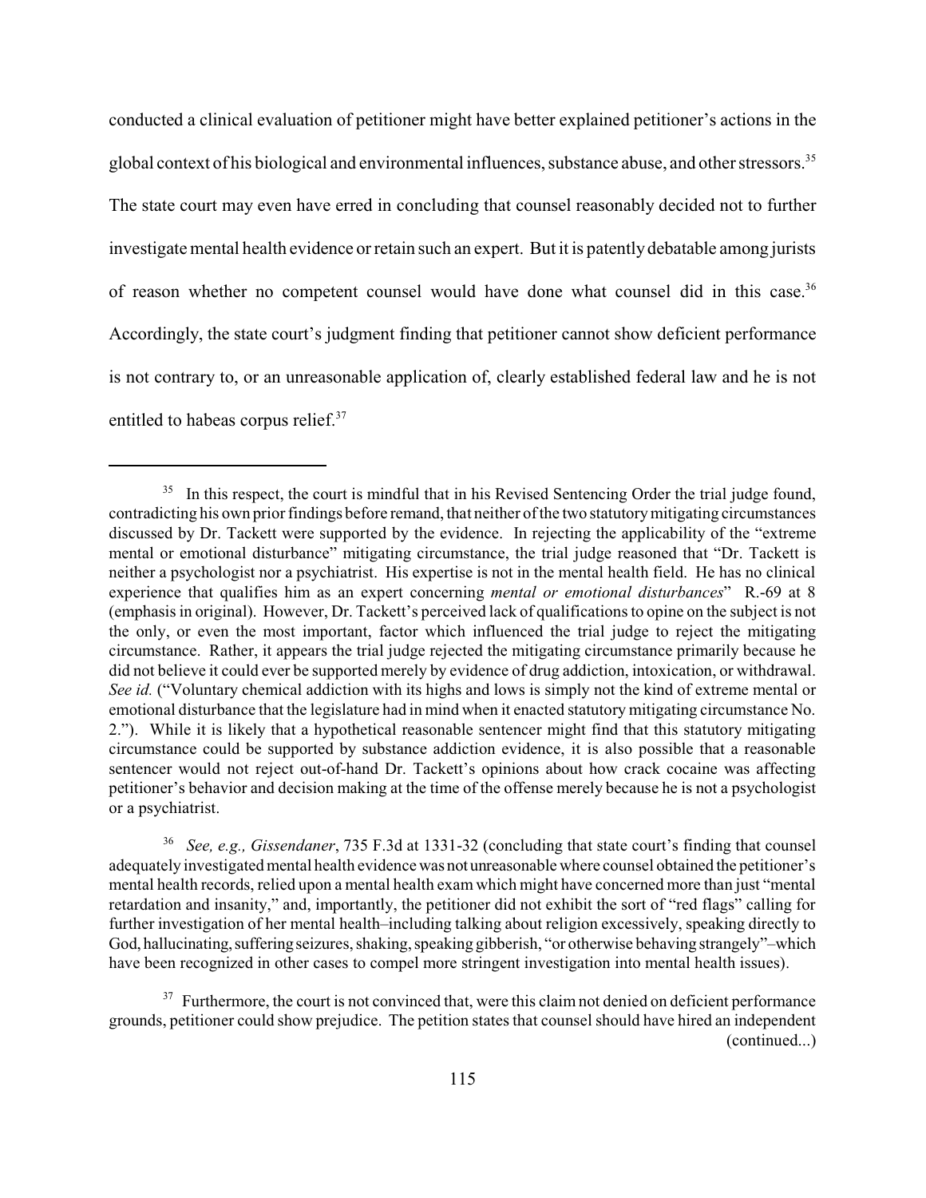conducted a clinical evaluation of petitioner might have better explained petitioner's actions in the global context of his biological and environmental influences, substance abuse, and other stressors.[35] The state court may even have erred in concluding that counsel reasonably decided not to further investigate mental health evidence or retain such an expert. But it is patently debatable among jurists of reason whether no competent counsel would have done what counsel did in this case.[36] Accordingly, the state court's judgment finding that petitioner cannot show deficient performance is not contrary to, or an unreasonable application of, clearly established federal law and he is not entitled to habeas corpus relief.[37]

---

[35] In this respect, the court is mindful that in his Revised Sentencing Order the trial judge found, contradicting his own prior findings before remand, that neither of the two statutory mitigating circumstances discussed by Dr. Tackett were supported by the evidence. In rejecting the applicability of the "extreme mental or emotional disturbance" mitigating circumstance, the trial judge reasoned that "Dr. Tackett is neither a psychologist nor a psychiatrist. His expertise is not in the mental health field. He has no clinical experience that qualifies him as an expert concerning *mental or emotional disturbances*" R.-69 at 8 (emphasis in original). However, Dr. Tackett's perceived lack of qualifications to opine on the subject is not the only, or even the most important, factor which influenced the trial judge to reject the mitigating circumstance. Rather, it appears the trial judge rejected the mitigating circumstance primarily because he did not believe it could ever be supported merely by evidence of drug addiction, intoxication, or withdrawal. *See id.* ("Voluntary chemical addiction with its highs and lows is simply not the kind of extreme mental or emotional disturbance that the legislature had in mind when it enacted statutory mitigating circumstance No. 2."). While it is likely that a hypothetical reasonable sentencer might find that this statutory mitigating circumstance could be supported by substance addiction evidence, it is also possible that a reasonable sentencer would not reject out-of-hand Dr. Tackett's opinions about how crack cocaine was affecting petitioner's behavior and decision making at the time of the offense merely because he is not a psychologist or a psychiatrist.

[36] *See, e.g., Gissendaner*, 735 F.3d at 1331-32 (concluding that state court's finding that counsel adequately investigated mental health evidence was not unreasonable where counsel obtained the petitioner's mental health records, relied upon a mental health exam which might have concerned more than just "mental retardation and insanity," and, importantly, the petitioner did not exhibit the sort of "red flags" calling for further investigation of her mental health–including talking about religion excessively, speaking directly to God, hallucinating, suffering seizures, shaking, speaking gibberish, "or otherwise behaving strangely"–which have been recognized in other cases to compel more stringent investigation into mental health issues).

[37] Furthermore, the court is not convinced that, were this claim not denied on deficient performance grounds, petitioner could show prejudice. The petition states that counsel should have hired an independent (continued...)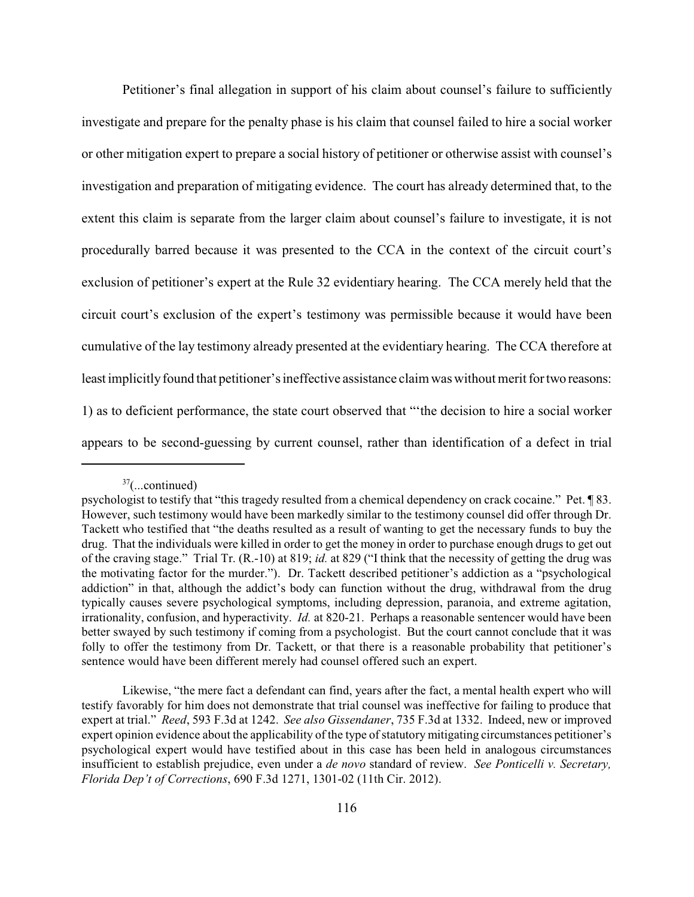Petitioner's final allegation in support of his claim about counsel's failure to sufficiently investigate and prepare for the penalty phase is his claim that counsel failed to hire a social worker or other mitigation expert to prepare a social history of petitioner or otherwise assist with counsel's investigation and preparation of mitigating evidence. The court has already determined that, to the extent this claim is separate from the larger claim about counsel's failure to investigate, it is not procedurally barred because it was presented to the CCA in the context of the circuit court's exclusion of petitioner's expert at the Rule 32 evidentiary hearing. The CCA merely held that the circuit court's exclusion of the expert's testimony was permissible because it would have been cumulative of the lay testimony already presented at the evidentiary hearing. The CCA therefore at least implicitly found that petitioner's ineffective assistance claim was without merit for two reasons: 1) as to deficient performance, the state court observed that "'the decision to hire a social worker appears to be second-guessing by current counsel, rather than identification of a defect in trial

---

[37](...continued)

psychologist to testify that "this tragedy resulted from a chemical dependency on crack cocaine." Pet. ¶ 83. However, such testimony would have been markedly similar to the testimony counsel did offer through Dr. Tackett who testified that "the deaths resulted as a result of wanting to get the necessary funds to buy the drug. That the individuals were killed in order to get the money in order to purchase enough drugs to get out of the craving stage." Trial Tr. (R.-10) at 819; *id.* at 829 ("I think that the necessity of getting the drug was the motivating factor for the murder."). Dr. Tackett described petitioner's addiction as a "psychological addiction" in that, although the addict's body can function without the drug, withdrawal from the drug typically causes severe psychological symptoms, including depression, paranoia, and extreme agitation, irrationality, confusion, and hyperactivity. *Id.* at 820-21. Perhaps a reasonable sentencer would have been better swayed by such testimony if coming from a psychologist. But the court cannot conclude that it was folly to offer the testimony from Dr. Tackett, or that there is a reasonable probability that petitioner's sentence would have been different merely had counsel offered such an expert.

Likewise, "the mere fact a defendant can find, years after the fact, a mental health expert who will testify favorably for him does not demonstrate that trial counsel was ineffective for failing to produce that expert at trial." *Reed*, 593 F.3d at 1242. *See also Gissendaner*, 735 F.3d at 1332. Indeed, new or improved expert opinion evidence about the applicability of the type of statutory mitigating circumstances petitioner's psychological expert would have testified about in this case has been held in analogous circumstances insufficient to establish prejudice, even under a *de novo* standard of review. *See Ponticelli v. Secretary, Florida Dep't of Corrections*, 690 F.3d 1271, 1301-02 (11th Cir. 2012).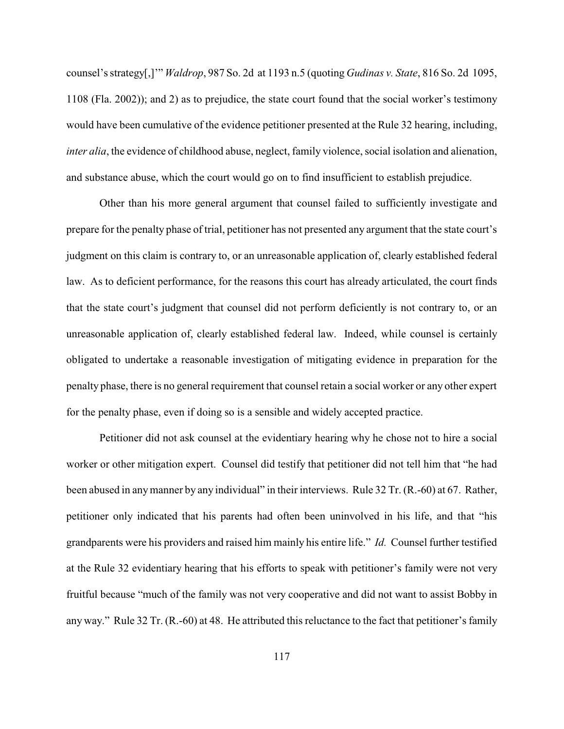counsel's strategy[,]'" *Waldrop*, 987 So. 2d at 1193 n.5 (quoting *Gudinas v. State*, 816 So. 2d 1095, 1108 (Fla. 2002)); and 2) as to prejudice, the state court found that the social worker's testimony would have been cumulative of the evidence petitioner presented at the Rule 32 hearing, including, *inter alia*, the evidence of childhood abuse, neglect, family violence, social isolation and alienation, and substance abuse, which the court would go on to find insufficient to establish prejudice.

Other than his more general argument that counsel failed to sufficiently investigate and prepare for the penalty phase of trial, petitioner has not presented any argument that the state court's judgment on this claim is contrary to, or an unreasonable application of, clearly established federal law. As to deficient performance, for the reasons this court has already articulated, the court finds that the state court's judgment that counsel did not perform deficiently is not contrary to, or an unreasonable application of, clearly established federal law. Indeed, while counsel is certainly obligated to undertake a reasonable investigation of mitigating evidence in preparation for the penalty phase, there is no general requirement that counsel retain a social worker or any other expert for the penalty phase, even if doing so is a sensible and widely accepted practice.

Petitioner did not ask counsel at the evidentiary hearing why he chose not to hire a social worker or other mitigation expert. Counsel did testify that petitioner did not tell him that "he had been abused in any manner by any individual" in their interviews. Rule 32 Tr. (R.-60) at 67. Rather, petitioner only indicated that his parents had often been uninvolved in his life, and that "his grandparents were his providers and raised him mainly his entire life." *Id.* Counsel further testified at the Rule 32 evidentiary hearing that his efforts to speak with petitioner's family were not very fruitful because "much of the family was not very cooperative and did not want to assist Bobby in any way." Rule 32 Tr. (R.-60) at 48. He attributed this reluctance to the fact that petitioner's family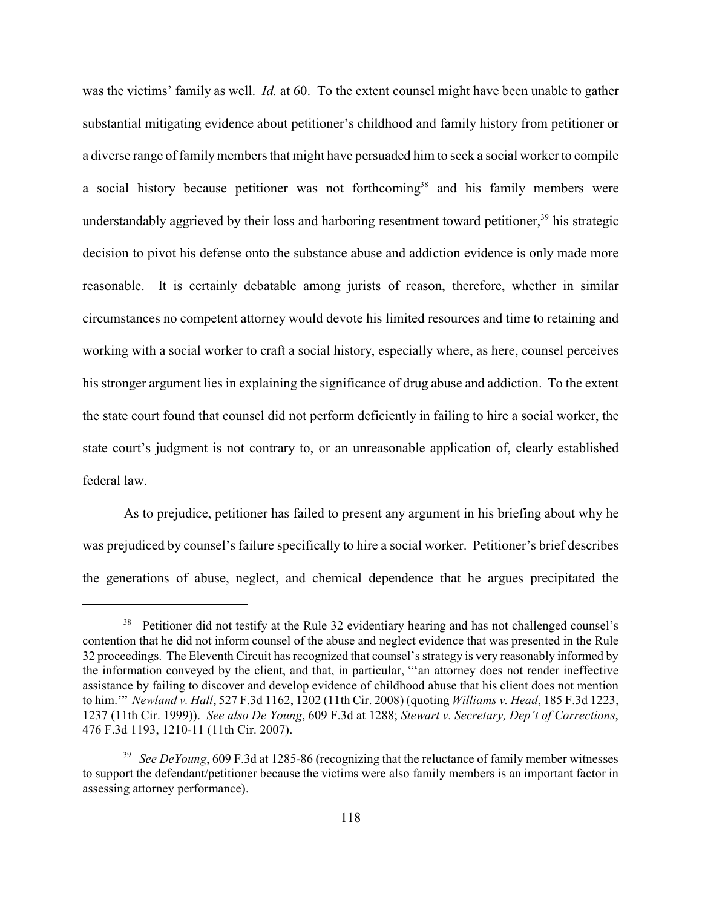was the victims' family as well. *Id.* at 60. To the extent counsel might have been unable to gather substantial mitigating evidence about petitioner's childhood and family history from petitioner or a diverse range of family members that might have persuaded him to seek a social worker to compile a social history because petitioner was not forthcoming[38] and his family members were understandably aggrieved by their loss and harboring resentment toward petitioner,[39] his strategic decision to pivot his defense onto the substance abuse and addiction evidence is only made more reasonable. It is certainly debatable among jurists of reason, therefore, whether in similar circumstances no competent attorney would devote his limited resources and time to retaining and working with a social worker to craft a social history, especially where, as here, counsel perceives his stronger argument lies in explaining the significance of drug abuse and addiction. To the extent the state court found that counsel did not perform deficiently in failing to hire a social worker, the state court's judgment is not contrary to, or an unreasonable application of, clearly established federal law.

As to prejudice, petitioner has failed to present any argument in his briefing about why he was prejudiced by counsel's failure specifically to hire a social worker. Petitioner's brief describes the generations of abuse, neglect, and chemical dependence that he argues precipitated the

---

[38] Petitioner did not testify at the Rule 32 evidentiary hearing and has not challenged counsel's contention that he did not inform counsel of the abuse and neglect evidence that was presented in the Rule 32 proceedings. The Eleventh Circuit has recognized that counsel's strategy is very reasonably informed by the information conveyed by the client, and that, in particular, "'an attorney does not render ineffective assistance by failing to discover and develop evidence of childhood abuse that his client does not mention to him.'" *Newland v. Hall*, 527 F.3d 1162, 1202 (11th Cir. 2008) (quoting *Williams v. Head*, 185 F.3d 1223, 1237 (11th Cir. 1999)). *See also De Young*, 609 F.3d at 1288; *Stewart v. Secretary, Dep't of Corrections*, 476 F.3d 1193, 1210-11 (11th Cir. 2007).

[39] *See DeYoung*, 609 F.3d at 1285-86 (recognizing that the reluctance of family member witnesses to support the defendant/petitioner because the victims were also family members is an important factor in assessing attorney performance).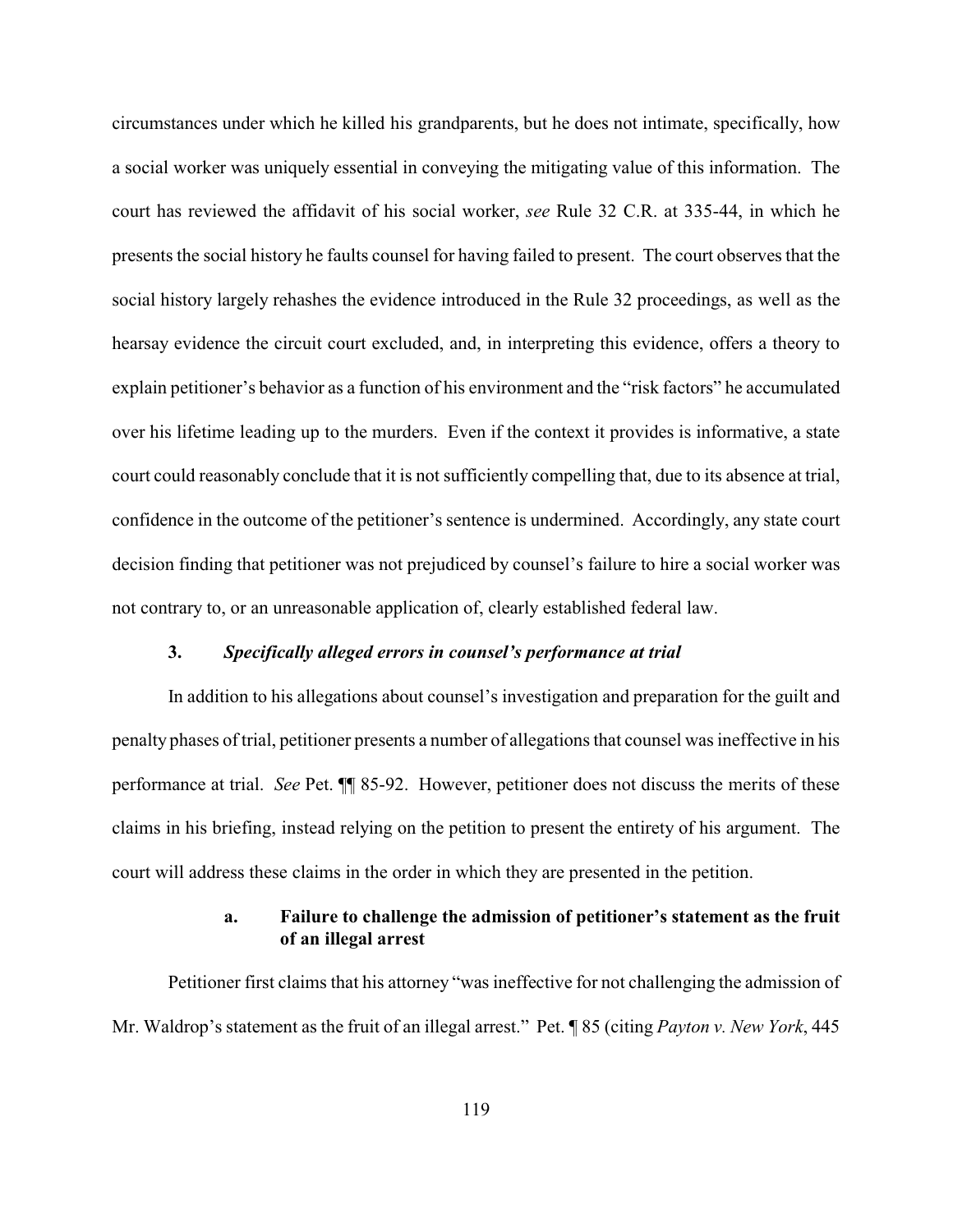circumstances under which he killed his grandparents, but he does not intimate, specifically, how a social worker was uniquely essential in conveying the mitigating value of this information. The court has reviewed the affidavit of his social worker, *see* Rule 32 C.R. at 335-44, in which he presents the social history he faults counsel for having failed to present. The court observes that the social history largely rehashes the evidence introduced in the Rule 32 proceedings, as well as the hearsay evidence the circuit court excluded, and, in interpreting this evidence, offers a theory to explain petitioner's behavior as a function of his environment and the "risk factors" he accumulated over his lifetime leading up to the murders. Even if the context it provides is informative, a state court could reasonably conclude that it is not sufficiently compelling that, due to its absence at trial, confidence in the outcome of the petitioner's sentence is undermined. Accordingly, any state court decision finding that petitioner was not prejudiced by counsel's failure to hire a social worker was not contrary to, or an unreasonable application of, clearly established federal law.

### 3. *Specifically alleged errors in counsel's performance at trial*

In addition to his allegations about counsel's investigation and preparation for the guilt and penalty phases of trial, petitioner presents a number of allegations that counsel was ineffective in his performance at trial. *See* Pet. ¶¶ 85-92. However, petitioner does not discuss the merits of these claims in his briefing, instead relying on the petition to present the entirety of his argument. The court will address these claims in the order in which they are presented in the petition.

#### a. Failure to challenge the admission of petitioner's statement as the fruit of an illegal arrest

Petitioner first claims that his attorney "was ineffective for not challenging the admission of Mr. Waldrop's statement as the fruit of an illegal arrest." Pet. ¶ 85 (citing *Payton v. New York*, 445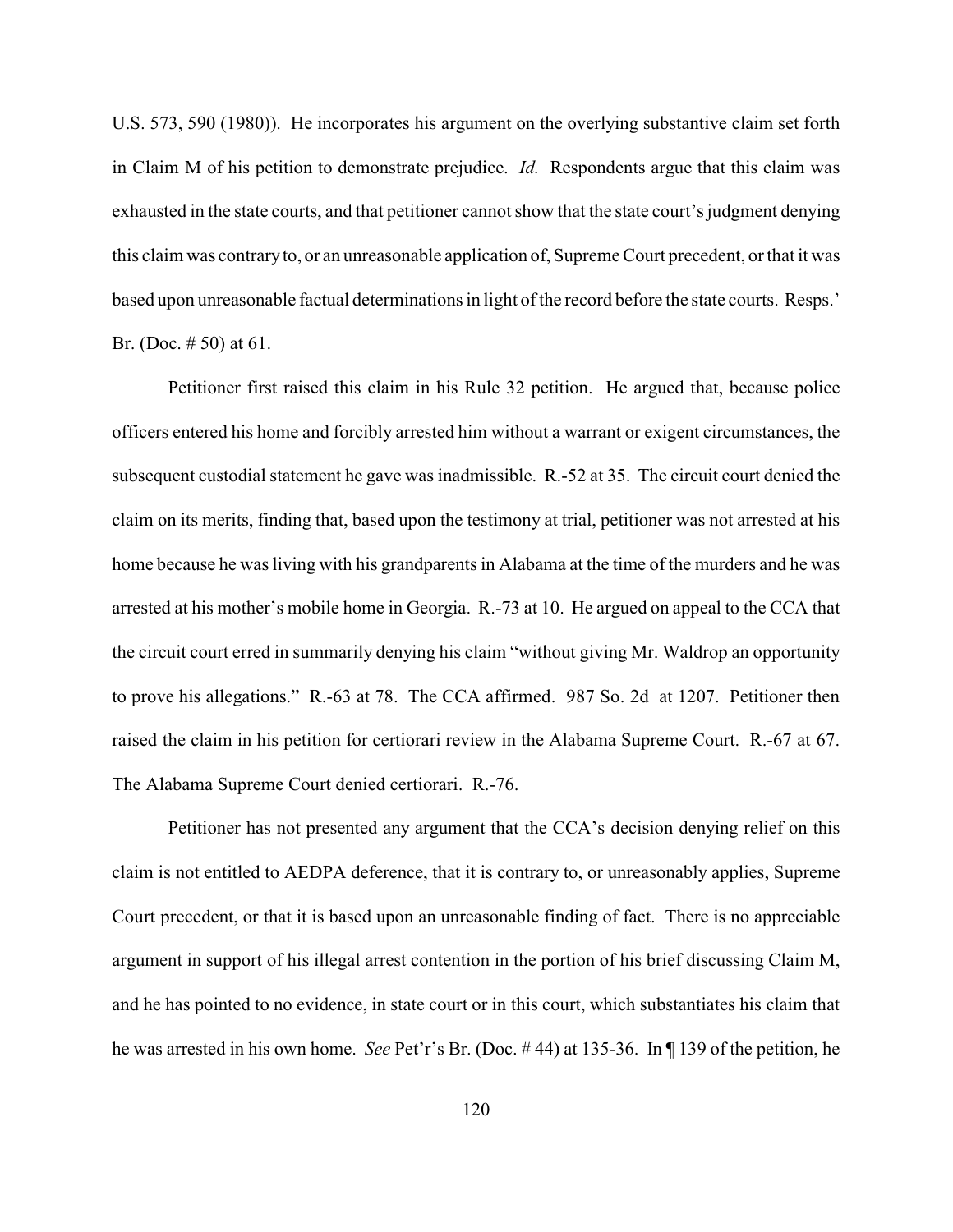U.S. 573, 590 (1980)). He incorporates his argument on the overlying substantive claim set forth in Claim M of his petition to demonstrate prejudice. *Id.* Respondents argue that this claim was exhausted in the state courts, and that petitioner cannot show that the state court's judgment denying this claim was contrary to, or an unreasonable application of, Supreme Court precedent, or that it was based upon unreasonable factual determinations in light of the record before the state courts. Resps.' Br. (Doc. # 50) at 61.

Petitioner first raised this claim in his Rule 32 petition. He argued that, because police officers entered his home and forcibly arrested him without a warrant or exigent circumstances, the subsequent custodial statement he gave was inadmissible. R.-52 at 35. The circuit court denied the claim on its merits, finding that, based upon the testimony at trial, petitioner was not arrested at his home because he was living with his grandparents in Alabama at the time of the murders and he was arrested at his mother's mobile home in Georgia. R.-73 at 10. He argued on appeal to the CCA that the circuit court erred in summarily denying his claim "without giving Mr. Waldrop an opportunity to prove his allegations." R.-63 at 78. The CCA affirmed. 987 So. 2d at 1207. Petitioner then raised the claim in his petition for certiorari review in the Alabama Supreme Court. R.-67 at 67. The Alabama Supreme Court denied certiorari. R.-76.

Petitioner has not presented any argument that the CCA's decision denying relief on this claim is not entitled to AEDPA deference, that it is contrary to, or unreasonably applies, Supreme Court precedent, or that it is based upon an unreasonable finding of fact. There is no appreciable argument in support of his illegal arrest contention in the portion of his brief discussing Claim M, and he has pointed to no evidence, in state court or in this court, which substantiates his claim that he was arrested in his own home. *See* Pet'r's Br. (Doc. # 44) at 135-36. In ¶ 139 of the petition, he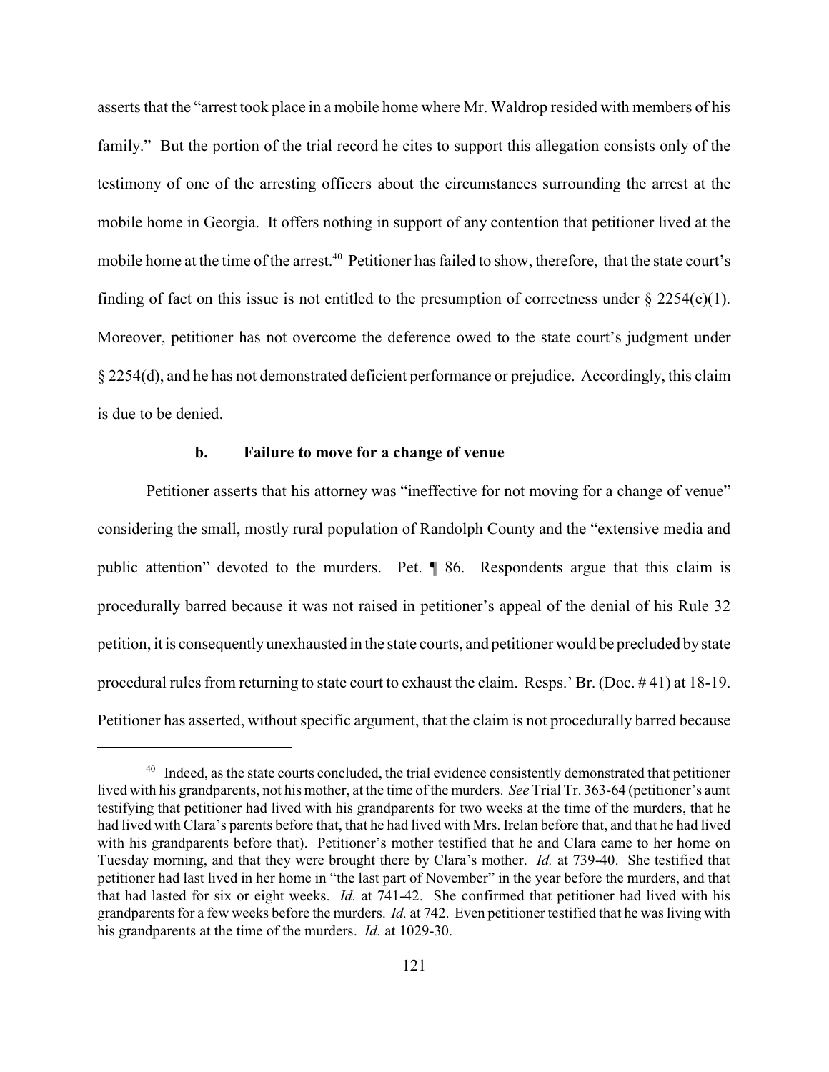asserts that the "arrest took place in a mobile home where Mr. Waldrop resided with members of his family." But the portion of the trial record he cites to support this allegation consists only of the testimony of one of the arresting officers about the circumstances surrounding the arrest at the mobile home in Georgia. It offers nothing in support of any contention that petitioner lived at the mobile home at the time of the arrest.[40] Petitioner has failed to show, therefore, that the state court's finding of fact on this issue is not entitled to the presumption of correctness under § 2254(e)(1). Moreover, petitioner has not overcome the deference owed to the state court's judgment under § 2254(d), and he has not demonstrated deficient performance or prejudice. Accordingly, this claim is due to be denied.

#### b. Failure to move for a change of venue

Petitioner asserts that his attorney was "ineffective for not moving for a change of venue" considering the small, mostly rural population of Randolph County and the "extensive media and public attention" devoted to the murders. Pet. ¶ 86. Respondents argue that this claim is procedurally barred because it was not raised in petitioner's appeal of the denial of his Rule 32 petition, it is consequently unexhausted in the state courts, and petitioner would be precluded by state procedural rules from returning to state court to exhaust the claim. Resps.' Br. (Doc. # 41) at 18-19. Petitioner has asserted, without specific argument, that the claim is not procedurally barred because

---

[40] Indeed, as the state courts concluded, the trial evidence consistently demonstrated that petitioner lived with his grandparents, not his mother, at the time of the murders. *See* Trial Tr. 363-64 (petitioner's aunt testifying that petitioner had lived with his grandparents for two weeks at the time of the murders, that he had lived with Clara's parents before that, that he had lived with Mrs. Irelan before that, and that he had lived with his grandparents before that). Petitioner's mother testified that he and Clara came to her home on Tuesday morning, and that they were brought there by Clara's mother. *Id.* at 739-40. She testified that petitioner had last lived in her home in "the last part of November" in the year before the murders, and that that had lasted for six or eight weeks. *Id.* at 741-42. She confirmed that petitioner had lived with his grandparents for a few weeks before the murders. *Id.* at 742. Even petitioner testified that he was living with his grandparents at the time of the murders. *Id.* at 1029-30.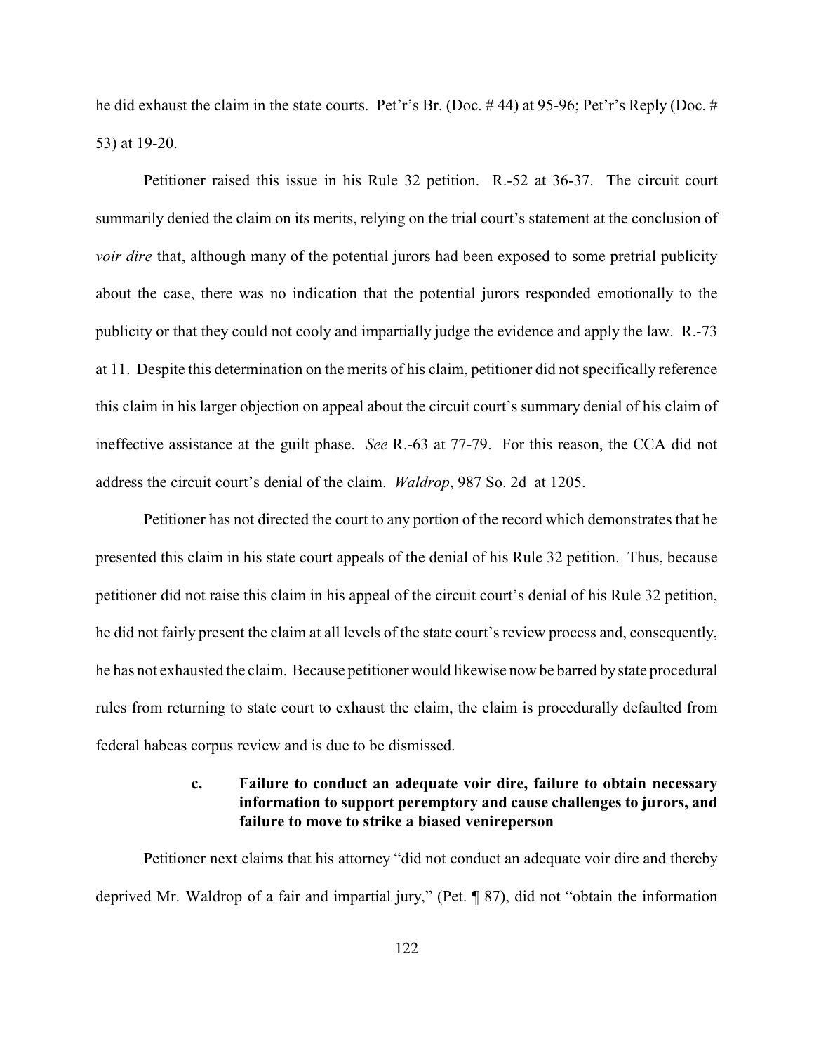he did exhaust the claim in the state courts. Pet'r's Br. (Doc. # 44) at 95-96; Pet'r's Reply (Doc. # 53) at 19-20.

Petitioner raised this issue in his Rule 32 petition. R.-52 at 36-37. The circuit court summarily denied the claim on its merits, relying on the trial court's statement at the conclusion of *voir dire* that, although many of the potential jurors had been exposed to some pretrial publicity about the case, there was no indication that the potential jurors responded emotionally to the publicity or that they could not cooly and impartially judge the evidence and apply the law. R.-73 at 11. Despite this determination on the merits of his claim, petitioner did not specifically reference this claim in his larger objection on appeal about the circuit court's summary denial of his claim of ineffective assistance at the guilt phase. *See* R.-63 at 77-79. For this reason, the CCA did not address the circuit court's denial of the claim. *Waldrop*, 987 So. 2d at 1205.

Petitioner has not directed the court to any portion of the record which demonstrates that he presented this claim in his state court appeals of the denial of his Rule 32 petition. Thus, because petitioner did not raise this claim in his appeal of the circuit court's denial of his Rule 32 petition, he did not fairly present the claim at all levels of the state court's review process and, consequently, he has not exhausted the claim. Because petitioner would likewise now be barred by state procedural rules from returning to state court to exhaust the claim, the claim is procedurally defaulted from federal habeas corpus review and is due to be dismissed.

**c. Failure to conduct an adequate voir dire, failure to obtain necessary information to support peremptory and cause challenges to jurors, and failure to move to strike a biased venireperson**

Petitioner next claims that his attorney "did not conduct an adequate voir dire and thereby deprived Mr. Waldrop of a fair and impartial jury," (Pet. ¶ 87), did not "obtain the information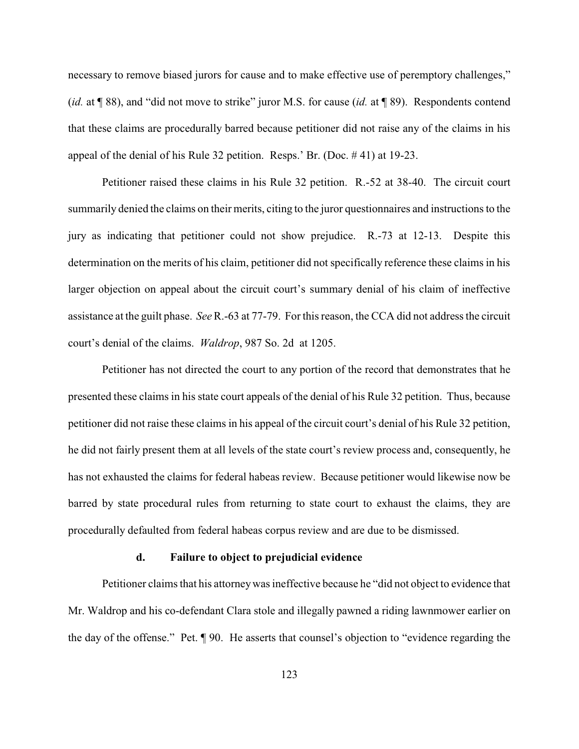necessary to remove biased jurors for cause and to make effective use of peremptory challenges," (*id.* at ¶ 88), and "did not move to strike" juror M.S. for cause (*id.* at ¶ 89). Respondents contend that these claims are procedurally barred because petitioner did not raise any of the claims in his appeal of the denial of his Rule 32 petition. Resps.' Br. (Doc. # 41) at 19-23.

Petitioner raised these claims in his Rule 32 petition. R.-52 at 38-40. The circuit court summarily denied the claims on their merits, citing to the juror questionnaires and instructions to the jury as indicating that petitioner could not show prejudice. R.-73 at 12-13. Despite this determination on the merits of his claim, petitioner did not specifically reference these claims in his larger objection on appeal about the circuit court's summary denial of his claim of ineffective assistance at the guilt phase. *See* R.-63 at 77-79. For this reason, the CCA did not address the circuit court's denial of the claims. *Waldrop*, 987 So. 2d at 1205.

Petitioner has not directed the court to any portion of the record that demonstrates that he presented these claims in his state court appeals of the denial of his Rule 32 petition. Thus, because petitioner did not raise these claims in his appeal of the circuit court's denial of his Rule 32 petition, he did not fairly present them at all levels of the state court's review process and, consequently, he has not exhausted the claims for federal habeas review. Because petitioner would likewise now be barred by state procedural rules from returning to state court to exhaust the claims, they are procedurally defaulted from federal habeas corpus review and are due to be dismissed.

**d. Failure to object to prejudicial evidence**

Petitioner claims that his attorney was ineffective because he "did not object to evidence that Mr. Waldrop and his co-defendant Clara stole and illegally pawned a riding lawnmower earlier on the day of the offense." Pet. ¶ 90. He asserts that counsel's objection to "evidence regarding the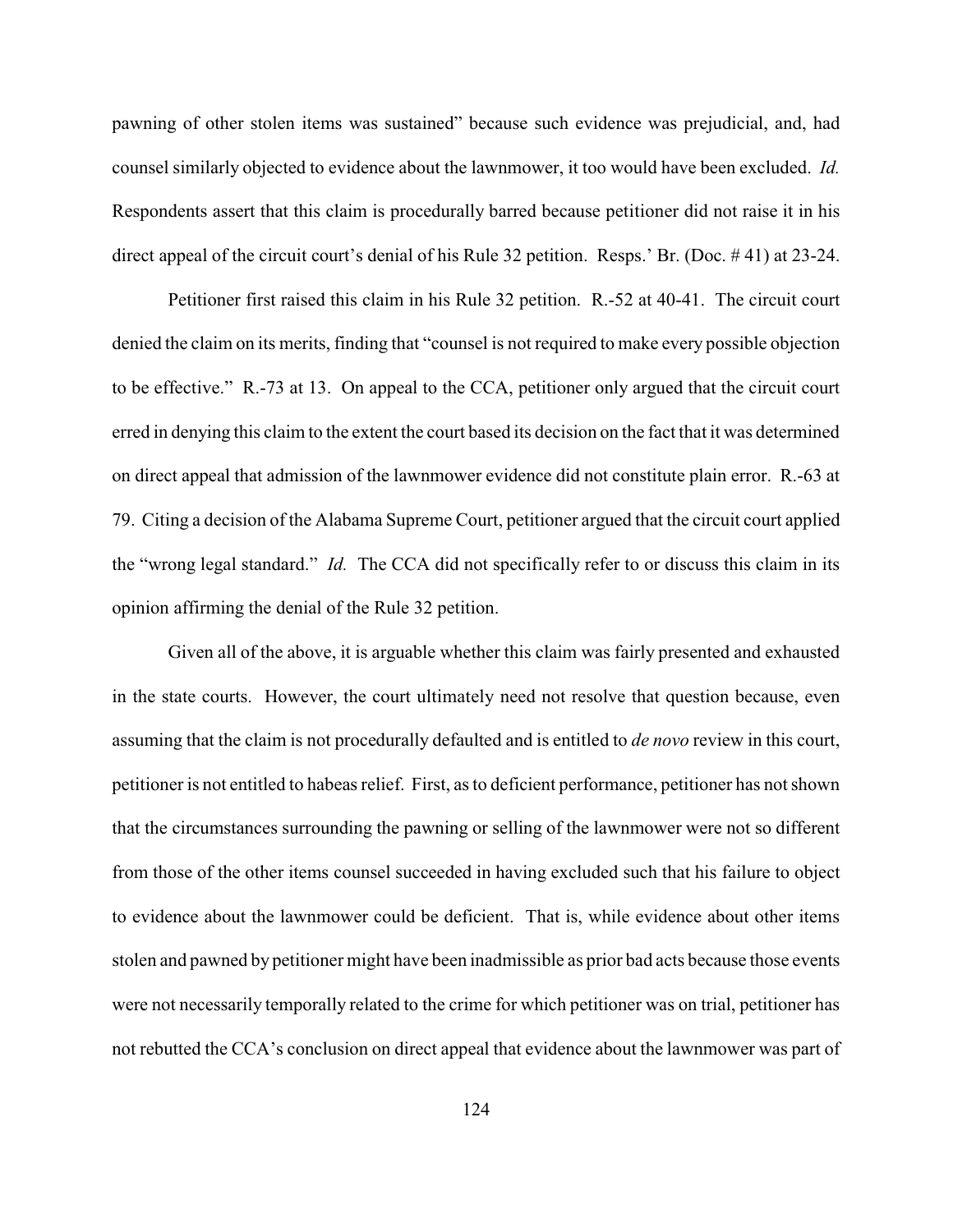pawning of other stolen items was sustained" because such evidence was prejudicial, and, had counsel similarly objected to evidence about the lawnmower, it too would have been excluded. *Id.* Respondents assert that this claim is procedurally barred because petitioner did not raise it in his direct appeal of the circuit court's denial of his Rule 32 petition. Resps.' Br. (Doc. # 41) at 23-24.

Petitioner first raised this claim in his Rule 32 petition. R.-52 at 40-41. The circuit court denied the claim on its merits, finding that "counsel is not required to make every possible objection to be effective." R.-73 at 13. On appeal to the CCA, petitioner only argued that the circuit court erred in denying this claim to the extent the court based its decision on the fact that it was determined on direct appeal that admission of the lawnmower evidence did not constitute plain error. R.-63 at 79. Citing a decision of the Alabama Supreme Court, petitioner argued that the circuit court applied the "wrong legal standard." *Id.* The CCA did not specifically refer to or discuss this claim in its opinion affirming the denial of the Rule 32 petition.

Given all of the above, it is arguable whether this claim was fairly presented and exhausted in the state courts. However, the court ultimately need not resolve that question because, even assuming that the claim is not procedurally defaulted and is entitled to *de novo* review in this court, petitioner is not entitled to habeas relief. First, as to deficient performance, petitioner has not shown that the circumstances surrounding the pawning or selling of the lawnmower were not so different from those of the other items counsel succeeded in having excluded such that his failure to object to evidence about the lawnmower could be deficient. That is, while evidence about other items stolen and pawned by petitioner might have been inadmissible as prior bad acts because those events were not necessarily temporally related to the crime for which petitioner was on trial, petitioner has not rebutted the CCA's conclusion on direct appeal that evidence about the lawnmower was part of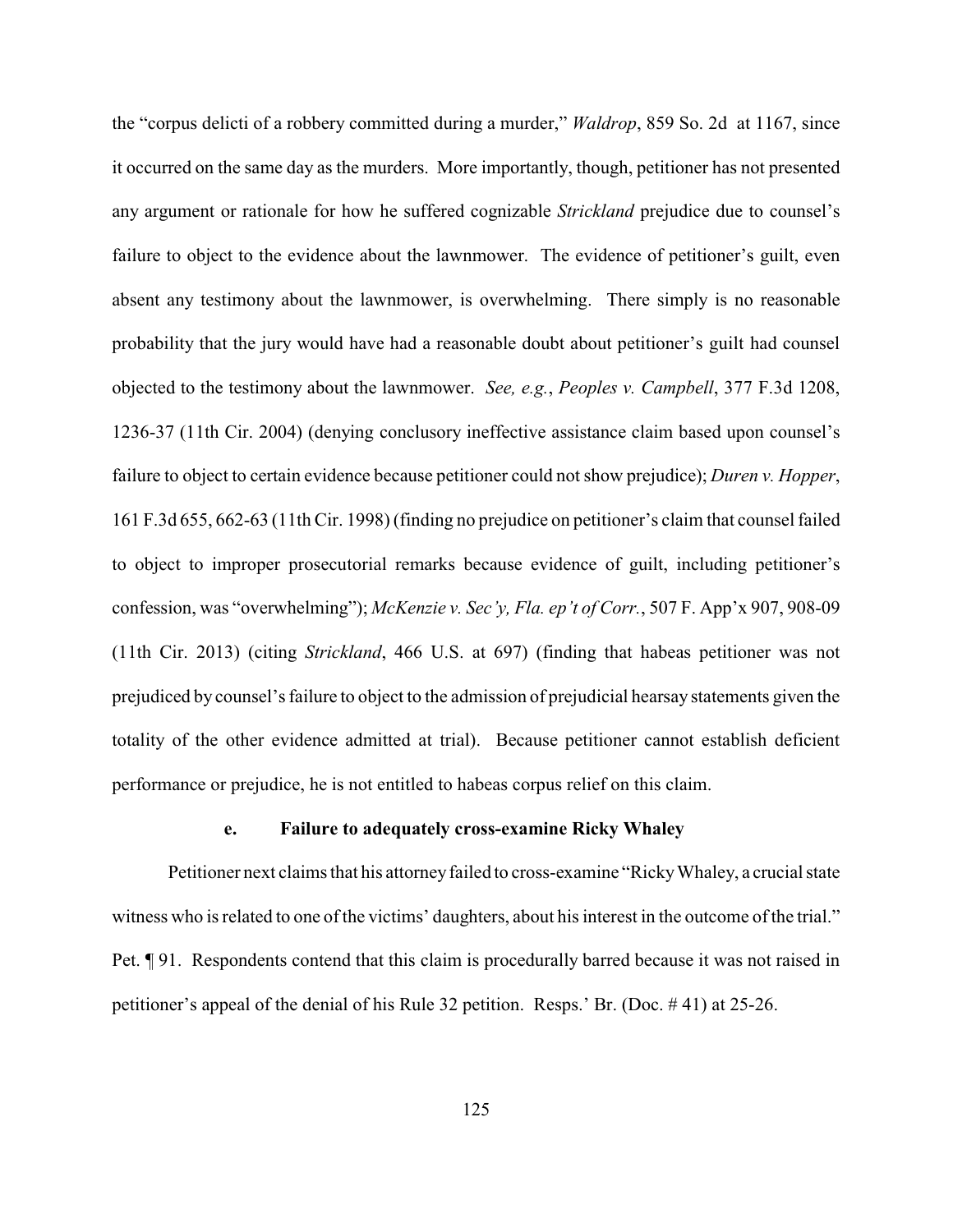the "corpus delicti of a robbery committed during a murder," *Waldrop*, 859 So. 2d at 1167, since it occurred on the same day as the murders. More importantly, though, petitioner has not presented any argument or rationale for how he suffered cognizable *Strickland* prejudice due to counsel's failure to object to the evidence about the lawnmower. The evidence of petitioner's guilt, even absent any testimony about the lawnmower, is overwhelming. There simply is no reasonable probability that the jury would have had a reasonable doubt about petitioner's guilt had counsel objected to the testimony about the lawnmower. *See, e.g.*, *Peoples v. Campbell*, 377 F.3d 1208, 1236-37 (11th Cir. 2004) (denying conclusory ineffective assistance claim based upon counsel's failure to object to certain evidence because petitioner could not show prejudice); *Duren v. Hopper*, 161 F.3d 655, 662-63 (11th Cir. 1998) (finding no prejudice on petitioner's claim that counsel failed to object to improper prosecutorial remarks because evidence of guilt, including petitioner's confession, was "overwhelming"); *McKenzie v. Sec'y, Fla. ep't of Corr.*, 507 F. App'x 907, 908-09 (11th Cir. 2013) (citing *Strickland*, 466 U.S. at 697) (finding that habeas petitioner was not prejudiced by counsel's failure to object to the admission of prejudicial hearsay statements given the totality of the other evidence admitted at trial). Because petitioner cannot establish deficient performance or prejudice, he is not entitled to habeas corpus relief on this claim.

#### e. Failure to adequately cross-examine Ricky Whaley

Petitioner next claims that his attorney failed to cross-examine "Ricky Whaley, a crucial state witness who is related to one of the victims' daughters, about his interest in the outcome of the trial." Pet. ¶ 91. Respondents contend that this claim is procedurally barred because it was not raised in petitioner's appeal of the denial of his Rule 32 petition. Resps.' Br. (Doc. # 41) at 25-26.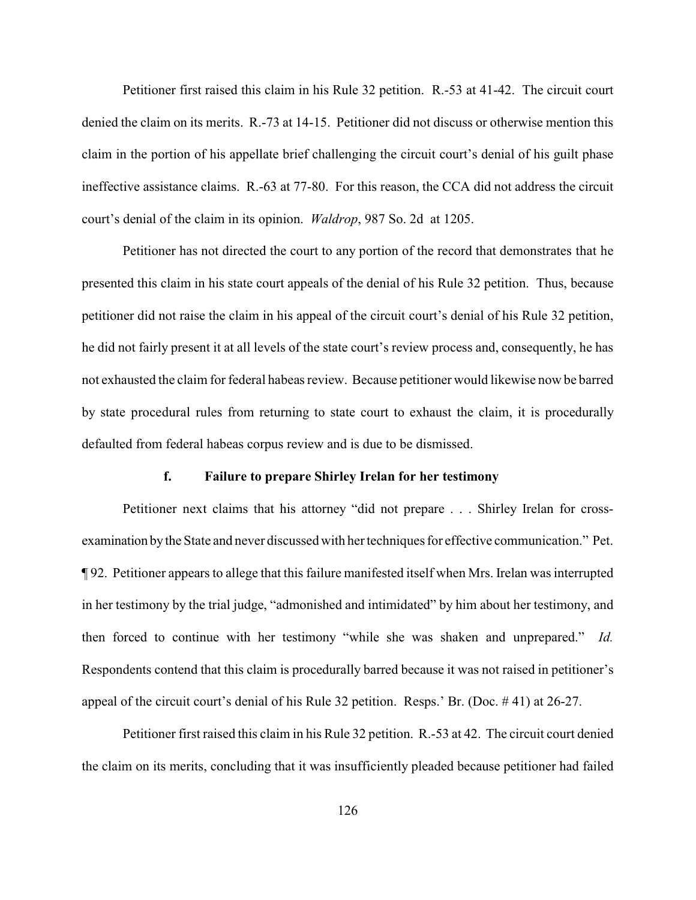Petitioner first raised this claim in his Rule 32 petition. R.-53 at 41-42. The circuit court denied the claim on its merits. R.-73 at 14-15. Petitioner did not discuss or otherwise mention this claim in the portion of his appellate brief challenging the circuit court's denial of his guilt phase ineffective assistance claims. R.-63 at 77-80. For this reason, the CCA did not address the circuit court's denial of the claim in its opinion. *Waldrop*, 987 So. 2d at 1205.

Petitioner has not directed the court to any portion of the record that demonstrates that he presented this claim in his state court appeals of the denial of his Rule 32 petition. Thus, because petitioner did not raise the claim in his appeal of the circuit court's denial of his Rule 32 petition, he did not fairly present it at all levels of the state court's review process and, consequently, he has not exhausted the claim for federal habeas review. Because petitioner would likewise now be barred by state procedural rules from returning to state court to exhaust the claim, it is procedurally defaulted from federal habeas corpus review and is due to be dismissed.

#### f. Failure to prepare Shirley Irelan for her testimony

Petitioner next claims that his attorney "did not prepare . . . Shirley Irelan for cross-examination by the State and never discussed with her techniques for effective communication." Pet. ¶ 92. Petitioner appears to allege that this failure manifested itself when Mrs. Irelan was interrupted in her testimony by the trial judge, "admonished and intimidated" by him about her testimony, and then forced to continue with her testimony "while she was shaken and unprepared." *Id.* Respondents contend that this claim is procedurally barred because it was not raised in petitioner's appeal of the circuit court's denial of his Rule 32 petition. Resps.' Br. (Doc. # 41) at 26-27.

Petitioner first raised this claim in his Rule 32 petition. R.-53 at 42. The circuit court denied the claim on its merits, concluding that it was insufficiently pleaded because petitioner had failed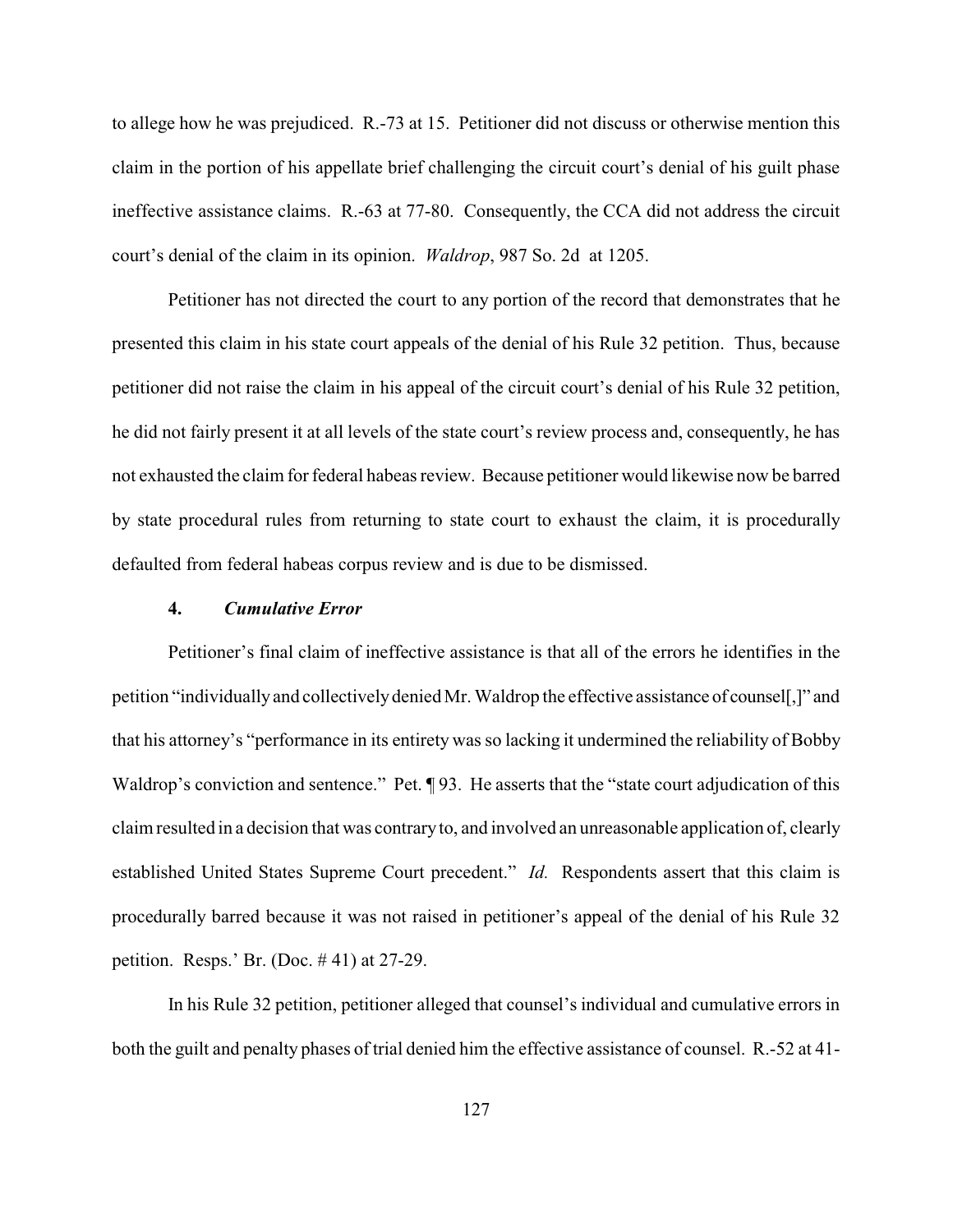to allege how he was prejudiced. R.-73 at 15. Petitioner did not discuss or otherwise mention this claim in the portion of his appellate brief challenging the circuit court's denial of his guilt phase ineffective assistance claims. R.-63 at 77-80. Consequently, the CCA did not address the circuit court's denial of the claim in its opinion. *Waldrop*, 987 So. 2d at 1205.

Petitioner has not directed the court to any portion of the record that demonstrates that he presented this claim in his state court appeals of the denial of his Rule 32 petition. Thus, because petitioner did not raise the claim in his appeal of the circuit court's denial of his Rule 32 petition, he did not fairly present it at all levels of the state court's review process and, consequently, he has not exhausted the claim for federal habeas review. Because petitioner would likewise now be barred by state procedural rules from returning to state court to exhaust the claim, it is procedurally defaulted from federal habeas corpus review and is due to be dismissed.

#### **4.** ***Cumulative Error***

Petitioner's final claim of ineffective assistance is that all of the errors he identifies in the petition "individually and collectively denied Mr. Waldrop the effective assistance of counsel[,]" and that his attorney's "performance in its entirety was so lacking it undermined the reliability of Bobby Waldrop's conviction and sentence." Pet. ¶ 93. He asserts that the "state court adjudication of this claim resulted in a decision that was contrary to, and involved an unreasonable application of, clearly established United States Supreme Court precedent." *Id.* Respondents assert that this claim is procedurally barred because it was not raised in petitioner's appeal of the denial of his Rule 32 petition. Resps.' Br. (Doc. # 41) at 27-29.

In his Rule 32 petition, petitioner alleged that counsel's individual and cumulative errors in both the guilt and penalty phases of trial denied him the effective assistance of counsel. R.-52 at 41-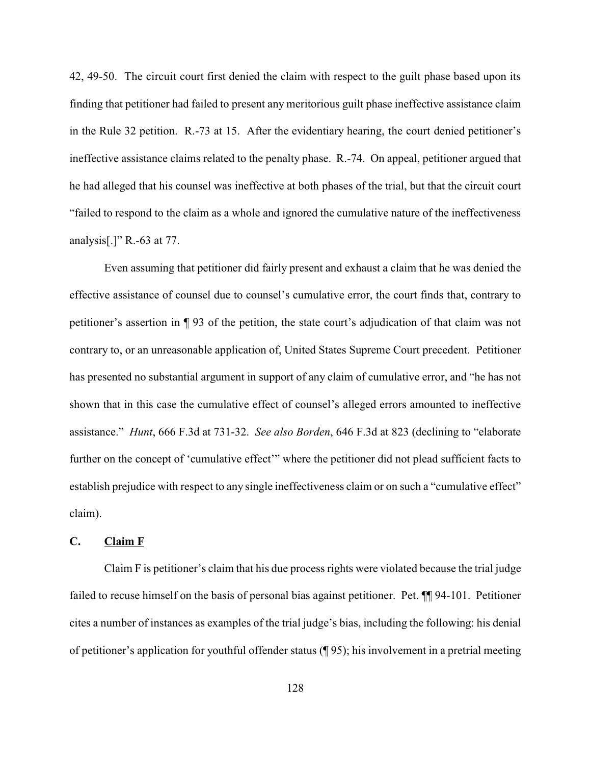42, 49-50. The circuit court first denied the claim with respect to the guilt phase based upon its finding that petitioner had failed to present any meritorious guilt phase ineffective assistance claim in the Rule 32 petition. R.-73 at 15. After the evidentiary hearing, the court denied petitioner's ineffective assistance claims related to the penalty phase. R.-74. On appeal, petitioner argued that he had alleged that his counsel was ineffective at both phases of the trial, but that the circuit court "failed to respond to the claim as a whole and ignored the cumulative nature of the ineffectiveness analysis[.]" R.-63 at 77.

Even assuming that petitioner did fairly present and exhaust a claim that he was denied the effective assistance of counsel due to counsel's cumulative error, the court finds that, contrary to petitioner's assertion in ¶ 93 of the petition, the state court's adjudication of that claim was not contrary to, or an unreasonable application of, United States Supreme Court precedent. Petitioner has presented no substantial argument in support of any claim of cumulative error, and "he has not shown that in this case the cumulative effect of counsel's alleged errors amounted to ineffective assistance." *Hunt*, 666 F.3d at 731-32. *See also Borden*, 646 F.3d at 823 (declining to "elaborate further on the concept of 'cumulative effect'" where the petitioner did not plead sufficient facts to establish prejudice with respect to any single ineffectiveness claim or on such a "cumulative effect" claim).

### C. Claim F

Claim F is petitioner's claim that his due process rights were violated because the trial judge failed to recuse himself on the basis of personal bias against petitioner. Pet. ¶¶ 94-101. Petitioner cites a number of instances as examples of the trial judge's bias, including the following: his denial of petitioner's application for youthful offender status (¶ 95); his involvement in a pretrial meeting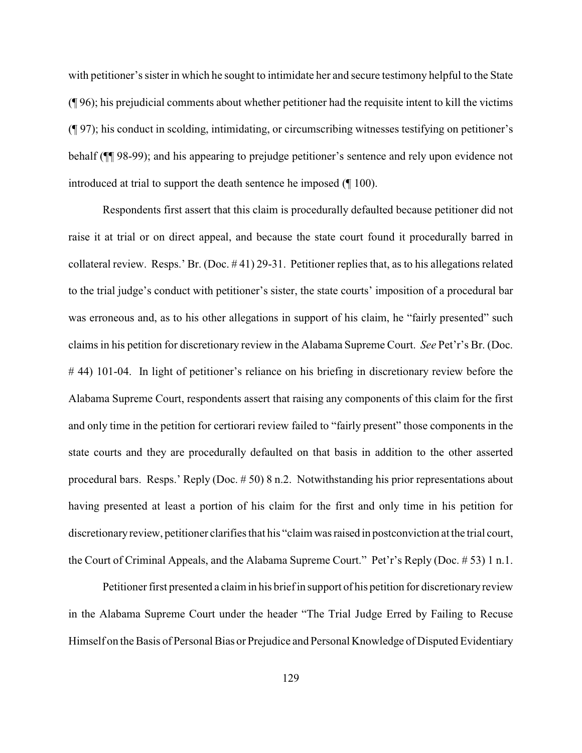with petitioner's sister in which he sought to intimidate her and secure testimony helpful to the State (¶ 96); his prejudicial comments about whether petitioner had the requisite intent to kill the victims (¶ 97); his conduct in scolding, intimidating, or circumscribing witnesses testifying on petitioner's behalf (¶¶ 98-99); and his appearing to prejudge petitioner's sentence and rely upon evidence not introduced at trial to support the death sentence he imposed (¶ 100).

Respondents first assert that this claim is procedurally defaulted because petitioner did not raise it at trial or on direct appeal, and because the state court found it procedurally barred in collateral review. Resps.' Br. (Doc. # 41) 29-31. Petitioner replies that, as to his allegations related to the trial judge's conduct with petitioner's sister, the state courts' imposition of a procedural bar was erroneous and, as to his other allegations in support of his claim, he "fairly presented" such claims in his petition for discretionary review in the Alabama Supreme Court. *See* Pet'r's Br. (Doc. # 44) 101-04. In light of petitioner's reliance on his briefing in discretionary review before the Alabama Supreme Court, respondents assert that raising any components of this claim for the first and only time in the petition for certiorari review failed to "fairly present" those components in the state courts and they are procedurally defaulted on that basis in addition to the other asserted procedural bars. Resps.' Reply (Doc. # 50) 8 n.2. Notwithstanding his prior representations about having presented at least a portion of his claim for the first and only time in his petition for discretionary review, petitioner clarifies that his "claim was raised in postconviction at the trial court, the Court of Criminal Appeals, and the Alabama Supreme Court." Pet'r's Reply (Doc. # 53) 1 n.1.

Petitioner first presented a claim in his brief in support of his petition for discretionary review in the Alabama Supreme Court under the header "The Trial Judge Erred by Failing to Recuse Himself on the Basis of Personal Bias or Prejudice and Personal Knowledge of Disputed Evidentiary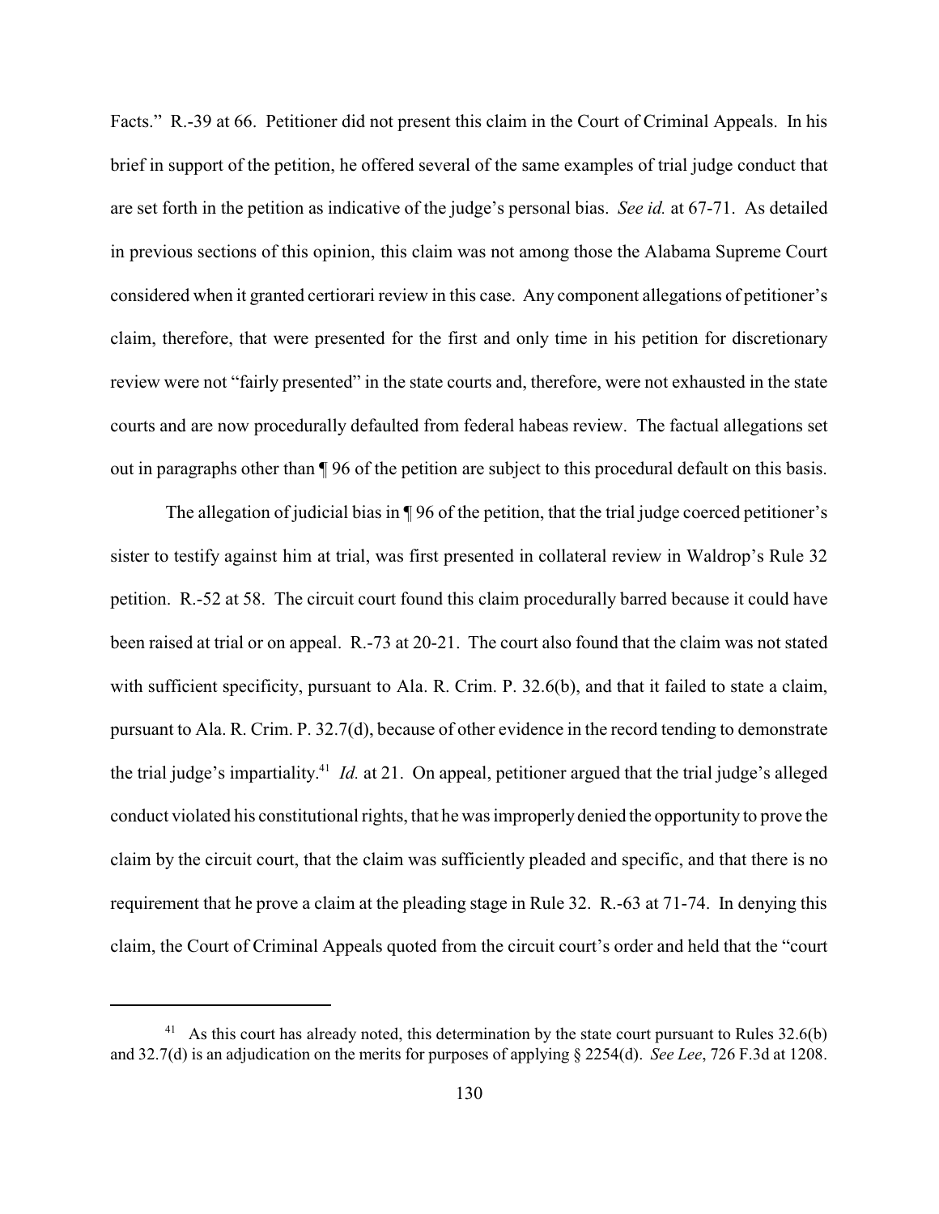Facts." R.-39 at 66. Petitioner did not present this claim in the Court of Criminal Appeals. In his brief in support of the petition, he offered several of the same examples of trial judge conduct that are set forth in the petition as indicative of the judge's personal bias. *See id.* at 67-71. As detailed in previous sections of this opinion, this claim was not among those the Alabama Supreme Court considered when it granted certiorari review in this case. Any component allegations of petitioner's claim, therefore, that were presented for the first and only time in his petition for discretionary review were not "fairly presented" in the state courts and, therefore, were not exhausted in the state courts and are now procedurally defaulted from federal habeas review. The factual allegations set out in paragraphs other than ¶ 96 of the petition are subject to this procedural default on this basis.

The allegation of judicial bias in ¶ 96 of the petition, that the trial judge coerced petitioner's sister to testify against him at trial, was first presented in collateral review in Waldrop's Rule 32 petition. R.-52 at 58. The circuit court found this claim procedurally barred because it could have been raised at trial or on appeal. R.-73 at 20-21. The court also found that the claim was not stated with sufficient specificity, pursuant to Ala. R. Crim. P. 32.6(b), and that it failed to state a claim, pursuant to Ala. R. Crim. P. 32.7(d), because of other evidence in the record tending to demonstrate the trial judge's impartiality.[41] *Id.* at 21. On appeal, petitioner argued that the trial judge's alleged conduct violated his constitutional rights, that he was improperly denied the opportunity to prove the claim by the circuit court, that the claim was sufficiently pleaded and specific, and that there is no requirement that he prove a claim at the pleading stage in Rule 32. R.-63 at 71-74. In denying this claim, the Court of Criminal Appeals quoted from the circuit court's order and held that the "court

[41] As this court has already noted, this determination by the state court pursuant to Rules 32.6(b) and 32.7(d) is an adjudication on the merits for purposes of applying § 2254(d). *See Lee*, 726 F.3d at 1208.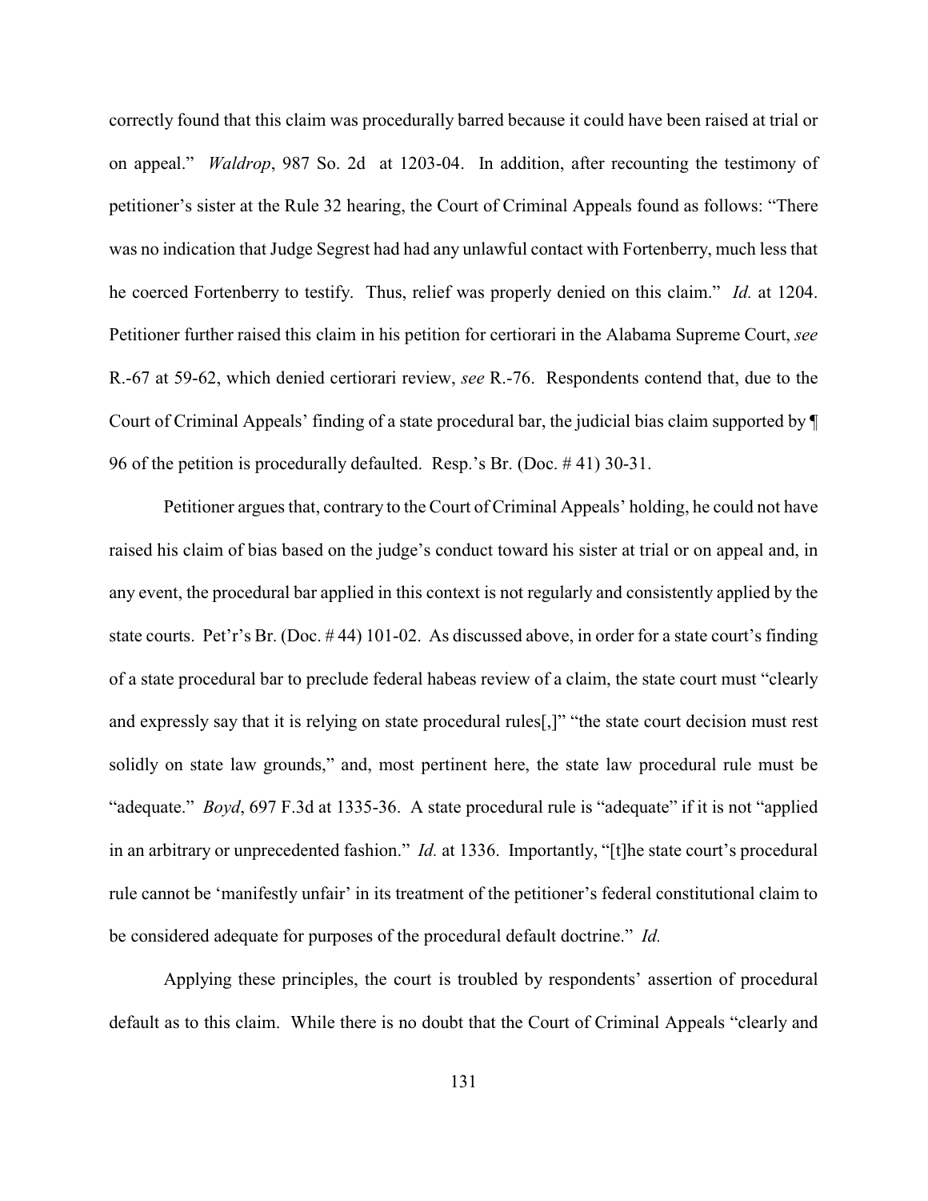correctly found that this claim was procedurally barred because it could have been raised at trial or on appeal." *Waldrop*, 987 So. 2d at 1203-04. In addition, after recounting the testimony of petitioner's sister at the Rule 32 hearing, the Court of Criminal Appeals found as follows: "There was no indication that Judge Segrest had had any unlawful contact with Fortenberry, much less that he coerced Fortenberry to testify. Thus, relief was properly denied on this claim." *Id.* at 1204. Petitioner further raised this claim in his petition for certiorari in the Alabama Supreme Court, *see* R.-67 at 59-62, which denied certiorari review, *see* R.-76. Respondents contend that, due to the Court of Criminal Appeals' finding of a state procedural bar, the judicial bias claim supported by ¶ 96 of the petition is procedurally defaulted. Resp.'s Br. (Doc. # 41) 30-31.

Petitioner argues that, contrary to the Court of Criminal Appeals' holding, he could not have raised his claim of bias based on the judge's conduct toward his sister at trial or on appeal and, in any event, the procedural bar applied in this context is not regularly and consistently applied by the state courts. Pet'r's Br. (Doc. # 44) 101-02. As discussed above, in order for a state court's finding of a state procedural bar to preclude federal habeas review of a claim, the state court must "clearly and expressly say that it is relying on state procedural rules[,]" "the state court decision must rest solidly on state law grounds," and, most pertinent here, the state law procedural rule must be "adequate." *Boyd*, 697 F.3d at 1335-36. A state procedural rule is "adequate" if it is not "applied in an arbitrary or unprecedented fashion." *Id.* at 1336. Importantly, "[t]he state court's procedural rule cannot be 'manifestly unfair' in its treatment of the petitioner's federal constitutional claim to be considered adequate for purposes of the procedural default doctrine." *Id.*

Applying these principles, the court is troubled by respondents' assertion of procedural default as to this claim. While there is no doubt that the Court of Criminal Appeals "clearly and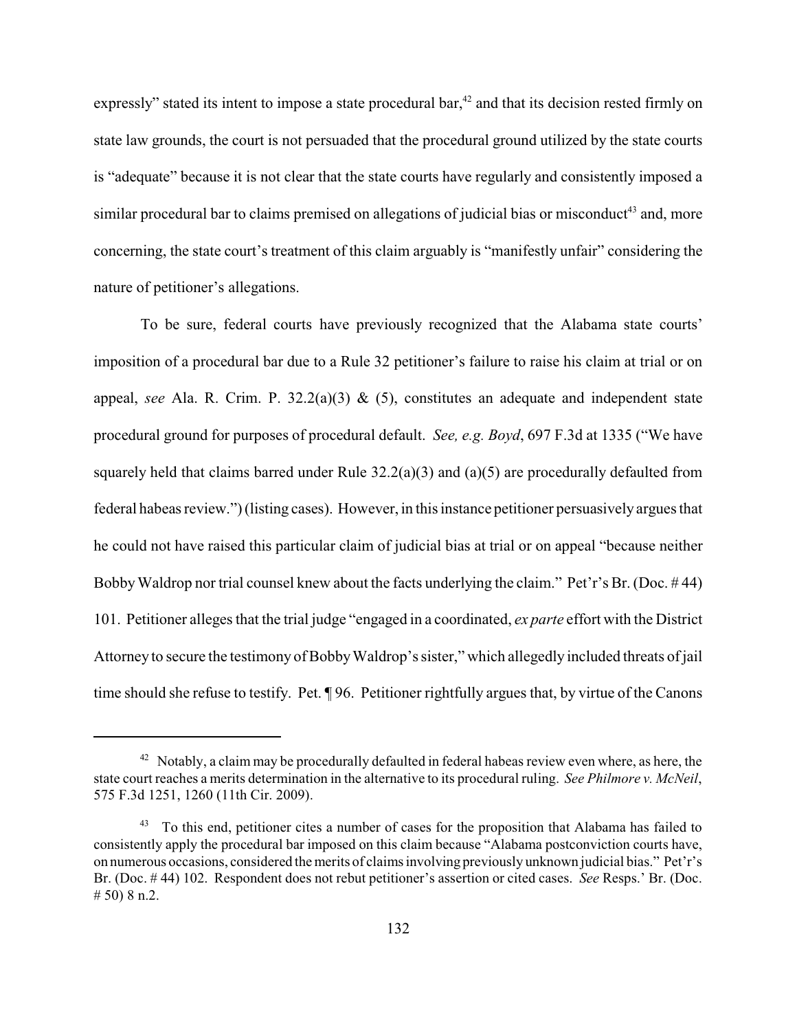expressly" stated its intent to impose a state procedural bar,[42] and that its decision rested firmly on state law grounds, the court is not persuaded that the procedural ground utilized by the state courts is "adequate" because it is not clear that the state courts have regularly and consistently imposed a similar procedural bar to claims premised on allegations of judicial bias or misconduct[43] and, more concerning, the state court's treatment of this claim arguably is "manifestly unfair" considering the nature of petitioner's allegations.

To be sure, federal courts have previously recognized that the Alabama state courts' imposition of a procedural bar due to a Rule 32 petitioner's failure to raise his claim at trial or on appeal, *see* Ala. R. Crim. P. 32.2(a)(3) & (5), constitutes an adequate and independent state procedural ground for purposes of procedural default. *See, e.g. Boyd*, 697 F.3d at 1335 ("We have squarely held that claims barred under Rule 32.2(a)(3) and (a)(5) are procedurally defaulted from federal habeas review.") (listing cases). However, in this instance petitioner persuasively argues that he could not have raised this particular claim of judicial bias at trial or on appeal "because neither Bobby Waldrop nor trial counsel knew about the facts underlying the claim." Pet'r's Br. (Doc. # 44) 101. Petitioner alleges that the trial judge "engaged in a coordinated, *ex parte* effort with the District Attorney to secure the testimony of Bobby Waldrop's sister," which allegedly included threats of jail time should she refuse to testify. Pet. ¶ 96. Petitioner rightfully argues that, by virtue of the Canons

---

[42] Notably, a claim may be procedurally defaulted in federal habeas review even where, as here, the state court reaches a merits determination in the alternative to its procedural ruling. *See Philmore v. McNeil*, 575 F.3d 1251, 1260 (11th Cir. 2009).

[43] To this end, petitioner cites a number of cases for the proposition that Alabama has failed to consistently apply the procedural bar imposed on this claim because "Alabama postconviction courts have, on numerous occasions, considered the merits of claims involving previously unknown judicial bias." Pet'r's Br. (Doc. # 44) 102. Respondent does not rebut petitioner's assertion or cited cases. *See* Resps.' Br. (Doc. # 50) 8 n.2.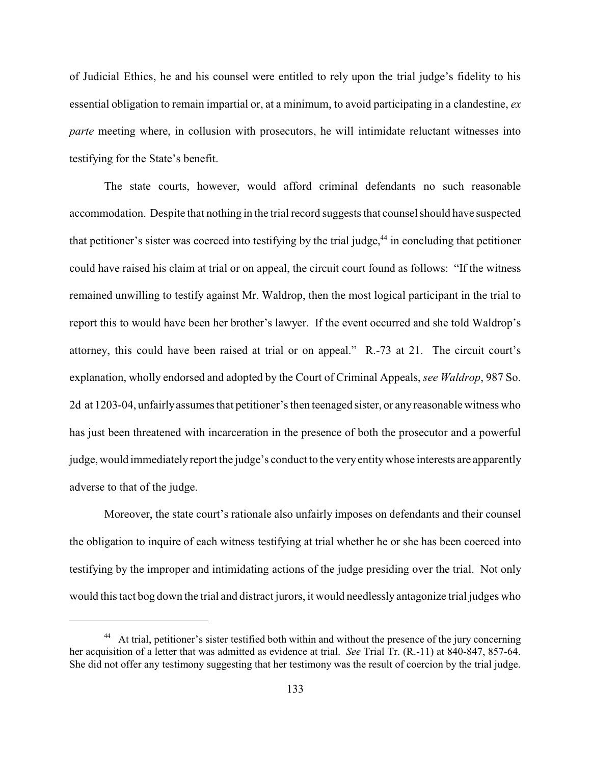of Judicial Ethics, he and his counsel were entitled to rely upon the trial judge's fidelity to his essential obligation to remain impartial or, at a minimum, to avoid participating in a clandestine, *ex parte* meeting where, in collusion with prosecutors, he will intimidate reluctant witnesses into testifying for the State's benefit.

The state courts, however, would afford criminal defendants no such reasonable accommodation. Despite that nothing in the trial record suggests that counsel should have suspected that petitioner's sister was coerced into testifying by the trial judge,[44] in concluding that petitioner could have raised his claim at trial or on appeal, the circuit court found as follows: "If the witness remained unwilling to testify against Mr. Waldrop, then the most logical participant in the trial to report this to would have been her brother's lawyer. If the event occurred and she told Waldrop's attorney, this could have been raised at trial or on appeal." R.-73 at 21. The circuit court's explanation, wholly endorsed and adopted by the Court of Criminal Appeals, *see Waldrop*, 987 So. 2d at 1203-04, unfairly assumes that petitioner's then teenaged sister, or any reasonable witness who has just been threatened with incarceration in the presence of both the prosecutor and a powerful judge, would immediately report the judge's conduct to the very entity whose interests are apparently adverse to that of the judge.

Moreover, the state court's rationale also unfairly imposes on defendants and their counsel the obligation to inquire of each witness testifying at trial whether he or she has been coerced into testifying by the improper and intimidating actions of the judge presiding over the trial. Not only would this tact bog down the trial and distract jurors, it would needlessly antagonize trial judges who

---

[44] At trial, petitioner's sister testified both within and without the presence of the jury concerning her acquisition of a letter that was admitted as evidence at trial. *See* Trial Tr. (R.-11) at 840-847, 857-64. She did not offer any testimony suggesting that her testimony was the result of coercion by the trial judge.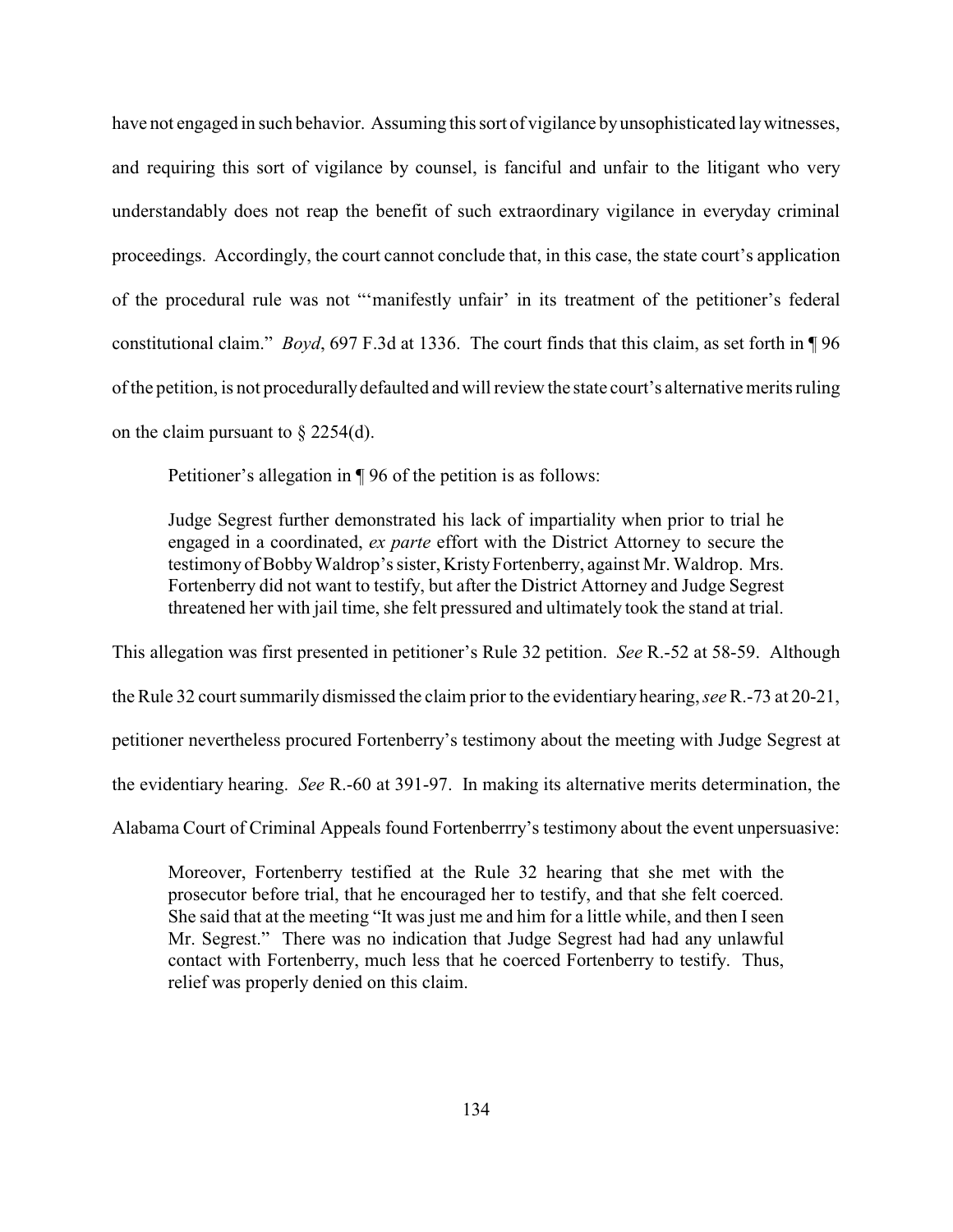have not engaged in such behavior. Assuming this sort of vigilance by unsophisticated lay witnesses, and requiring this sort of vigilance by counsel, is fanciful and unfair to the litigant who very understandably does not reap the benefit of such extraordinary vigilance in everyday criminal proceedings. Accordingly, the court cannot conclude that, in this case, the state court's application of the procedural rule was not "'manifestly unfair' in its treatment of the petitioner's federal constitutional claim." *Boyd*, 697 F.3d at 1336. The court finds that this claim, as set forth in ¶ 96 of the petition, is not procedurally defaulted and will review the state court's alternative merits ruling on the claim pursuant to § 2254(d).

Petitioner's allegation in ¶ 96 of the petition is as follows:

> Judge Segrest further demonstrated his lack of impartiality when prior to trial he engaged in a coordinated, *ex parte* effort with the District Attorney to secure the testimony of Bobby Waldrop's sister, Kristy Fortenberry, against Mr. Waldrop. Mrs. Fortenberry did not want to testify, but after the District Attorney and Judge Segrest threatened her with jail time, she felt pressured and ultimately took the stand at trial.

This allegation was first presented in petitioner's Rule 32 petition. *See* R.-52 at 58-59. Although the Rule 32 court summarily dismissed the claim prior to the evidentiary hearing, *see* R.-73 at 20-21, petitioner nevertheless procured Fortenberry's testimony about the meeting with Judge Segrest at the evidentiary hearing. *See* R.-60 at 391-97. In making its alternative merits determination, the Alabama Court of Criminal Appeals found Fortenberrry's testimony about the event unpersuasive:

> Moreover, Fortenberry testified at the Rule 32 hearing that she met with the prosecutor before trial, that he encouraged her to testify, and that she felt coerced. She said that at the meeting "It was just me and him for a little while, and then I seen Mr. Segrest." There was no indication that Judge Segrest had had any unlawful contact with Fortenberry, much less that he coerced Fortenberry to testify. Thus, relief was properly denied on this claim.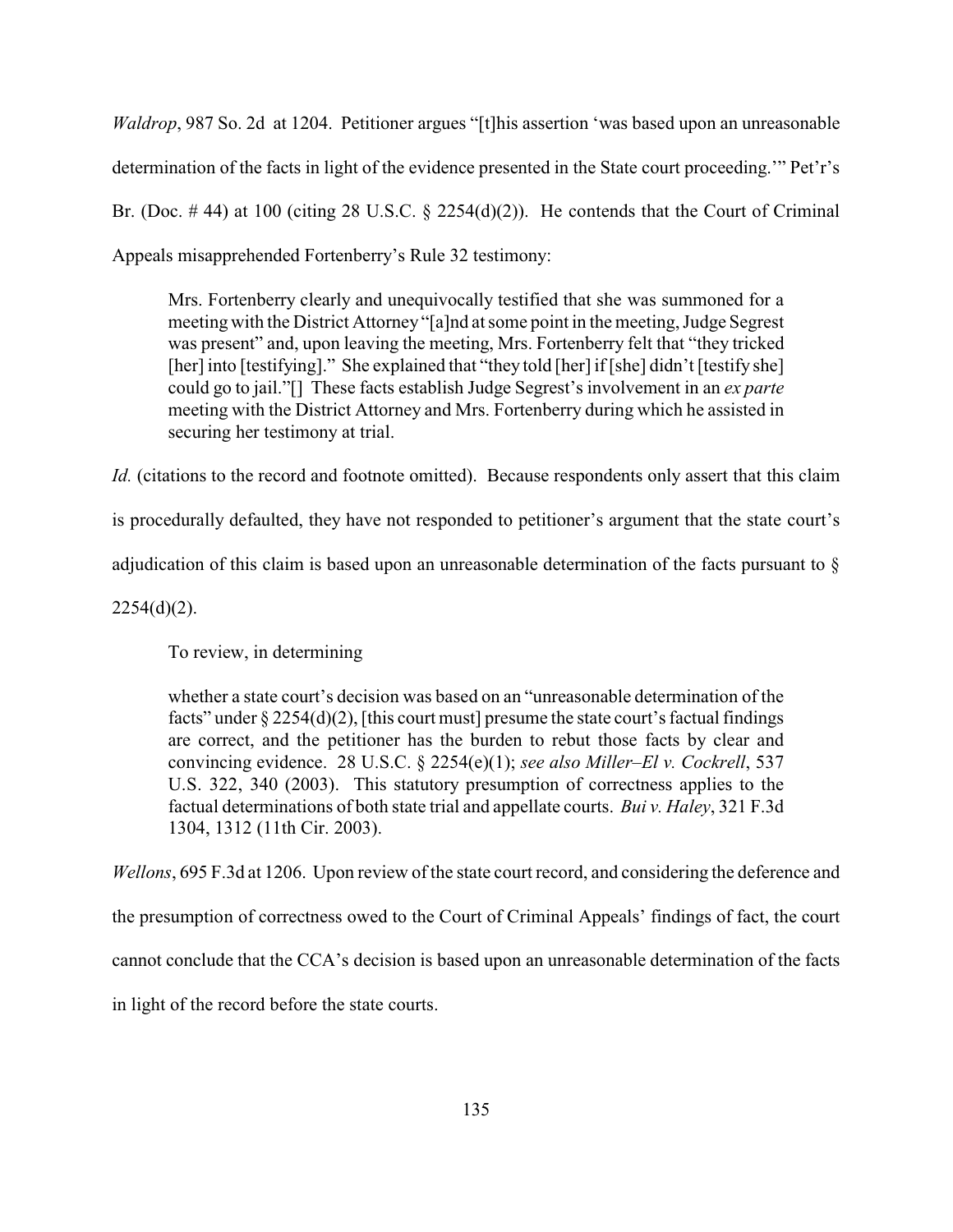*Waldrop*, 987 So. 2d at 1204. Petitioner argues "[t]his assertion 'was based upon an unreasonable determination of the facts in light of the evidence presented in the State court proceeding.'" Pet'r's Br. (Doc. # 44) at 100 (citing 28 U.S.C. § 2254(d)(2)). He contends that the Court of Criminal Appeals misapprehended Fortenberry's Rule 32 testimony:

> Mrs. Fortenberry clearly and unequivocally testified that she was summoned for a meeting with the District Attorney "[a]nd at some point in the meeting, Judge Segrest was present" and, upon leaving the meeting, Mrs. Fortenberry felt that "they tricked [her] into [testifying]." She explained that "they told [her] if [she] didn't [testify she] could go to jail."[] These facts establish Judge Segrest's involvement in an *ex parte* meeting with the District Attorney and Mrs. Fortenberry during which he assisted in securing her testimony at trial.

*Id.* (citations to the record and footnote omitted). Because respondents only assert that this claim is procedurally defaulted, they have not responded to petitioner's argument that the state court's adjudication of this claim is based upon an unreasonable determination of the facts pursuant to § 2254(d)(2).

To review, in determining

> whether a state court's decision was based on an "unreasonable determination of the facts" under § 2254(d)(2), [this court must] presume the state court's factual findings are correct, and the petitioner has the burden to rebut those facts by clear and convincing evidence. 28 U.S.C. § 2254(e)(1); *see also Miller–El v. Cockrell*, 537 U.S. 322, 340 (2003). This statutory presumption of correctness applies to the factual determinations of both state trial and appellate courts. *Bui v. Haley*, 321 F.3d 1304, 1312 (11th Cir. 2003).

*Wellons*, 695 F.3d at 1206. Upon review of the state court record, and considering the deference and the presumption of correctness owed to the Court of Criminal Appeals' findings of fact, the court cannot conclude that the CCA's decision is based upon an unreasonable determination of the facts in light of the record before the state courts.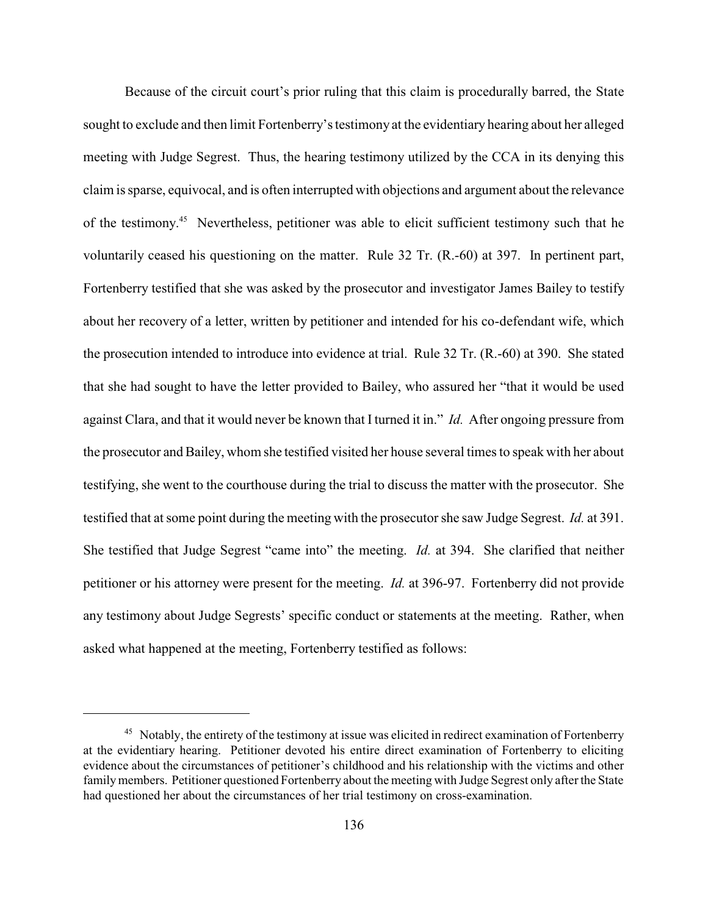Because of the circuit court's prior ruling that this claim is procedurally barred, the State sought to exclude and then limit Fortenberry's testimony at the evidentiary hearing about her alleged meeting with Judge Segrest. Thus, the hearing testimony utilized by the CCA in its denying this claim is sparse, equivocal, and is often interrupted with objections and argument about the relevance of the testimony.[45] Nevertheless, petitioner was able to elicit sufficient testimony such that he voluntarily ceased his questioning on the matter. Rule 32 Tr. (R.-60) at 397. In pertinent part, Fortenberry testified that she was asked by the prosecutor and investigator James Bailey to testify about her recovery of a letter, written by petitioner and intended for his co-defendant wife, which the prosecution intended to introduce into evidence at trial. Rule 32 Tr. (R.-60) at 390. She stated that she had sought to have the letter provided to Bailey, who assured her "that it would be used against Clara, and that it would never be known that I turned it in." *Id.* After ongoing pressure from the prosecutor and Bailey, whom she testified visited her house several times to speak with her about testifying, she went to the courthouse during the trial to discuss the matter with the prosecutor. She testified that at some point during the meeting with the prosecutor she saw Judge Segrest. *Id.* at 391. She testified that Judge Segrest "came into" the meeting. *Id.* at 394. She clarified that neither petitioner or his attorney were present for the meeting. *Id.* at 396-97. Fortenberry did not provide any testimony about Judge Segrests' specific conduct or statements at the meeting. Rather, when asked what happened at the meeting, Fortenberry testified as follows:

---

[45] Notably, the entirety of the testimony at issue was elicited in redirect examination of Fortenberry at the evidentiary hearing. Petitioner devoted his entire direct examination of Fortenberry to eliciting evidence about the circumstances of petitioner's childhood and his relationship with the victims and other family members. Petitioner questioned Fortenberry about the meeting with Judge Segrest only after the State had questioned her about the circumstances of her trial testimony on cross-examination.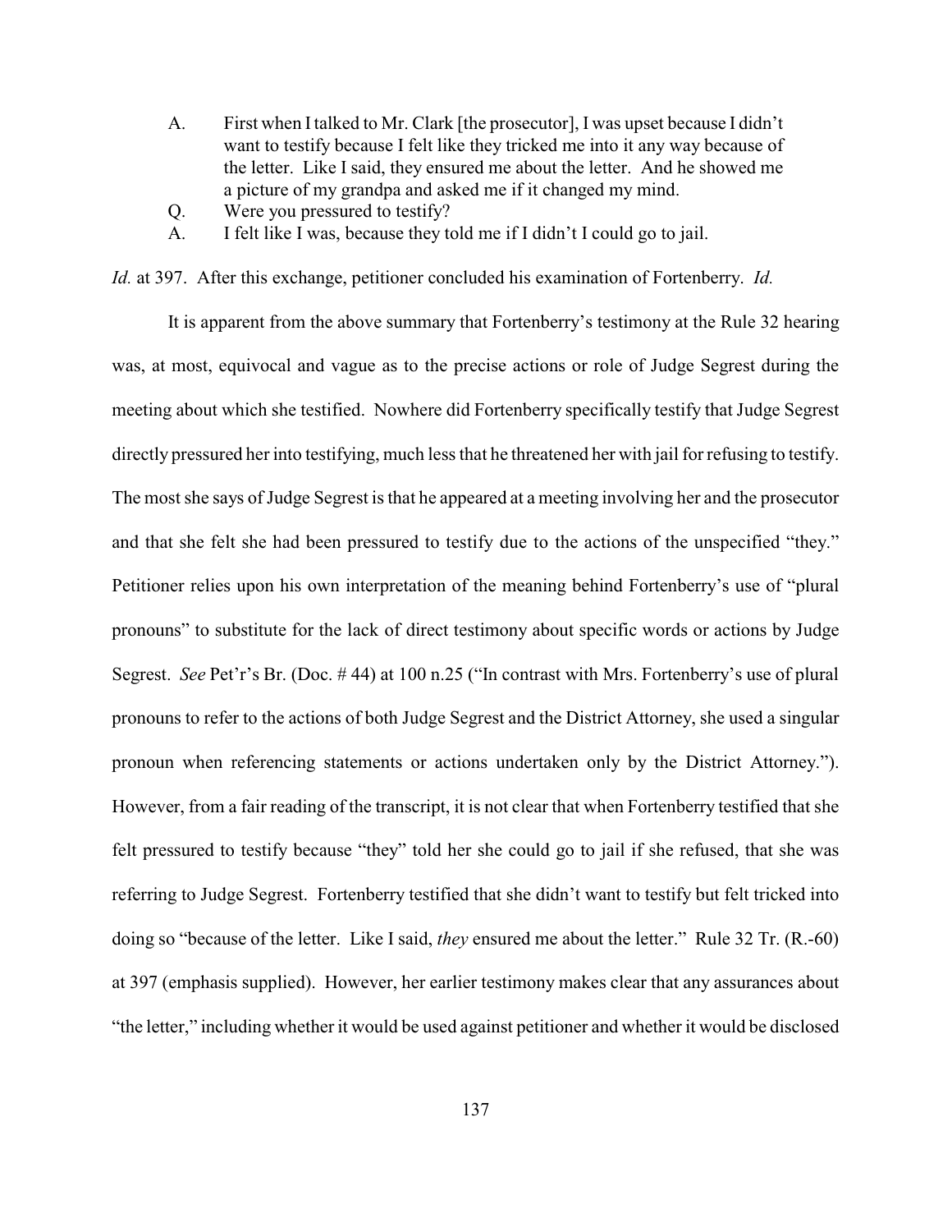A. First when I talked to Mr. Clark [the prosecutor], I was upset because I didn't want to testify because I felt like they tricked me into it any way because of the letter. Like I said, they ensured me about the letter. And he showed me a picture of my grandpa and asked me if it changed my mind.

Q. Were you pressured to testify?

A. I felt like I was, because they told me if I didn't I could go to jail.

*Id.* at 397. After this exchange, petitioner concluded his examination of Fortenberry. *Id.*

It is apparent from the above summary that Fortenberry's testimony at the Rule 32 hearing was, at most, equivocal and vague as to the precise actions or role of Judge Segrest during the meeting about which she testified. Nowhere did Fortenberry specifically testify that Judge Segrest directly pressured her into testifying, much less that he threatened her with jail for refusing to testify. The most she says of Judge Segrest is that he appeared at a meeting involving her and the prosecutor and that she felt she had been pressured to testify due to the actions of the unspecified "they." Petitioner relies upon his own interpretation of the meaning behind Fortenberry's use of "plural pronouns" to substitute for the lack of direct testimony about specific words or actions by Judge Segrest. *See* Pet'r's Br. (Doc. # 44) at 100 n.25 ("In contrast with Mrs. Fortenberry's use of plural pronouns to refer to the actions of both Judge Segrest and the District Attorney, she used a singular pronoun when referencing statements or actions undertaken only by the District Attorney."). However, from a fair reading of the transcript, it is not clear that when Fortenberry testified that she felt pressured to testify because "they" told her she could go to jail if she refused, that she was referring to Judge Segrest. Fortenberry testified that she didn't want to testify but felt tricked into doing so "because of the letter. Like I said, *they* ensured me about the letter." Rule 32 Tr. (R.-60) at 397 (emphasis supplied). However, her earlier testimony makes clear that any assurances about "the letter," including whether it would be used against petitioner and whether it would be disclosed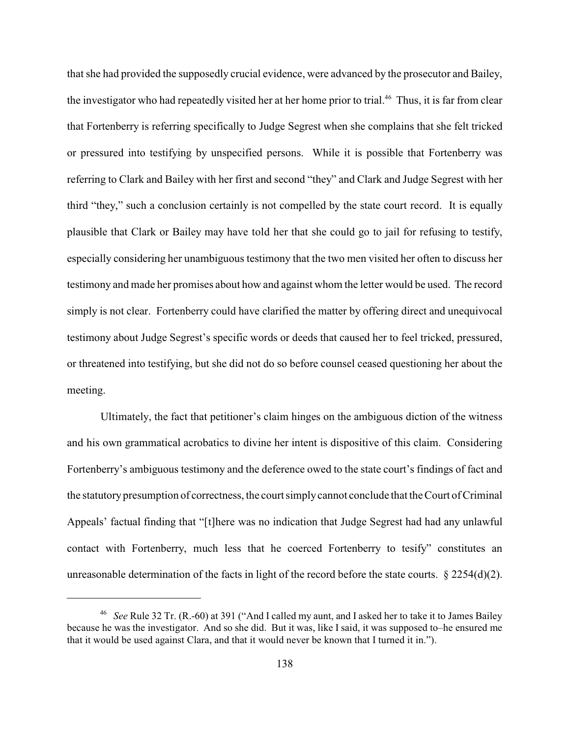that she had provided the supposedly crucial evidence, were advanced by the prosecutor and Bailey, the investigator who had repeatedly visited her at her home prior to trial.[46] Thus, it is far from clear that Fortenberry is referring specifically to Judge Segrest when she complains that she felt tricked or pressured into testifying by unspecified persons. While it is possible that Fortenberry was referring to Clark and Bailey with her first and second "they" and Clark and Judge Segrest with her third "they," such a conclusion certainly is not compelled by the state court record. It is equally plausible that Clark or Bailey may have told her that she could go to jail for refusing to testify, especially considering her unambiguous testimony that the two men visited her often to discuss her testimony and made her promises about how and against whom the letter would be used. The record simply is not clear. Fortenberry could have clarified the matter by offering direct and unequivocal testimony about Judge Segrest's specific words or deeds that caused her to feel tricked, pressured, or threatened into testifying, but she did not do so before counsel ceased questioning her about the meeting.

Ultimately, the fact that petitioner's claim hinges on the ambiguous diction of the witness and his own grammatical acrobatics to divine her intent is dispositive of this claim. Considering Fortenberry's ambiguous testimony and the deference owed to the state court's findings of fact and the statutory presumption of correctness, the court simply cannot conclude that the Court of Criminal Appeals' factual finding that "[t]here was no indication that Judge Segrest had had any unlawful contact with Fortenberry, much less that he coerced Fortenberry to tesify" constitutes an unreasonable determination of the facts in light of the record before the state courts. § 2254(d)(2).

---

[46] *See* Rule 32 Tr. (R.-60) at 391 ("And I called my aunt, and I asked her to take it to James Bailey because he was the investigator. And so she did. But it was, like I said, it was supposed to–he ensured me that it would be used against Clara, and that it would never be known that I turned it in.").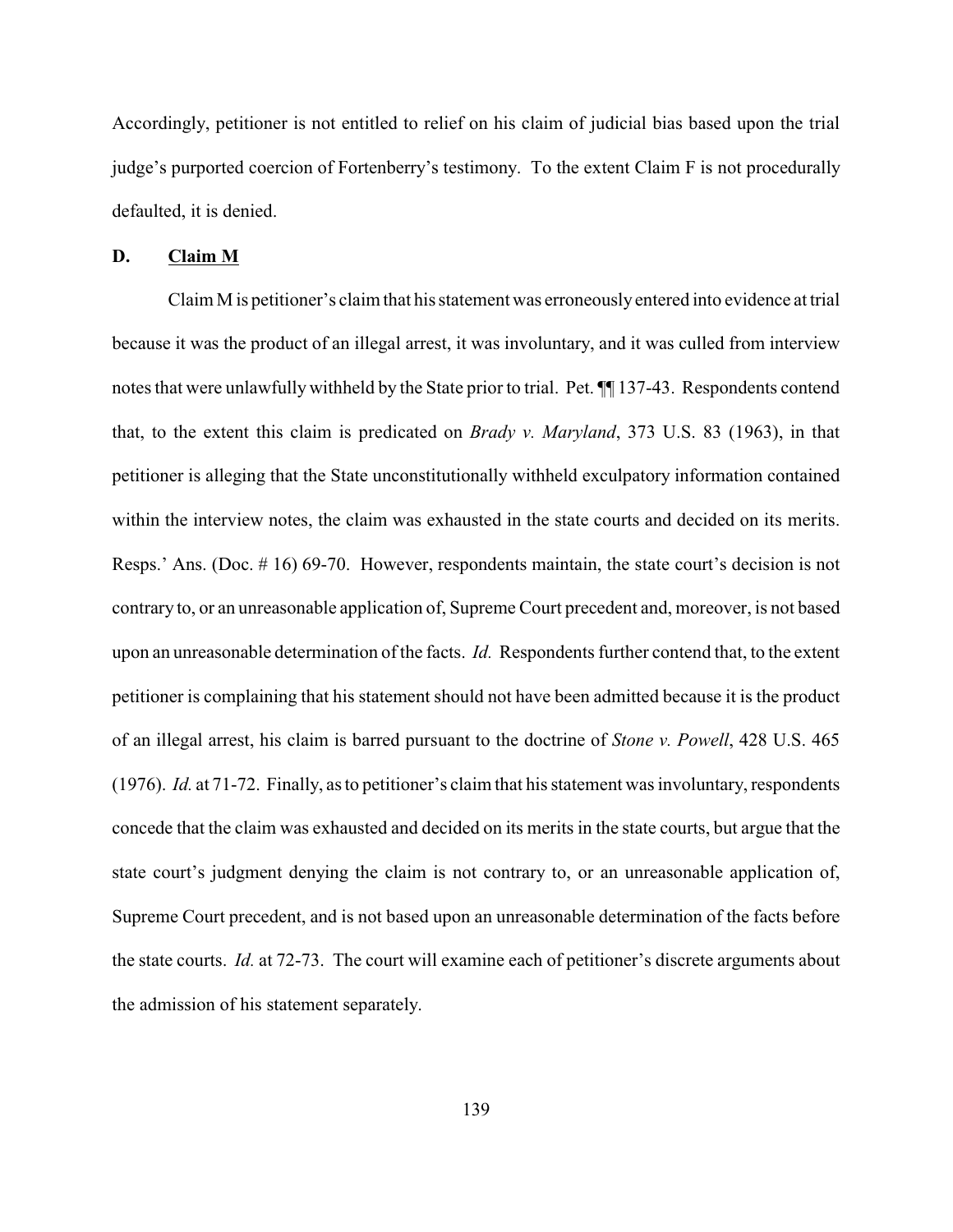Accordingly, petitioner is not entitled to relief on his claim of judicial bias based upon the trial judge's purported coercion of Fortenberry's testimony. To the extent Claim F is not procedurally defaulted, it is denied.

### D. <u>Claim M</u>

Claim M is petitioner's claim that his statement was erroneously entered into evidence at trial because it was the product of an illegal arrest, it was involuntary, and it was culled from interview notes that were unlawfully withheld by the State prior to trial. Pet. ¶¶ 137-43. Respondents contend that, to the extent this claim is predicated on *Brady v. Maryland*, 373 U.S. 83 (1963), in that petitioner is alleging that the State unconstitutionally withheld exculpatory information contained within the interview notes, the claim was exhausted in the state courts and decided on its merits. Resps.' Ans. (Doc. # 16) 69-70. However, respondents maintain, the state court's decision is not contrary to, or an unreasonable application of, Supreme Court precedent and, moreover, is not based upon an unreasonable determination of the facts. *Id.* Respondents further contend that, to the extent petitioner is complaining that his statement should not have been admitted because it is the product of an illegal arrest, his claim is barred pursuant to the doctrine of *Stone v. Powell*, 428 U.S. 465 (1976). *Id.* at 71-72. Finally, as to petitioner's claim that his statement was involuntary, respondents concede that the claim was exhausted and decided on its merits in the state courts, but argue that the state court's judgment denying the claim is not contrary to, or an unreasonable application of, Supreme Court precedent, and is not based upon an unreasonable determination of the facts before the state courts. *Id.* at 72-73. The court will examine each of petitioner's discrete arguments about the admission of his statement separately.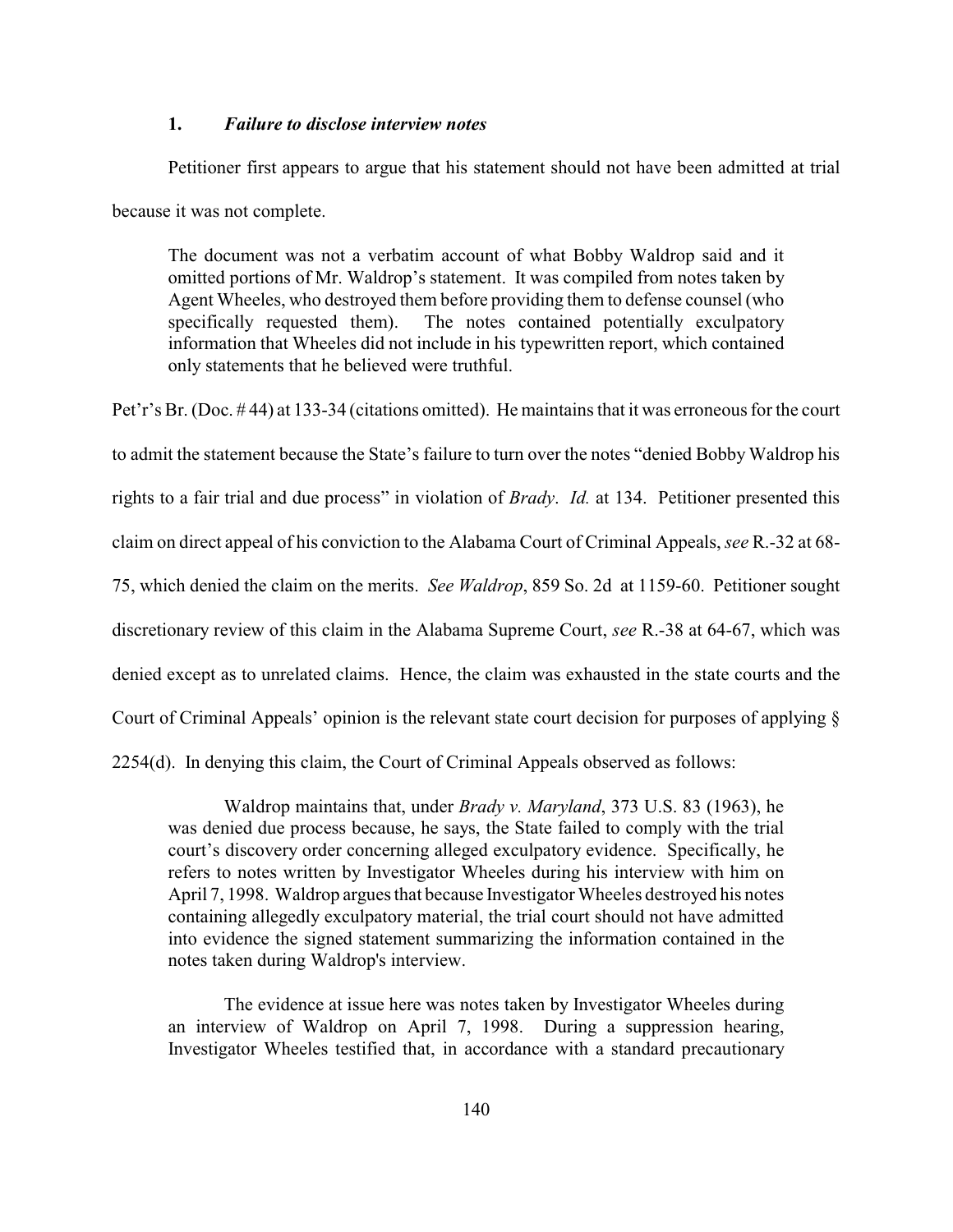### 1. *Failure to disclose interview notes*

Petitioner first appears to argue that his statement should not have been admitted at trial because it was not complete.

> The document was not a verbatim account of what Bobby Waldrop said and it omitted portions of Mr. Waldrop's statement. It was compiled from notes taken by Agent Wheeles, who destroyed them before providing them to defense counsel (who specifically requested them). The notes contained potentially exculpatory information that Wheeles did not include in his typewritten report, which contained only statements that he believed were truthful.

Pet'r's Br. (Doc. # 44) at 133-34 (citations omitted). He maintains that it was erroneous for the court to admit the statement because the State's failure to turn over the notes "denied Bobby Waldrop his rights to a fair trial and due process" in violation of *Brady*. *Id.* at 134. Petitioner presented this claim on direct appeal of his conviction to the Alabama Court of Criminal Appeals, *see* R.-32 at 68-75, which denied the claim on the merits. *See Waldrop*, 859 So. 2d at 1159-60. Petitioner sought discretionary review of this claim in the Alabama Supreme Court, *see* R.-38 at 64-67, which was denied except as to unrelated claims. Hence, the claim was exhausted in the state courts and the Court of Criminal Appeals' opinion is the relevant state court decision for purposes of applying § 2254(d). In denying this claim, the Court of Criminal Appeals observed as follows:

> Waldrop maintains that, under *Brady v. Maryland*, 373 U.S. 83 (1963), he was denied due process because, he says, the State failed to comply with the trial court's discovery order concerning alleged exculpatory evidence. Specifically, he refers to notes written by Investigator Wheeles during his interview with him on April 7, 1998. Waldrop argues that because Investigator Wheeles destroyed his notes containing allegedly exculpatory material, the trial court should not have admitted into evidence the signed statement summarizing the information contained in the notes taken during Waldrop's interview.
>
> The evidence at issue here was notes taken by Investigator Wheeles during an interview of Waldrop on April 7, 1998. During a suppression hearing, Investigator Wheeles testified that, in accordance with a standard precautionary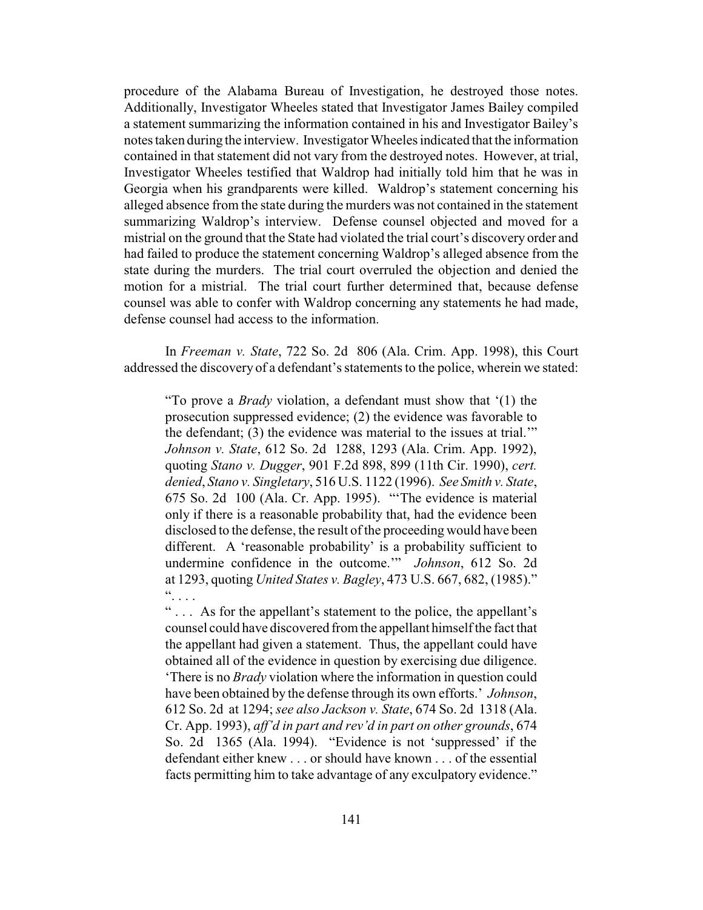procedure of the Alabama Bureau of Investigation, he destroyed those notes. Additionally, Investigator Wheeles stated that Investigator James Bailey compiled a statement summarizing the information contained in his and Investigator Bailey's notes taken during the interview. Investigator Wheeles indicated that the information contained in that statement did not vary from the destroyed notes. However, at trial, Investigator Wheeles testified that Waldrop had initially told him that he was in Georgia when his grandparents were killed. Waldrop's statement concerning his alleged absence from the state during the murders was not contained in the statement summarizing Waldrop's interview. Defense counsel objected and moved for a mistrial on the ground that the State had violated the trial court's discovery order and had failed to produce the statement concerning Waldrop's alleged absence from the state during the murders. The trial court overruled the objection and denied the motion for a mistrial. The trial court further determined that, because defense counsel was able to confer with Waldrop concerning any statements he had made, defense counsel had access to the information.

In *Freeman v. State*, 722 So. 2d 806 (Ala. Crim. App. 1998), this Court addressed the discovery of a defendant's statements to the police, wherein we stated:

> "To prove a *Brady* violation, a defendant must show that '(1) the prosecution suppressed evidence; (2) the evidence was favorable to the defendant; (3) the evidence was material to the issues at trial.'" *Johnson v. State*, 612 So. 2d 1288, 1293 (Ala. Crim. App. 1992), quoting *Stano v. Dugger*, 901 F.2d 898, 899 (11th Cir. 1990), *cert. denied*, *Stano v. Singletary*, 516 U.S. 1122 (1996). *See Smith v. State*, 675 So. 2d 100 (Ala. Cr. App. 1995). "'The evidence is material only if there is a reasonable probability that, had the evidence been disclosed to the defense, the result of the proceeding would have been different. A 'reasonable probability' is a probability sufficient to undermine confidence in the outcome.'" *Johnson*, 612 So. 2d at 1293, quoting *United States v. Bagley*, 473 U.S. 667, 682, (1985)."
>
> ". . . .
>
> " . . . As for the appellant's statement to the police, the appellant's counsel could have discovered from the appellant himself the fact that the appellant had given a statement. Thus, the appellant could have obtained all of the evidence in question by exercising due diligence. 'There is no *Brady* violation where the information in question could have been obtained by the defense through its own efforts.' *Johnson*, 612 So. 2d at 1294; *see also Jackson v. State*, 674 So. 2d 1318 (Ala. Cr. App. 1993), *aff'd in part and rev'd in part on other grounds*, 674 So. 2d 1365 (Ala. 1994). "Evidence is not 'suppressed' if the defendant either knew . . . or should have known . . . of the essential facts permitting him to take advantage of any exculpatory evidence."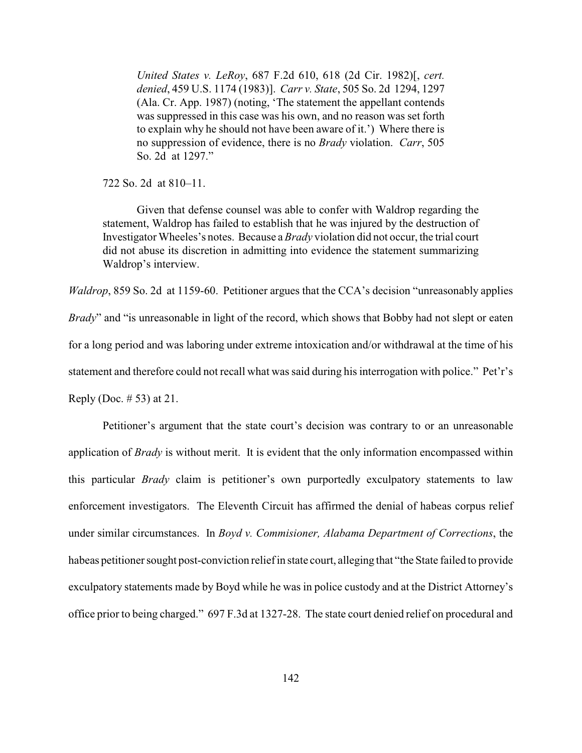> *United States v. LeRoy*, 687 F.2d 610, 618 (2d Cir. 1982)[, *cert. denied*, 459 U.S. 1174 (1983)]. *Carr v. State*, 505 So. 2d 1294, 1297 (Ala. Cr. App. 1987) (noting, 'The statement the appellant contends was suppressed in this case was his own, and no reason was set forth to explain why he should not have been aware of it.') Where there is no suppression of evidence, there is no *Brady* violation. *Carr*, 505 So. 2d at 1297."
>
> 722 So. 2d at 810–11.
>
> Given that defense counsel was able to confer with Waldrop regarding the statement, Waldrop has failed to establish that he was injured by the destruction of Investigator Wheeles's notes. Because a *Brady* violation did not occur, the trial court did not abuse its discretion in admitting into evidence the statement summarizing Waldrop's interview.

*Waldrop*, 859 So. 2d at 1159-60. Petitioner argues that the CCA's decision "unreasonably applies *Brady*" and "is unreasonable in light of the record, which shows that Bobby had not slept or eaten for a long period and was laboring under extreme intoxication and/or withdrawal at the time of his statement and therefore could not recall what was said during his interrogation with police." Pet'r's Reply (Doc. # 53) at 21.

Petitioner's argument that the state court's decision was contrary to or an unreasonable application of *Brady* is without merit. It is evident that the only information encompassed within this particular *Brady* claim is petitioner's own purportedly exculpatory statements to law enforcement investigators. The Eleventh Circuit has affirmed the denial of habeas corpus relief under similar circumstances. In *Boyd v. Commisioner, Alabama Department of Corrections*, the habeas petitioner sought post-conviction relief in state court, alleging that "the State failed to provide exculpatory statements made by Boyd while he was in police custody and at the District Attorney's office prior to being charged." 697 F.3d at 1327-28. The state court denied relief on procedural and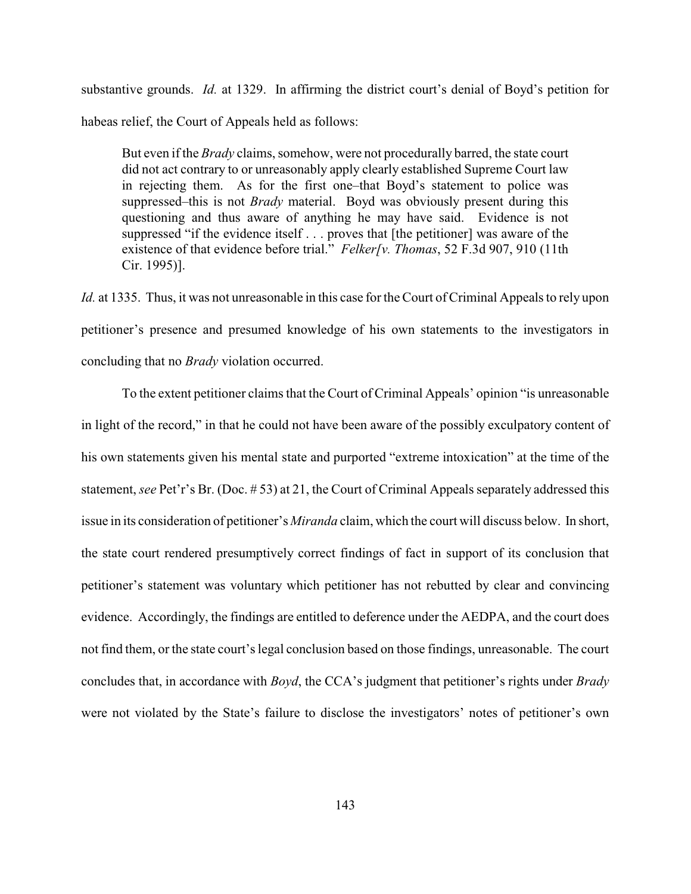substantive grounds. *Id.* at 1329. In affirming the district court's denial of Boyd's petition for habeas relief, the Court of Appeals held as follows:

> But even if the *Brady* claims, somehow, were not procedurally barred, the state court did not act contrary to or unreasonably apply clearly established Supreme Court law in rejecting them. As for the first one–that Boyd's statement to police was suppressed–this is not *Brady* material. Boyd was obviously present during this questioning and thus aware of anything he may have said. Evidence is not suppressed "if the evidence itself . . . proves that [the petitioner] was aware of the existence of that evidence before trial." *Felker[v. Thomas*, 52 F.3d 907, 910 (11th Cir. 1995)].

*Id.* at 1335. Thus, it was not unreasonable in this case for the Court of Criminal Appeals to rely upon petitioner's presence and presumed knowledge of his own statements to the investigators in concluding that no *Brady* violation occurred.

To the extent petitioner claims that the Court of Criminal Appeals' opinion "is unreasonable in light of the record," in that he could not have been aware of the possibly exculpatory content of his own statements given his mental state and purported "extreme intoxication" at the time of the statement, *see* Pet'r's Br. (Doc. # 53) at 21, the Court of Criminal Appeals separately addressed this issue in its consideration of petitioner's *Miranda* claim, which the court will discuss below. In short, the state court rendered presumptively correct findings of fact in support of its conclusion that petitioner's statement was voluntary which petitioner has not rebutted by clear and convincing evidence. Accordingly, the findings are entitled to deference under the AEDPA, and the court does not find them, or the state court's legal conclusion based on those findings, unreasonable. The court concludes that, in accordance with *Boyd*, the CCA's judgment that petitioner's rights under *Brady* were not violated by the State's failure to disclose the investigators' notes of petitioner's own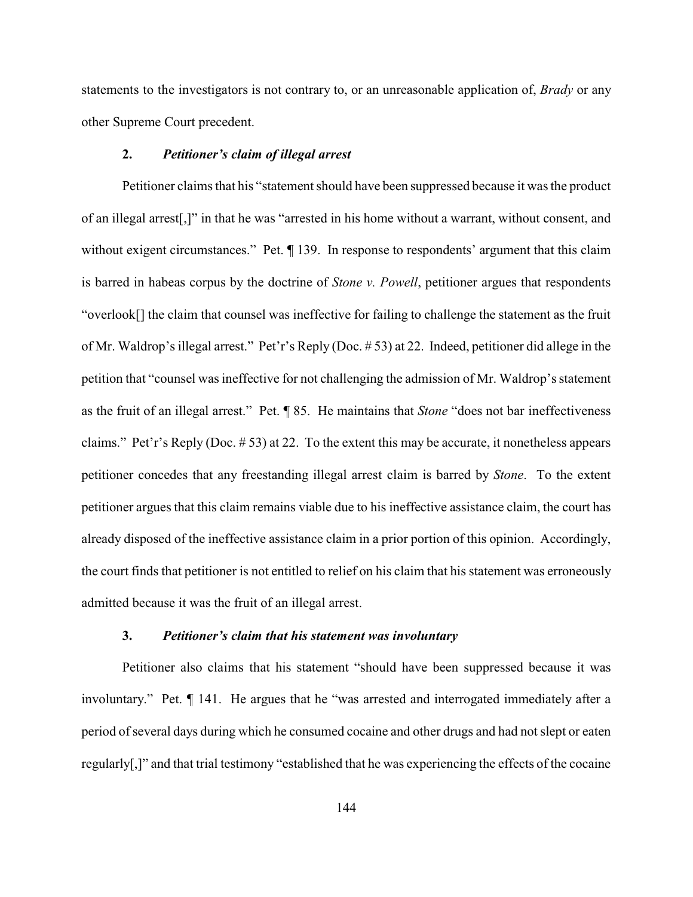statements to the investigators is not contrary to, or an unreasonable application of, *Brady* or any other Supreme Court precedent.

### 2. *Petitioner's claim of illegal arrest*

Petitioner claims that his "statement should have been suppressed because it was the product of an illegal arrest[,]" in that he was "arrested in his home without a warrant, without consent, and without exigent circumstances." Pet. ¶ 139. In response to respondents' argument that this claim is barred in habeas corpus by the doctrine of *Stone v. Powell*, petitioner argues that respondents "overlook[] the claim that counsel was ineffective for failing to challenge the statement as the fruit of Mr. Waldrop's illegal arrest." Pet'r's Reply (Doc. # 53) at 22. Indeed, petitioner did allege in the petition that "counsel was ineffective for not challenging the admission of Mr. Waldrop's statement as the fruit of an illegal arrest." Pet. ¶ 85. He maintains that *Stone* "does not bar ineffectiveness claims." Pet'r's Reply (Doc. # 53) at 22. To the extent this may be accurate, it nonetheless appears petitioner concedes that any freestanding illegal arrest claim is barred by *Stone*. To the extent petitioner argues that this claim remains viable due to his ineffective assistance claim, the court has already disposed of the ineffective assistance claim in a prior portion of this opinion. Accordingly, the court finds that petitioner is not entitled to relief on his claim that his statement was erroneously admitted because it was the fruit of an illegal arrest.

### 3. *Petitioner's claim that his statement was involuntary*

Petitioner also claims that his statement "should have been suppressed because it was involuntary." Pet. ¶ 141. He argues that he "was arrested and interrogated immediately after a period of several days during which he consumed cocaine and other drugs and had not slept or eaten regularly[,]" and that trial testimony "established that he was experiencing the effects of the cocaine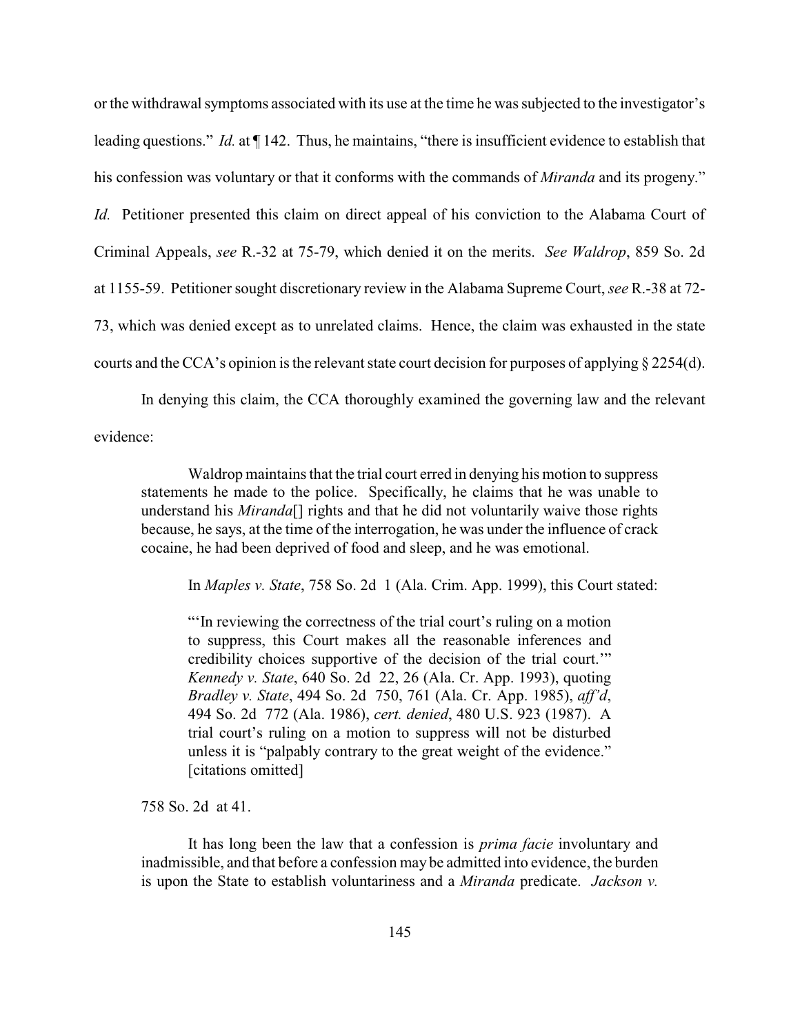or the withdrawal symptoms associated with its use at the time he was subjected to the investigator's leading questions." *Id.* at ¶ 142. Thus, he maintains, "there is insufficient evidence to establish that his confession was voluntary or that it conforms with the commands of *Miranda* and its progeny." *Id.* Petitioner presented this claim on direct appeal of his conviction to the Alabama Court of Criminal Appeals, *see* R.-32 at 75-79, which denied it on the merits. *See Waldrop*, 859 So. 2d at 1155-59. Petitioner sought discretionary review in the Alabama Supreme Court, *see* R.-38 at 72-73, which was denied except as to unrelated claims. Hence, the claim was exhausted in the state courts and the CCA's opinion is the relevant state court decision for purposes of applying § 2254(d).

In denying this claim, the CCA thoroughly examined the governing law and the relevant evidence:

> Waldrop maintains that the trial court erred in denying his motion to suppress statements he made to the police. Specifically, he claims that he was unable to understand his *Miranda*[] rights and that he did not voluntarily waive those rights because, he says, at the time of the interrogation, he was under the influence of crack cocaine, he had been deprived of food and sleep, and he was emotional.
>
> In *Maples v. State*, 758 So. 2d 1 (Ala. Crim. App. 1999), this Court stated:
>
> > "'In reviewing the correctness of the trial court's ruling on a motion to suppress, this Court makes all the reasonable inferences and credibility choices supportive of the decision of the trial court.'" *Kennedy v. State*, 640 So. 2d 22, 26 (Ala. Cr. App. 1993), quoting *Bradley v. State*, 494 So. 2d 750, 761 (Ala. Cr. App. 1985), *aff'd*, 494 So. 2d 772 (Ala. 1986), *cert. denied*, 480 U.S. 923 (1987). A trial court's ruling on a motion to suppress will not be disturbed unless it is "palpably contrary to the great weight of the evidence." [citations omitted]
>
> 758 So. 2d at 41.
>
> It has long been the law that a confession is *prima facie* involuntary and inadmissible, and that before a confession may be admitted into evidence, the burden is upon the State to establish voluntariness and a *Miranda* predicate. *Jackson v.*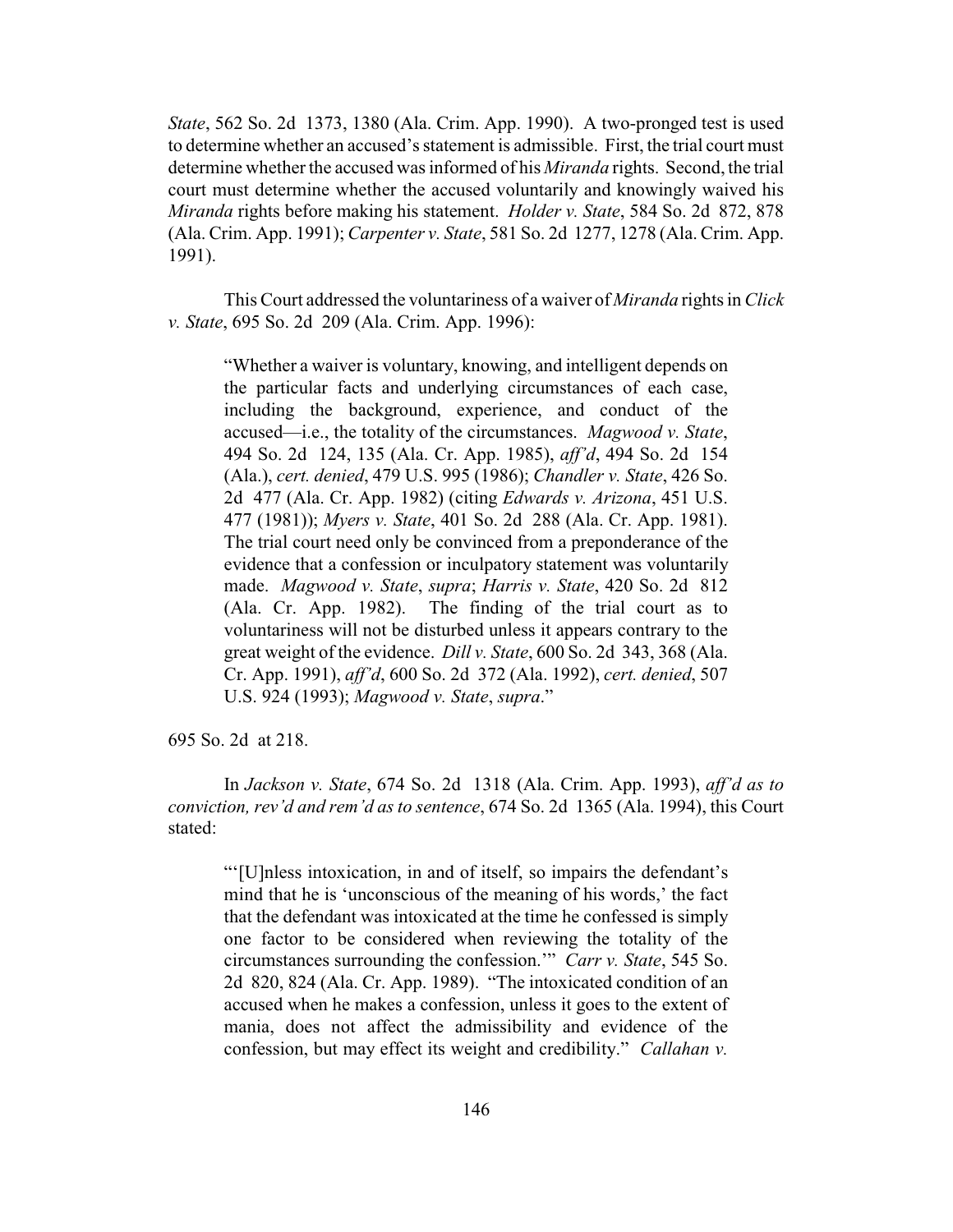*State*, 562 So. 2d 1373, 1380 (Ala. Crim. App. 1990). A two-pronged test is used to determine whether an accused's statement is admissible. First, the trial court must determine whether the accused was informed of his *Miranda* rights. Second, the trial court must determine whether the accused voluntarily and knowingly waived his *Miranda* rights before making his statement. *Holder v. State*, 584 So. 2d 872, 878 (Ala. Crim. App. 1991); *Carpenter v. State*, 581 So. 2d 1277, 1278 (Ala. Crim. App. 1991).

This Court addressed the voluntariness of a waiver of *Miranda* rights in *Click v. State*, 695 So. 2d 209 (Ala. Crim. App. 1996):

> "Whether a waiver is voluntary, knowing, and intelligent depends on the particular facts and underlying circumstances of each case, including the background, experience, and conduct of the accused—i.e., the totality of the circumstances. *Magwood v. State*, 494 So. 2d 124, 135 (Ala. Cr. App. 1985), *aff'd*, 494 So. 2d 154 (Ala.), *cert. denied*, 479 U.S. 995 (1986); *Chandler v. State*, 426 So. 2d 477 (Ala. Cr. App. 1982) (citing *Edwards v. Arizona*, 451 U.S. 477 (1981)); *Myers v. State*, 401 So. 2d 288 (Ala. Cr. App. 1981). The trial court need only be convinced from a preponderance of the evidence that a confession or inculpatory statement was voluntarily made. *Magwood v. State*, *supra*; *Harris v. State*, 420 So. 2d 812 (Ala. Cr. App. 1982). The finding of the trial court as to voluntariness will not be disturbed unless it appears contrary to the great weight of the evidence. *Dill v. State*, 600 So. 2d 343, 368 (Ala. Cr. App. 1991), *aff'd*, 600 So. 2d 372 (Ala. 1992), *cert. denied*, 507 U.S. 924 (1993); *Magwood v. State*, *supra*."

695 So. 2d at 218.

In *Jackson v. State*, 674 So. 2d 1318 (Ala. Crim. App. 1993), *aff'd as to conviction, rev'd and rem'd as to sentence*, 674 So. 2d 1365 (Ala. 1994), this Court stated:

> "'[U]nless intoxication, in and of itself, so impairs the defendant's mind that he is 'unconscious of the meaning of his words,' the fact that the defendant was intoxicated at the time he confessed is simply one factor to be considered when reviewing the totality of the circumstances surrounding the confession.'" *Carr v. State*, 545 So. 2d 820, 824 (Ala. Cr. App. 1989). "The intoxicated condition of an accused when he makes a confession, unless it goes to the extent of mania, does not affect the admissibility and evidence of the confession, but may effect its weight and credibility." *Callahan v.*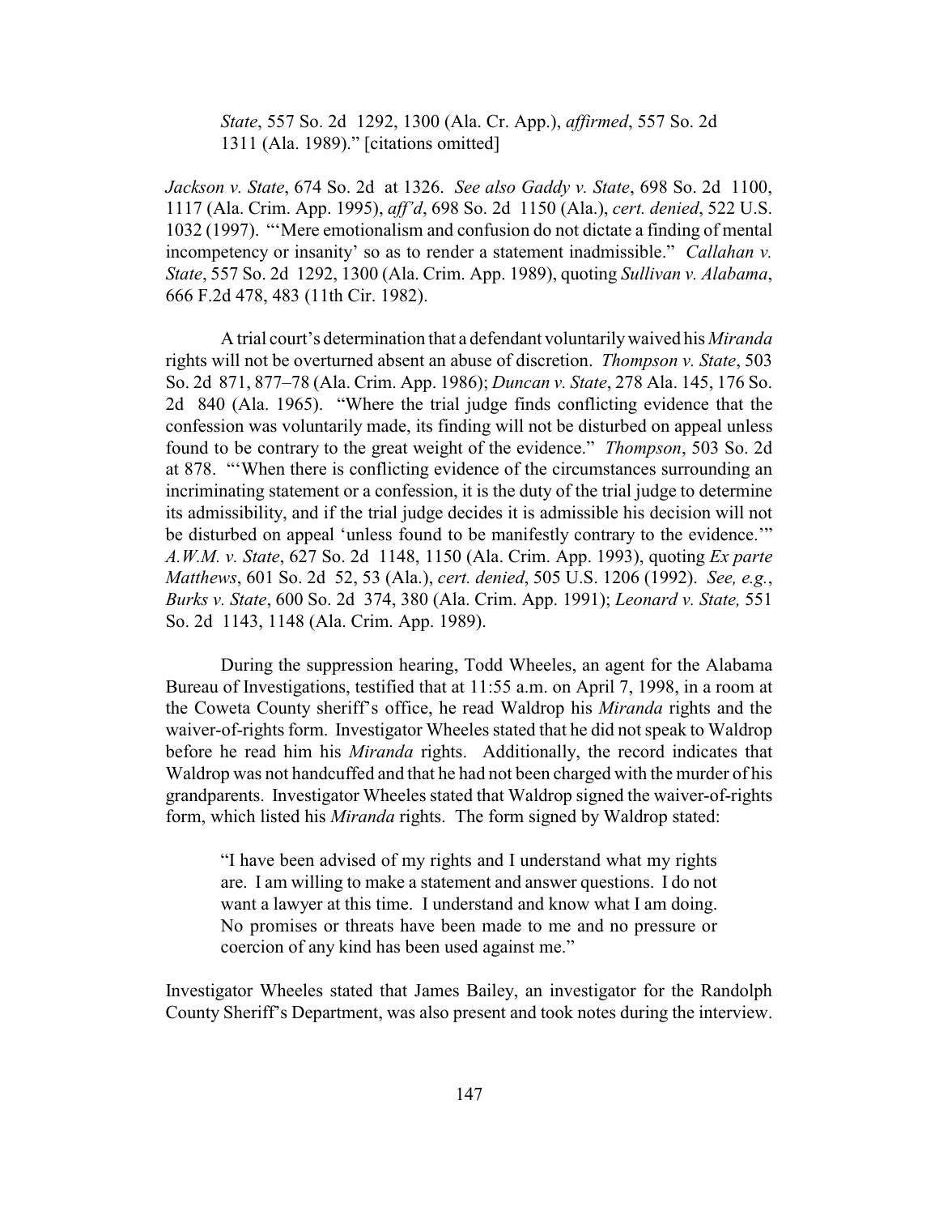> *State*, 557 So. 2d 1292, 1300 (Ala. Cr. App.), *affirmed*, 557 So. 2d 1311 (Ala. 1989)." [citations omitted]

*Jackson v. State*, 674 So. 2d at 1326. *See also Gaddy v. State*, 698 So. 2d 1100, 1117 (Ala. Crim. App. 1995), *aff'd*, 698 So. 2d 1150 (Ala.), *cert. denied*, 522 U.S. 1032 (1997). "'Mere emotionalism and confusion do not dictate a finding of mental incompetency or insanity' so as to render a statement inadmissible." *Callahan v. State*, 557 So. 2d 1292, 1300 (Ala. Crim. App. 1989), quoting *Sullivan v. Alabama*, 666 F.2d 478, 483 (11th Cir. 1982).

A trial court's determination that a defendant voluntarily waived his *Miranda* rights will not be overturned absent an abuse of discretion. *Thompson v. State*, 503 So. 2d 871, 877–78 (Ala. Crim. App. 1986); *Duncan v. State*, 278 Ala. 145, 176 So. 2d 840 (Ala. 1965). "Where the trial judge finds conflicting evidence that the confession was voluntarily made, its finding will not be disturbed on appeal unless found to be contrary to the great weight of the evidence." *Thompson*, 503 So. 2d at 878. "'When there is conflicting evidence of the circumstances surrounding an incriminating statement or a confession, it is the duty of the trial judge to determine its admissibility, and if the trial judge decides it is admissible his decision will not be disturbed on appeal 'unless found to be manifestly contrary to the evidence.'" *A.W.M. v. State*, 627 So. 2d 1148, 1150 (Ala. Crim. App. 1993), quoting *Ex parte Matthews*, 601 So. 2d 52, 53 (Ala.), *cert. denied*, 505 U.S. 1206 (1992). *See, e.g.*, *Burks v. State*, 600 So. 2d 374, 380 (Ala. Crim. App. 1991); *Leonard v. State,* 551 So. 2d 1143, 1148 (Ala. Crim. App. 1989).

During the suppression hearing, Todd Wheeles, an agent for the Alabama Bureau of Investigations, testified that at 11:55 a.m. on April 7, 1998, in a room at the Coweta County sheriff's office, he read Waldrop his *Miranda* rights and the waiver-of-rights form. Investigator Wheeles stated that he did not speak to Waldrop before he read him his *Miranda* rights. Additionally, the record indicates that Waldrop was not handcuffed and that he had not been charged with the murder of his grandparents. Investigator Wheeles stated that Waldrop signed the waiver-of-rights form, which listed his *Miranda* rights. The form signed by Waldrop stated:

> "I have been advised of my rights and I understand what my rights are. I am willing to make a statement and answer questions. I do not want a lawyer at this time. I understand and know what I am doing. No promises or threats have been made to me and no pressure or coercion of any kind has been used against me."

Investigator Wheeles stated that James Bailey, an investigator for the Randolph County Sheriff's Department, was also present and took notes during the interview.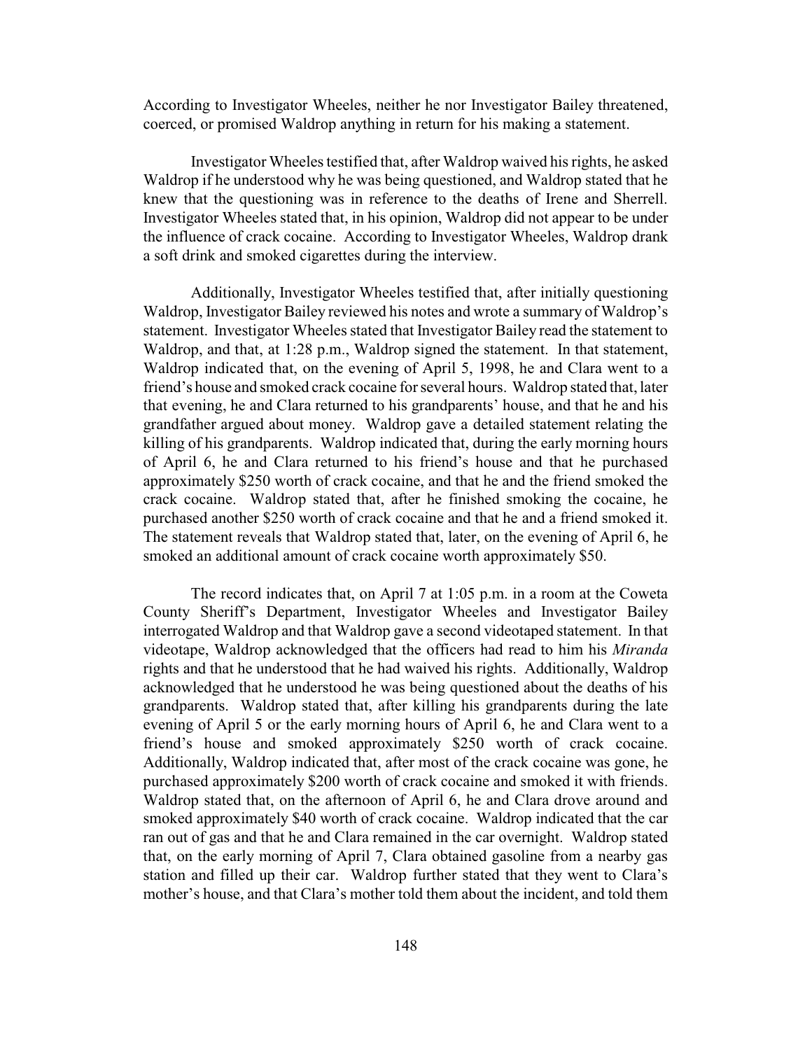According to Investigator Wheeles, neither he nor Investigator Bailey threatened, coerced, or promised Waldrop anything in return for his making a statement.

Investigator Wheeles testified that, after Waldrop waived his rights, he asked Waldrop if he understood why he was being questioned, and Waldrop stated that he knew that the questioning was in reference to the deaths of Irene and Sherrell. Investigator Wheeles stated that, in his opinion, Waldrop did not appear to be under the influence of crack cocaine. According to Investigator Wheeles, Waldrop drank a soft drink and smoked cigarettes during the interview.

Additionally, Investigator Wheeles testified that, after initially questioning Waldrop, Investigator Bailey reviewed his notes and wrote a summary of Waldrop's statement. Investigator Wheeles stated that Investigator Bailey read the statement to Waldrop, and that, at 1:28 p.m., Waldrop signed the statement. In that statement, Waldrop indicated that, on the evening of April 5, 1998, he and Clara went to a friend's house and smoked crack cocaine for several hours. Waldrop stated that, later that evening, he and Clara returned to his grandparents' house, and that he and his grandfather argued about money. Waldrop gave a detailed statement relating the killing of his grandparents. Waldrop indicated that, during the early morning hours of April 6, he and Clara returned to his friend's house and that he purchased approximately $250 worth of crack cocaine, and that he and the friend smoked the crack cocaine. Waldrop stated that, after he finished smoking the cocaine, he purchased another $250 worth of crack cocaine and that he and a friend smoked it. The statement reveals that Waldrop stated that, later, on the evening of April 6, he smoked an additional amount of crack cocaine worth approximately $50.

The record indicates that, on April 7 at 1:05 p.m. in a room at the Coweta County Sheriff's Department, Investigator Wheeles and Investigator Bailey interrogated Waldrop and that Waldrop gave a second videotaped statement. In that videotape, Waldrop acknowledged that the officers had read to him his *Miranda* rights and that he understood that he had waived his rights. Additionally, Waldrop acknowledged that he understood he was being questioned about the deaths of his grandparents. Waldrop stated that, after killing his grandparents during the late evening of April 5 or the early morning hours of April 6, he and Clara went to a friend's house and smoked approximately $250 worth of crack cocaine. Additionally, Waldrop indicated that, after most of the crack cocaine was gone, he purchased approximately $200 worth of crack cocaine and smoked it with friends. Waldrop stated that, on the afternoon of April 6, he and Clara drove around and smoked approximately $40 worth of crack cocaine. Waldrop indicated that the car ran out of gas and that he and Clara remained in the car overnight. Waldrop stated that, on the early morning of April 7, Clara obtained gasoline from a nearby gas station and filled up their car. Waldrop further stated that they went to Clara's mother's house, and that Clara's mother told them about the incident, and told them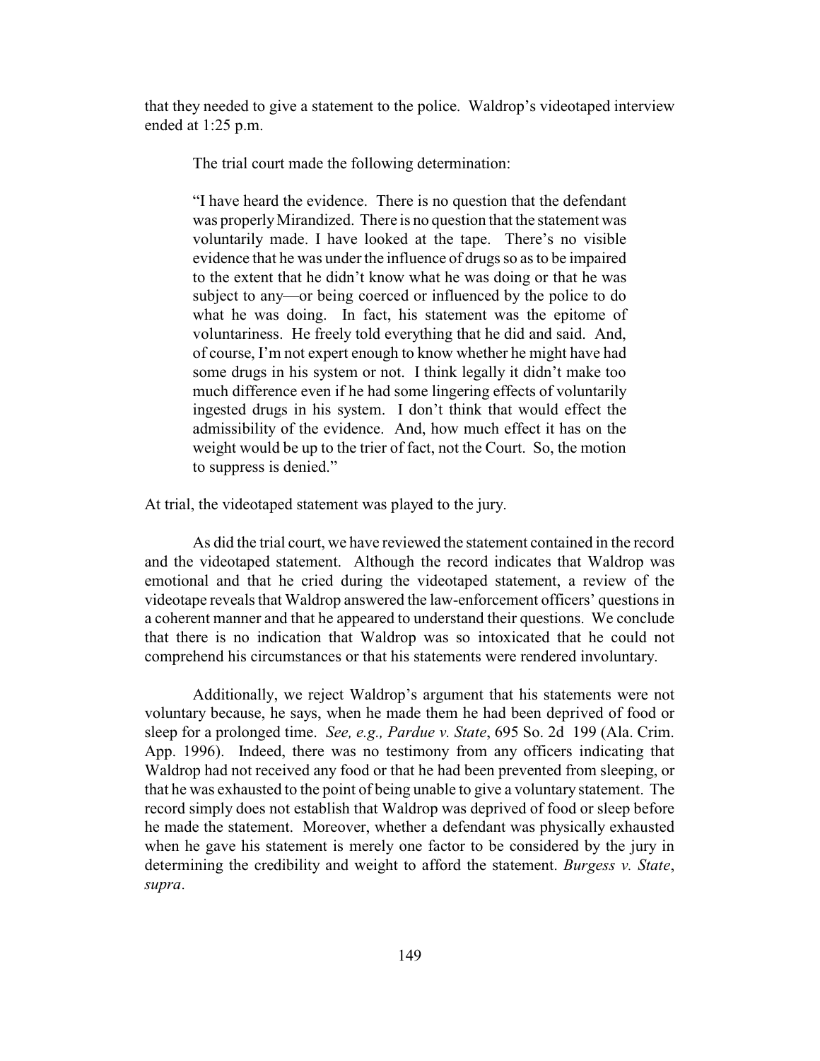that they needed to give a statement to the police. Waldrop's videotaped interview ended at 1:25 p.m.

The trial court made the following determination:

> "I have heard the evidence. There is no question that the defendant was properly Mirandized. There is no question that the statement was voluntarily made. I have looked at the tape. There's no visible evidence that he was under the influence of drugs so as to be impaired to the extent that he didn't know what he was doing or that he was subject to any—or being coerced or influenced by the police to do what he was doing. In fact, his statement was the epitome of voluntariness. He freely told everything that he did and said. And, of course, I'm not expert enough to know whether he might have had some drugs in his system or not. I think legally it didn't make too much difference even if he had some lingering effects of voluntarily ingested drugs in his system. I don't think that would effect the admissibility of the evidence. And, how much effect it has on the weight would be up to the trier of fact, not the Court. So, the motion to suppress is denied."

At trial, the videotaped statement was played to the jury.

As did the trial court, we have reviewed the statement contained in the record and the videotaped statement. Although the record indicates that Waldrop was emotional and that he cried during the videotaped statement, a review of the videotape reveals that Waldrop answered the law-enforcement officers' questions in a coherent manner and that he appeared to understand their questions. We conclude that there is no indication that Waldrop was so intoxicated that he could not comprehend his circumstances or that his statements were rendered involuntary.

Additionally, we reject Waldrop's argument that his statements were not voluntary because, he says, when he made them he had been deprived of food or sleep for a prolonged time. *See, e.g., Pardue v. State*, 695 So. 2d 199 (Ala. Crim. App. 1996). Indeed, there was no testimony from any officers indicating that Waldrop had not received any food or that he had been prevented from sleeping, or that he was exhausted to the point of being unable to give a voluntary statement. The record simply does not establish that Waldrop was deprived of food or sleep before he made the statement. Moreover, whether a defendant was physically exhausted when he gave his statement is merely one factor to be considered by the jury in determining the credibility and weight to afford the statement. *Burgess v. State*, *supra*.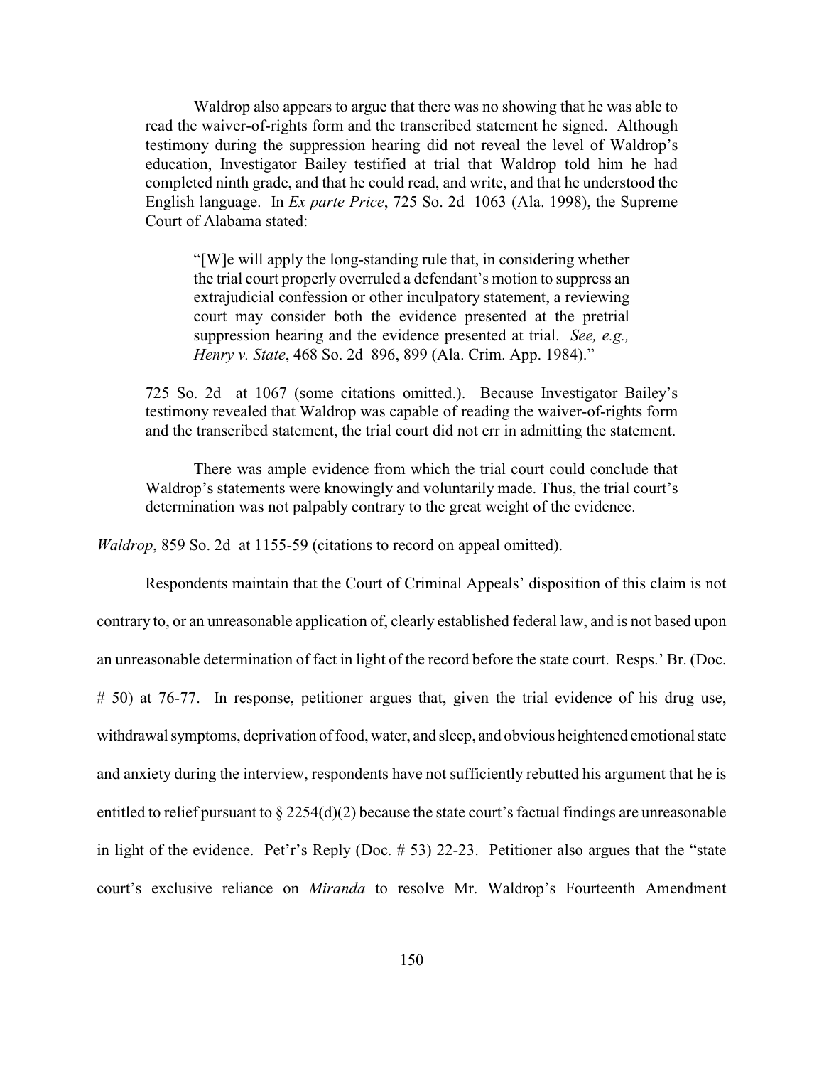Waldrop also appears to argue that there was no showing that he was able to read the waiver-of-rights form and the transcribed statement he signed. Although testimony during the suppression hearing did not reveal the level of Waldrop's education, Investigator Bailey testified at trial that Waldrop told him he had completed ninth grade, and that he could read, and write, and that he understood the English language. In *Ex parte Price*, 725 So. 2d 1063 (Ala. 1998), the Supreme Court of Alabama stated:

> "[W]e will apply the long-standing rule that, in considering whether the trial court properly overruled a defendant's motion to suppress an extrajudicial confession or other inculpatory statement, a reviewing court may consider both the evidence presented at the pretrial suppression hearing and the evidence presented at trial. *See, e.g., Henry v. State*, 468 So. 2d 896, 899 (Ala. Crim. App. 1984)."

725 So. 2d at 1067 (some citations omitted.). Because Investigator Bailey's testimony revealed that Waldrop was capable of reading the waiver-of-rights form and the transcribed statement, the trial court did not err in admitting the statement.

There was ample evidence from which the trial court could conclude that Waldrop's statements were knowingly and voluntarily made. Thus, the trial court's determination was not palpably contrary to the great weight of the evidence.

*Waldrop*, 859 So. 2d at 1155-59 (citations to record on appeal omitted).

Respondents maintain that the Court of Criminal Appeals' disposition of this claim is not contrary to, or an unreasonable application of, clearly established federal law, and is not based upon an unreasonable determination of fact in light of the record before the state court. Resps.' Br. (Doc. # 50) at 76-77. In response, petitioner argues that, given the trial evidence of his drug use, withdrawal symptoms, deprivation of food, water, and sleep, and obvious heightened emotional state and anxiety during the interview, respondents have not sufficiently rebutted his argument that he is entitled to relief pursuant to § 2254(d)(2) because the state court's factual findings are unreasonable in light of the evidence. Pet'r's Reply (Doc. # 53) 22-23. Petitioner also argues that the "state court's exclusive reliance on *Miranda* to resolve Mr. Waldrop's Fourteenth Amendment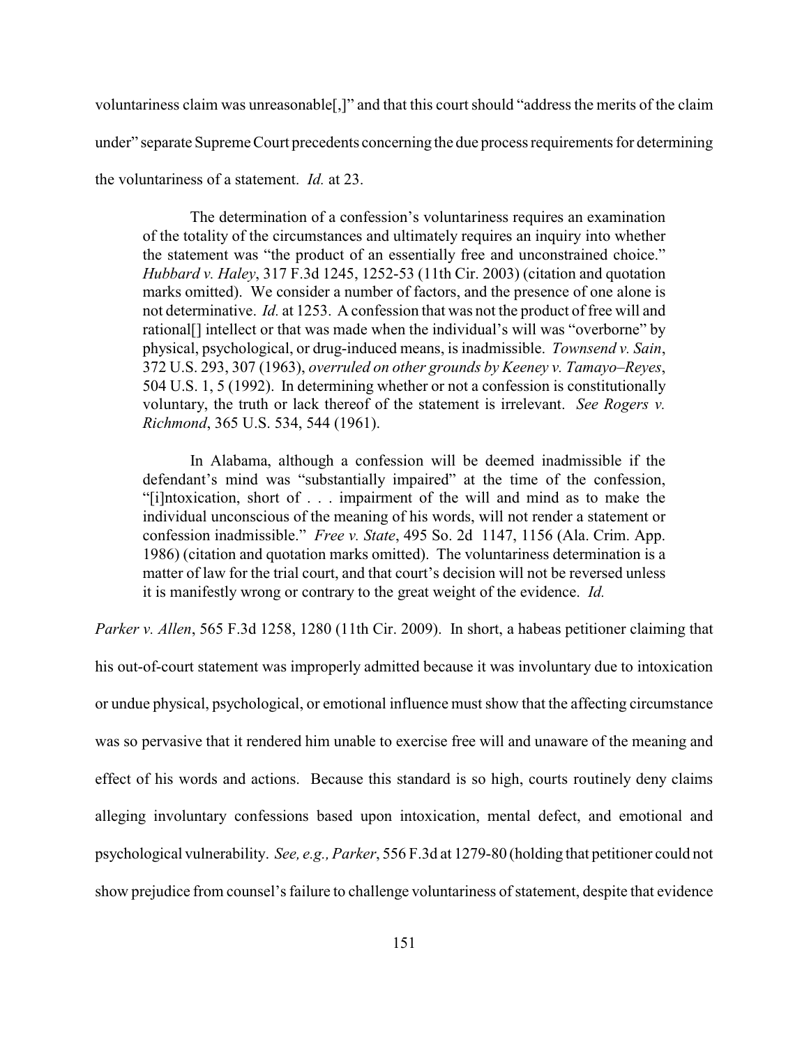voluntariness claim was unreasonable[,]" and that this court should "address the merits of the claim under" separate Supreme Court precedents concerning the due process requirements for determining the voluntariness of a statement. *Id.* at 23.

> The determination of a confession's voluntariness requires an examination of the totality of the circumstances and ultimately requires an inquiry into whether the statement was "the product of an essentially free and unconstrained choice." *Hubbard v. Haley*, 317 F.3d 1245, 1252-53 (11th Cir. 2003) (citation and quotation marks omitted). We consider a number of factors, and the presence of one alone is not determinative. *Id.* at 1253. A confession that was not the product of free will and rational[] intellect or that was made when the individual's will was "overborne" by physical, psychological, or drug-induced means, is inadmissible. *Townsend v. Sain*, 372 U.S. 293, 307 (1963), *overruled on other grounds by Keeney v. Tamayo–Reyes*, 504 U.S. 1, 5 (1992). In determining whether or not a confession is constitutionally voluntary, the truth or lack thereof of the statement is irrelevant. *See Rogers v. Richmond*, 365 U.S. 534, 544 (1961).
>
> In Alabama, although a confession will be deemed inadmissible if the defendant's mind was "substantially impaired" at the time of the confession, "[i]ntoxication, short of . . . impairment of the will and mind as to make the individual unconscious of the meaning of his words, will not render a statement or confession inadmissible." *Free v. State*, 495 So. 2d 1147, 1156 (Ala. Crim. App. 1986) (citation and quotation marks omitted). The voluntariness determination is a matter of law for the trial court, and that court's decision will not be reversed unless it is manifestly wrong or contrary to the great weight of the evidence. *Id.*

*Parker v. Allen*, 565 F.3d 1258, 1280 (11th Cir. 2009). In short, a habeas petitioner claiming that his out-of-court statement was improperly admitted because it was involuntary due to intoxication or undue physical, psychological, or emotional influence must show that the affecting circumstance was so pervasive that it rendered him unable to exercise free will and unaware of the meaning and effect of his words and actions. Because this standard is so high, courts routinely deny claims alleging involuntary confessions based upon intoxication, mental defect, and emotional and psychological vulnerability. *See, e.g., Parker*, 556 F.3d at 1279-80 (holding that petitioner could not show prejudice from counsel's failure to challenge voluntariness of statement, despite that evidence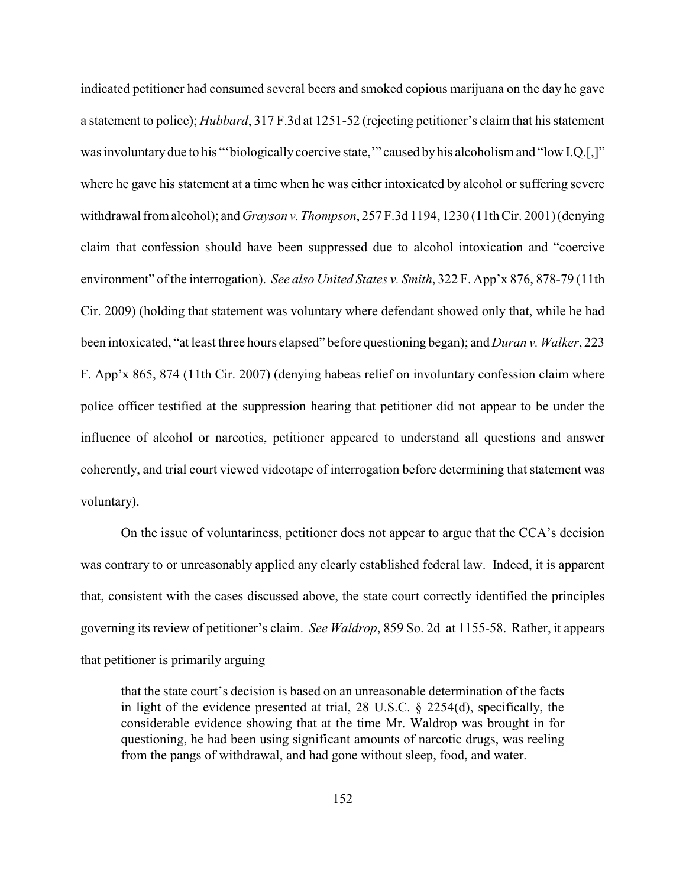indicated petitioner had consumed several beers and smoked copious marijuana on the day he gave a statement to police); *Hubbard*, 317 F.3d at 1251-52 (rejecting petitioner's claim that his statement was involuntary due to his "'biologically coercive state,'" caused by his alcoholism and "low I.Q.[,]" where he gave his statement at a time when he was either intoxicated by alcohol or suffering severe withdrawal from alcohol); and *Grayson v. Thompson*, 257 F.3d 1194, 1230 (11th Cir. 2001) (denying claim that confession should have been suppressed due to alcohol intoxication and "coercive environment" of the interrogation). *See also United States v. Smith*, 322 F. App'x 876, 878-79 (11th Cir. 2009) (holding that statement was voluntary where defendant showed only that, while he had been intoxicated, "at least three hours elapsed" before questioning began); and *Duran v. Walker*, 223 F. App'x 865, 874 (11th Cir. 2007) (denying habeas relief on involuntary confession claim where police officer testified at the suppression hearing that petitioner did not appear to be under the influence of alcohol or narcotics, petitioner appeared to understand all questions and answer coherently, and trial court viewed videotape of interrogation before determining that statement was voluntary).

On the issue of voluntariness, petitioner does not appear to argue that the CCA's decision was contrary to or unreasonably applied any clearly established federal law. Indeed, it is apparent that, consistent with the cases discussed above, the state court correctly identified the principles governing its review of petitioner's claim. *See Waldrop*, 859 So. 2d at 1155-58. Rather, it appears that petitioner is primarily arguing

> that the state court's decision is based on an unreasonable determination of the facts in light of the evidence presented at trial, 28 U.S.C. § 2254(d), specifically, the considerable evidence showing that at the time Mr. Waldrop was brought in for questioning, he had been using significant amounts of narcotic drugs, was reeling from the pangs of withdrawal, and had gone without sleep, food, and water.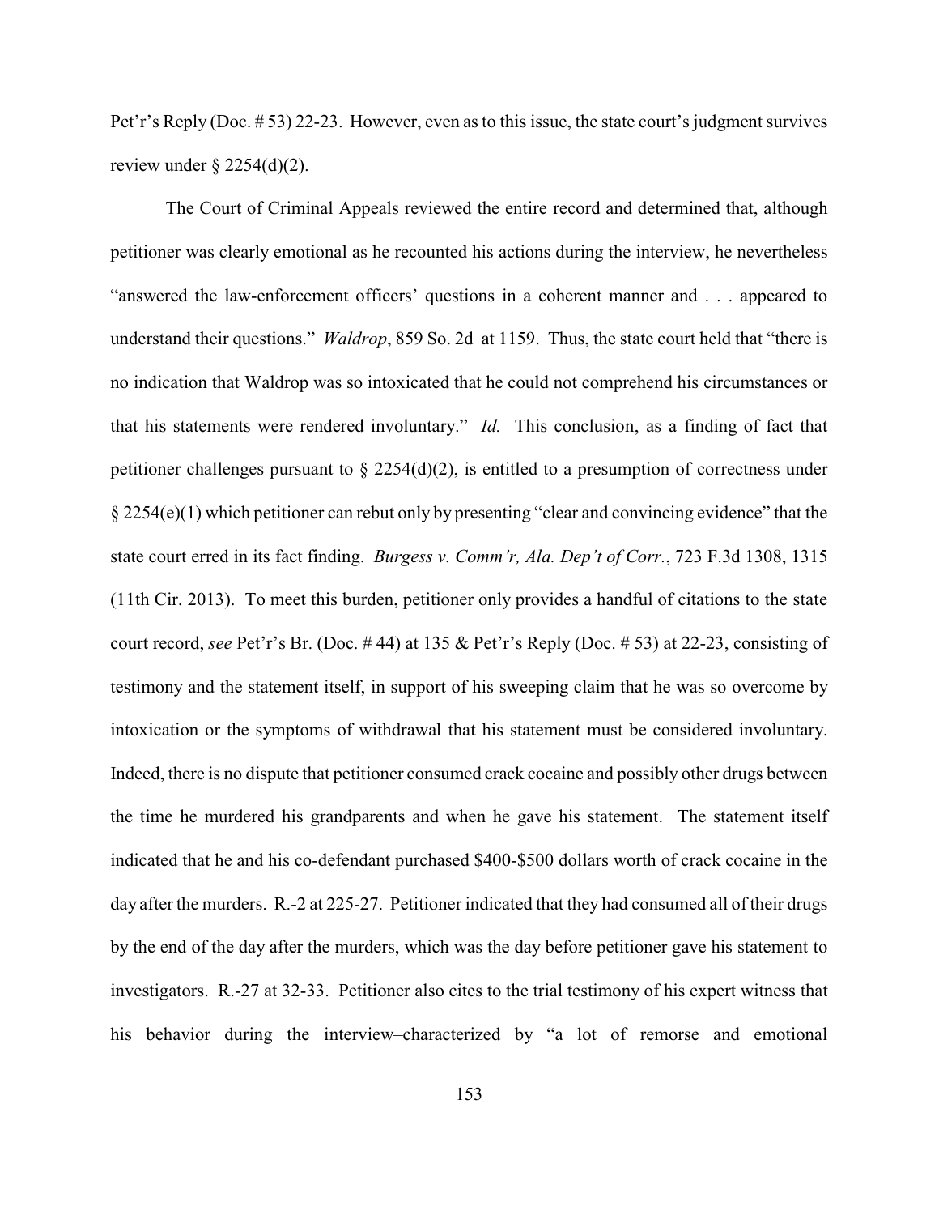Pet'r's Reply (Doc. # 53) 22-23. However, even as to this issue, the state court's judgment survives review under § 2254(d)(2).

The Court of Criminal Appeals reviewed the entire record and determined that, although petitioner was clearly emotional as he recounted his actions during the interview, he nevertheless "answered the law-enforcement officers' questions in a coherent manner and . . . appeared to understand their questions." *Waldrop*, 859 So. 2d at 1159. Thus, the state court held that "there is no indication that Waldrop was so intoxicated that he could not comprehend his circumstances or that his statements were rendered involuntary." *Id.* This conclusion, as a finding of fact that petitioner challenges pursuant to § 2254(d)(2), is entitled to a presumption of correctness under § 2254(e)(1) which petitioner can rebut only by presenting "clear and convincing evidence" that the state court erred in its fact finding. *Burgess v. Comm'r, Ala. Dep't of Corr.*, 723 F.3d 1308, 1315 (11th Cir. 2013). To meet this burden, petitioner only provides a handful of citations to the state court record, *see* Pet'r's Br. (Doc. # 44) at 135 & Pet'r's Reply (Doc. # 53) at 22-23, consisting of testimony and the statement itself, in support of his sweeping claim that he was so overcome by intoxication or the symptoms of withdrawal that his statement must be considered involuntary. Indeed, there is no dispute that petitioner consumed crack cocaine and possibly other drugs between the time he murdered his grandparents and when he gave his statement. The statement itself indicated that he and his co-defendant purchased $400-$500 dollars worth of crack cocaine in the day after the murders. R.-2 at 225-27. Petitioner indicated that they had consumed all of their drugs by the end of the day after the murders, which was the day before petitioner gave his statement to investigators. R.-27 at 32-33. Petitioner also cites to the trial testimony of his expert witness that his behavior during the interview–characterized by "a lot of remorse and emotional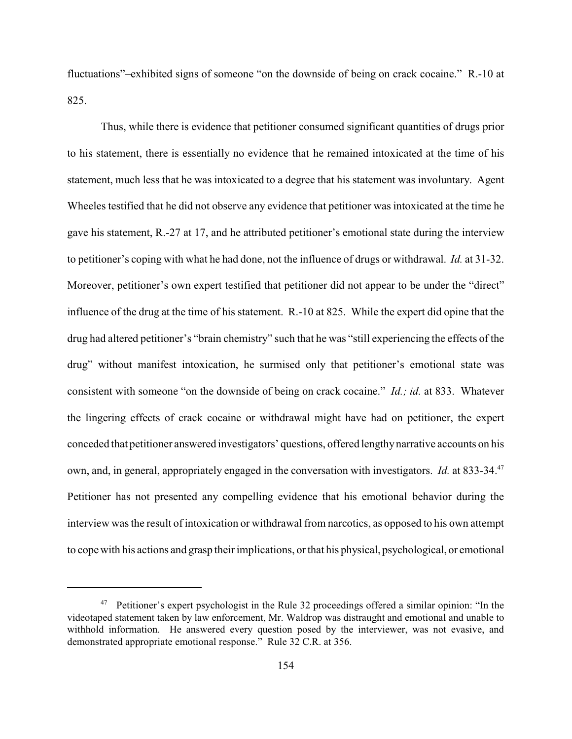fluctuations"–exhibited signs of someone "on the downside of being on crack cocaine." R.-10 at 825.

Thus, while there is evidence that petitioner consumed significant quantities of drugs prior to his statement, there is essentially no evidence that he remained intoxicated at the time of his statement, much less that he was intoxicated to a degree that his statement was involuntary. Agent Wheeles testified that he did not observe any evidence that petitioner was intoxicated at the time he gave his statement, R.-27 at 17, and he attributed petitioner's emotional state during the interview to petitioner's coping with what he had done, not the influence of drugs or withdrawal. *Id.* at 31-32. Moreover, petitioner's own expert testified that petitioner did not appear to be under the "direct" influence of the drug at the time of his statement. R.-10 at 825. While the expert did opine that the drug had altered petitioner's "brain chemistry" such that he was "still experiencing the effects of the drug" without manifest intoxication, he surmised only that petitioner's emotional state was consistent with someone "on the downside of being on crack cocaine." *Id.; id.* at 833. Whatever the lingering effects of crack cocaine or withdrawal might have had on petitioner, the expert conceded that petitioner answered investigators' questions, offered lengthy narrative accounts on his own, and, in general, appropriately engaged in the conversation with investigators. *Id.* at 833-34.[47] Petitioner has not presented any compelling evidence that his emotional behavior during the interview was the result of intoxication or withdrawal from narcotics, as opposed to his own attempt to cope with his actions and grasp their implications, or that his physical, psychological, or emotional

---

[47] Petitioner's expert psychologist in the Rule 32 proceedings offered a similar opinion: "In the videotaped statement taken by law enforcement, Mr. Waldrop was distraught and emotional and unable to withhold information. He answered every question posed by the interviewer, was not evasive, and demonstrated appropriate emotional response." Rule 32 C.R. at 356.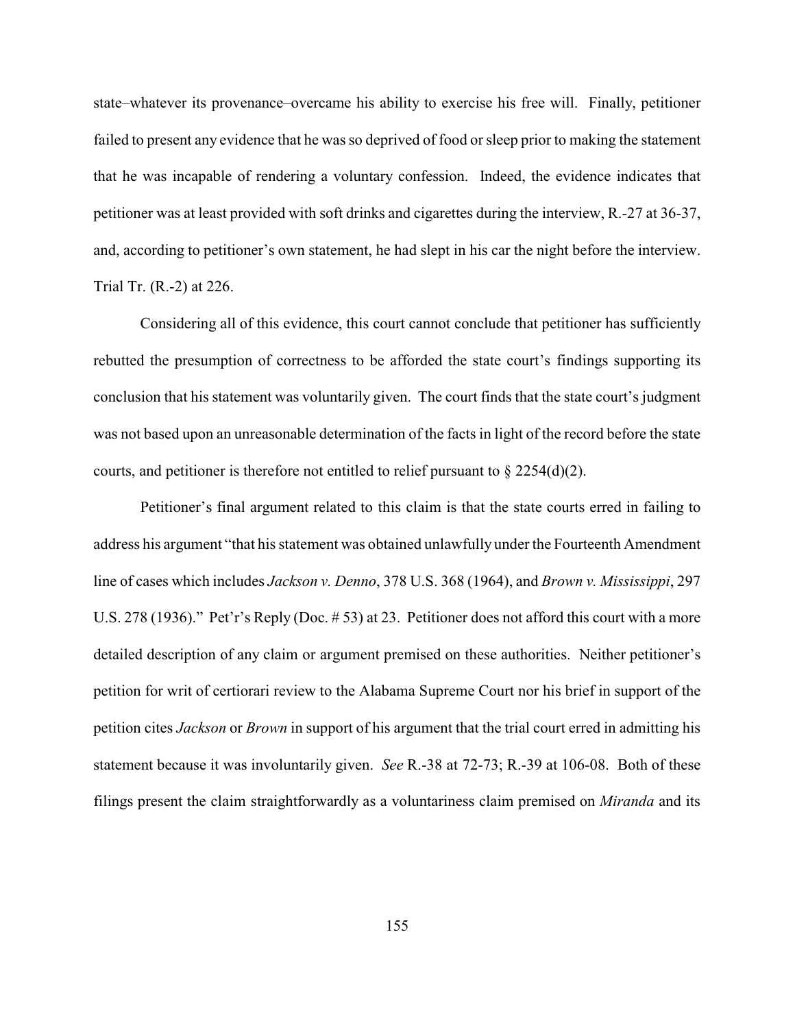state–whatever its provenance–overcame his ability to exercise his free will. Finally, petitioner failed to present any evidence that he was so deprived of food or sleep prior to making the statement that he was incapable of rendering a voluntary confession. Indeed, the evidence indicates that petitioner was at least provided with soft drinks and cigarettes during the interview, R.-27 at 36-37, and, according to petitioner's own statement, he had slept in his car the night before the interview. Trial Tr. (R.-2) at 226.

Considering all of this evidence, this court cannot conclude that petitioner has sufficiently rebutted the presumption of correctness to be afforded the state court's findings supporting its conclusion that his statement was voluntarily given. The court finds that the state court's judgment was not based upon an unreasonable determination of the facts in light of the record before the state courts, and petitioner is therefore not entitled to relief pursuant to § 2254(d)(2).

Petitioner's final argument related to this claim is that the state courts erred in failing to address his argument "that his statement was obtained unlawfully under the Fourteenth Amendment line of cases which includes *Jackson v. Denno*, 378 U.S. 368 (1964), and *Brown v. Mississippi*, 297 U.S. 278 (1936)." Pet'r's Reply (Doc. # 53) at 23. Petitioner does not afford this court with a more detailed description of any claim or argument premised on these authorities. Neither petitioner's petition for writ of certiorari review to the Alabama Supreme Court nor his brief in support of the petition cites *Jackson* or *Brown* in support of his argument that the trial court erred in admitting his statement because it was involuntarily given. *See* R.-38 at 72-73; R.-39 at 106-08. Both of these filings present the claim straightforwardly as a voluntariness claim premised on *Miranda* and its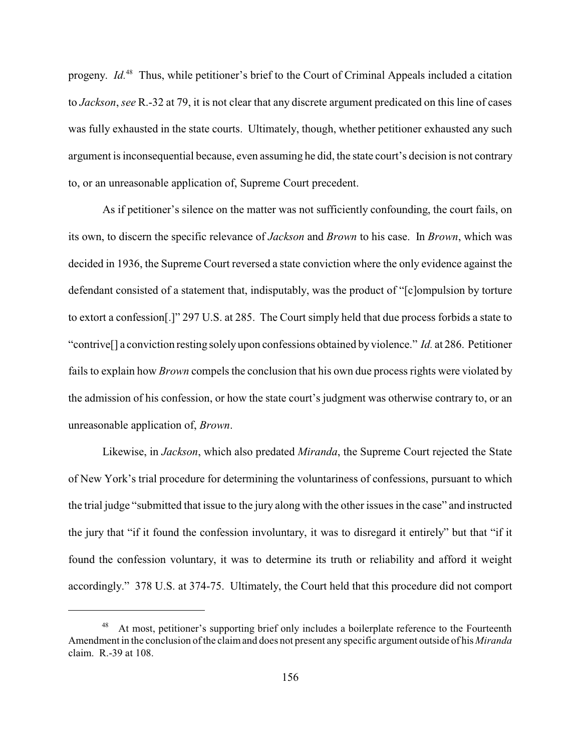progeny. *Id.*[48] Thus, while petitioner's brief to the Court of Criminal Appeals included a citation to *Jackson*, *see* R.-32 at 79, it is not clear that any discrete argument predicated on this line of cases was fully exhausted in the state courts. Ultimately, though, whether petitioner exhausted any such argument is inconsequential because, even assuming he did, the state court's decision is not contrary to, or an unreasonable application of, Supreme Court precedent.

As if petitioner's silence on the matter was not sufficiently confounding, the court fails, on its own, to discern the specific relevance of *Jackson* and *Brown* to his case. In *Brown*, which was decided in 1936, the Supreme Court reversed a state conviction where the only evidence against the defendant consisted of a statement that, indisputably, was the product of "[c]ompulsion by torture to extort a confession[.]" 297 U.S. at 285. The Court simply held that due process forbids a state to "contrive[] a conviction resting solely upon confessions obtained by violence." *Id.* at 286. Petitioner fails to explain how *Brown* compels the conclusion that his own due process rights were violated by the admission of his confession, or how the state court's judgment was otherwise contrary to, or an unreasonable application of, *Brown*.

Likewise, in *Jackson*, which also predated *Miranda*, the Supreme Court rejected the State of New York's trial procedure for determining the voluntariness of confessions, pursuant to which the trial judge "submitted that issue to the jury along with the other issues in the case" and instructed the jury that "if it found the confession involuntary, it was to disregard it entirely" but that "if it found the confession voluntary, it was to determine its truth or reliability and afford it weight accordingly." 378 U.S. at 374-75. Ultimately, the Court held that this procedure did not comport

---

[48] At most, petitioner's supporting brief only includes a boilerplate reference to the Fourteenth Amendment in the conclusion of the claim and does not present any specific argument outside of his *Miranda* claim. R.-39 at 108.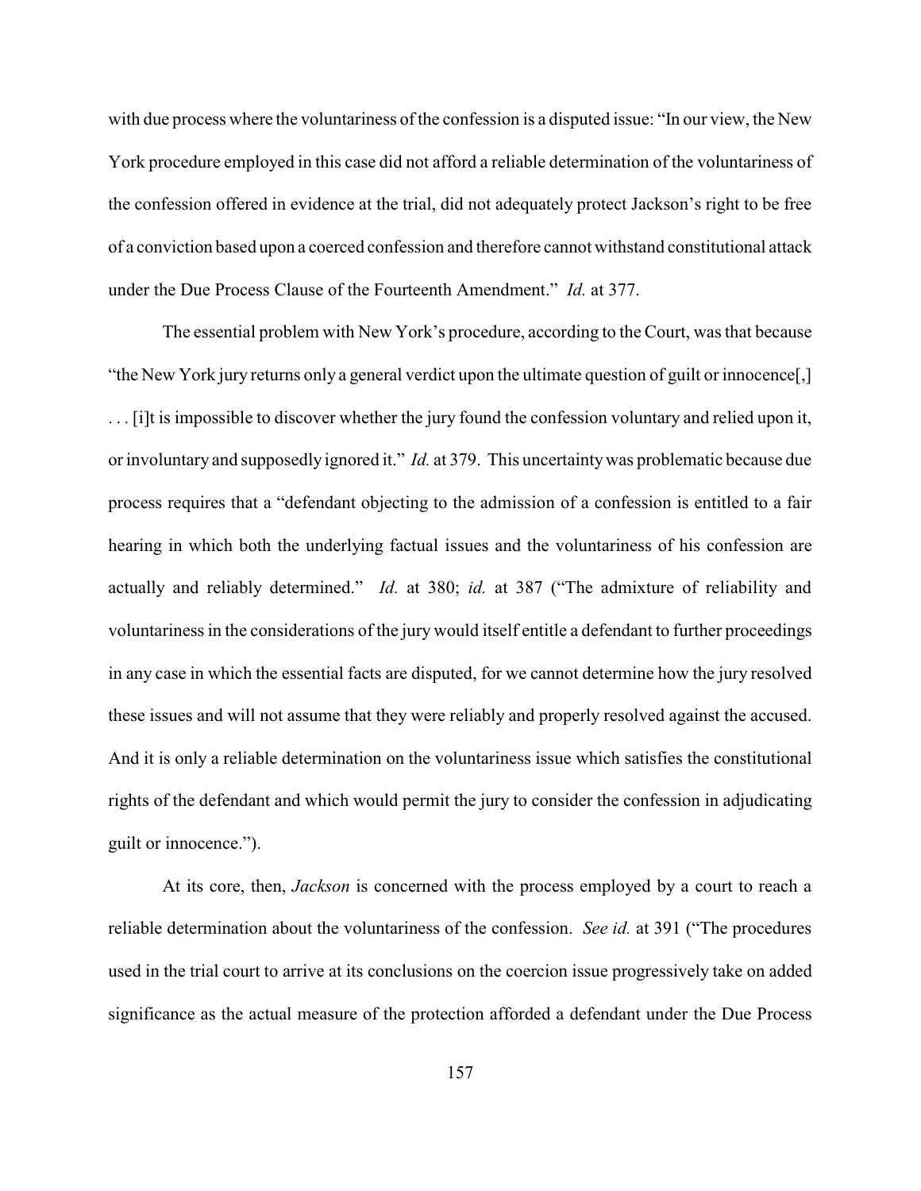with due process where the voluntariness of the confession is a disputed issue: "In our view, the New York procedure employed in this case did not afford a reliable determination of the voluntariness of the confession offered in evidence at the trial, did not adequately protect Jackson's right to be free of a conviction based upon a coerced confession and therefore cannot withstand constitutional attack under the Due Process Clause of the Fourteenth Amendment." *Id.* at 377.

The essential problem with New York's procedure, according to the Court, was that because "the New York jury returns only a general verdict upon the ultimate question of guilt or innocence[,] . . . [i]t is impossible to discover whether the jury found the confession voluntary and relied upon it, or involuntary and supposedly ignored it." *Id.* at 379. This uncertainty was problematic because due process requires that a "defendant objecting to the admission of a confession is entitled to a fair hearing in which both the underlying factual issues and the voluntariness of his confession are actually and reliably determined." *Id.* at 380; *id.* at 387 ("The admixture of reliability and voluntariness in the considerations of the jury would itself entitle a defendant to further proceedings in any case in which the essential facts are disputed, for we cannot determine how the jury resolved these issues and will not assume that they were reliably and properly resolved against the accused. And it is only a reliable determination on the voluntariness issue which satisfies the constitutional rights of the defendant and which would permit the jury to consider the confession in adjudicating guilt or innocence.").

At its core, then, *Jackson* is concerned with the process employed by a court to reach a reliable determination about the voluntariness of the confession. *See id.* at 391 ("The procedures used in the trial court to arrive at its conclusions on the coercion issue progressively take on added significance as the actual measure of the protection afforded a defendant under the Due Process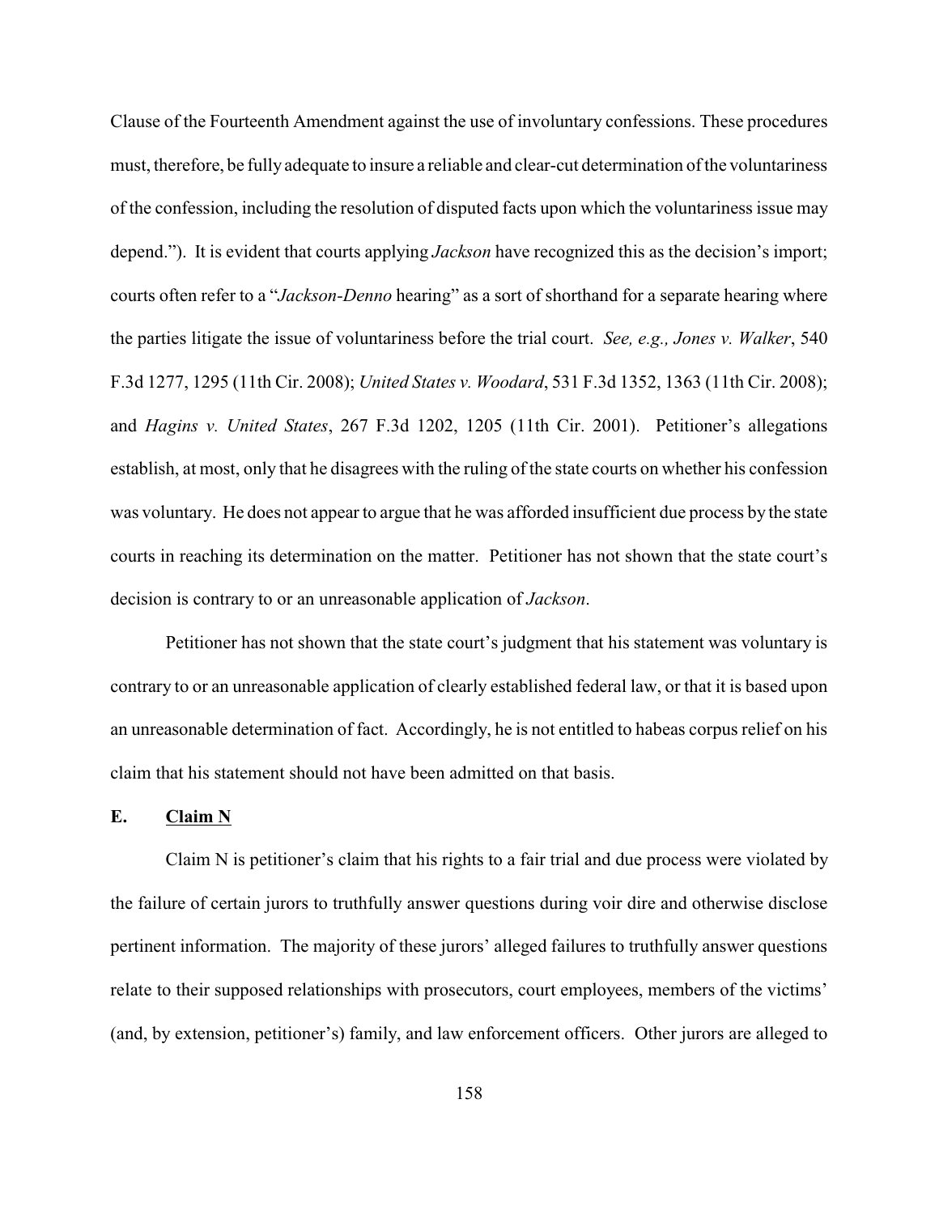Clause of the Fourteenth Amendment against the use of involuntary confessions. These procedures must, therefore, be fully adequate to insure a reliable and clear-cut determination of the voluntariness of the confession, including the resolution of disputed facts upon which the voluntariness issue may depend."). It is evident that courts applying *Jackson* have recognized this as the decision's import; courts often refer to a "*Jackson-Denno* hearing" as a sort of shorthand for a separate hearing where the parties litigate the issue of voluntariness before the trial court. *See, e.g., Jones v. Walker*, 540 F.3d 1277, 1295 (11th Cir. 2008); *United States v. Woodard*, 531 F.3d 1352, 1363 (11th Cir. 2008); and *Hagins v. United States*, 267 F.3d 1202, 1205 (11th Cir. 2001). Petitioner's allegations establish, at most, only that he disagrees with the ruling of the state courts on whether his confession was voluntary. He does not appear to argue that he was afforded insufficient due process by the state courts in reaching its determination on the matter. Petitioner has not shown that the state court's decision is contrary to or an unreasonable application of *Jackson*.

Petitioner has not shown that the state court's judgment that his statement was voluntary is contrary to or an unreasonable application of clearly established federal law, or that it is based upon an unreasonable determination of fact. Accordingly, he is not entitled to habeas corpus relief on his claim that his statement should not have been admitted on that basis.

**E. Claim N**

Claim N is petitioner's claim that his rights to a fair trial and due process were violated by the failure of certain jurors to truthfully answer questions during voir dire and otherwise disclose pertinent information. The majority of these jurors' alleged failures to truthfully answer questions relate to their supposed relationships with prosecutors, court employees, members of the victims' (and, by extension, petitioner's) family, and law enforcement officers. Other jurors are alleged to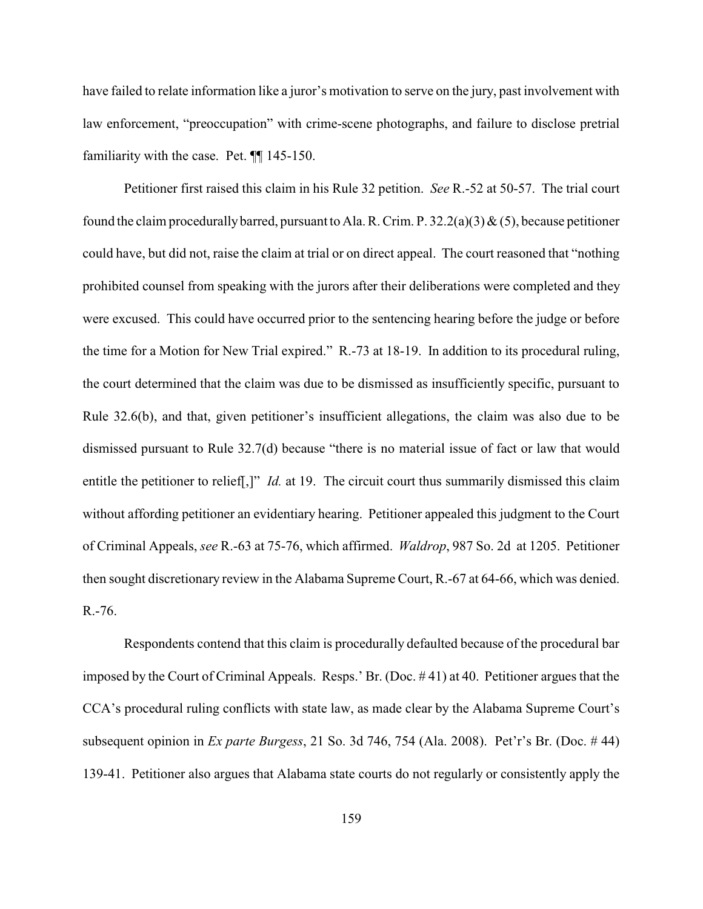have failed to relate information like a juror's motivation to serve on the jury, past involvement with law enforcement, "preoccupation" with crime-scene photographs, and failure to disclose pretrial familiarity with the case. Pet. ¶¶ 145-150.

Petitioner first raised this claim in his Rule 32 petition. *See* R.-52 at 50-57. The trial court found the claim procedurally barred, pursuant to Ala. R. Crim. P. 32.2(a)(3) & (5), because petitioner could have, but did not, raise the claim at trial or on direct appeal. The court reasoned that "nothing prohibited counsel from speaking with the jurors after their deliberations were completed and they were excused. This could have occurred prior to the sentencing hearing before the judge or before the time for a Motion for New Trial expired." R.-73 at 18-19. In addition to its procedural ruling, the court determined that the claim was due to be dismissed as insufficiently specific, pursuant to Rule 32.6(b), and that, given petitioner's insufficient allegations, the claim was also due to be dismissed pursuant to Rule 32.7(d) because "there is no material issue of fact or law that would entitle the petitioner to relief[,]" *Id.* at 19. The circuit court thus summarily dismissed this claim without affording petitioner an evidentiary hearing. Petitioner appealed this judgment to the Court of Criminal Appeals, *see* R.-63 at 75-76, which affirmed. *Waldrop*, 987 So. 2d at 1205. Petitioner then sought discretionary review in the Alabama Supreme Court, R.-67 at 64-66, which was denied. R.-76.

Respondents contend that this claim is procedurally defaulted because of the procedural bar imposed by the Court of Criminal Appeals. Resps.' Br. (Doc. # 41) at 40. Petitioner argues that the CCA's procedural ruling conflicts with state law, as made clear by the Alabama Supreme Court's subsequent opinion in *Ex parte Burgess*, 21 So. 3d 746, 754 (Ala. 2008). Pet'r's Br. (Doc. # 44) 139-41. Petitioner also argues that Alabama state courts do not regularly or consistently apply the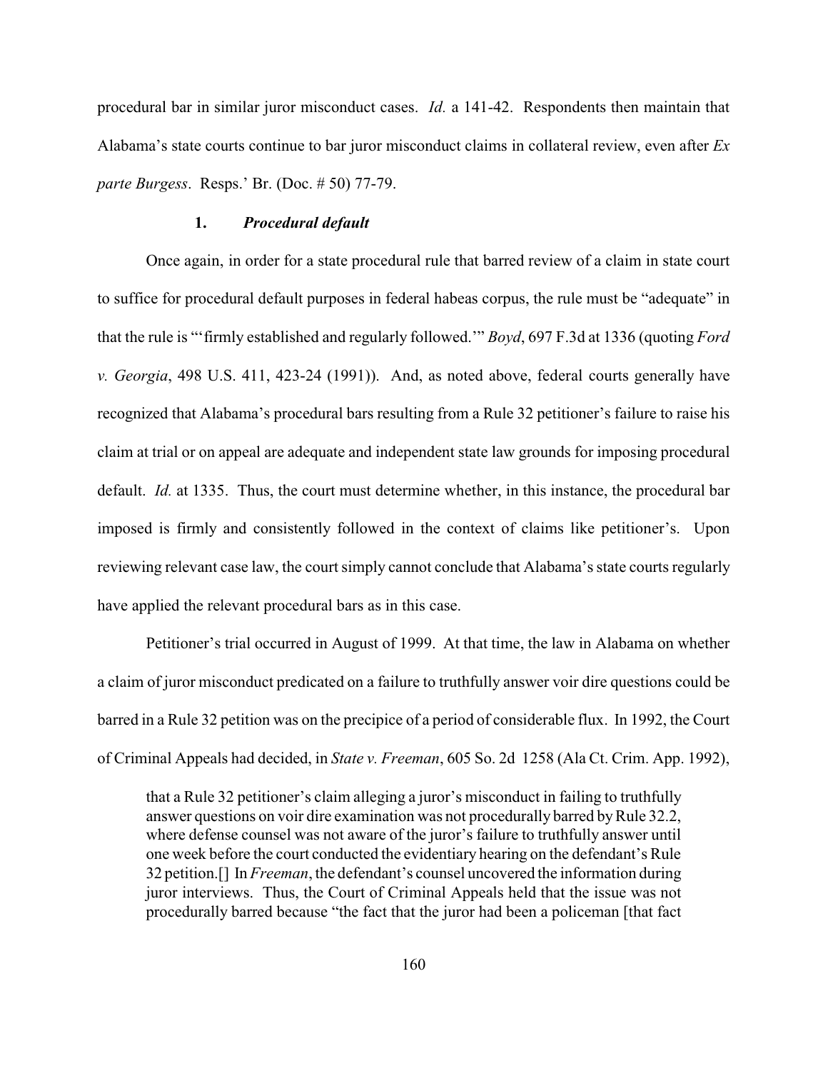procedural bar in similar juror misconduct cases. *Id.* a 141-42. Respondents then maintain that Alabama's state courts continue to bar juror misconduct claims in collateral review, even after *Ex parte Burgess*. Resps.' Br. (Doc. # 50) 77-79.

### 1. *Procedural default*

Once again, in order for a state procedural rule that barred review of a claim in state court to suffice for procedural default purposes in federal habeas corpus, the rule must be "adequate" in that the rule is "'firmly established and regularly followed.'" *Boyd*, 697 F.3d at 1336 (quoting *Ford v. Georgia*, 498 U.S. 411, 423-24 (1991)). And, as noted above, federal courts generally have recognized that Alabama's procedural bars resulting from a Rule 32 petitioner's failure to raise his claim at trial or on appeal are adequate and independent state law grounds for imposing procedural default. *Id.* at 1335. Thus, the court must determine whether, in this instance, the procedural bar imposed is firmly and consistently followed in the context of claims like petitioner's. Upon reviewing relevant case law, the court simply cannot conclude that Alabama's state courts regularly have applied the relevant procedural bars as in this case.

Petitioner's trial occurred in August of 1999. At that time, the law in Alabama on whether a claim of juror misconduct predicated on a failure to truthfully answer voir dire questions could be barred in a Rule 32 petition was on the precipice of a period of considerable flux. In 1992, the Court of Criminal Appeals had decided, in *State v. Freeman*, 605 So. 2d 1258 (Ala Ct. Crim. App. 1992),

> that a Rule 32 petitioner's claim alleging a juror's misconduct in failing to truthfully answer questions on voir dire examination was not procedurally barred by Rule 32.2, where defense counsel was not aware of the juror's failure to truthfully answer until one week before the court conducted the evidentiary hearing on the defendant's Rule 32 petition.[] In *Freeman*, the defendant's counsel uncovered the information during juror interviews. Thus, the Court of Criminal Appeals held that the issue was not procedurally barred because "the fact that the juror had been a policeman [that fact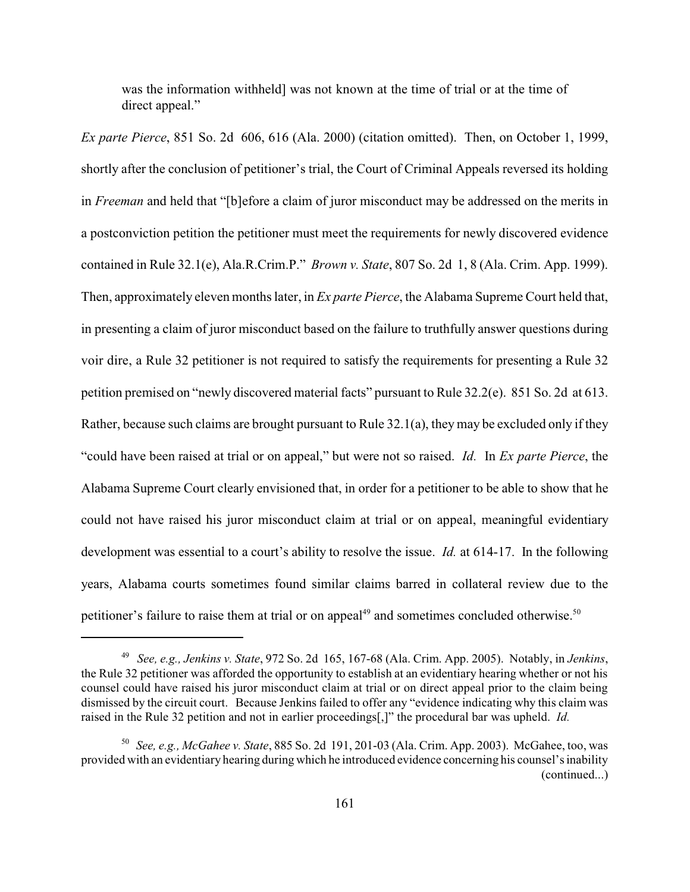was the information withheld] was not known at the time of trial or at the time of direct appeal."

*Ex parte Pierce*, 851 So. 2d 606, 616 (Ala. 2000) (citation omitted). Then, on October 1, 1999, shortly after the conclusion of petitioner's trial, the Court of Criminal Appeals reversed its holding in *Freeman* and held that "[b]efore a claim of juror misconduct may be addressed on the merits in a postconviction petition the petitioner must meet the requirements for newly discovered evidence contained in Rule 32.1(e), Ala.R.Crim.P." *Brown v. State*, 807 So. 2d 1, 8 (Ala. Crim. App. 1999). Then, approximately eleven months later, in *Ex parte Pierce*, the Alabama Supreme Court held that, in presenting a claim of juror misconduct based on the failure to truthfully answer questions during voir dire, a Rule 32 petitioner is not required to satisfy the requirements for presenting a Rule 32 petition premised on "newly discovered material facts" pursuant to Rule 32.2(e). 851 So. 2d at 613. Rather, because such claims are brought pursuant to Rule 32.1(a), they may be excluded only if they "could have been raised at trial or on appeal," but were not so raised. *Id.* In *Ex parte Pierce*, the Alabama Supreme Court clearly envisioned that, in order for a petitioner to be able to show that he could not have raised his juror misconduct claim at trial or on appeal, meaningful evidentiary development was essential to a court's ability to resolve the issue. *Id.* at 614-17. In the following years, Alabama courts sometimes found similar claims barred in collateral review due to the petitioner's failure to raise them at trial or on appeal[49] and sometimes concluded otherwise.[50]

---

[49] *See, e.g., Jenkins v. State*, 972 So. 2d 165, 167-68 (Ala. Crim. App. 2005). Notably, in *Jenkins*, the Rule 32 petitioner was afforded the opportunity to establish at an evidentiary hearing whether or not his counsel could have raised his juror misconduct claim at trial or on direct appeal prior to the claim being dismissed by the circuit court. Because Jenkins failed to offer any "evidence indicating why this claim was raised in the Rule 32 petition and not in earlier proceedings[,]" the procedural bar was upheld. *Id.*

[50] *See, e.g., McGahee v. State*, 885 So. 2d 191, 201-03 (Ala. Crim. App. 2003). McGahee, too, was provided with an evidentiary hearing during which he introduced evidence concerning his counsel's inability (continued...)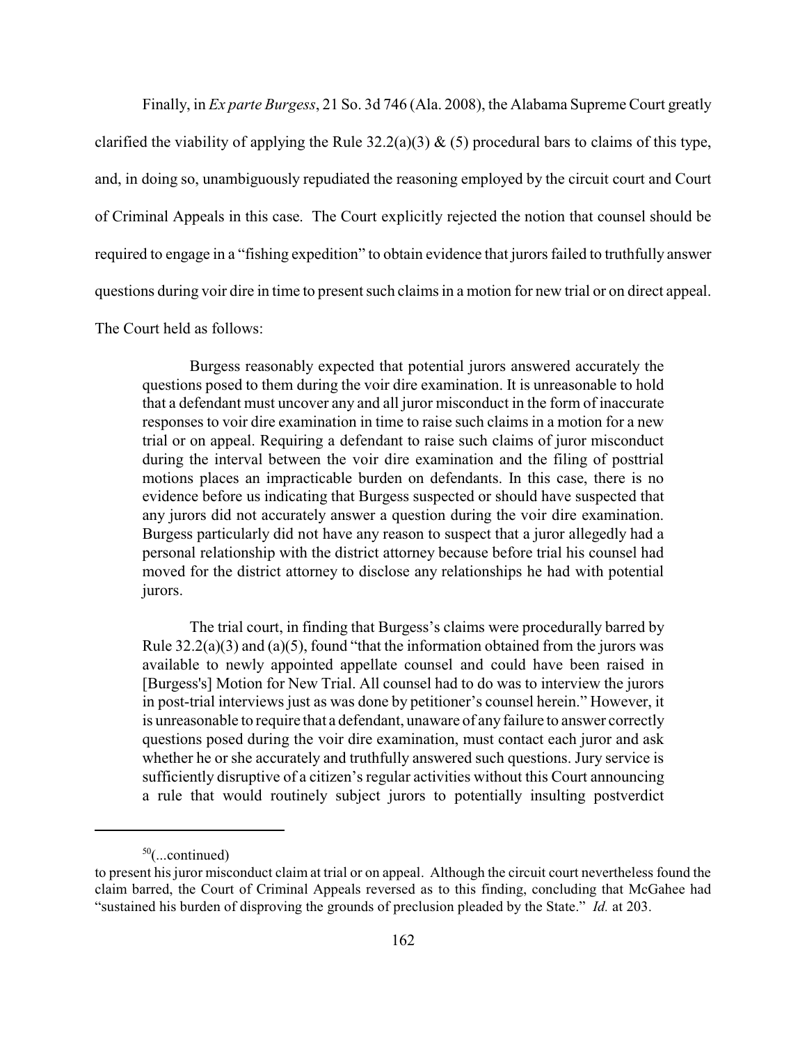Finally, in *Ex parte Burgess*, 21 So. 3d 746 (Ala. 2008), the Alabama Supreme Court greatly clarified the viability of applying the Rule 32.2(a)(3) & (5) procedural bars to claims of this type, and, in doing so, unambiguously repudiated the reasoning employed by the circuit court and Court of Criminal Appeals in this case. The Court explicitly rejected the notion that counsel should be required to engage in a "fishing expedition" to obtain evidence that jurors failed to truthfully answer questions during voir dire in time to present such claims in a motion for new trial or on direct appeal. The Court held as follows:

> Burgess reasonably expected that potential jurors answered accurately the questions posed to them during the voir dire examination. It is unreasonable to hold that a defendant must uncover any and all juror misconduct in the form of inaccurate responses to voir dire examination in time to raise such claims in a motion for a new trial or on appeal. Requiring a defendant to raise such claims of juror misconduct during the interval between the voir dire examination and the filing of posttrial motions places an impracticable burden on defendants. In this case, there is no evidence before us indicating that Burgess suspected or should have suspected that any jurors did not accurately answer a question during the voir dire examination. Burgess particularly did not have any reason to suspect that a juror allegedly had a personal relationship with the district attorney because before trial his counsel had moved for the district attorney to disclose any relationships he had with potential jurors.
>
> The trial court, in finding that Burgess's claims were procedurally barred by Rule 32.2(a)(3) and (a)(5), found "that the information obtained from the jurors was available to newly appointed appellate counsel and could have been raised in [Burgess's] Motion for New Trial. All counsel had to do was to interview the jurors in post-trial interviews just as was done by petitioner's counsel herein." However, it is unreasonable to require that a defendant, unaware of any failure to answer correctly questions posed during the voir dire examination, must contact each juror and ask whether he or she accurately and truthfully answered such questions. Jury service is sufficiently disruptive of a citizen's regular activities without this Court announcing a rule that would routinely subject jurors to potentially insulting postverdict

---

[50](...continued)
to present his juror misconduct claim at trial or on appeal. Although the circuit court nevertheless found the claim barred, the Court of Criminal Appeals reversed as to this finding, concluding that McGahee had "sustained his burden of disproving the grounds of preclusion pleaded by the State." *Id.* at 203.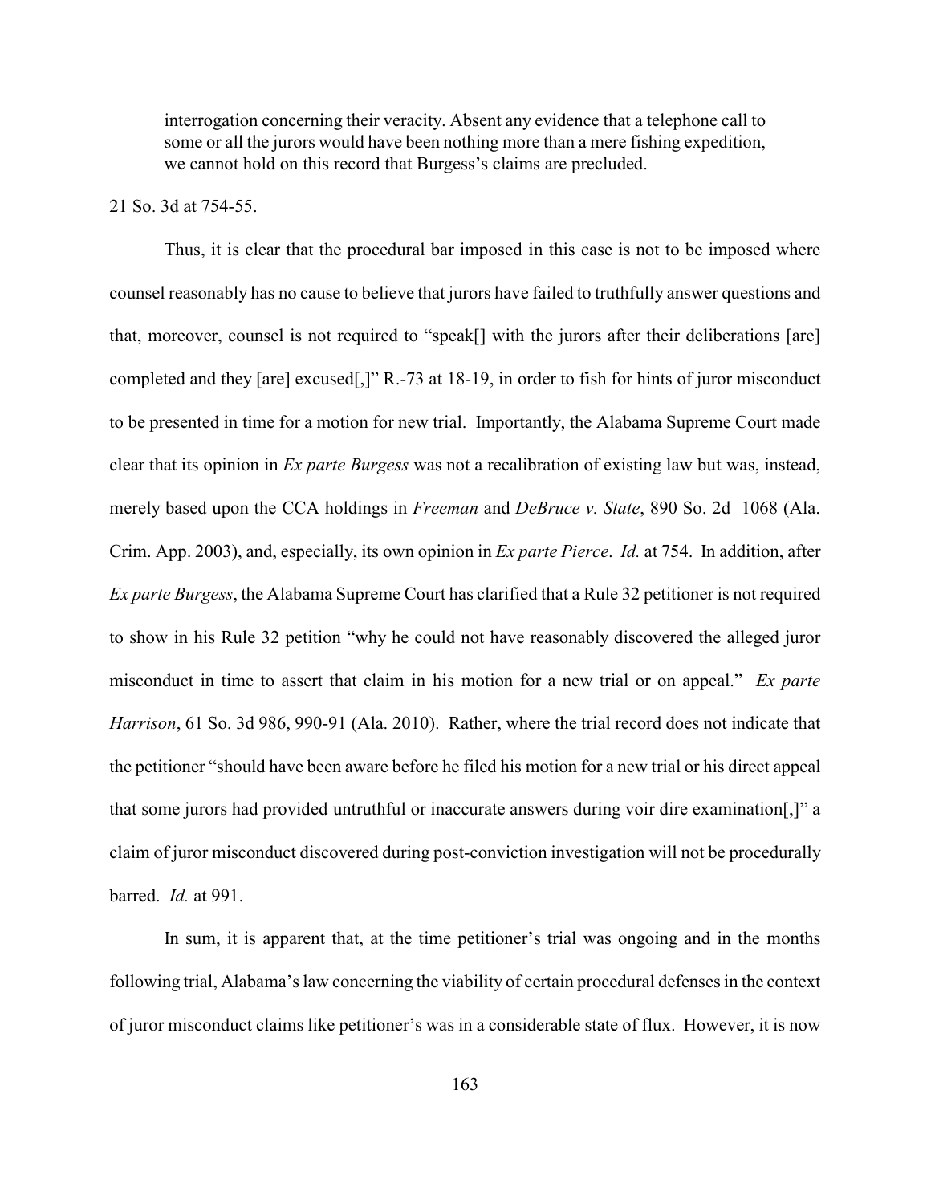> interrogation concerning their veracity. Absent any evidence that a telephone call to some or all the jurors would have been nothing more than a mere fishing expedition, we cannot hold on this record that Burgess's claims are precluded.

21 So. 3d at 754-55.

Thus, it is clear that the procedural bar imposed in this case is not to be imposed where counsel reasonably has no cause to believe that jurors have failed to truthfully answer questions and that, moreover, counsel is not required to "speak[] with the jurors after their deliberations [are] completed and they [are] excused[,]" R.-73 at 18-19, in order to fish for hints of juror misconduct to be presented in time for a motion for new trial. Importantly, the Alabama Supreme Court made clear that its opinion in *Ex parte Burgess* was not a recalibration of existing law but was, instead, merely based upon the CCA holdings in *Freeman* and *DeBruce v. State*, 890 So. 2d 1068 (Ala. Crim. App. 2003), and, especially, its own opinion in *Ex parte Pierce*. *Id.* at 754. In addition, after *Ex parte Burgess*, the Alabama Supreme Court has clarified that a Rule 32 petitioner is not required to show in his Rule 32 petition "why he could not have reasonably discovered the alleged juror misconduct in time to assert that claim in his motion for a new trial or on appeal." *Ex parte Harrison*, 61 So. 3d 986, 990-91 (Ala. 2010). Rather, where the trial record does not indicate that the petitioner "should have been aware before he filed his motion for a new trial or his direct appeal that some jurors had provided untruthful or inaccurate answers during voir dire examination[,]" a claim of juror misconduct discovered during post-conviction investigation will not be procedurally barred. *Id.* at 991.

In sum, it is apparent that, at the time petitioner's trial was ongoing and in the months following trial, Alabama's law concerning the viability of certain procedural defenses in the context of juror misconduct claims like petitioner's was in a considerable state of flux. However, it is now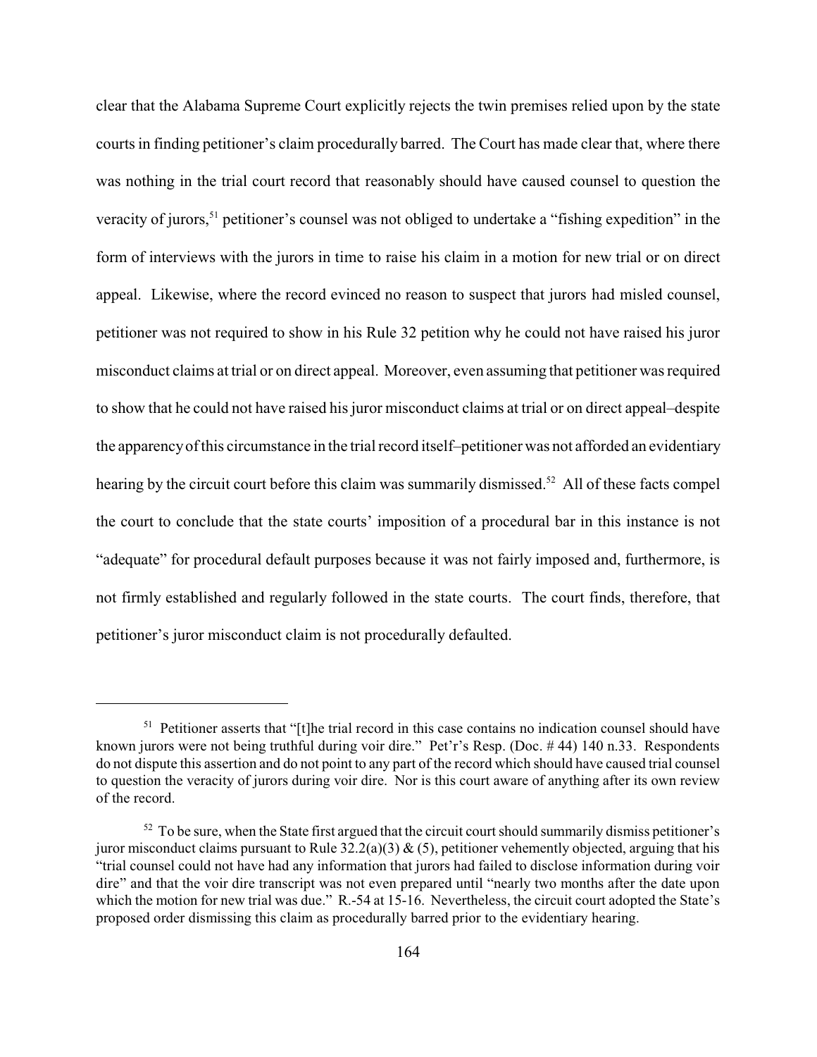clear that the Alabama Supreme Court explicitly rejects the twin premises relied upon by the state courts in finding petitioner's claim procedurally barred. The Court has made clear that, where there was nothing in the trial court record that reasonably should have caused counsel to question the veracity of jurors,[51] petitioner's counsel was not obliged to undertake a "fishing expedition" in the form of interviews with the jurors in time to raise his claim in a motion for new trial or on direct appeal. Likewise, where the record evinced no reason to suspect that jurors had misled counsel, petitioner was not required to show in his Rule 32 petition why he could not have raised his juror misconduct claims at trial or on direct appeal. Moreover, even assuming that petitioner was required to show that he could not have raised his juror misconduct claims at trial or on direct appeal–despite the apparency of this circumstance in the trial record itself–petitioner was not afforded an evidentiary hearing by the circuit court before this claim was summarily dismissed.[52] All of these facts compel the court to conclude that the state courts' imposition of a procedural bar in this instance is not "adequate" for procedural default purposes because it was not fairly imposed and, furthermore, is not firmly established and regularly followed in the state courts. The court finds, therefore, that petitioner's juror misconduct claim is not procedurally defaulted.

---

[51] Petitioner asserts that "[t]he trial record in this case contains no indication counsel should have known jurors were not being truthful during voir dire." Pet'r's Resp. (Doc. # 44) 140 n.33. Respondents do not dispute this assertion and do not point to any part of the record which should have caused trial counsel to question the veracity of jurors during voir dire. Nor is this court aware of anything after its own review of the record.

[52] To be sure, when the State first argued that the circuit court should summarily dismiss petitioner's juror misconduct claims pursuant to Rule 32.2(a)(3) & (5), petitioner vehemently objected, arguing that his "trial counsel could not have had any information that jurors had failed to disclose information during voir dire" and that the voir dire transcript was not even prepared until "nearly two months after the date upon which the motion for new trial was due." R.-54 at 15-16. Nevertheless, the circuit court adopted the State's proposed order dismissing this claim as procedurally barred prior to the evidentiary hearing.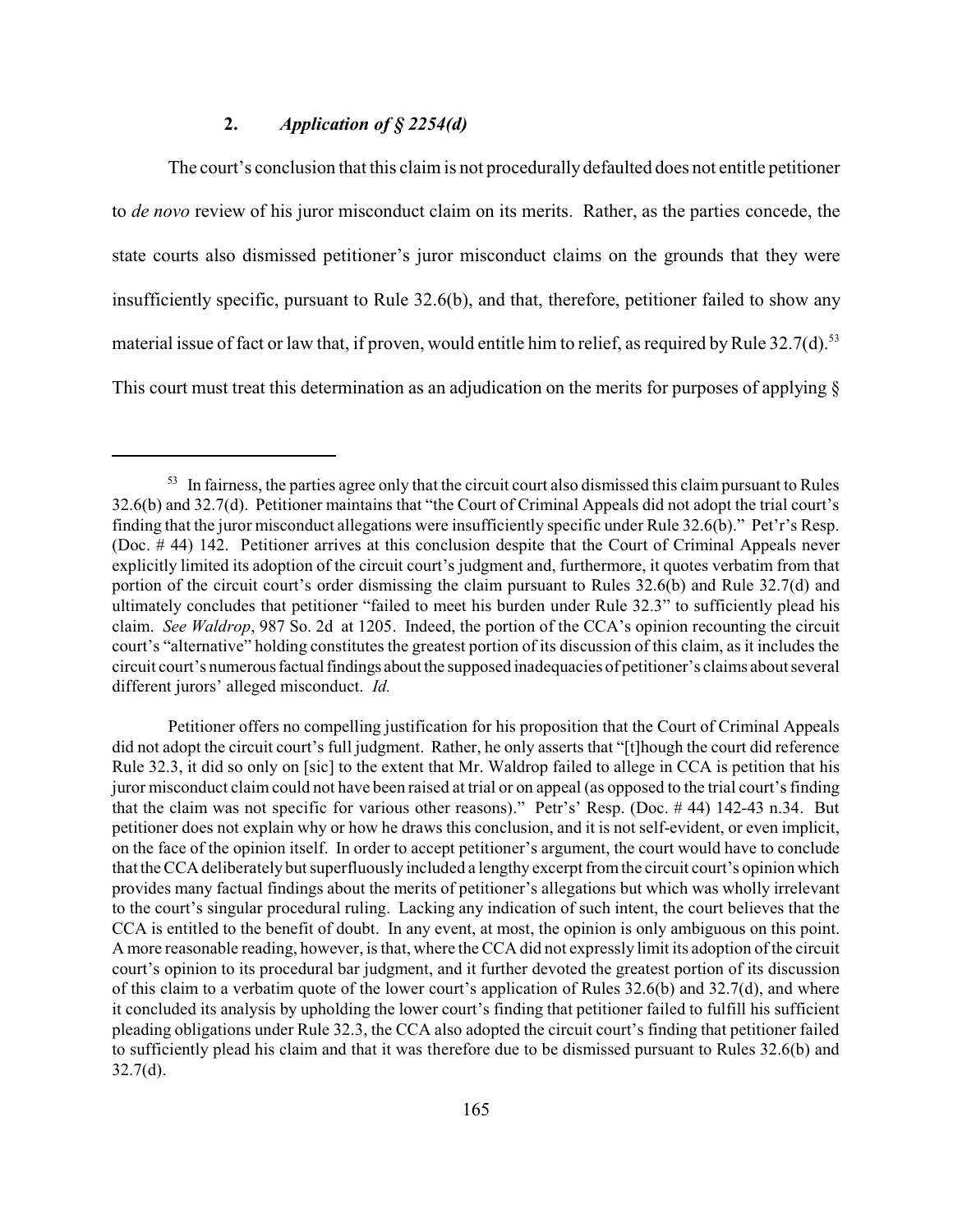### 2. *Application of § 2254(d)*

The court's conclusion that this claim is not procedurally defaulted does not entitle petitioner to *de novo* review of his juror misconduct claim on its merits. Rather, as the parties concede, the state courts also dismissed petitioner's juror misconduct claims on the grounds that they were insufficiently specific, pursuant to Rule 32.6(b), and that, therefore, petitioner failed to show any material issue of fact or law that, if proven, would entitle him to relief, as required by Rule 32.7(d).[53] This court must treat this determination as an adjudication on the merits for purposes of applying §

---

[53] In fairness, the parties agree only that the circuit court also dismissed this claim pursuant to Rules 32.6(b) and 32.7(d). Petitioner maintains that "the Court of Criminal Appeals did not adopt the trial court's finding that the juror misconduct allegations were insufficiently specific under Rule 32.6(b)." Pet'r's Resp. (Doc. # 44) 142. Petitioner arrives at this conclusion despite that the Court of Criminal Appeals never explicitly limited its adoption of the circuit court's judgment and, furthermore, it quotes verbatim from that portion of the circuit court's order dismissing the claim pursuant to Rules 32.6(b) and Rule 32.7(d) and ultimately concludes that petitioner "failed to meet his burden under Rule 32.3" to sufficiently plead his claim. *See Waldrop*, 987 So. 2d at 1205. Indeed, the portion of the CCA's opinion recounting the circuit court's "alternative" holding constitutes the greatest portion of its discussion of this claim, as it includes the circuit court's numerous factual findings about the supposed inadequacies of petitioner's claims about several different jurors' alleged misconduct. *Id.*

Petitioner offers no compelling justification for his proposition that the Court of Criminal Appeals did not adopt the circuit court's full judgment. Rather, he only asserts that "[t]hough the court did reference Rule 32.3, it did so only on [sic] to the extent that Mr. Waldrop failed to allege in CCA is petition that his juror misconduct claim could not have been raised at trial or on appeal (as opposed to the trial court's finding that the claim was not specific for various other reasons)." Petr's' Resp. (Doc. # 44) 142-43 n.34. But petitioner does not explain why or how he draws this conclusion, and it is not self-evident, or even implicit, on the face of the opinion itself. In order to accept petitioner's argument, the court would have to conclude that the CCA deliberately but superfluously included a lengthy excerpt from the circuit court's opinion which provides many factual findings about the merits of petitioner's allegations but which was wholly irrelevant to the court's singular procedural ruling. Lacking any indication of such intent, the court believes that the CCA is entitled to the benefit of doubt. In any event, at most, the opinion is only ambiguous on this point. A more reasonable reading, however, is that, where the CCA did not expressly limit its adoption of the circuit court's opinion to its procedural bar judgment, and it further devoted the greatest portion of its discussion of this claim to a verbatim quote of the lower court's application of Rules 32.6(b) and 32.7(d), and where it concluded its analysis by upholding the lower court's finding that petitioner failed to fulfill his sufficient pleading obligations under Rule 32.3, the CCA also adopted the circuit court's finding that petitioner failed to sufficiently plead his claim and that it was therefore due to be dismissed pursuant to Rules 32.6(b) and 32.7(d).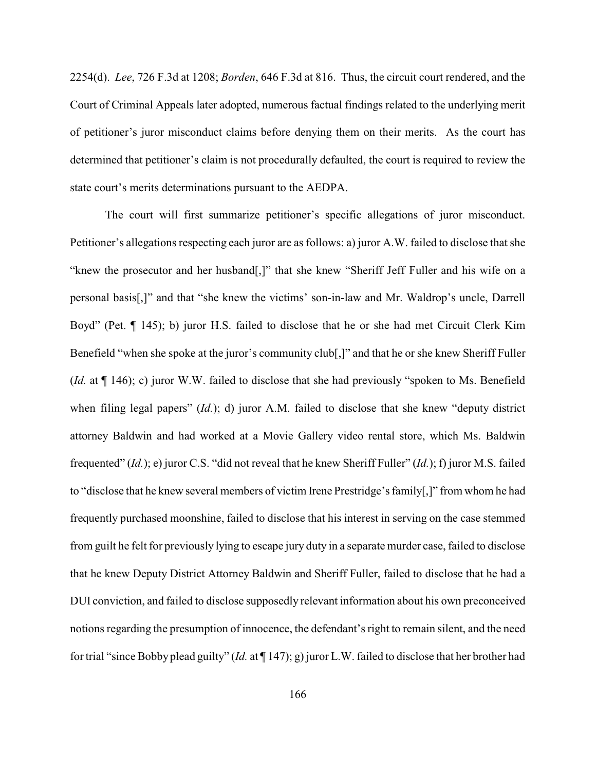2254(d). *Lee*, 726 F.3d at 1208; *Borden*, 646 F.3d at 816. Thus, the circuit court rendered, and the Court of Criminal Appeals later adopted, numerous factual findings related to the underlying merit of petitioner's juror misconduct claims before denying them on their merits. As the court has determined that petitioner's claim is not procedurally defaulted, the court is required to review the state court's merits determinations pursuant to the AEDPA.

The court will first summarize petitioner's specific allegations of juror misconduct. Petitioner's allegations respecting each juror are as follows: a) juror A.W. failed to disclose that she "knew the prosecutor and her husband[,]" that she knew "Sheriff Jeff Fuller and his wife on a personal basis[,]" and that "she knew the victims' son-in-law and Mr. Waldrop's uncle, Darrell Boyd" (Pet. ¶ 145); b) juror H.S. failed to disclose that he or she had met Circuit Clerk Kim Benefield "when she spoke at the juror's community club[,]" and that he or she knew Sheriff Fuller (*Id.* at ¶ 146); c) juror W.W. failed to disclose that she had previously "spoken to Ms. Benefield when filing legal papers" (*Id.*); d) juror A.M. failed to disclose that she knew "deputy district attorney Baldwin and had worked at a Movie Gallery video rental store, which Ms. Baldwin frequented" (*Id.*); e) juror C.S. "did not reveal that he knew Sheriff Fuller" (*Id.*); f) juror M.S. failed to "disclose that he knew several members of victim Irene Prestridge's family[,]" from whom he had frequently purchased moonshine, failed to disclose that his interest in serving on the case stemmed from guilt he felt for previously lying to escape jury duty in a separate murder case, failed to disclose that he knew Deputy District Attorney Baldwin and Sheriff Fuller, failed to disclose that he had a DUI conviction, and failed to disclose supposedly relevant information about his own preconceived notions regarding the presumption of innocence, the defendant's right to remain silent, and the need for trial "since Bobby plead guilty" (*Id.* at ¶ 147); g) juror L.W. failed to disclose that her brother had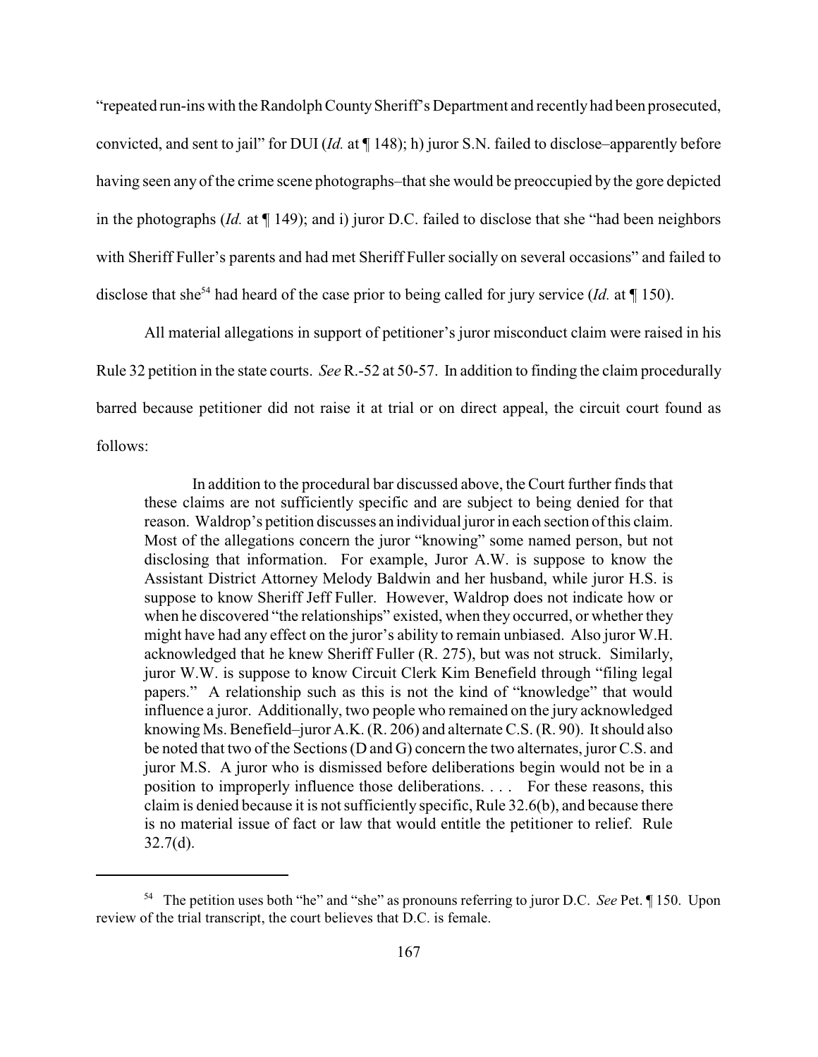"repeated run-ins with the Randolph County Sheriff's Department and recently had been prosecuted, convicted, and sent to jail" for DUI (*Id.* at ¶ 148); h) juror S.N. failed to disclose–apparently before having seen any of the crime scene photographs–that she would be preoccupied by the gore depicted in the photographs (*Id.* at ¶ 149); and i) juror D.C. failed to disclose that she "had been neighbors with Sheriff Fuller's parents and had met Sheriff Fuller socially on several occasions" and failed to disclose that she[54] had heard of the case prior to being called for jury service (*Id.* at ¶ 150).

All material allegations in support of petitioner's juror misconduct claim were raised in his Rule 32 petition in the state courts. *See* R.-52 at 50-57. In addition to finding the claim procedurally barred because petitioner did not raise it at trial or on direct appeal, the circuit court found as follows:

> In addition to the procedural bar discussed above, the Court further finds that these claims are not sufficiently specific and are subject to being denied for that reason. Waldrop's petition discusses an individual juror in each section of this claim. Most of the allegations concern the juror "knowing" some named person, but not disclosing that information. For example, Juror A.W. is suppose to know the Assistant District Attorney Melody Baldwin and her husband, while juror H.S. is suppose to know Sheriff Jeff Fuller. However, Waldrop does not indicate how or when he discovered "the relationships" existed, when they occurred, or whether they might have had any effect on the juror's ability to remain unbiased. Also juror W.H. acknowledged that he knew Sheriff Fuller (R. 275), but was not struck. Similarly, juror W.W. is suppose to know Circuit Clerk Kim Benefield through "filing legal papers." A relationship such as this is not the kind of "knowledge" that would influence a juror. Additionally, two people who remained on the jury acknowledged knowing Ms. Benefield–juror A.K. (R. 206) and alternate C.S. (R. 90). It should also be noted that two of the Sections (D and G) concern the two alternates, juror C.S. and juror M.S. A juror who is dismissed before deliberations begin would not be in a position to improperly influence those deliberations. . . . For these reasons, this claim is denied because it is not sufficiently specific, Rule 32.6(b), and because there is no material issue of fact or law that would entitle the petitioner to relief. Rule 32.7(d).

---

[54] The petition uses both "he" and "she" as pronouns referring to juror D.C. *See* Pet. ¶ 150. Upon review of the trial transcript, the court believes that D.C. is female.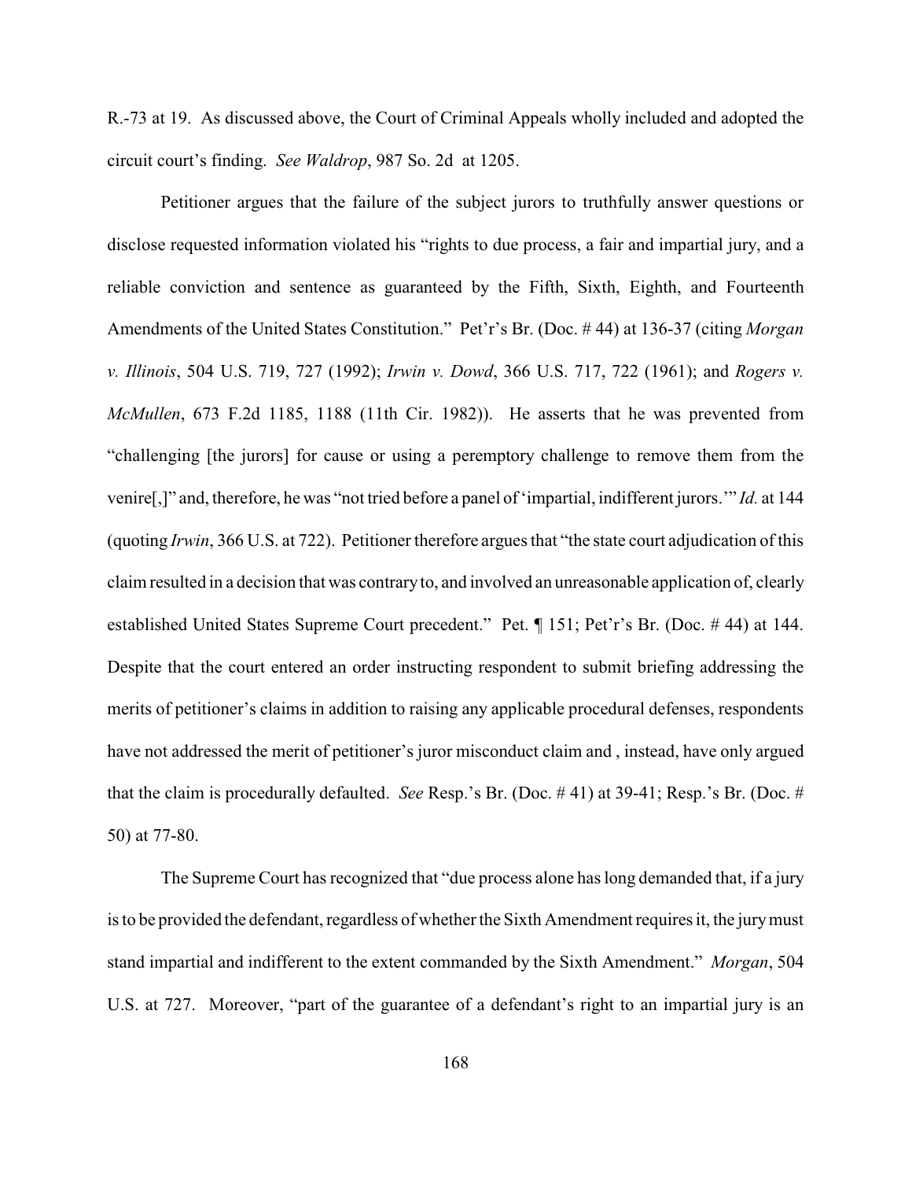R.-73 at 19. As discussed above, the Court of Criminal Appeals wholly included and adopted the circuit court's finding. *See Waldrop*, 987 So. 2d at 1205.

Petitioner argues that the failure of the subject jurors to truthfully answer questions or disclose requested information violated his "rights to due process, a fair and impartial jury, and a reliable conviction and sentence as guaranteed by the Fifth, Sixth, Eighth, and Fourteenth Amendments of the United States Constitution." Pet'r's Br. (Doc. # 44) at 136-37 (citing *Morgan v. Illinois*, 504 U.S. 719, 727 (1992); *Irwin v. Dowd*, 366 U.S. 717, 722 (1961); and *Rogers v. McMullen*, 673 F.2d 1185, 1188 (11th Cir. 1982)). He asserts that he was prevented from "challenging [the jurors] for cause or using a peremptory challenge to remove them from the venire[,]" and, therefore, he was "not tried before a panel of 'impartial, indifferent jurors.'" *Id.* at 144 (quoting *Irwin*, 366 U.S. at 722). Petitioner therefore argues that "the state court adjudication of this claim resulted in a decision that was contrary to, and involved an unreasonable application of, clearly established United States Supreme Court precedent." Pet. ¶ 151; Pet'r's Br. (Doc. # 44) at 144. Despite that the court entered an order instructing respondent to submit briefing addressing the merits of petitioner's claims in addition to raising any applicable procedural defenses, respondents have not addressed the merit of petitioner's juror misconduct claim and , instead, have only argued that the claim is procedurally defaulted. *See* Resp.'s Br. (Doc. # 41) at 39-41; Resp.'s Br. (Doc. # 50) at 77-80.

The Supreme Court has recognized that "due process alone has long demanded that, if a jury is to be provided the defendant, regardless of whether the Sixth Amendment requires it, the jury must stand impartial and indifferent to the extent commanded by the Sixth Amendment." *Morgan*, 504 U.S. at 727. Moreover, "part of the guarantee of a defendant's right to an impartial jury is an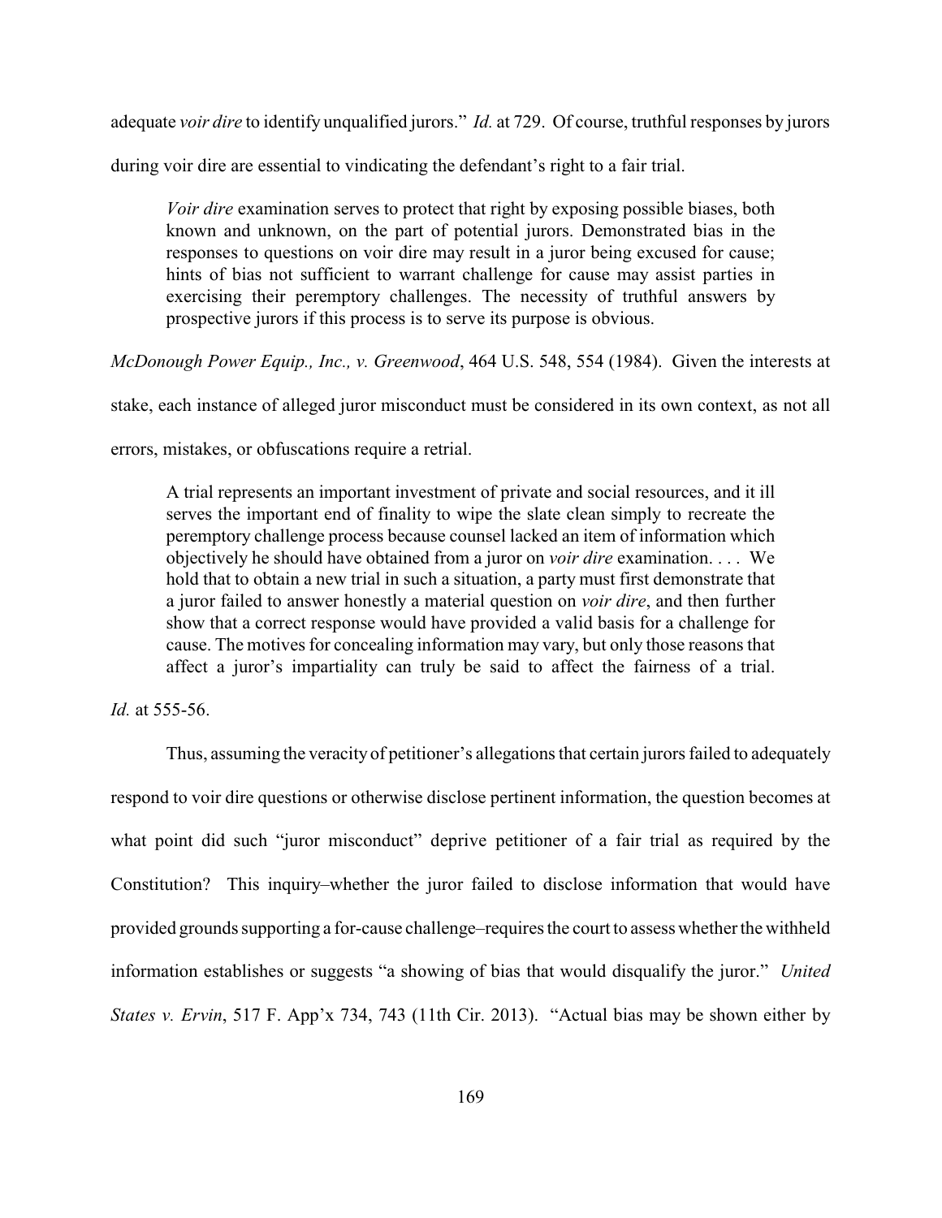adequate *voir dire* to identify unqualified jurors." *Id.* at 729. Of course, truthful responses by jurors during voir dire are essential to vindicating the defendant's right to a fair trial.

> *Voir dire* examination serves to protect that right by exposing possible biases, both known and unknown, on the part of potential jurors. Demonstrated bias in the responses to questions on voir dire may result in a juror being excused for cause; hints of bias not sufficient to warrant challenge for cause may assist parties in exercising their peremptory challenges. The necessity of truthful answers by prospective jurors if this process is to serve its purpose is obvious.

*McDonough Power Equip., Inc., v. Greenwood*, 464 U.S. 548, 554 (1984). Given the interests at stake, each instance of alleged juror misconduct must be considered in its own context, as not all errors, mistakes, or obfuscations require a retrial.

> A trial represents an important investment of private and social resources, and it ill serves the important end of finality to wipe the slate clean simply to recreate the peremptory challenge process because counsel lacked an item of information which objectively he should have obtained from a juror on *voir dire* examination. . . . We hold that to obtain a new trial in such a situation, a party must first demonstrate that a juror failed to answer honestly a material question on *voir dire*, and then further show that a correct response would have provided a valid basis for a challenge for cause. The motives for concealing information may vary, but only those reasons that affect a juror's impartiality can truly be said to affect the fairness of a trial.

*Id.* at 555-56.

Thus, assuming the veracity of petitioner's allegations that certain jurors failed to adequately respond to voir dire questions or otherwise disclose pertinent information, the question becomes at what point did such "juror misconduct" deprive petitioner of a fair trial as required by the Constitution? This inquiry–whether the juror failed to disclose information that would have provided grounds supporting a for-cause challenge–requires the court to assess whether the withheld information establishes or suggests "a showing of bias that would disqualify the juror." *United States v. Ervin*, 517 F. App'x 734, 743 (11th Cir. 2013). "Actual bias may be shown either by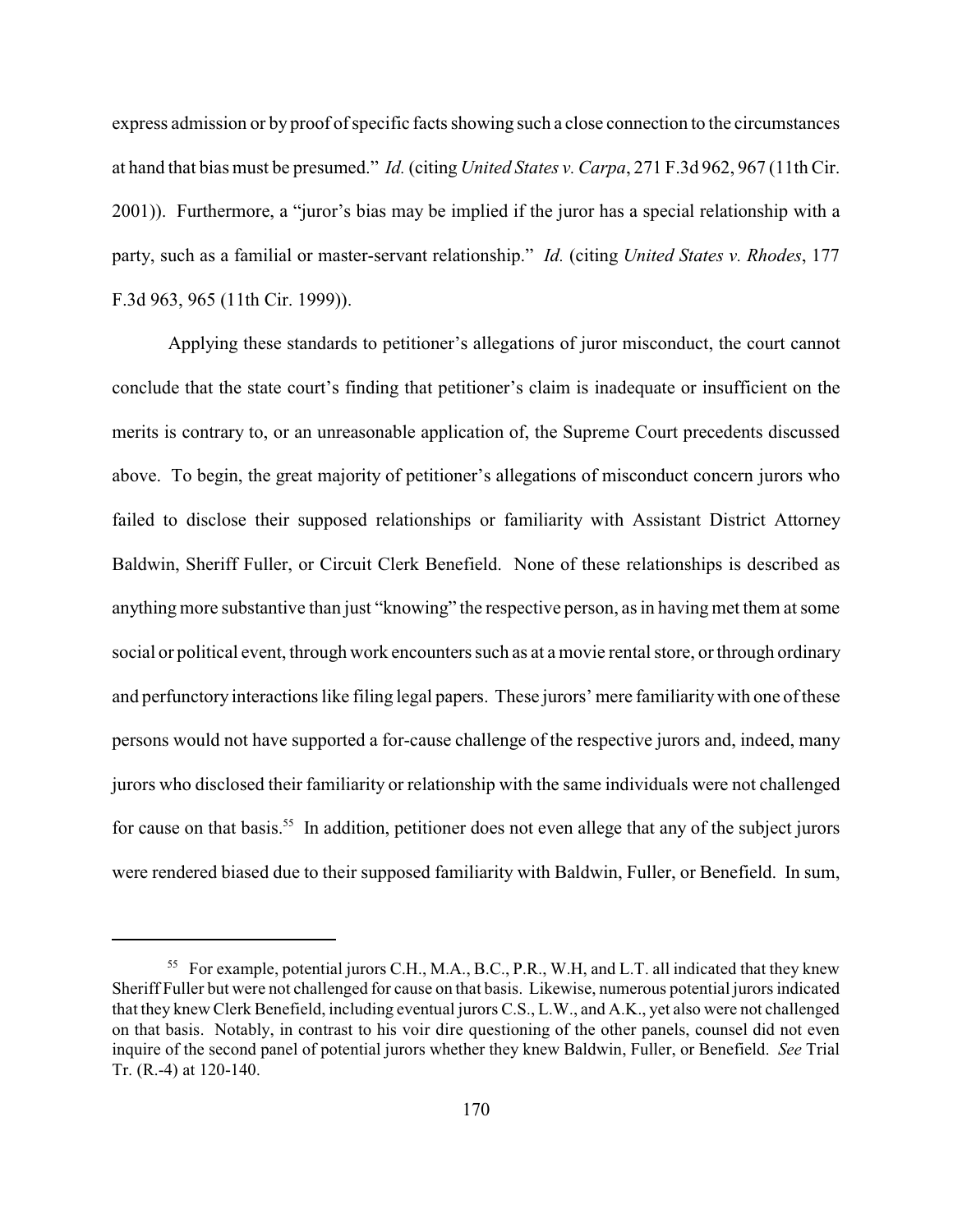express admission or by proof of specific facts showing such a close connection to the circumstances at hand that bias must be presumed." *Id.* (citing *United States v. Carpa*, 271 F.3d 962, 967 (11th Cir. 2001)). Furthermore, a "juror's bias may be implied if the juror has a special relationship with a party, such as a familial or master-servant relationship." *Id.* (citing *United States v. Rhodes*, 177 F.3d 963, 965 (11th Cir. 1999)).

Applying these standards to petitioner's allegations of juror misconduct, the court cannot conclude that the state court's finding that petitioner's claim is inadequate or insufficient on the merits is contrary to, or an unreasonable application of, the Supreme Court precedents discussed above. To begin, the great majority of petitioner's allegations of misconduct concern jurors who failed to disclose their supposed relationships or familiarity with Assistant District Attorney Baldwin, Sheriff Fuller, or Circuit Clerk Benefield. None of these relationships is described as anything more substantive than just "knowing" the respective person, as in having met them at some social or political event, through work encounters such as at a movie rental store, or through ordinary and perfunctory interactions like filing legal papers. These jurors' mere familiarity with one of these persons would not have supported a for-cause challenge of the respective jurors and, indeed, many jurors who disclosed their familiarity or relationship with the same individuals were not challenged for cause on that basis.[55] In addition, petitioner does not even allege that any of the subject jurors were rendered biased due to their supposed familiarity with Baldwin, Fuller, or Benefield. In sum,

---

[55] For example, potential jurors C.H., M.A., B.C., P.R., W.H, and L.T. all indicated that they knew Sheriff Fuller but were not challenged for cause on that basis. Likewise, numerous potential jurors indicated that they knew Clerk Benefield, including eventual jurors C.S., L.W., and A.K., yet also were not challenged on that basis. Notably, in contrast to his voir dire questioning of the other panels, counsel did not even inquire of the second panel of potential jurors whether they knew Baldwin, Fuller, or Benefield. *See* Trial Tr. (R.-4) at 120-140.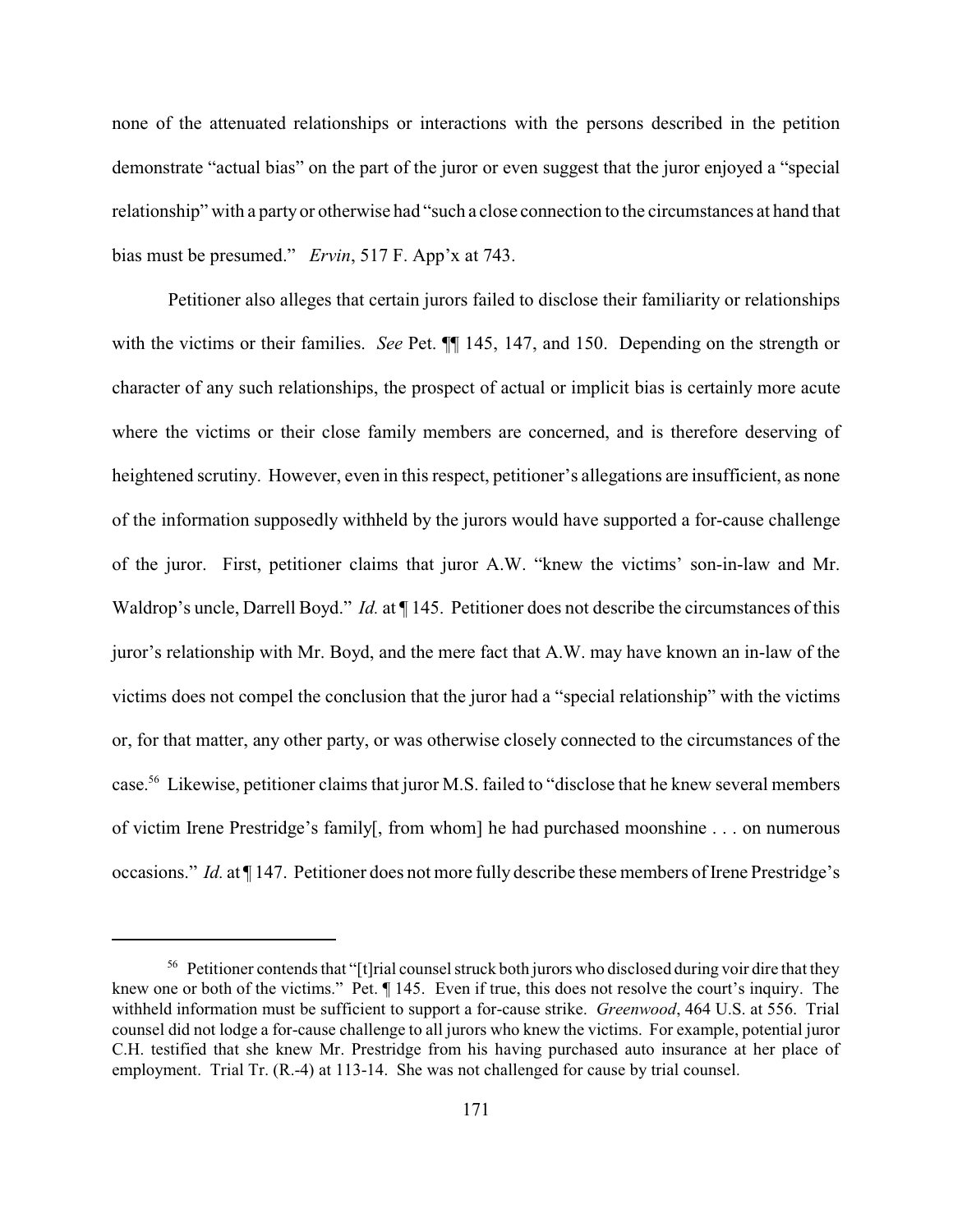none of the attenuated relationships or interactions with the persons described in the petition demonstrate "actual bias" on the part of the juror or even suggest that the juror enjoyed a "special relationship" with a party or otherwise had "such a close connection to the circumstances at hand that bias must be presumed." *Ervin*, 517 F. App'x at 743.

Petitioner also alleges that certain jurors failed to disclose their familiarity or relationships with the victims or their families. *See* Pet. ¶¶ 145, 147, and 150. Depending on the strength or character of any such relationships, the prospect of actual or implicit bias is certainly more acute where the victims or their close family members are concerned, and is therefore deserving of heightened scrutiny. However, even in this respect, petitioner's allegations are insufficient, as none of the information supposedly withheld by the jurors would have supported a for-cause challenge of the juror. First, petitioner claims that juror A.W. "knew the victims' son-in-law and Mr. Waldrop's uncle, Darrell Boyd." *Id.* at ¶ 145. Petitioner does not describe the circumstances of this juror's relationship with Mr. Boyd, and the mere fact that A.W. may have known an in-law of the victims does not compel the conclusion that the juror had a "special relationship" with the victims or, for that matter, any other party, or was otherwise closely connected to the circumstances of the case.[56] Likewise, petitioner claims that juror M.S. failed to "disclose that he knew several members of victim Irene Prestridge's family[, from whom] he had purchased moonshine . . . on numerous occasions." *Id.* at ¶ 147. Petitioner does not more fully describe these members of Irene Prestridge's

---

[56] Petitioner contends that "[t]rial counsel struck both jurors who disclosed during voir dire that they knew one or both of the victims." Pet. ¶ 145. Even if true, this does not resolve the court's inquiry. The withheld information must be sufficient to support a for-cause strike. *Greenwood*, 464 U.S. at 556. Trial counsel did not lodge a for-cause challenge to all jurors who knew the victims. For example, potential juror C.H. testified that she knew Mr. Prestridge from his having purchased auto insurance at her place of employment. Trial Tr. (R.-4) at 113-14. She was not challenged for cause by trial counsel.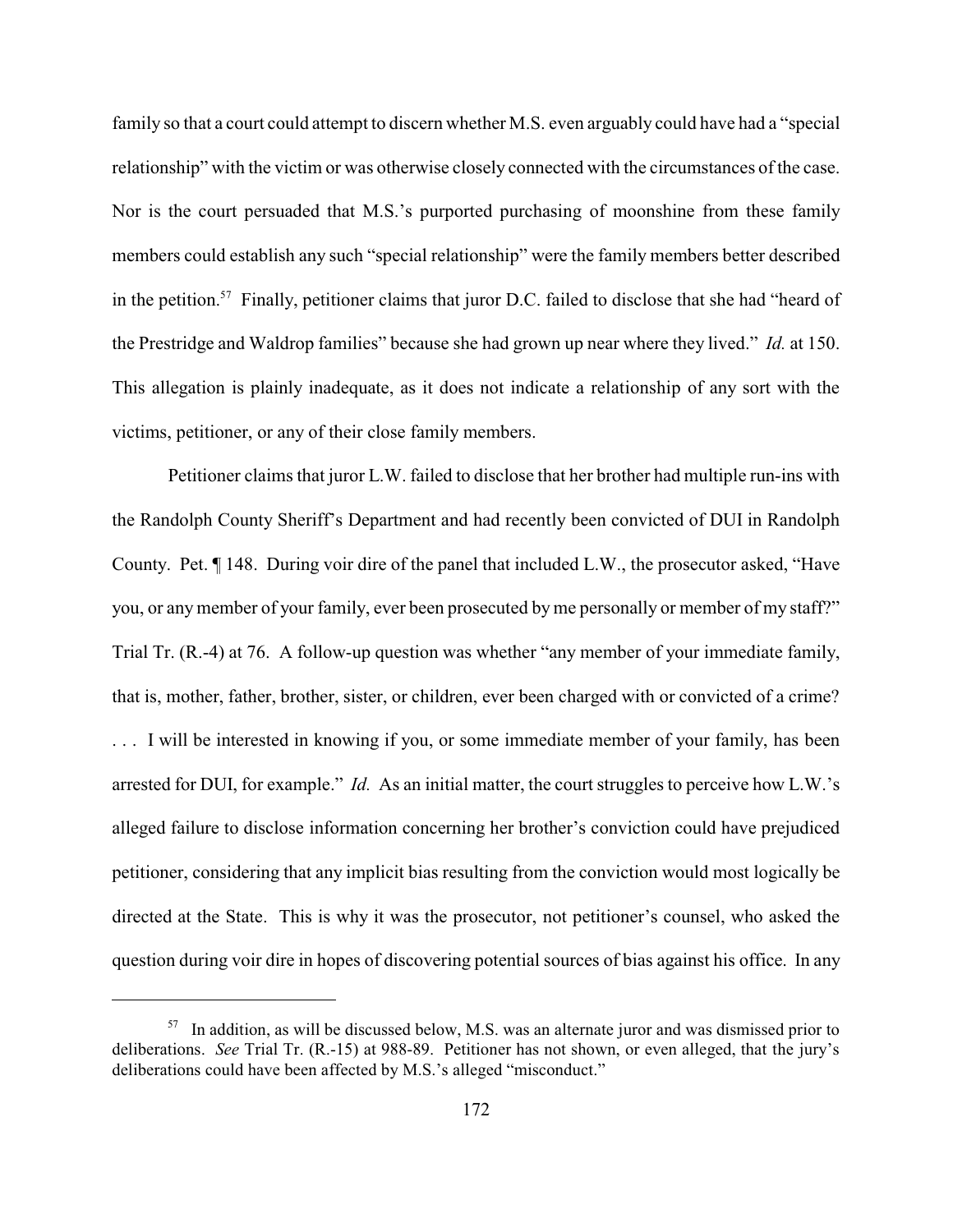family so that a court could attempt to discern whether M.S. even arguably could have had a "special relationship" with the victim or was otherwise closely connected with the circumstances of the case. Nor is the court persuaded that M.S.'s purported purchasing of moonshine from these family members could establish any such "special relationship" were the family members better described in the petition.[57] Finally, petitioner claims that juror D.C. failed to disclose that she had "heard of the Prestridge and Waldrop families" because she had grown up near where they lived." *Id.* at 150. This allegation is plainly inadequate, as it does not indicate a relationship of any sort with the victims, petitioner, or any of their close family members.

Petitioner claims that juror L.W. failed to disclose that her brother had multiple run-ins with the Randolph County Sheriff's Department and had recently been convicted of DUI in Randolph County. Pet. ¶ 148. During voir dire of the panel that included L.W., the prosecutor asked, "Have you, or any member of your family, ever been prosecuted by me personally or member of my staff?" Trial Tr. (R.-4) at 76. A follow-up question was whether "any member of your immediate family, that is, mother, father, brother, sister, or children, ever been charged with or convicted of a crime? . . . I will be interested in knowing if you, or some immediate member of your family, has been arrested for DUI, for example." *Id.* As an initial matter, the court struggles to perceive how L.W.'s alleged failure to disclose information concerning her brother's conviction could have prejudiced petitioner, considering that any implicit bias resulting from the conviction would most logically be directed at the State. This is why it was the prosecutor, not petitioner's counsel, who asked the question during voir dire in hopes of discovering potential sources of bias against his office. In any

---

[57] In addition, as will be discussed below, M.S. was an alternate juror and was dismissed prior to deliberations. *See* Trial Tr. (R.-15) at 988-89. Petitioner has not shown, or even alleged, that the jury's deliberations could have been affected by M.S.'s alleged "misconduct."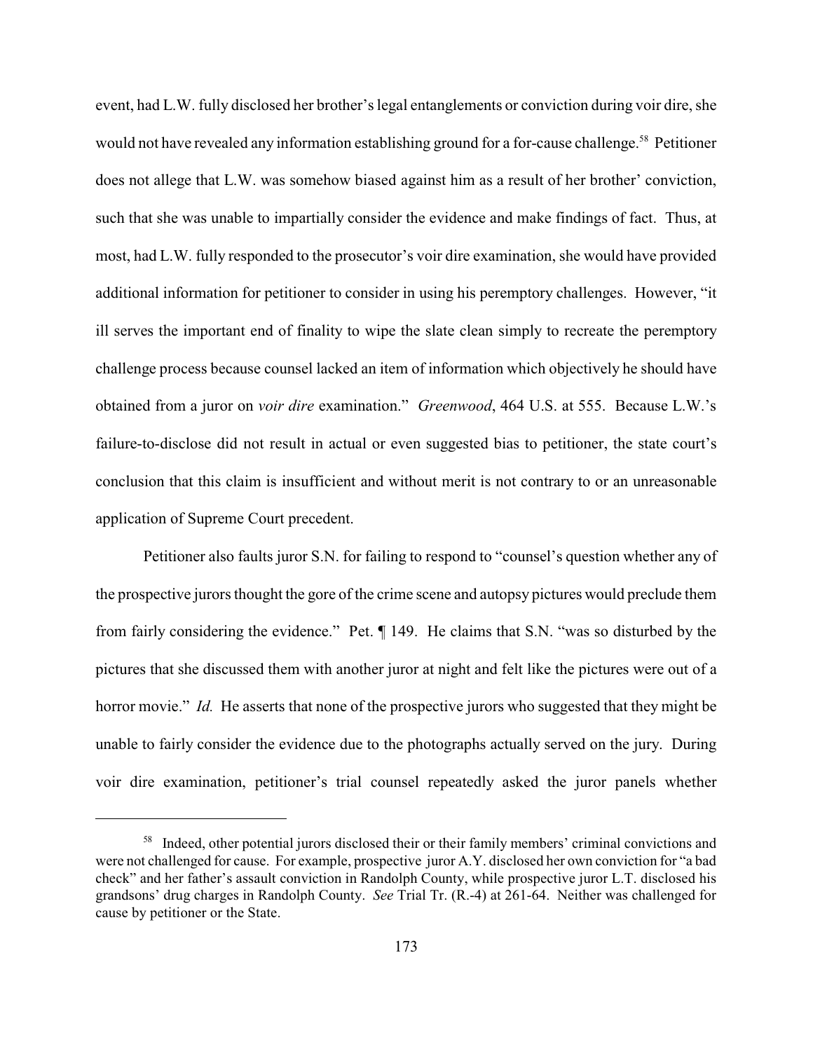event, had L.W. fully disclosed her brother's legal entanglements or conviction during voir dire, she would not have revealed any information establishing ground for a for-cause challenge.[58] Petitioner does not allege that L.W. was somehow biased against him as a result of her brother' conviction, such that she was unable to impartially consider the evidence and make findings of fact. Thus, at most, had L.W. fully responded to the prosecutor's voir dire examination, she would have provided additional information for petitioner to consider in using his peremptory challenges. However, "it ill serves the important end of finality to wipe the slate clean simply to recreate the peremptory challenge process because counsel lacked an item of information which objectively he should have obtained from a juror on *voir dire* examination." *Greenwood*, 464 U.S. at 555. Because L.W.'s failure-to-disclose did not result in actual or even suggested bias to petitioner, the state court's conclusion that this claim is insufficient and without merit is not contrary to or an unreasonable application of Supreme Court precedent.

Petitioner also faults juror S.N. for failing to respond to "counsel's question whether any of the prospective jurors thought the gore of the crime scene and autopsy pictures would preclude them from fairly considering the evidence." Pet. ¶ 149. He claims that S.N. "was so disturbed by the pictures that she discussed them with another juror at night and felt like the pictures were out of a horror movie." *Id.* He asserts that none of the prospective jurors who suggested that they might be unable to fairly consider the evidence due to the photographs actually served on the jury. During voir dire examination, petitioner's trial counsel repeatedly asked the juror panels whether

---

[58] Indeed, other potential jurors disclosed their or their family members' criminal convictions and were not challenged for cause. For example, prospective juror A.Y. disclosed her own conviction for "a bad check" and her father's assault conviction in Randolph County, while prospective juror L.T. disclosed his grandsons' drug charges in Randolph County. *See* Trial Tr. (R.-4) at 261-64. Neither was challenged for cause by petitioner or the State.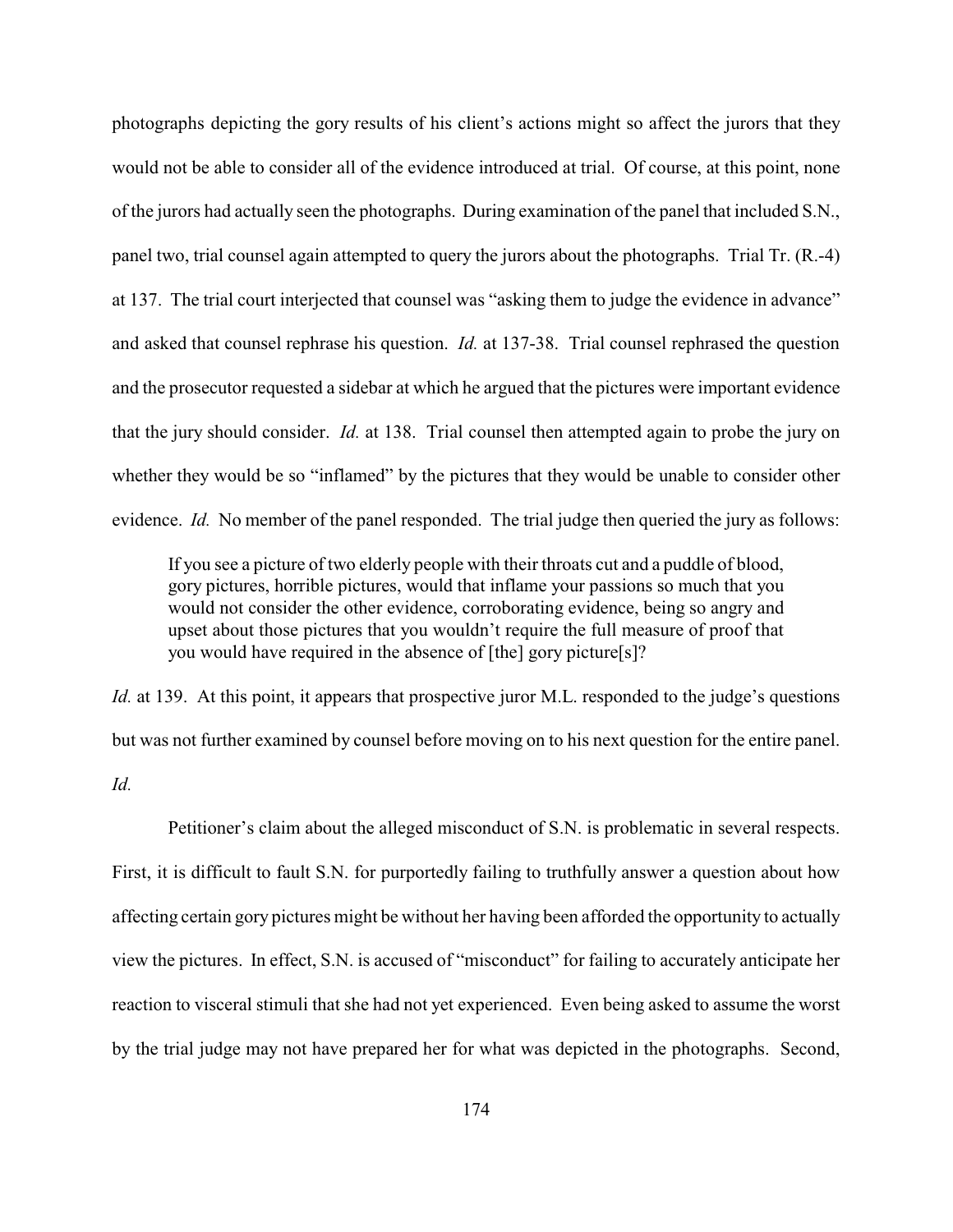photographs depicting the gory results of his client's actions might so affect the jurors that they would not be able to consider all of the evidence introduced at trial. Of course, at this point, none of the jurors had actually seen the photographs. During examination of the panel that included S.N., panel two, trial counsel again attempted to query the jurors about the photographs. Trial Tr. (R.-4) at 137. The trial court interjected that counsel was "asking them to judge the evidence in advance" and asked that counsel rephrase his question. *Id.* at 137-38. Trial counsel rephrased the question and the prosecutor requested a sidebar at which he argued that the pictures were important evidence that the jury should consider. *Id.* at 138. Trial counsel then attempted again to probe the jury on whether they would be so "inflamed" by the pictures that they would be unable to consider other evidence. *Id.* No member of the panel responded. The trial judge then queried the jury as follows:

> If you see a picture of two elderly people with their throats cut and a puddle of blood, gory pictures, horrible pictures, would that inflame your passions so much that you would not consider the other evidence, corroborating evidence, being so angry and upset about those pictures that you wouldn't require the full measure of proof that you would have required in the absence of [the] gory picture[s]?

*Id.* at 139. At this point, it appears that prospective juror M.L. responded to the judge's questions but was not further examined by counsel before moving on to his next question for the entire panel. *Id.*

Petitioner's claim about the alleged misconduct of S.N. is problematic in several respects. First, it is difficult to fault S.N. for purportedly failing to truthfully answer a question about how affecting certain gory pictures might be without her having been afforded the opportunity to actually view the pictures. In effect, S.N. is accused of "misconduct" for failing to accurately anticipate her reaction to visceral stimuli that she had not yet experienced. Even being asked to assume the worst by the trial judge may not have prepared her for what was depicted in the photographs. Second,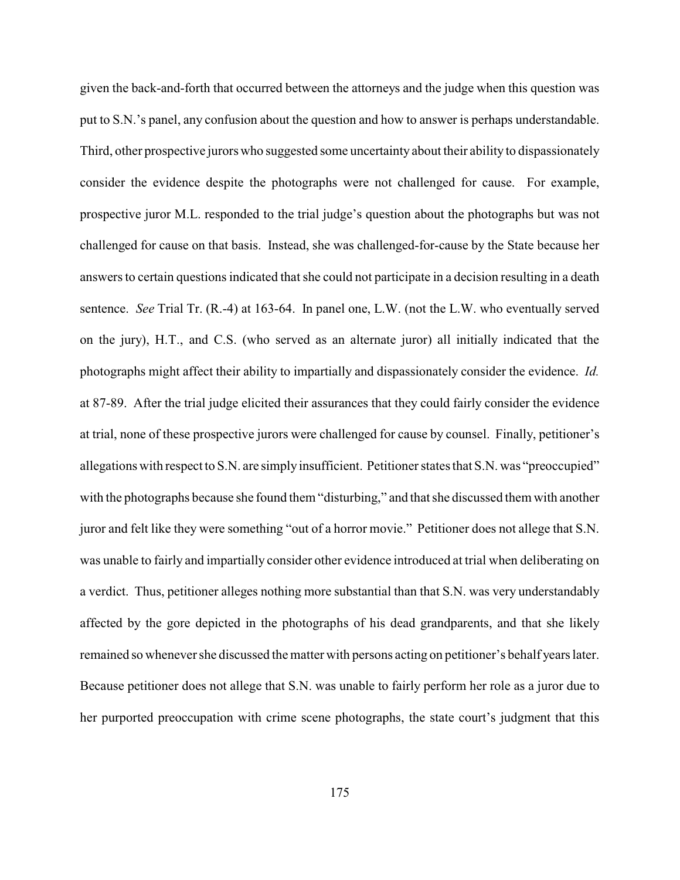given the back-and-forth that occurred between the attorneys and the judge when this question was put to S.N.'s panel, any confusion about the question and how to answer is perhaps understandable. Third, other prospective jurors who suggested some uncertainty about their ability to dispassionately consider the evidence despite the photographs were not challenged for cause. For example, prospective juror M.L. responded to the trial judge's question about the photographs but was not challenged for cause on that basis. Instead, she was challenged-for-cause by the State because her answers to certain questions indicated that she could not participate in a decision resulting in a death sentence. *See* Trial Tr. (R.-4) at 163-64. In panel one, L.W. (not the L.W. who eventually served on the jury), H.T., and C.S. (who served as an alternate juror) all initially indicated that the photographs might affect their ability to impartially and dispassionately consider the evidence. *Id.* at 87-89. After the trial judge elicited their assurances that they could fairly consider the evidence at trial, none of these prospective jurors were challenged for cause by counsel. Finally, petitioner's allegations with respect to S.N. are simply insufficient. Petitioner states that S.N. was "preoccupied" with the photographs because she found them "disturbing," and that she discussed them with another juror and felt like they were something "out of a horror movie." Petitioner does not allege that S.N. was unable to fairly and impartially consider other evidence introduced at trial when deliberating on a verdict. Thus, petitioner alleges nothing more substantial than that S.N. was very understandably affected by the gore depicted in the photographs of his dead grandparents, and that she likely remained so whenever she discussed the matter with persons acting on petitioner's behalf years later. Because petitioner does not allege that S.N. was unable to fairly perform her role as a juror due to her purported preoccupation with crime scene photographs, the state court's judgment that this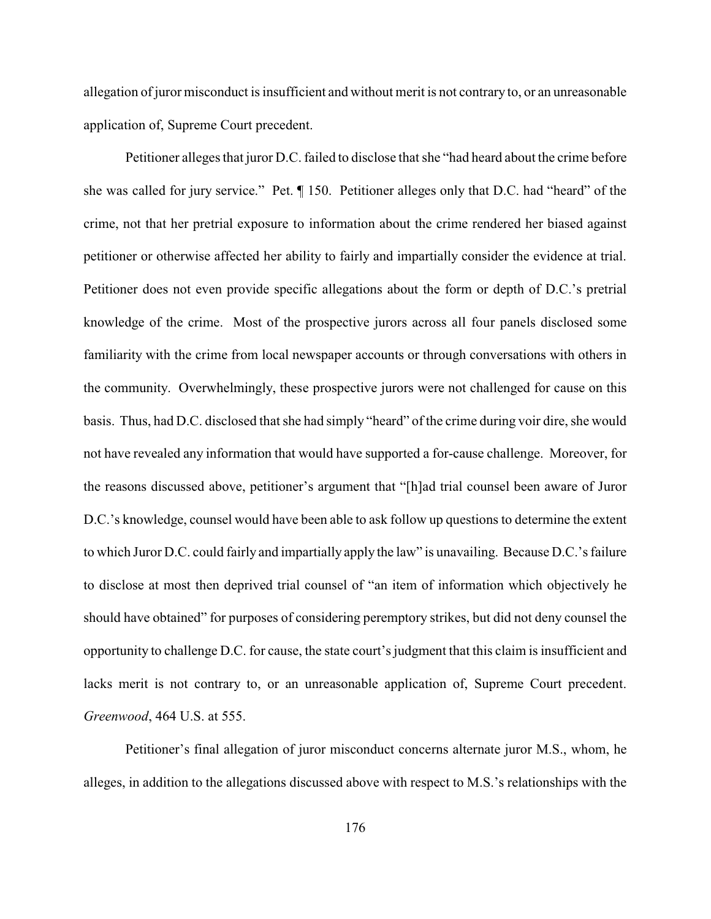allegation of juror misconduct is insufficient and without merit is not contrary to, or an unreasonable application of, Supreme Court precedent.

Petitioner alleges that juror D.C. failed to disclose that she "had heard about the crime before she was called for jury service." Pet. ¶ 150. Petitioner alleges only that D.C. had "heard" of the crime, not that her pretrial exposure to information about the crime rendered her biased against petitioner or otherwise affected her ability to fairly and impartially consider the evidence at trial. Petitioner does not even provide specific allegations about the form or depth of D.C.'s pretrial knowledge of the crime. Most of the prospective jurors across all four panels disclosed some familiarity with the crime from local newspaper accounts or through conversations with others in the community. Overwhelmingly, these prospective jurors were not challenged for cause on this basis. Thus, had D.C. disclosed that she had simply "heard" of the crime during voir dire, she would not have revealed any information that would have supported a for-cause challenge. Moreover, for the reasons discussed above, petitioner's argument that "[h]ad trial counsel been aware of Juror D.C.'s knowledge, counsel would have been able to ask follow up questions to determine the extent to which Juror D.C. could fairly and impartially apply the law" is unavailing. Because D.C.'s failure to disclose at most then deprived trial counsel of "an item of information which objectively he should have obtained" for purposes of considering peremptory strikes, but did not deny counsel the opportunity to challenge D.C. for cause, the state court's judgment that this claim is insufficient and lacks merit is not contrary to, or an unreasonable application of, Supreme Court precedent. *Greenwood*, 464 U.S. at 555.

Petitioner's final allegation of juror misconduct concerns alternate juror M.S., whom, he alleges, in addition to the allegations discussed above with respect to M.S.'s relationships with the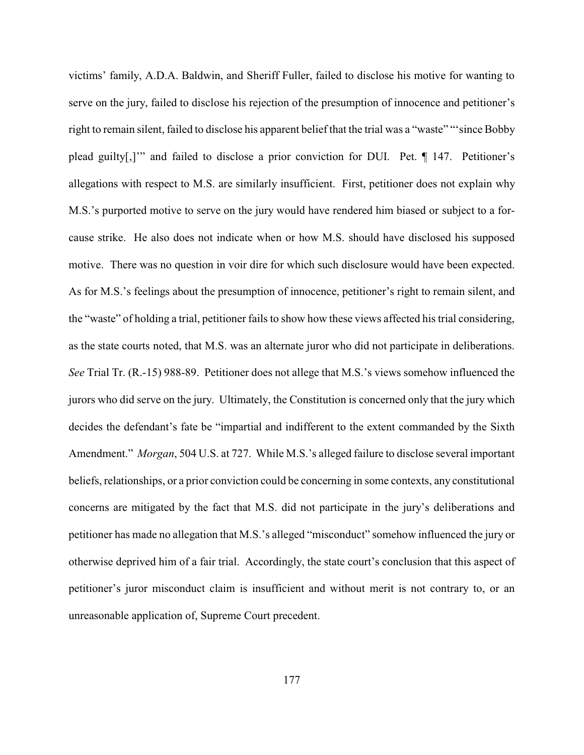victims' family, A.D.A. Baldwin, and Sheriff Fuller, failed to disclose his motive for wanting to serve on the jury, failed to disclose his rejection of the presumption of innocence and petitioner's right to remain silent, failed to disclose his apparent belief that the trial was a "waste" "'since Bobby plead guilty[,]'" and failed to disclose a prior conviction for DUI. Pet. ¶ 147. Petitioner's allegations with respect to M.S. are similarly insufficient. First, petitioner does not explain why M.S.'s purported motive to serve on the jury would have rendered him biased or subject to a for-cause strike. He also does not indicate when or how M.S. should have disclosed his supposed motive. There was no question in voir dire for which such disclosure would have been expected. As for M.S.'s feelings about the presumption of innocence, petitioner's right to remain silent, and the "waste" of holding a trial, petitioner fails to show how these views affected his trial considering, as the state courts noted, that M.S. was an alternate juror who did not participate in deliberations. *See* Trial Tr. (R.-15) 988-89. Petitioner does not allege that M.S.'s views somehow influenced the jurors who did serve on the jury. Ultimately, the Constitution is concerned only that the jury which decides the defendant's fate be "impartial and indifferent to the extent commanded by the Sixth Amendment." *Morgan*, 504 U.S. at 727. While M.S.'s alleged failure to disclose several important beliefs, relationships, or a prior conviction could be concerning in some contexts, any constitutional concerns are mitigated by the fact that M.S. did not participate in the jury's deliberations and petitioner has made no allegation that M.S.'s alleged "misconduct" somehow influenced the jury or otherwise deprived him of a fair trial. Accordingly, the state court's conclusion that this aspect of petitioner's juror misconduct claim is insufficient and without merit is not contrary to, or an unreasonable application of, Supreme Court precedent.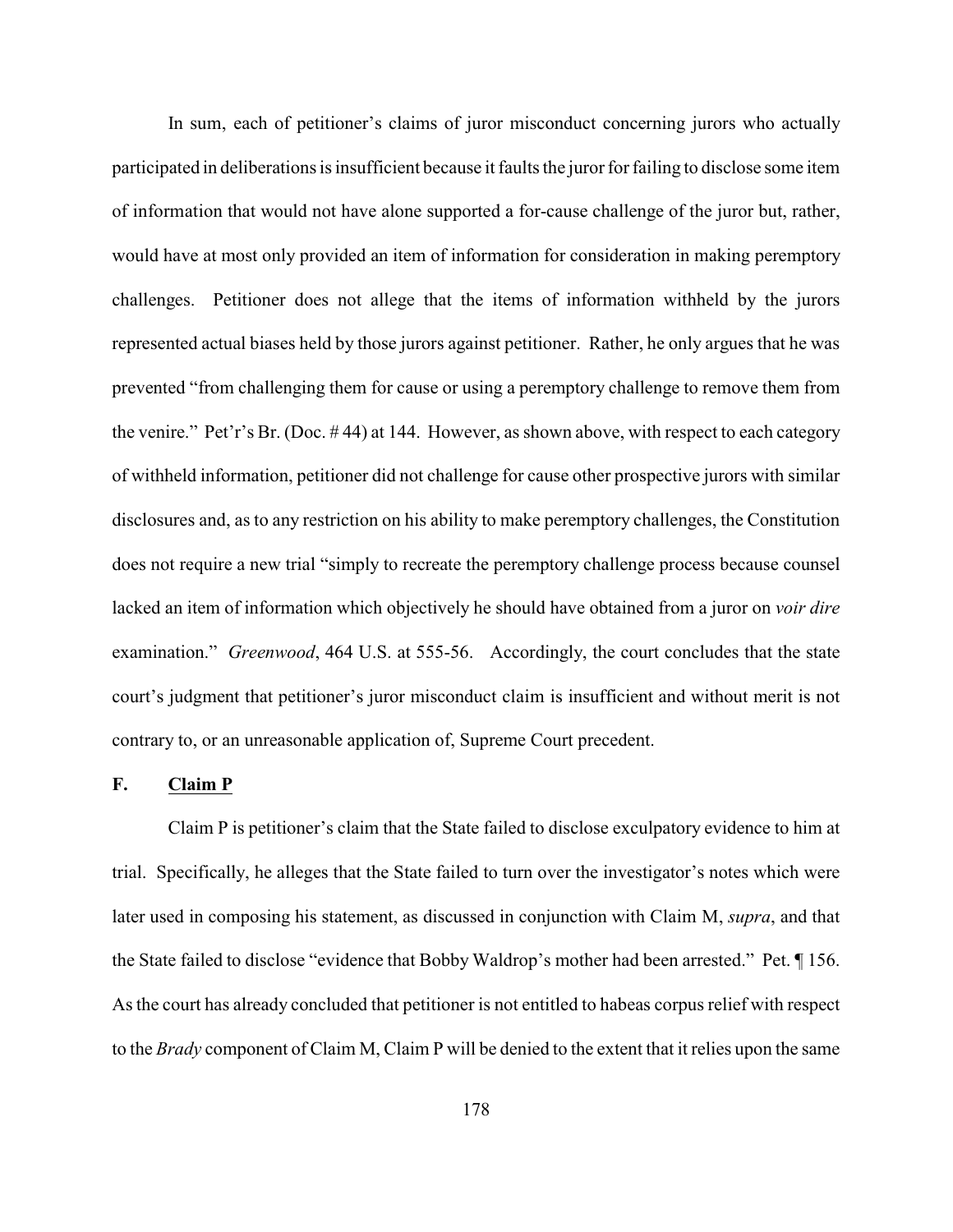In sum, each of petitioner's claims of juror misconduct concerning jurors who actually participated in deliberations is insufficient because it faults the juror for failing to disclose some item of information that would not have alone supported a for-cause challenge of the juror but, rather, would have at most only provided an item of information for consideration in making peremptory challenges. Petitioner does not allege that the items of information withheld by the jurors represented actual biases held by those jurors against petitioner. Rather, he only argues that he was prevented "from challenging them for cause or using a peremptory challenge to remove them from the venire." Pet'r's Br. (Doc. # 44) at 144. However, as shown above, with respect to each category of withheld information, petitioner did not challenge for cause other prospective jurors with similar disclosures and, as to any restriction on his ability to make peremptory challenges, the Constitution does not require a new trial "simply to recreate the peremptory challenge process because counsel lacked an item of information which objectively he should have obtained from a juror on *voir dire* examination." *Greenwood*, 464 U.S. at 555-56. Accordingly, the court concludes that the state court's judgment that petitioner's juror misconduct claim is insufficient and without merit is not contrary to, or an unreasonable application of, Supreme Court precedent.

## F. Claim P

Claim P is petitioner's claim that the State failed to disclose exculpatory evidence to him at trial. Specifically, he alleges that the State failed to turn over the investigator's notes which were later used in composing his statement, as discussed in conjunction with Claim M, *supra*, and that the State failed to disclose "evidence that Bobby Waldrop's mother had been arrested." Pet. ¶ 156. As the court has already concluded that petitioner is not entitled to habeas corpus relief with respect to the *Brady* component of Claim M, Claim P will be denied to the extent that it relies upon the same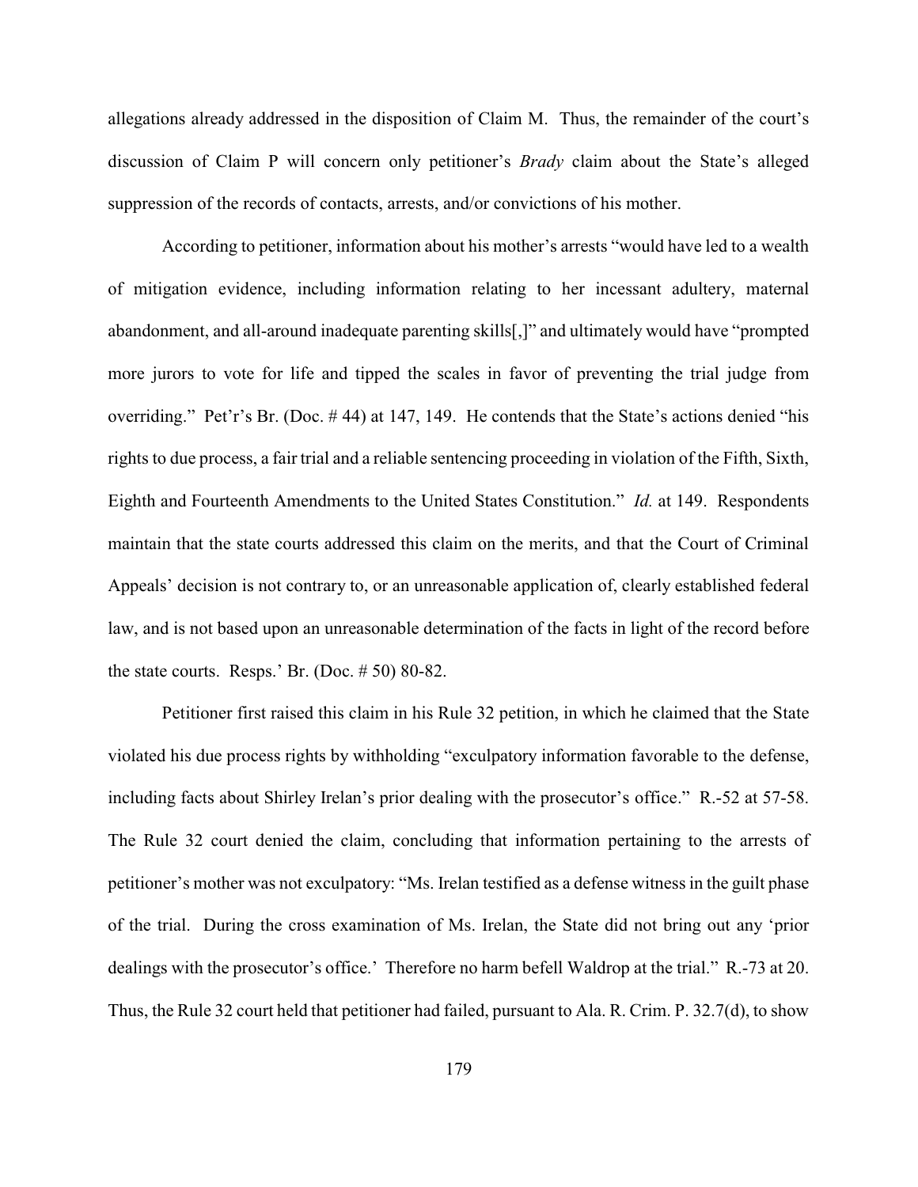allegations already addressed in the disposition of Claim M. Thus, the remainder of the court's discussion of Claim P will concern only petitioner's *Brady* claim about the State's alleged suppression of the records of contacts, arrests, and/or convictions of his mother.

According to petitioner, information about his mother's arrests "would have led to a wealth of mitigation evidence, including information relating to her incessant adultery, maternal abandonment, and all-around inadequate parenting skills[,]" and ultimately would have "prompted more jurors to vote for life and tipped the scales in favor of preventing the trial judge from overriding." Pet'r's Br. (Doc. # 44) at 147, 149. He contends that the State's actions denied "his rights to due process, a fair trial and a reliable sentencing proceeding in violation of the Fifth, Sixth, Eighth and Fourteenth Amendments to the United States Constitution." *Id.* at 149. Respondents maintain that the state courts addressed this claim on the merits, and that the Court of Criminal Appeals' decision is not contrary to, or an unreasonable application of, clearly established federal law, and is not based upon an unreasonable determination of the facts in light of the record before the state courts. Resps.' Br. (Doc. # 50) 80-82.

Petitioner first raised this claim in his Rule 32 petition, in which he claimed that the State violated his due process rights by withholding "exculpatory information favorable to the defense, including facts about Shirley Irelan's prior dealing with the prosecutor's office." R.-52 at 57-58. The Rule 32 court denied the claim, concluding that information pertaining to the arrests of petitioner's mother was not exculpatory: "Ms. Irelan testified as a defense witness in the guilt phase of the trial. During the cross examination of Ms. Irelan, the State did not bring out any 'prior dealings with the prosecutor's office.' Therefore no harm befell Waldrop at the trial." R.-73 at 20. Thus, the Rule 32 court held that petitioner had failed, pursuant to Ala. R. Crim. P. 32.7(d), to show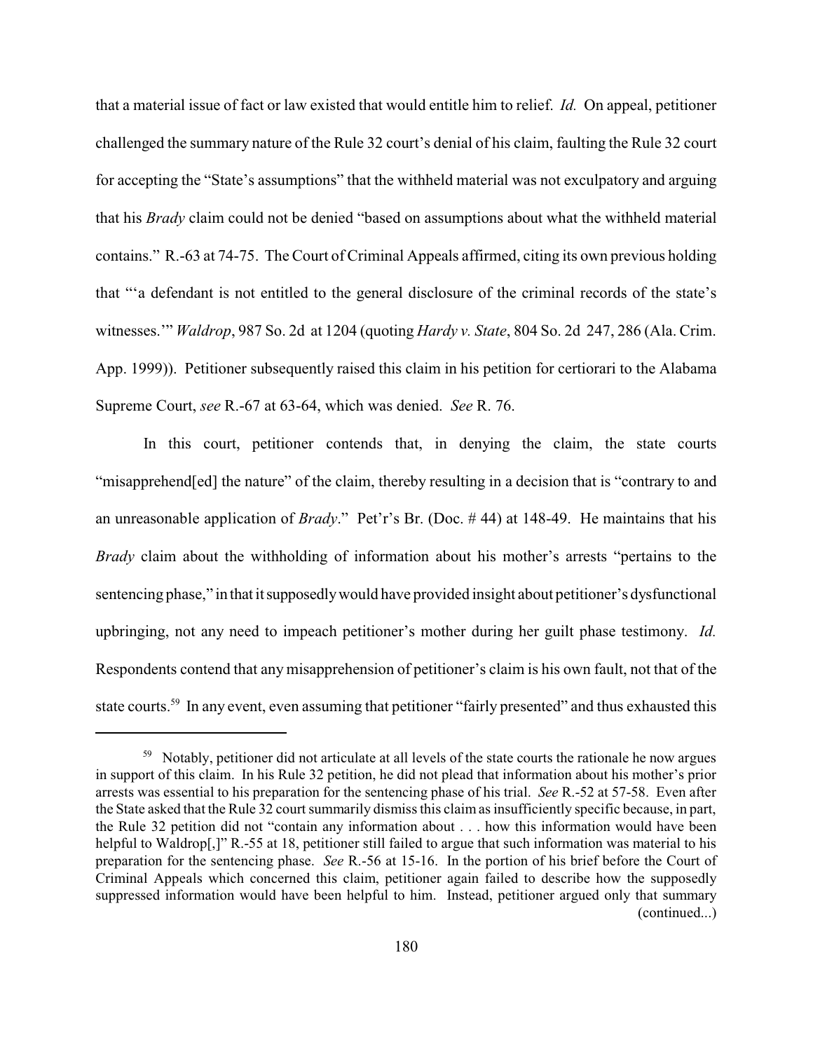that a material issue of fact or law existed that would entitle him to relief. *Id.* On appeal, petitioner challenged the summary nature of the Rule 32 court's denial of his claim, faulting the Rule 32 court for accepting the "State's assumptions" that the withheld material was not exculpatory and arguing that his *Brady* claim could not be denied "based on assumptions about what the withheld material contains." R.-63 at 74-75. The Court of Criminal Appeals affirmed, citing its own previous holding that "'a defendant is not entitled to the general disclosure of the criminal records of the state's witnesses.'" *Waldrop*, 987 So. 2d at 1204 (quoting *Hardy v. State*, 804 So. 2d 247, 286 (Ala. Crim. App. 1999)). Petitioner subsequently raised this claim in his petition for certiorari to the Alabama Supreme Court, *see* R.-67 at 63-64, which was denied. *See* R. 76.

In this court, petitioner contends that, in denying the claim, the state courts "misapprehend[ed] the nature" of the claim, thereby resulting in a decision that is "contrary to and an unreasonable application of *Brady*." Pet'r's Br. (Doc. # 44) at 148-49. He maintains that his *Brady* claim about the withholding of information about his mother's arrests "pertains to the sentencing phase," in that it supposedly would have provided insight about petitioner's dysfunctional upbringing, not any need to impeach petitioner's mother during her guilt phase testimony. *Id.* Respondents contend that any misapprehension of petitioner's claim is his own fault, not that of the state courts.[59] In any event, even assuming that petitioner "fairly presented" and thus exhausted this

---

[59] Notably, petitioner did not articulate at all levels of the state courts the rationale he now argues in support of this claim. In his Rule 32 petition, he did not plead that information about his mother's prior arrests was essential to his preparation for the sentencing phase of his trial. *See* R.-52 at 57-58. Even after the State asked that the Rule 32 court summarily dismiss this claim as insufficiently specific because, in part, the Rule 32 petition did not "contain any information about . . . how this information would have been helpful to Waldrop[,]" R.-55 at 18, petitioner still failed to argue that such information was material to his preparation for the sentencing phase. *See* R.-56 at 15-16. In the portion of his brief before the Court of Criminal Appeals which concerned this claim, petitioner again failed to describe how the supposedly suppressed information would have been helpful to him. Instead, petitioner argued only that summary (continued...)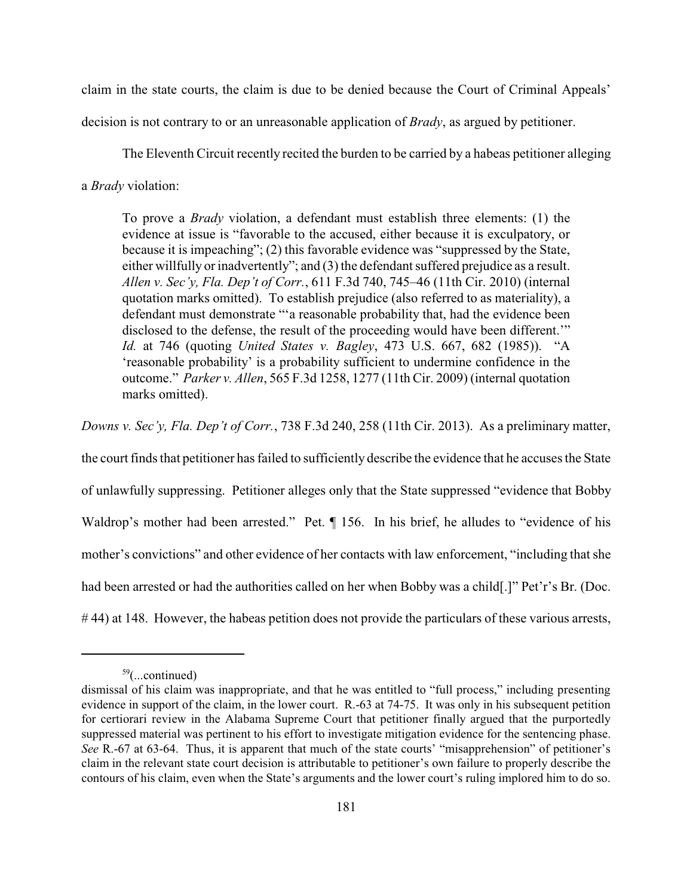claim in the state courts, the claim is due to be denied because the Court of Criminal Appeals' decision is not contrary to or an unreasonable application of *Brady*, as argued by petitioner.

The Eleventh Circuit recently recited the burden to be carried by a habeas petitioner alleging a *Brady* violation:

> To prove a *Brady* violation, a defendant must establish three elements: (1) the evidence at issue is "favorable to the accused, either because it is exculpatory, or because it is impeaching"; (2) this favorable evidence was "suppressed by the State, either willfully or inadvertently"; and (3) the defendant suffered prejudice as a result. *Allen v. Sec'y, Fla. Dep't of Corr.*, 611 F.3d 740, 745–46 (11th Cir. 2010) (internal quotation marks omitted). To establish prejudice (also referred to as materiality), a defendant must demonstrate "'a reasonable probability that, had the evidence been disclosed to the defense, the result of the proceeding would have been different.'" *Id.* at 746 (quoting *United States v. Bagley*, 473 U.S. 667, 682 (1985)). "A 'reasonable probability' is a probability sufficient to undermine confidence in the outcome." *Parker v. Allen*, 565 F.3d 1258, 1277 (11th Cir. 2009) (internal quotation marks omitted).

*Downs v. Sec'y, Fla. Dep't of Corr.*, 738 F.3d 240, 258 (11th Cir. 2013). As a preliminary matter, the court finds that petitioner has failed to sufficiently describe the evidence that he accuses the State of unlawfully suppressing. Petitioner alleges only that the State suppressed "evidence that Bobby Waldrop's mother had been arrested." Pet. ¶ 156. In his brief, he alludes to "evidence of his mother's convictions" and other evidence of her contacts with law enforcement, "including that she had been arrested or had the authorities called on her when Bobby was a child[.]" Pet'r's Br. (Doc. # 44) at 148. However, the habeas petition does not provide the particulars of these various arrests,

---

[59](...continued)
dismissal of his claim was inappropriate, and that he was entitled to "full process," including presenting evidence in support of the claim, in the lower court. R.-63 at 74-75. It was only in his subsequent petition for certiorari review in the Alabama Supreme Court that petitioner finally argued that the purportedly suppressed material was pertinent to his effort to investigate mitigation evidence for the sentencing phase. *See* R.-67 at 63-64. Thus, it is apparent that much of the state courts' "misapprehension" of petitioner's claim in the relevant state court decision is attributable to petitioner's own failure to properly describe the contours of his claim, even when the State's arguments and the lower court's ruling implored him to do so.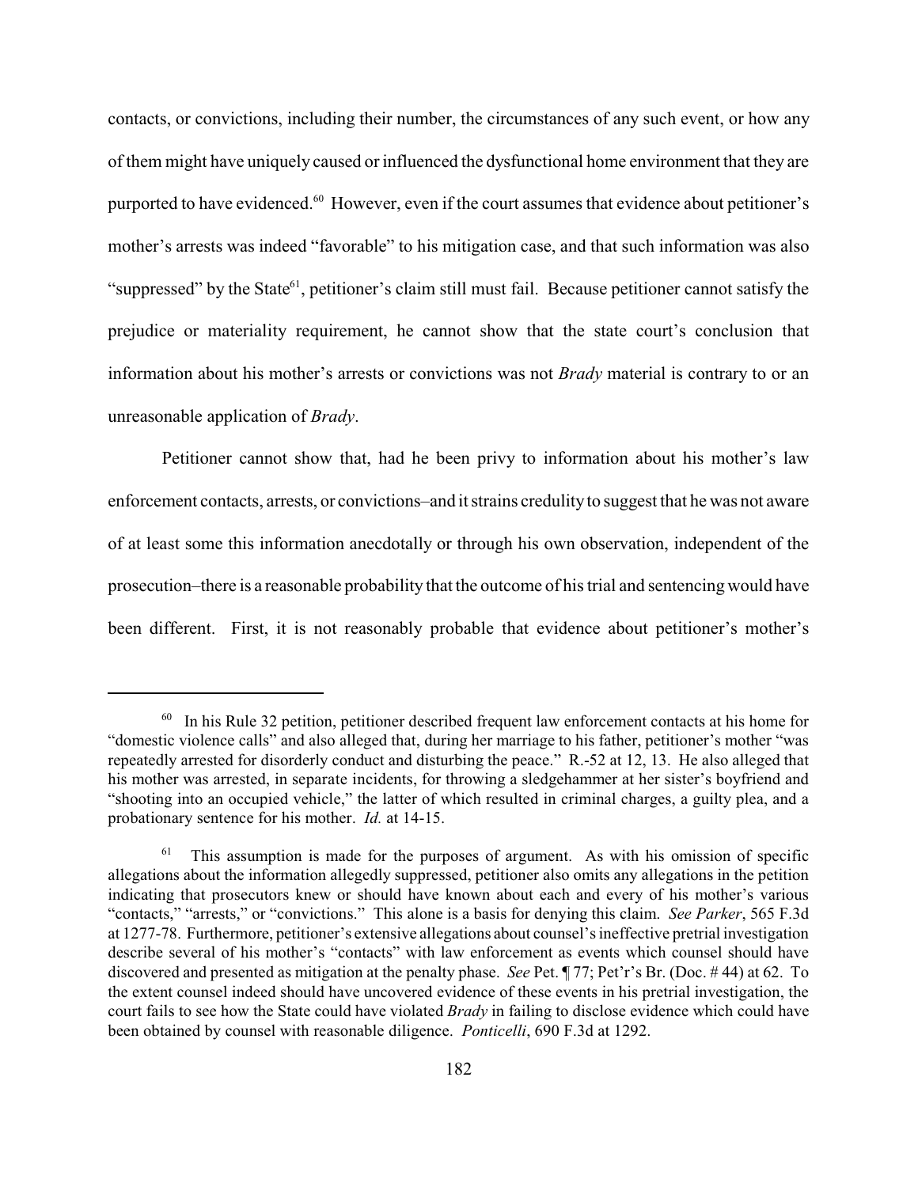contacts, or convictions, including their number, the circumstances of any such event, or how any of them might have uniquely caused or influenced the dysfunctional home environment that they are purported to have evidenced.[60] However, even if the court assumes that evidence about petitioner's mother's arrests was indeed "favorable" to his mitigation case, and that such information was also "suppressed" by the State[61], petitioner's claim still must fail. Because petitioner cannot satisfy the prejudice or materiality requirement, he cannot show that the state court's conclusion that information about his mother's arrests or convictions was not *Brady* material is contrary to or an unreasonable application of *Brady*.

Petitioner cannot show that, had he been privy to information about his mother's law enforcement contacts, arrests, or convictions–and it strains credulity to suggest that he was not aware of at least some this information anecdotally or through his own observation, independent of the prosecution–there is a reasonable probability that the outcome of his trial and sentencing would have been different. First, it is not reasonably probable that evidence about petitioner's mother's

---

[60] In his Rule 32 petition, petitioner described frequent law enforcement contacts at his home for "domestic violence calls" and also alleged that, during her marriage to his father, petitioner's mother "was repeatedly arrested for disorderly conduct and disturbing the peace." R.-52 at 12, 13. He also alleged that his mother was arrested, in separate incidents, for throwing a sledgehammer at her sister's boyfriend and "shooting into an occupied vehicle," the latter of which resulted in criminal charges, a guilty plea, and a probationary sentence for his mother. *Id.* at 14-15.

[61] This assumption is made for the purposes of argument. As with his omission of specific allegations about the information allegedly suppressed, petitioner also omits any allegations in the petition indicating that prosecutors knew or should have known about each and every of his mother's various "contacts," "arrests," or "convictions." This alone is a basis for denying this claim. *See Parker*, 565 F.3d at 1277-78. Furthermore, petitioner's extensive allegations about counsel's ineffective pretrial investigation describe several of his mother's "contacts" with law enforcement as events which counsel should have discovered and presented as mitigation at the penalty phase. *See* Pet. ¶ 77; Pet'r's Br. (Doc. # 44) at 62. To the extent counsel indeed should have uncovered evidence of these events in his pretrial investigation, the court fails to see how the State could have violated *Brady* in failing to disclose evidence which could have been obtained by counsel with reasonable diligence. *Ponticelli*, 690 F.3d at 1292.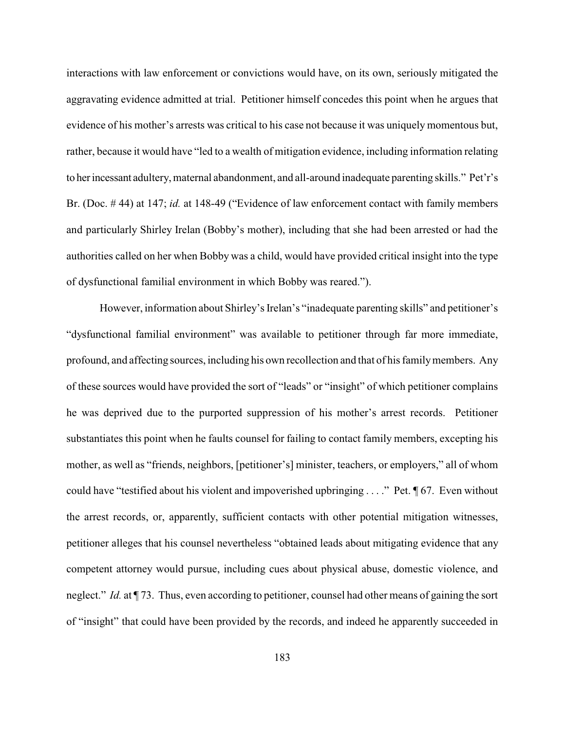interactions with law enforcement or convictions would have, on its own, seriously mitigated the aggravating evidence admitted at trial. Petitioner himself concedes this point when he argues that evidence of his mother's arrests was critical to his case not because it was uniquely momentous but, rather, because it would have "led to a wealth of mitigation evidence, including information relating to her incessant adultery, maternal abandonment, and all-around inadequate parenting skills." Pet'r's Br. (Doc. # 44) at 147; *id.* at 148-49 ("Evidence of law enforcement contact with family members and particularly Shirley Irelan (Bobby's mother), including that she had been arrested or had the authorities called on her when Bobby was a child, would have provided critical insight into the type of dysfunctional familial environment in which Bobby was reared.").

However, information about Shirley's Irelan's "inadequate parenting skills" and petitioner's "dysfunctional familial environment" was available to petitioner through far more immediate, profound, and affecting sources, including his own recollection and that of his family members. Any of these sources would have provided the sort of "leads" or "insight" of which petitioner complains he was deprived due to the purported suppression of his mother's arrest records. Petitioner substantiates this point when he faults counsel for failing to contact family members, excepting his mother, as well as "friends, neighbors, [petitioner's] minister, teachers, or employers," all of whom could have "testified about his violent and impoverished upbringing . . . ." Pet. ¶ 67. Even without the arrest records, or, apparently, sufficient contacts with other potential mitigation witnesses, petitioner alleges that his counsel nevertheless "obtained leads about mitigating evidence that any competent attorney would pursue, including cues about physical abuse, domestic violence, and neglect." *Id.* at ¶ 73. Thus, even according to petitioner, counsel had other means of gaining the sort of "insight" that could have been provided by the records, and indeed he apparently succeeded in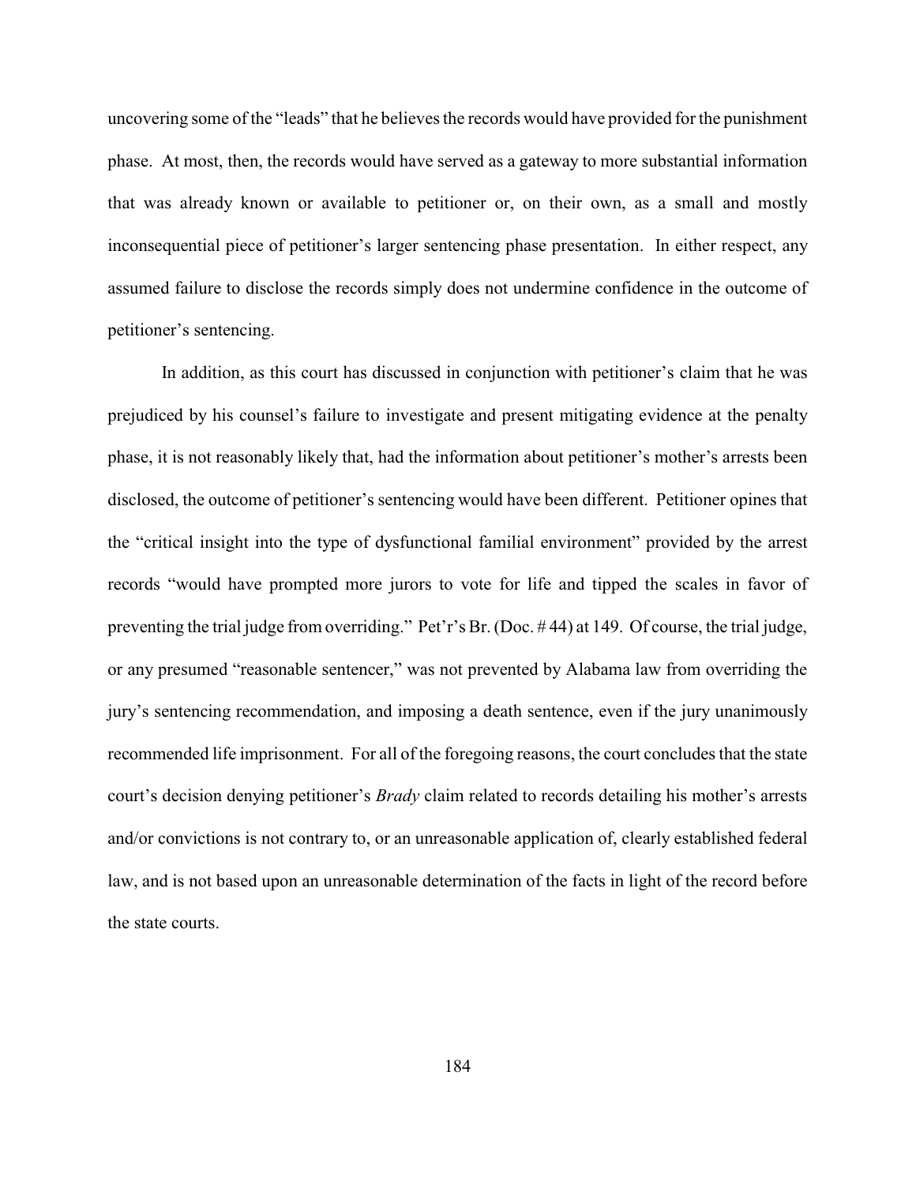uncovering some of the "leads" that he believes the records would have provided for the punishment phase. At most, then, the records would have served as a gateway to more substantial information that was already known or available to petitioner or, on their own, as a small and mostly inconsequential piece of petitioner's larger sentencing phase presentation. In either respect, any assumed failure to disclose the records simply does not undermine confidence in the outcome of petitioner's sentencing.

In addition, as this court has discussed in conjunction with petitioner's claim that he was prejudiced by his counsel's failure to investigate and present mitigating evidence at the penalty phase, it is not reasonably likely that, had the information about petitioner's mother's arrests been disclosed, the outcome of petitioner's sentencing would have been different. Petitioner opines that the "critical insight into the type of dysfunctional familial environment" provided by the arrest records "would have prompted more jurors to vote for life and tipped the scales in favor of preventing the trial judge from overriding." Pet'r's Br. (Doc. # 44) at 149. Of course, the trial judge, or any presumed "reasonable sentencer," was not prevented by Alabama law from overriding the jury's sentencing recommendation, and imposing a death sentence, even if the jury unanimously recommended life imprisonment. For all of the foregoing reasons, the court concludes that the state court's decision denying petitioner's *Brady* claim related to records detailing his mother's arrests and/or convictions is not contrary to, or an unreasonable application of, clearly established federal law, and is not based upon an unreasonable determination of the facts in light of the record before the state courts.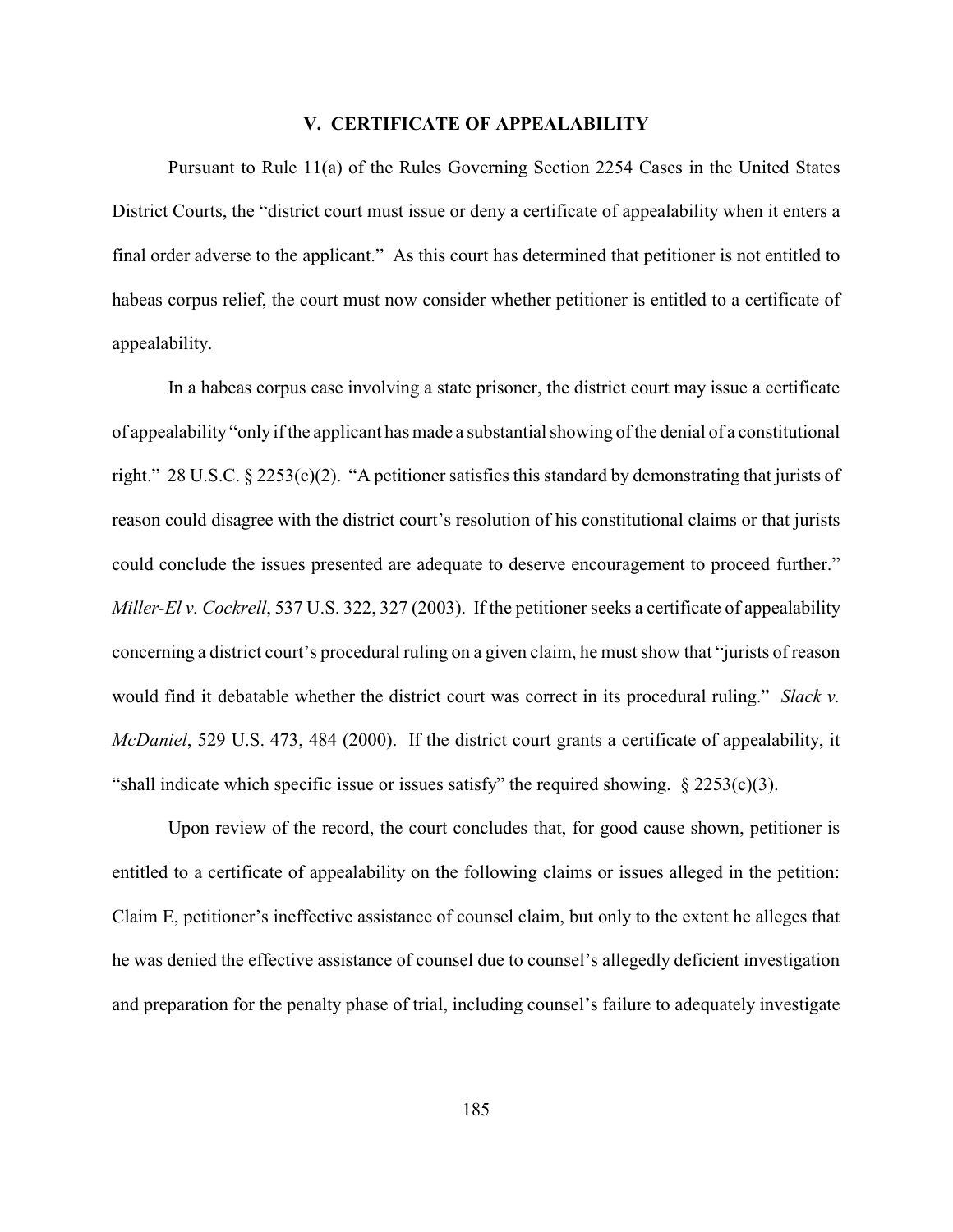## V. CERTIFICATE OF APPEALABILITY

Pursuant to Rule 11(a) of the Rules Governing Section 2254 Cases in the United States District Courts, the "district court must issue or deny a certificate of appealability when it enters a final order adverse to the applicant." As this court has determined that petitioner is not entitled to habeas corpus relief, the court must now consider whether petitioner is entitled to a certificate of appealability.

In a habeas corpus case involving a state prisoner, the district court may issue a certificate of appealability "only if the applicant has made a substantial showing of the denial of a constitutional right." 28 U.S.C. § 2253(c)(2). "A petitioner satisfies this standard by demonstrating that jurists of reason could disagree with the district court's resolution of his constitutional claims or that jurists could conclude the issues presented are adequate to deserve encouragement to proceed further." *Miller-El v. Cockrell*, 537 U.S. 322, 327 (2003). If the petitioner seeks a certificate of appealability concerning a district court's procedural ruling on a given claim, he must show that "jurists of reason would find it debatable whether the district court was correct in its procedural ruling." *Slack v. McDaniel*, 529 U.S. 473, 484 (2000). If the district court grants a certificate of appealability, it "shall indicate which specific issue or issues satisfy" the required showing. § 2253(c)(3).

Upon review of the record, the court concludes that, for good cause shown, petitioner is entitled to a certificate of appealability on the following claims or issues alleged in the petition: Claim E, petitioner's ineffective assistance of counsel claim, but only to the extent he alleges that he was denied the effective assistance of counsel due to counsel's allegedly deficient investigation and preparation for the penalty phase of trial, including counsel's failure to adequately investigate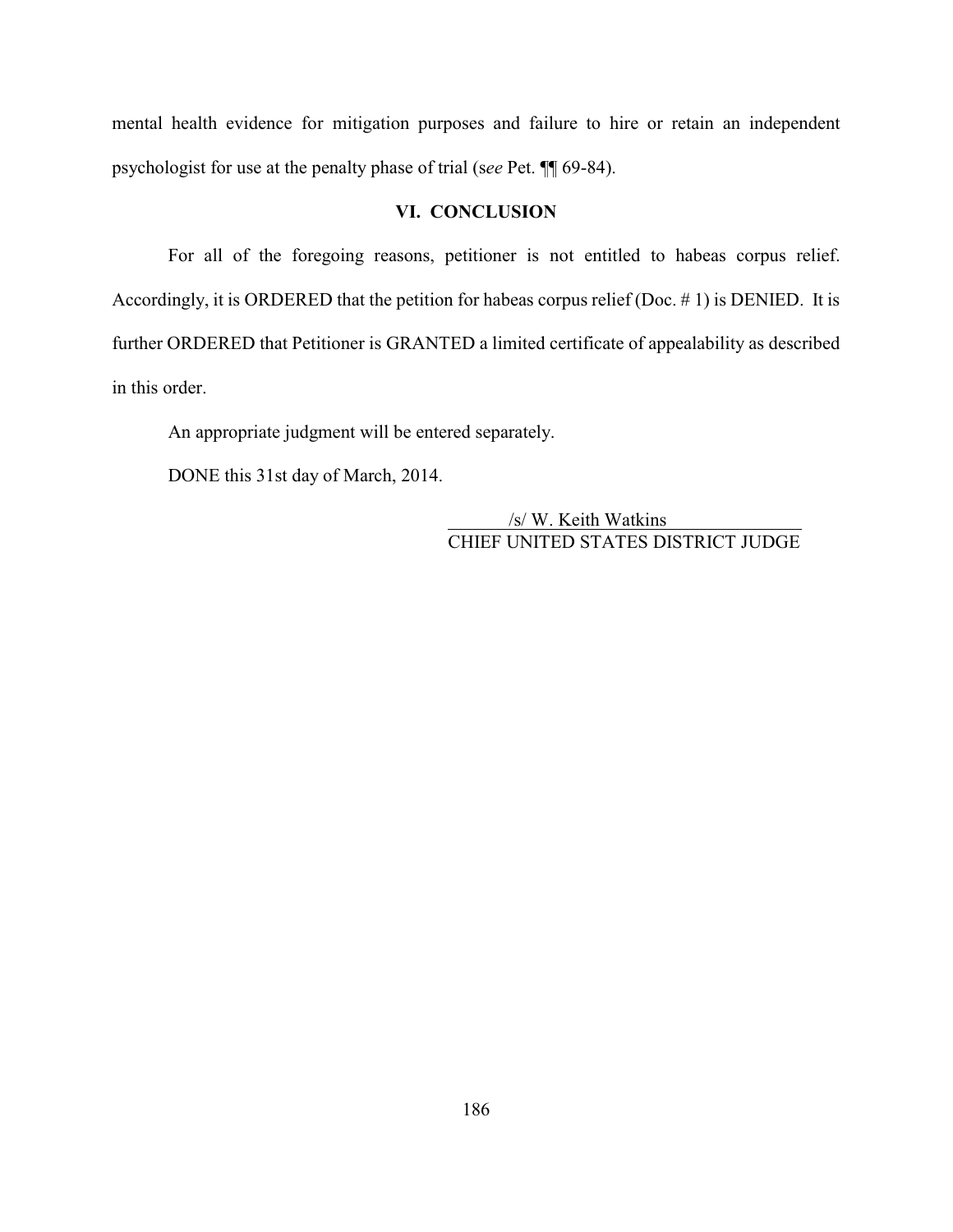mental health evidence for mitigation purposes and failure to hire or retain an independent psychologist for use at the penalty phase of trial (*see* Pet. ¶¶ 69-84).

## VI. CONCLUSION

For all of the foregoing reasons, petitioner is not entitled to habeas corpus relief. Accordingly, it is ORDERED that the petition for habeas corpus relief (Doc. # 1) is DENIED. It is further ORDERED that Petitioner is GRANTED a limited certificate of appealability as described in this order.

An appropriate judgment will be entered separately.

DONE this 31st day of March, 2014.

/s/ W. Keith Watkins
CHIEF UNITED STATES DISTRICT JUDGE